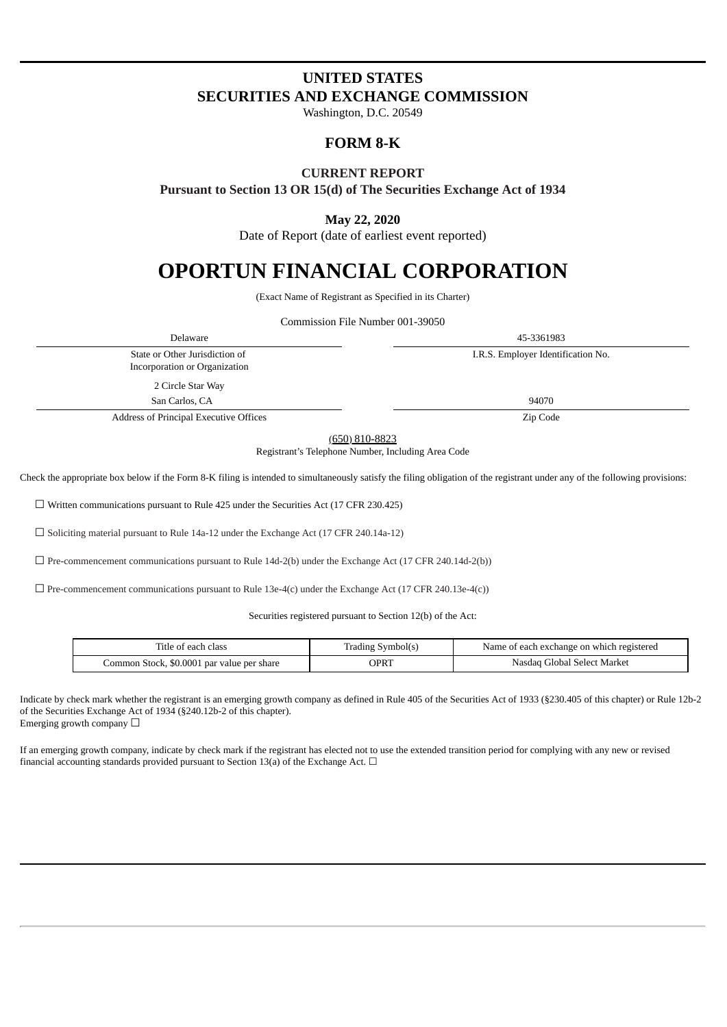# UNITED STATES
# SECURITIES AND EXCHANGE COMMISSION

Washington, D.C. 20549

## FORM 8-K

### CURRENT REPORT

**Pursuant to Section 13 OR 15(d) of The Securities Exchange Act of 1934**

**May 22, 2020**

Date of Report (date of earliest event reported)

# OPORTUN FINANCIAL CORPORATION

(Exact Name of Registrant as Specified in its Charter)

Commission File Number 001-39050

| Delaware | 45-3361983 |
|---|---|
| State or Other Jurisdiction of Incorporation or Organization | I.R.S. Employer Identification No. |
| 2 Circle Star Way San Carlos, CA | 94070 |
| Address of Principal Executive Offices | Zip Code |

(650) 810-8823

Registrant's Telephone Number, Including Area Code

Check the appropriate box below if the Form 8-K filing is intended to simultaneously satisfy the filing obligation of the registrant under any of the following provisions:

☐ Written communications pursuant to Rule 425 under the Securities Act (17 CFR 230.425)

☐ Soliciting material pursuant to Rule 14a-12 under the Exchange Act (17 CFR 240.14a-12)

☐ Pre-commencement communications pursuant to Rule 14d-2(b) under the Exchange Act (17 CFR 240.14d-2(b))

☐ Pre-commencement communications pursuant to Rule 13e-4(c) under the Exchange Act (17 CFR 240.13e-4(c))

Securities registered pursuant to Section 12(b) of the Act:

| Title of each class | Trading Symbol(s) | Name of each exchange on which registered |
|---|---|---|
| Common Stock, $0.0001 par value per share | OPRT | Nasdaq Global Select Market |

Indicate by check mark whether the registrant is an emerging growth company as defined in Rule 405 of the Securities Act of 1933 (§230.405 of this chapter) or Rule 12b-2 of the Securities Exchange Act of 1934 (§240.12b-2 of this chapter).
Emerging growth company ☐

If an emerging growth company, indicate by check mark if the registrant has elected not to use the extended transition period for complying with any new or revised financial accounting standards provided pursuant to Section 13(a) of the Exchange Act. ☐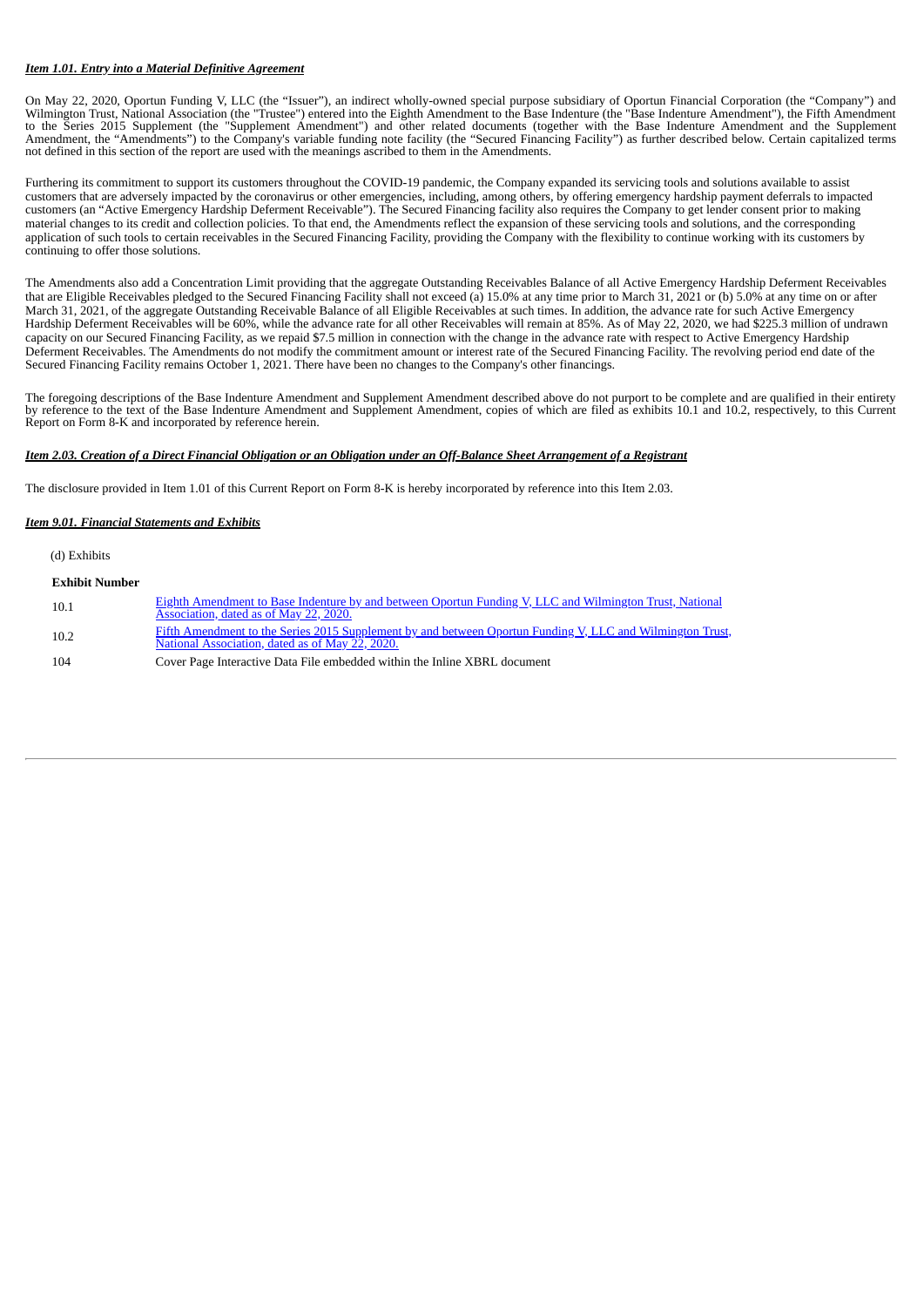***Item 1.01. Entry into a Material Definitive Agreement***

On May 22, 2020, Oportun Funding V, LLC (the "Issuer"), an indirect wholly-owned special purpose subsidiary of Oportun Financial Corporation (the "Company") and Wilmington Trust, National Association (the "Trustee") entered into the Eighth Amendment to the Base Indenture (the "Base Indenture Amendment"), the Fifth Amendment to the Series 2015 Supplement (the "Supplement Amendment") and other related documents (together with the Base Indenture Amendment and the Supplement Amendment, the "Amendments") to the Company's variable funding note facility (the "Secured Financing Facility") as further described below. Certain capitalized terms not defined in this section of the report are used with the meanings ascribed to them in the Amendments.

Furthering its commitment to support its customers throughout the COVID-19 pandemic, the Company expanded its servicing tools and solutions available to assist customers that are adversely impacted by the coronavirus or other emergencies, including, among others, by offering emergency hardship payment deferrals to impacted customers (an "Active Emergency Hardship Deferment Receivable"). The Secured Financing facility also requires the Company to get lender consent prior to making material changes to its credit and collection policies. To that end, the Amendments reflect the expansion of these servicing tools and solutions, and the corresponding application of such tools to certain receivables in the Secured Financing Facility, providing the Company with the flexibility to continue working with its customers by continuing to offer those solutions.

The Amendments also add a Concentration Limit providing that the aggregate Outstanding Receivables Balance of all Active Emergency Hardship Deferment Receivables that are Eligible Receivables pledged to the Secured Financing Facility shall not exceed (a) 15.0% at any time prior to March 31, 2021 or (b) 5.0% at any time on or after March 31, 2021, of the aggregate Outstanding Receivable Balance of all Eligible Receivables at such times. In addition, the advance rate for such Active Emergency Hardship Deferment Receivables will be 60%, while the advance rate for all other Receivables will remain at 85%. As of May 22, 2020, we had $225.3 million of undrawn capacity on our Secured Financing Facility, as we repaid $7.5 million in connection with the change in the advance rate with respect to Active Emergency Hardship Deferment Receivables. The Amendments do not modify the commitment amount or interest rate of the Secured Financing Facility. The revolving period end date of the Secured Financing Facility remains October 1, 2021. There have been no changes to the Company's other financings.

The foregoing descriptions of the Base Indenture Amendment and Supplement Amendment described above do not purport to be complete and are qualified in their entirety by reference to the text of the Base Indenture Amendment and Supplement Amendment, copies of which are filed as exhibits 10.1 and 10.2, respectively, to this Current Report on Form 8-K and incorporated by reference herein.

***Item 2.03. Creation of a Direct Financial Obligation or an Obligation under an Off-Balance Sheet Arrangement of a Registrant***

The disclosure provided in Item 1.01 of this Current Report on Form 8-K is hereby incorporated by reference into this Item 2.03.

***Item 9.01. Financial Statements and Exhibits***

(d) Exhibits

| Exhibit Number | |
|---|---|
| 10.1 | Eighth Amendment to Base Indenture by and between Oportun Funding V, LLC and Wilmington Trust, National Association, dated as of May 22, 2020. |
| 10.2 | Fifth Amendment to the Series 2015 Supplement by and between Oportun Funding V, LLC and Wilmington Trust, National Association, dated as of May 22, 2020. |
| 104 | Cover Page Interactive Data File embedded within the Inline XBRL document |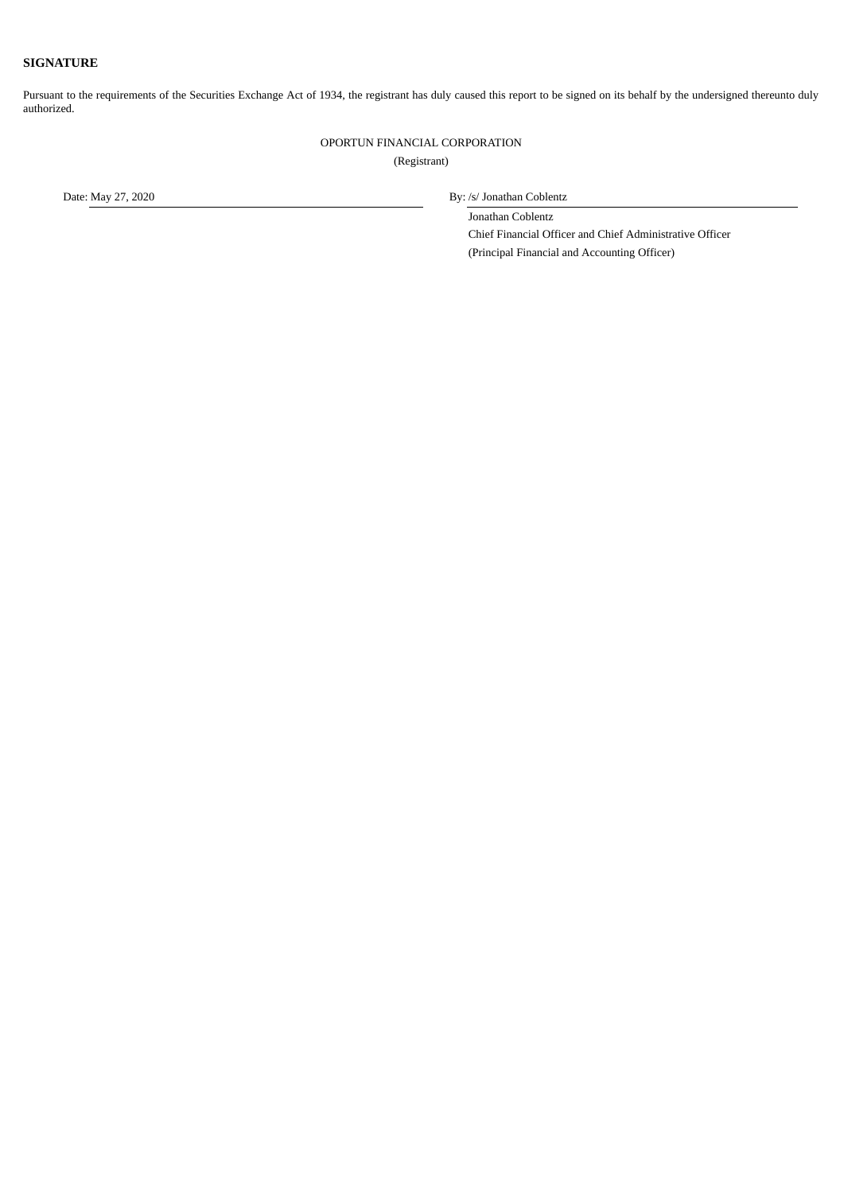**SIGNATURE**

Pursuant to the requirements of the Securities Exchange Act of 1934, the registrant has duly caused this report to be signed on its behalf by the undersigned thereunto duly authorized.

OPORTUN FINANCIAL CORPORATION
(Registrant)

Date: May 27, 2020

By: /s/ Jonathan Coblentz

Jonathan Coblentz
Chief Financial Officer and Chief Administrative Officer
(Principal Financial and Accounting Officer)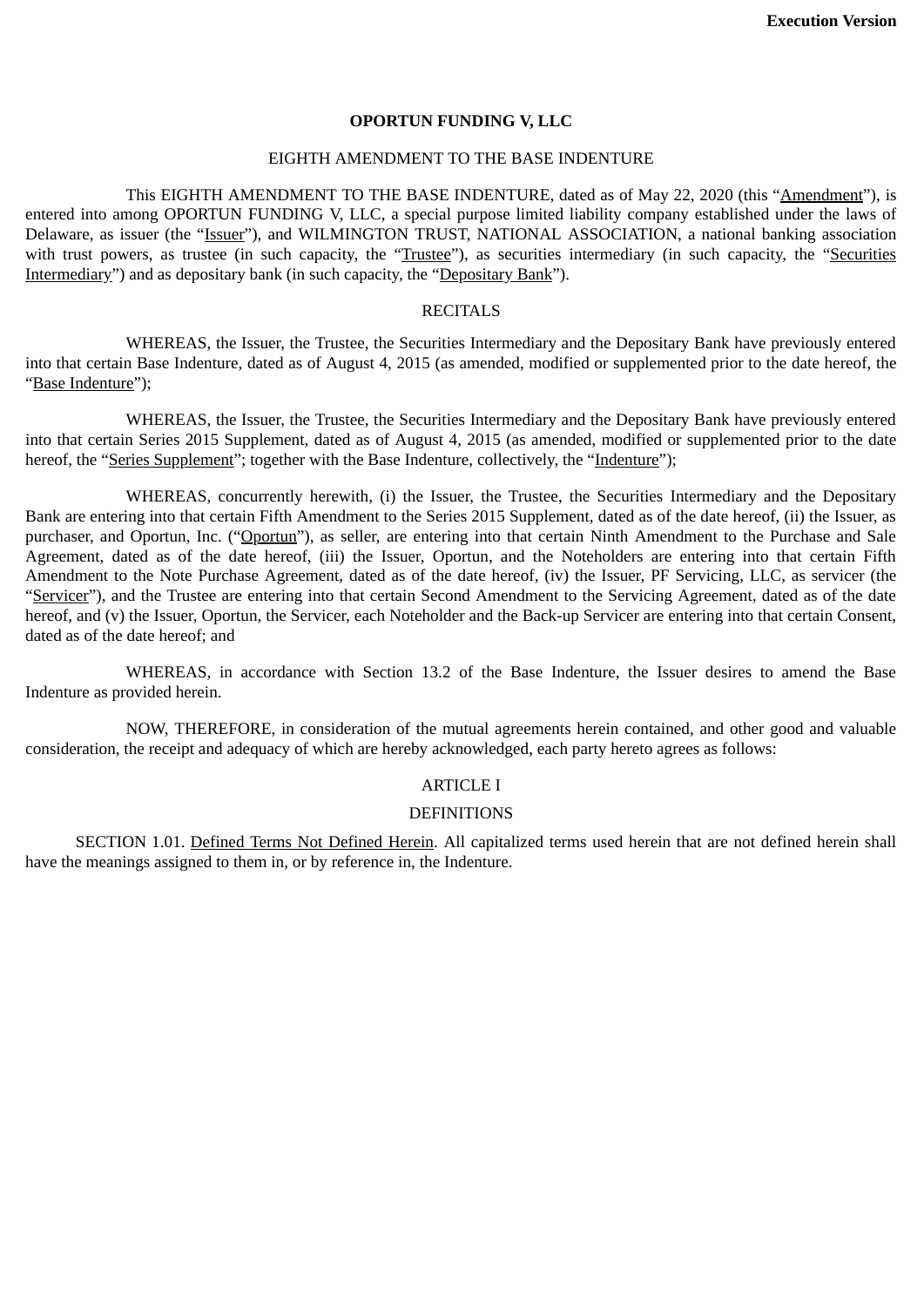**Execution Version**

**OPORTUN FUNDING V, LLC**

EIGHTH AMENDMENT TO THE BASE INDENTURE

This EIGHTH AMENDMENT TO THE BASE INDENTURE, dated as of May 22, 2020 (this "Amendment"), is entered into among OPORTUN FUNDING V, LLC, a special purpose limited liability company established under the laws of Delaware, as issuer (the "Issuer"), and WILMINGTON TRUST, NATIONAL ASSOCIATION, a national banking association with trust powers, as trustee (in such capacity, the "Trustee"), as securities intermediary (in such capacity, the "Securities Intermediary") and as depositary bank (in such capacity, the "Depositary Bank").

RECITALS

WHEREAS, the Issuer, the Trustee, the Securities Intermediary and the Depositary Bank have previously entered into that certain Base Indenture, dated as of August 4, 2015 (as amended, modified or supplemented prior to the date hereof, the "Base Indenture");

WHEREAS, the Issuer, the Trustee, the Securities Intermediary and the Depositary Bank have previously entered into that certain Series 2015 Supplement, dated as of August 4, 2015 (as amended, modified or supplemented prior to the date hereof, the "Series Supplement"; together with the Base Indenture, collectively, the "Indenture");

WHEREAS, concurrently herewith, (i) the Issuer, the Trustee, the Securities Intermediary and the Depositary Bank are entering into that certain Fifth Amendment to the Series 2015 Supplement, dated as of the date hereof, (ii) the Issuer, as purchaser, and Oportun, Inc. ("Oportun"), as seller, are entering into that certain Ninth Amendment to the Purchase and Sale Agreement, dated as of the date hereof, (iii) the Issuer, Oportun, and the Noteholders are entering into that certain Fifth Amendment to the Note Purchase Agreement, dated as of the date hereof, (iv) the Issuer, PF Servicing, LLC, as servicer (the "Servicer"), and the Trustee are entering into that certain Second Amendment to the Servicing Agreement, dated as of the date hereof, and (v) the Issuer, Oportun, the Servicer, each Noteholder and the Back-up Servicer are entering into that certain Consent, dated as of the date hereof; and

WHEREAS, in accordance with Section 13.2 of the Base Indenture, the Issuer desires to amend the Base Indenture as provided herein.

NOW, THEREFORE, in consideration of the mutual agreements herein contained, and other good and valuable consideration, the receipt and adequacy of which are hereby acknowledged, each party hereto agrees as follows:

ARTICLE I

DEFINITIONS

SECTION 1.01. Defined Terms Not Defined Herein. All capitalized terms used herein that are not defined herein shall have the meanings assigned to them in, or by reference in, the Indenture.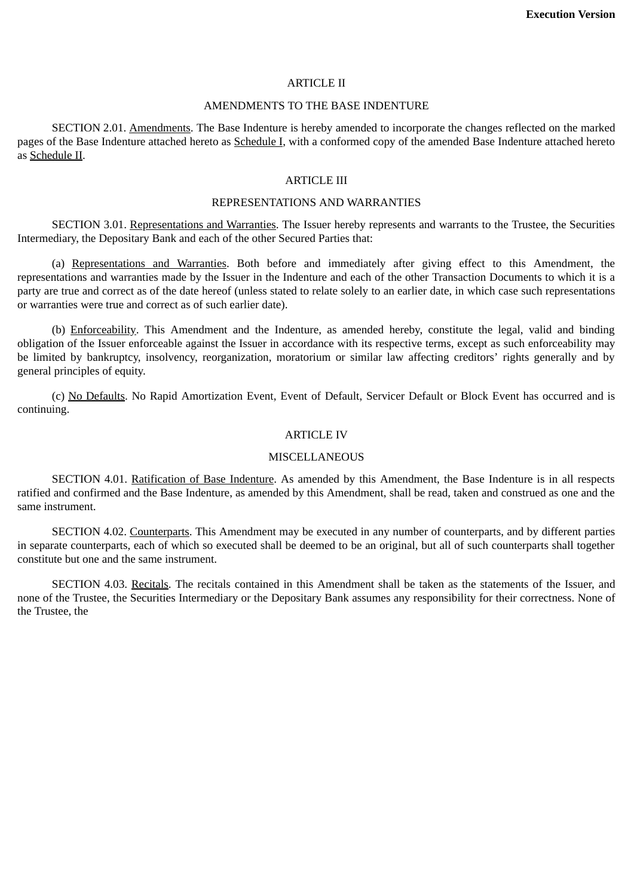## ARTICLE II

## AMENDMENTS TO THE BASE INDENTURE

SECTION 2.01. Amendments. The Base Indenture is hereby amended to incorporate the changes reflected on the marked pages of the Base Indenture attached hereto as Schedule I, with a conformed copy of the amended Base Indenture attached hereto as Schedule II.

## ARTICLE III

## REPRESENTATIONS AND WARRANTIES

SECTION 3.01. Representations and Warranties. The Issuer hereby represents and warrants to the Trustee, the Securities Intermediary, the Depositary Bank and each of the other Secured Parties that:

(a) Representations and Warranties. Both before and immediately after giving effect to this Amendment, the representations and warranties made by the Issuer in the Indenture and each of the other Transaction Documents to which it is a party are true and correct as of the date hereof (unless stated to relate solely to an earlier date, in which case such representations or warranties were true and correct as of such earlier date).

(b) Enforceability. This Amendment and the Indenture, as amended hereby, constitute the legal, valid and binding obligation of the Issuer enforceable against the Issuer in accordance with its respective terms, except as such enforceability may be limited by bankruptcy, insolvency, reorganization, moratorium or similar law affecting creditors' rights generally and by general principles of equity.

(c) No Defaults. No Rapid Amortization Event, Event of Default, Servicer Default or Block Event has occurred and is continuing.

## ARTICLE IV

## MISCELLANEOUS

SECTION 4.01. Ratification of Base Indenture. As amended by this Amendment, the Base Indenture is in all respects ratified and confirmed and the Base Indenture, as amended by this Amendment, shall be read, taken and construed as one and the same instrument.

SECTION 4.02. Counterparts. This Amendment may be executed in any number of counterparts, and by different parties in separate counterparts, each of which so executed shall be deemed to be an original, but all of such counterparts shall together constitute but one and the same instrument.

SECTION 4.03. Recitals. The recitals contained in this Amendment shall be taken as the statements of the Issuer, and none of the Trustee, the Securities Intermediary or the Depositary Bank assumes any responsibility for their correctness. None of the Trustee, the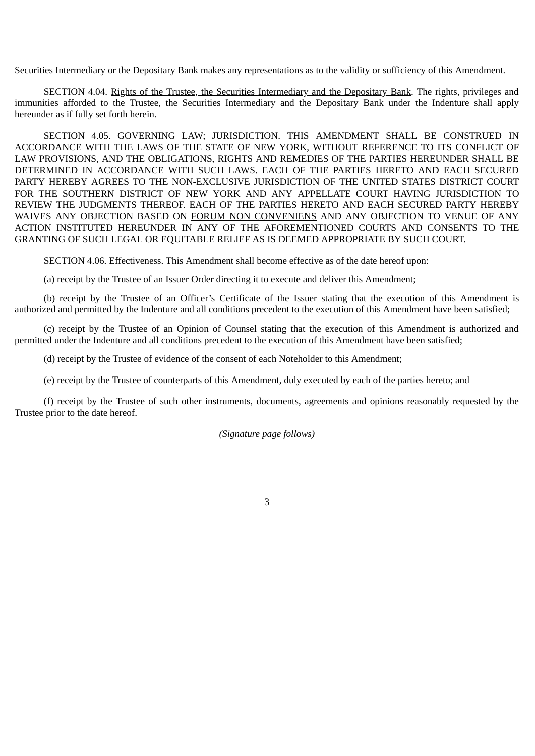Securities Intermediary or the Depositary Bank makes any representations as to the validity or sufficiency of this Amendment.

SECTION 4.04. Rights of the Trustee, the Securities Intermediary and the Depositary Bank. The rights, privileges and immunities afforded to the Trustee, the Securities Intermediary and the Depositary Bank under the Indenture shall apply hereunder as if fully set forth herein.

SECTION 4.05. GOVERNING LAW; JURISDICTION. THIS AMENDMENT SHALL BE CONSTRUED IN ACCORDANCE WITH THE LAWS OF THE STATE OF NEW YORK, WITHOUT REFERENCE TO ITS CONFLICT OF LAW PROVISIONS, AND THE OBLIGATIONS, RIGHTS AND REMEDIES OF THE PARTIES HEREUNDER SHALL BE DETERMINED IN ACCORDANCE WITH SUCH LAWS. EACH OF THE PARTIES HERETO AND EACH SECURED PARTY HEREBY AGREES TO THE NON-EXCLUSIVE JURISDICTION OF THE UNITED STATES DISTRICT COURT FOR THE SOUTHERN DISTRICT OF NEW YORK AND ANY APPELLATE COURT HAVING JURISDICTION TO REVIEW THE JUDGMENTS THEREOF. EACH OF THE PARTIES HERETO AND EACH SECURED PARTY HEREBY WAIVES ANY OBJECTION BASED ON FORUM NON CONVENIENS AND ANY OBJECTION TO VENUE OF ANY ACTION INSTITUTED HEREUNDER IN ANY OF THE AFOREMENTIONED COURTS AND CONSENTS TO THE GRANTING OF SUCH LEGAL OR EQUITABLE RELIEF AS IS DEEMED APPROPRIATE BY SUCH COURT.

SECTION 4.06. Effectiveness. This Amendment shall become effective as of the date hereof upon:

(a) receipt by the Trustee of an Issuer Order directing it to execute and deliver this Amendment;

(b) receipt by the Trustee of an Officer's Certificate of the Issuer stating that the execution of this Amendment is authorized and permitted by the Indenture and all conditions precedent to the execution of this Amendment have been satisfied;

(c) receipt by the Trustee of an Opinion of Counsel stating that the execution of this Amendment is authorized and permitted under the Indenture and all conditions precedent to the execution of this Amendment have been satisfied;

(d) receipt by the Trustee of evidence of the consent of each Noteholder to this Amendment;

(e) receipt by the Trustee of counterparts of this Amendment, duly executed by each of the parties hereto; and

(f) receipt by the Trustee of such other instruments, documents, agreements and opinions reasonably requested by the Trustee prior to the date hereof.

*(Signature page follows)*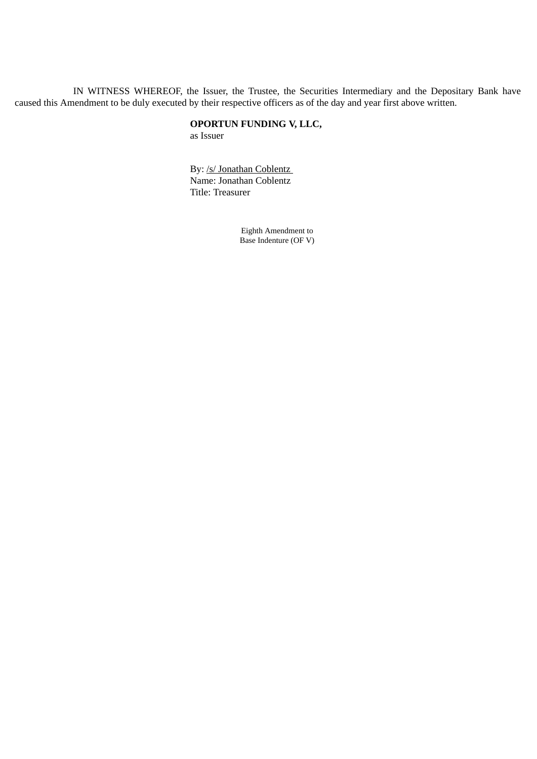IN WITNESS WHEREOF, the Issuer, the Trustee, the Securities Intermediary and the Depositary Bank have caused this Amendment to be duly executed by their respective officers as of the day and year first above written.

**OPORTUN FUNDING V, LLC,**
as Issuer

By: /s/ Jonathan Coblentz
Name: Jonathan Coblentz
Title: Treasurer

Eighth Amendment to
Base Indenture (OF V)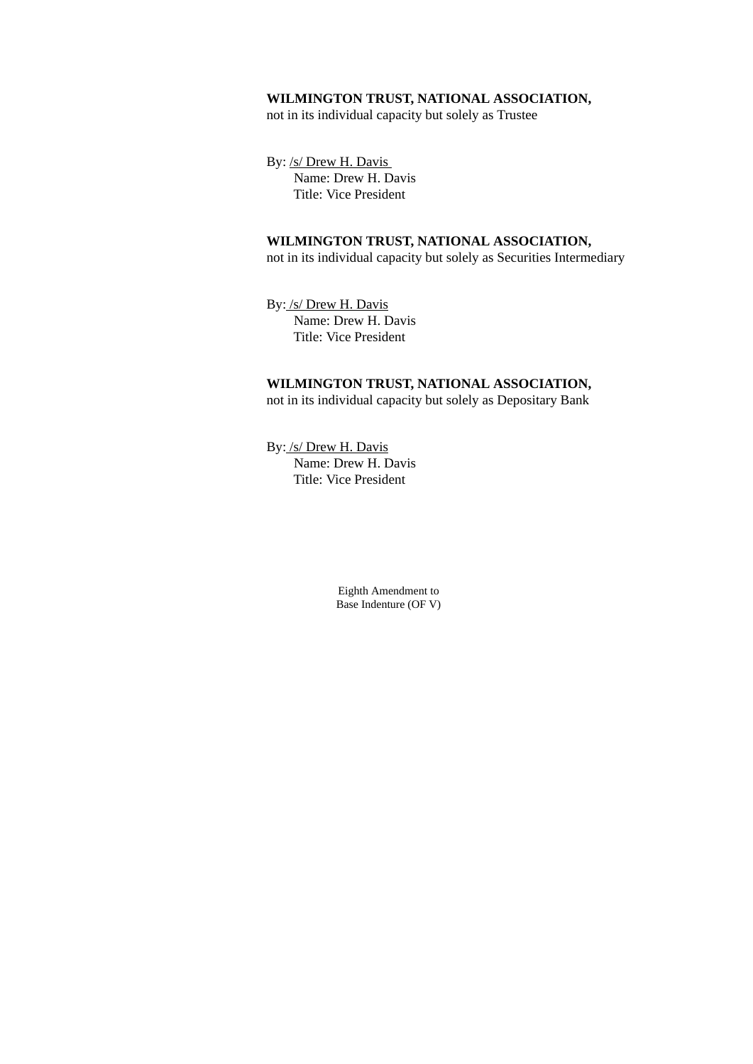**WILMINGTON TRUST, NATIONAL ASSOCIATION,**
not in its individual capacity but solely as Trustee

By: /s/ Drew H. Davis
Name: Drew H. Davis
Title: Vice President

**WILMINGTON TRUST, NATIONAL ASSOCIATION,**
not in its individual capacity but solely as Securities Intermediary

By: /s/ Drew H. Davis
Name: Drew H. Davis
Title: Vice President

**WILMINGTON TRUST, NATIONAL ASSOCIATION,**
not in its individual capacity but solely as Depositary Bank

By: /s/ Drew H. Davis
Name: Drew H. Davis
Title: Vice President

Eighth Amendment to
Base Indenture (OF V)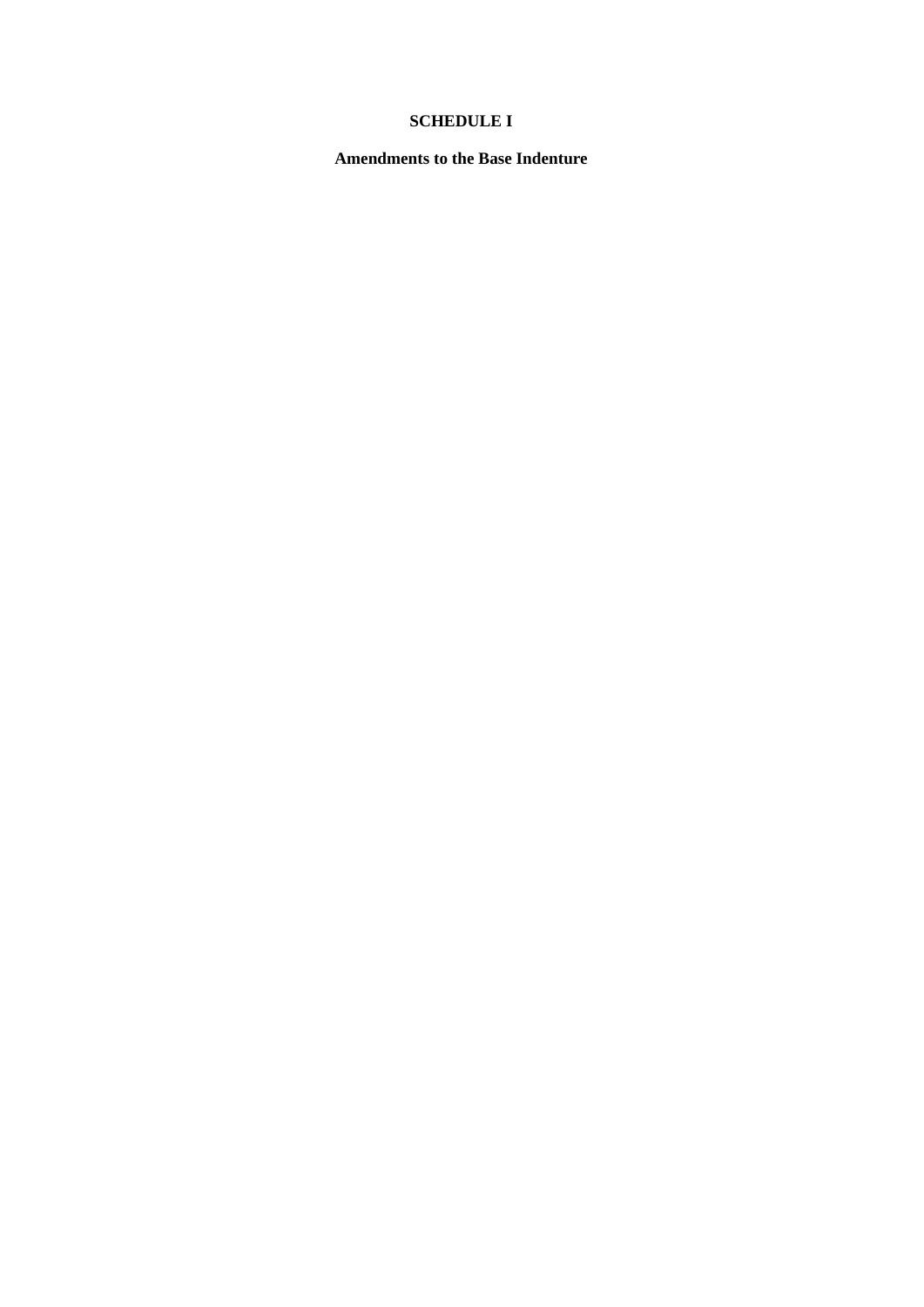# SCHEDULE I

## Amendments to the Base Indenture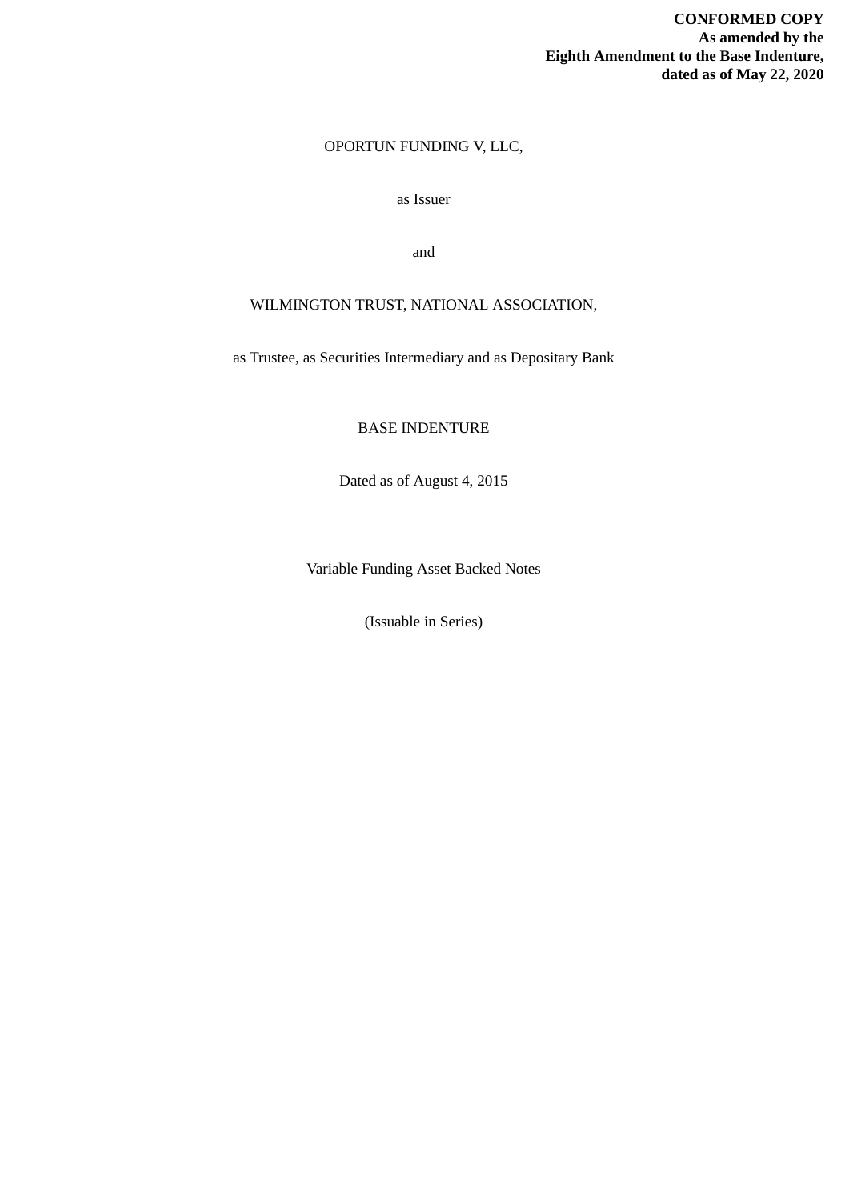**CONFORMED COPY**
**As amended by the**
**Eighth Amendment to the Base Indenture,**
**dated as of May 22, 2020**

OPORTUN FUNDING V, LLC,

as Issuer

and

WILMINGTON TRUST, NATIONAL ASSOCIATION,

as Trustee, as Securities Intermediary and as Depositary Bank

BASE INDENTURE

Dated as of August 4, 2015

Variable Funding Asset Backed Notes

(Issuable in Series)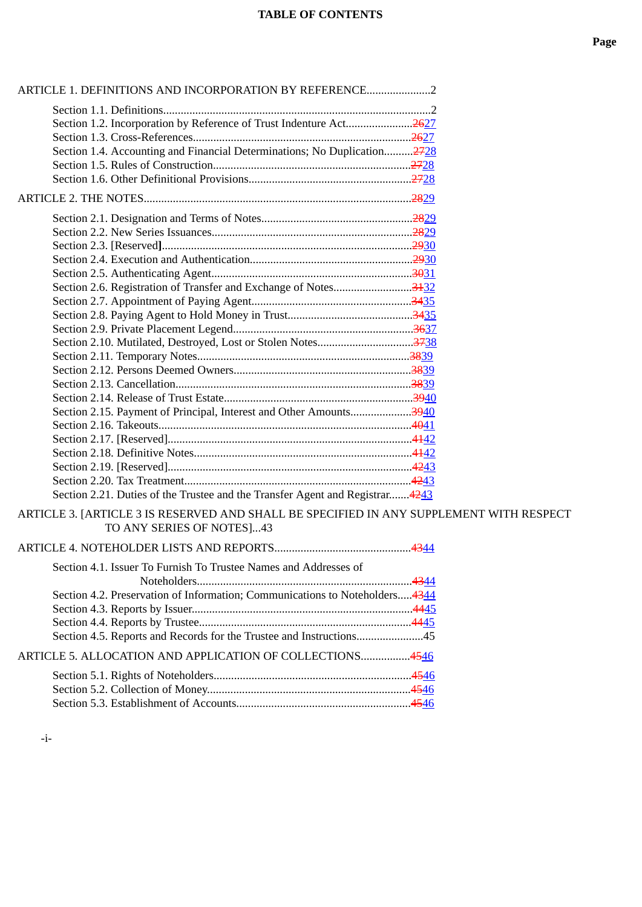# TABLE OF CONTENTS

**Page**

ARTICLE 1. DEFINITIONS AND INCORPORATION BY REFERENCE......................2

Section 1.1. Definitions...........................................................................................2
Section 1.2. Incorporation by Reference of Trust Indenture Act.......................~~26~~27
Section 1.3. Cross-References...........................................................................~~26~~27
Section 1.4. Accounting and Financial Determinations; No Duplication..........~~27~~28
Section 1.5. Rules of Construction...................................................................~~27~~28
Section 1.6. Other Definitional Provisions........................................................~~27~~28

ARTICLE 2. THE NOTES...........................................................................................~~28~~29

Section 2.1. Designation and Terms of Notes....................................................~~28~~29
Section 2.2. New Series Issuances....................................................................~~28~~29
Section 2.3. [Reserved]......................................................................................~~29~~30
Section 2.4. Execution and Authentication.......................................................~~29~~30
Section 2.5. Authenticating Agent....................................................................~~30~~31
Section 2.6. Registration of Transfer and Exchange of Notes...........................~~31~~32
Section 2.7. Appointment of Paying Agent......................................................~~34~~35
Section 2.8. Paying Agent to Hold Money in Trust...........................................~~34~~35
Section 2.9. Private Placement Legend.............................................................~~36~~37
Section 2.10. Mutilated, Destroyed, Lost or Stolen Notes.................................~~37~~38
Section 2.11. Temporary Notes.........................................................................~~38~~39
Section 2.12. Persons Deemed Owners.............................................................~~38~~39
Section 2.13. Cancellation.................................................................................~~38~~39
Section 2.14. Release of Trust Estate.................................................................~~39~~40
Section 2.15. Payment of Principal, Interest and Other Amounts.....................~~39~~40
Section 2.16. Takeouts......................................................................................~~40~~41
Section 2.17. [Reserved]...................................................................................~~41~~42
Section 2.18. Definitive Notes..........................................................................~~41~~42
Section 2.19. [Reserved]...................................................................................~~42~~43
Section 2.20. Tax Treatment.............................................................................~~42~~43
Section 2.21. Duties of the Trustee and the Transfer Agent and Registrar.......~~42~~43

ARTICLE 3. [ARTICLE 3 IS RESERVED AND SHALL BE SPECIFIED IN ANY SUPPLEMENT WITH RESPECT TO ANY SERIES OF NOTES]...43

ARTICLE 4. NOTEHOLDER LISTS AND REPORTS...............................................~~43~~44

Section 4.1. Issuer To Furnish To Trustee Names and Addresses of Noteholders..........................................................................~~43~~44
Section 4.2. Preservation of Information; Communications to Noteholders.....~~43~~44
Section 4.3. Reports by Issuer...........................................................................~~44~~45
Section 4.4. Reports by Trustee........................................................................~~44~~45
Section 4.5. Reports and Records for the Trustee and Instructions.......................45

ARTICLE 5. ALLOCATION AND APPLICATION OF COLLECTIONS.................~~45~~46

Section 5.1. Rights of Noteholders...................................................................~~45~~46
Section 5.2. Collection of Money.....................................................................~~45~~46
Section 5.3. Establishment of Accounts...........................................................~~45~~46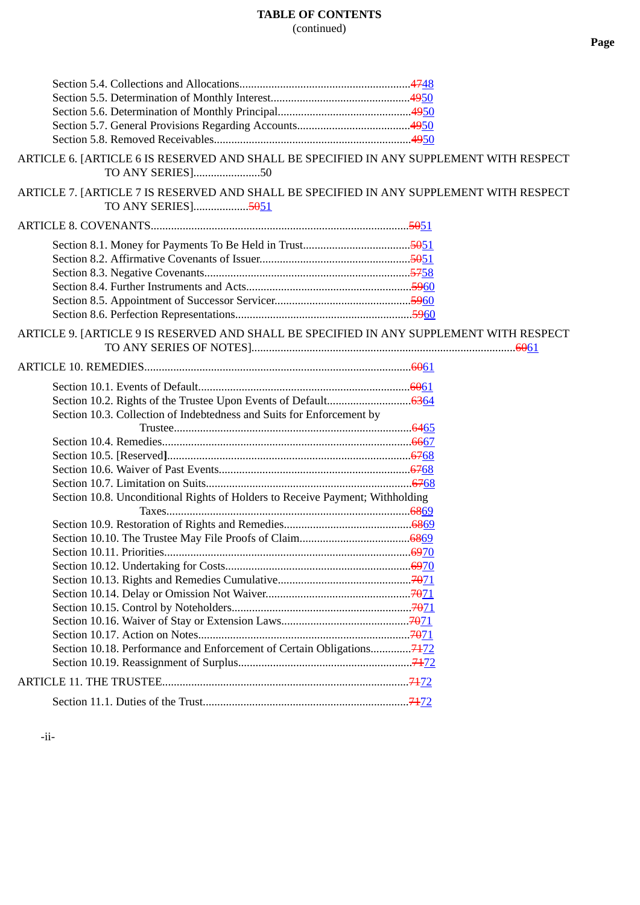**TABLE OF CONTENTS**
(continued)

Page

Section 5.4. Collections and Allocations....................................................................~~47~~48
Section 5.5. Determination of Monthly Interest...........................................................~~49~~50
Section 5.6. Determination of Monthly Principal.........................................................~~49~~50
Section 5.7. General Provisions Regarding Accounts...................................................~~49~~50
Section 5.8. Removed Receivables..............................................................................~~49~~50

ARTICLE 6. [ARTICLE 6 IS RESERVED AND SHALL BE SPECIFIED IN ANY SUPPLEMENT WITH RESPECT TO ANY SERIES].......................50

ARTICLE 7. [ARTICLE 7 IS RESERVED AND SHALL BE SPECIFIED IN ANY SUPPLEMENT WITH RESPECT TO ANY SERIES]...................~~50~~51

ARTICLE 8. COVENANTS..........................................................................................~~50~~51

Section 8.1. Money for Payments To Be Held in Trust.................................................~~50~~51
Section 8.2. Affirmative Covenants of Issuer...............................................................~~50~~51
Section 8.3. Negative Covenants..................................................................................~~57~~58
Section 8.4. Further Instruments and Acts....................................................................~~59~~60
Section 8.5. Appointment of Successor Servicer...........................................................~~59~~60
Section 8.6. Perfection Representations.........................................................................~~59~~60

ARTICLE 9. [ARTICLE 9 IS RESERVED AND SHALL BE SPECIFIED IN ANY SUPPLEMENT WITH RESPECT TO ANY SERIES OF NOTES]..........................................................................................~~60~~61

ARTICLE 10. REMEDIES..........................................................................................~~60~~61

Section 10.1. Events of Default....................................................................................~~60~~61
Section 10.2. Rights of the Trustee Upon Events of Default........................................~~63~~64
Section 10.3. Collection of Indebtedness and Suits for Enforcement by Trustee.........................................................................................................~~64~~65
Section 10.4. Remedies.................................................................................................~~66~~67
Section 10.5. [Reserved]................................................................................................~~67~~68
Section 10.6. Waiver of Past Events.............................................................................~~67~~68
Section 10.7. Limitation on Suits..................................................................................~~67~~68
Section 10.8. Unconditional Rights of Holders to Receive Payment; Withholding Taxes..................................................................................................................~~68~~69
Section 10.9. Restoration of Rights and Remedies........................................................~~68~~69
Section 10.10. The Trustee May File Proofs of Claim..................................................~~68~~69
Section 10.11. Priorities................................................................................................~~69~~70
Section 10.12. Undertaking for Costs...........................................................................~~69~~70
Section 10.13. Rights and Remedies Cumulative..........................................................~~70~~71
Section 10.14. Delay or Omission Not Waiver..............................................................~~70~~71
Section 10.15. Control by Noteholders..........................................................................~~70~~71
Section 10.16. Waiver of Stay or Extension Laws.........................................................~~70~~71
Section 10.17. Action on Notes.....................................................................................~~70~~71
Section 10.18. Performance and Enforcement of Certain Obligations...........................~~71~~72
Section 10.19. Reassignment of Surplus........................................................................~~71~~72

ARTICLE 11. THE TRUSTEE....................................................................................~~71~~72

Section 11.1. Duties of the Trust...................................................................................~~71~~72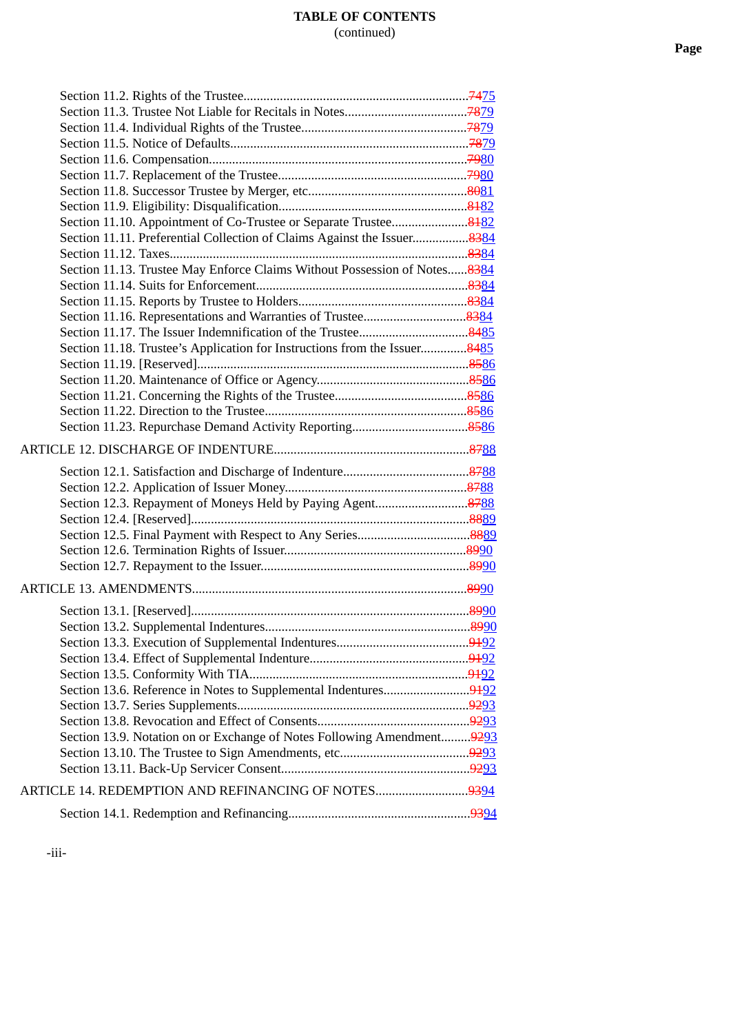# TABLE OF CONTENTS
(continued)

**Page**

Section 11.2. Rights of the Trustee....................................................................~~74~~75
Section 11.3. Trustee Not Liable for Recitals in Notes....................................~~78~~79
Section 11.4. Individual Rights of the Trustee..................................................~~78~~79
Section 11.5. Notice of Defaults.......................................................................~~78~~79
Section 11.6. Compensation.............................................................................~~79~~80
Section 11.7. Replacement of the Trustee.........................................................~~79~~80
Section 11.8. Successor Trustee by Merger, etc................................................~~80~~81
Section 11.9. Eligibility: Disqualification.........................................................~~81~~82
Section 11.10. Appointment of Co-Trustee or Separate Trustee.......................~~81~~82
Section 11.11. Preferential Collection of Claims Against the Issuer.................~~83~~84
Section 11.12. Taxes.........................................................................................~~83~~84
Section 11.13. Trustee May Enforce Claims Without Possession of Notes......~~83~~84
Section 11.14. Suits for Enforcement...............................................................~~83~~84
Section 11.15. Reports by Trustee to Holders...................................................~~83~~84
Section 11.16. Representations and Warranties of Trustee...............................~~83~~84
Section 11.17. The Issuer Indemnification of the Trustee.................................~~84~~85
Section 11.18. Trustee's Application for Instructions from the Issuer..............~~84~~85
Section 11.19. [Reserved].................................................................................~~85~~86
Section 11.20. Maintenance of Office or Agency.............................................~~85~~86
Section 11.21. Concerning the Rights of the Trustee........................................~~85~~86
Section 11.22. Direction to the Trustee.............................................................~~85~~86
Section 11.23. Repurchase Demand Activity Reporting...................................~~85~~86

ARTICLE 12. DISCHARGE OF INDENTURE..........................................................~~87~~88

Section 12.1. Satisfaction and Discharge of Indenture......................................~~87~~88
Section 12.2. Application of Issuer Money.......................................................~~87~~88
Section 12.3. Repayment of Moneys Held by Paying Agent............................~~87~~88
Section 12.4. [Reserved]...................................................................................~~88~~89
Section 12.5. Final Payment with Respect to Any Series.................................~~88~~89
Section 12.6. Termination Rights of Issuer.......................................................~~89~~90
Section 12.7. Repayment to the Issuer..............................................................~~89~~90

ARTICLE 13. AMENDMENTS..................................................................................~~89~~90

Section 13.1. [Reserved]...................................................................................~~89~~90
Section 13.2. Supplemental Indentures.............................................................~~89~~90
Section 13.3. Execution of Supplemental Indentures.......................................~~91~~92
Section 13.4. Effect of Supplemental Indenture................................................~~91~~92
Section 13.5. Conformity With TIA.................................................................~~91~~92
Section 13.6. Reference in Notes to Supplemental Indentures..........................~~91~~92
Section 13.7. Series Supplements......................................................................~~92~~93
Section 13.8. Revocation and Effect of Consents.............................................~~92~~93
Section 13.9. Notation on or Exchange of Notes Following Amendment.........~~92~~93
Section 13.10. The Trustee to Sign Amendments, etc.......................................~~92~~93
Section 13.11. Back-Up Servicer Consent........................................................~~92~~93

ARTICLE 14. REDEMPTION AND REFINANCING OF NOTES............................~~93~~94

Section 14.1. Redemption and Refinancing.......................................................~~93~~94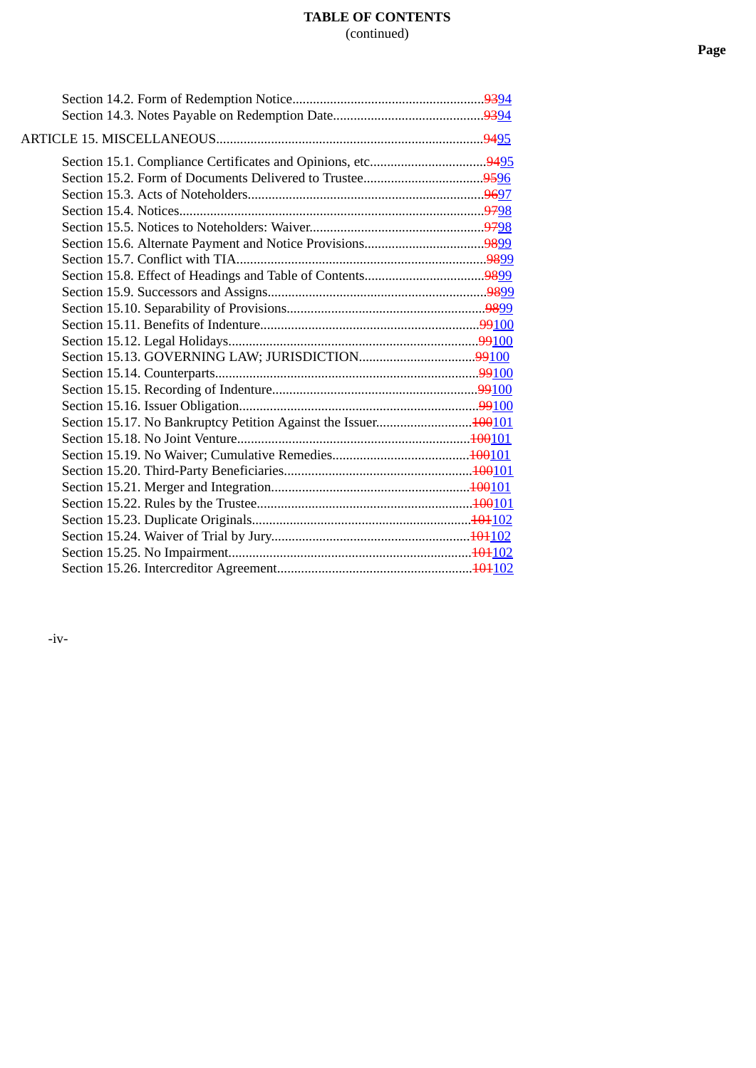**TABLE OF CONTENTS**
(continued)

| | Page |
|---|---|
| Section 14.2. Form of Redemption Notice | ~~93~~94 |
| Section 14.3. Notes Payable on Redemption Date | ~~93~~94 |
| ARTICLE 15. MISCELLANEOUS | ~~94~~95 |
| Section 15.1. Compliance Certificates and Opinions, etc. | ~~94~~95 |
| Section 15.2. Form of Documents Delivered to Trustee | ~~95~~96 |
| Section 15.3. Acts of Noteholders | ~~96~~97 |
| Section 15.4. Notices | ~~97~~98 |
| Section 15.5. Notices to Noteholders: Waiver | ~~97~~98 |
| Section 15.6. Alternate Payment and Notice Provisions | ~~98~~99 |
| Section 15.7. Conflict with TIA | ~~98~~99 |
| Section 15.8. Effect of Headings and Table of Contents | ~~98~~99 |
| Section 15.9. Successors and Assigns | ~~98~~99 |
| Section 15.10. Separability of Provisions | ~~98~~99 |
| Section 15.11. Benefits of Indenture | ~~99~~100 |
| Section 15.12. Legal Holidays | ~~99~~100 |
| Section 15.13. GOVERNING LAW; JURISDICTION | ~~99~~100 |
| Section 15.14. Counterparts | ~~99~~100 |
| Section 15.15. Recording of Indenture | ~~99~~100 |
| Section 15.16. Issuer Obligation | ~~99~~100 |
| Section 15.17. No Bankruptcy Petition Against the Issuer | ~~100~~101 |
| Section 15.18. No Joint Venture | ~~100~~101 |
| Section 15.19. No Waiver; Cumulative Remedies | ~~100~~101 |
| Section 15.20. Third-Party Beneficiaries | ~~100~~101 |
| Section 15.21. Merger and Integration | ~~100~~101 |
| Section 15.22. Rules by the Trustee | ~~100~~101 |
| Section 15.23. Duplicate Originals | ~~101~~102 |
| Section 15.24. Waiver of Trial by Jury | ~~101~~102 |
| Section 15.25. No Impairment | ~~101~~102 |
| Section 15.26. Intercreditor Agreement | ~~101~~102 |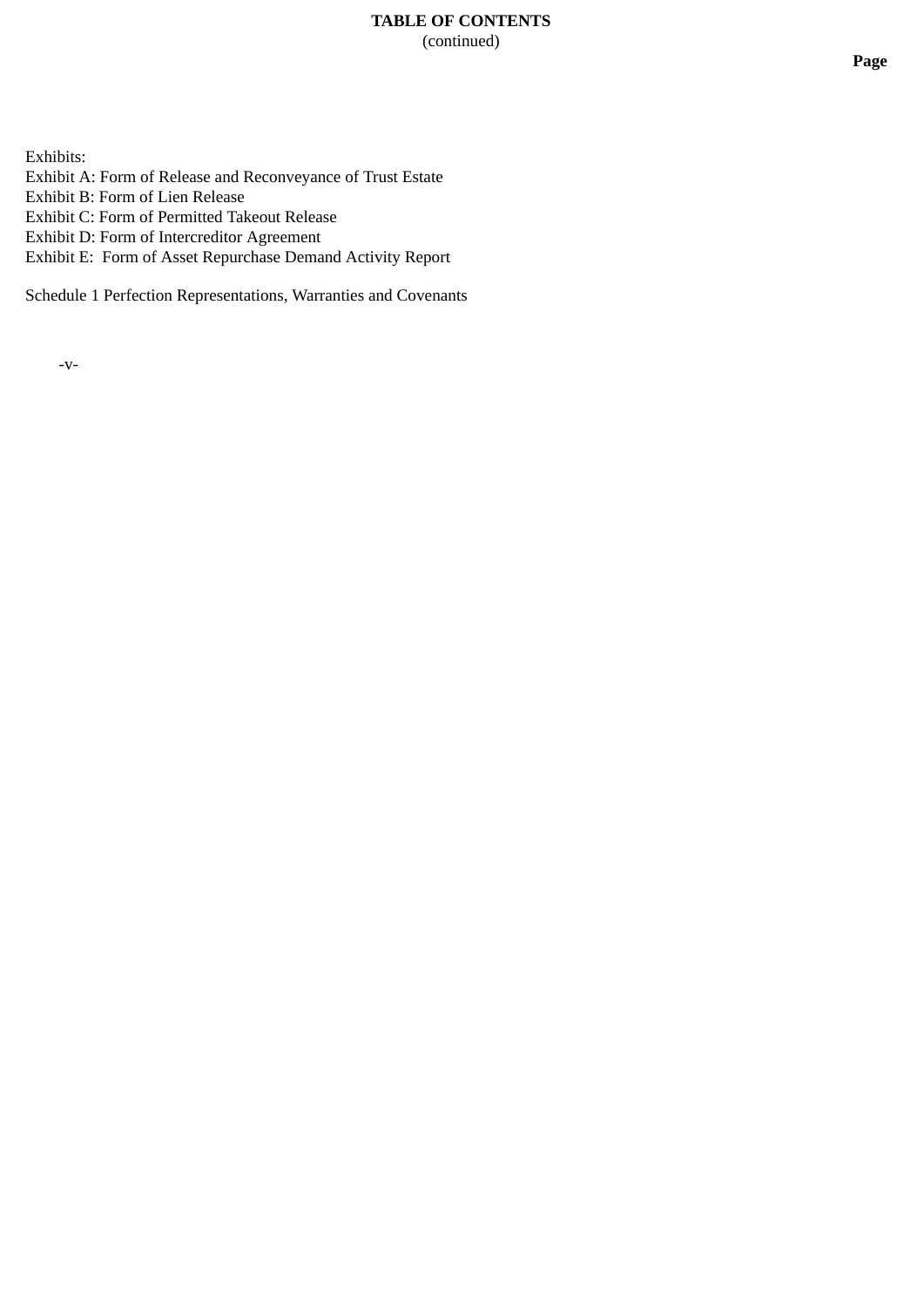**TABLE OF CONTENTS**
(continued)

**Page**

Exhibits:
Exhibit A: Form of Release and Reconveyance of Trust Estate
Exhibit B: Form of Lien Release
Exhibit C: Form of Permitted Takeout Release
Exhibit D: Form of Intercreditor Agreement
Exhibit E: Form of Asset Repurchase Demand Activity Report

Schedule 1 Perfection Representations, Warranties and Covenants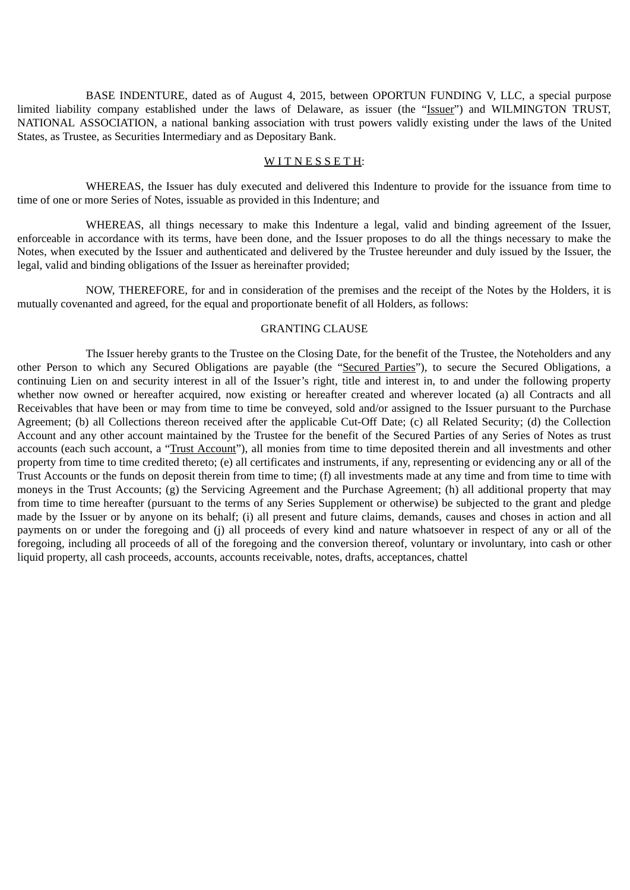BASE INDENTURE, dated as of August 4, 2015, between OPORTUN FUNDING V, LLC, a special purpose limited liability company established under the laws of Delaware, as issuer (the "Issuer") and WILMINGTON TRUST, NATIONAL ASSOCIATION, a national banking association with trust powers validly existing under the laws of the United States, as Trustee, as Securities Intermediary and as Depositary Bank.

W I T N E S S E T H:

WHEREAS, the Issuer has duly executed and delivered this Indenture to provide for the issuance from time to time of one or more Series of Notes, issuable as provided in this Indenture; and

WHEREAS, all things necessary to make this Indenture a legal, valid and binding agreement of the Issuer, enforceable in accordance with its terms, have been done, and the Issuer proposes to do all the things necessary to make the Notes, when executed by the Issuer and authenticated and delivered by the Trustee hereunder and duly issued by the Issuer, the legal, valid and binding obligations of the Issuer as hereinafter provided;

NOW, THEREFORE, for and in consideration of the premises and the receipt of the Notes by the Holders, it is mutually covenanted and agreed, for the equal and proportionate benefit of all Holders, as follows:

GRANTING CLAUSE

The Issuer hereby grants to the Trustee on the Closing Date, for the benefit of the Trustee, the Noteholders and any other Person to which any Secured Obligations are payable (the "Secured Parties"), to secure the Secured Obligations, a continuing Lien on and security interest in all of the Issuer's right, title and interest in, to and under the following property whether now owned or hereafter acquired, now existing or hereafter created and wherever located (a) all Contracts and all Receivables that have been or may from time to time be conveyed, sold and/or assigned to the Issuer pursuant to the Purchase Agreement; (b) all Collections thereon received after the applicable Cut-Off Date; (c) all Related Security; (d) the Collection Account and any other account maintained by the Trustee for the benefit of the Secured Parties of any Series of Notes as trust accounts (each such account, a "Trust Account"), all monies from time to time deposited therein and all investments and other property from time to time credited thereto; (e) all certificates and instruments, if any, representing or evidencing any or all of the Trust Accounts or the funds on deposit therein from time to time; (f) all investments made at any time and from time to time with moneys in the Trust Accounts; (g) the Servicing Agreement and the Purchase Agreement; (h) all additional property that may from time to time hereafter (pursuant to the terms of any Series Supplement or otherwise) be subjected to the grant and pledge made by the Issuer or by anyone on its behalf; (i) all present and future claims, demands, causes and choses in action and all payments on or under the foregoing and (j) all proceeds of every kind and nature whatsoever in respect of any or all of the foregoing, including all proceeds of all of the foregoing and the conversion thereof, voluntary or involuntary, into cash or other liquid property, all cash proceeds, accounts, accounts receivable, notes, drafts, acceptances, chattel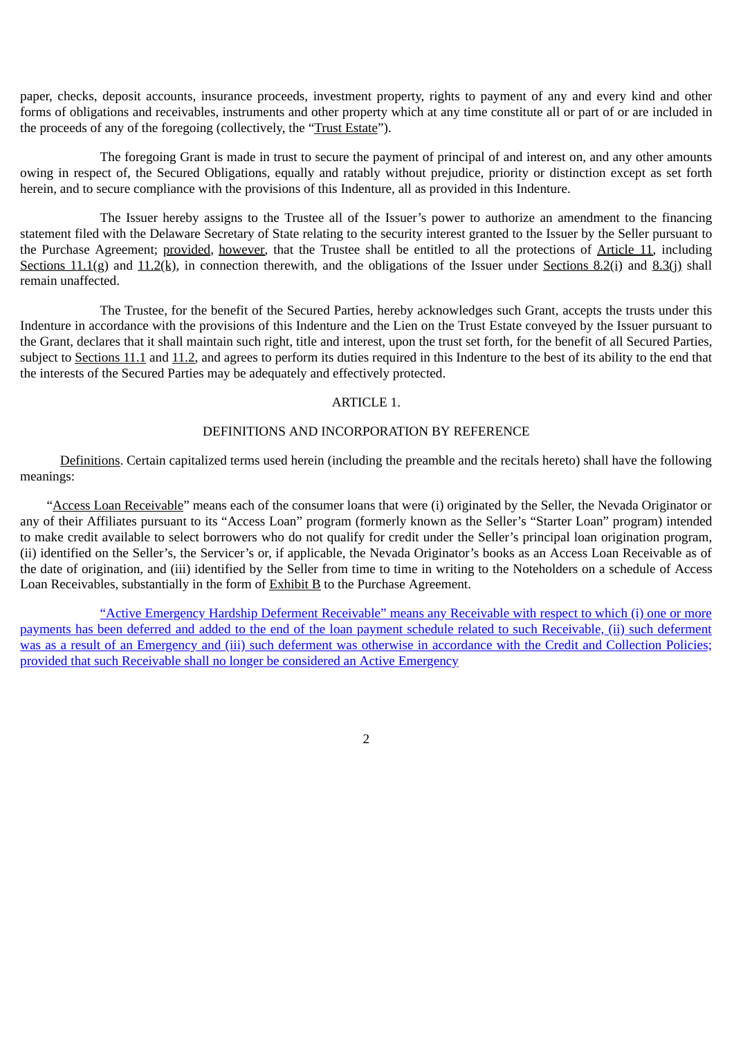paper, checks, deposit accounts, insurance proceeds, investment property, rights to payment of any and every kind and other forms of obligations and receivables, instruments and other property which at any time constitute all or part of or are included in the proceeds of any of the foregoing (collectively, the "Trust Estate").

The foregoing Grant is made in trust to secure the payment of principal of and interest on, and any other amounts owing in respect of, the Secured Obligations, equally and ratably without prejudice, priority or distinction except as set forth herein, and to secure compliance with the provisions of this Indenture, all as provided in this Indenture.

The Issuer hereby assigns to the Trustee all of the Issuer's power to authorize an amendment to the financing statement filed with the Delaware Secretary of State relating to the security interest granted to the Issuer by the Seller pursuant to the Purchase Agreement; provided, however, that the Trustee shall be entitled to all the protections of Article 11, including Sections 11.1(g) and 11.2(k), in connection therewith, and the obligations of the Issuer under Sections 8.2(i) and 8.3(j) shall remain unaffected.

The Trustee, for the benefit of the Secured Parties, hereby acknowledges such Grant, accepts the trusts under this Indenture in accordance with the provisions of this Indenture and the Lien on the Trust Estate conveyed by the Issuer pursuant to the Grant, declares that it shall maintain such right, title and interest, upon the trust set forth, for the benefit of all Secured Parties, subject to Sections 11.1 and 11.2, and agrees to perform its duties required in this Indenture to the best of its ability to the end that the interests of the Secured Parties may be adequately and effectively protected.

ARTICLE 1.

DEFINITIONS AND INCORPORATION BY REFERENCE

Definitions. Certain capitalized terms used herein (including the preamble and the recitals hereto) shall have the following meanings:

"Access Loan Receivable" means each of the consumer loans that were (i) originated by the Seller, the Nevada Originator or any of their Affiliates pursuant to its "Access Loan" program (formerly known as the Seller's "Starter Loan" program) intended to make credit available to select borrowers who do not qualify for credit under the Seller's principal loan origination program, (ii) identified on the Seller's, the Servicer's or, if applicable, the Nevada Originator's books as an Access Loan Receivable as of the date of origination, and (iii) identified by the Seller from time to time in writing to the Noteholders on a schedule of Access Loan Receivables, substantially in the form of Exhibit B to the Purchase Agreement.

"Active Emergency Hardship Deferment Receivable" means any Receivable with respect to which (i) one or more payments has been deferred and added to the end of the loan payment schedule related to such Receivable, (ii) such deferment was as a result of an Emergency and (iii) such deferment was otherwise in accordance with the Credit and Collection Policies; provided that such Receivable shall no longer be considered an Active Emergency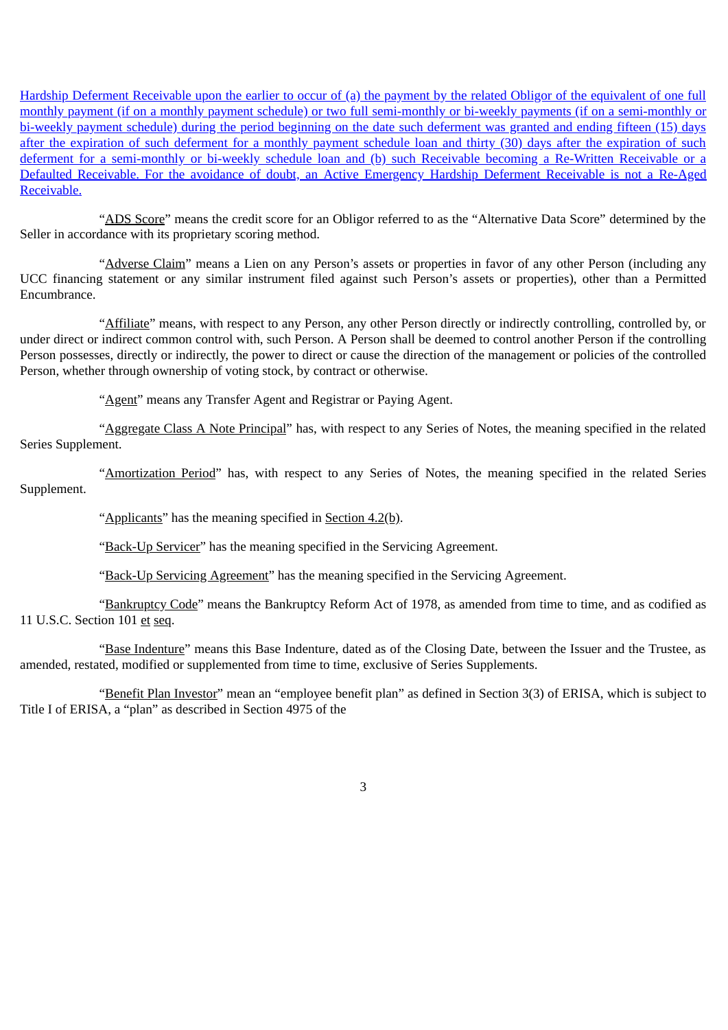Hardship Deferment Receivable upon the earlier to occur of (a) the payment by the related Obligor of the equivalent of one full monthly payment (if on a monthly payment schedule) or two full semi-monthly or bi-weekly payments (if on a semi-monthly or bi-weekly payment schedule) during the period beginning on the date such deferment was granted and ending fifteen (15) days after the expiration of such deferment for a monthly payment schedule loan and thirty (30) days after the expiration of such deferment for a semi-monthly or bi-weekly schedule loan and (b) such Receivable becoming a Re-Written Receivable or a Defaulted Receivable. For the avoidance of doubt, an Active Emergency Hardship Deferment Receivable is not a Re-Aged Receivable.

"ADS Score" means the credit score for an Obligor referred to as the "Alternative Data Score" determined by the Seller in accordance with its proprietary scoring method.

"Adverse Claim" means a Lien on any Person's assets or properties in favor of any other Person (including any UCC financing statement or any similar instrument filed against such Person's assets or properties), other than a Permitted Encumbrance.

"Affiliate" means, with respect to any Person, any other Person directly or indirectly controlling, controlled by, or under direct or indirect common control with, such Person. A Person shall be deemed to control another Person if the controlling Person possesses, directly or indirectly, the power to direct or cause the direction of the management or policies of the controlled Person, whether through ownership of voting stock, by contract or otherwise.

"Agent" means any Transfer Agent and Registrar or Paying Agent.

"Aggregate Class A Note Principal" has, with respect to any Series of Notes, the meaning specified in the related Series Supplement.

"Amortization Period" has, with respect to any Series of Notes, the meaning specified in the related Series Supplement.

"Applicants" has the meaning specified in Section 4.2(b).

"Back-Up Servicer" has the meaning specified in the Servicing Agreement.

"Back-Up Servicing Agreement" has the meaning specified in the Servicing Agreement.

"Bankruptcy Code" means the Bankruptcy Reform Act of 1978, as amended from time to time, and as codified as 11 U.S.C. Section 101 et seq.

"Base Indenture" means this Base Indenture, dated as of the Closing Date, between the Issuer and the Trustee, as amended, restated, modified or supplemented from time to time, exclusive of Series Supplements.

"Benefit Plan Investor" mean an "employee benefit plan" as defined in Section 3(3) of ERISA, which is subject to Title I of ERISA, a "plan" as described in Section 4975 of the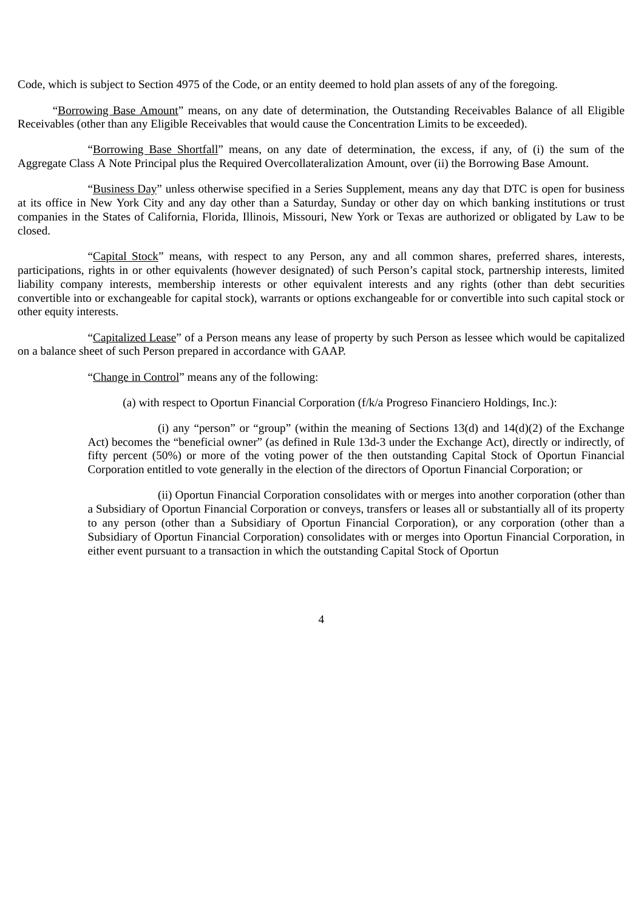Code, which is subject to Section 4975 of the Code, or an entity deemed to hold plan assets of any of the foregoing.

"Borrowing Base Amount" means, on any date of determination, the Outstanding Receivables Balance of all Eligible Receivables (other than any Eligible Receivables that would cause the Concentration Limits to be exceeded).

"Borrowing Base Shortfall" means, on any date of determination, the excess, if any, of (i) the sum of the Aggregate Class A Note Principal plus the Required Overcollateralization Amount, over (ii) the Borrowing Base Amount.

"Business Day" unless otherwise specified in a Series Supplement, means any day that DTC is open for business at its office in New York City and any day other than a Saturday, Sunday or other day on which banking institutions or trust companies in the States of California, Florida, Illinois, Missouri, New York or Texas are authorized or obligated by Law to be closed.

"Capital Stock" means, with respect to any Person, any and all common shares, preferred shares, interests, participations, rights in or other equivalents (however designated) of such Person's capital stock, partnership interests, limited liability company interests, membership interests or other equivalent interests and any rights (other than debt securities convertible into or exchangeable for capital stock), warrants or options exchangeable for or convertible into such capital stock or other equity interests.

"Capitalized Lease" of a Person means any lease of property by such Person as lessee which would be capitalized on a balance sheet of such Person prepared in accordance with GAAP.

"Change in Control" means any of the following:

(a) with respect to Oportun Financial Corporation (f/k/a Progreso Financiero Holdings, Inc.):

(i) any "person" or "group" (within the meaning of Sections 13(d) and 14(d)(2) of the Exchange Act) becomes the "beneficial owner" (as defined in Rule 13d-3 under the Exchange Act), directly or indirectly, of fifty percent (50%) or more of the voting power of the then outstanding Capital Stock of Oportun Financial Corporation entitled to vote generally in the election of the directors of Oportun Financial Corporation; or

(ii) Oportun Financial Corporation consolidates with or merges into another corporation (other than a Subsidiary of Oportun Financial Corporation or conveys, transfers or leases all or substantially all of its property to any person (other than a Subsidiary of Oportun Financial Corporation), or any corporation (other than a Subsidiary of Oportun Financial Corporation) consolidates with or merges into Oportun Financial Corporation, in either event pursuant to a transaction in which the outstanding Capital Stock of Oportun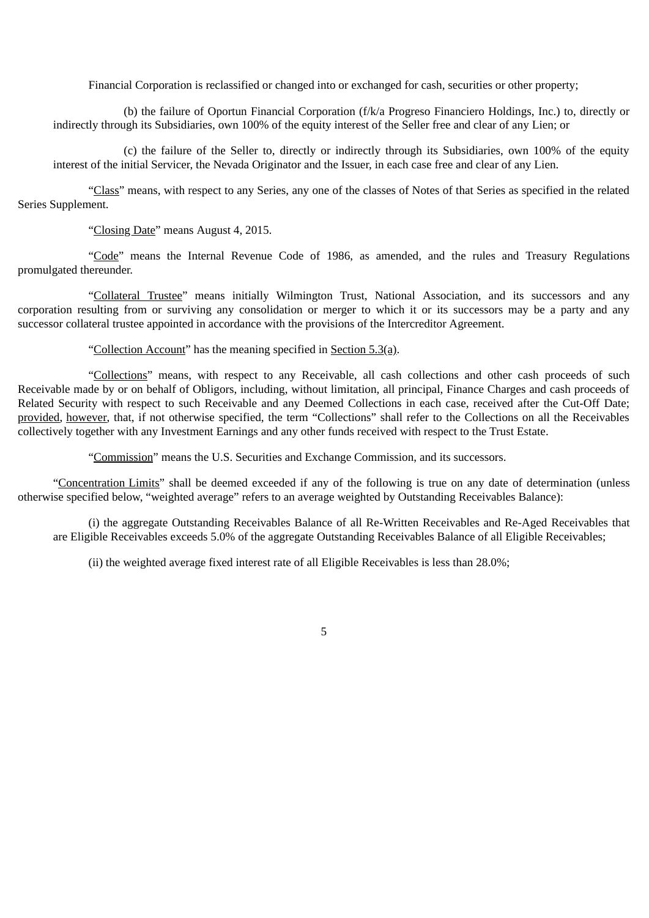Financial Corporation is reclassified or changed into or exchanged for cash, securities or other property;

(b) the failure of Oportun Financial Corporation (f/k/a Progreso Financiero Holdings, Inc.) to, directly or indirectly through its Subsidiaries, own 100% of the equity interest of the Seller free and clear of any Lien; or

(c) the failure of the Seller to, directly or indirectly through its Subsidiaries, own 100% of the equity interest of the initial Servicer, the Nevada Originator and the Issuer, in each case free and clear of any Lien.

"Class" means, with respect to any Series, any one of the classes of Notes of that Series as specified in the related Series Supplement.

"Closing Date" means August 4, 2015.

"Code" means the Internal Revenue Code of 1986, as amended, and the rules and Treasury Regulations promulgated thereunder.

"Collateral Trustee" means initially Wilmington Trust, National Association, and its successors and any corporation resulting from or surviving any consolidation or merger to which it or its successors may be a party and any successor collateral trustee appointed in accordance with the provisions of the Intercreditor Agreement.

"Collection Account" has the meaning specified in Section 5.3(a).

"Collections" means, with respect to any Receivable, all cash collections and other cash proceeds of such Receivable made by or on behalf of Obligors, including, without limitation, all principal, Finance Charges and cash proceeds of Related Security with respect to such Receivable and any Deemed Collections in each case, received after the Cut-Off Date; provided, however, that, if not otherwise specified, the term "Collections" shall refer to the Collections on all the Receivables collectively together with any Investment Earnings and any other funds received with respect to the Trust Estate.

"Commission" means the U.S. Securities and Exchange Commission, and its successors.

"Concentration Limits" shall be deemed exceeded if any of the following is true on any date of determination (unless otherwise specified below, "weighted average" refers to an average weighted by Outstanding Receivables Balance):

(i) the aggregate Outstanding Receivables Balance of all Re-Written Receivables and Re-Aged Receivables that are Eligible Receivables exceeds 5.0% of the aggregate Outstanding Receivables Balance of all Eligible Receivables;

(ii) the weighted average fixed interest rate of all Eligible Receivables is less than 28.0%;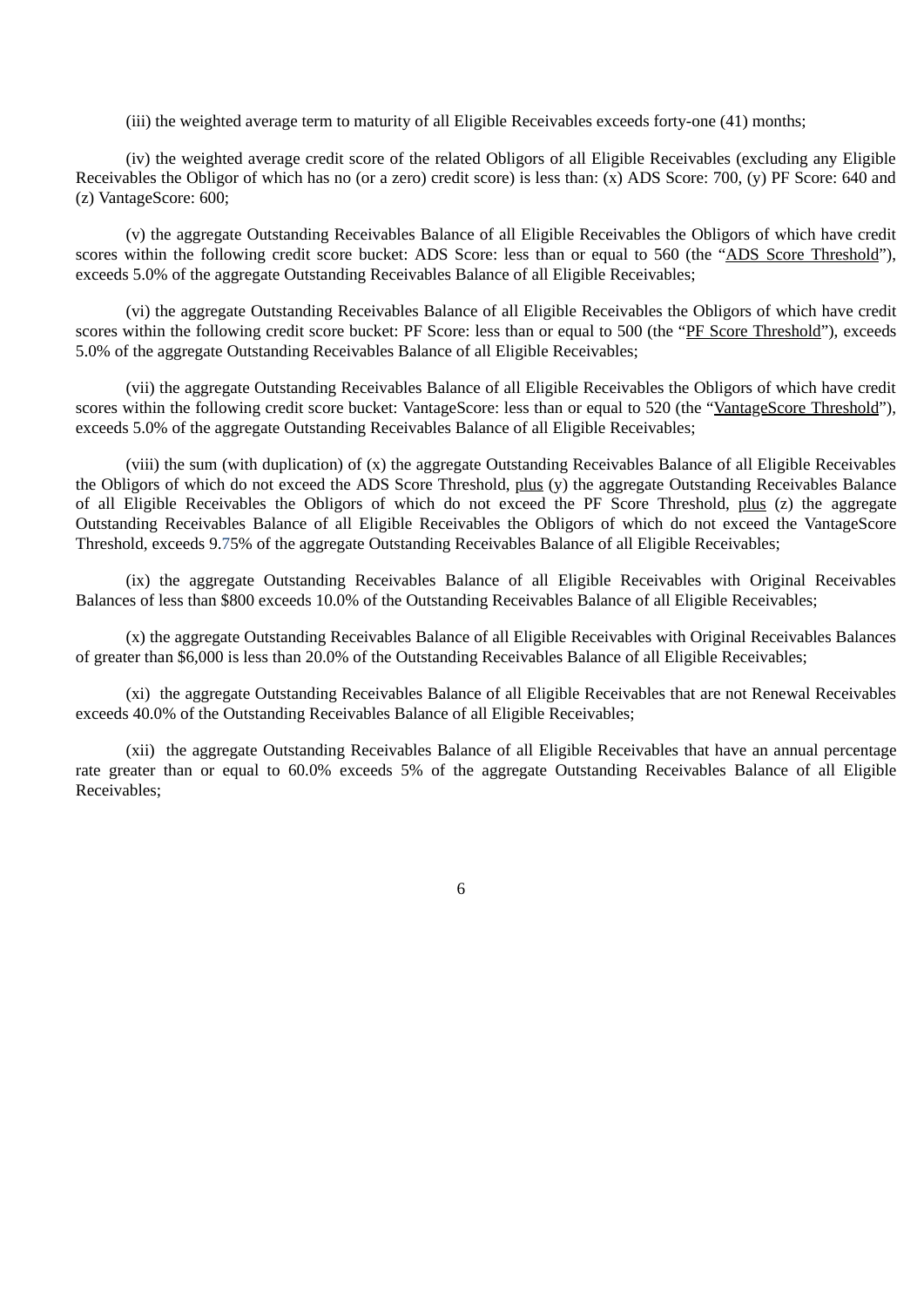(iii) the weighted average term to maturity of all Eligible Receivables exceeds forty-one (41) months;

(iv) the weighted average credit score of the related Obligors of all Eligible Receivables (excluding any Eligible Receivables the Obligor of which has no (or a zero) credit score) is less than: (x) ADS Score: 700, (y) PF Score: 640 and (z) VantageScore: 600;

(v) the aggregate Outstanding Receivables Balance of all Eligible Receivables the Obligors of which have credit scores within the following credit score bucket: ADS Score: less than or equal to 560 (the "ADS Score Threshold"), exceeds 5.0% of the aggregate Outstanding Receivables Balance of all Eligible Receivables;

(vi) the aggregate Outstanding Receivables Balance of all Eligible Receivables the Obligors of which have credit scores within the following credit score bucket: PF Score: less than or equal to 500 (the "PF Score Threshold"), exceeds 5.0% of the aggregate Outstanding Receivables Balance of all Eligible Receivables;

(vii) the aggregate Outstanding Receivables Balance of all Eligible Receivables the Obligors of which have credit scores within the following credit score bucket: VantageScore: less than or equal to 520 (the "VantageScore Threshold"), exceeds 5.0% of the aggregate Outstanding Receivables Balance of all Eligible Receivables;

(viii) the sum (with duplication) of (x) the aggregate Outstanding Receivables Balance of all Eligible Receivables the Obligors of which do not exceed the ADS Score Threshold, plus (y) the aggregate Outstanding Receivables Balance of all Eligible Receivables the Obligors of which do not exceed the PF Score Threshold, plus (z) the aggregate Outstanding Receivables Balance of all Eligible Receivables the Obligors of which do not exceed the VantageScore Threshold, exceeds 9.75% of the aggregate Outstanding Receivables Balance of all Eligible Receivables;

(ix) the aggregate Outstanding Receivables Balance of all Eligible Receivables with Original Receivables Balances of less than $800 exceeds 10.0% of the Outstanding Receivables Balance of all Eligible Receivables;

(x) the aggregate Outstanding Receivables Balance of all Eligible Receivables with Original Receivables Balances of greater than $6,000 is less than 20.0% of the Outstanding Receivables Balance of all Eligible Receivables;

(xi) the aggregate Outstanding Receivables Balance of all Eligible Receivables that are not Renewal Receivables exceeds 40.0% of the Outstanding Receivables Balance of all Eligible Receivables;

(xii) the aggregate Outstanding Receivables Balance of all Eligible Receivables that have an annual percentage rate greater than or equal to 60.0% exceeds 5% of the aggregate Outstanding Receivables Balance of all Eligible Receivables;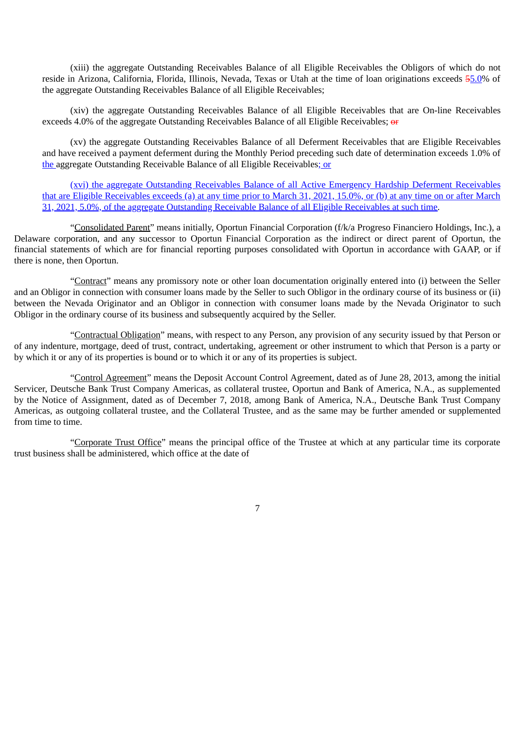(xiii) the aggregate Outstanding Receivables Balance of all Eligible Receivables the Obligors of which do not reside in Arizona, California, Florida, Illinois, Nevada, Texas or Utah at the time of loan originations exceeds ~~5~~5.0% of the aggregate Outstanding Receivables Balance of all Eligible Receivables;

(xiv) the aggregate Outstanding Receivables Balance of all Eligible Receivables that are On-line Receivables exceeds 4.0% of the aggregate Outstanding Receivables Balance of all Eligible Receivables; ~~or~~

(xv) the aggregate Outstanding Receivables Balance of all Deferment Receivables that are Eligible Receivables and have received a payment deferment during the Monthly Period preceding such date of determination exceeds 1.0% of the aggregate Outstanding Receivable Balance of all Eligible Receivables; or

(xvi) the aggregate Outstanding Receivables Balance of all Active Emergency Hardship Deferment Receivables that are Eligible Receivables exceeds (a) at any time prior to March 31, 2021, 15.0%, or (b) at any time on or after March 31, 2021, 5.0%, of the aggregate Outstanding Receivable Balance of all Eligible Receivables at such time.

"Consolidated Parent" means initially, Oportun Financial Corporation (f/k/a Progreso Financiero Holdings, Inc.), a Delaware corporation, and any successor to Oportun Financial Corporation as the indirect or direct parent of Oportun, the financial statements of which are for financial reporting purposes consolidated with Oportun in accordance with GAAP, or if there is none, then Oportun.

"Contract" means any promissory note or other loan documentation originally entered into (i) between the Seller and an Obligor in connection with consumer loans made by the Seller to such Obligor in the ordinary course of its business or (ii) between the Nevada Originator and an Obligor in connection with consumer loans made by the Nevada Originator to such Obligor in the ordinary course of its business and subsequently acquired by the Seller.

"Contractual Obligation" means, with respect to any Person, any provision of any security issued by that Person or of any indenture, mortgage, deed of trust, contract, undertaking, agreement or other instrument to which that Person is a party or by which it or any of its properties is bound or to which it or any of its properties is subject.

"Control Agreement" means the Deposit Account Control Agreement, dated as of June 28, 2013, among the initial Servicer, Deutsche Bank Trust Company Americas, as collateral trustee, Oportun and Bank of America, N.A., as supplemented by the Notice of Assignment, dated as of December 7, 2018, among Bank of America, N.A., Deutsche Bank Trust Company Americas, as outgoing collateral trustee, and the Collateral Trustee, and as the same may be further amended or supplemented from time to time.

"Corporate Trust Office" means the principal office of the Trustee at which at any particular time its corporate trust business shall be administered, which office at the date of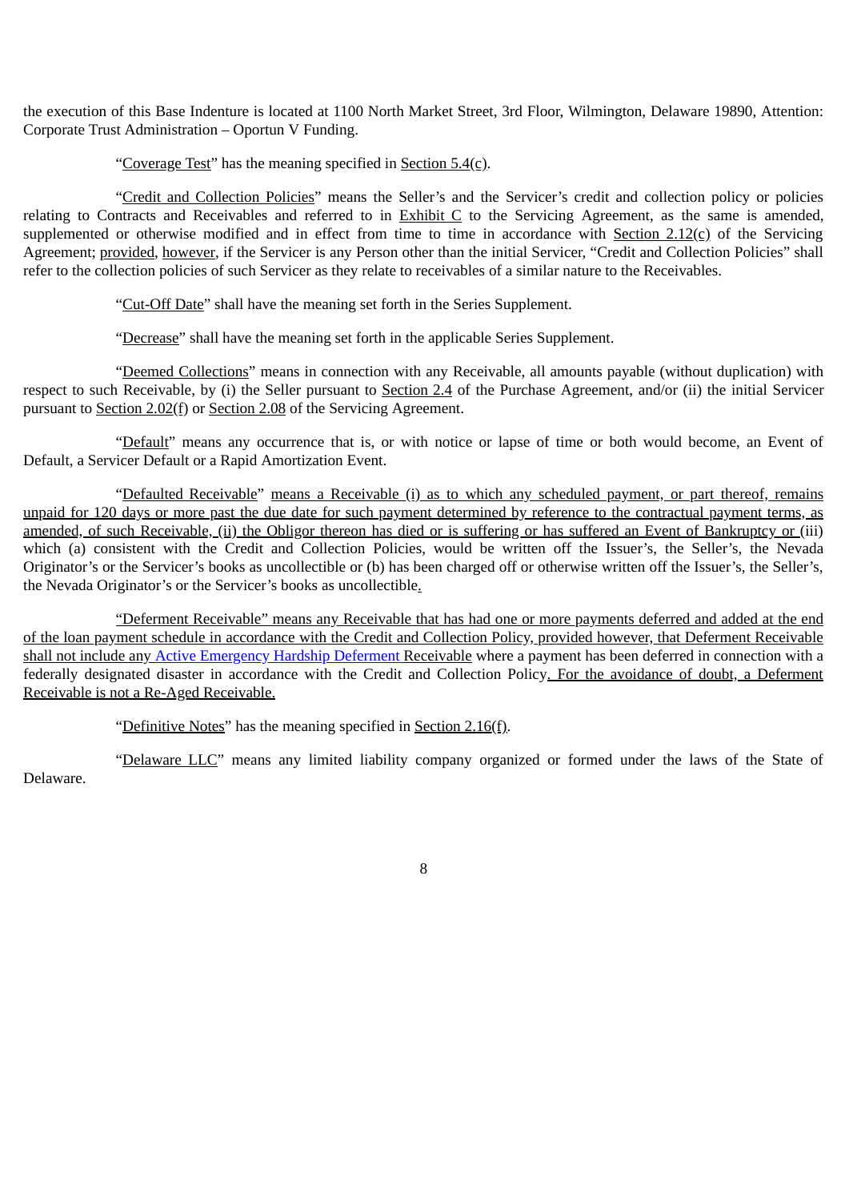the execution of this Base Indenture is located at 1100 North Market Street, 3rd Floor, Wilmington, Delaware 19890, Attention: Corporate Trust Administration – Oportun V Funding.

"Coverage Test" has the meaning specified in Section 5.4(c).

"Credit and Collection Policies" means the Seller's and the Servicer's credit and collection policy or policies relating to Contracts and Receivables and referred to in Exhibit C to the Servicing Agreement, as the same is amended, supplemented or otherwise modified and in effect from time to time in accordance with Section 2.12(c) of the Servicing Agreement; provided, however, if the Servicer is any Person other than the initial Servicer, "Credit and Collection Policies" shall refer to the collection policies of such Servicer as they relate to receivables of a similar nature to the Receivables.

"Cut-Off Date" shall have the meaning set forth in the Series Supplement.

"Decrease" shall have the meaning set forth in the applicable Series Supplement.

"Deemed Collections" means in connection with any Receivable, all amounts payable (without duplication) with respect to such Receivable, by (i) the Seller pursuant to Section 2.4 of the Purchase Agreement, and/or (ii) the initial Servicer pursuant to Section 2.02(f) or Section 2.08 of the Servicing Agreement.

"Default" means any occurrence that is, or with notice or lapse of time or both would become, an Event of Default, a Servicer Default or a Rapid Amortization Event.

"Defaulted Receivable" means a Receivable (i) as to which any scheduled payment, or part thereof, remains unpaid for 120 days or more past the due date for such payment determined by reference to the contractual payment terms, as amended, of such Receivable, (ii) the Obligor thereon has died or is suffering or has suffered an Event of Bankruptcy or (iii) which (a) consistent with the Credit and Collection Policies, would be written off the Issuer's, the Seller's, the Nevada Originator's or the Servicer's books as uncollectible or (b) has been charged off or otherwise written off the Issuer's, the Seller's, the Nevada Originator's or the Servicer's books as uncollectible.

"Deferment Receivable" means any Receivable that has had one or more payments deferred and added at the end of the loan payment schedule in accordance with the Credit and Collection Policy, provided however, that Deferment Receivable shall not include any Active Emergency Hardship Deferment Receivable where a payment has been deferred in connection with a federally designated disaster in accordance with the Credit and Collection Policy. For the avoidance of doubt, a Deferment Receivable is not a Re-Aged Receivable.

"Definitive Notes" has the meaning specified in Section 2.16(f).

"Delaware LLC" means any limited liability company organized or formed under the laws of the State of Delaware.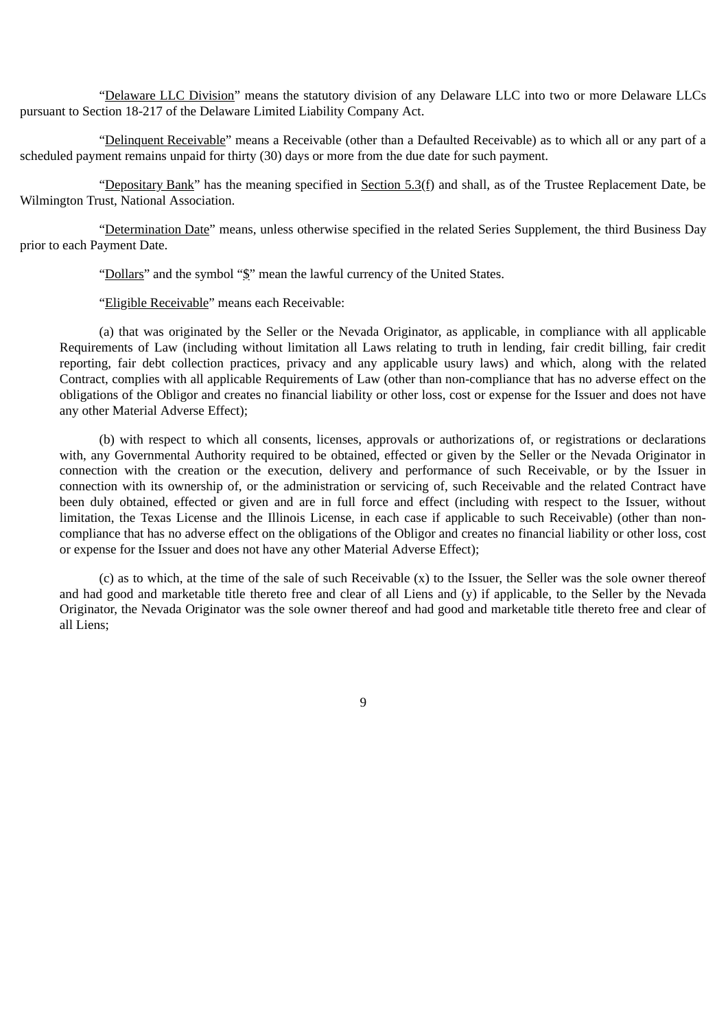"Delaware LLC Division" means the statutory division of any Delaware LLC into two or more Delaware LLCs pursuant to Section 18-217 of the Delaware Limited Liability Company Act.

"Delinquent Receivable" means a Receivable (other than a Defaulted Receivable) as to which all or any part of a scheduled payment remains unpaid for thirty (30) days or more from the due date for such payment.

"Depositary Bank" has the meaning specified in Section 5.3(f) and shall, as of the Trustee Replacement Date, be Wilmington Trust, National Association.

"Determination Date" means, unless otherwise specified in the related Series Supplement, the third Business Day prior to each Payment Date.

"Dollars" and the symbol "$" mean the lawful currency of the United States.

"Eligible Receivable" means each Receivable:

(a) that was originated by the Seller or the Nevada Originator, as applicable, in compliance with all applicable Requirements of Law (including without limitation all Laws relating to truth in lending, fair credit billing, fair credit reporting, fair debt collection practices, privacy and any applicable usury laws) and which, along with the related Contract, complies with all applicable Requirements of Law (other than non-compliance that has no adverse effect on the obligations of the Obligor and creates no financial liability or other loss, cost or expense for the Issuer and does not have any other Material Adverse Effect);

(b) with respect to which all consents, licenses, approvals or authorizations of, or registrations or declarations with, any Governmental Authority required to be obtained, effected or given by the Seller or the Nevada Originator in connection with the creation or the execution, delivery and performance of such Receivable, or by the Issuer in connection with its ownership of, or the administration or servicing of, such Receivable and the related Contract have been duly obtained, effected or given and are in full force and effect (including with respect to the Issuer, without limitation, the Texas License and the Illinois License, in each case if applicable to such Receivable) (other than non-compliance that has no adverse effect on the obligations of the Obligor and creates no financial liability or other loss, cost or expense for the Issuer and does not have any other Material Adverse Effect);

(c) as to which, at the time of the sale of such Receivable (x) to the Issuer, the Seller was the sole owner thereof and had good and marketable title thereto free and clear of all Liens and (y) if applicable, to the Seller by the Nevada Originator, the Nevada Originator was the sole owner thereof and had good and marketable title thereto free and clear of all Liens;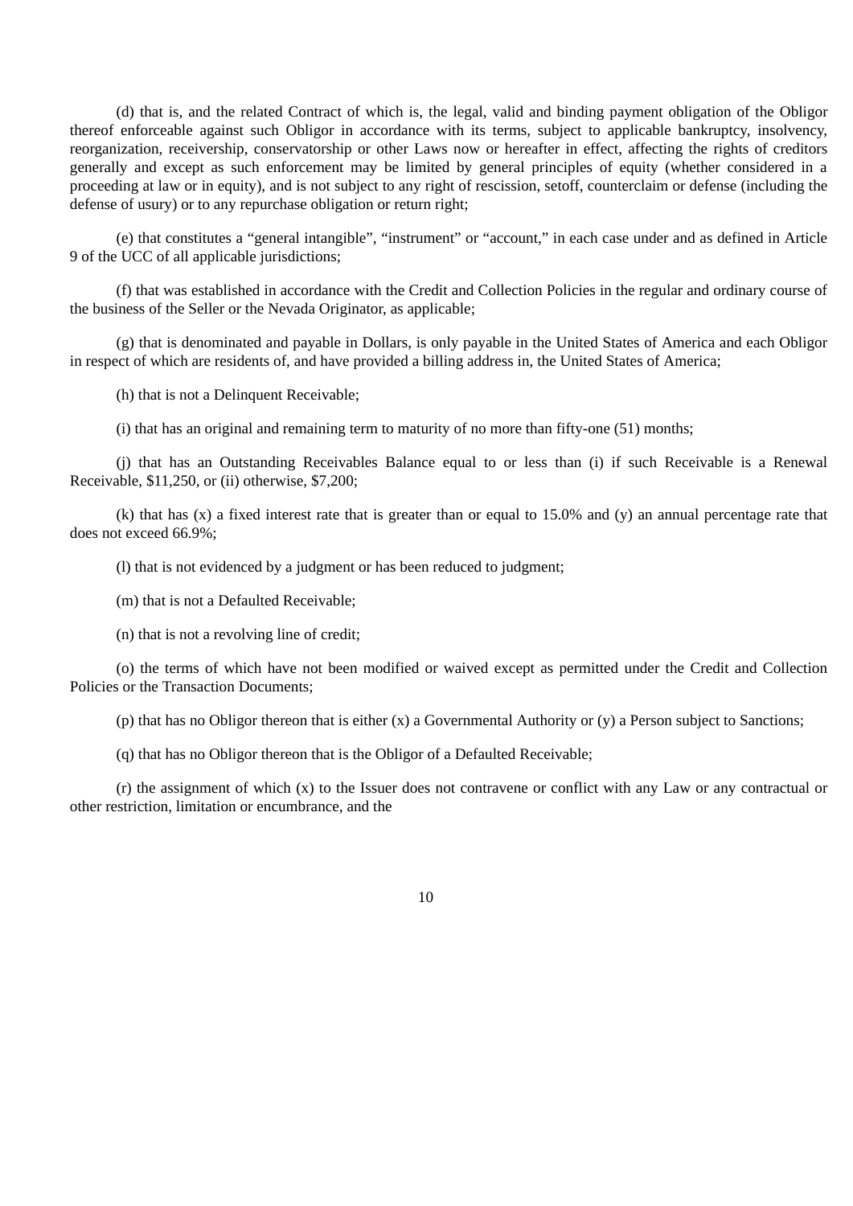(d) that is, and the related Contract of which is, the legal, valid and binding payment obligation of the Obligor thereof enforceable against such Obligor in accordance with its terms, subject to applicable bankruptcy, insolvency, reorganization, receivership, conservatorship or other Laws now or hereafter in effect, affecting the rights of creditors generally and except as such enforcement may be limited by general principles of equity (whether considered in a proceeding at law or in equity), and is not subject to any right of rescission, setoff, counterclaim or defense (including the defense of usury) or to any repurchase obligation or return right;

(e) that constitutes a "general intangible", "instrument" or "account," in each case under and as defined in Article 9 of the UCC of all applicable jurisdictions;

(f) that was established in accordance with the Credit and Collection Policies in the regular and ordinary course of the business of the Seller or the Nevada Originator, as applicable;

(g) that is denominated and payable in Dollars, is only payable in the United States of America and each Obligor in respect of which are residents of, and have provided a billing address in, the United States of America;

(h) that is not a Delinquent Receivable;

(i) that has an original and remaining term to maturity of no more than fifty-one (51) months;

(j) that has an Outstanding Receivables Balance equal to or less than (i) if such Receivable is a Renewal Receivable, $11,250, or (ii) otherwise, $7,200;

(k) that has (x) a fixed interest rate that is greater than or equal to 15.0% and (y) an annual percentage rate that does not exceed 66.9%;

(l) that is not evidenced by a judgment or has been reduced to judgment;

(m) that is not a Defaulted Receivable;

(n) that is not a revolving line of credit;

(o) the terms of which have not been modified or waived except as permitted under the Credit and Collection Policies or the Transaction Documents;

(p) that has no Obligor thereon that is either (x) a Governmental Authority or (y) a Person subject to Sanctions;

(q) that has no Obligor thereon that is the Obligor of a Defaulted Receivable;

(r) the assignment of which (x) to the Issuer does not contravene or conflict with any Law or any contractual or other restriction, limitation or encumbrance, and the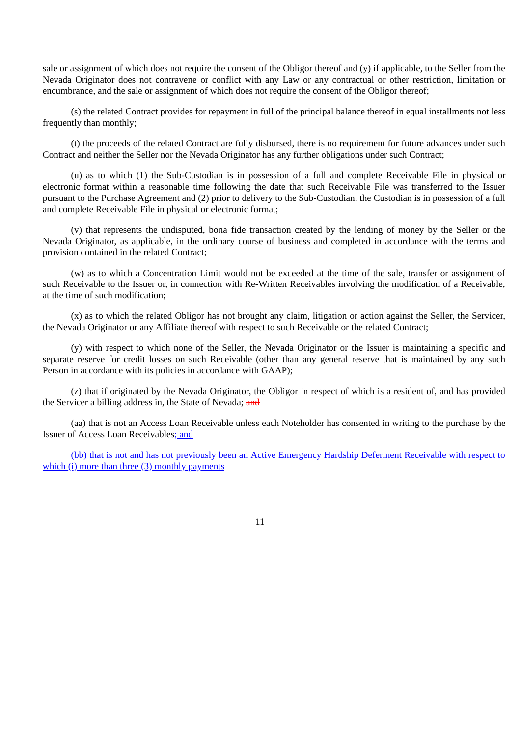sale or assignment of which does not require the consent of the Obligor thereof and (y) if applicable, to the Seller from the Nevada Originator does not contravene or conflict with any Law or any contractual or other restriction, limitation or encumbrance, and the sale or assignment of which does not require the consent of the Obligor thereof;

(s) the related Contract provides for repayment in full of the principal balance thereof in equal installments not less frequently than monthly;

(t) the proceeds of the related Contract are fully disbursed, there is no requirement for future advances under such Contract and neither the Seller nor the Nevada Originator has any further obligations under such Contract;

(u) as to which (1) the Sub-Custodian is in possession of a full and complete Receivable File in physical or electronic format within a reasonable time following the date that such Receivable File was transferred to the Issuer pursuant to the Purchase Agreement and (2) prior to delivery to the Sub-Custodian, the Custodian is in possession of a full and complete Receivable File in physical or electronic format;

(v) that represents the undisputed, bona fide transaction created by the lending of money by the Seller or the Nevada Originator, as applicable, in the ordinary course of business and completed in accordance with the terms and provision contained in the related Contract;

(w) as to which a Concentration Limit would not be exceeded at the time of the sale, transfer or assignment of such Receivable to the Issuer or, in connection with Re-Written Receivables involving the modification of a Receivable, at the time of such modification;

(x) as to which the related Obligor has not brought any claim, litigation or action against the Seller, the Servicer, the Nevada Originator or any Affiliate thereof with respect to such Receivable or the related Contract;

(y) with respect to which none of the Seller, the Nevada Originator or the Issuer is maintaining a specific and separate reserve for credit losses on such Receivable (other than any general reserve that is maintained by any such Person in accordance with its policies in accordance with GAAP);

(z) that if originated by the Nevada Originator, the Obligor in respect of which is a resident of, and has provided the Servicer a billing address in, the State of Nevada; ~~and~~

(aa) that is not an Access Loan Receivable unless each Noteholder has consented in writing to the purchase by the Issuer of Access Loan Receivables; and

(bb) that is not and has not previously been an Active Emergency Hardship Deferment Receivable with respect to which (i) more than three (3) monthly payments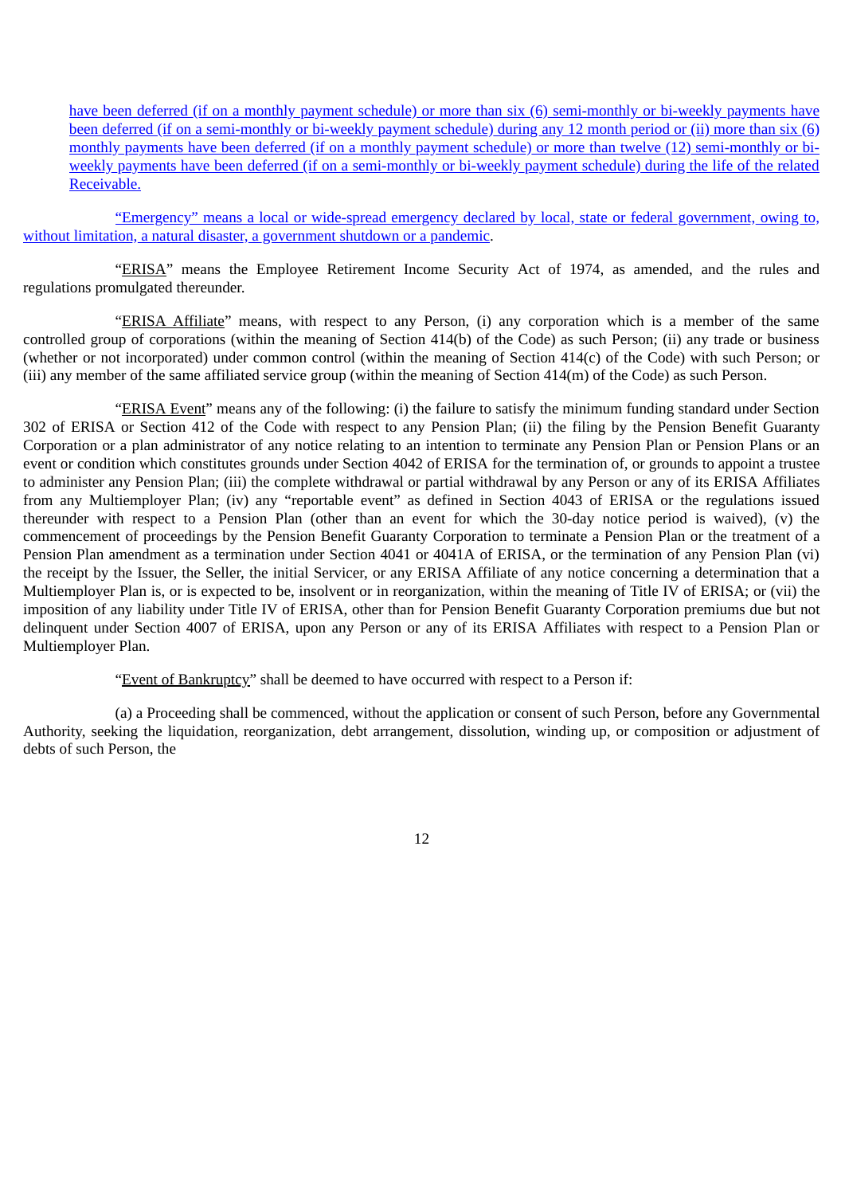have been deferred (if on a monthly payment schedule) or more than six (6) semi-monthly or bi-weekly payments have been deferred (if on a semi-monthly or bi-weekly payment schedule) during any 12 month period or (ii) more than six (6) monthly payments have been deferred (if on a monthly payment schedule) or more than twelve (12) semi-monthly or bi-weekly payments have been deferred (if on a semi-monthly or bi-weekly payment schedule) during the life of the related Receivable.

"Emergency" means a local or wide-spread emergency declared by local, state or federal government, owing to, without limitation, a natural disaster, a government shutdown or a pandemic.

"ERISA" means the Employee Retirement Income Security Act of 1974, as amended, and the rules and regulations promulgated thereunder.

"ERISA Affiliate" means, with respect to any Person, (i) any corporation which is a member of the same controlled group of corporations (within the meaning of Section 414(b) of the Code) as such Person; (ii) any trade or business (whether or not incorporated) under common control (within the meaning of Section 414(c) of the Code) with such Person; or (iii) any member of the same affiliated service group (within the meaning of Section 414(m) of the Code) as such Person.

"ERISA Event" means any of the following: (i) the failure to satisfy the minimum funding standard under Section 302 of ERISA or Section 412 of the Code with respect to any Pension Plan; (ii) the filing by the Pension Benefit Guaranty Corporation or a plan administrator of any notice relating to an intention to terminate any Pension Plan or Pension Plans or an event or condition which constitutes grounds under Section 4042 of ERISA for the termination of, or grounds to appoint a trustee to administer any Pension Plan; (iii) the complete withdrawal or partial withdrawal by any Person or any of its ERISA Affiliates from any Multiemployer Plan; (iv) any "reportable event" as defined in Section 4043 of ERISA or the regulations issued thereunder with respect to a Pension Plan (other than an event for which the 30-day notice period is waived), (v) the commencement of proceedings by the Pension Benefit Guaranty Corporation to terminate a Pension Plan or the treatment of a Pension Plan amendment as a termination under Section 4041 or 4041A of ERISA, or the termination of any Pension Plan (vi) the receipt by the Issuer, the Seller, the initial Servicer, or any ERISA Affiliate of any notice concerning a determination that a Multiemployer Plan is, or is expected to be, insolvent or in reorganization, within the meaning of Title IV of ERISA; or (vii) the imposition of any liability under Title IV of ERISA, other than for Pension Benefit Guaranty Corporation premiums due but not delinquent under Section 4007 of ERISA, upon any Person or any of its ERISA Affiliates with respect to a Pension Plan or Multiemployer Plan.

"Event of Bankruptcy" shall be deemed to have occurred with respect to a Person if:

(a) a Proceeding shall be commenced, without the application or consent of such Person, before any Governmental Authority, seeking the liquidation, reorganization, debt arrangement, dissolution, winding up, or composition or adjustment of debts of such Person, the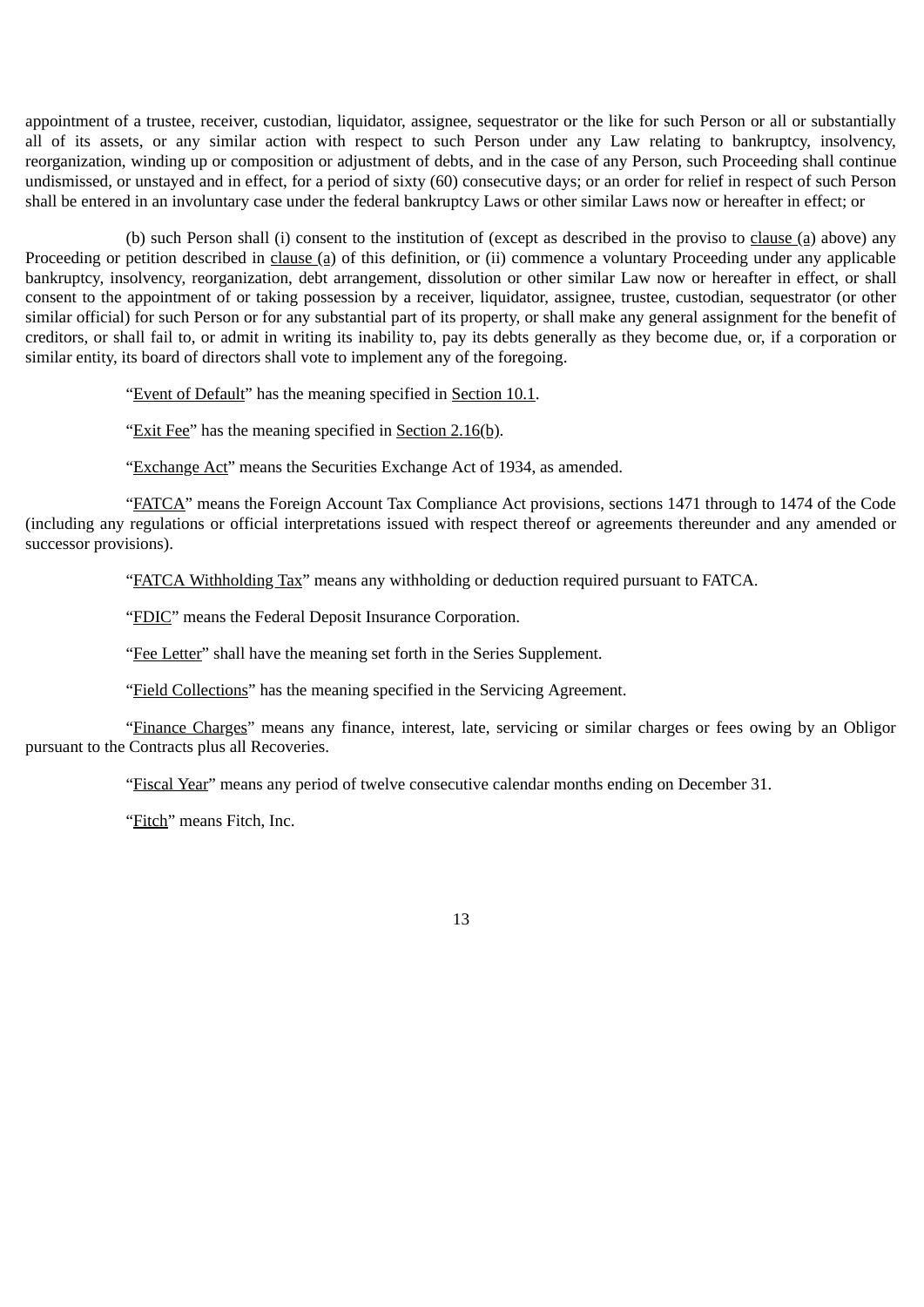appointment of a trustee, receiver, custodian, liquidator, assignee, sequestrator or the like for such Person or all or substantially all of its assets, or any similar action with respect to such Person under any Law relating to bankruptcy, insolvency, reorganization, winding up or composition or adjustment of debts, and in the case of any Person, such Proceeding shall continue undismissed, or unstayed and in effect, for a period of sixty (60) consecutive days; or an order for relief in respect of such Person shall be entered in an involuntary case under the federal bankruptcy Laws or other similar Laws now or hereafter in effect; or

(b) such Person shall (i) consent to the institution of (except as described in the proviso to clause (a) above) any Proceeding or petition described in clause (a) of this definition, or (ii) commence a voluntary Proceeding under any applicable bankruptcy, insolvency, reorganization, debt arrangement, dissolution or other similar Law now or hereafter in effect, or shall consent to the appointment of or taking possession by a receiver, liquidator, assignee, trustee, custodian, sequestrator (or other similar official) for such Person or for any substantial part of its property, or shall make any general assignment for the benefit of creditors, or shall fail to, or admit in writing its inability to, pay its debts generally as they become due, or, if a corporation or similar entity, its board of directors shall vote to implement any of the foregoing.

"Event of Default" has the meaning specified in Section 10.1.

"Exit Fee" has the meaning specified in Section 2.16(b).

"Exchange Act" means the Securities Exchange Act of 1934, as amended.

"FATCA" means the Foreign Account Tax Compliance Act provisions, sections 1471 through to 1474 of the Code (including any regulations or official interpretations issued with respect thereof or agreements thereunder and any amended or successor provisions).

"FATCA Withholding Tax" means any withholding or deduction required pursuant to FATCA.

"FDIC" means the Federal Deposit Insurance Corporation.

"Fee Letter" shall have the meaning set forth in the Series Supplement.

"Field Collections" has the meaning specified in the Servicing Agreement.

"Finance Charges" means any finance, interest, late, servicing or similar charges or fees owing by an Obligor pursuant to the Contracts plus all Recoveries.

"Fiscal Year" means any period of twelve consecutive calendar months ending on December 31.

"Fitch" means Fitch, Inc.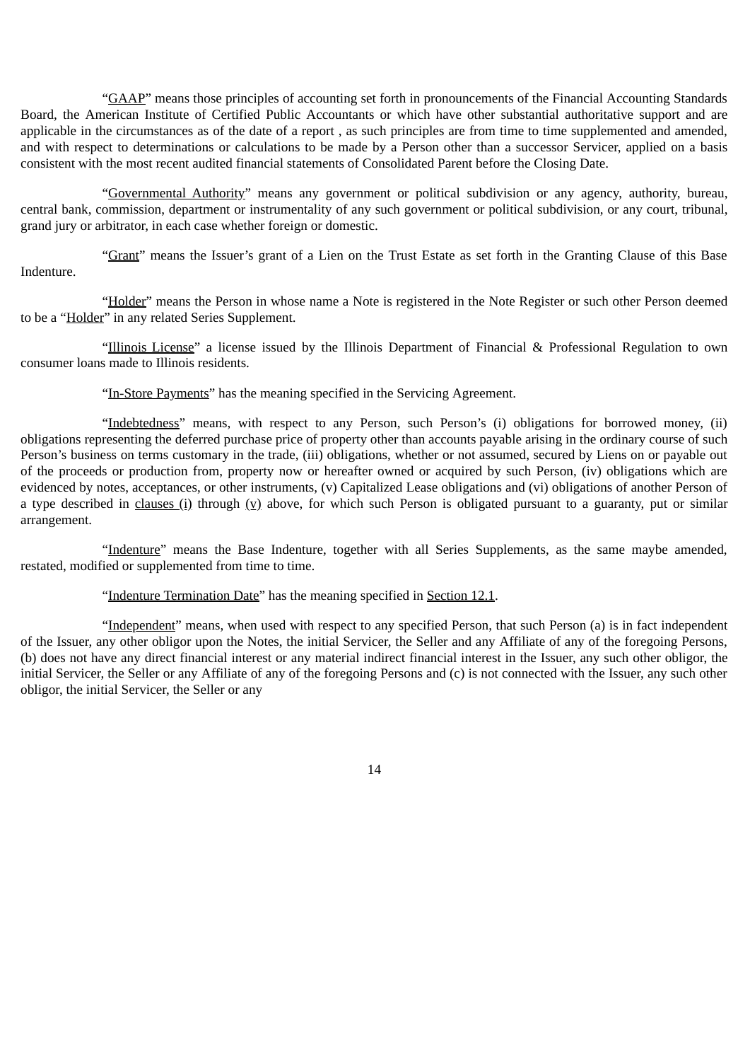"GAAP" means those principles of accounting set forth in pronouncements of the Financial Accounting Standards Board, the American Institute of Certified Public Accountants or which have other substantial authoritative support and are applicable in the circumstances as of the date of a report , as such principles are from time to time supplemented and amended, and with respect to determinations or calculations to be made by a Person other than a successor Servicer, applied on a basis consistent with the most recent audited financial statements of Consolidated Parent before the Closing Date.

"Governmental Authority" means any government or political subdivision or any agency, authority, bureau, central bank, commission, department or instrumentality of any such government or political subdivision, or any court, tribunal, grand jury or arbitrator, in each case whether foreign or domestic.

"Grant" means the Issuer's grant of a Lien on the Trust Estate as set forth in the Granting Clause of this Base Indenture.

"Holder" means the Person in whose name a Note is registered in the Note Register or such other Person deemed to be a "Holder" in any related Series Supplement.

"Illinois License" a license issued by the Illinois Department of Financial & Professional Regulation to own consumer loans made to Illinois residents.

"In-Store Payments" has the meaning specified in the Servicing Agreement.

"Indebtedness" means, with respect to any Person, such Person's (i) obligations for borrowed money, (ii) obligations representing the deferred purchase price of property other than accounts payable arising in the ordinary course of such Person's business on terms customary in the trade, (iii) obligations, whether or not assumed, secured by Liens on or payable out of the proceeds or production from, property now or hereafter owned or acquired by such Person, (iv) obligations which are evidenced by notes, acceptances, or other instruments, (v) Capitalized Lease obligations and (vi) obligations of another Person of a type described in clauses (i) through (v) above, for which such Person is obligated pursuant to a guaranty, put or similar arrangement.

"Indenture" means the Base Indenture, together with all Series Supplements, as the same maybe amended, restated, modified or supplemented from time to time.

"Indenture Termination Date" has the meaning specified in Section 12.1.

"Independent" means, when used with respect to any specified Person, that such Person (a) is in fact independent of the Issuer, any other obligor upon the Notes, the initial Servicer, the Seller and any Affiliate of any of the foregoing Persons, (b) does not have any direct financial interest or any material indirect financial interest in the Issuer, any such other obligor, the initial Servicer, the Seller or any Affiliate of any of the foregoing Persons and (c) is not connected with the Issuer, any such other obligor, the initial Servicer, the Seller or any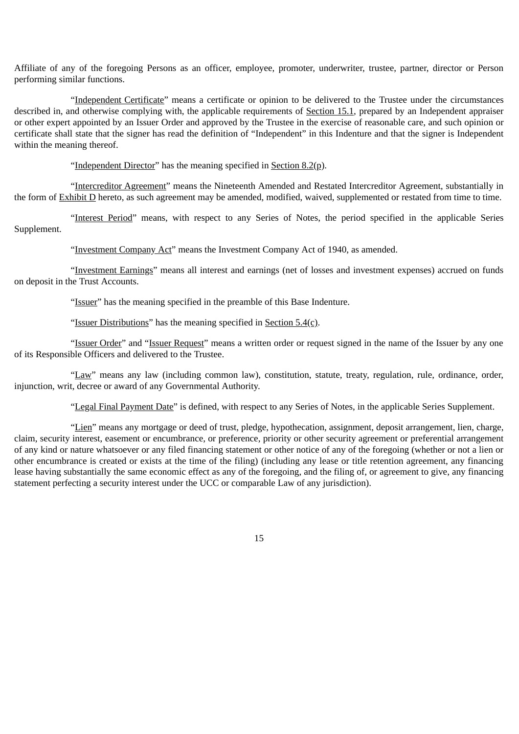Affiliate of any of the foregoing Persons as an officer, employee, promoter, underwriter, trustee, partner, director or Person performing similar functions.

"Independent Certificate" means a certificate or opinion to be delivered to the Trustee under the circumstances described in, and otherwise complying with, the applicable requirements of Section 15.1, prepared by an Independent appraiser or other expert appointed by an Issuer Order and approved by the Trustee in the exercise of reasonable care, and such opinion or certificate shall state that the signer has read the definition of "Independent" in this Indenture and that the signer is Independent within the meaning thereof.

"Independent Director" has the meaning specified in Section 8.2(p).

"Intercreditor Agreement" means the Nineteenth Amended and Restated Intercreditor Agreement, substantially in the form of Exhibit D hereto, as such agreement may be amended, modified, waived, supplemented or restated from time to time.

"Interest Period" means, with respect to any Series of Notes, the period specified in the applicable Series Supplement.

"Investment Company Act" means the Investment Company Act of 1940, as amended.

"Investment Earnings" means all interest and earnings (net of losses and investment expenses) accrued on funds on deposit in the Trust Accounts.

"Issuer" has the meaning specified in the preamble of this Base Indenture.

"Issuer Distributions" has the meaning specified in Section 5.4(c).

"Issuer Order" and "Issuer Request" means a written order or request signed in the name of the Issuer by any one of its Responsible Officers and delivered to the Trustee.

"Law" means any law (including common law), constitution, statute, treaty, regulation, rule, ordinance, order, injunction, writ, decree or award of any Governmental Authority.

"Legal Final Payment Date" is defined, with respect to any Series of Notes, in the applicable Series Supplement.

"Lien" means any mortgage or deed of trust, pledge, hypothecation, assignment, deposit arrangement, lien, charge, claim, security interest, easement or encumbrance, or preference, priority or other security agreement or preferential arrangement of any kind or nature whatsoever or any filed financing statement or other notice of any of the foregoing (whether or not a lien or other encumbrance is created or exists at the time of the filing) (including any lease or title retention agreement, any financing lease having substantially the same economic effect as any of the foregoing, and the filing of, or agreement to give, any financing statement perfecting a security interest under the UCC or comparable Law of any jurisdiction).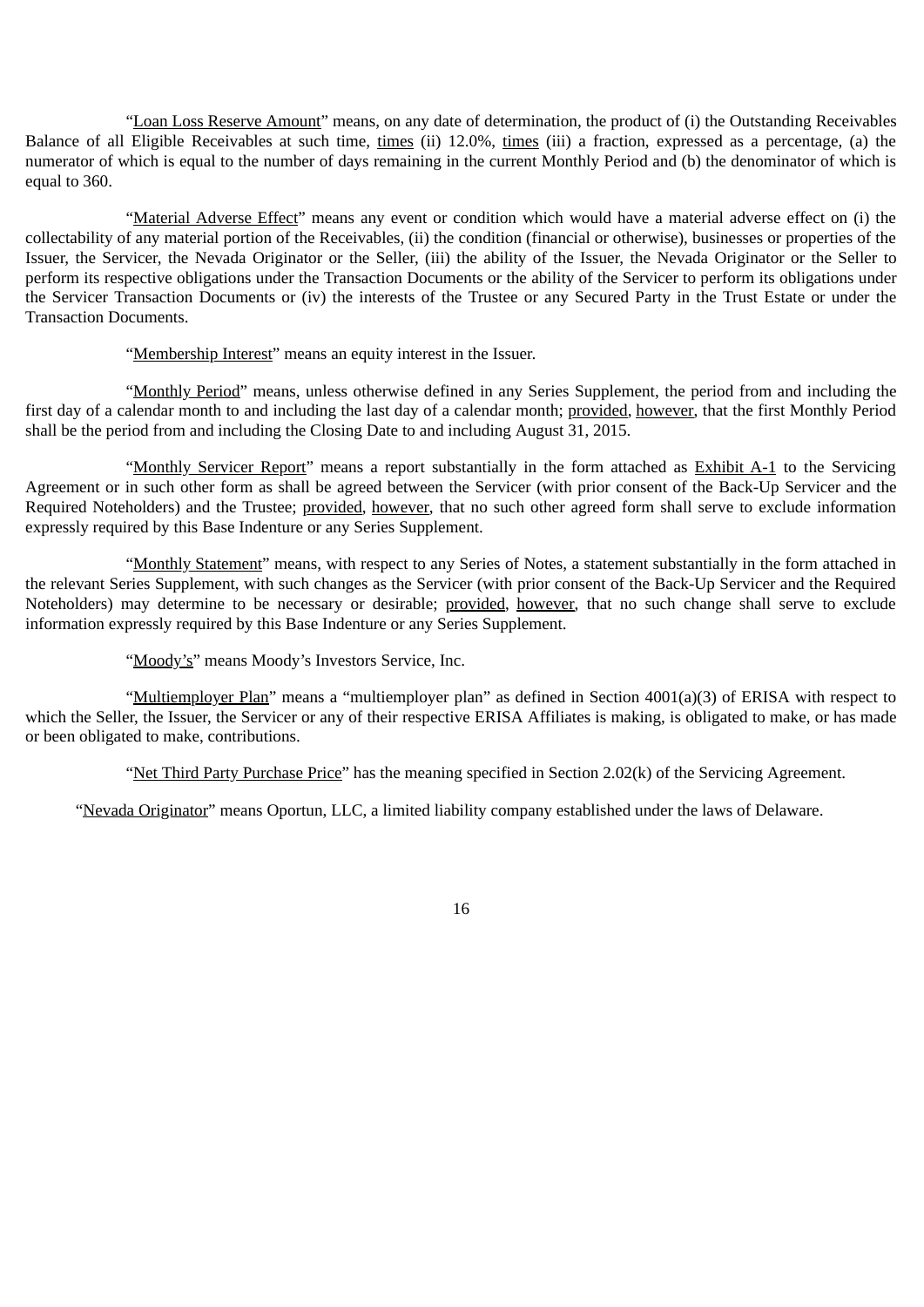"Loan Loss Reserve Amount" means, on any date of determination, the product of (i) the Outstanding Receivables Balance of all Eligible Receivables at such time, times (ii) 12.0%, times (iii) a fraction, expressed as a percentage, (a) the numerator of which is equal to the number of days remaining in the current Monthly Period and (b) the denominator of which is equal to 360.

"Material Adverse Effect" means any event or condition which would have a material adverse effect on (i) the collectability of any material portion of the Receivables, (ii) the condition (financial or otherwise), businesses or properties of the Issuer, the Servicer, the Nevada Originator or the Seller, (iii) the ability of the Issuer, the Nevada Originator or the Seller to perform its respective obligations under the Transaction Documents or the ability of the Servicer to perform its obligations under the Servicer Transaction Documents or (iv) the interests of the Trustee or any Secured Party in the Trust Estate or under the Transaction Documents.

"Membership Interest" means an equity interest in the Issuer.

"Monthly Period" means, unless otherwise defined in any Series Supplement, the period from and including the first day of a calendar month to and including the last day of a calendar month; provided, however, that the first Monthly Period shall be the period from and including the Closing Date to and including August 31, 2015.

"Monthly Servicer Report" means a report substantially in the form attached as Exhibit A-1 to the Servicing Agreement or in such other form as shall be agreed between the Servicer (with prior consent of the Back-Up Servicer and the Required Noteholders) and the Trustee; provided, however, that no such other agreed form shall serve to exclude information expressly required by this Base Indenture or any Series Supplement.

"Monthly Statement" means, with respect to any Series of Notes, a statement substantially in the form attached in the relevant Series Supplement, with such changes as the Servicer (with prior consent of the Back-Up Servicer and the Required Noteholders) may determine to be necessary or desirable; provided, however, that no such change shall serve to exclude information expressly required by this Base Indenture or any Series Supplement.

"Moody's" means Moody's Investors Service, Inc.

"Multiemployer Plan" means a "multiemployer plan" as defined in Section 4001(a)(3) of ERISA with respect to which the Seller, the Issuer, the Servicer or any of their respective ERISA Affiliates is making, is obligated to make, or has made or been obligated to make, contributions.

"Net Third Party Purchase Price" has the meaning specified in Section 2.02(k) of the Servicing Agreement.

"Nevada Originator" means Oportun, LLC, a limited liability company established under the laws of Delaware.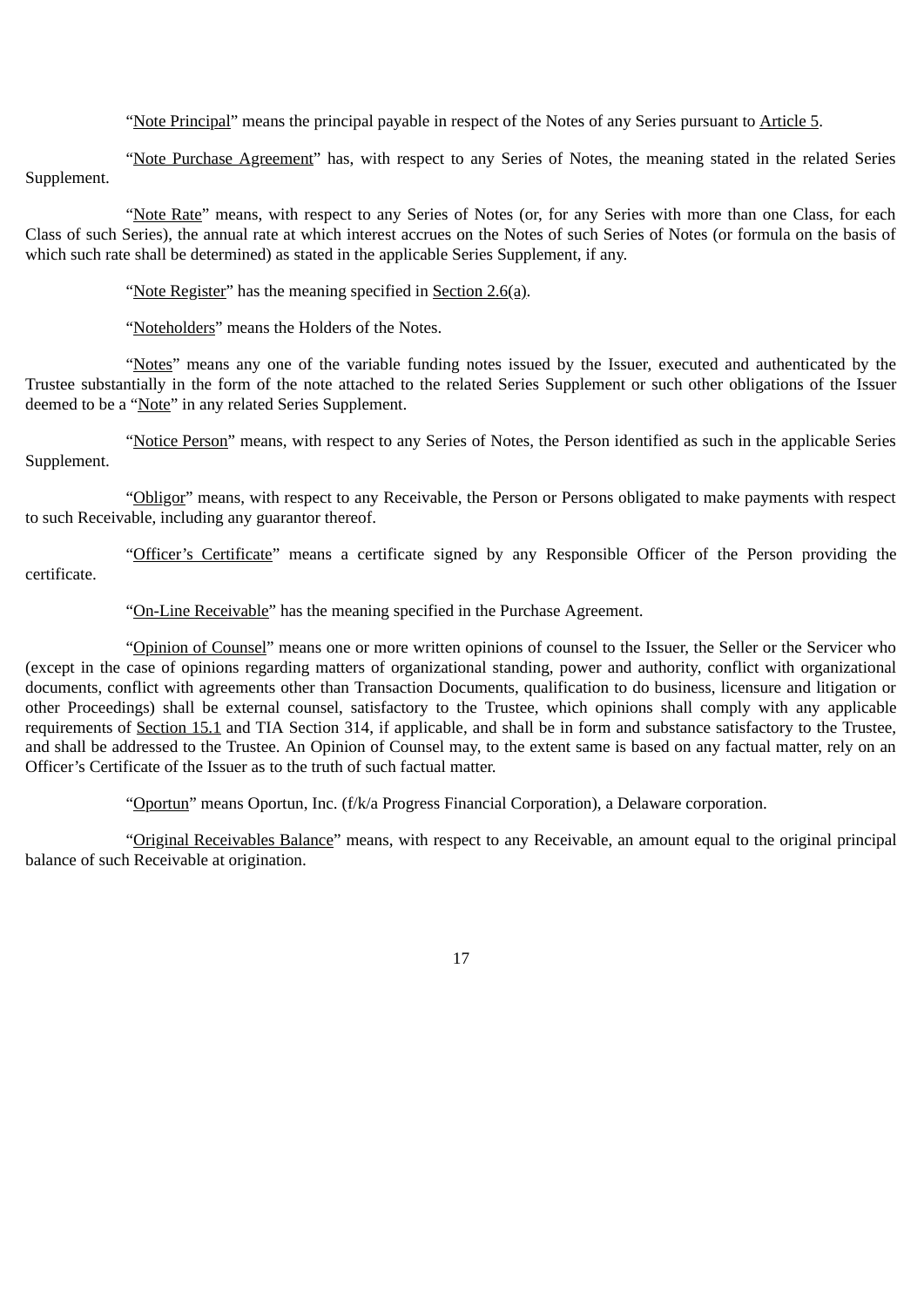"Note Principal" means the principal payable in respect of the Notes of any Series pursuant to Article 5.

"Note Purchase Agreement" has, with respect to any Series of Notes, the meaning stated in the related Series Supplement.

"Note Rate" means, with respect to any Series of Notes (or, for any Series with more than one Class, for each Class of such Series), the annual rate at which interest accrues on the Notes of such Series of Notes (or formula on the basis of which such rate shall be determined) as stated in the applicable Series Supplement, if any.

"Note Register" has the meaning specified in Section 2.6(a).

"Noteholders" means the Holders of the Notes.

"Notes" means any one of the variable funding notes issued by the Issuer, executed and authenticated by the Trustee substantially in the form of the note attached to the related Series Supplement or such other obligations of the Issuer deemed to be a "Note" in any related Series Supplement.

"Notice Person" means, with respect to any Series of Notes, the Person identified as such in the applicable Series Supplement.

"Obligor" means, with respect to any Receivable, the Person or Persons obligated to make payments with respect to such Receivable, including any guarantor thereof.

"Officer's Certificate" means a certificate signed by any Responsible Officer of the Person providing the certificate.

"On-Line Receivable" has the meaning specified in the Purchase Agreement.

"Opinion of Counsel" means one or more written opinions of counsel to the Issuer, the Seller or the Servicer who (except in the case of opinions regarding matters of organizational standing, power and authority, conflict with organizational documents, conflict with agreements other than Transaction Documents, qualification to do business, licensure and litigation or other Proceedings) shall be external counsel, satisfactory to the Trustee, which opinions shall comply with any applicable requirements of Section 15.1 and TIA Section 314, if applicable, and shall be in form and substance satisfactory to the Trustee, and shall be addressed to the Trustee. An Opinion of Counsel may, to the extent same is based on any factual matter, rely on an Officer's Certificate of the Issuer as to the truth of such factual matter.

"Oportun" means Oportun, Inc. (f/k/a Progress Financial Corporation), a Delaware corporation.

"Original Receivables Balance" means, with respect to any Receivable, an amount equal to the original principal balance of such Receivable at origination.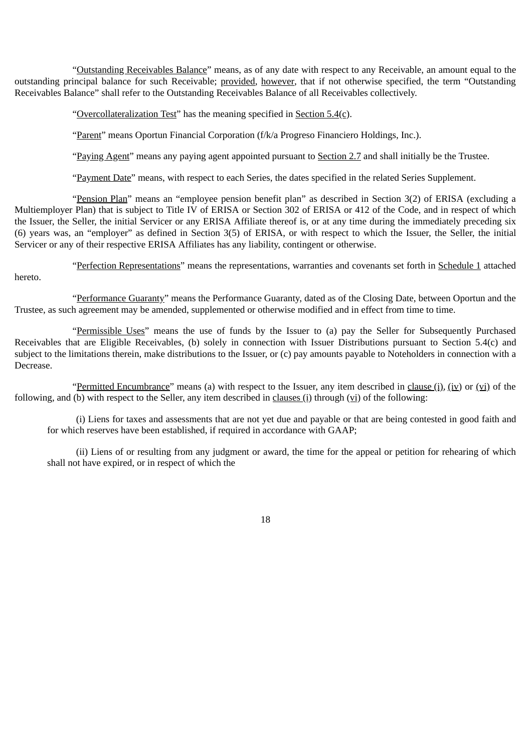"Outstanding Receivables Balance" means, as of any date with respect to any Receivable, an amount equal to the outstanding principal balance for such Receivable; provided, however, that if not otherwise specified, the term "Outstanding Receivables Balance" shall refer to the Outstanding Receivables Balance of all Receivables collectively.

"Overcollateralization Test" has the meaning specified in Section 5.4(c).

"Parent" means Oportun Financial Corporation (f/k/a Progreso Financiero Holdings, Inc.).

"Paying Agent" means any paying agent appointed pursuant to Section 2.7 and shall initially be the Trustee.

"Payment Date" means, with respect to each Series, the dates specified in the related Series Supplement.

"Pension Plan" means an "employee pension benefit plan" as described in Section 3(2) of ERISA (excluding a Multiemployer Plan) that is subject to Title IV of ERISA or Section 302 of ERISA or 412 of the Code, and in respect of which the Issuer, the Seller, the initial Servicer or any ERISA Affiliate thereof is, or at any time during the immediately preceding six (6) years was, an "employer" as defined in Section 3(5) of ERISA, or with respect to which the Issuer, the Seller, the initial Servicer or any of their respective ERISA Affiliates has any liability, contingent or otherwise.

"Perfection Representations" means the representations, warranties and covenants set forth in Schedule 1 attached hereto.

"Performance Guaranty" means the Performance Guaranty, dated as of the Closing Date, between Oportun and the Trustee, as such agreement may be amended, supplemented or otherwise modified and in effect from time to time.

"Permissible Uses" means the use of funds by the Issuer to (a) pay the Seller for Subsequently Purchased Receivables that are Eligible Receivables, (b) solely in connection with Issuer Distributions pursuant to Section 5.4(c) and subject to the limitations therein, make distributions to the Issuer, or (c) pay amounts payable to Noteholders in connection with a Decrease.

"Permitted Encumbrance" means (a) with respect to the Issuer, any item described in clause (i), (iv) or (vi) of the following, and (b) with respect to the Seller, any item described in clauses (i) through (vi) of the following:

(i) Liens for taxes and assessments that are not yet due and payable or that are being contested in good faith and for which reserves have been established, if required in accordance with GAAP;

(ii) Liens of or resulting from any judgment or award, the time for the appeal or petition for rehearing of which shall not have expired, or in respect of which the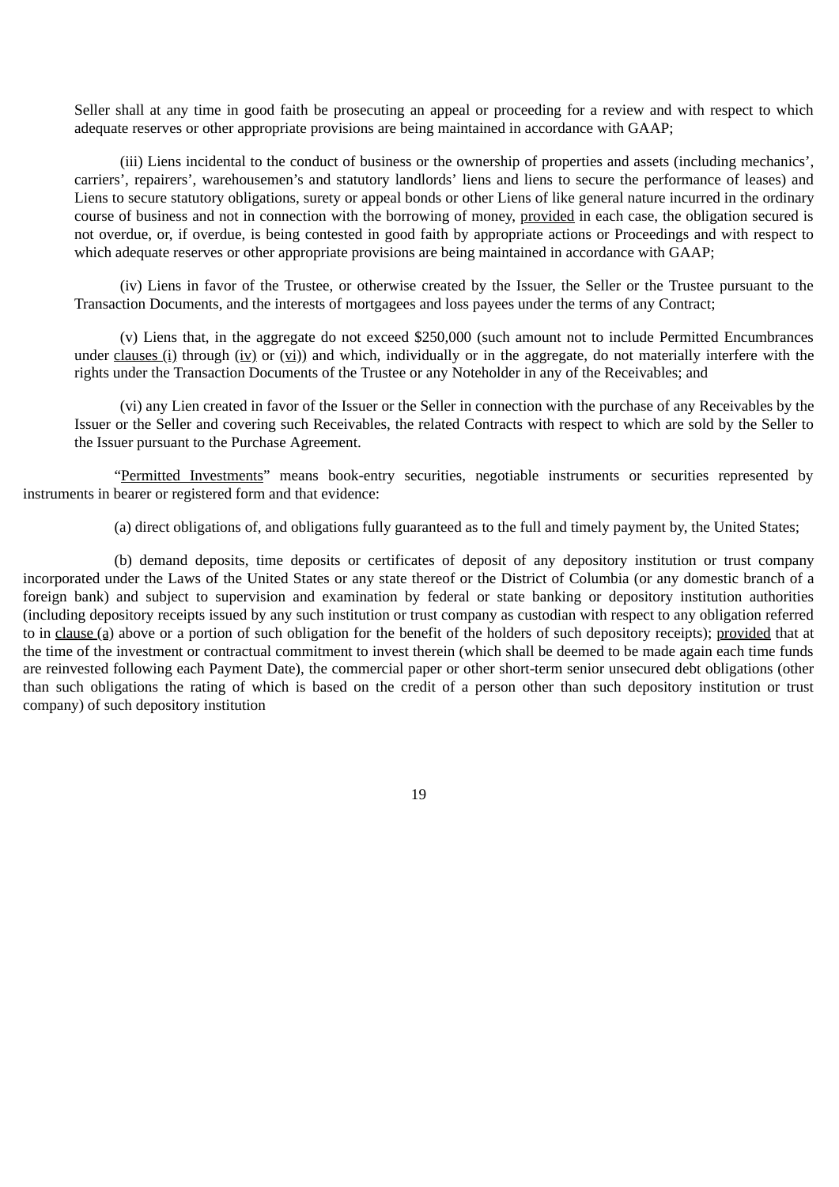Seller shall at any time in good faith be prosecuting an appeal or proceeding for a review and with respect to which adequate reserves or other appropriate provisions are being maintained in accordance with GAAP;

(iii) Liens incidental to the conduct of business or the ownership of properties and assets (including mechanics', carriers', repairers', warehousemen's and statutory landlords' liens and liens to secure the performance of leases) and Liens to secure statutory obligations, surety or appeal bonds or other Liens of like general nature incurred in the ordinary course of business and not in connection with the borrowing of money, provided in each case, the obligation secured is not overdue, or, if overdue, is being contested in good faith by appropriate actions or Proceedings and with respect to which adequate reserves or other appropriate provisions are being maintained in accordance with GAAP;

(iv) Liens in favor of the Trustee, or otherwise created by the Issuer, the Seller or the Trustee pursuant to the Transaction Documents, and the interests of mortgagees and loss payees under the terms of any Contract;

(v) Liens that, in the aggregate do not exceed $250,000 (such amount not to include Permitted Encumbrances under clauses (i) through (iv) or (vi)) and which, individually or in the aggregate, do not materially interfere with the rights under the Transaction Documents of the Trustee or any Noteholder in any of the Receivables; and

(vi) any Lien created in favor of the Issuer or the Seller in connection with the purchase of any Receivables by the Issuer or the Seller and covering such Receivables, the related Contracts with respect to which are sold by the Seller to the Issuer pursuant to the Purchase Agreement.

"Permitted Investments" means book-entry securities, negotiable instruments or securities represented by instruments in bearer or registered form and that evidence:

(a) direct obligations of, and obligations fully guaranteed as to the full and timely payment by, the United States;

(b) demand deposits, time deposits or certificates of deposit of any depository institution or trust company incorporated under the Laws of the United States or any state thereof or the District of Columbia (or any domestic branch of a foreign bank) and subject to supervision and examination by federal or state banking or depository institution authorities (including depository receipts issued by any such institution or trust company as custodian with respect to any obligation referred to in clause (a) above or a portion of such obligation for the benefit of the holders of such depository receipts); provided that at the time of the investment or contractual commitment to invest therein (which shall be deemed to be made again each time funds are reinvested following each Payment Date), the commercial paper or other short-term senior unsecured debt obligations (other than such obligations the rating of which is based on the credit of a person other than such depository institution or trust company) of such depository institution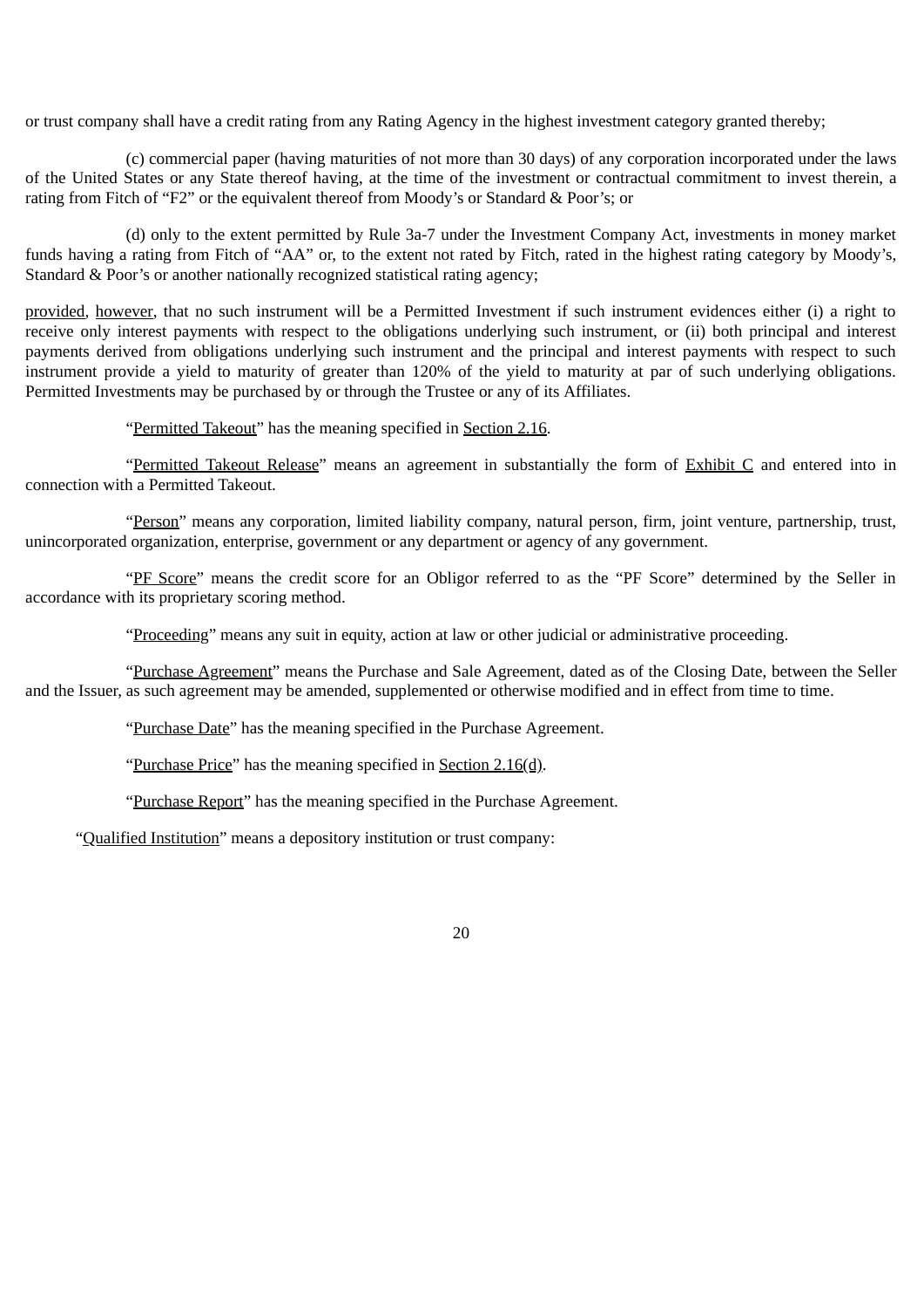or trust company shall have a credit rating from any Rating Agency in the highest investment category granted thereby;

(c) commercial paper (having maturities of not more than 30 days) of any corporation incorporated under the laws of the United States or any State thereof having, at the time of the investment or contractual commitment to invest therein, a rating from Fitch of "F2" or the equivalent thereof from Moody's or Standard & Poor's; or

(d) only to the extent permitted by Rule 3a-7 under the Investment Company Act, investments in money market funds having a rating from Fitch of "AA" or, to the extent not rated by Fitch, rated in the highest rating category by Moody's, Standard & Poor's or another nationally recognized statistical rating agency;

provided, however, that no such instrument will be a Permitted Investment if such instrument evidences either (i) a right to receive only interest payments with respect to the obligations underlying such instrument, or (ii) both principal and interest payments derived from obligations underlying such instrument and the principal and interest payments with respect to such instrument provide a yield to maturity of greater than 120% of the yield to maturity at par of such underlying obligations. Permitted Investments may be purchased by or through the Trustee or any of its Affiliates.

"Permitted Takeout" has the meaning specified in Section 2.16.

"Permitted Takeout Release" means an agreement in substantially the form of Exhibit C and entered into in connection with a Permitted Takeout.

"Person" means any corporation, limited liability company, natural person, firm, joint venture, partnership, trust, unincorporated organization, enterprise, government or any department or agency of any government.

"PF Score" means the credit score for an Obligor referred to as the "PF Score" determined by the Seller in accordance with its proprietary scoring method.

"Proceeding" means any suit in equity, action at law or other judicial or administrative proceeding.

"Purchase Agreement" means the Purchase and Sale Agreement, dated as of the Closing Date, between the Seller and the Issuer, as such agreement may be amended, supplemented or otherwise modified and in effect from time to time.

"Purchase Date" has the meaning specified in the Purchase Agreement.

"Purchase Price" has the meaning specified in Section 2.16(d).

"Purchase Report" has the meaning specified in the Purchase Agreement.

"Qualified Institution" means a depository institution or trust company: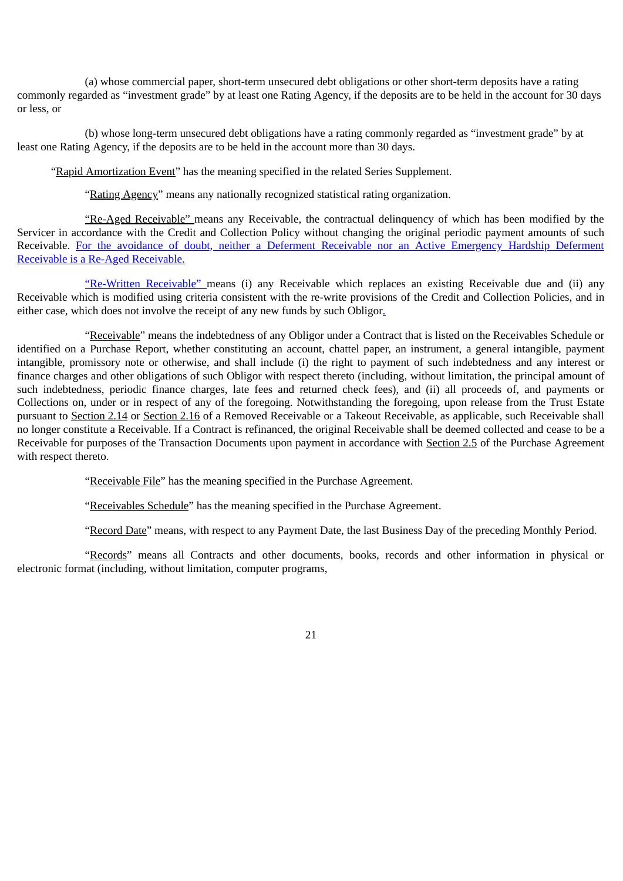(a) whose commercial paper, short-term unsecured debt obligations or other short-term deposits have a rating commonly regarded as "investment grade" by at least one Rating Agency, if the deposits are to be held in the account for 30 days or less, or

(b) whose long-term unsecured debt obligations have a rating commonly regarded as "investment grade" by at least one Rating Agency, if the deposits are to be held in the account more than 30 days.

"Rapid Amortization Event" has the meaning specified in the related Series Supplement.

"Rating Agency" means any nationally recognized statistical rating organization.

"Re-Aged Receivable" means any Receivable, the contractual delinquency of which has been modified by the Servicer in accordance with the Credit and Collection Policy without changing the original periodic payment amounts of such Receivable. For the avoidance of doubt, neither a Deferment Receivable nor an Active Emergency Hardship Deferment Receivable is a Re-Aged Receivable.

"Re-Written Receivable" means (i) any Receivable which replaces an existing Receivable due and (ii) any Receivable which is modified using criteria consistent with the re-write provisions of the Credit and Collection Policies, and in either case, which does not involve the receipt of any new funds by such Obligor.

"Receivable" means the indebtedness of any Obligor under a Contract that is listed on the Receivables Schedule or identified on a Purchase Report, whether constituting an account, chattel paper, an instrument, a general intangible, payment intangible, promissory note or otherwise, and shall include (i) the right to payment of such indebtedness and any interest or finance charges and other obligations of such Obligor with respect thereto (including, without limitation, the principal amount of such indebtedness, periodic finance charges, late fees and returned check fees), and (ii) all proceeds of, and payments or Collections on, under or in respect of any of the foregoing. Notwithstanding the foregoing, upon release from the Trust Estate pursuant to Section 2.14 or Section 2.16 of a Removed Receivable or a Takeout Receivable, as applicable, such Receivable shall no longer constitute a Receivable. If a Contract is refinanced, the original Receivable shall be deemed collected and cease to be a Receivable for purposes of the Transaction Documents upon payment in accordance with Section 2.5 of the Purchase Agreement with respect thereto.

"Receivable File" has the meaning specified in the Purchase Agreement.

"Receivables Schedule" has the meaning specified in the Purchase Agreement.

"Record Date" means, with respect to any Payment Date, the last Business Day of the preceding Monthly Period.

"Records" means all Contracts and other documents, books, records and other information in physical or electronic format (including, without limitation, computer programs,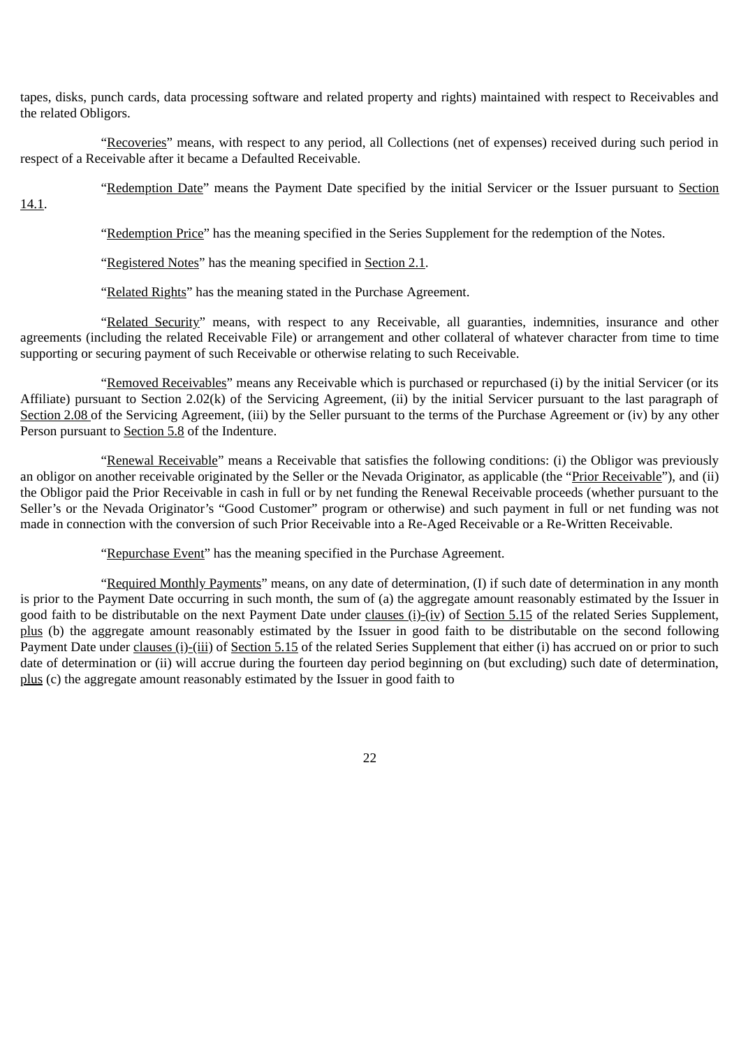tapes, disks, punch cards, data processing software and related property and rights) maintained with respect to Receivables and the related Obligors.

"Recoveries" means, with respect to any period, all Collections (net of expenses) received during such period in respect of a Receivable after it became a Defaulted Receivable.

"Redemption Date" means the Payment Date specified by the initial Servicer or the Issuer pursuant to Section 14.1.

"Redemption Price" has the meaning specified in the Series Supplement for the redemption of the Notes.

"Registered Notes" has the meaning specified in Section 2.1.

"Related Rights" has the meaning stated in the Purchase Agreement.

"Related Security" means, with respect to any Receivable, all guaranties, indemnities, insurance and other agreements (including the related Receivable File) or arrangement and other collateral of whatever character from time to time supporting or securing payment of such Receivable or otherwise relating to such Receivable.

"Removed Receivables" means any Receivable which is purchased or repurchased (i) by the initial Servicer (or its Affiliate) pursuant to Section 2.02(k) of the Servicing Agreement, (ii) by the initial Servicer pursuant to the last paragraph of Section 2.08 of the Servicing Agreement, (iii) by the Seller pursuant to the terms of the Purchase Agreement or (iv) by any other Person pursuant to Section 5.8 of the Indenture.

"Renewal Receivable" means a Receivable that satisfies the following conditions: (i) the Obligor was previously an obligor on another receivable originated by the Seller or the Nevada Originator, as applicable (the "Prior Receivable"), and (ii) the Obligor paid the Prior Receivable in cash in full or by net funding the Renewal Receivable proceeds (whether pursuant to the Seller's or the Nevada Originator's "Good Customer" program or otherwise) and such payment in full or net funding was not made in connection with the conversion of such Prior Receivable into a Re-Aged Receivable or a Re-Written Receivable.

"Repurchase Event" has the meaning specified in the Purchase Agreement.

"Required Monthly Payments" means, on any date of determination, (I) if such date of determination in any month is prior to the Payment Date occurring in such month, the sum of (a) the aggregate amount reasonably estimated by the Issuer in good faith to be distributable on the next Payment Date under clauses (i)-(iv) of Section 5.15 of the related Series Supplement, plus (b) the aggregate amount reasonably estimated by the Issuer in good faith to be distributable on the second following Payment Date under clauses (i)-(iii) of Section 5.15 of the related Series Supplement that either (i) has accrued on or prior to such date of determination or (ii) will accrue during the fourteen day period beginning on (but excluding) such date of determination, plus (c) the aggregate amount reasonably estimated by the Issuer in good faith to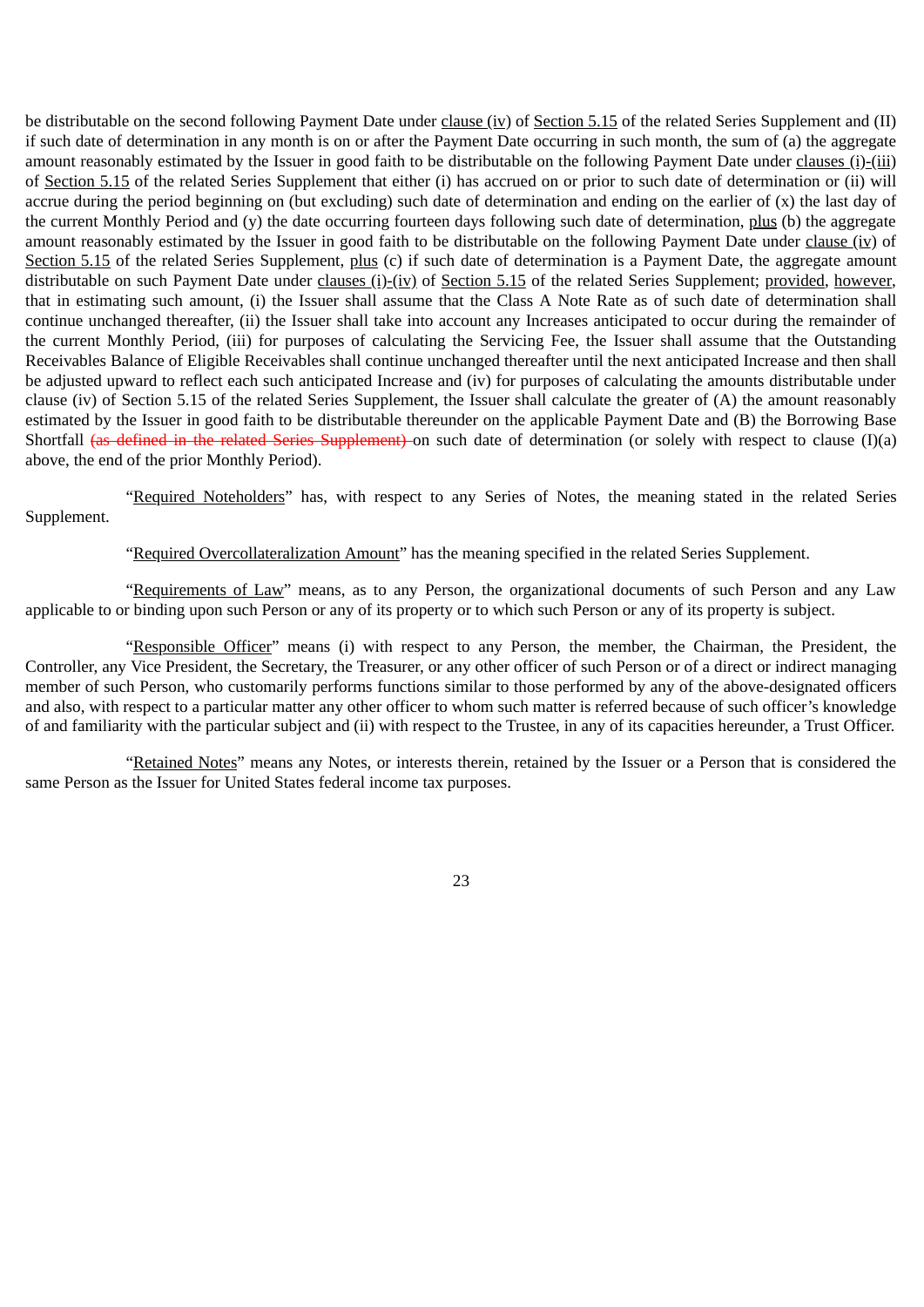be distributable on the second following Payment Date under clause (iv) of Section 5.15 of the related Series Supplement and (II) if such date of determination in any month is on or after the Payment Date occurring in such month, the sum of (a) the aggregate amount reasonably estimated by the Issuer in good faith to be distributable on the following Payment Date under clauses (i)-(iii) of Section 5.15 of the related Series Supplement that either (i) has accrued on or prior to such date of determination or (ii) will accrue during the period beginning on (but excluding) such date of determination and ending on the earlier of (x) the last day of the current Monthly Period and (y) the date occurring fourteen days following such date of determination, plus (b) the aggregate amount reasonably estimated by the Issuer in good faith to be distributable on the following Payment Date under clause (iv) of Section 5.15 of the related Series Supplement, plus (c) if such date of determination is a Payment Date, the aggregate amount distributable on such Payment Date under clauses (i)-(iv) of Section 5.15 of the related Series Supplement; provided, however, that in estimating such amount, (i) the Issuer shall assume that the Class A Note Rate as of such date of determination shall continue unchanged thereafter, (ii) the Issuer shall take into account any Increases anticipated to occur during the remainder of the current Monthly Period, (iii) for purposes of calculating the Servicing Fee, the Issuer shall assume that the Outstanding Receivables Balance of Eligible Receivables shall continue unchanged thereafter until the next anticipated Increase and then shall be adjusted upward to reflect each such anticipated Increase and (iv) for purposes of calculating the amounts distributable under clause (iv) of Section 5.15 of the related Series Supplement, the Issuer shall calculate the greater of (A) the amount reasonably estimated by the Issuer in good faith to be distributable thereunder on the applicable Payment Date and (B) the Borrowing Base Shortfall ~~(as defined in the related Series Supplement)~~ on such date of determination (or solely with respect to clause (I)(a) above, the end of the prior Monthly Period).

"Required Noteholders" has, with respect to any Series of Notes, the meaning stated in the related Series Supplement.

"Required Overcollateralization Amount" has the meaning specified in the related Series Supplement.

"Requirements of Law" means, as to any Person, the organizational documents of such Person and any Law applicable to or binding upon such Person or any of its property or to which such Person or any of its property is subject.

"Responsible Officer" means (i) with respect to any Person, the member, the Chairman, the President, the Controller, any Vice President, the Secretary, the Treasurer, or any other officer of such Person or of a direct or indirect managing member of such Person, who customarily performs functions similar to those performed by any of the above-designated officers and also, with respect to a particular matter any other officer to whom such matter is referred because of such officer's knowledge of and familiarity with the particular subject and (ii) with respect to the Trustee, in any of its capacities hereunder, a Trust Officer.

"Retained Notes" means any Notes, or interests therein, retained by the Issuer or a Person that is considered the same Person as the Issuer for United States federal income tax purposes.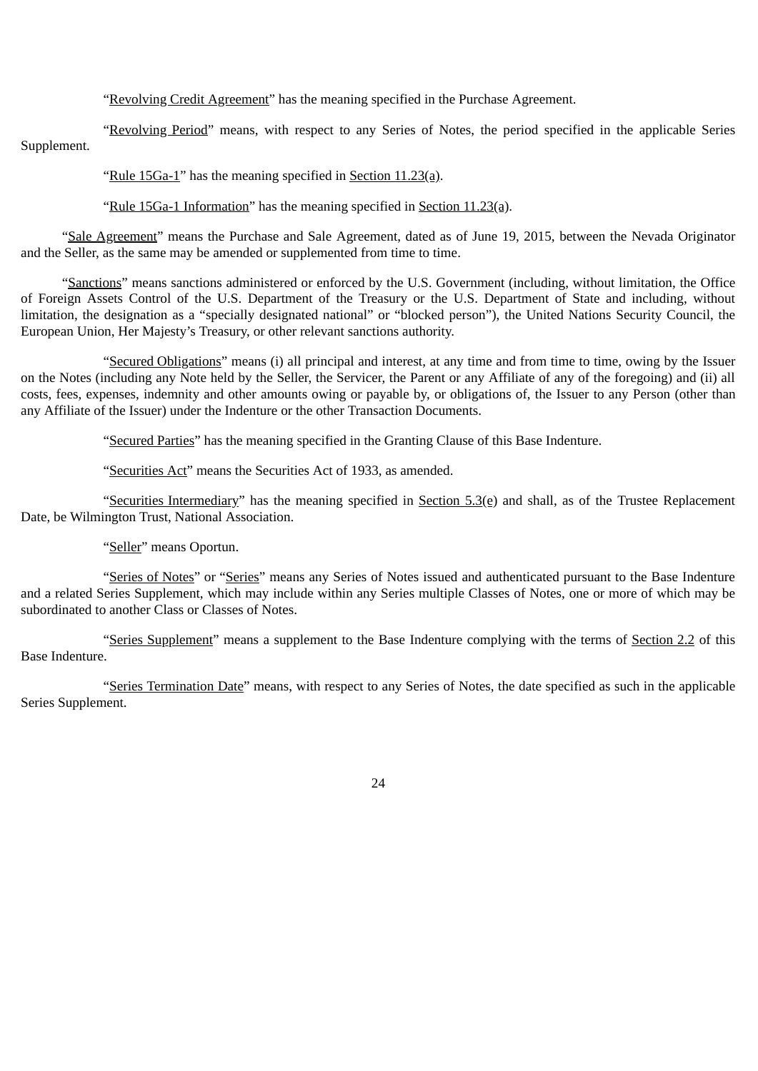"Revolving Credit Agreement" has the meaning specified in the Purchase Agreement.

"Revolving Period" means, with respect to any Series of Notes, the period specified in the applicable Series Supplement.

"Rule 15Ga-1" has the meaning specified in Section 11.23(a).

"Rule 15Ga-1 Information" has the meaning specified in Section 11.23(a).

"Sale Agreement" means the Purchase and Sale Agreement, dated as of June 19, 2015, between the Nevada Originator and the Seller, as the same may be amended or supplemented from time to time.

"Sanctions" means sanctions administered or enforced by the U.S. Government (including, without limitation, the Office of Foreign Assets Control of the U.S. Department of the Treasury or the U.S. Department of State and including, without limitation, the designation as a "specially designated national" or "blocked person"), the United Nations Security Council, the European Union, Her Majesty's Treasury, or other relevant sanctions authority.

"Secured Obligations" means (i) all principal and interest, at any time and from time to time, owing by the Issuer on the Notes (including any Note held by the Seller, the Servicer, the Parent or any Affiliate of any of the foregoing) and (ii) all costs, fees, expenses, indemnity and other amounts owing or payable by, or obligations of, the Issuer to any Person (other than any Affiliate of the Issuer) under the Indenture or the other Transaction Documents.

"Secured Parties" has the meaning specified in the Granting Clause of this Base Indenture.

"Securities Act" means the Securities Act of 1933, as amended.

"Securities Intermediary" has the meaning specified in Section 5.3(e) and shall, as of the Trustee Replacement Date, be Wilmington Trust, National Association.

"Seller" means Oportun.

"Series of Notes" or "Series" means any Series of Notes issued and authenticated pursuant to the Base Indenture and a related Series Supplement, which may include within any Series multiple Classes of Notes, one or more of which may be subordinated to another Class or Classes of Notes.

"Series Supplement" means a supplement to the Base Indenture complying with the terms of Section 2.2 of this Base Indenture.

"Series Termination Date" means, with respect to any Series of Notes, the date specified as such in the applicable Series Supplement.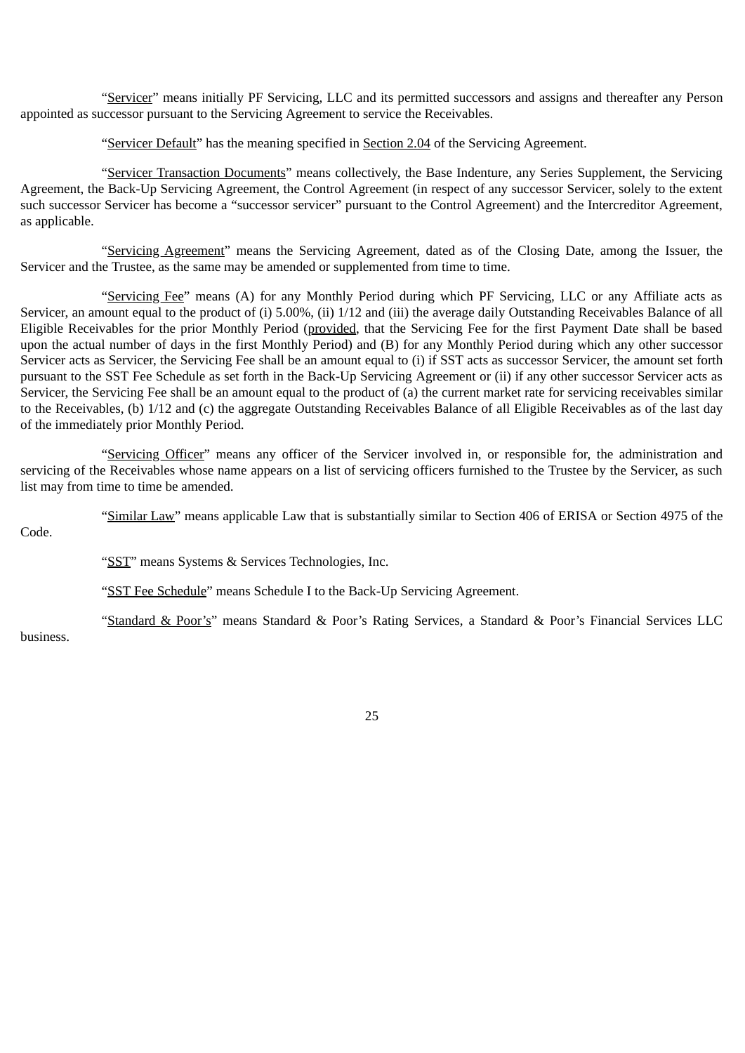"Servicer" means initially PF Servicing, LLC and its permitted successors and assigns and thereafter any Person appointed as successor pursuant to the Servicing Agreement to service the Receivables.

"Servicer Default" has the meaning specified in Section 2.04 of the Servicing Agreement.

"Servicer Transaction Documents" means collectively, the Base Indenture, any Series Supplement, the Servicing Agreement, the Back-Up Servicing Agreement, the Control Agreement (in respect of any successor Servicer, solely to the extent such successor Servicer has become a "successor servicer" pursuant to the Control Agreement) and the Intercreditor Agreement, as applicable.

"Servicing Agreement" means the Servicing Agreement, dated as of the Closing Date, among the Issuer, the Servicer and the Trustee, as the same may be amended or supplemented from time to time.

"Servicing Fee" means (A) for any Monthly Period during which PF Servicing, LLC or any Affiliate acts as Servicer, an amount equal to the product of (i) 5.00%, (ii) 1/12 and (iii) the average daily Outstanding Receivables Balance of all Eligible Receivables for the prior Monthly Period (provided, that the Servicing Fee for the first Payment Date shall be based upon the actual number of days in the first Monthly Period) and (B) for any Monthly Period during which any other successor Servicer acts as Servicer, the Servicing Fee shall be an amount equal to (i) if SST acts as successor Servicer, the amount set forth pursuant to the SST Fee Schedule as set forth in the Back-Up Servicing Agreement or (ii) if any other successor Servicer acts as Servicer, the Servicing Fee shall be an amount equal to the product of (a) the current market rate for servicing receivables similar to the Receivables, (b) 1/12 and (c) the aggregate Outstanding Receivables Balance of all Eligible Receivables as of the last day of the immediately prior Monthly Period.

"Servicing Officer" means any officer of the Servicer involved in, or responsible for, the administration and servicing of the Receivables whose name appears on a list of servicing officers furnished to the Trustee by the Servicer, as such list may from time to time be amended.

"Similar Law" means applicable Law that is substantially similar to Section 406 of ERISA or Section 4975 of the Code.

"SST" means Systems & Services Technologies, Inc.

"SST Fee Schedule" means Schedule I to the Back-Up Servicing Agreement.

"Standard & Poor's" means Standard & Poor's Rating Services, a Standard & Poor's Financial Services LLC business.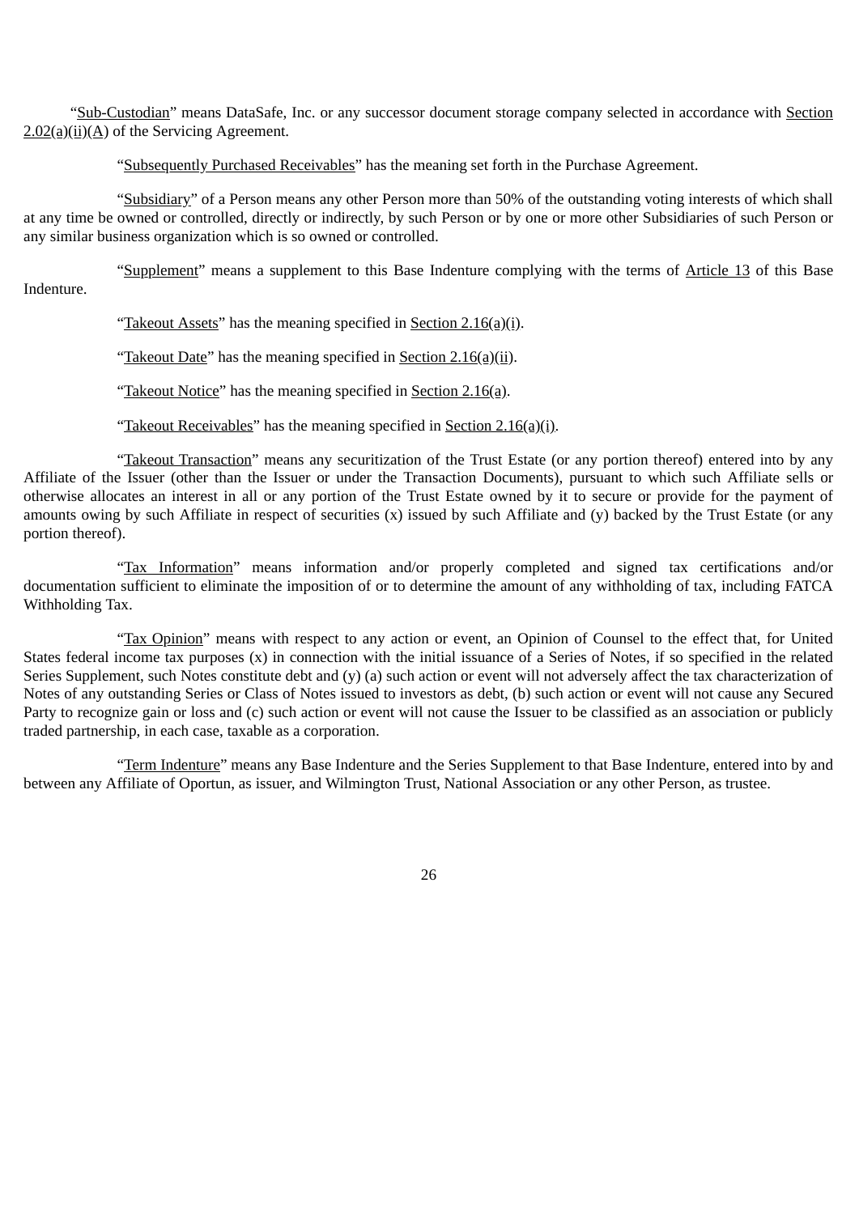"Sub-Custodian" means DataSafe, Inc. or any successor document storage company selected in accordance with Section 2.02(a)(ii)(A) of the Servicing Agreement.

"Subsequently Purchased Receivables" has the meaning set forth in the Purchase Agreement.

"Subsidiary" of a Person means any other Person more than 50% of the outstanding voting interests of which shall at any time be owned or controlled, directly or indirectly, by such Person or by one or more other Subsidiaries of such Person or any similar business organization which is so owned or controlled.

"Supplement" means a supplement to this Base Indenture complying with the terms of Article 13 of this Base Indenture.

"Takeout Assets" has the meaning specified in Section 2.16(a)(i).

"Takeout Date" has the meaning specified in Section 2.16(a)(ii).

"Takeout Notice" has the meaning specified in Section 2.16(a).

"Takeout Receivables" has the meaning specified in Section 2.16(a)(i).

"Takeout Transaction" means any securitization of the Trust Estate (or any portion thereof) entered into by any Affiliate of the Issuer (other than the Issuer or under the Transaction Documents), pursuant to which such Affiliate sells or otherwise allocates an interest in all or any portion of the Trust Estate owned by it to secure or provide for the payment of amounts owing by such Affiliate in respect of securities (x) issued by such Affiliate and (y) backed by the Trust Estate (or any portion thereof).

"Tax Information" means information and/or properly completed and signed tax certifications and/or documentation sufficient to eliminate the imposition of or to determine the amount of any withholding of tax, including FATCA Withholding Tax.

"Tax Opinion" means with respect to any action or event, an Opinion of Counsel to the effect that, for United States federal income tax purposes (x) in connection with the initial issuance of a Series of Notes, if so specified in the related Series Supplement, such Notes constitute debt and (y) (a) such action or event will not adversely affect the tax characterization of Notes of any outstanding Series or Class of Notes issued to investors as debt, (b) such action or event will not cause any Secured Party to recognize gain or loss and (c) such action or event will not cause the Issuer to be classified as an association or publicly traded partnership, in each case, taxable as a corporation.

"Term Indenture" means any Base Indenture and the Series Supplement to that Base Indenture, entered into by and between any Affiliate of Oportun, as issuer, and Wilmington Trust, National Association or any other Person, as trustee.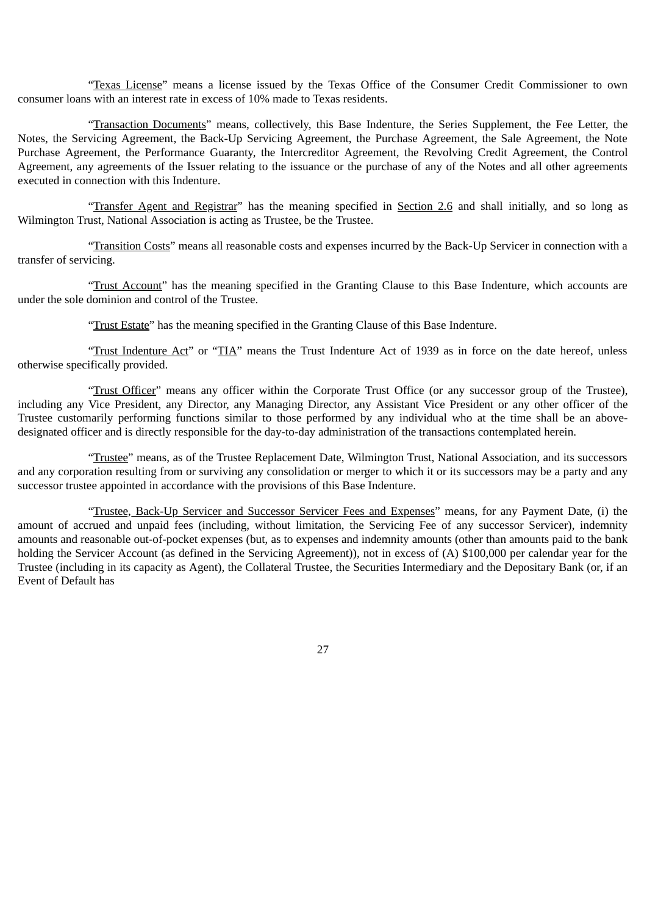"Texas License" means a license issued by the Texas Office of the Consumer Credit Commissioner to own consumer loans with an interest rate in excess of 10% made to Texas residents.

"Transaction Documents" means, collectively, this Base Indenture, the Series Supplement, the Fee Letter, the Notes, the Servicing Agreement, the Back-Up Servicing Agreement, the Purchase Agreement, the Sale Agreement, the Note Purchase Agreement, the Performance Guaranty, the Intercreditor Agreement, the Revolving Credit Agreement, the Control Agreement, any agreements of the Issuer relating to the issuance or the purchase of any of the Notes and all other agreements executed in connection with this Indenture.

"Transfer Agent and Registrar" has the meaning specified in Section 2.6 and shall initially, and so long as Wilmington Trust, National Association is acting as Trustee, be the Trustee.

"Transition Costs" means all reasonable costs and expenses incurred by the Back-Up Servicer in connection with a transfer of servicing.

"Trust Account" has the meaning specified in the Granting Clause to this Base Indenture, which accounts are under the sole dominion and control of the Trustee.

"Trust Estate" has the meaning specified in the Granting Clause of this Base Indenture.

"Trust Indenture Act" or "TIA" means the Trust Indenture Act of 1939 as in force on the date hereof, unless otherwise specifically provided.

"Trust Officer" means any officer within the Corporate Trust Office (or any successor group of the Trustee), including any Vice President, any Director, any Managing Director, any Assistant Vice President or any other officer of the Trustee customarily performing functions similar to those performed by any individual who at the time shall be an above-designated officer and is directly responsible for the day-to-day administration of the transactions contemplated herein.

"Trustee" means, as of the Trustee Replacement Date, Wilmington Trust, National Association, and its successors and any corporation resulting from or surviving any consolidation or merger to which it or its successors may be a party and any successor trustee appointed in accordance with the provisions of this Base Indenture.

"Trustee, Back-Up Servicer and Successor Servicer Fees and Expenses" means, for any Payment Date, (i) the amount of accrued and unpaid fees (including, without limitation, the Servicing Fee of any successor Servicer), indemnity amounts and reasonable out-of-pocket expenses (but, as to expenses and indemnity amounts (other than amounts paid to the bank holding the Servicer Account (as defined in the Servicing Agreement)), not in excess of (A) $100,000 per calendar year for the Trustee (including in its capacity as Agent), the Collateral Trustee, the Securities Intermediary and the Depositary Bank (or, if an Event of Default has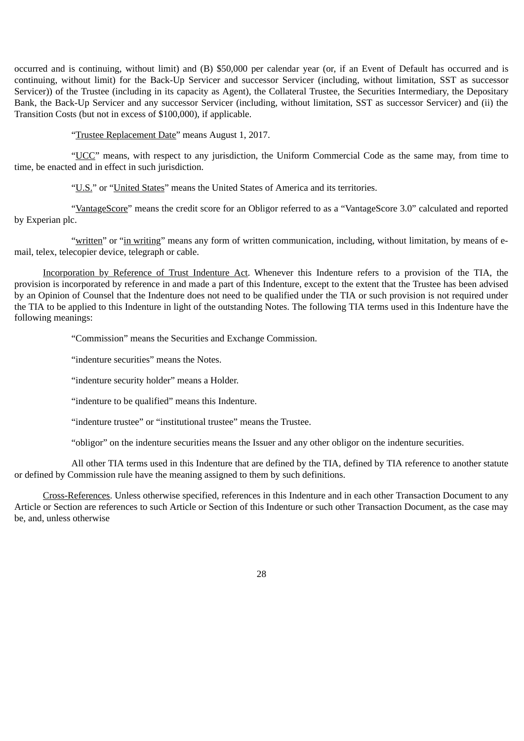occurred and is continuing, without limit) and (B) $50,000 per calendar year (or, if an Event of Default has occurred and is continuing, without limit) for the Back-Up Servicer and successor Servicer (including, without limitation, SST as successor Servicer)) of the Trustee (including in its capacity as Agent), the Collateral Trustee, the Securities Intermediary, the Depositary Bank, the Back-Up Servicer and any successor Servicer (including, without limitation, SST as successor Servicer) and (ii) the Transition Costs (but not in excess of $100,000), if applicable.

"Trustee Replacement Date" means August 1, 2017.

"UCC" means, with respect to any jurisdiction, the Uniform Commercial Code as the same may, from time to time, be enacted and in effect in such jurisdiction.

"U.S." or "United States" means the United States of America and its territories.

"VantageScore" means the credit score for an Obligor referred to as a "VantageScore 3.0" calculated and reported by Experian plc.

"written" or "in writing" means any form of written communication, including, without limitation, by means of e-mail, telex, telecopier device, telegraph or cable.

Incorporation by Reference of Trust Indenture Act. Whenever this Indenture refers to a provision of the TIA, the provision is incorporated by reference in and made a part of this Indenture, except to the extent that the Trustee has been advised by an Opinion of Counsel that the Indenture does not need to be qualified under the TIA or such provision is not required under the TIA to be applied to this Indenture in light of the outstanding Notes. The following TIA terms used in this Indenture have the following meanings:

"Commission" means the Securities and Exchange Commission.

"indenture securities" means the Notes.

"indenture security holder" means a Holder.

"indenture to be qualified" means this Indenture.

"indenture trustee" or "institutional trustee" means the Trustee.

"obligor" on the indenture securities means the Issuer and any other obligor on the indenture securities.

All other TIA terms used in this Indenture that are defined by the TIA, defined by TIA reference to another statute or defined by Commission rule have the meaning assigned to them by such definitions.

Cross-References. Unless otherwise specified, references in this Indenture and in each other Transaction Document to any Article or Section are references to such Article or Section of this Indenture or such other Transaction Document, as the case may be, and, unless otherwise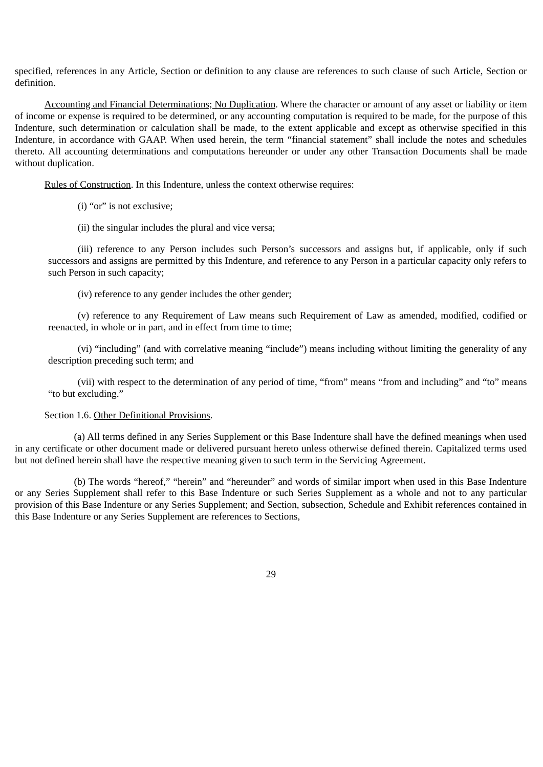specified, references in any Article, Section or definition to any clause are references to such clause of such Article, Section or definition.

Accounting and Financial Determinations; No Duplication. Where the character or amount of any asset or liability or item of income or expense is required to be determined, or any accounting computation is required to be made, for the purpose of this Indenture, such determination or calculation shall be made, to the extent applicable and except as otherwise specified in this Indenture, in accordance with GAAP. When used herein, the term "financial statement" shall include the notes and schedules thereto. All accounting determinations and computations hereunder or under any other Transaction Documents shall be made without duplication.

Rules of Construction. In this Indenture, unless the context otherwise requires:

(i) "or" is not exclusive;

(ii) the singular includes the plural and vice versa;

(iii) reference to any Person includes such Person's successors and assigns but, if applicable, only if such successors and assigns are permitted by this Indenture, and reference to any Person in a particular capacity only refers to such Person in such capacity;

(iv) reference to any gender includes the other gender;

(v) reference to any Requirement of Law means such Requirement of Law as amended, modified, codified or reenacted, in whole or in part, and in effect from time to time;

(vi) "including" (and with correlative meaning "include") means including without limiting the generality of any description preceding such term; and

(vii) with respect to the determination of any period of time, "from" means "from and including" and "to" means "to but excluding."

Section 1.6. Other Definitional Provisions.

(a) All terms defined in any Series Supplement or this Base Indenture shall have the defined meanings when used in any certificate or other document made or delivered pursuant hereto unless otherwise defined therein. Capitalized terms used but not defined herein shall have the respective meaning given to such term in the Servicing Agreement.

(b) The words "hereof," "herein" and "hereunder" and words of similar import when used in this Base Indenture or any Series Supplement shall refer to this Base Indenture or such Series Supplement as a whole and not to any particular provision of this Base Indenture or any Series Supplement; and Section, subsection, Schedule and Exhibit references contained in this Base Indenture or any Series Supplement are references to Sections,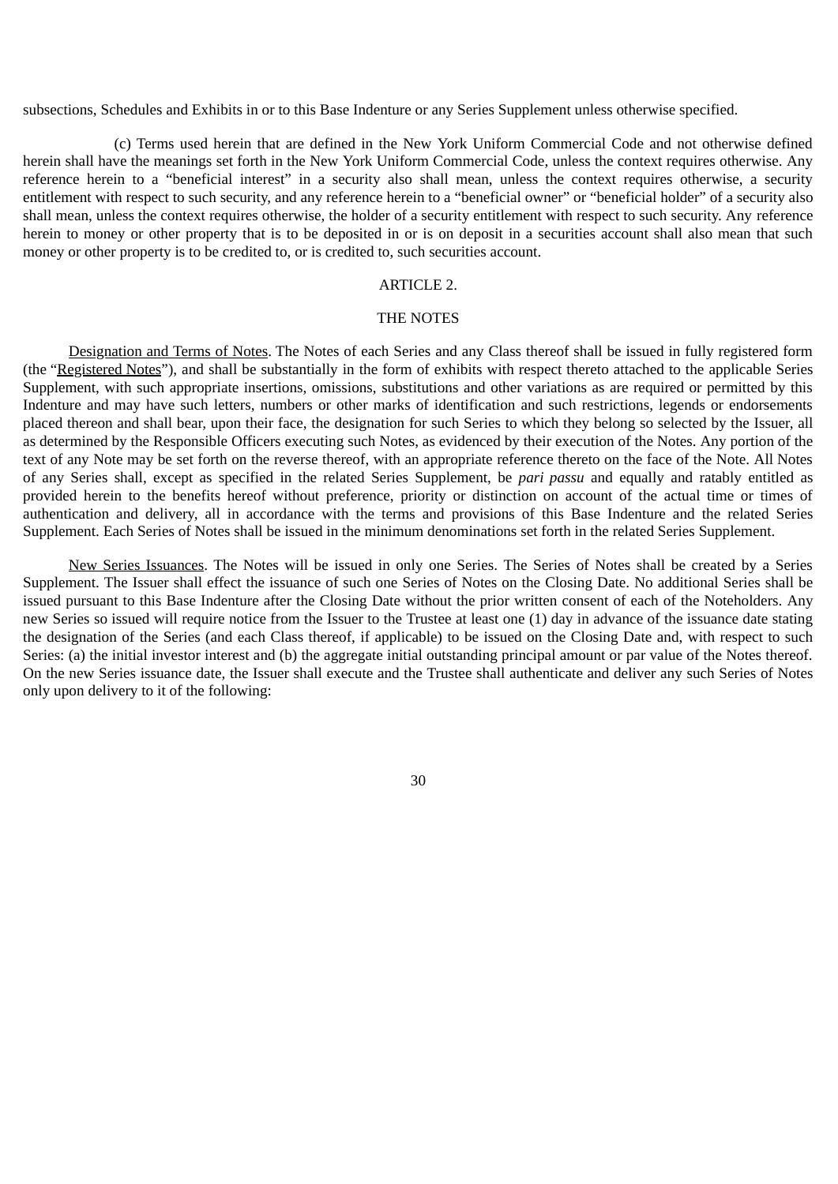subsections, Schedules and Exhibits in or to this Base Indenture or any Series Supplement unless otherwise specified.

(c) Terms used herein that are defined in the New York Uniform Commercial Code and not otherwise defined herein shall have the meanings set forth in the New York Uniform Commercial Code, unless the context requires otherwise. Any reference herein to a "beneficial interest" in a security also shall mean, unless the context requires otherwise, a security entitlement with respect to such security, and any reference herein to a "beneficial owner" or "beneficial holder" of a security also shall mean, unless the context requires otherwise, the holder of a security entitlement with respect to such security. Any reference herein to money or other property that is to be deposited in or is on deposit in a securities account shall also mean that such money or other property is to be credited to, or is credited to, such securities account.

## ARTICLE 2.

## THE NOTES

Designation and Terms of Notes. The Notes of each Series and any Class thereof shall be issued in fully registered form (the "Registered Notes"), and shall be substantially in the form of exhibits with respect thereto attached to the applicable Series Supplement, with such appropriate insertions, omissions, substitutions and other variations as are required or permitted by this Indenture and may have such letters, numbers or other marks of identification and such restrictions, legends or endorsements placed thereon and shall bear, upon their face, the designation for such Series to which they belong so selected by the Issuer, all as determined by the Responsible Officers executing such Notes, as evidenced by their execution of the Notes. Any portion of the text of any Note may be set forth on the reverse thereof, with an appropriate reference thereto on the face of the Note. All Notes of any Series shall, except as specified in the related Series Supplement, be *pari passu* and equally and ratably entitled as provided herein to the benefits hereof without preference, priority or distinction on account of the actual time or times of authentication and delivery, all in accordance with the terms and provisions of this Base Indenture and the related Series Supplement. Each Series of Notes shall be issued in the minimum denominations set forth in the related Series Supplement.

New Series Issuances. The Notes will be issued in only one Series. The Series of Notes shall be created by a Series Supplement. The Issuer shall effect the issuance of such one Series of Notes on the Closing Date. No additional Series shall be issued pursuant to this Base Indenture after the Closing Date without the prior written consent of each of the Noteholders. Any new Series so issued will require notice from the Issuer to the Trustee at least one (1) day in advance of the issuance date stating the designation of the Series (and each Class thereof, if applicable) to be issued on the Closing Date and, with respect to such Series: (a) the initial investor interest and (b) the aggregate initial outstanding principal amount or par value of the Notes thereof. On the new Series issuance date, the Issuer shall execute and the Trustee shall authenticate and deliver any such Series of Notes only upon delivery to it of the following: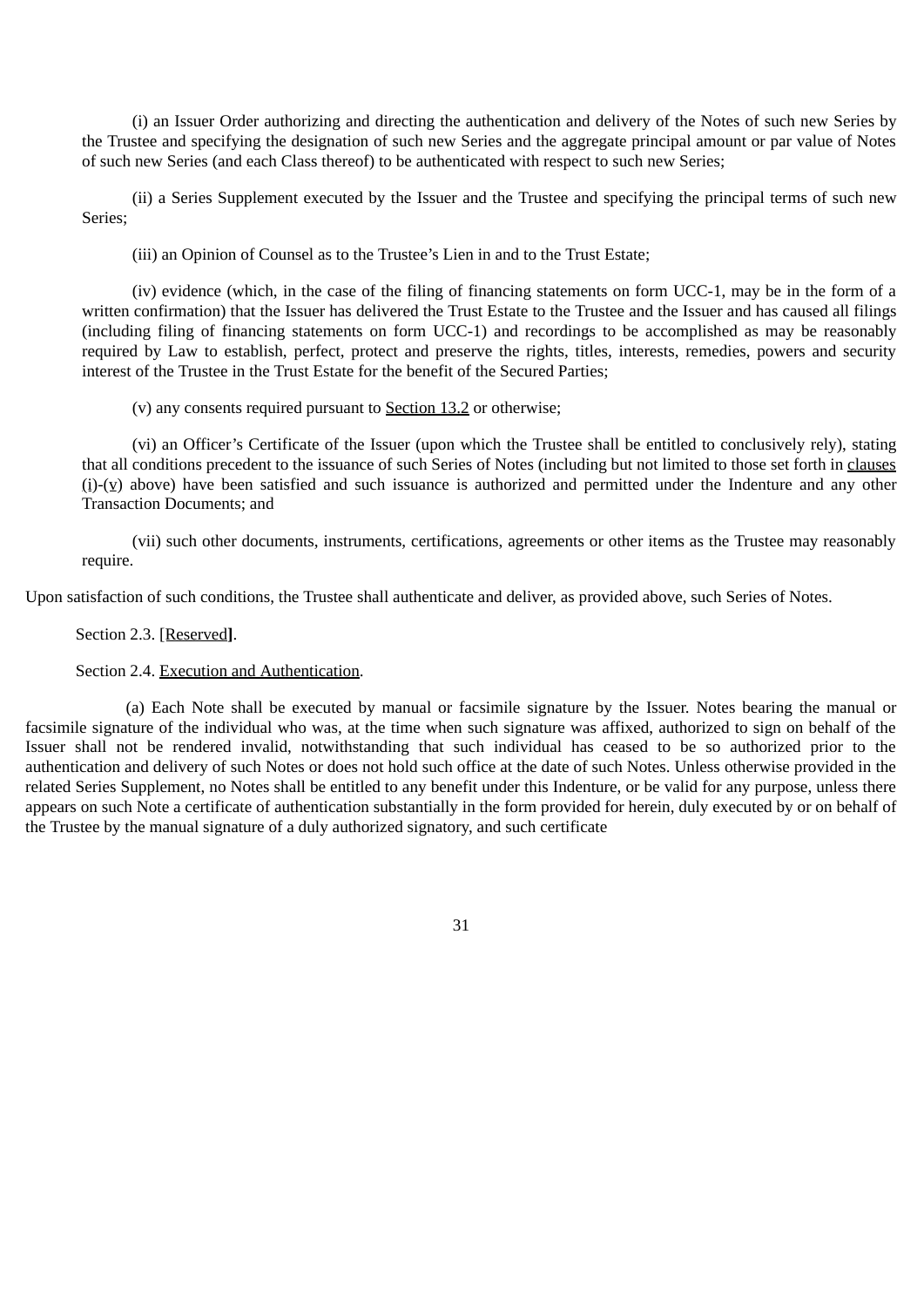(i) an Issuer Order authorizing and directing the authentication and delivery of the Notes of such new Series by the Trustee and specifying the designation of such new Series and the aggregate principal amount or par value of Notes of such new Series (and each Class thereof) to be authenticated with respect to such new Series;

(ii) a Series Supplement executed by the Issuer and the Trustee and specifying the principal terms of such new Series;

(iii) an Opinion of Counsel as to the Trustee's Lien in and to the Trust Estate;

(iv) evidence (which, in the case of the filing of financing statements on form UCC-1, may be in the form of a written confirmation) that the Issuer has delivered the Trust Estate to the Trustee and the Issuer and has caused all filings (including filing of financing statements on form UCC-1) and recordings to be accomplished as may be reasonably required by Law to establish, perfect, protect and preserve the rights, titles, interests, remedies, powers and security interest of the Trustee in the Trust Estate for the benefit of the Secured Parties;

(v) any consents required pursuant to Section 13.2 or otherwise;

(vi) an Officer's Certificate of the Issuer (upon which the Trustee shall be entitled to conclusively rely), stating that all conditions precedent to the issuance of such Series of Notes (including but not limited to those set forth in clauses (i)-(v) above) have been satisfied and such issuance is authorized and permitted under the Indenture and any other Transaction Documents; and

(vii) such other documents, instruments, certifications, agreements or other items as the Trustee may reasonably require.

Upon satisfaction of such conditions, the Trustee shall authenticate and deliver, as provided above, such Series of Notes.

Section 2.3. [Reserved].

Section 2.4. Execution and Authentication.

(a) Each Note shall be executed by manual or facsimile signature by the Issuer. Notes bearing the manual or facsimile signature of the individual who was, at the time when such signature was affixed, authorized to sign on behalf of the Issuer shall not be rendered invalid, notwithstanding that such individual has ceased to be so authorized prior to the authentication and delivery of such Notes or does not hold such office at the date of such Notes. Unless otherwise provided in the related Series Supplement, no Notes shall be entitled to any benefit under this Indenture, or be valid for any purpose, unless there appears on such Note a certificate of authentication substantially in the form provided for herein, duly executed by or on behalf of the Trustee by the manual signature of a duly authorized signatory, and such certificate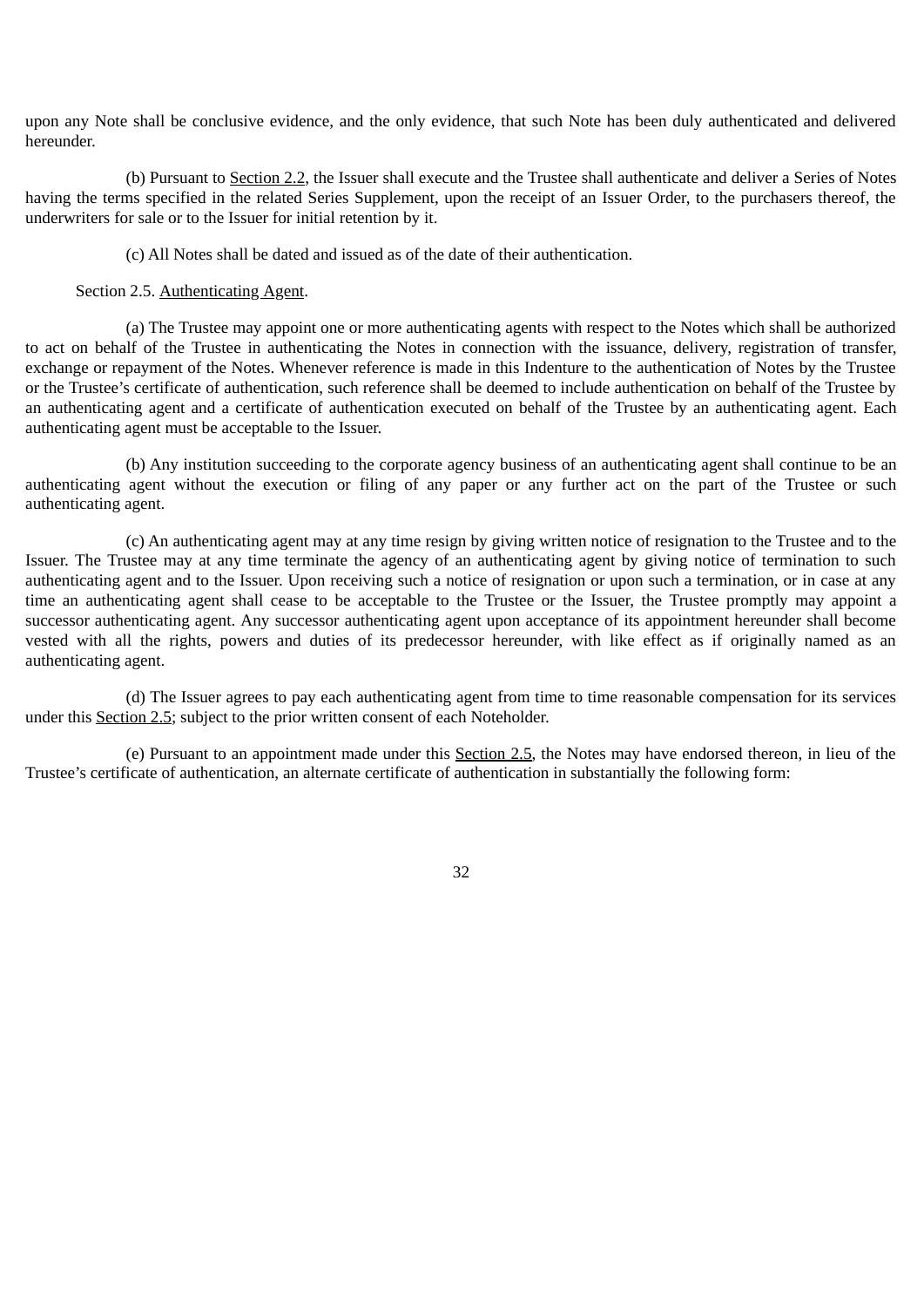upon any Note shall be conclusive evidence, and the only evidence, that such Note has been duly authenticated and delivered hereunder.

(b) Pursuant to Section 2.2, the Issuer shall execute and the Trustee shall authenticate and deliver a Series of Notes having the terms specified in the related Series Supplement, upon the receipt of an Issuer Order, to the purchasers thereof, the underwriters for sale or to the Issuer for initial retention by it.

(c) All Notes shall be dated and issued as of the date of their authentication.

Section 2.5. Authenticating Agent.

(a) The Trustee may appoint one or more authenticating agents with respect to the Notes which shall be authorized to act on behalf of the Trustee in authenticating the Notes in connection with the issuance, delivery, registration of transfer, exchange or repayment of the Notes. Whenever reference is made in this Indenture to the authentication of Notes by the Trustee or the Trustee's certificate of authentication, such reference shall be deemed to include authentication on behalf of the Trustee by an authenticating agent and a certificate of authentication executed on behalf of the Trustee by an authenticating agent. Each authenticating agent must be acceptable to the Issuer.

(b) Any institution succeeding to the corporate agency business of an authenticating agent shall continue to be an authenticating agent without the execution or filing of any paper or any further act on the part of the Trustee or such authenticating agent.

(c) An authenticating agent may at any time resign by giving written notice of resignation to the Trustee and to the Issuer. The Trustee may at any time terminate the agency of an authenticating agent by giving notice of termination to such authenticating agent and to the Issuer. Upon receiving such a notice of resignation or upon such a termination, or in case at any time an authenticating agent shall cease to be acceptable to the Trustee or the Issuer, the Trustee promptly may appoint a successor authenticating agent. Any successor authenticating agent upon acceptance of its appointment hereunder shall become vested with all the rights, powers and duties of its predecessor hereunder, with like effect as if originally named as an authenticating agent.

(d) The Issuer agrees to pay each authenticating agent from time to time reasonable compensation for its services under this Section 2.5; subject to the prior written consent of each Noteholder.

(e) Pursuant to an appointment made under this Section 2.5, the Notes may have endorsed thereon, in lieu of the Trustee's certificate of authentication, an alternate certificate of authentication in substantially the following form: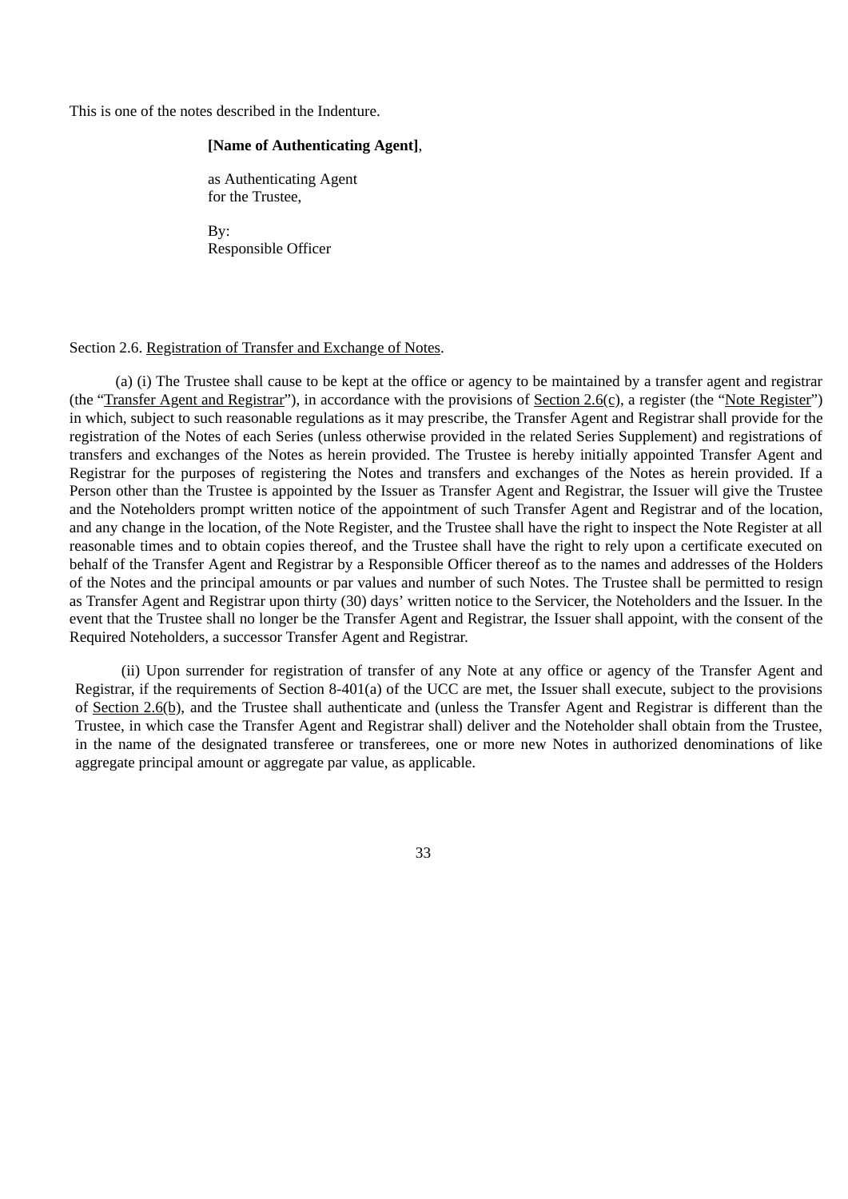This is one of the notes described in the Indenture.

**[Name of Authenticating Agent]**,

as Authenticating Agent
for the Trustee,

By:
Responsible Officer

Section 2.6. Registration of Transfer and Exchange of Notes.

(a) (i) The Trustee shall cause to be kept at the office or agency to be maintained by a transfer agent and registrar (the "Transfer Agent and Registrar"), in accordance with the provisions of Section 2.6(c), a register (the "Note Register") in which, subject to such reasonable regulations as it may prescribe, the Transfer Agent and Registrar shall provide for the registration of the Notes of each Series (unless otherwise provided in the related Series Supplement) and registrations of transfers and exchanges of the Notes as herein provided. The Trustee is hereby initially appointed Transfer Agent and Registrar for the purposes of registering the Notes and transfers and exchanges of the Notes as herein provided. If a Person other than the Trustee is appointed by the Issuer as Transfer Agent and Registrar, the Issuer will give the Trustee and the Noteholders prompt written notice of the appointment of such Transfer Agent and Registrar and of the location, and any change in the location, of the Note Register, and the Trustee shall have the right to inspect the Note Register at all reasonable times and to obtain copies thereof, and the Trustee shall have the right to rely upon a certificate executed on behalf of the Transfer Agent and Registrar by a Responsible Officer thereof as to the names and addresses of the Holders of the Notes and the principal amounts or par values and number of such Notes. The Trustee shall be permitted to resign as Transfer Agent and Registrar upon thirty (30) days' written notice to the Servicer, the Noteholders and the Issuer. In the event that the Trustee shall no longer be the Transfer Agent and Registrar, the Issuer shall appoint, with the consent of the Required Noteholders, a successor Transfer Agent and Registrar.

(ii) Upon surrender for registration of transfer of any Note at any office or agency of the Transfer Agent and Registrar, if the requirements of Section 8-401(a) of the UCC are met, the Issuer shall execute, subject to the provisions of Section 2.6(b), and the Trustee shall authenticate and (unless the Transfer Agent and Registrar is different than the Trustee, in which case the Transfer Agent and Registrar shall) deliver and the Noteholder shall obtain from the Trustee, in the name of the designated transferee or transferees, one or more new Notes in authorized denominations of like aggregate principal amount or aggregate par value, as applicable.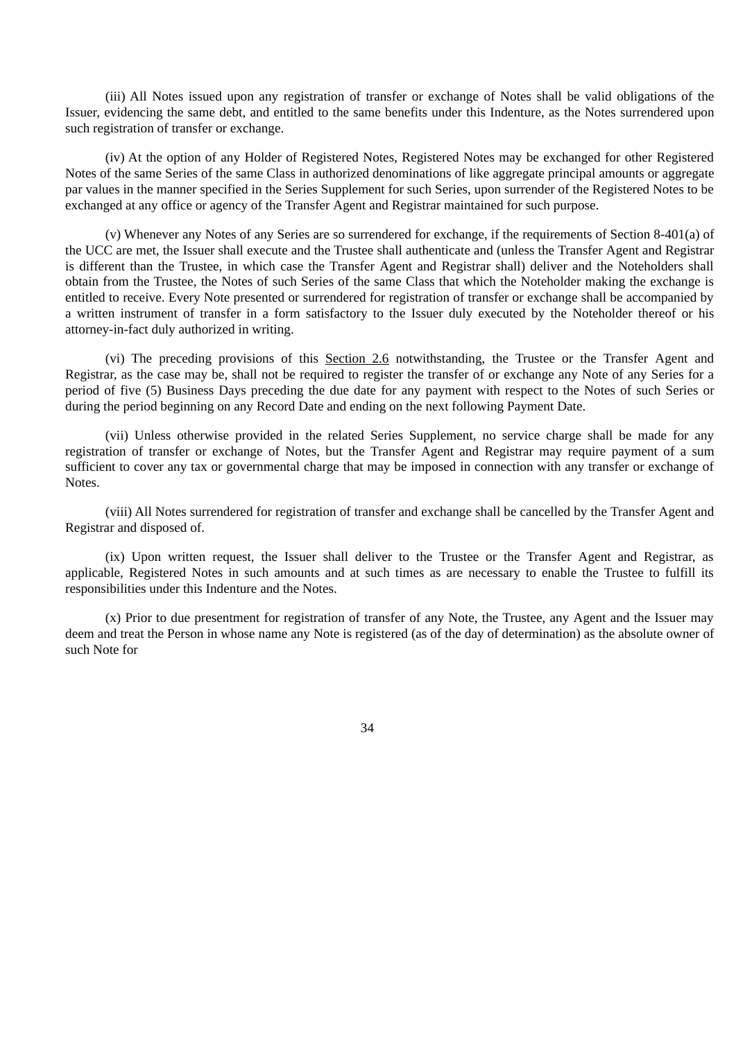(iii) All Notes issued upon any registration of transfer or exchange of Notes shall be valid obligations of the Issuer, evidencing the same debt, and entitled to the same benefits under this Indenture, as the Notes surrendered upon such registration of transfer or exchange.

(iv) At the option of any Holder of Registered Notes, Registered Notes may be exchanged for other Registered Notes of the same Series of the same Class in authorized denominations of like aggregate principal amounts or aggregate par values in the manner specified in the Series Supplement for such Series, upon surrender of the Registered Notes to be exchanged at any office or agency of the Transfer Agent and Registrar maintained for such purpose.

(v) Whenever any Notes of any Series are so surrendered for exchange, if the requirements of Section 8-401(a) of the UCC are met, the Issuer shall execute and the Trustee shall authenticate and (unless the Transfer Agent and Registrar is different than the Trustee, in which case the Transfer Agent and Registrar shall) deliver and the Noteholders shall obtain from the Trustee, the Notes of such Series of the same Class that which the Noteholder making the exchange is entitled to receive. Every Note presented or surrendered for registration of transfer or exchange shall be accompanied by a written instrument of transfer in a form satisfactory to the Issuer duly executed by the Noteholder thereof or his attorney-in-fact duly authorized in writing.

(vi) The preceding provisions of this Section 2.6 notwithstanding, the Trustee or the Transfer Agent and Registrar, as the case may be, shall not be required to register the transfer of or exchange any Note of any Series for a period of five (5) Business Days preceding the due date for any payment with respect to the Notes of such Series or during the period beginning on any Record Date and ending on the next following Payment Date.

(vii) Unless otherwise provided in the related Series Supplement, no service charge shall be made for any registration of transfer or exchange of Notes, but the Transfer Agent and Registrar may require payment of a sum sufficient to cover any tax or governmental charge that may be imposed in connection with any transfer or exchange of Notes.

(viii) All Notes surrendered for registration of transfer and exchange shall be cancelled by the Transfer Agent and Registrar and disposed of.

(ix) Upon written request, the Issuer shall deliver to the Trustee or the Transfer Agent and Registrar, as applicable, Registered Notes in such amounts and at such times as are necessary to enable the Trustee to fulfill its responsibilities under this Indenture and the Notes.

(x) Prior to due presentment for registration of transfer of any Note, the Trustee, any Agent and the Issuer may deem and treat the Person in whose name any Note is registered (as of the day of determination) as the absolute owner of such Note for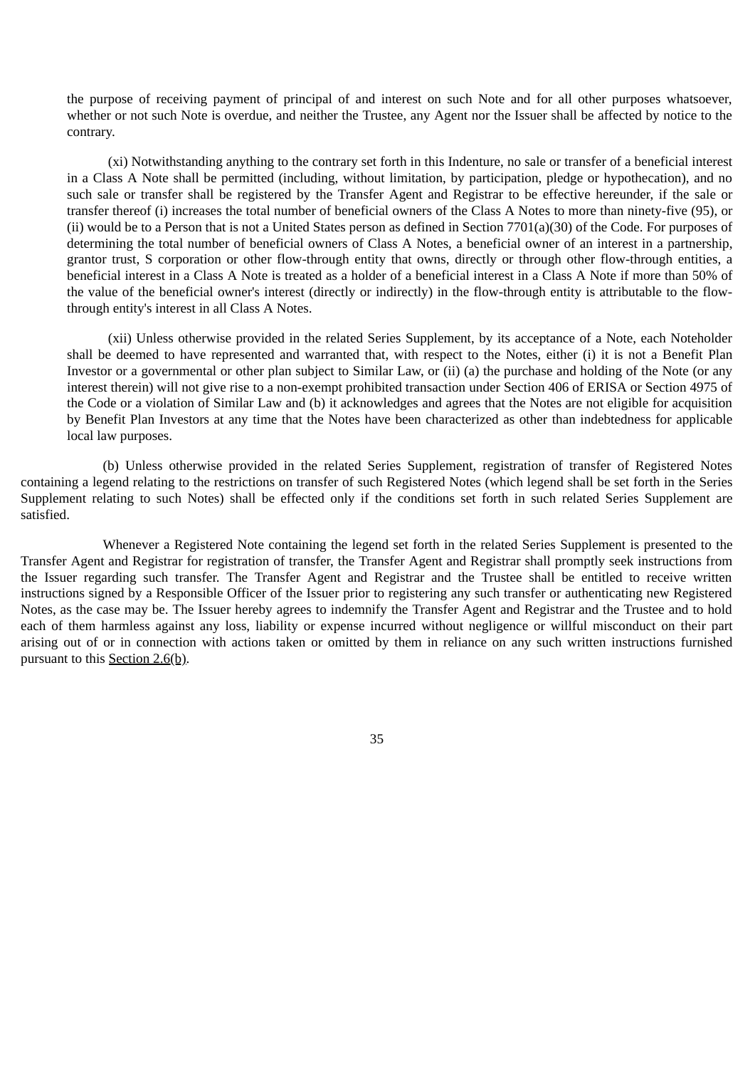the purpose of receiving payment of principal of and interest on such Note and for all other purposes whatsoever, whether or not such Note is overdue, and neither the Trustee, any Agent nor the Issuer shall be affected by notice to the contrary.

(xi) Notwithstanding anything to the contrary set forth in this Indenture, no sale or transfer of a beneficial interest in a Class A Note shall be permitted (including, without limitation, by participation, pledge or hypothecation), and no such sale or transfer shall be registered by the Transfer Agent and Registrar to be effective hereunder, if the sale or transfer thereof (i) increases the total number of beneficial owners of the Class A Notes to more than ninety-five (95), or (ii) would be to a Person that is not a United States person as defined in Section 7701(a)(30) of the Code. For purposes of determining the total number of beneficial owners of Class A Notes, a beneficial owner of an interest in a partnership, grantor trust, S corporation or other flow-through entity that owns, directly or through other flow-through entities, a beneficial interest in a Class A Note is treated as a holder of a beneficial interest in a Class A Note if more than 50% of the value of the beneficial owner's interest (directly or indirectly) in the flow-through entity is attributable to the flow-through entity's interest in all Class A Notes.

(xii) Unless otherwise provided in the related Series Supplement, by its acceptance of a Note, each Noteholder shall be deemed to have represented and warranted that, with respect to the Notes, either (i) it is not a Benefit Plan Investor or a governmental or other plan subject to Similar Law, or (ii) (a) the purchase and holding of the Note (or any interest therein) will not give rise to a non-exempt prohibited transaction under Section 406 of ERISA or Section 4975 of the Code or a violation of Similar Law and (b) it acknowledges and agrees that the Notes are not eligible for acquisition by Benefit Plan Investors at any time that the Notes have been characterized as other than indebtedness for applicable local law purposes.

(b) Unless otherwise provided in the related Series Supplement, registration of transfer of Registered Notes containing a legend relating to the restrictions on transfer of such Registered Notes (which legend shall be set forth in the Series Supplement relating to such Notes) shall be effected only if the conditions set forth in such related Series Supplement are satisfied.

Whenever a Registered Note containing the legend set forth in the related Series Supplement is presented to the Transfer Agent and Registrar for registration of transfer, the Transfer Agent and Registrar shall promptly seek instructions from the Issuer regarding such transfer. The Transfer Agent and Registrar and the Trustee shall be entitled to receive written instructions signed by a Responsible Officer of the Issuer prior to registering any such transfer or authenticating new Registered Notes, as the case may be. The Issuer hereby agrees to indemnify the Transfer Agent and Registrar and the Trustee and to hold each of them harmless against any loss, liability or expense incurred without negligence or willful misconduct on their part arising out of or in connection with actions taken or omitted by them in reliance on any such written instructions furnished pursuant to this Section 2.6(b).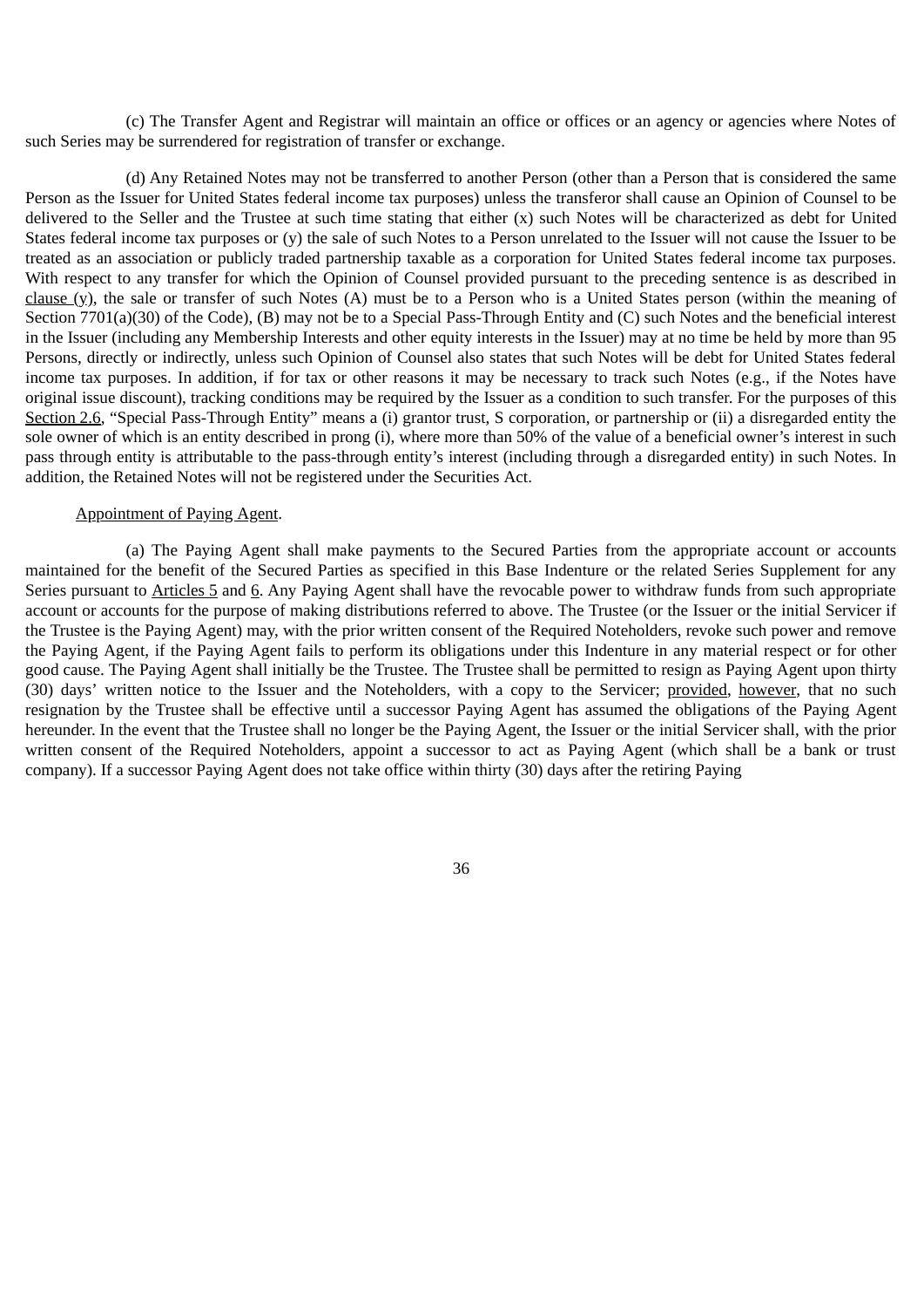(c) The Transfer Agent and Registrar will maintain an office or offices or an agency or agencies where Notes of such Series may be surrendered for registration of transfer or exchange.

(d) Any Retained Notes may not be transferred to another Person (other than a Person that is considered the same Person as the Issuer for United States federal income tax purposes) unless the transferor shall cause an Opinion of Counsel to be delivered to the Seller and the Trustee at such time stating that either (x) such Notes will be characterized as debt for United States federal income tax purposes or (y) the sale of such Notes to a Person unrelated to the Issuer will not cause the Issuer to be treated as an association or publicly traded partnership taxable as a corporation for United States federal income tax purposes. With respect to any transfer for which the Opinion of Counsel provided pursuant to the preceding sentence is as described in clause (y), the sale or transfer of such Notes (A) must be to a Person who is a United States person (within the meaning of Section 7701(a)(30) of the Code), (B) may not be to a Special Pass-Through Entity and (C) such Notes and the beneficial interest in the Issuer (including any Membership Interests and other equity interests in the Issuer) may at no time be held by more than 95 Persons, directly or indirectly, unless such Opinion of Counsel also states that such Notes will be debt for United States federal income tax purposes. In addition, if for tax or other reasons it may be necessary to track such Notes (e.g., if the Notes have original issue discount), tracking conditions may be required by the Issuer as a condition to such transfer. For the purposes of this Section 2.6, "Special Pass-Through Entity" means a (i) grantor trust, S corporation, or partnership or (ii) a disregarded entity the sole owner of which is an entity described in prong (i), where more than 50% of the value of a beneficial owner's interest in such pass through entity is attributable to the pass-through entity's interest (including through a disregarded entity) in such Notes. In addition, the Retained Notes will not be registered under the Securities Act.

Appointment of Paying Agent.

(a) The Paying Agent shall make payments to the Secured Parties from the appropriate account or accounts maintained for the benefit of the Secured Parties as specified in this Base Indenture or the related Series Supplement for any Series pursuant to Articles 5 and 6. Any Paying Agent shall have the revocable power to withdraw funds from such appropriate account or accounts for the purpose of making distributions referred to above. The Trustee (or the Issuer or the initial Servicer if the Trustee is the Paying Agent) may, with the prior written consent of the Required Noteholders, revoke such power and remove the Paying Agent, if the Paying Agent fails to perform its obligations under this Indenture in any material respect or for other good cause. The Paying Agent shall initially be the Trustee. The Trustee shall be permitted to resign as Paying Agent upon thirty (30) days' written notice to the Issuer and the Noteholders, with a copy to the Servicer; provided, however, that no such resignation by the Trustee shall be effective until a successor Paying Agent has assumed the obligations of the Paying Agent hereunder. In the event that the Trustee shall no longer be the Paying Agent, the Issuer or the initial Servicer shall, with the prior written consent of the Required Noteholders, appoint a successor to act as Paying Agent (which shall be a bank or trust company). If a successor Paying Agent does not take office within thirty (30) days after the retiring Paying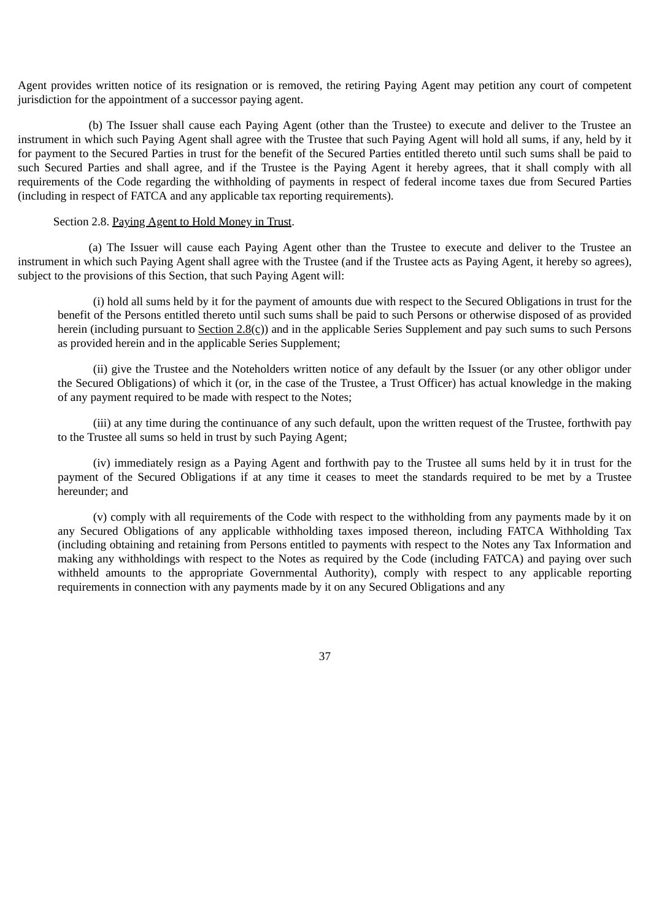Agent provides written notice of its resignation or is removed, the retiring Paying Agent may petition any court of competent jurisdiction for the appointment of a successor paying agent.

(b) The Issuer shall cause each Paying Agent (other than the Trustee) to execute and deliver to the Trustee an instrument in which such Paying Agent shall agree with the Trustee that such Paying Agent will hold all sums, if any, held by it for payment to the Secured Parties in trust for the benefit of the Secured Parties entitled thereto until such sums shall be paid to such Secured Parties and shall agree, and if the Trustee is the Paying Agent it hereby agrees, that it shall comply with all requirements of the Code regarding the withholding of payments in respect of federal income taxes due from Secured Parties (including in respect of FATCA and any applicable tax reporting requirements).

Section 2.8. Paying Agent to Hold Money in Trust.

(a) The Issuer will cause each Paying Agent other than the Trustee to execute and deliver to the Trustee an instrument in which such Paying Agent shall agree with the Trustee (and if the Trustee acts as Paying Agent, it hereby so agrees), subject to the provisions of this Section, that such Paying Agent will:

(i) hold all sums held by it for the payment of amounts due with respect to the Secured Obligations in trust for the benefit of the Persons entitled thereto until such sums shall be paid to such Persons or otherwise disposed of as provided herein (including pursuant to Section 2.8(c)) and in the applicable Series Supplement and pay such sums to such Persons as provided herein and in the applicable Series Supplement;

(ii) give the Trustee and the Noteholders written notice of any default by the Issuer (or any other obligor under the Secured Obligations) of which it (or, in the case of the Trustee, a Trust Officer) has actual knowledge in the making of any payment required to be made with respect to the Notes;

(iii) at any time during the continuance of any such default, upon the written request of the Trustee, forthwith pay to the Trustee all sums so held in trust by such Paying Agent;

(iv) immediately resign as a Paying Agent and forthwith pay to the Trustee all sums held by it in trust for the payment of the Secured Obligations if at any time it ceases to meet the standards required to be met by a Trustee hereunder; and

(v) comply with all requirements of the Code with respect to the withholding from any payments made by it on any Secured Obligations of any applicable withholding taxes imposed thereon, including FATCA Withholding Tax (including obtaining and retaining from Persons entitled to payments with respect to the Notes any Tax Information and making any withholdings with respect to the Notes as required by the Code (including FATCA) and paying over such withheld amounts to the appropriate Governmental Authority), comply with respect to any applicable reporting requirements in connection with any payments made by it on any Secured Obligations and any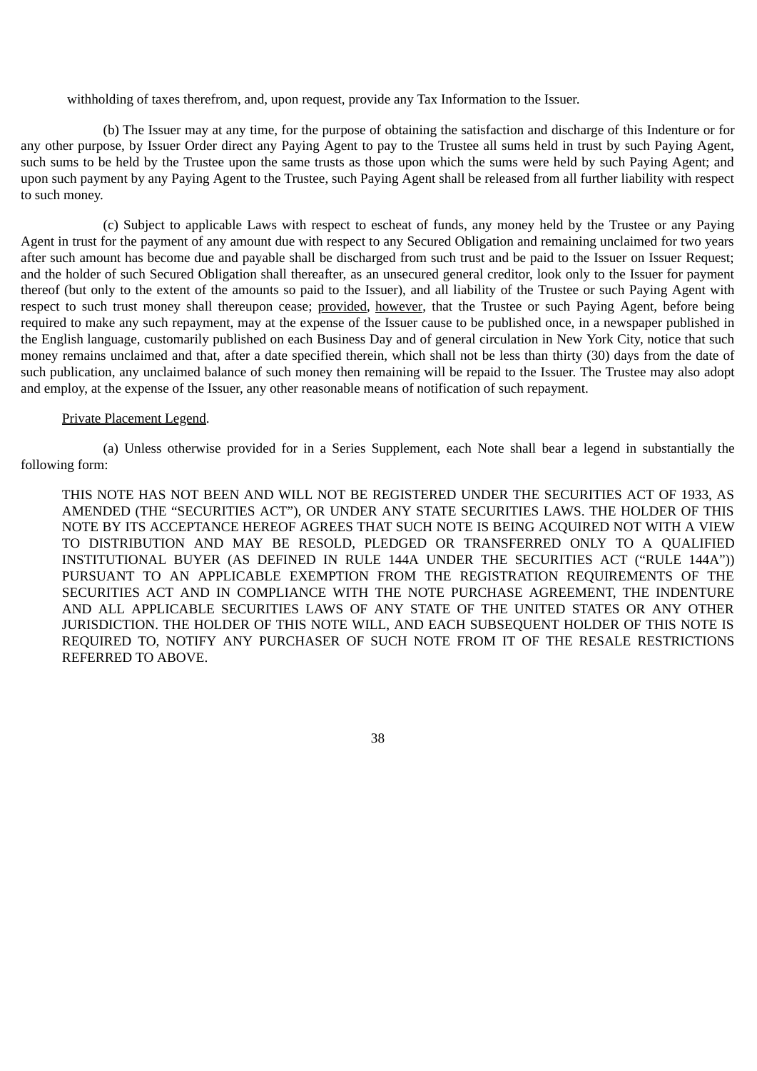withholding of taxes therefrom, and, upon request, provide any Tax Information to the Issuer.

(b) The Issuer may at any time, for the purpose of obtaining the satisfaction and discharge of this Indenture or for any other purpose, by Issuer Order direct any Paying Agent to pay to the Trustee all sums held in trust by such Paying Agent, such sums to be held by the Trustee upon the same trusts as those upon which the sums were held by such Paying Agent; and upon such payment by any Paying Agent to the Trustee, such Paying Agent shall be released from all further liability with respect to such money.

(c) Subject to applicable Laws with respect to escheat of funds, any money held by the Trustee or any Paying Agent in trust for the payment of any amount due with respect to any Secured Obligation and remaining unclaimed for two years after such amount has become due and payable shall be discharged from such trust and be paid to the Issuer on Issuer Request; and the holder of such Secured Obligation shall thereafter, as an unsecured general creditor, look only to the Issuer for payment thereof (but only to the extent of the amounts so paid to the Issuer), and all liability of the Trustee or such Paying Agent with respect to such trust money shall thereupon cease; provided, however, that the Trustee or such Paying Agent, before being required to make any such repayment, may at the expense of the Issuer cause to be published once, in a newspaper published in the English language, customarily published on each Business Day and of general circulation in New York City, notice that such money remains unclaimed and that, after a date specified therein, which shall not be less than thirty (30) days from the date of such publication, any unclaimed balance of such money then remaining will be repaid to the Issuer. The Trustee may also adopt and employ, at the expense of the Issuer, any other reasonable means of notification of such repayment.

Private Placement Legend.

(a) Unless otherwise provided for in a Series Supplement, each Note shall bear a legend in substantially the following form:

THIS NOTE HAS NOT BEEN AND WILL NOT BE REGISTERED UNDER THE SECURITIES ACT OF 1933, AS AMENDED (THE "SECURITIES ACT"), OR UNDER ANY STATE SECURITIES LAWS. THE HOLDER OF THIS NOTE BY ITS ACCEPTANCE HEREOF AGREES THAT SUCH NOTE IS BEING ACQUIRED NOT WITH A VIEW TO DISTRIBUTION AND MAY BE RESOLD, PLEDGED OR TRANSFERRED ONLY TO A QUALIFIED INSTITUTIONAL BUYER (AS DEFINED IN RULE 144A UNDER THE SECURITIES ACT ("RULE 144A")) PURSUANT TO AN APPLICABLE EXEMPTION FROM THE REGISTRATION REQUIREMENTS OF THE SECURITIES ACT AND IN COMPLIANCE WITH THE NOTE PURCHASE AGREEMENT, THE INDENTURE AND ALL APPLICABLE SECURITIES LAWS OF ANY STATE OF THE UNITED STATES OR ANY OTHER JURISDICTION. THE HOLDER OF THIS NOTE WILL, AND EACH SUBSEQUENT HOLDER OF THIS NOTE IS REQUIRED TO, NOTIFY ANY PURCHASER OF SUCH NOTE FROM IT OF THE RESALE RESTRICTIONS REFERRED TO ABOVE.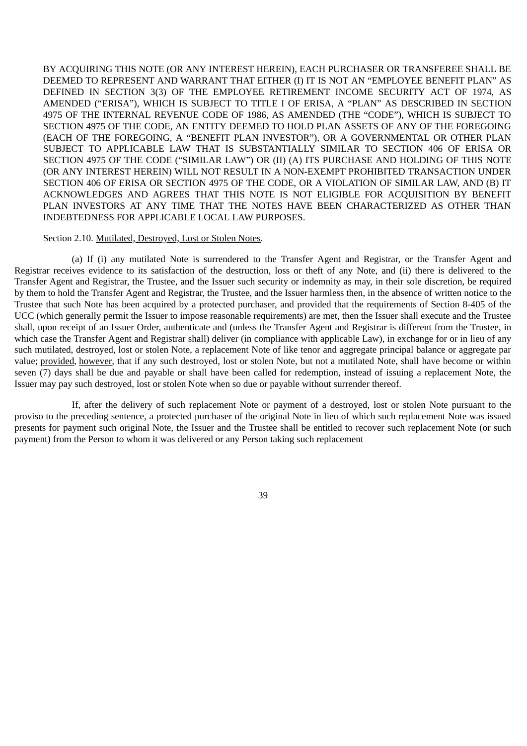BY ACQUIRING THIS NOTE (OR ANY INTEREST HEREIN), EACH PURCHASER OR TRANSFEREE SHALL BE DEEMED TO REPRESENT AND WARRANT THAT EITHER (I) IT IS NOT AN "EMPLOYEE BENEFIT PLAN" AS DEFINED IN SECTION 3(3) OF THE EMPLOYEE RETIREMENT INCOME SECURITY ACT OF 1974, AS AMENDED ("ERISA"), WHICH IS SUBJECT TO TITLE I OF ERISA, A "PLAN" AS DESCRIBED IN SECTION 4975 OF THE INTERNAL REVENUE CODE OF 1986, AS AMENDED (THE "CODE"), WHICH IS SUBJECT TO SECTION 4975 OF THE CODE, AN ENTITY DEEMED TO HOLD PLAN ASSETS OF ANY OF THE FOREGOING (EACH OF THE FOREGOING, A "BENEFIT PLAN INVESTOR"), OR A GOVERNMENTAL OR OTHER PLAN SUBJECT TO APPLICABLE LAW THAT IS SUBSTANTIALLY SIMILAR TO SECTION 406 OF ERISA OR SECTION 4975 OF THE CODE ("SIMILAR LAW") OR (II) (A) ITS PURCHASE AND HOLDING OF THIS NOTE (OR ANY INTEREST HEREIN) WILL NOT RESULT IN A NON-EXEMPT PROHIBITED TRANSACTION UNDER SECTION 406 OF ERISA OR SECTION 4975 OF THE CODE, OR A VIOLATION OF SIMILAR LAW, AND (B) IT ACKNOWLEDGES AND AGREES THAT THIS NOTE IS NOT ELIGIBLE FOR ACQUISITION BY BENEFIT PLAN INVESTORS AT ANY TIME THAT THE NOTES HAVE BEEN CHARACTERIZED AS OTHER THAN INDEBTEDNESS FOR APPLICABLE LOCAL LAW PURPOSES.

Section 2.10. Mutilated, Destroyed, Lost or Stolen Notes.

(a) If (i) any mutilated Note is surrendered to the Transfer Agent and Registrar, or the Transfer Agent and Registrar receives evidence to its satisfaction of the destruction, loss or theft of any Note, and (ii) there is delivered to the Transfer Agent and Registrar, the Trustee, and the Issuer such security or indemnity as may, in their sole discretion, be required by them to hold the Transfer Agent and Registrar, the Trustee, and the Issuer harmless then, in the absence of written notice to the Trustee that such Note has been acquired by a protected purchaser, and provided that the requirements of Section 8-405 of the UCC (which generally permit the Issuer to impose reasonable requirements) are met, then the Issuer shall execute and the Trustee shall, upon receipt of an Issuer Order, authenticate and (unless the Transfer Agent and Registrar is different from the Trustee, in which case the Transfer Agent and Registrar shall) deliver (in compliance with applicable Law), in exchange for or in lieu of any such mutilated, destroyed, lost or stolen Note, a replacement Note of like tenor and aggregate principal balance or aggregate par value; provided, however, that if any such destroyed, lost or stolen Note, but not a mutilated Note, shall have become or within seven (7) days shall be due and payable or shall have been called for redemption, instead of issuing a replacement Note, the Issuer may pay such destroyed, lost or stolen Note when so due or payable without surrender thereof.

If, after the delivery of such replacement Note or payment of a destroyed, lost or stolen Note pursuant to the proviso to the preceding sentence, a protected purchaser of the original Note in lieu of which such replacement Note was issued presents for payment such original Note, the Issuer and the Trustee shall be entitled to recover such replacement Note (or such payment) from the Person to whom it was delivered or any Person taking such replacement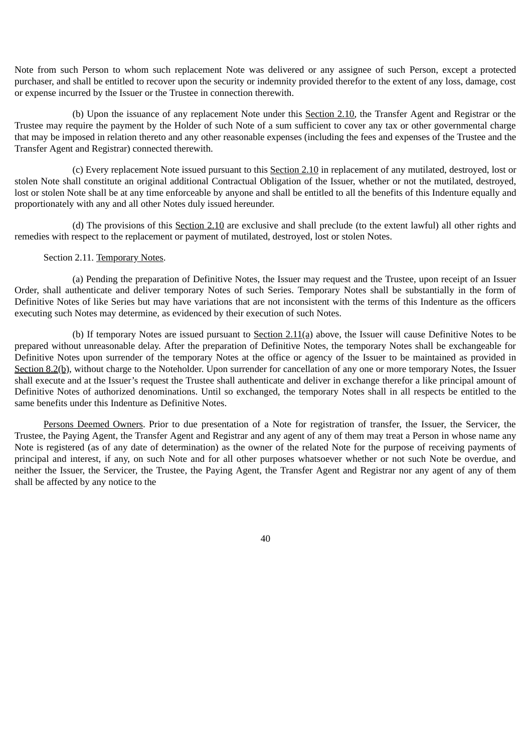Note from such Person to whom such replacement Note was delivered or any assignee of such Person, except a protected purchaser, and shall be entitled to recover upon the security or indemnity provided therefor to the extent of any loss, damage, cost or expense incurred by the Issuer or the Trustee in connection therewith.

(b) Upon the issuance of any replacement Note under this Section 2.10, the Transfer Agent and Registrar or the Trustee may require the payment by the Holder of such Note of a sum sufficient to cover any tax or other governmental charge that may be imposed in relation thereto and any other reasonable expenses (including the fees and expenses of the Trustee and the Transfer Agent and Registrar) connected therewith.

(c) Every replacement Note issued pursuant to this Section 2.10 in replacement of any mutilated, destroyed, lost or stolen Note shall constitute an original additional Contractual Obligation of the Issuer, whether or not the mutilated, destroyed, lost or stolen Note shall be at any time enforceable by anyone and shall be entitled to all the benefits of this Indenture equally and proportionately with any and all other Notes duly issued hereunder.

(d) The provisions of this Section 2.10 are exclusive and shall preclude (to the extent lawful) all other rights and remedies with respect to the replacement or payment of mutilated, destroyed, lost or stolen Notes.

Section 2.11. Temporary Notes.

(a) Pending the preparation of Definitive Notes, the Issuer may request and the Trustee, upon receipt of an Issuer Order, shall authenticate and deliver temporary Notes of such Series. Temporary Notes shall be substantially in the form of Definitive Notes of like Series but may have variations that are not inconsistent with the terms of this Indenture as the officers executing such Notes may determine, as evidenced by their execution of such Notes.

(b) If temporary Notes are issued pursuant to Section 2.11(a) above, the Issuer will cause Definitive Notes to be prepared without unreasonable delay. After the preparation of Definitive Notes, the temporary Notes shall be exchangeable for Definitive Notes upon surrender of the temporary Notes at the office or agency of the Issuer to be maintained as provided in Section 8.2(b), without charge to the Noteholder. Upon surrender for cancellation of any one or more temporary Notes, the Issuer shall execute and at the Issuer's request the Trustee shall authenticate and deliver in exchange therefor a like principal amount of Definitive Notes of authorized denominations. Until so exchanged, the temporary Notes shall in all respects be entitled to the same benefits under this Indenture as Definitive Notes.

Persons Deemed Owners. Prior to due presentation of a Note for registration of transfer, the Issuer, the Servicer, the Trustee, the Paying Agent, the Transfer Agent and Registrar and any agent of any of them may treat a Person in whose name any Note is registered (as of any date of determination) as the owner of the related Note for the purpose of receiving payments of principal and interest, if any, on such Note and for all other purposes whatsoever whether or not such Note be overdue, and neither the Issuer, the Servicer, the Trustee, the Paying Agent, the Transfer Agent and Registrar nor any agent of any of them shall be affected by any notice to the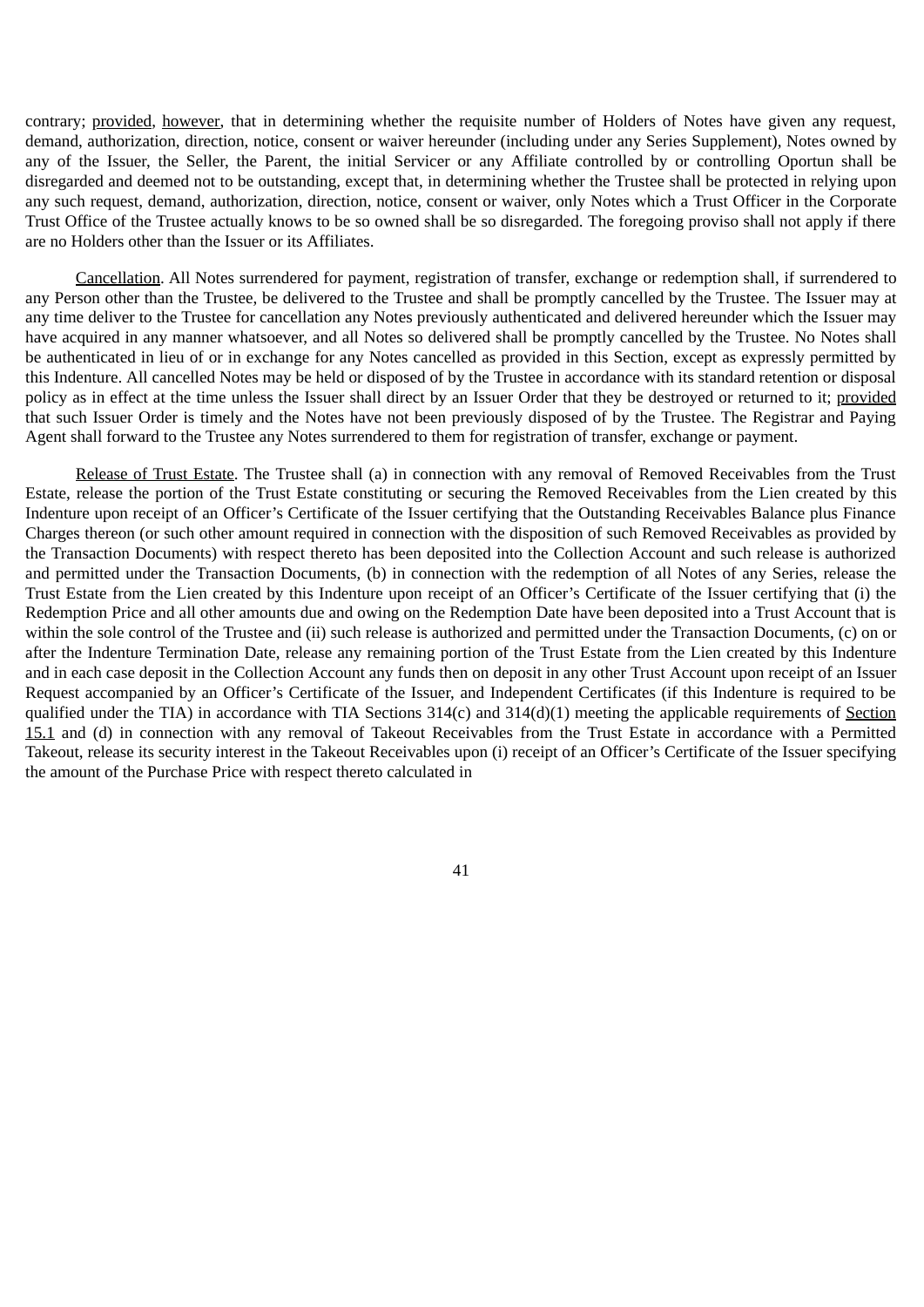contrary; provided, however, that in determining whether the requisite number of Holders of Notes have given any request, demand, authorization, direction, notice, consent or waiver hereunder (including under any Series Supplement), Notes owned by any of the Issuer, the Seller, the Parent, the initial Servicer or any Affiliate controlled by or controlling Oportun shall be disregarded and deemed not to be outstanding, except that, in determining whether the Trustee shall be protected in relying upon any such request, demand, authorization, direction, notice, consent or waiver, only Notes which a Trust Officer in the Corporate Trust Office of the Trustee actually knows to be so owned shall be so disregarded. The foregoing proviso shall not apply if there are no Holders other than the Issuer or its Affiliates.

Cancellation. All Notes surrendered for payment, registration of transfer, exchange or redemption shall, if surrendered to any Person other than the Trustee, be delivered to the Trustee and shall be promptly cancelled by the Trustee. The Issuer may at any time deliver to the Trustee for cancellation any Notes previously authenticated and delivered hereunder which the Issuer may have acquired in any manner whatsoever, and all Notes so delivered shall be promptly cancelled by the Trustee. No Notes shall be authenticated in lieu of or in exchange for any Notes cancelled as provided in this Section, except as expressly permitted by this Indenture. All cancelled Notes may be held or disposed of by the Trustee in accordance with its standard retention or disposal policy as in effect at the time unless the Issuer shall direct by an Issuer Order that they be destroyed or returned to it; provided that such Issuer Order is timely and the Notes have not been previously disposed of by the Trustee. The Registrar and Paying Agent shall forward to the Trustee any Notes surrendered to them for registration of transfer, exchange or payment.

Release of Trust Estate. The Trustee shall (a) in connection with any removal of Removed Receivables from the Trust Estate, release the portion of the Trust Estate constituting or securing the Removed Receivables from the Lien created by this Indenture upon receipt of an Officer's Certificate of the Issuer certifying that the Outstanding Receivables Balance plus Finance Charges thereon (or such other amount required in connection with the disposition of such Removed Receivables as provided by the Transaction Documents) with respect thereto has been deposited into the Collection Account and such release is authorized and permitted under the Transaction Documents, (b) in connection with the redemption of all Notes of any Series, release the Trust Estate from the Lien created by this Indenture upon receipt of an Officer's Certificate of the Issuer certifying that (i) the Redemption Price and all other amounts due and owing on the Redemption Date have been deposited into a Trust Account that is within the sole control of the Trustee and (ii) such release is authorized and permitted under the Transaction Documents, (c) on or after the Indenture Termination Date, release any remaining portion of the Trust Estate from the Lien created by this Indenture and in each case deposit in the Collection Account any funds then on deposit in any other Trust Account upon receipt of an Issuer Request accompanied by an Officer's Certificate of the Issuer, and Independent Certificates (if this Indenture is required to be qualified under the TIA) in accordance with TIA Sections 314(c) and 314(d)(1) meeting the applicable requirements of Section 15.1 and (d) in connection with any removal of Takeout Receivables from the Trust Estate in accordance with a Permitted Takeout, release its security interest in the Takeout Receivables upon (i) receipt of an Officer's Certificate of the Issuer specifying the amount of the Purchase Price with respect thereto calculated in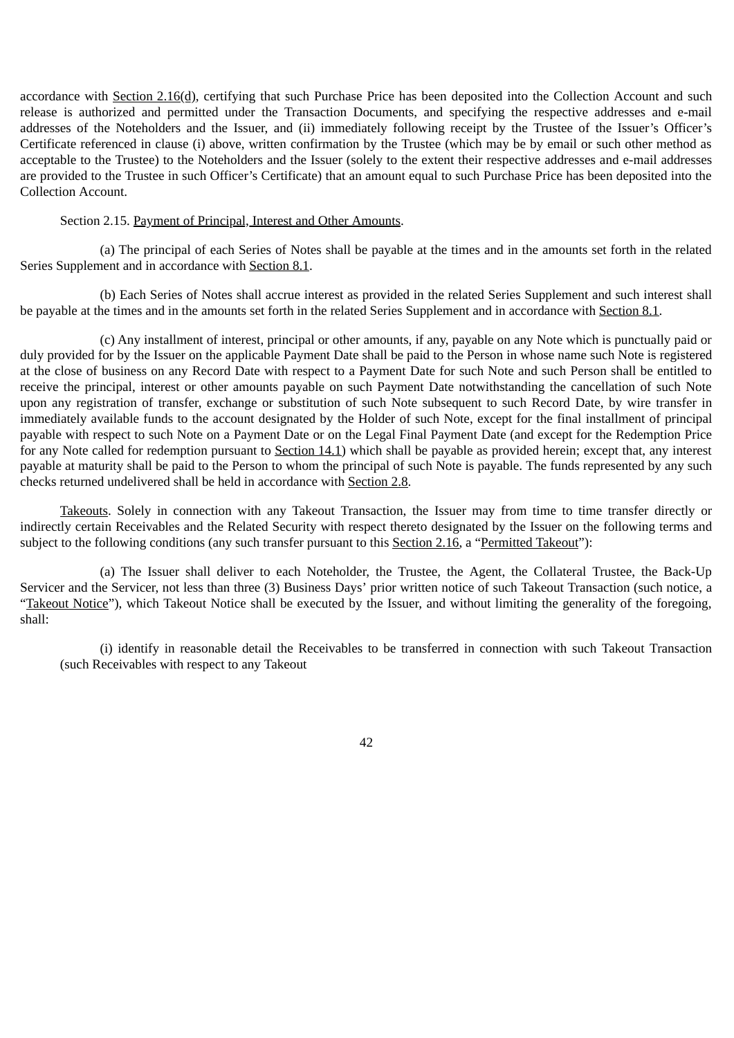accordance with Section 2.16(d), certifying that such Purchase Price has been deposited into the Collection Account and such release is authorized and permitted under the Transaction Documents, and specifying the respective addresses and e-mail addresses of the Noteholders and the Issuer, and (ii) immediately following receipt by the Trustee of the Issuer's Officer's Certificate referenced in clause (i) above, written confirmation by the Trustee (which may be by email or such other method as acceptable to the Trustee) to the Noteholders and the Issuer (solely to the extent their respective addresses and e-mail addresses are provided to the Trustee in such Officer's Certificate) that an amount equal to such Purchase Price has been deposited into the Collection Account.

Section 2.15. Payment of Principal, Interest and Other Amounts.

(a) The principal of each Series of Notes shall be payable at the times and in the amounts set forth in the related Series Supplement and in accordance with Section 8.1.

(b) Each Series of Notes shall accrue interest as provided in the related Series Supplement and such interest shall be payable at the times and in the amounts set forth in the related Series Supplement and in accordance with Section 8.1.

(c) Any installment of interest, principal or other amounts, if any, payable on any Note which is punctually paid or duly provided for by the Issuer on the applicable Payment Date shall be paid to the Person in whose name such Note is registered at the close of business on any Record Date with respect to a Payment Date for such Note and such Person shall be entitled to receive the principal, interest or other amounts payable on such Payment Date notwithstanding the cancellation of such Note upon any registration of transfer, exchange or substitution of such Note subsequent to such Record Date, by wire transfer in immediately available funds to the account designated by the Holder of such Note, except for the final installment of principal payable with respect to such Note on a Payment Date or on the Legal Final Payment Date (and except for the Redemption Price for any Note called for redemption pursuant to Section 14.1) which shall be payable as provided herein; except that, any interest payable at maturity shall be paid to the Person to whom the principal of such Note is payable. The funds represented by any such checks returned undelivered shall be held in accordance with Section 2.8.

Takeouts. Solely in connection with any Takeout Transaction, the Issuer may from time to time transfer directly or indirectly certain Receivables and the Related Security with respect thereto designated by the Issuer on the following terms and subject to the following conditions (any such transfer pursuant to this Section 2.16, a "Permitted Takeout"):

(a) The Issuer shall deliver to each Noteholder, the Trustee, the Agent, the Collateral Trustee, the Back-Up Servicer and the Servicer, not less than three (3) Business Days' prior written notice of such Takeout Transaction (such notice, a "Takeout Notice"), which Takeout Notice shall be executed by the Issuer, and without limiting the generality of the foregoing, shall:

(i) identify in reasonable detail the Receivables to be transferred in connection with such Takeout Transaction (such Receivables with respect to any Takeout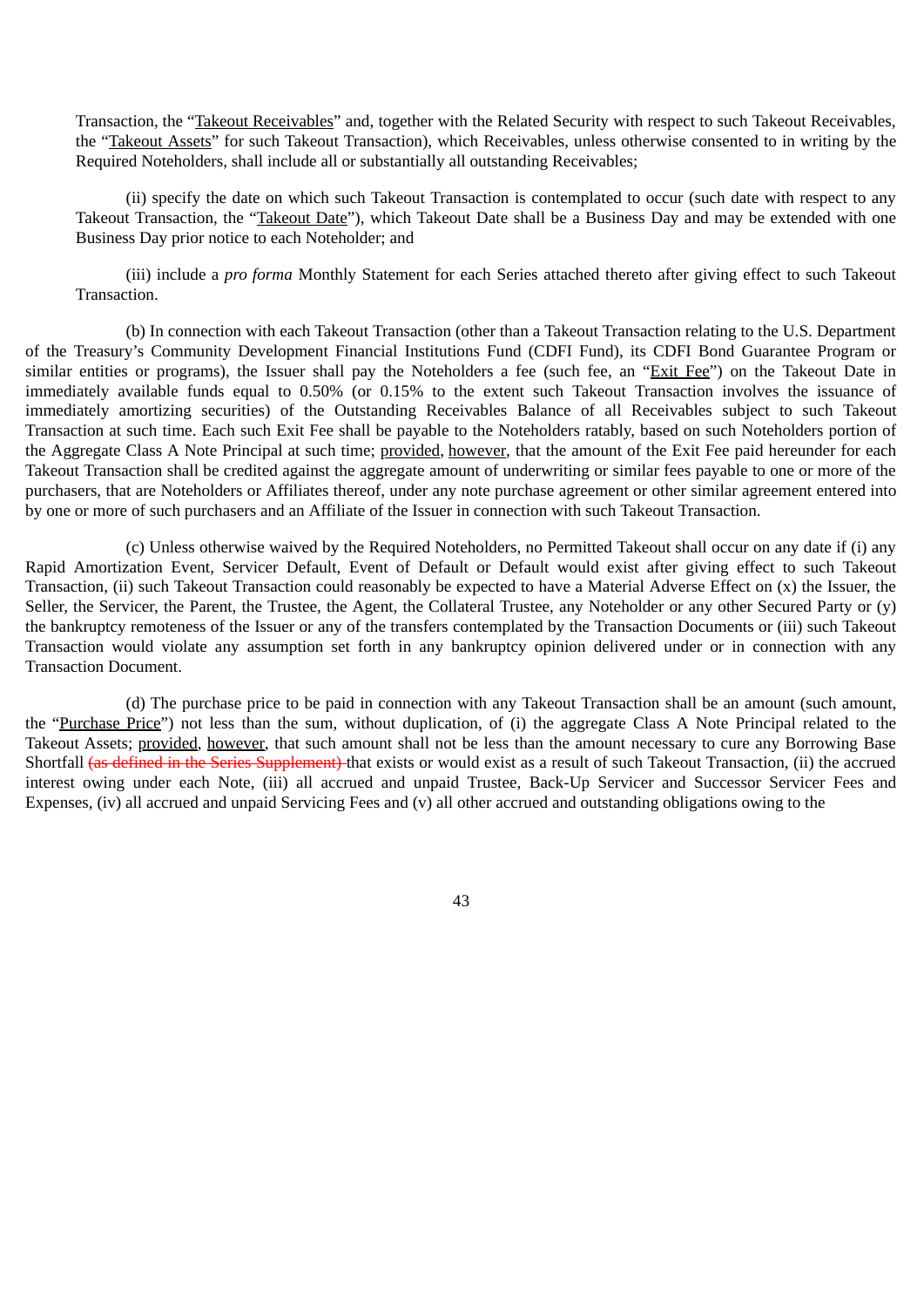Transaction, the "Takeout Receivables" and, together with the Related Security with respect to such Takeout Receivables, the "Takeout Assets" for such Takeout Transaction), which Receivables, unless otherwise consented to in writing by the Required Noteholders, shall include all or substantially all outstanding Receivables;

(ii) specify the date on which such Takeout Transaction is contemplated to occur (such date with respect to any Takeout Transaction, the "Takeout Date"), which Takeout Date shall be a Business Day and may be extended with one Business Day prior notice to each Noteholder; and

(iii) include a *pro forma* Monthly Statement for each Series attached thereto after giving effect to such Takeout Transaction.

(b) In connection with each Takeout Transaction (other than a Takeout Transaction relating to the U.S. Department of the Treasury's Community Development Financial Institutions Fund (CDFI Fund), its CDFI Bond Guarantee Program or similar entities or programs), the Issuer shall pay the Noteholders a fee (such fee, an "Exit Fee") on the Takeout Date in immediately available funds equal to 0.50% (or 0.15% to the extent such Takeout Transaction involves the issuance of immediately amortizing securities) of the Outstanding Receivables Balance of all Receivables subject to such Takeout Transaction at such time. Each such Exit Fee shall be payable to the Noteholders ratably, based on such Noteholders portion of the Aggregate Class A Note Principal at such time; provided, however, that the amount of the Exit Fee paid hereunder for each Takeout Transaction shall be credited against the aggregate amount of underwriting or similar fees payable to one or more of the purchasers, that are Noteholders or Affiliates thereof, under any note purchase agreement or other similar agreement entered into by one or more of such purchasers and an Affiliate of the Issuer in connection with such Takeout Transaction.

(c) Unless otherwise waived by the Required Noteholders, no Permitted Takeout shall occur on any date if (i) any Rapid Amortization Event, Servicer Default, Event of Default or Default would exist after giving effect to such Takeout Transaction, (ii) such Takeout Transaction could reasonably be expected to have a Material Adverse Effect on (x) the Issuer, the Seller, the Servicer, the Parent, the Trustee, the Agent, the Collateral Trustee, any Noteholder or any other Secured Party or (y) the bankruptcy remoteness of the Issuer or any of the transfers contemplated by the Transaction Documents or (iii) such Takeout Transaction would violate any assumption set forth in any bankruptcy opinion delivered under or in connection with any Transaction Document.

(d) The purchase price to be paid in connection with any Takeout Transaction shall be an amount (such amount, the "Purchase Price") not less than the sum, without duplication, of (i) the aggregate Class A Note Principal related to the Takeout Assets; provided, however, that such amount shall not be less than the amount necessary to cure any Borrowing Base Shortfall ~~(as defined in the Series Supplement)~~ that exists or would exist as a result of such Takeout Transaction, (ii) the accrued interest owing under each Note, (iii) all accrued and unpaid Trustee, Back-Up Servicer and Successor Servicer Fees and Expenses, (iv) all accrued and unpaid Servicing Fees and (v) all other accrued and outstanding obligations owing to the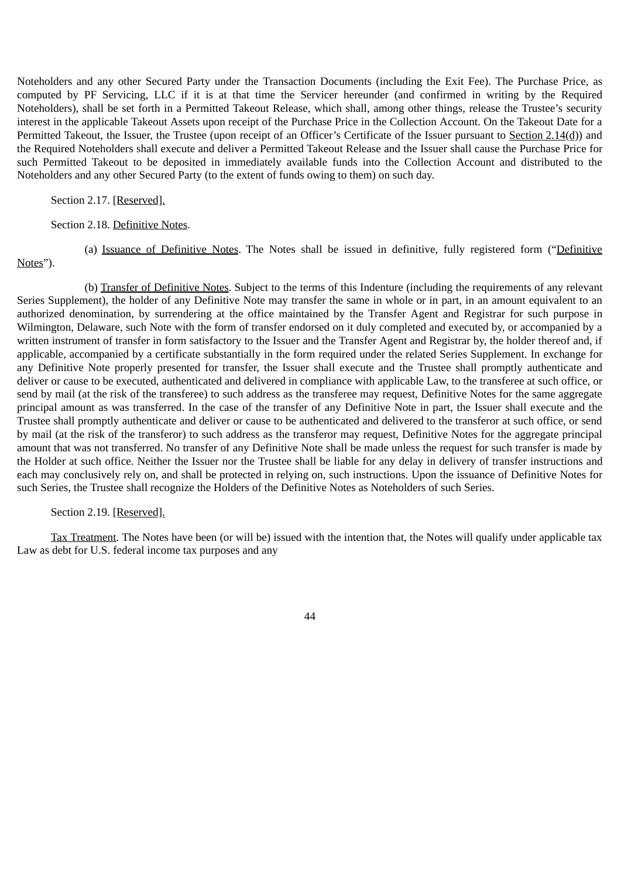Noteholders and any other Secured Party under the Transaction Documents (including the Exit Fee). The Purchase Price, as computed by PF Servicing, LLC if it is at that time the Servicer hereunder (and confirmed in writing by the Required Noteholders), shall be set forth in a Permitted Takeout Release, which shall, among other things, release the Trustee's security interest in the applicable Takeout Assets upon receipt of the Purchase Price in the Collection Account. On the Takeout Date for a Permitted Takeout, the Issuer, the Trustee (upon receipt of an Officer's Certificate of the Issuer pursuant to Section 2.14(d)) and the Required Noteholders shall execute and deliver a Permitted Takeout Release and the Issuer shall cause the Purchase Price for such Permitted Takeout to be deposited in immediately available funds into the Collection Account and distributed to the Noteholders and any other Secured Party (to the extent of funds owing to them) on such day.

Section 2.17. [Reserved].

Section 2.18. Definitive Notes.

(a) Issuance of Definitive Notes. The Notes shall be issued in definitive, fully registered form ("Definitive Notes").

(b) Transfer of Definitive Notes. Subject to the terms of this Indenture (including the requirements of any relevant Series Supplement), the holder of any Definitive Note may transfer the same in whole or in part, in an amount equivalent to an authorized denomination, by surrendering at the office maintained by the Transfer Agent and Registrar for such purpose in Wilmington, Delaware, such Note with the form of transfer endorsed on it duly completed and executed by, or accompanied by a written instrument of transfer in form satisfactory to the Issuer and the Transfer Agent and Registrar by, the holder thereof and, if applicable, accompanied by a certificate substantially in the form required under the related Series Supplement. In exchange for any Definitive Note properly presented for transfer, the Issuer shall execute and the Trustee shall promptly authenticate and deliver or cause to be executed, authenticated and delivered in compliance with applicable Law, to the transferee at such office, or send by mail (at the risk of the transferee) to such address as the transferee may request, Definitive Notes for the same aggregate principal amount as was transferred. In the case of the transfer of any Definitive Note in part, the Issuer shall execute and the Trustee shall promptly authenticate and deliver or cause to be authenticated and delivered to the transferor at such office, or send by mail (at the risk of the transferor) to such address as the transferor may request, Definitive Notes for the aggregate principal amount that was not transferred. No transfer of any Definitive Note shall be made unless the request for such transfer is made by the Holder at such office. Neither the Issuer nor the Trustee shall be liable for any delay in delivery of transfer instructions and each may conclusively rely on, and shall be protected in relying on, such instructions. Upon the issuance of Definitive Notes for such Series, the Trustee shall recognize the Holders of the Definitive Notes as Noteholders of such Series.

Section 2.19. [Reserved].

Tax Treatment. The Notes have been (or will be) issued with the intention that, the Notes will qualify under applicable tax Law as debt for U.S. federal income tax purposes and any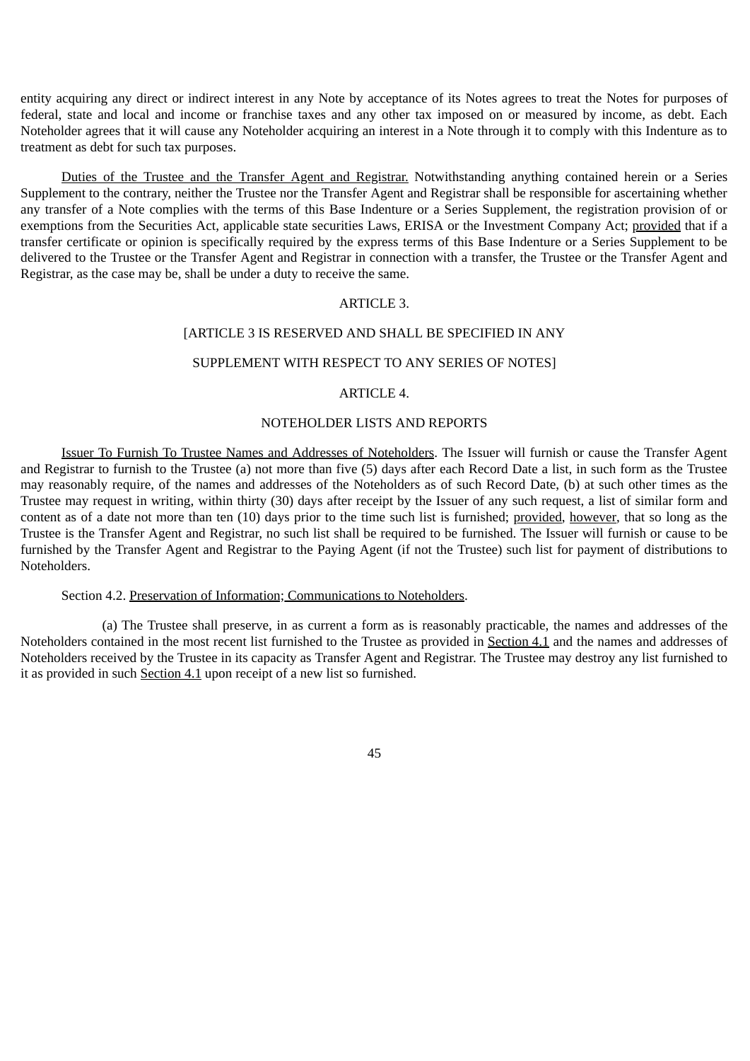entity acquiring any direct or indirect interest in any Note by acceptance of its Notes agrees to treat the Notes for purposes of federal, state and local and income or franchise taxes and any other tax imposed on or measured by income, as debt. Each Noteholder agrees that it will cause any Noteholder acquiring an interest in a Note through it to comply with this Indenture as to treatment as debt for such tax purposes.

Duties of the Trustee and the Transfer Agent and Registrar. Notwithstanding anything contained herein or a Series Supplement to the contrary, neither the Trustee nor the Transfer Agent and Registrar shall be responsible for ascertaining whether any transfer of a Note complies with the terms of this Base Indenture or a Series Supplement, the registration provision of or exemptions from the Securities Act, applicable state securities Laws, ERISA or the Investment Company Act; provided that if a transfer certificate or opinion is specifically required by the express terms of this Base Indenture or a Series Supplement to be delivered to the Trustee or the Transfer Agent and Registrar in connection with a transfer, the Trustee or the Transfer Agent and Registrar, as the case may be, shall be under a duty to receive the same.

ARTICLE 3.

[ARTICLE 3 IS RESERVED AND SHALL BE SPECIFIED IN ANY SUPPLEMENT WITH RESPECT TO ANY SERIES OF NOTES]

ARTICLE 4.

NOTEHOLDER LISTS AND REPORTS

Issuer To Furnish To Trustee Names and Addresses of Noteholders. The Issuer will furnish or cause the Transfer Agent and Registrar to furnish to the Trustee (a) not more than five (5) days after each Record Date a list, in such form as the Trustee may reasonably require, of the names and addresses of the Noteholders as of such Record Date, (b) at such other times as the Trustee may request in writing, within thirty (30) days after receipt by the Issuer of any such request, a list of similar form and content as of a date not more than ten (10) days prior to the time such list is furnished; provided, however, that so long as the Trustee is the Transfer Agent and Registrar, no such list shall be required to be furnished. The Issuer will furnish or cause to be furnished by the Transfer Agent and Registrar to the Paying Agent (if not the Trustee) such list for payment of distributions to Noteholders.

Section 4.2. Preservation of Information; Communications to Noteholders.

(a) The Trustee shall preserve, in as current a form as is reasonably practicable, the names and addresses of the Noteholders contained in the most recent list furnished to the Trustee as provided in Section 4.1 and the names and addresses of Noteholders received by the Trustee in its capacity as Transfer Agent and Registrar. The Trustee may destroy any list furnished to it as provided in such Section 4.1 upon receipt of a new list so furnished.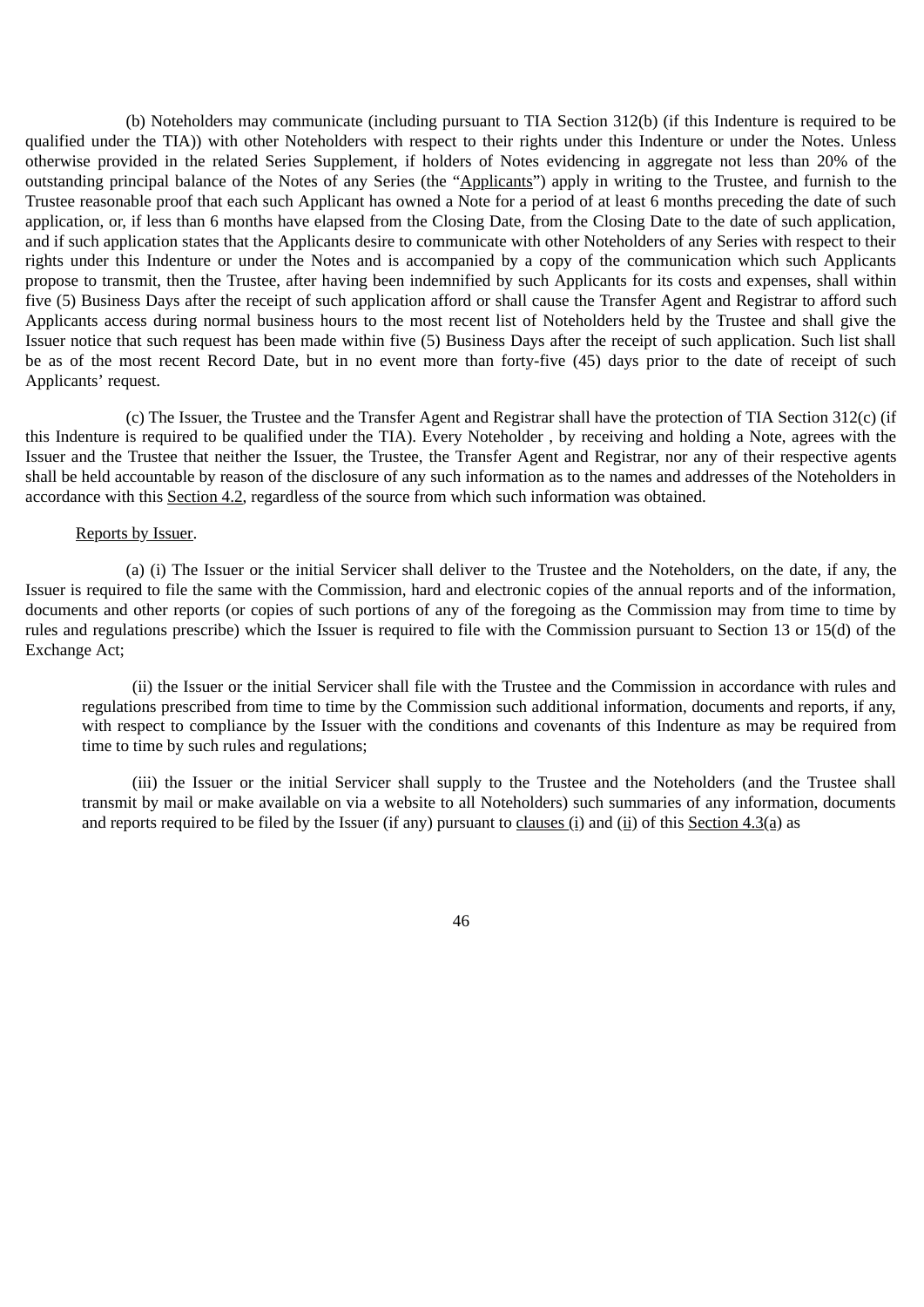(b) Noteholders may communicate (including pursuant to TIA Section 312(b) (if this Indenture is required to be qualified under the TIA)) with other Noteholders with respect to their rights under this Indenture or under the Notes. Unless otherwise provided in the related Series Supplement, if holders of Notes evidencing in aggregate not less than 20% of the outstanding principal balance of the Notes of any Series (the "Applicants") apply in writing to the Trustee, and furnish to the Trustee reasonable proof that each such Applicant has owned a Note for a period of at least 6 months preceding the date of such application, or, if less than 6 months have elapsed from the Closing Date, from the Closing Date to the date of such application, and if such application states that the Applicants desire to communicate with other Noteholders of any Series with respect to their rights under this Indenture or under the Notes and is accompanied by a copy of the communication which such Applicants propose to transmit, then the Trustee, after having been indemnified by such Applicants for its costs and expenses, shall within five (5) Business Days after the receipt of such application afford or shall cause the Transfer Agent and Registrar to afford such Applicants access during normal business hours to the most recent list of Noteholders held by the Trustee and shall give the Issuer notice that such request has been made within five (5) Business Days after the receipt of such application. Such list shall be as of the most recent Record Date, but in no event more than forty-five (45) days prior to the date of receipt of such Applicants' request.

(c) The Issuer, the Trustee and the Transfer Agent and Registrar shall have the protection of TIA Section 312(c) (if this Indenture is required to be qualified under the TIA). Every Noteholder , by receiving and holding a Note, agrees with the Issuer and the Trustee that neither the Issuer, the Trustee, the Transfer Agent and Registrar, nor any of their respective agents shall be held accountable by reason of the disclosure of any such information as to the names and addresses of the Noteholders in accordance with this Section 4.2, regardless of the source from which such information was obtained.

Reports by Issuer.

(a) (i) The Issuer or the initial Servicer shall deliver to the Trustee and the Noteholders, on the date, if any, the Issuer is required to file the same with the Commission, hard and electronic copies of the annual reports and of the information, documents and other reports (or copies of such portions of any of the foregoing as the Commission may from time to time by rules and regulations prescribe) which the Issuer is required to file with the Commission pursuant to Section 13 or 15(d) of the Exchange Act;

(ii) the Issuer or the initial Servicer shall file with the Trustee and the Commission in accordance with rules and regulations prescribed from time to time by the Commission such additional information, documents and reports, if any, with respect to compliance by the Issuer with the conditions and covenants of this Indenture as may be required from time to time by such rules and regulations;

(iii) the Issuer or the initial Servicer shall supply to the Trustee and the Noteholders (and the Trustee shall transmit by mail or make available on via a website to all Noteholders) such summaries of any information, documents and reports required to be filed by the Issuer (if any) pursuant to clauses (i) and (ii) of this Section 4.3(a) as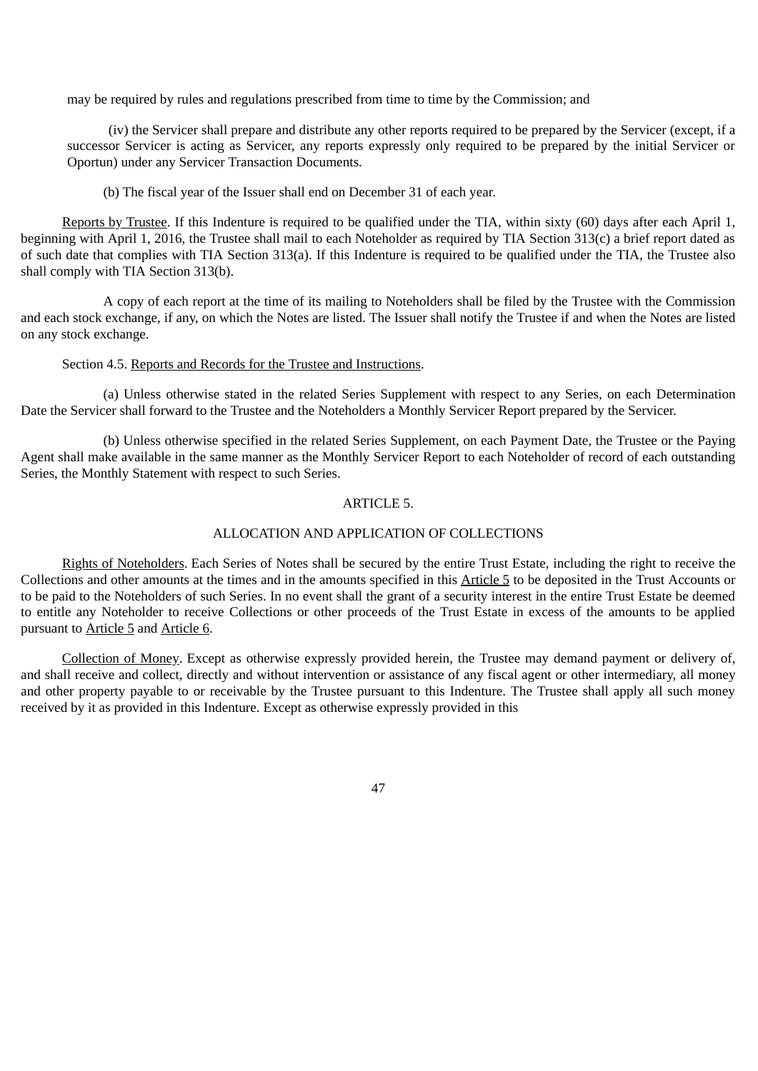may be required by rules and regulations prescribed from time to time by the Commission; and

(iv) the Servicer shall prepare and distribute any other reports required to be prepared by the Servicer (except, if a successor Servicer is acting as Servicer, any reports expressly only required to be prepared by the initial Servicer or Oportun) under any Servicer Transaction Documents.

(b) The fiscal year of the Issuer shall end on December 31 of each year.

Reports by Trustee. If this Indenture is required to be qualified under the TIA, within sixty (60) days after each April 1, beginning with April 1, 2016, the Trustee shall mail to each Noteholder as required by TIA Section 313(c) a brief report dated as of such date that complies with TIA Section 313(a). If this Indenture is required to be qualified under the TIA, the Trustee also shall comply with TIA Section 313(b).

A copy of each report at the time of its mailing to Noteholders shall be filed by the Trustee with the Commission and each stock exchange, if any, on which the Notes are listed. The Issuer shall notify the Trustee if and when the Notes are listed on any stock exchange.

Section 4.5. Reports and Records for the Trustee and Instructions.

(a) Unless otherwise stated in the related Series Supplement with respect to any Series, on each Determination Date the Servicer shall forward to the Trustee and the Noteholders a Monthly Servicer Report prepared by the Servicer.

(b) Unless otherwise specified in the related Series Supplement, on each Payment Date, the Trustee or the Paying Agent shall make available in the same manner as the Monthly Servicer Report to each Noteholder of record of each outstanding Series, the Monthly Statement with respect to such Series.

## ARTICLE 5.

## ALLOCATION AND APPLICATION OF COLLECTIONS

Rights of Noteholders. Each Series of Notes shall be secured by the entire Trust Estate, including the right to receive the Collections and other amounts at the times and in the amounts specified in this Article 5 to be deposited in the Trust Accounts or to be paid to the Noteholders of such Series. In no event shall the grant of a security interest in the entire Trust Estate be deemed to entitle any Noteholder to receive Collections or other proceeds of the Trust Estate in excess of the amounts to be applied pursuant to Article 5 and Article 6.

Collection of Money. Except as otherwise expressly provided herein, the Trustee may demand payment or delivery of, and shall receive and collect, directly and without intervention or assistance of any fiscal agent or other intermediary, all money and other property payable to or receivable by the Trustee pursuant to this Indenture. The Trustee shall apply all such money received by it as provided in this Indenture. Except as otherwise expressly provided in this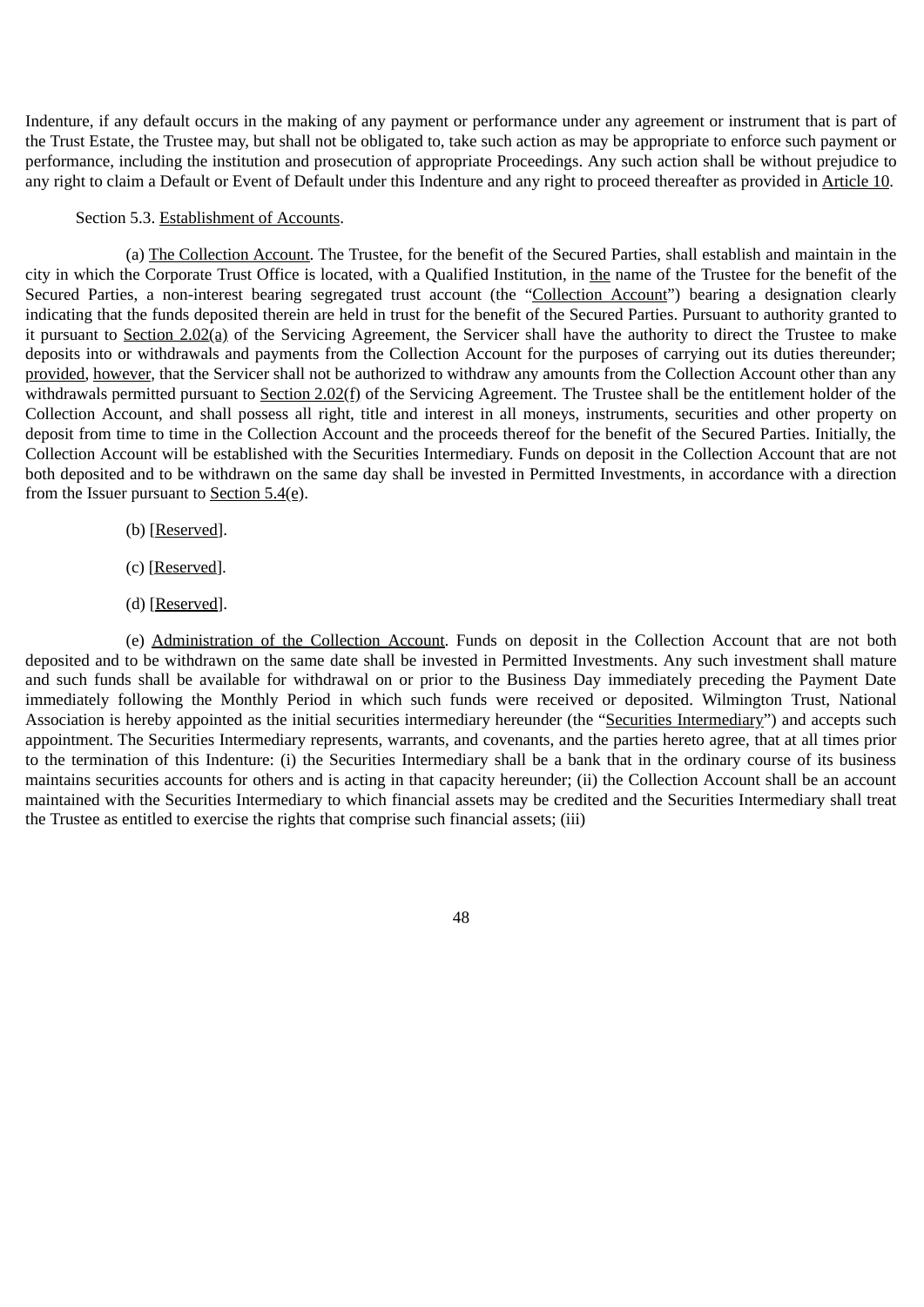Indenture, if any default occurs in the making of any payment or performance under any agreement or instrument that is part of the Trust Estate, the Trustee may, but shall not be obligated to, take such action as may be appropriate to enforce such payment or performance, including the institution and prosecution of appropriate Proceedings. Any such action shall be without prejudice to any right to claim a Default or Event of Default under this Indenture and any right to proceed thereafter as provided in Article 10.

Section 5.3. Establishment of Accounts.

(a) The Collection Account. The Trustee, for the benefit of the Secured Parties, shall establish and maintain in the city in which the Corporate Trust Office is located, with a Qualified Institution, in the name of the Trustee for the benefit of the Secured Parties, a non-interest bearing segregated trust account (the "Collection Account") bearing a designation clearly indicating that the funds deposited therein are held in trust for the benefit of the Secured Parties. Pursuant to authority granted to it pursuant to Section 2.02(a) of the Servicing Agreement, the Servicer shall have the authority to direct the Trustee to make deposits into or withdrawals and payments from the Collection Account for the purposes of carrying out its duties thereunder; provided, however, that the Servicer shall not be authorized to withdraw any amounts from the Collection Account other than any withdrawals permitted pursuant to Section 2.02(f) of the Servicing Agreement. The Trustee shall be the entitlement holder of the Collection Account, and shall possess all right, title and interest in all moneys, instruments, securities and other property on deposit from time to time in the Collection Account and the proceeds thereof for the benefit of the Secured Parties. Initially, the Collection Account will be established with the Securities Intermediary. Funds on deposit in the Collection Account that are not both deposited and to be withdrawn on the same day shall be invested in Permitted Investments, in accordance with a direction from the Issuer pursuant to Section 5.4(e).

(b) [Reserved].

(c) [Reserved].

(d) [Reserved].

(e) Administration of the Collection Account. Funds on deposit in the Collection Account that are not both deposited and to be withdrawn on the same date shall be invested in Permitted Investments. Any such investment shall mature and such funds shall be available for withdrawal on or prior to the Business Day immediately preceding the Payment Date immediately following the Monthly Period in which such funds were received or deposited. Wilmington Trust, National Association is hereby appointed as the initial securities intermediary hereunder (the "Securities Intermediary") and accepts such appointment. The Securities Intermediary represents, warrants, and covenants, and the parties hereto agree, that at all times prior to the termination of this Indenture: (i) the Securities Intermediary shall be a bank that in the ordinary course of its business maintains securities accounts for others and is acting in that capacity hereunder; (ii) the Collection Account shall be an account maintained with the Securities Intermediary to which financial assets may be credited and the Securities Intermediary shall treat the Trustee as entitled to exercise the rights that comprise such financial assets; (iii)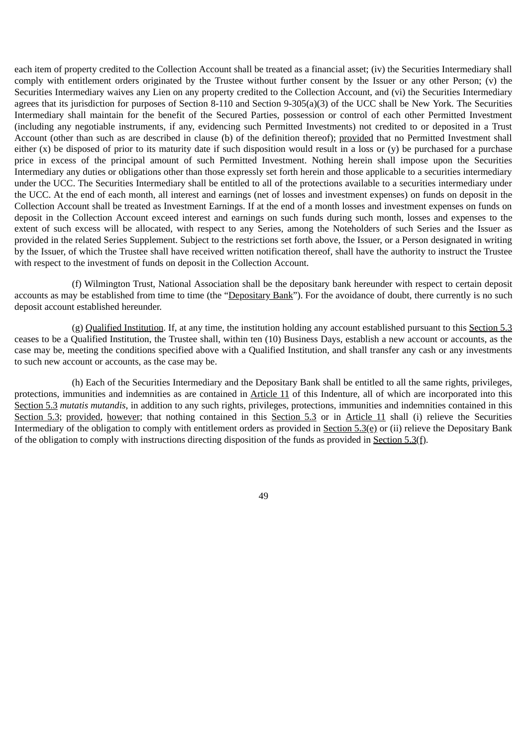each item of property credited to the Collection Account shall be treated as a financial asset; (iv) the Securities Intermediary shall comply with entitlement orders originated by the Trustee without further consent by the Issuer or any other Person; (v) the Securities Intermediary waives any Lien on any property credited to the Collection Account, and (vi) the Securities Intermediary agrees that its jurisdiction for purposes of Section 8-110 and Section 9-305(a)(3) of the UCC shall be New York. The Securities Intermediary shall maintain for the benefit of the Secured Parties, possession or control of each other Permitted Investment (including any negotiable instruments, if any, evidencing such Permitted Investments) not credited to or deposited in a Trust Account (other than such as are described in clause (b) of the definition thereof); provided that no Permitted Investment shall either (x) be disposed of prior to its maturity date if such disposition would result in a loss or (y) be purchased for a purchase price in excess of the principal amount of such Permitted Investment. Nothing herein shall impose upon the Securities Intermediary any duties or obligations other than those expressly set forth herein and those applicable to a securities intermediary under the UCC. The Securities Intermediary shall be entitled to all of the protections available to a securities intermediary under the UCC. At the end of each month, all interest and earnings (net of losses and investment expenses) on funds on deposit in the Collection Account shall be treated as Investment Earnings. If at the end of a month losses and investment expenses on funds on deposit in the Collection Account exceed interest and earnings on such funds during such month, losses and expenses to the extent of such excess will be allocated, with respect to any Series, among the Noteholders of such Series and the Issuer as provided in the related Series Supplement. Subject to the restrictions set forth above, the Issuer, or a Person designated in writing by the Issuer, of which the Trustee shall have received written notification thereof, shall have the authority to instruct the Trustee with respect to the investment of funds on deposit in the Collection Account.

(f) Wilmington Trust, National Association shall be the depositary bank hereunder with respect to certain deposit accounts as may be established from time to time (the "Depositary Bank"). For the avoidance of doubt, there currently is no such deposit account established hereunder.

(g) Qualified Institution. If, at any time, the institution holding any account established pursuant to this Section 5.3 ceases to be a Qualified Institution, the Trustee shall, within ten (10) Business Days, establish a new account or accounts, as the case may be, meeting the conditions specified above with a Qualified Institution, and shall transfer any cash or any investments to such new account or accounts, as the case may be.

(h) Each of the Securities Intermediary and the Depositary Bank shall be entitled to all the same rights, privileges, protections, immunities and indemnities as are contained in Article 11 of this Indenture, all of which are incorporated into this Section 5.3 *mutatis mutandis*, in addition to any such rights, privileges, protections, immunities and indemnities contained in this Section 5.3; provided, however; that nothing contained in this Section 5.3 or in Article 11 shall (i) relieve the Securities Intermediary of the obligation to comply with entitlement orders as provided in Section 5.3(e) or (ii) relieve the Depositary Bank of the obligation to comply with instructions directing disposition of the funds as provided in Section 5.3(f).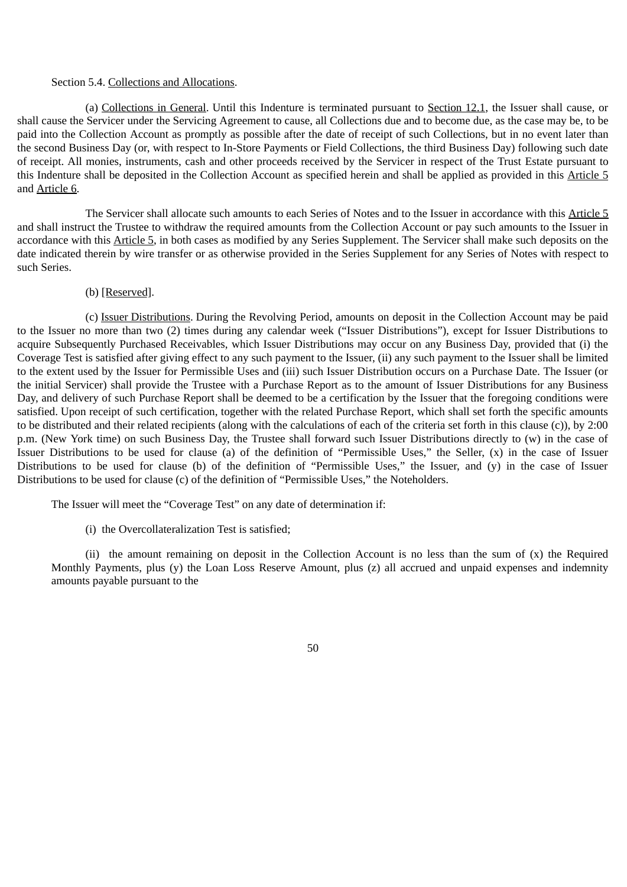Section 5.4. Collections and Allocations.

(a) Collections in General. Until this Indenture is terminated pursuant to Section 12.1, the Issuer shall cause, or shall cause the Servicer under the Servicing Agreement to cause, all Collections due and to become due, as the case may be, to be paid into the Collection Account as promptly as possible after the date of receipt of such Collections, but in no event later than the second Business Day (or, with respect to In-Store Payments or Field Collections, the third Business Day) following such date of receipt. All monies, instruments, cash and other proceeds received by the Servicer in respect of the Trust Estate pursuant to this Indenture shall be deposited in the Collection Account as specified herein and shall be applied as provided in this Article 5 and Article 6.

The Servicer shall allocate such amounts to each Series of Notes and to the Issuer in accordance with this Article 5 and shall instruct the Trustee to withdraw the required amounts from the Collection Account or pay such amounts to the Issuer in accordance with this Article 5, in both cases as modified by any Series Supplement. The Servicer shall make such deposits on the date indicated therein by wire transfer or as otherwise provided in the Series Supplement for any Series of Notes with respect to such Series.

(b) [Reserved].

(c) Issuer Distributions. During the Revolving Period, amounts on deposit in the Collection Account may be paid to the Issuer no more than two (2) times during any calendar week ("Issuer Distributions"), except for Issuer Distributions to acquire Subsequently Purchased Receivables, which Issuer Distributions may occur on any Business Day, provided that (i) the Coverage Test is satisfied after giving effect to any such payment to the Issuer, (ii) any such payment to the Issuer shall be limited to the extent used by the Issuer for Permissible Uses and (iii) such Issuer Distribution occurs on a Purchase Date. The Issuer (or the initial Servicer) shall provide the Trustee with a Purchase Report as to the amount of Issuer Distributions for any Business Day, and delivery of such Purchase Report shall be deemed to be a certification by the Issuer that the foregoing conditions were satisfied. Upon receipt of such certification, together with the related Purchase Report, which shall set forth the specific amounts to be distributed and their related recipients (along with the calculations of each of the criteria set forth in this clause (c)), by 2:00 p.m. (New York time) on such Business Day, the Trustee shall forward such Issuer Distributions directly to (w) in the case of Issuer Distributions to be used for clause (a) of the definition of "Permissible Uses," the Seller, (x) in the case of Issuer Distributions to be used for clause (b) of the definition of "Permissible Uses," the Issuer, and (y) in the case of Issuer Distributions to be used for clause (c) of the definition of "Permissible Uses," the Noteholders.

The Issuer will meet the "Coverage Test" on any date of determination if:

(i) the Overcollateralization Test is satisfied;

(ii) the amount remaining on deposit in the Collection Account is no less than the sum of (x) the Required Monthly Payments, plus (y) the Loan Loss Reserve Amount, plus (z) all accrued and unpaid expenses and indemnity amounts payable pursuant to the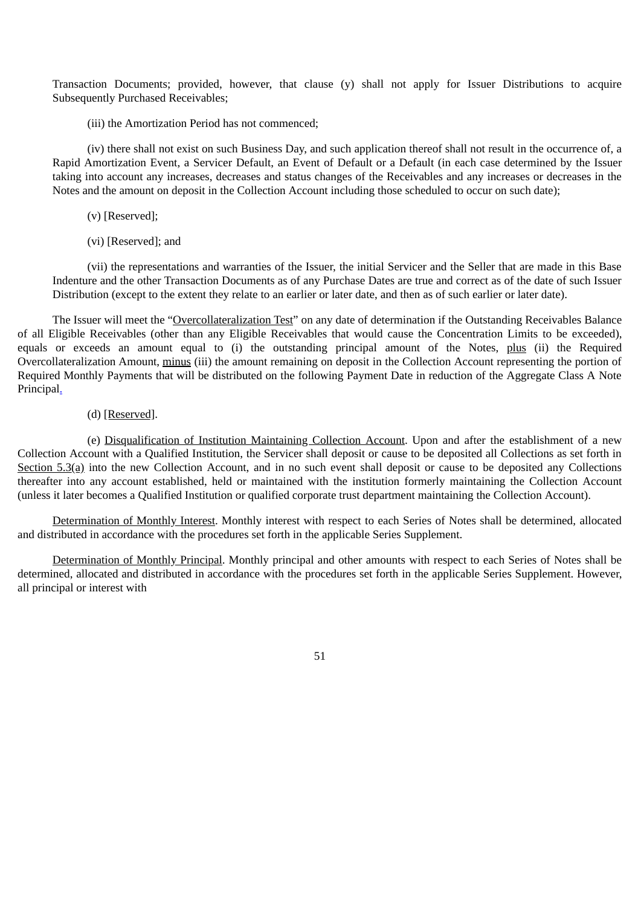Transaction Documents; provided, however, that clause (y) shall not apply for Issuer Distributions to acquire Subsequently Purchased Receivables;

(iii) the Amortization Period has not commenced;

(iv) there shall not exist on such Business Day, and such application thereof shall not result in the occurrence of, a Rapid Amortization Event, a Servicer Default, an Event of Default or a Default (in each case determined by the Issuer taking into account any increases, decreases and status changes of the Receivables and any increases or decreases in the Notes and the amount on deposit in the Collection Account including those scheduled to occur on such date);

(v) [Reserved];

(vi) [Reserved]; and

(vii) the representations and warranties of the Issuer, the initial Servicer and the Seller that are made in this Base Indenture and the other Transaction Documents as of any Purchase Dates are true and correct as of the date of such Issuer Distribution (except to the extent they relate to an earlier or later date, and then as of such earlier or later date).

The Issuer will meet the "Overcollateralization Test" on any date of determination if the Outstanding Receivables Balance of all Eligible Receivables (other than any Eligible Receivables that would cause the Concentration Limits to be exceeded), equals or exceeds an amount equal to (i) the outstanding principal amount of the Notes, plus (ii) the Required Overcollateralization Amount, minus (iii) the amount remaining on deposit in the Collection Account representing the portion of Required Monthly Payments that will be distributed on the following Payment Date in reduction of the Aggregate Class A Note Principal.

(d) [Reserved].

(e) Disqualification of Institution Maintaining Collection Account. Upon and after the establishment of a new Collection Account with a Qualified Institution, the Servicer shall deposit or cause to be deposited all Collections as set forth in Section 5.3(a) into the new Collection Account, and in no such event shall deposit or cause to be deposited any Collections thereafter into any account established, held or maintained with the institution formerly maintaining the Collection Account (unless it later becomes a Qualified Institution or qualified corporate trust department maintaining the Collection Account).

Determination of Monthly Interest. Monthly interest with respect to each Series of Notes shall be determined, allocated and distributed in accordance with the procedures set forth in the applicable Series Supplement.

Determination of Monthly Principal. Monthly principal and other amounts with respect to each Series of Notes shall be determined, allocated and distributed in accordance with the procedures set forth in the applicable Series Supplement. However, all principal or interest with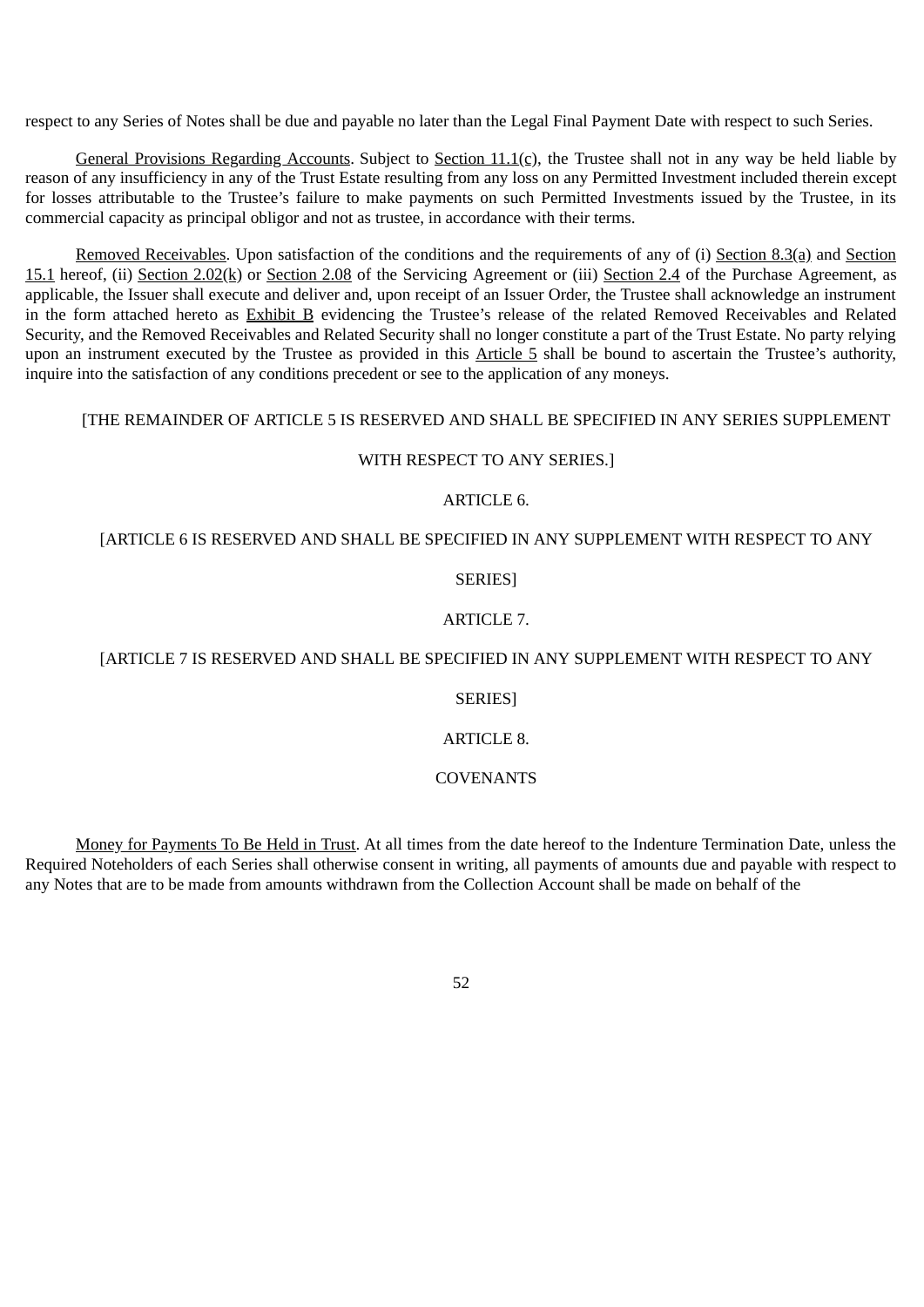respect to any Series of Notes shall be due and payable no later than the Legal Final Payment Date with respect to such Series.

General Provisions Regarding Accounts. Subject to Section 11.1(c), the Trustee shall not in any way be held liable by reason of any insufficiency in any of the Trust Estate resulting from any loss on any Permitted Investment included therein except for losses attributable to the Trustee's failure to make payments on such Permitted Investments issued by the Trustee, in its commercial capacity as principal obligor and not as trustee, in accordance with their terms.

Removed Receivables. Upon satisfaction of the conditions and the requirements of any of (i) Section 8.3(a) and Section 15.1 hereof, (ii) Section 2.02(k) or Section 2.08 of the Servicing Agreement or (iii) Section 2.4 of the Purchase Agreement, as applicable, the Issuer shall execute and deliver and, upon receipt of an Issuer Order, the Trustee shall acknowledge an instrument in the form attached hereto as Exhibit B evidencing the Trustee's release of the related Removed Receivables and Related Security, and the Removed Receivables and Related Security shall no longer constitute a part of the Trust Estate. No party relying upon an instrument executed by the Trustee as provided in this Article 5 shall be bound to ascertain the Trustee's authority, inquire into the satisfaction of any conditions precedent or see to the application of any moneys.

[THE REMAINDER OF ARTICLE 5 IS RESERVED AND SHALL BE SPECIFIED IN ANY SERIES SUPPLEMENT WITH RESPECT TO ANY SERIES.]

# ARTICLE 6.

[ARTICLE 6 IS RESERVED AND SHALL BE SPECIFIED IN ANY SUPPLEMENT WITH RESPECT TO ANY SERIES]

# ARTICLE 7.

[ARTICLE 7 IS RESERVED AND SHALL BE SPECIFIED IN ANY SUPPLEMENT WITH RESPECT TO ANY SERIES]

# ARTICLE 8.

# COVENANTS

Money for Payments To Be Held in Trust. At all times from the date hereof to the Indenture Termination Date, unless the Required Noteholders of each Series shall otherwise consent in writing, all payments of amounts due and payable with respect to any Notes that are to be made from amounts withdrawn from the Collection Account shall be made on behalf of the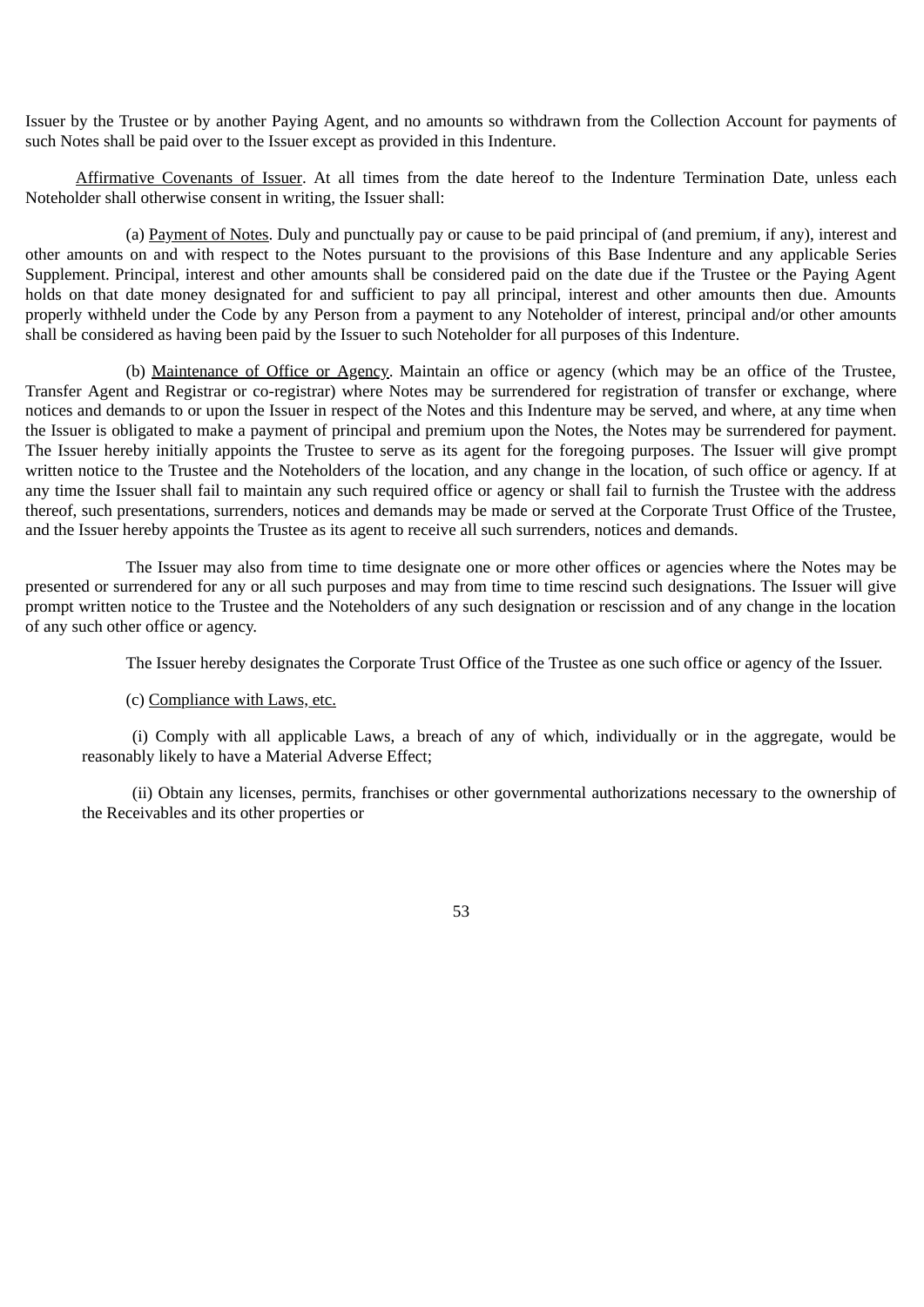Issuer by the Trustee or by another Paying Agent, and no amounts so withdrawn from the Collection Account for payments of such Notes shall be paid over to the Issuer except as provided in this Indenture.

Affirmative Covenants of Issuer. At all times from the date hereof to the Indenture Termination Date, unless each Noteholder shall otherwise consent in writing, the Issuer shall:

(a) Payment of Notes. Duly and punctually pay or cause to be paid principal of (and premium, if any), interest and other amounts on and with respect to the Notes pursuant to the provisions of this Base Indenture and any applicable Series Supplement. Principal, interest and other amounts shall be considered paid on the date due if the Trustee or the Paying Agent holds on that date money designated for and sufficient to pay all principal, interest and other amounts then due. Amounts properly withheld under the Code by any Person from a payment to any Noteholder of interest, principal and/or other amounts shall be considered as having been paid by the Issuer to such Noteholder for all purposes of this Indenture.

(b) Maintenance of Office or Agency. Maintain an office or agency (which may be an office of the Trustee, Transfer Agent and Registrar or co-registrar) where Notes may be surrendered for registration of transfer or exchange, where notices and demands to or upon the Issuer in respect of the Notes and this Indenture may be served, and where, at any time when the Issuer is obligated to make a payment of principal and premium upon the Notes, the Notes may be surrendered for payment. The Issuer hereby initially appoints the Trustee to serve as its agent for the foregoing purposes. The Issuer will give prompt written notice to the Trustee and the Noteholders of the location, and any change in the location, of such office or agency. If at any time the Issuer shall fail to maintain any such required office or agency or shall fail to furnish the Trustee with the address thereof, such presentations, surrenders, notices and demands may be made or served at the Corporate Trust Office of the Trustee, and the Issuer hereby appoints the Trustee as its agent to receive all such surrenders, notices and demands.

The Issuer may also from time to time designate one or more other offices or agencies where the Notes may be presented or surrendered for any or all such purposes and may from time to time rescind such designations. The Issuer will give prompt written notice to the Trustee and the Noteholders of any such designation or rescission and of any change in the location of any such other office or agency.

The Issuer hereby designates the Corporate Trust Office of the Trustee as one such office or agency of the Issuer.

(c) Compliance with Laws, etc.

(i) Comply with all applicable Laws, a breach of any of which, individually or in the aggregate, would be reasonably likely to have a Material Adverse Effect;

(ii) Obtain any licenses, permits, franchises or other governmental authorizations necessary to the ownership of the Receivables and its other properties or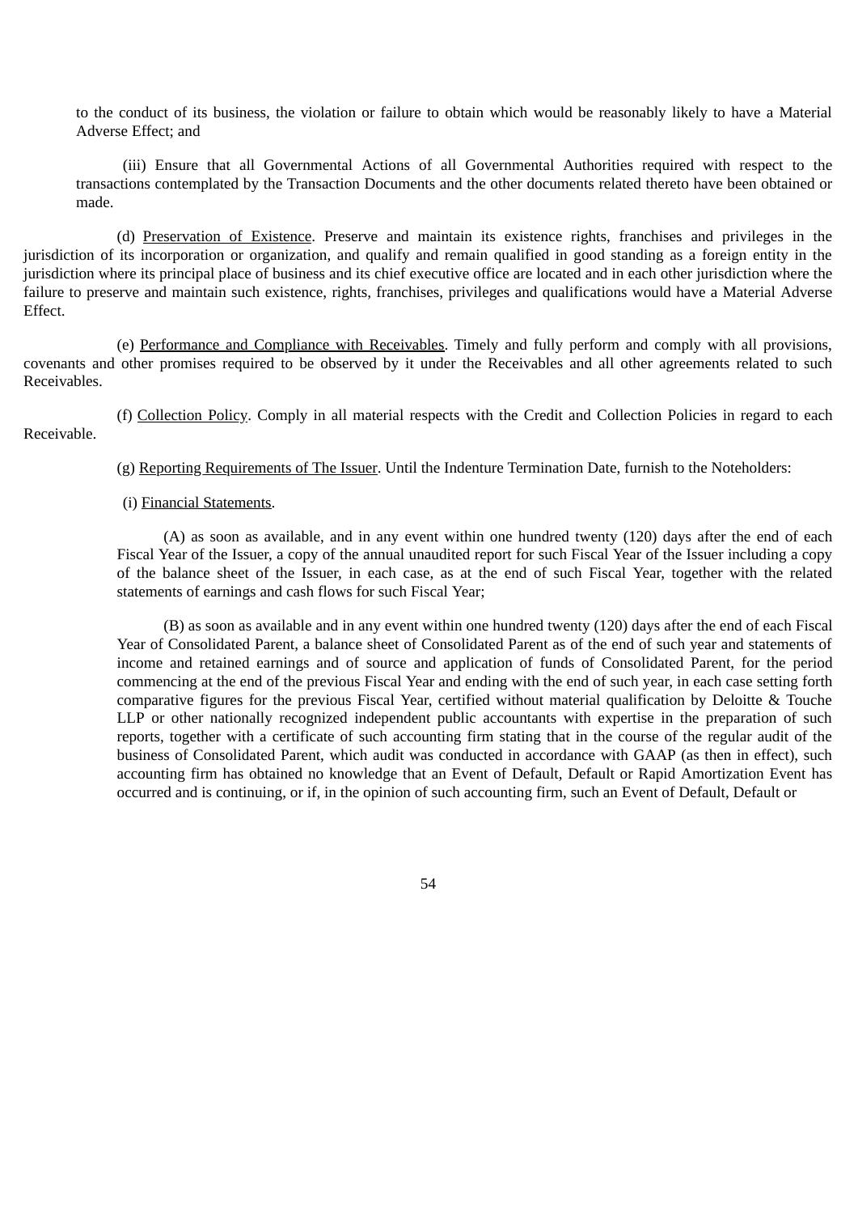to the conduct of its business, the violation or failure to obtain which would be reasonably likely to have a Material Adverse Effect; and

(iii) Ensure that all Governmental Actions of all Governmental Authorities required with respect to the transactions contemplated by the Transaction Documents and the other documents related thereto have been obtained or made.

(d) Preservation of Existence. Preserve and maintain its existence rights, franchises and privileges in the jurisdiction of its incorporation or organization, and qualify and remain qualified in good standing as a foreign entity in the jurisdiction where its principal place of business and its chief executive office are located and in each other jurisdiction where the failure to preserve and maintain such existence, rights, franchises, privileges and qualifications would have a Material Adverse Effect.

(e) Performance and Compliance with Receivables. Timely and fully perform and comply with all provisions, covenants and other promises required to be observed by it under the Receivables and all other agreements related to such Receivables.

(f) Collection Policy. Comply in all material respects with the Credit and Collection Policies in regard to each Receivable.

(g) Reporting Requirements of The Issuer. Until the Indenture Termination Date, furnish to the Noteholders:

(i) Financial Statements.

(A) as soon as available, and in any event within one hundred twenty (120) days after the end of each Fiscal Year of the Issuer, a copy of the annual unaudited report for such Fiscal Year of the Issuer including a copy of the balance sheet of the Issuer, in each case, as at the end of such Fiscal Year, together with the related statements of earnings and cash flows for such Fiscal Year;

(B) as soon as available and in any event within one hundred twenty (120) days after the end of each Fiscal Year of Consolidated Parent, a balance sheet of Consolidated Parent as of the end of such year and statements of income and retained earnings and of source and application of funds of Consolidated Parent, for the period commencing at the end of the previous Fiscal Year and ending with the end of such year, in each case setting forth comparative figures for the previous Fiscal Year, certified without material qualification by Deloitte & Touche LLP or other nationally recognized independent public accountants with expertise in the preparation of such reports, together with a certificate of such accounting firm stating that in the course of the regular audit of the business of Consolidated Parent, which audit was conducted in accordance with GAAP (as then in effect), such accounting firm has obtained no knowledge that an Event of Default, Default or Rapid Amortization Event has occurred and is continuing, or if, in the opinion of such accounting firm, such an Event of Default, Default or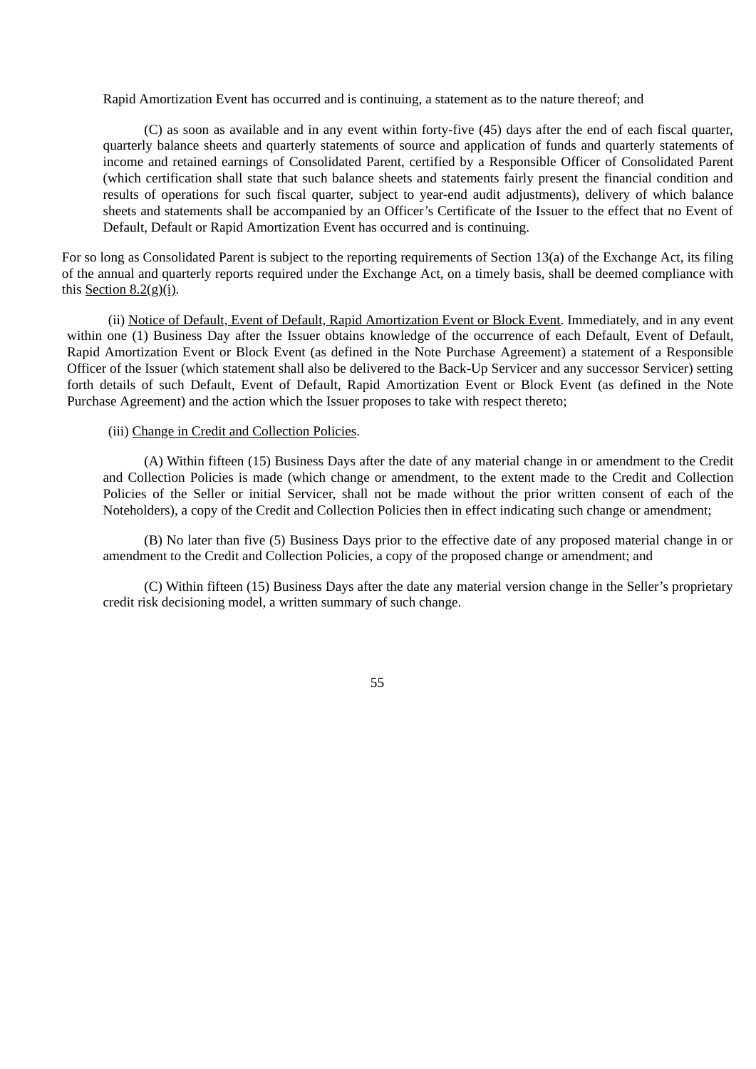Rapid Amortization Event has occurred and is continuing, a statement as to the nature thereof; and

(C) as soon as available and in any event within forty-five (45) days after the end of each fiscal quarter, quarterly balance sheets and quarterly statements of source and application of funds and quarterly statements of income and retained earnings of Consolidated Parent, certified by a Responsible Officer of Consolidated Parent (which certification shall state that such balance sheets and statements fairly present the financial condition and results of operations for such fiscal quarter, subject to year-end audit adjustments), delivery of which balance sheets and statements shall be accompanied by an Officer's Certificate of the Issuer to the effect that no Event of Default, Default or Rapid Amortization Event has occurred and is continuing.

For so long as Consolidated Parent is subject to the reporting requirements of Section 13(a) of the Exchange Act, its filing of the annual and quarterly reports required under the Exchange Act, on a timely basis, shall be deemed compliance with this Section 8.2(g)(i).

(ii) Notice of Default, Event of Default, Rapid Amortization Event or Block Event. Immediately, and in any event within one (1) Business Day after the Issuer obtains knowledge of the occurrence of each Default, Event of Default, Rapid Amortization Event or Block Event (as defined in the Note Purchase Agreement) a statement of a Responsible Officer of the Issuer (which statement shall also be delivered to the Back-Up Servicer and any successor Servicer) setting forth details of such Default, Event of Default, Rapid Amortization Event or Block Event (as defined in the Note Purchase Agreement) and the action which the Issuer proposes to take with respect thereto;

(iii) Change in Credit and Collection Policies.

(A) Within fifteen (15) Business Days after the date of any material change in or amendment to the Credit and Collection Policies is made (which change or amendment, to the extent made to the Credit and Collection Policies of the Seller or initial Servicer, shall not be made without the prior written consent of each of the Noteholders), a copy of the Credit and Collection Policies then in effect indicating such change or amendment;

(B) No later than five (5) Business Days prior to the effective date of any proposed material change in or amendment to the Credit and Collection Policies, a copy of the proposed change or amendment; and

(C) Within fifteen (15) Business Days after the date any material version change in the Seller's proprietary credit risk decisioning model, a written summary of such change.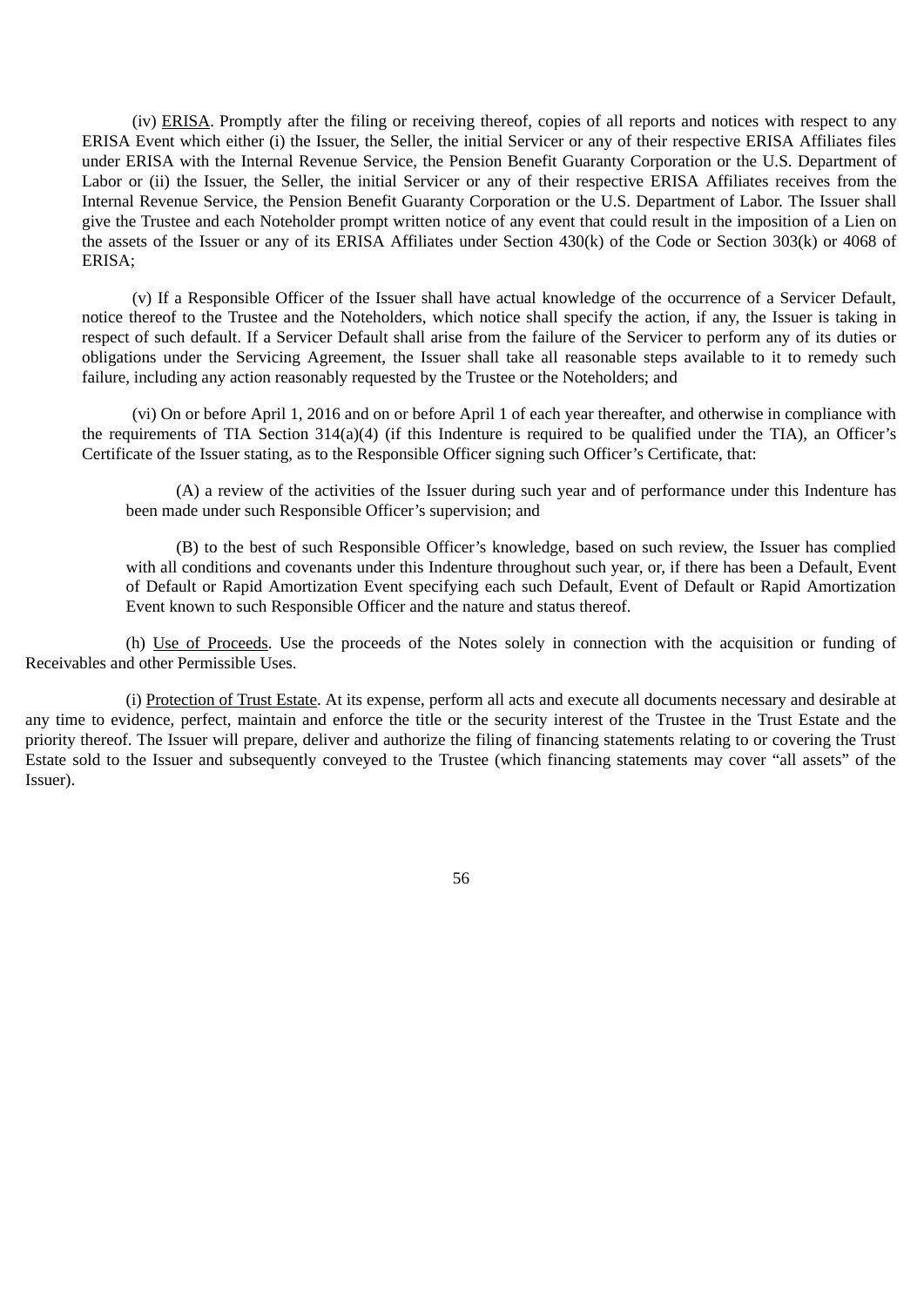(iv) ERISA. Promptly after the filing or receiving thereof, copies of all reports and notices with respect to any ERISA Event which either (i) the Issuer, the Seller, the initial Servicer or any of their respective ERISA Affiliates files under ERISA with the Internal Revenue Service, the Pension Benefit Guaranty Corporation or the U.S. Department of Labor or (ii) the Issuer, the Seller, the initial Servicer or any of their respective ERISA Affiliates receives from the Internal Revenue Service, the Pension Benefit Guaranty Corporation or the U.S. Department of Labor. The Issuer shall give the Trustee and each Noteholder prompt written notice of any event that could result in the imposition of a Lien on the assets of the Issuer or any of its ERISA Affiliates under Section 430(k) of the Code or Section 303(k) or 4068 of ERISA;

(v) If a Responsible Officer of the Issuer shall have actual knowledge of the occurrence of a Servicer Default, notice thereof to the Trustee and the Noteholders, which notice shall specify the action, if any, the Issuer is taking in respect of such default. If a Servicer Default shall arise from the failure of the Servicer to perform any of its duties or obligations under the Servicing Agreement, the Issuer shall take all reasonable steps available to it to remedy such failure, including any action reasonably requested by the Trustee or the Noteholders; and

(vi) On or before April 1, 2016 and on or before April 1 of each year thereafter, and otherwise in compliance with the requirements of TIA Section 314(a)(4) (if this Indenture is required to be qualified under the TIA), an Officer's Certificate of the Issuer stating, as to the Responsible Officer signing such Officer's Certificate, that:

(A) a review of the activities of the Issuer during such year and of performance under this Indenture has been made under such Responsible Officer's supervision; and

(B) to the best of such Responsible Officer's knowledge, based on such review, the Issuer has complied with all conditions and covenants under this Indenture throughout such year, or, if there has been a Default, Event of Default or Rapid Amortization Event specifying each such Default, Event of Default or Rapid Amortization Event known to such Responsible Officer and the nature and status thereof.

(h) Use of Proceeds. Use the proceeds of the Notes solely in connection with the acquisition or funding of Receivables and other Permissible Uses.

(i) Protection of Trust Estate. At its expense, perform all acts and execute all documents necessary and desirable at any time to evidence, perfect, maintain and enforce the title or the security interest of the Trustee in the Trust Estate and the priority thereof. The Issuer will prepare, deliver and authorize the filing of financing statements relating to or covering the Trust Estate sold to the Issuer and subsequently conveyed to the Trustee (which financing statements may cover "all assets" of the Issuer).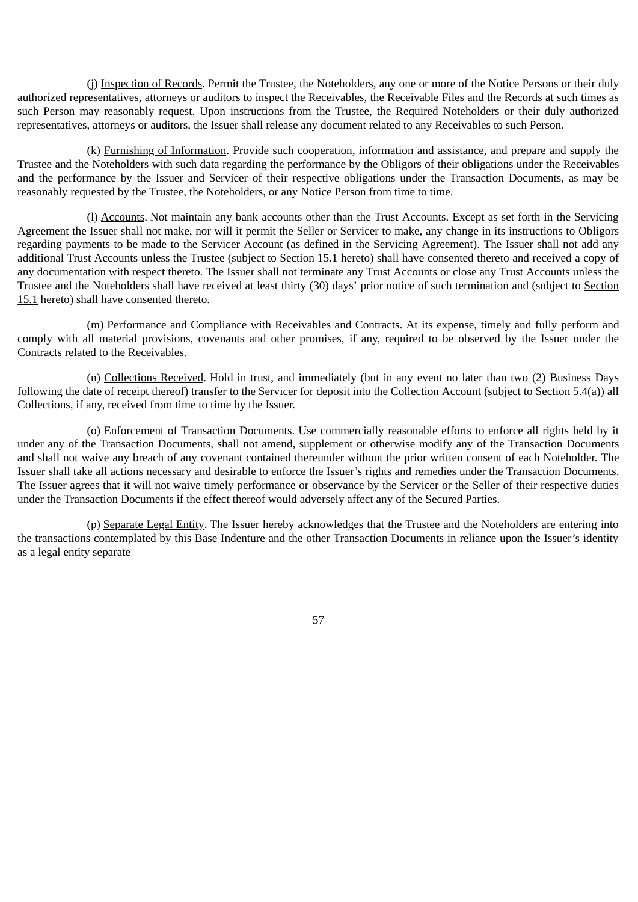(j) Inspection of Records. Permit the Trustee, the Noteholders, any one or more of the Notice Persons or their duly authorized representatives, attorneys or auditors to inspect the Receivables, the Receivable Files and the Records at such times as such Person may reasonably request. Upon instructions from the Trustee, the Required Noteholders or their duly authorized representatives, attorneys or auditors, the Issuer shall release any document related to any Receivables to such Person.

(k) Furnishing of Information. Provide such cooperation, information and assistance, and prepare and supply the Trustee and the Noteholders with such data regarding the performance by the Obligors of their obligations under the Receivables and the performance by the Issuer and Servicer of their respective obligations under the Transaction Documents, as may be reasonably requested by the Trustee, the Noteholders, or any Notice Person from time to time.

(l) Accounts. Not maintain any bank accounts other than the Trust Accounts. Except as set forth in the Servicing Agreement the Issuer shall not make, nor will it permit the Seller or Servicer to make, any change in its instructions to Obligors regarding payments to be made to the Servicer Account (as defined in the Servicing Agreement). The Issuer shall not add any additional Trust Accounts unless the Trustee (subject to Section 15.1 hereto) shall have consented thereto and received a copy of any documentation with respect thereto. The Issuer shall not terminate any Trust Accounts or close any Trust Accounts unless the Trustee and the Noteholders shall have received at least thirty (30) days' prior notice of such termination and (subject to Section 15.1 hereto) shall have consented thereto.

(m) Performance and Compliance with Receivables and Contracts. At its expense, timely and fully perform and comply with all material provisions, covenants and other promises, if any, required to be observed by the Issuer under the Contracts related to the Receivables.

(n) Collections Received. Hold in trust, and immediately (but in any event no later than two (2) Business Days following the date of receipt thereof) transfer to the Servicer for deposit into the Collection Account (subject to Section 5.4(a)) all Collections, if any, received from time to time by the Issuer.

(o) Enforcement of Transaction Documents. Use commercially reasonable efforts to enforce all rights held by it under any of the Transaction Documents, shall not amend, supplement or otherwise modify any of the Transaction Documents and shall not waive any breach of any covenant contained thereunder without the prior written consent of each Noteholder. The Issuer shall take all actions necessary and desirable to enforce the Issuer's rights and remedies under the Transaction Documents. The Issuer agrees that it will not waive timely performance or observance by the Servicer or the Seller of their respective duties under the Transaction Documents if the effect thereof would adversely affect any of the Secured Parties.

(p) Separate Legal Entity. The Issuer hereby acknowledges that the Trustee and the Noteholders are entering into the transactions contemplated by this Base Indenture and the other Transaction Documents in reliance upon the Issuer's identity as a legal entity separate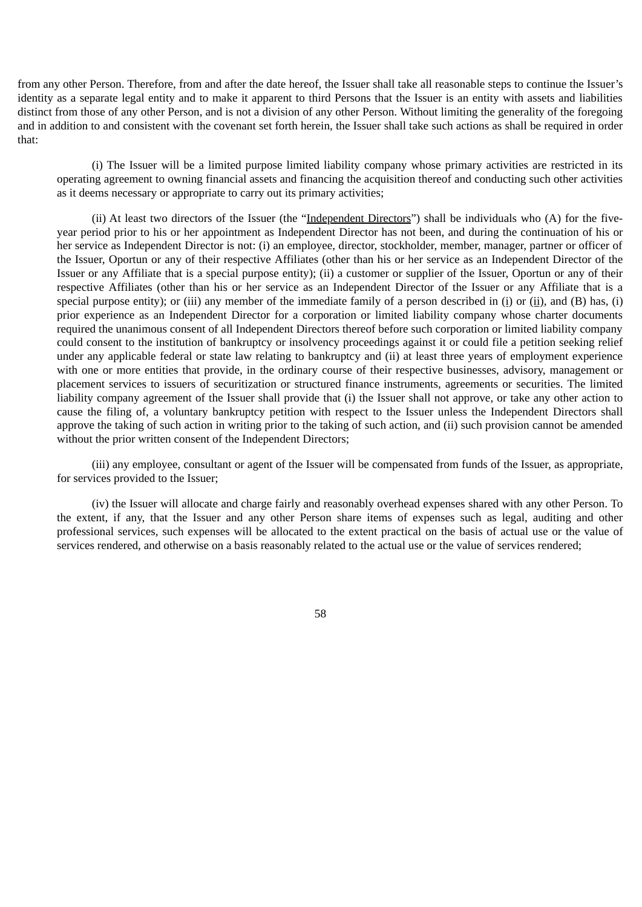from any other Person. Therefore, from and after the date hereof, the Issuer shall take all reasonable steps to continue the Issuer's identity as a separate legal entity and to make it apparent to third Persons that the Issuer is an entity with assets and liabilities distinct from those of any other Person, and is not a division of any other Person. Without limiting the generality of the foregoing and in addition to and consistent with the covenant set forth herein, the Issuer shall take such actions as shall be required in order that:

(i) The Issuer will be a limited purpose limited liability company whose primary activities are restricted in its operating agreement to owning financial assets and financing the acquisition thereof and conducting such other activities as it deems necessary or appropriate to carry out its primary activities;

(ii) At least two directors of the Issuer (the "Independent Directors") shall be individuals who (A) for the five-year period prior to his or her appointment as Independent Director has not been, and during the continuation of his or her service as Independent Director is not: (i) an employee, director, stockholder, member, manager, partner or officer of the Issuer, Oportun or any of their respective Affiliates (other than his or her service as an Independent Director of the Issuer or any Affiliate that is a special purpose entity); (ii) a customer or supplier of the Issuer, Oportun or any of their respective Affiliates (other than his or her service as an Independent Director of the Issuer or any Affiliate that is a special purpose entity); or (iii) any member of the immediate family of a person described in (i) or (ii), and (B) has, (i) prior experience as an Independent Director for a corporation or limited liability company whose charter documents required the unanimous consent of all Independent Directors thereof before such corporation or limited liability company could consent to the institution of bankruptcy or insolvency proceedings against it or could file a petition seeking relief under any applicable federal or state law relating to bankruptcy and (ii) at least three years of employment experience with one or more entities that provide, in the ordinary course of their respective businesses, advisory, management or placement services to issuers of securitization or structured finance instruments, agreements or securities. The limited liability company agreement of the Issuer shall provide that (i) the Issuer shall not approve, or take any other action to cause the filing of, a voluntary bankruptcy petition with respect to the Issuer unless the Independent Directors shall approve the taking of such action in writing prior to the taking of such action, and (ii) such provision cannot be amended without the prior written consent of the Independent Directors;

(iii) any employee, consultant or agent of the Issuer will be compensated from funds of the Issuer, as appropriate, for services provided to the Issuer;

(iv) the Issuer will allocate and charge fairly and reasonably overhead expenses shared with any other Person. To the extent, if any, that the Issuer and any other Person share items of expenses such as legal, auditing and other professional services, such expenses will be allocated to the extent practical on the basis of actual use or the value of services rendered, and otherwise on a basis reasonably related to the actual use or the value of services rendered;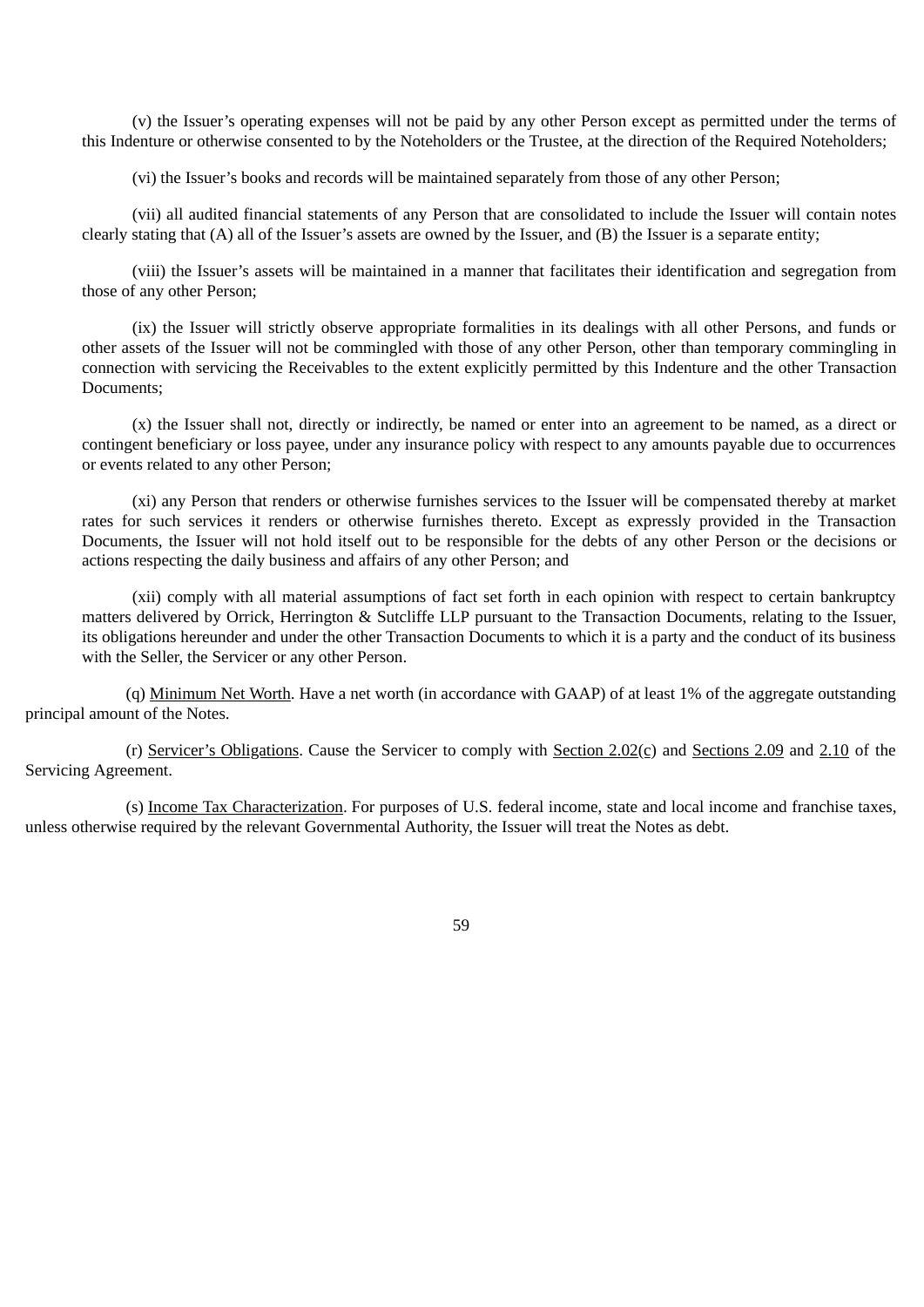(v) the Issuer's operating expenses will not be paid by any other Person except as permitted under the terms of this Indenture or otherwise consented to by the Noteholders or the Trustee, at the direction of the Required Noteholders;

(vi) the Issuer's books and records will be maintained separately from those of any other Person;

(vii) all audited financial statements of any Person that are consolidated to include the Issuer will contain notes clearly stating that (A) all of the Issuer's assets are owned by the Issuer, and (B) the Issuer is a separate entity;

(viii) the Issuer's assets will be maintained in a manner that facilitates their identification and segregation from those of any other Person;

(ix) the Issuer will strictly observe appropriate formalities in its dealings with all other Persons, and funds or other assets of the Issuer will not be commingled with those of any other Person, other than temporary commingling in connection with servicing the Receivables to the extent explicitly permitted by this Indenture and the other Transaction Documents;

(x) the Issuer shall not, directly or indirectly, be named or enter into an agreement to be named, as a direct or contingent beneficiary or loss payee, under any insurance policy with respect to any amounts payable due to occurrences or events related to any other Person;

(xi) any Person that renders or otherwise furnishes services to the Issuer will be compensated thereby at market rates for such services it renders or otherwise furnishes thereto. Except as expressly provided in the Transaction Documents, the Issuer will not hold itself out to be responsible for the debts of any other Person or the decisions or actions respecting the daily business and affairs of any other Person; and

(xii) comply with all material assumptions of fact set forth in each opinion with respect to certain bankruptcy matters delivered by Orrick, Herrington & Sutcliffe LLP pursuant to the Transaction Documents, relating to the Issuer, its obligations hereunder and under the other Transaction Documents to which it is a party and the conduct of its business with the Seller, the Servicer or any other Person.

(q) Minimum Net Worth. Have a net worth (in accordance with GAAP) of at least 1% of the aggregate outstanding principal amount of the Notes.

(r) Servicer's Obligations. Cause the Servicer to comply with Section 2.02(c) and Sections 2.09 and 2.10 of the Servicing Agreement.

(s) Income Tax Characterization. For purposes of U.S. federal income, state and local income and franchise taxes, unless otherwise required by the relevant Governmental Authority, the Issuer will treat the Notes as debt.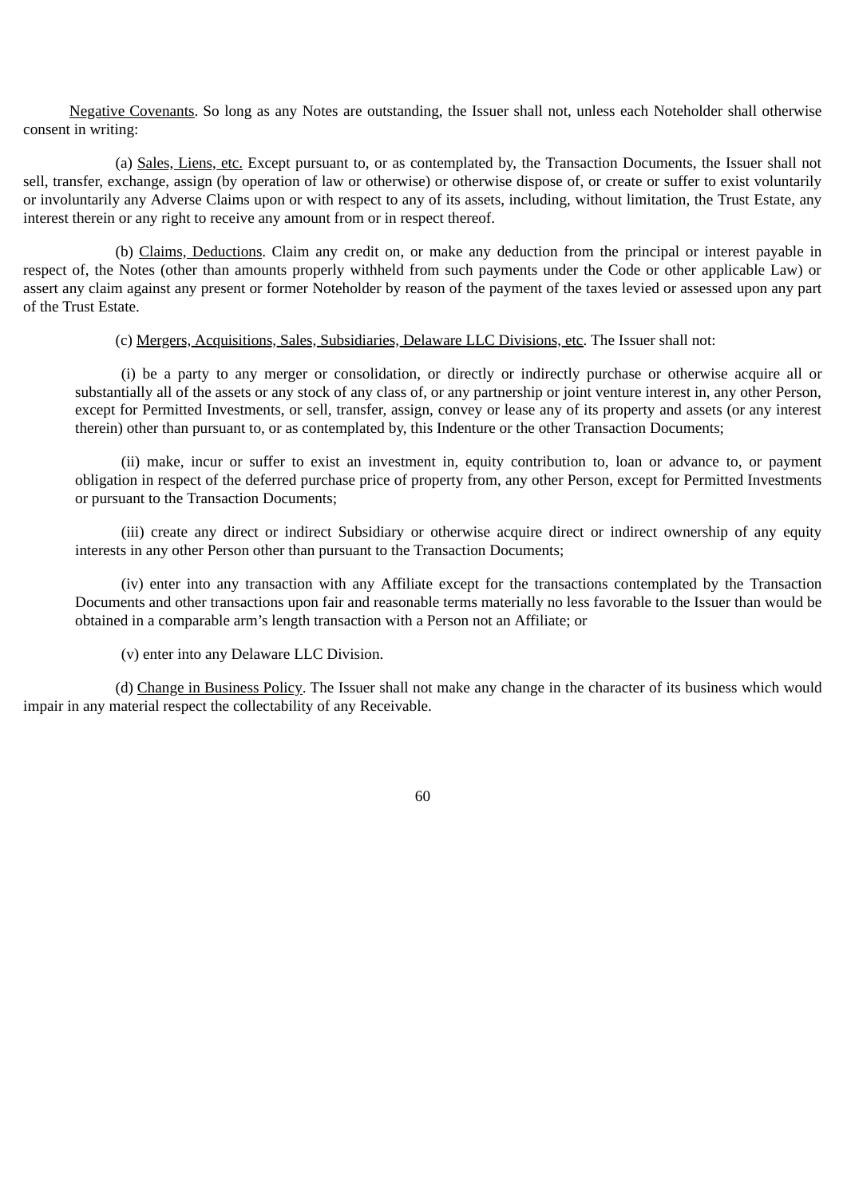Negative Covenants. So long as any Notes are outstanding, the Issuer shall not, unless each Noteholder shall otherwise consent in writing:

(a) Sales, Liens, etc. Except pursuant to, or as contemplated by, the Transaction Documents, the Issuer shall not sell, transfer, exchange, assign (by operation of law or otherwise) or otherwise dispose of, or create or suffer to exist voluntarily or involuntarily any Adverse Claims upon or with respect to any of its assets, including, without limitation, the Trust Estate, any interest therein or any right to receive any amount from or in respect thereof.

(b) Claims, Deductions. Claim any credit on, or make any deduction from the principal or interest payable in respect of, the Notes (other than amounts properly withheld from such payments under the Code or other applicable Law) or assert any claim against any present or former Noteholder by reason of the payment of the taxes levied or assessed upon any part of the Trust Estate.

(c) Mergers, Acquisitions, Sales, Subsidiaries, Delaware LLC Divisions, etc. The Issuer shall not:

(i) be a party to any merger or consolidation, or directly or indirectly purchase or otherwise acquire all or substantially all of the assets or any stock of any class of, or any partnership or joint venture interest in, any other Person, except for Permitted Investments, or sell, transfer, assign, convey or lease any of its property and assets (or any interest therein) other than pursuant to, or as contemplated by, this Indenture or the other Transaction Documents;

(ii) make, incur or suffer to exist an investment in, equity contribution to, loan or advance to, or payment obligation in respect of the deferred purchase price of property from, any other Person, except for Permitted Investments or pursuant to the Transaction Documents;

(iii) create any direct or indirect Subsidiary or otherwise acquire direct or indirect ownership of any equity interests in any other Person other than pursuant to the Transaction Documents;

(iv) enter into any transaction with any Affiliate except for the transactions contemplated by the Transaction Documents and other transactions upon fair and reasonable terms materially no less favorable to the Issuer than would be obtained in a comparable arm's length transaction with a Person not an Affiliate; or

(v) enter into any Delaware LLC Division.

(d) Change in Business Policy. The Issuer shall not make any change in the character of its business which would impair in any material respect the collectability of any Receivable.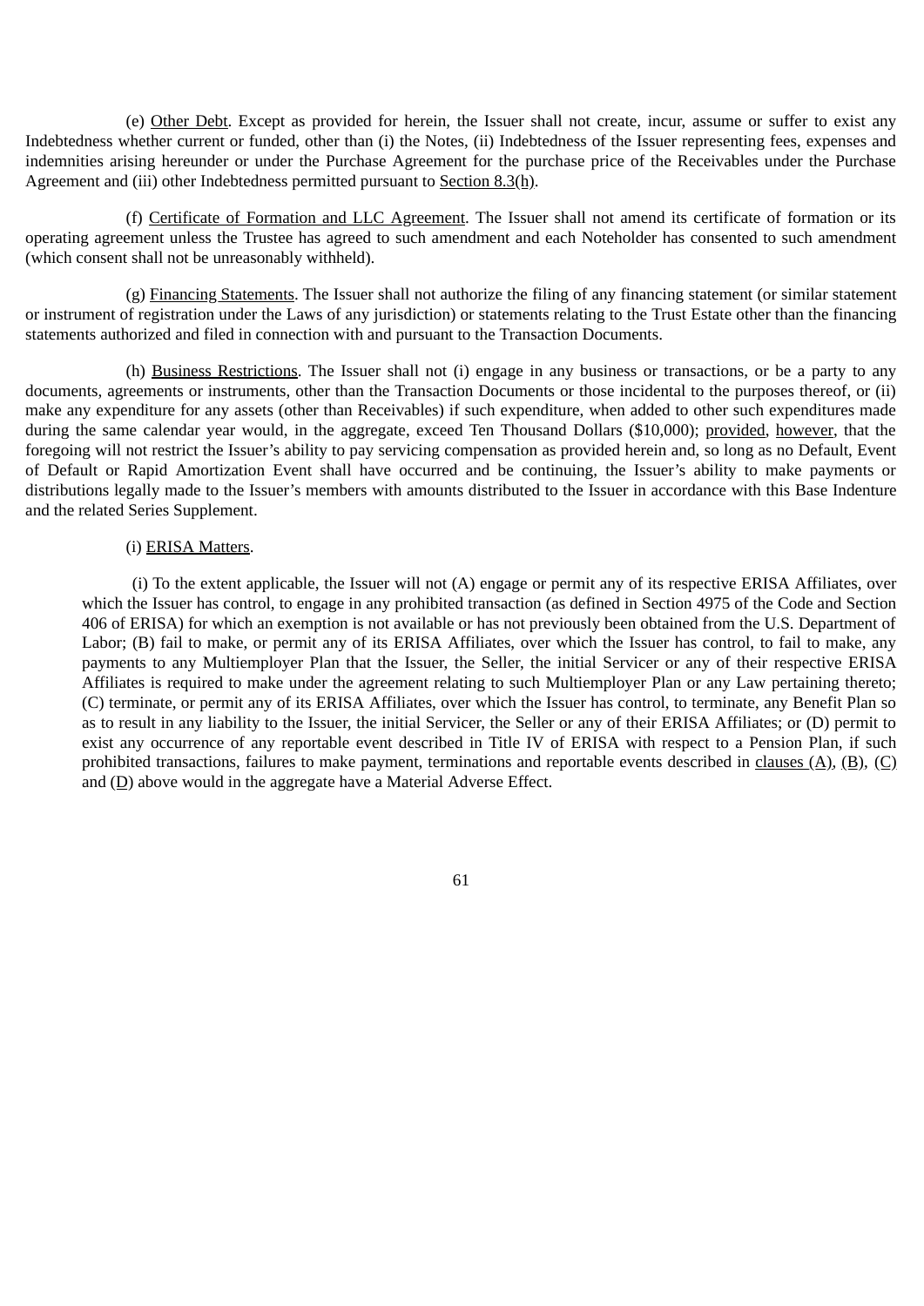(e) Other Debt. Except as provided for herein, the Issuer shall not create, incur, assume or suffer to exist any Indebtedness whether current or funded, other than (i) the Notes, (ii) Indebtedness of the Issuer representing fees, expenses and indemnities arising hereunder or under the Purchase Agreement for the purchase price of the Receivables under the Purchase Agreement and (iii) other Indebtedness permitted pursuant to Section 8.3(h).

(f) Certificate of Formation and LLC Agreement. The Issuer shall not amend its certificate of formation or its operating agreement unless the Trustee has agreed to such amendment and each Noteholder has consented to such amendment (which consent shall not be unreasonably withheld).

(g) Financing Statements. The Issuer shall not authorize the filing of any financing statement (or similar statement or instrument of registration under the Laws of any jurisdiction) or statements relating to the Trust Estate other than the financing statements authorized and filed in connection with and pursuant to the Transaction Documents.

(h) Business Restrictions. The Issuer shall not (i) engage in any business or transactions, or be a party to any documents, agreements or instruments, other than the Transaction Documents or those incidental to the purposes thereof, or (ii) make any expenditure for any assets (other than Receivables) if such expenditure, when added to other such expenditures made during the same calendar year would, in the aggregate, exceed Ten Thousand Dollars ($10,000); provided, however, that the foregoing will not restrict the Issuer's ability to pay servicing compensation as provided herein and, so long as no Default, Event of Default or Rapid Amortization Event shall have occurred and be continuing, the Issuer's ability to make payments or distributions legally made to the Issuer's members with amounts distributed to the Issuer in accordance with this Base Indenture and the related Series Supplement.

(i) ERISA Matters.

(i) To the extent applicable, the Issuer will not (A) engage or permit any of its respective ERISA Affiliates, over which the Issuer has control, to engage in any prohibited transaction (as defined in Section 4975 of the Code and Section 406 of ERISA) for which an exemption is not available or has not previously been obtained from the U.S. Department of Labor; (B) fail to make, or permit any of its ERISA Affiliates, over which the Issuer has control, to fail to make, any payments to any Multiemployer Plan that the Issuer, the Seller, the initial Servicer or any of their respective ERISA Affiliates is required to make under the agreement relating to such Multiemployer Plan or any Law pertaining thereto; (C) terminate, or permit any of its ERISA Affiliates, over which the Issuer has control, to terminate, any Benefit Plan so as to result in any liability to the Issuer, the initial Servicer, the Seller or any of their ERISA Affiliates; or (D) permit to exist any occurrence of any reportable event described in Title IV of ERISA with respect to a Pension Plan, if such prohibited transactions, failures to make payment, terminations and reportable events described in clauses (A), (B), (C) and (D) above would in the aggregate have a Material Adverse Effect.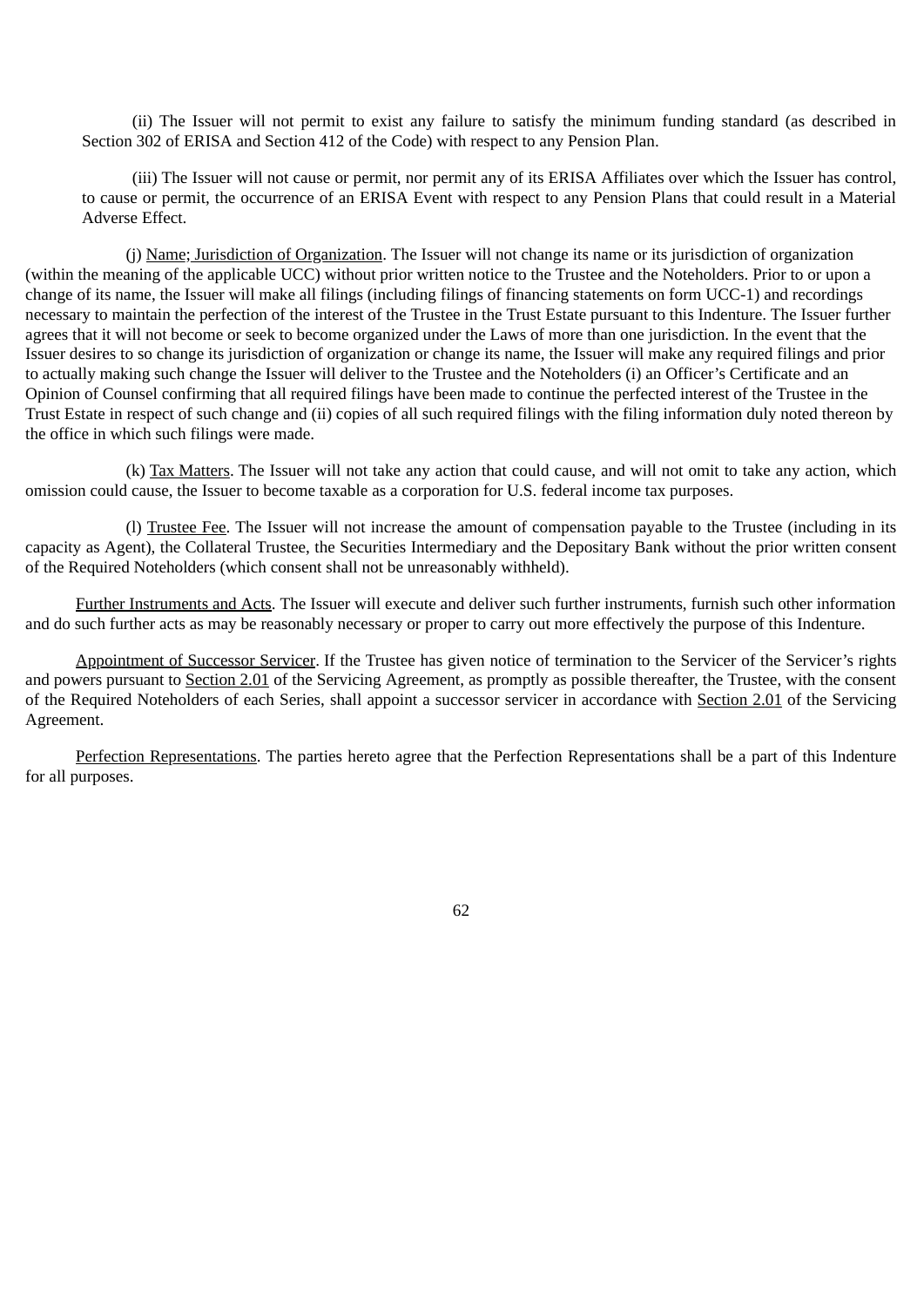(ii) The Issuer will not permit to exist any failure to satisfy the minimum funding standard (as described in Section 302 of ERISA and Section 412 of the Code) with respect to any Pension Plan.

(iii) The Issuer will not cause or permit, nor permit any of its ERISA Affiliates over which the Issuer has control, to cause or permit, the occurrence of an ERISA Event with respect to any Pension Plans that could result in a Material Adverse Effect.

(j) Name; Jurisdiction of Organization. The Issuer will not change its name or its jurisdiction of organization (within the meaning of the applicable UCC) without prior written notice to the Trustee and the Noteholders. Prior to or upon a change of its name, the Issuer will make all filings (including filings of financing statements on form UCC-1) and recordings necessary to maintain the perfection of the interest of the Trustee in the Trust Estate pursuant to this Indenture. The Issuer further agrees that it will not become or seek to become organized under the Laws of more than one jurisdiction. In the event that the Issuer desires to so change its jurisdiction of organization or change its name, the Issuer will make any required filings and prior to actually making such change the Issuer will deliver to the Trustee and the Noteholders (i) an Officer's Certificate and an Opinion of Counsel confirming that all required filings have been made to continue the perfected interest of the Trustee in the Trust Estate in respect of such change and (ii) copies of all such required filings with the filing information duly noted thereon by the office in which such filings were made.

(k) Tax Matters. The Issuer will not take any action that could cause, and will not omit to take any action, which omission could cause, the Issuer to become taxable as a corporation for U.S. federal income tax purposes.

(l) Trustee Fee. The Issuer will not increase the amount of compensation payable to the Trustee (including in its capacity as Agent), the Collateral Trustee, the Securities Intermediary and the Depositary Bank without the prior written consent of the Required Noteholders (which consent shall not be unreasonably withheld).

Further Instruments and Acts. The Issuer will execute and deliver such further instruments, furnish such other information and do such further acts as may be reasonably necessary or proper to carry out more effectively the purpose of this Indenture.

Appointment of Successor Servicer. If the Trustee has given notice of termination to the Servicer of the Servicer's rights and powers pursuant to Section 2.01 of the Servicing Agreement, as promptly as possible thereafter, the Trustee, with the consent of the Required Noteholders of each Series, shall appoint a successor servicer in accordance with Section 2.01 of the Servicing Agreement.

Perfection Representations. The parties hereto agree that the Perfection Representations shall be a part of this Indenture for all purposes.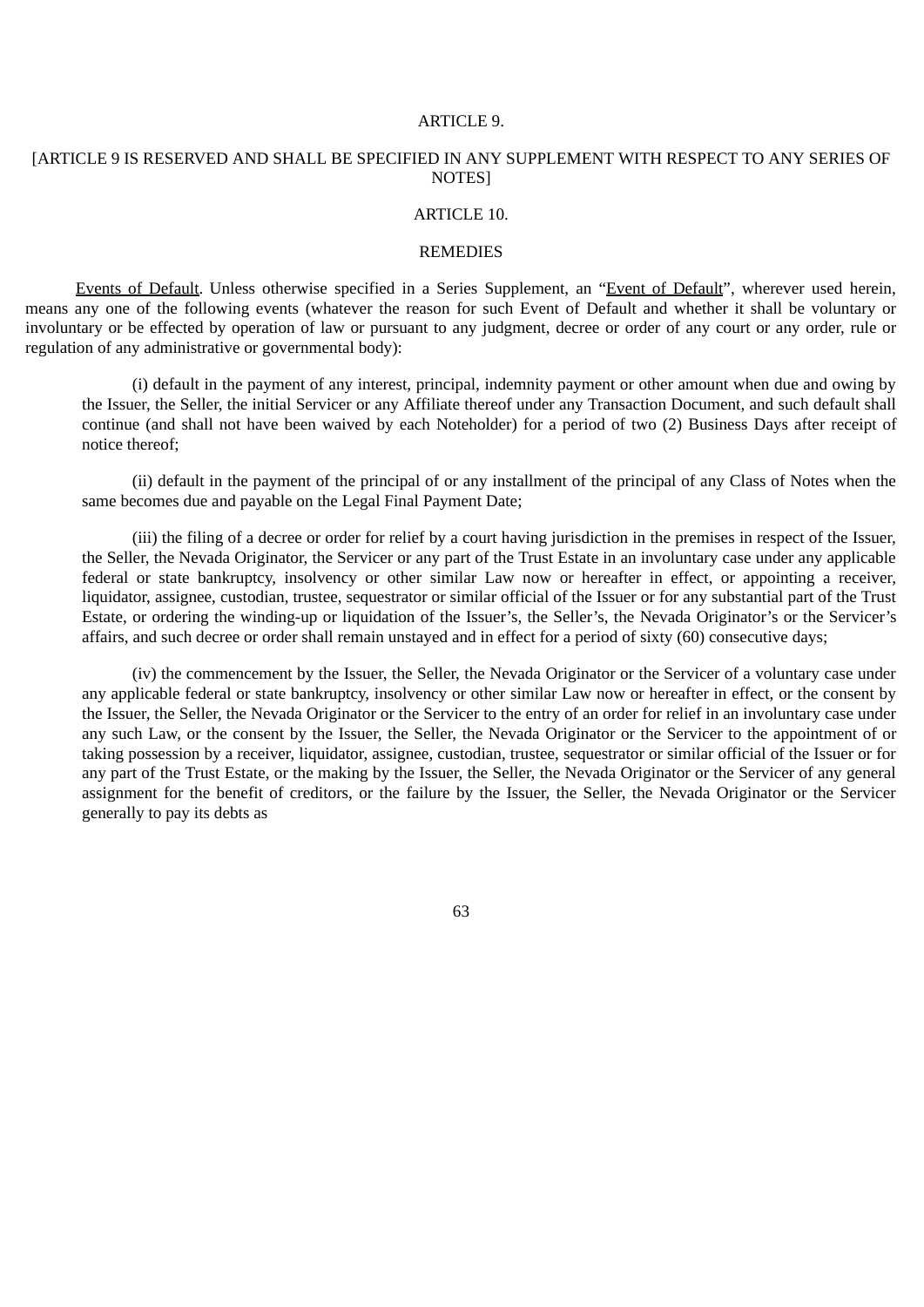ARTICLE 9.

[ARTICLE 9 IS RESERVED AND SHALL BE SPECIFIED IN ANY SUPPLEMENT WITH RESPECT TO ANY SERIES OF NOTES]

ARTICLE 10.

REMEDIES

Events of Default. Unless otherwise specified in a Series Supplement, an "Event of Default", wherever used herein, means any one of the following events (whatever the reason for such Event of Default and whether it shall be voluntary or involuntary or be effected by operation of law or pursuant to any judgment, decree or order of any court or any order, rule or regulation of any administrative or governmental body):

(i) default in the payment of any interest, principal, indemnity payment or other amount when due and owing by the Issuer, the Seller, the initial Servicer or any Affiliate thereof under any Transaction Document, and such default shall continue (and shall not have been waived by each Noteholder) for a period of two (2) Business Days after receipt of notice thereof;

(ii) default in the payment of the principal of or any installment of the principal of any Class of Notes when the same becomes due and payable on the Legal Final Payment Date;

(iii) the filing of a decree or order for relief by a court having jurisdiction in the premises in respect of the Issuer, the Seller, the Nevada Originator, the Servicer or any part of the Trust Estate in an involuntary case under any applicable federal or state bankruptcy, insolvency or other similar Law now or hereafter in effect, or appointing a receiver, liquidator, assignee, custodian, trustee, sequestrator or similar official of the Issuer or for any substantial part of the Trust Estate, or ordering the winding-up or liquidation of the Issuer's, the Seller's, the Nevada Originator's or the Servicer's affairs, and such decree or order shall remain unstayed and in effect for a period of sixty (60) consecutive days;

(iv) the commencement by the Issuer, the Seller, the Nevada Originator or the Servicer of a voluntary case under any applicable federal or state bankruptcy, insolvency or other similar Law now or hereafter in effect, or the consent by the Issuer, the Seller, the Nevada Originator or the Servicer to the entry of an order for relief in an involuntary case under any such Law, or the consent by the Issuer, the Seller, the Nevada Originator or the Servicer to the appointment of or taking possession by a receiver, liquidator, assignee, custodian, trustee, sequestrator or similar official of the Issuer or for any part of the Trust Estate, or the making by the Issuer, the Seller, the Nevada Originator or the Servicer of any general assignment for the benefit of creditors, or the failure by the Issuer, the Seller, the Nevada Originator or the Servicer generally to pay its debts as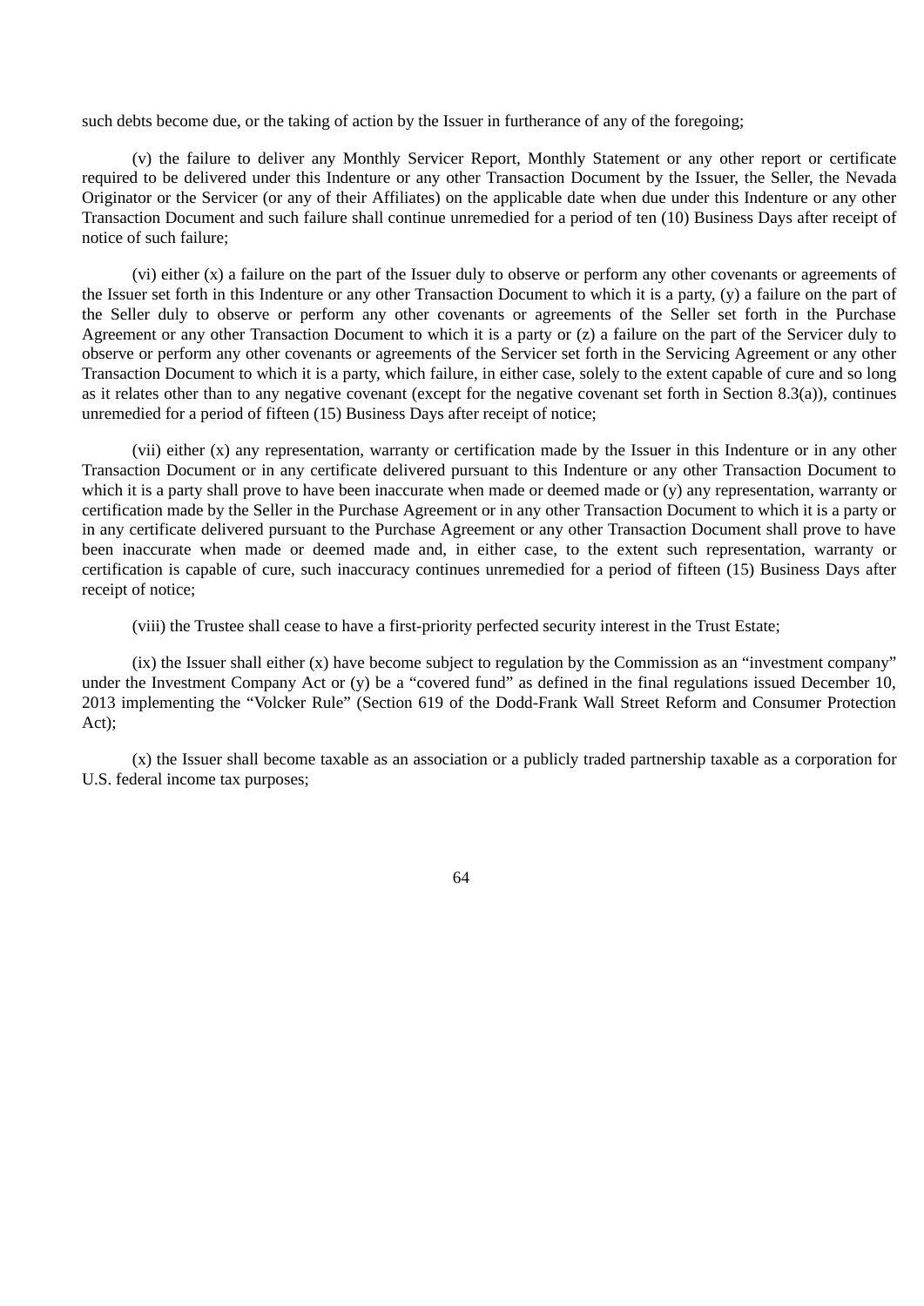such debts become due, or the taking of action by the Issuer in furtherance of any of the foregoing;

(v) the failure to deliver any Monthly Servicer Report, Monthly Statement or any other report or certificate required to be delivered under this Indenture or any other Transaction Document by the Issuer, the Seller, the Nevada Originator or the Servicer (or any of their Affiliates) on the applicable date when due under this Indenture or any other Transaction Document and such failure shall continue unremedied for a period of ten (10) Business Days after receipt of notice of such failure;

(vi) either (x) a failure on the part of the Issuer duly to observe or perform any other covenants or agreements of the Issuer set forth in this Indenture or any other Transaction Document to which it is a party, (y) a failure on the part of the Seller duly to observe or perform any other covenants or agreements of the Seller set forth in the Purchase Agreement or any other Transaction Document to which it is a party or (z) a failure on the part of the Servicer duly to observe or perform any other covenants or agreements of the Servicer set forth in the Servicing Agreement or any other Transaction Document to which it is a party, which failure, in either case, solely to the extent capable of cure and so long as it relates other than to any negative covenant (except for the negative covenant set forth in Section 8.3(a)), continues unremedied for a period of fifteen (15) Business Days after receipt of notice;

(vii) either (x) any representation, warranty or certification made by the Issuer in this Indenture or in any other Transaction Document or in any certificate delivered pursuant to this Indenture or any other Transaction Document to which it is a party shall prove to have been inaccurate when made or deemed made or (y) any representation, warranty or certification made by the Seller in the Purchase Agreement or in any other Transaction Document to which it is a party or in any certificate delivered pursuant to the Purchase Agreement or any other Transaction Document shall prove to have been inaccurate when made or deemed made and, in either case, to the extent such representation, warranty or certification is capable of cure, such inaccuracy continues unremedied for a period of fifteen (15) Business Days after receipt of notice;

(viii) the Trustee shall cease to have a first-priority perfected security interest in the Trust Estate;

(ix) the Issuer shall either (x) have become subject to regulation by the Commission as an "investment company" under the Investment Company Act or (y) be a "covered fund" as defined in the final regulations issued December 10, 2013 implementing the "Volcker Rule" (Section 619 of the Dodd-Frank Wall Street Reform and Consumer Protection Act);

(x) the Issuer shall become taxable as an association or a publicly traded partnership taxable as a corporation for U.S. federal income tax purposes;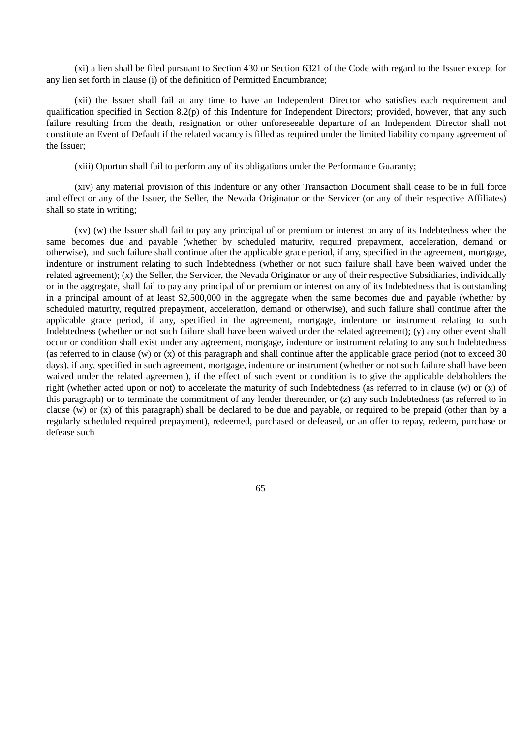(xi) a lien shall be filed pursuant to Section 430 or Section 6321 of the Code with regard to the Issuer except for any lien set forth in clause (i) of the definition of Permitted Encumbrance;

(xii) the Issuer shall fail at any time to have an Independent Director who satisfies each requirement and qualification specified in Section 8.2(p) of this Indenture for Independent Directors; provided, however, that any such failure resulting from the death, resignation or other unforeseeable departure of an Independent Director shall not constitute an Event of Default if the related vacancy is filled as required under the limited liability company agreement of the Issuer;

(xiii) Oportun shall fail to perform any of its obligations under the Performance Guaranty;

(xiv) any material provision of this Indenture or any other Transaction Document shall cease to be in full force and effect or any of the Issuer, the Seller, the Nevada Originator or the Servicer (or any of their respective Affiliates) shall so state in writing;

(xv) (w) the Issuer shall fail to pay any principal of or premium or interest on any of its Indebtedness when the same becomes due and payable (whether by scheduled maturity, required prepayment, acceleration, demand or otherwise), and such failure shall continue after the applicable grace period, if any, specified in the agreement, mortgage, indenture or instrument relating to such Indebtedness (whether or not such failure shall have been waived under the related agreement); (x) the Seller, the Servicer, the Nevada Originator or any of their respective Subsidiaries, individually or in the aggregate, shall fail to pay any principal of or premium or interest on any of its Indebtedness that is outstanding in a principal amount of at least $2,500,000 in the aggregate when the same becomes due and payable (whether by scheduled maturity, required prepayment, acceleration, demand or otherwise), and such failure shall continue after the applicable grace period, if any, specified in the agreement, mortgage, indenture or instrument relating to such Indebtedness (whether or not such failure shall have been waived under the related agreement); (y) any other event shall occur or condition shall exist under any agreement, mortgage, indenture or instrument relating to any such Indebtedness (as referred to in clause (w) or (x) of this paragraph and shall continue after the applicable grace period (not to exceed 30 days), if any, specified in such agreement, mortgage, indenture or instrument (whether or not such failure shall have been waived under the related agreement), if the effect of such event or condition is to give the applicable debtholders the right (whether acted upon or not) to accelerate the maturity of such Indebtedness (as referred to in clause (w) or (x) of this paragraph) or to terminate the commitment of any lender thereunder, or (z) any such Indebtedness (as referred to in clause (w) or (x) of this paragraph) shall be declared to be due and payable, or required to be prepaid (other than by a regularly scheduled required prepayment), redeemed, purchased or defeased, or an offer to repay, redeem, purchase or defease such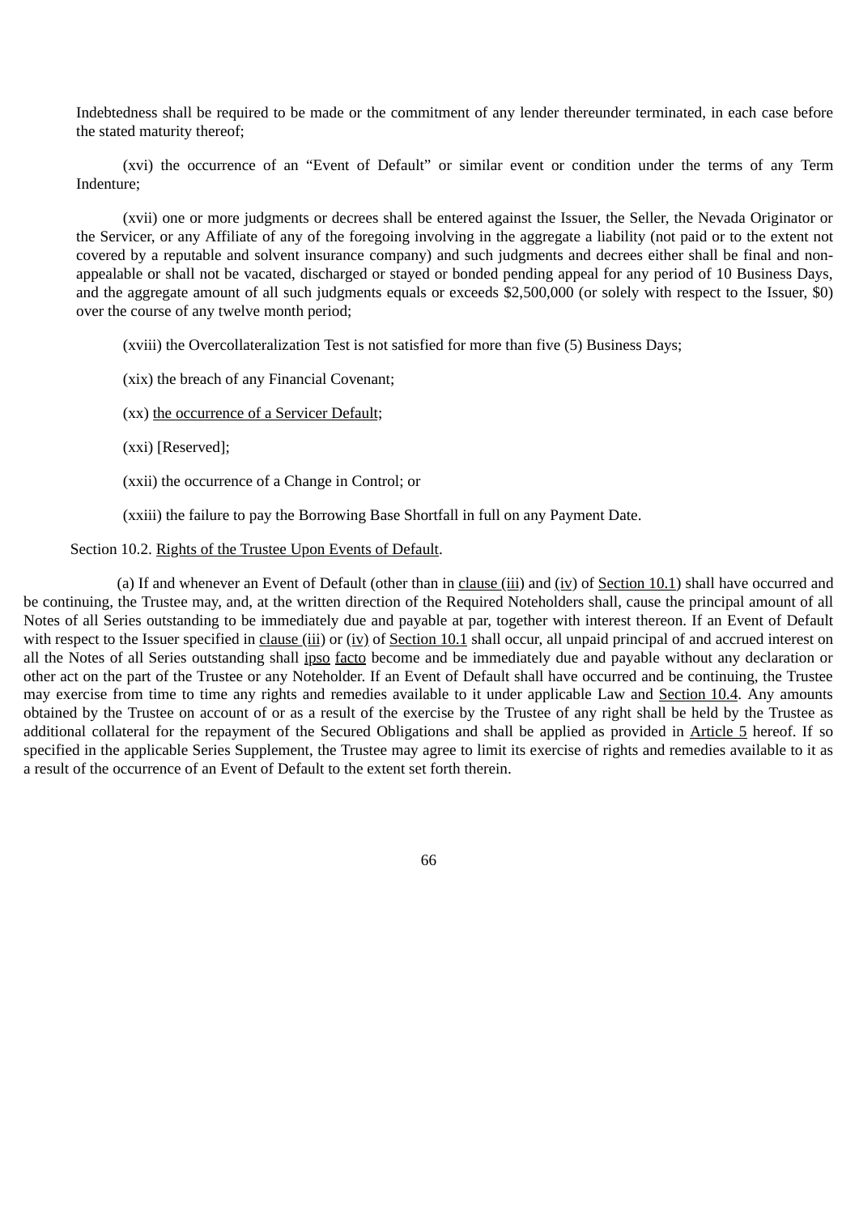Indebtedness shall be required to be made or the commitment of any lender thereunder terminated, in each case before the stated maturity thereof;

(xvi) the occurrence of an "Event of Default" or similar event or condition under the terms of any Term Indenture;

(xvii) one or more judgments or decrees shall be entered against the Issuer, the Seller, the Nevada Originator or the Servicer, or any Affiliate of any of the foregoing involving in the aggregate a liability (not paid or to the extent not covered by a reputable and solvent insurance company) and such judgments and decrees either shall be final and non-appealable or shall not be vacated, discharged or stayed or bonded pending appeal for any period of 10 Business Days, and the aggregate amount of all such judgments equals or exceeds $2,500,000 (or solely with respect to the Issuer, $0) over the course of any twelve month period;

(xviii) the Overcollateralization Test is not satisfied for more than five (5) Business Days;

(xix) the breach of any Financial Covenant;

(xx) the occurrence of a Servicer Default;

(xxi) [Reserved];

(xxii) the occurrence of a Change in Control; or

(xxiii) the failure to pay the Borrowing Base Shortfall in full on any Payment Date.

Section 10.2. Rights of the Trustee Upon Events of Default.

(a) If and whenever an Event of Default (other than in clause (iii) and (iv) of Section 10.1) shall have occurred and be continuing, the Trustee may, and, at the written direction of the Required Noteholders shall, cause the principal amount of all Notes of all Series outstanding to be immediately due and payable at par, together with interest thereon. If an Event of Default with respect to the Issuer specified in clause (iii) or (iv) of Section 10.1 shall occur, all unpaid principal of and accrued interest on all the Notes of all Series outstanding shall ipso facto become and be immediately due and payable without any declaration or other act on the part of the Trustee or any Noteholder. If an Event of Default shall have occurred and be continuing, the Trustee may exercise from time to time any rights and remedies available to it under applicable Law and Section 10.4. Any amounts obtained by the Trustee on account of or as a result of the exercise by the Trustee of any right shall be held by the Trustee as additional collateral for the repayment of the Secured Obligations and shall be applied as provided in Article 5 hereof. If so specified in the applicable Series Supplement, the Trustee may agree to limit its exercise of rights and remedies available to it as a result of the occurrence of an Event of Default to the extent set forth therein.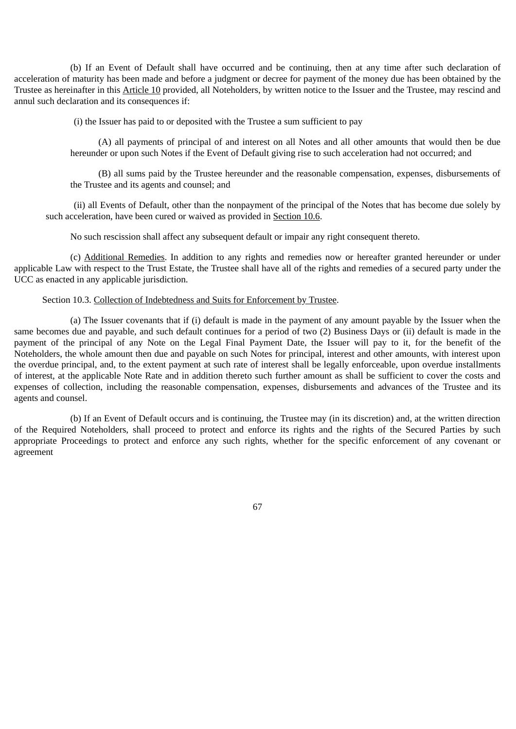(b) If an Event of Default shall have occurred and be continuing, then at any time after such declaration of acceleration of maturity has been made and before a judgment or decree for payment of the money due has been obtained by the Trustee as hereinafter in this Article 10 provided, all Noteholders, by written notice to the Issuer and the Trustee, may rescind and annul such declaration and its consequences if:

(i) the Issuer has paid to or deposited with the Trustee a sum sufficient to pay

(A) all payments of principal of and interest on all Notes and all other amounts that would then be due hereunder or upon such Notes if the Event of Default giving rise to such acceleration had not occurred; and

(B) all sums paid by the Trustee hereunder and the reasonable compensation, expenses, disbursements of the Trustee and its agents and counsel; and

(ii) all Events of Default, other than the nonpayment of the principal of the Notes that has become due solely by such acceleration, have been cured or waived as provided in Section 10.6.

No such rescission shall affect any subsequent default or impair any right consequent thereto.

(c) Additional Remedies. In addition to any rights and remedies now or hereafter granted hereunder or under applicable Law with respect to the Trust Estate, the Trustee shall have all of the rights and remedies of a secured party under the UCC as enacted in any applicable jurisdiction.

Section 10.3. Collection of Indebtedness and Suits for Enforcement by Trustee.

(a) The Issuer covenants that if (i) default is made in the payment of any amount payable by the Issuer when the same becomes due and payable, and such default continues for a period of two (2) Business Days or (ii) default is made in the payment of the principal of any Note on the Legal Final Payment Date, the Issuer will pay to it, for the benefit of the Noteholders, the whole amount then due and payable on such Notes for principal, interest and other amounts, with interest upon the overdue principal, and, to the extent payment at such rate of interest shall be legally enforceable, upon overdue installments of interest, at the applicable Note Rate and in addition thereto such further amount as shall be sufficient to cover the costs and expenses of collection, including the reasonable compensation, expenses, disbursements and advances of the Trustee and its agents and counsel.

(b) If an Event of Default occurs and is continuing, the Trustee may (in its discretion) and, at the written direction of the Required Noteholders, shall proceed to protect and enforce its rights and the rights of the Secured Parties by such appropriate Proceedings to protect and enforce any such rights, whether for the specific enforcement of any covenant or agreement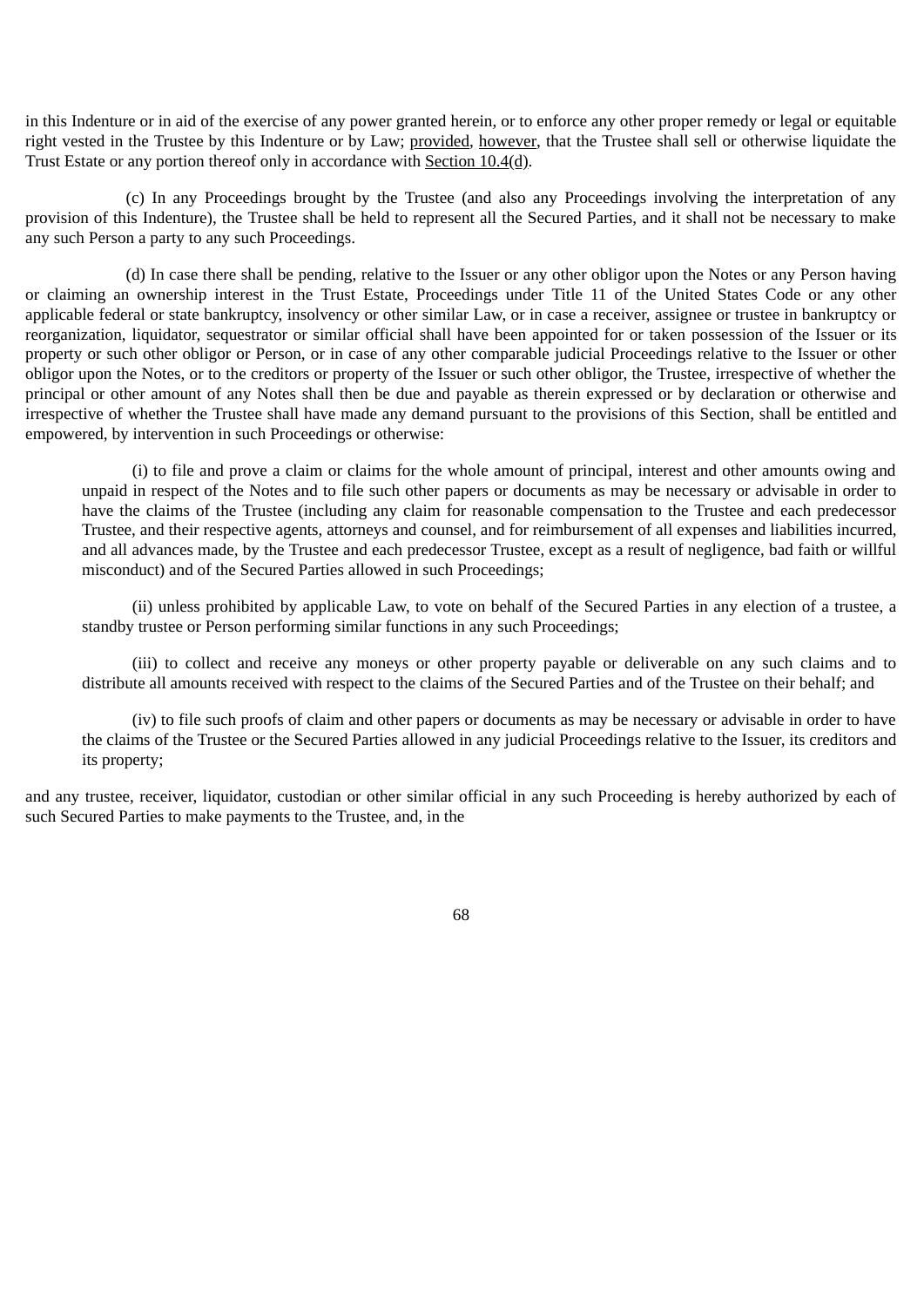in this Indenture or in aid of the exercise of any power granted herein, or to enforce any other proper remedy or legal or equitable right vested in the Trustee by this Indenture or by Law; provided, however, that the Trustee shall sell or otherwise liquidate the Trust Estate or any portion thereof only in accordance with Section 10.4(d).

(c) In any Proceedings brought by the Trustee (and also any Proceedings involving the interpretation of any provision of this Indenture), the Trustee shall be held to represent all the Secured Parties, and it shall not be necessary to make any such Person a party to any such Proceedings.

(d) In case there shall be pending, relative to the Issuer or any other obligor upon the Notes or any Person having or claiming an ownership interest in the Trust Estate, Proceedings under Title 11 of the United States Code or any other applicable federal or state bankruptcy, insolvency or other similar Law, or in case a receiver, assignee or trustee in bankruptcy or reorganization, liquidator, sequestrator or similar official shall have been appointed for or taken possession of the Issuer or its property or such other obligor or Person, or in case of any other comparable judicial Proceedings relative to the Issuer or other obligor upon the Notes, or to the creditors or property of the Issuer or such other obligor, the Trustee, irrespective of whether the principal or other amount of any Notes shall then be due and payable as therein expressed or by declaration or otherwise and irrespective of whether the Trustee shall have made any demand pursuant to the provisions of this Section, shall be entitled and empowered, by intervention in such Proceedings or otherwise:

(i) to file and prove a claim or claims for the whole amount of principal, interest and other amounts owing and unpaid in respect of the Notes and to file such other papers or documents as may be necessary or advisable in order to have the claims of the Trustee (including any claim for reasonable compensation to the Trustee and each predecessor Trustee, and their respective agents, attorneys and counsel, and for reimbursement of all expenses and liabilities incurred, and all advances made, by the Trustee and each predecessor Trustee, except as a result of negligence, bad faith or willful misconduct) and of the Secured Parties allowed in such Proceedings;

(ii) unless prohibited by applicable Law, to vote on behalf of the Secured Parties in any election of a trustee, a standby trustee or Person performing similar functions in any such Proceedings;

(iii) to collect and receive any moneys or other property payable or deliverable on any such claims and to distribute all amounts received with respect to the claims of the Secured Parties and of the Trustee on their behalf; and

(iv) to file such proofs of claim and other papers or documents as may be necessary or advisable in order to have the claims of the Trustee or the Secured Parties allowed in any judicial Proceedings relative to the Issuer, its creditors and its property;

and any trustee, receiver, liquidator, custodian or other similar official in any such Proceeding is hereby authorized by each of such Secured Parties to make payments to the Trustee, and, in the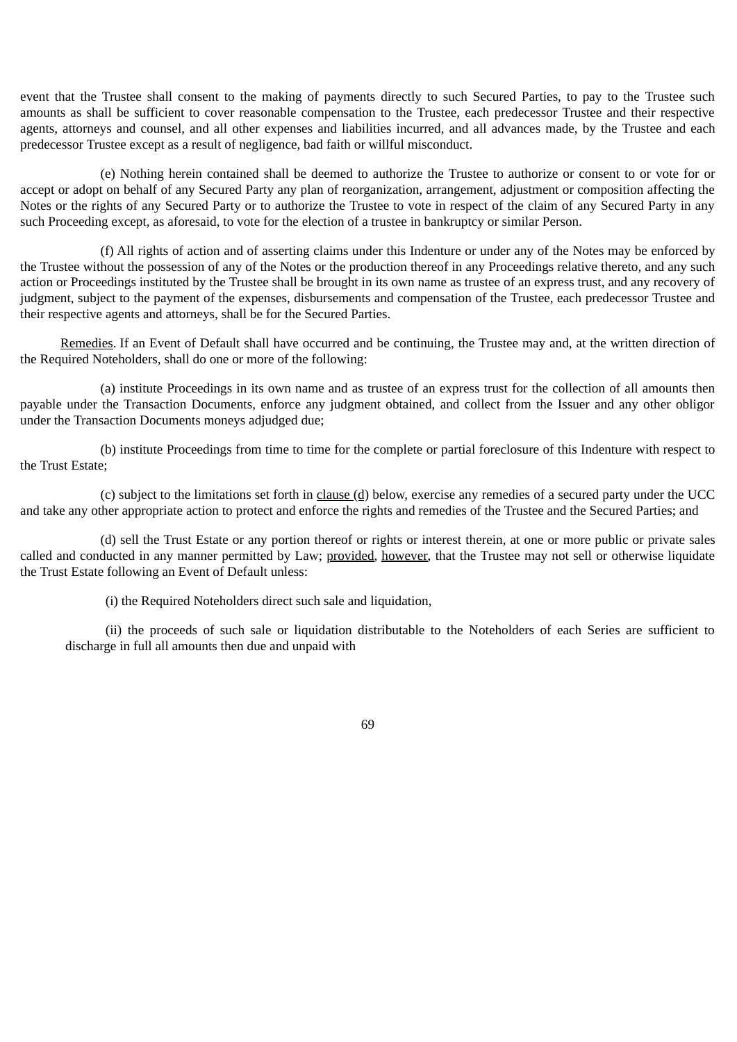event that the Trustee shall consent to the making of payments directly to such Secured Parties, to pay to the Trustee such amounts as shall be sufficient to cover reasonable compensation to the Trustee, each predecessor Trustee and their respective agents, attorneys and counsel, and all other expenses and liabilities incurred, and all advances made, by the Trustee and each predecessor Trustee except as a result of negligence, bad faith or willful misconduct.

(e) Nothing herein contained shall be deemed to authorize the Trustee to authorize or consent to or vote for or accept or adopt on behalf of any Secured Party any plan of reorganization, arrangement, adjustment or composition affecting the Notes or the rights of any Secured Party or to authorize the Trustee to vote in respect of the claim of any Secured Party in any such Proceeding except, as aforesaid, to vote for the election of a trustee in bankruptcy or similar Person.

(f) All rights of action and of asserting claims under this Indenture or under any of the Notes may be enforced by the Trustee without the possession of any of the Notes or the production thereof in any Proceedings relative thereto, and any such action or Proceedings instituted by the Trustee shall be brought in its own name as trustee of an express trust, and any recovery of judgment, subject to the payment of the expenses, disbursements and compensation of the Trustee, each predecessor Trustee and their respective agents and attorneys, shall be for the Secured Parties.

Remedies. If an Event of Default shall have occurred and be continuing, the Trustee may and, at the written direction of the Required Noteholders, shall do one or more of the following:

(a) institute Proceedings in its own name and as trustee of an express trust for the collection of all amounts then payable under the Transaction Documents, enforce any judgment obtained, and collect from the Issuer and any other obligor under the Transaction Documents moneys adjudged due;

(b) institute Proceedings from time to time for the complete or partial foreclosure of this Indenture with respect to the Trust Estate;

(c) subject to the limitations set forth in clause (d) below, exercise any remedies of a secured party under the UCC and take any other appropriate action to protect and enforce the rights and remedies of the Trustee and the Secured Parties; and

(d) sell the Trust Estate or any portion thereof or rights or interest therein, at one or more public or private sales called and conducted in any manner permitted by Law; provided, however, that the Trustee may not sell or otherwise liquidate the Trust Estate following an Event of Default unless:

(i) the Required Noteholders direct such sale and liquidation,

(ii) the proceeds of such sale or liquidation distributable to the Noteholders of each Series are sufficient to discharge in full all amounts then due and unpaid with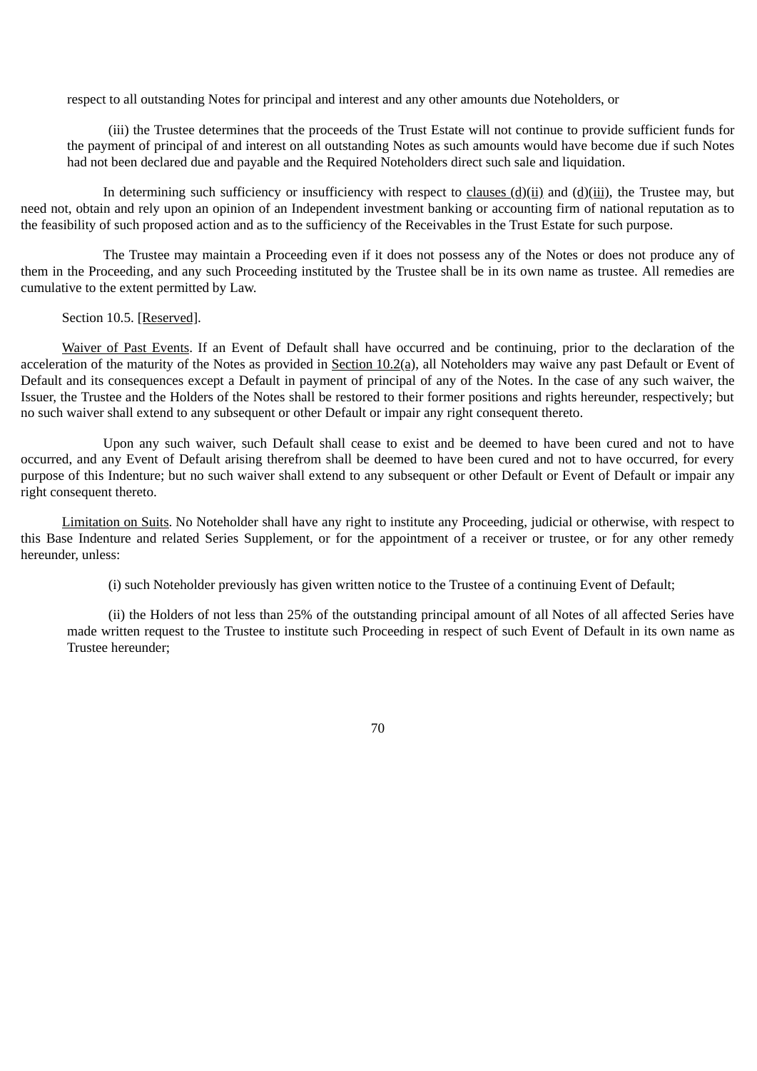respect to all outstanding Notes for principal and interest and any other amounts due Noteholders, or

(iii) the Trustee determines that the proceeds of the Trust Estate will not continue to provide sufficient funds for the payment of principal of and interest on all outstanding Notes as such amounts would have become due if such Notes had not been declared due and payable and the Required Noteholders direct such sale and liquidation.

In determining such sufficiency or insufficiency with respect to clauses (d)(ii) and (d)(iii), the Trustee may, but need not, obtain and rely upon an opinion of an Independent investment banking or accounting firm of national reputation as to the feasibility of such proposed action and as to the sufficiency of the Receivables in the Trust Estate for such purpose.

The Trustee may maintain a Proceeding even if it does not possess any of the Notes or does not produce any of them in the Proceeding, and any such Proceeding instituted by the Trustee shall be in its own name as trustee. All remedies are cumulative to the extent permitted by Law.

Section 10.5. [Reserved].

Waiver of Past Events. If an Event of Default shall have occurred and be continuing, prior to the declaration of the acceleration of the maturity of the Notes as provided in Section 10.2(a), all Noteholders may waive any past Default or Event of Default and its consequences except a Default in payment of principal of any of the Notes. In the case of any such waiver, the Issuer, the Trustee and the Holders of the Notes shall be restored to their former positions and rights hereunder, respectively; but no such waiver shall extend to any subsequent or other Default or impair any right consequent thereto.

Upon any such waiver, such Default shall cease to exist and be deemed to have been cured and not to have occurred, and any Event of Default arising therefrom shall be deemed to have been cured and not to have occurred, for every purpose of this Indenture; but no such waiver shall extend to any subsequent or other Default or Event of Default or impair any right consequent thereto.

Limitation on Suits. No Noteholder shall have any right to institute any Proceeding, judicial or otherwise, with respect to this Base Indenture and related Series Supplement, or for the appointment of a receiver or trustee, or for any other remedy hereunder, unless:

(i) such Noteholder previously has given written notice to the Trustee of a continuing Event of Default;

(ii) the Holders of not less than 25% of the outstanding principal amount of all Notes of all affected Series have made written request to the Trustee to institute such Proceeding in respect of such Event of Default in its own name as Trustee hereunder;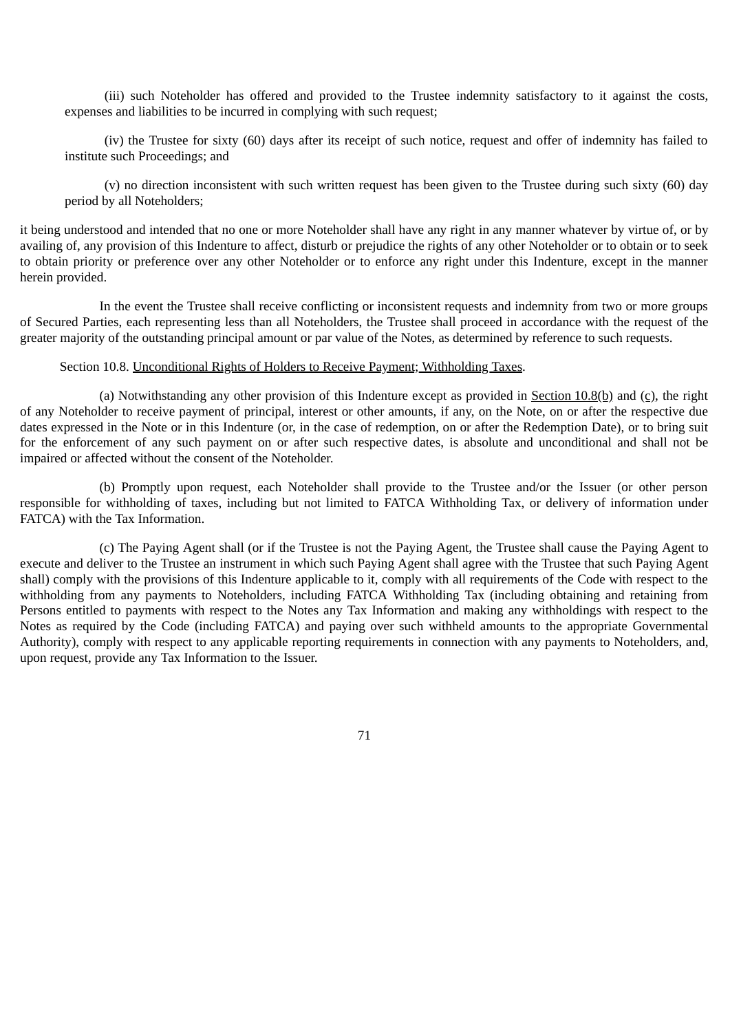(iii) such Noteholder has offered and provided to the Trustee indemnity satisfactory to it against the costs, expenses and liabilities to be incurred in complying with such request;

(iv) the Trustee for sixty (60) days after its receipt of such notice, request and offer of indemnity has failed to institute such Proceedings; and

(v) no direction inconsistent with such written request has been given to the Trustee during such sixty (60) day period by all Noteholders;

it being understood and intended that no one or more Noteholder shall have any right in any manner whatever by virtue of, or by availing of, any provision of this Indenture to affect, disturb or prejudice the rights of any other Noteholder or to obtain or to seek to obtain priority or preference over any other Noteholder or to enforce any right under this Indenture, except in the manner herein provided.

In the event the Trustee shall receive conflicting or inconsistent requests and indemnity from two or more groups of Secured Parties, each representing less than all Noteholders, the Trustee shall proceed in accordance with the request of the greater majority of the outstanding principal amount or par value of the Notes, as determined by reference to such requests.

Section 10.8. Unconditional Rights of Holders to Receive Payment; Withholding Taxes.

(a) Notwithstanding any other provision of this Indenture except as provided in Section 10.8(b) and (c), the right of any Noteholder to receive payment of principal, interest or other amounts, if any, on the Note, on or after the respective due dates expressed in the Note or in this Indenture (or, in the case of redemption, on or after the Redemption Date), or to bring suit for the enforcement of any such payment on or after such respective dates, is absolute and unconditional and shall not be impaired or affected without the consent of the Noteholder.

(b) Promptly upon request, each Noteholder shall provide to the Trustee and/or the Issuer (or other person responsible for withholding of taxes, including but not limited to FATCA Withholding Tax, or delivery of information under FATCA) with the Tax Information.

(c) The Paying Agent shall (or if the Trustee is not the Paying Agent, the Trustee shall cause the Paying Agent to execute and deliver to the Trustee an instrument in which such Paying Agent shall agree with the Trustee that such Paying Agent shall) comply with the provisions of this Indenture applicable to it, comply with all requirements of the Code with respect to the withholding from any payments to Noteholders, including FATCA Withholding Tax (including obtaining and retaining from Persons entitled to payments with respect to the Notes any Tax Information and making any withholdings with respect to the Notes as required by the Code (including FATCA) and paying over such withheld amounts to the appropriate Governmental Authority), comply with respect to any applicable reporting requirements in connection with any payments to Noteholders, and, upon request, provide any Tax Information to the Issuer.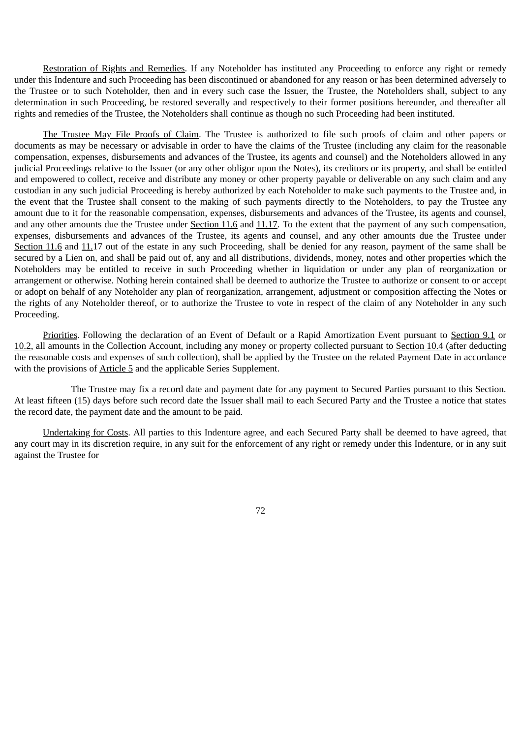Restoration of Rights and Remedies. If any Noteholder has instituted any Proceeding to enforce any right or remedy under this Indenture and such Proceeding has been discontinued or abandoned for any reason or has been determined adversely to the Trustee or to such Noteholder, then and in every such case the Issuer, the Trustee, the Noteholders shall, subject to any determination in such Proceeding, be restored severally and respectively to their former positions hereunder, and thereafter all rights and remedies of the Trustee, the Noteholders shall continue as though no such Proceeding had been instituted.

The Trustee May File Proofs of Claim. The Trustee is authorized to file such proofs of claim and other papers or documents as may be necessary or advisable in order to have the claims of the Trustee (including any claim for the reasonable compensation, expenses, disbursements and advances of the Trustee, its agents and counsel) and the Noteholders allowed in any judicial Proceedings relative to the Issuer (or any other obligor upon the Notes), its creditors or its property, and shall be entitled and empowered to collect, receive and distribute any money or other property payable or deliverable on any such claim and any custodian in any such judicial Proceeding is hereby authorized by each Noteholder to make such payments to the Trustee and, in the event that the Trustee shall consent to the making of such payments directly to the Noteholders, to pay the Trustee any amount due to it for the reasonable compensation, expenses, disbursements and advances of the Trustee, its agents and counsel, and any other amounts due the Trustee under Section 11.6 and 11.17. To the extent that the payment of any such compensation, expenses, disbursements and advances of the Trustee, its agents and counsel, and any other amounts due the Trustee under Section 11.6 and 11.17 out of the estate in any such Proceeding, shall be denied for any reason, payment of the same shall be secured by a Lien on, and shall be paid out of, any and all distributions, dividends, money, notes and other properties which the Noteholders may be entitled to receive in such Proceeding whether in liquidation or under any plan of reorganization or arrangement or otherwise. Nothing herein contained shall be deemed to authorize the Trustee to authorize or consent to or accept or adopt on behalf of any Noteholder any plan of reorganization, arrangement, adjustment or composition affecting the Notes or the rights of any Noteholder thereof, or to authorize the Trustee to vote in respect of the claim of any Noteholder in any such Proceeding.

Priorities. Following the declaration of an Event of Default or a Rapid Amortization Event pursuant to Section 9.1 or 10.2, all amounts in the Collection Account, including any money or property collected pursuant to Section 10.4 (after deducting the reasonable costs and expenses of such collection), shall be applied by the Trustee on the related Payment Date in accordance with the provisions of Article 5 and the applicable Series Supplement.

The Trustee may fix a record date and payment date for any payment to Secured Parties pursuant to this Section. At least fifteen (15) days before such record date the Issuer shall mail to each Secured Party and the Trustee a notice that states the record date, the payment date and the amount to be paid.

Undertaking for Costs. All parties to this Indenture agree, and each Secured Party shall be deemed to have agreed, that any court may in its discretion require, in any suit for the enforcement of any right or remedy under this Indenture, or in any suit against the Trustee for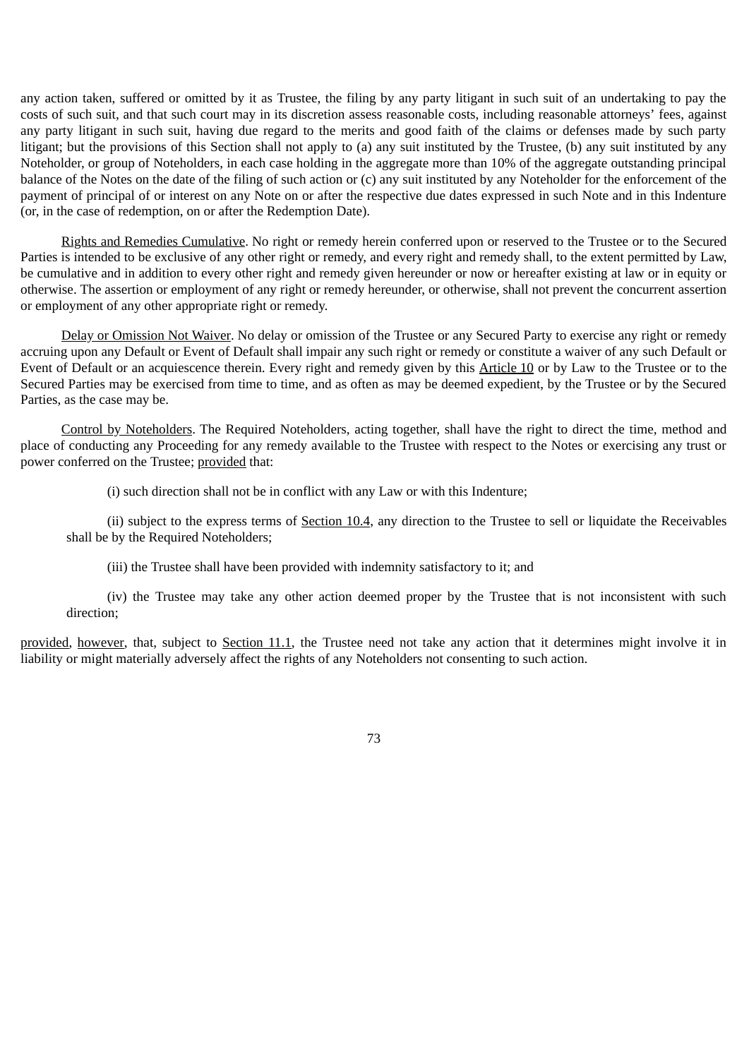any action taken, suffered or omitted by it as Trustee, the filing by any party litigant in such suit of an undertaking to pay the costs of such suit, and that such court may in its discretion assess reasonable costs, including reasonable attorneys' fees, against any party litigant in such suit, having due regard to the merits and good faith of the claims or defenses made by such party litigant; but the provisions of this Section shall not apply to (a) any suit instituted by the Trustee, (b) any suit instituted by any Noteholder, or group of Noteholders, in each case holding in the aggregate more than 10% of the aggregate outstanding principal balance of the Notes on the date of the filing of such action or (c) any suit instituted by any Noteholder for the enforcement of the payment of principal of or interest on any Note on or after the respective due dates expressed in such Note and in this Indenture (or, in the case of redemption, on or after the Redemption Date).

Rights and Remedies Cumulative. No right or remedy herein conferred upon or reserved to the Trustee or to the Secured Parties is intended to be exclusive of any other right or remedy, and every right and remedy shall, to the extent permitted by Law, be cumulative and in addition to every other right and remedy given hereunder or now or hereafter existing at law or in equity or otherwise. The assertion or employment of any right or remedy hereunder, or otherwise, shall not prevent the concurrent assertion or employment of any other appropriate right or remedy.

Delay or Omission Not Waiver. No delay or omission of the Trustee or any Secured Party to exercise any right or remedy accruing upon any Default or Event of Default shall impair any such right or remedy or constitute a waiver of any such Default or Event of Default or an acquiescence therein. Every right and remedy given by this Article 10 or by Law to the Trustee or to the Secured Parties may be exercised from time to time, and as often as may be deemed expedient, by the Trustee or by the Secured Parties, as the case may be.

Control by Noteholders. The Required Noteholders, acting together, shall have the right to direct the time, method and place of conducting any Proceeding for any remedy available to the Trustee with respect to the Notes or exercising any trust or power conferred on the Trustee; provided that:

(i) such direction shall not be in conflict with any Law or with this Indenture;

(ii) subject to the express terms of Section 10.4, any direction to the Trustee to sell or liquidate the Receivables shall be by the Required Noteholders;

(iii) the Trustee shall have been provided with indemnity satisfactory to it; and

(iv) the Trustee may take any other action deemed proper by the Trustee that is not inconsistent with such direction;

provided, however, that, subject to Section 11.1, the Trustee need not take any action that it determines might involve it in liability or might materially adversely affect the rights of any Noteholders not consenting to such action.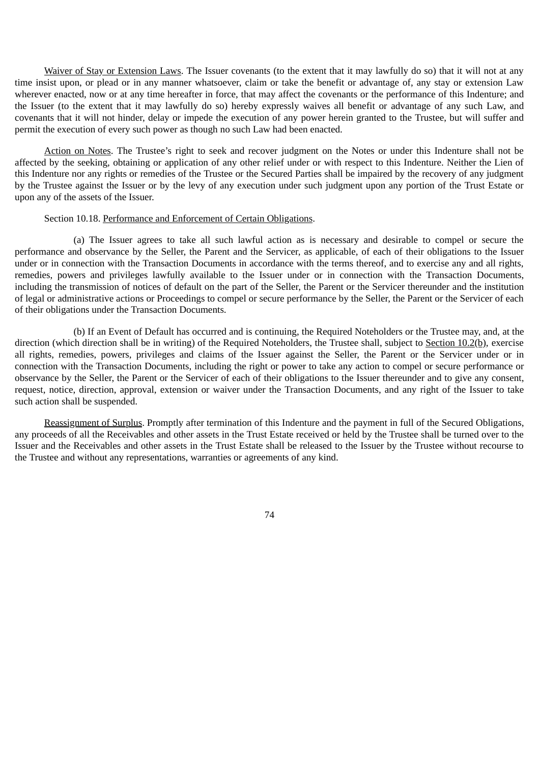Waiver of Stay or Extension Laws. The Issuer covenants (to the extent that it may lawfully do so) that it will not at any time insist upon, or plead or in any manner whatsoever, claim or take the benefit or advantage of, any stay or extension Law wherever enacted, now or at any time hereafter in force, that may affect the covenants or the performance of this Indenture; and the Issuer (to the extent that it may lawfully do so) hereby expressly waives all benefit or advantage of any such Law, and covenants that it will not hinder, delay or impede the execution of any power herein granted to the Trustee, but will suffer and permit the execution of every such power as though no such Law had been enacted.

Action on Notes. The Trustee's right to seek and recover judgment on the Notes or under this Indenture shall not be affected by the seeking, obtaining or application of any other relief under or with respect to this Indenture. Neither the Lien of this Indenture nor any rights or remedies of the Trustee or the Secured Parties shall be impaired by the recovery of any judgment by the Trustee against the Issuer or by the levy of any execution under such judgment upon any portion of the Trust Estate or upon any of the assets of the Issuer.

Section 10.18. Performance and Enforcement of Certain Obligations.

(a) The Issuer agrees to take all such lawful action as is necessary and desirable to compel or secure the performance and observance by the Seller, the Parent and the Servicer, as applicable, of each of their obligations to the Issuer under or in connection with the Transaction Documents in accordance with the terms thereof, and to exercise any and all rights, remedies, powers and privileges lawfully available to the Issuer under or in connection with the Transaction Documents, including the transmission of notices of default on the part of the Seller, the Parent or the Servicer thereunder and the institution of legal or administrative actions or Proceedings to compel or secure performance by the Seller, the Parent or the Servicer of each of their obligations under the Transaction Documents.

(b) If an Event of Default has occurred and is continuing, the Required Noteholders or the Trustee may, and, at the direction (which direction shall be in writing) of the Required Noteholders, the Trustee shall, subject to Section 10.2(b), exercise all rights, remedies, powers, privileges and claims of the Issuer against the Seller, the Parent or the Servicer under or in connection with the Transaction Documents, including the right or power to take any action to compel or secure performance or observance by the Seller, the Parent or the Servicer of each of their obligations to the Issuer thereunder and to give any consent, request, notice, direction, approval, extension or waiver under the Transaction Documents, and any right of the Issuer to take such action shall be suspended.

Reassignment of Surplus. Promptly after termination of this Indenture and the payment in full of the Secured Obligations, any proceeds of all the Receivables and other assets in the Trust Estate received or held by the Trustee shall be turned over to the Issuer and the Receivables and other assets in the Trust Estate shall be released to the Issuer by the Trustee without recourse to the Trustee and without any representations, warranties or agreements of any kind.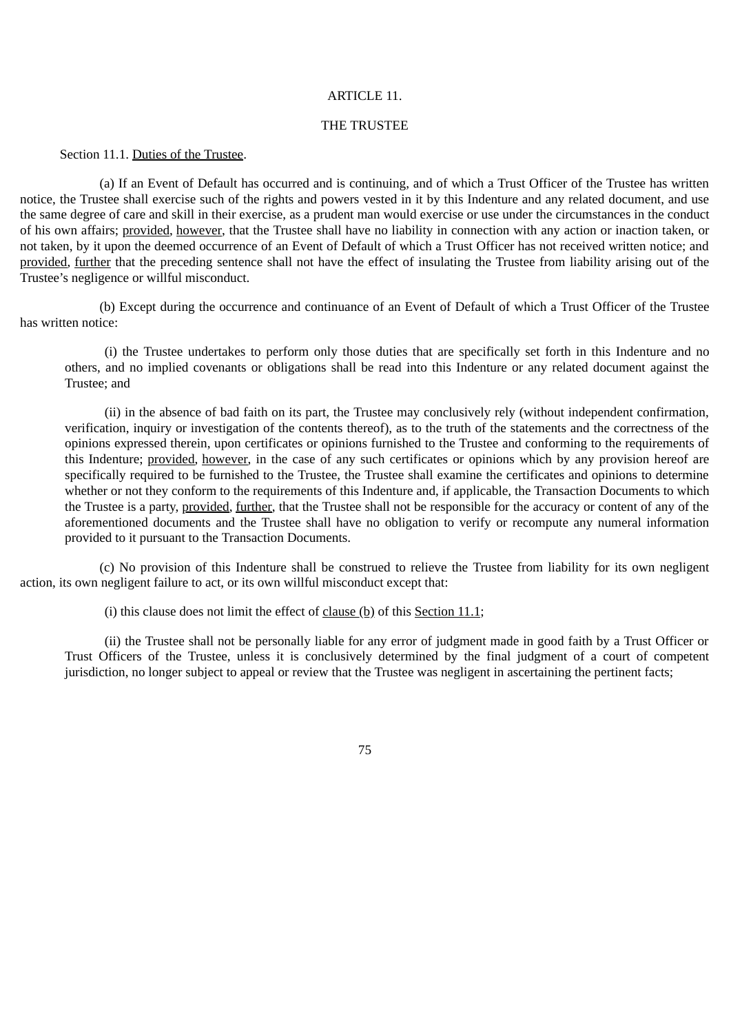# ARTICLE 11.

## THE TRUSTEE

Section 11.1. Duties of the Trustee.

(a) If an Event of Default has occurred and is continuing, and of which a Trust Officer of the Trustee has written notice, the Trustee shall exercise such of the rights and powers vested in it by this Indenture and any related document, and use the same degree of care and skill in their exercise, as a prudent man would exercise or use under the circumstances in the conduct of his own affairs; provided, however, that the Trustee shall have no liability in connection with any action or inaction taken, or not taken, by it upon the deemed occurrence of an Event of Default of which a Trust Officer has not received written notice; and provided, further that the preceding sentence shall not have the effect of insulating the Trustee from liability arising out of the Trustee's negligence or willful misconduct.

(b) Except during the occurrence and continuance of an Event of Default of which a Trust Officer of the Trustee has written notice:

(i) the Trustee undertakes to perform only those duties that are specifically set forth in this Indenture and no others, and no implied covenants or obligations shall be read into this Indenture or any related document against the Trustee; and

(ii) in the absence of bad faith on its part, the Trustee may conclusively rely (without independent confirmation, verification, inquiry or investigation of the contents thereof), as to the truth of the statements and the correctness of the opinions expressed therein, upon certificates or opinions furnished to the Trustee and conforming to the requirements of this Indenture; provided, however, in the case of any such certificates or opinions which by any provision hereof are specifically required to be furnished to the Trustee, the Trustee shall examine the certificates and opinions to determine whether or not they conform to the requirements of this Indenture and, if applicable, the Transaction Documents to which the Trustee is a party, provided, further, that the Trustee shall not be responsible for the accuracy or content of any of the aforementioned documents and the Trustee shall have no obligation to verify or recompute any numeral information provided to it pursuant to the Transaction Documents.

(c) No provision of this Indenture shall be construed to relieve the Trustee from liability for its own negligent action, its own negligent failure to act, or its own willful misconduct except that:

(i) this clause does not limit the effect of clause (b) of this Section 11.1;

(ii) the Trustee shall not be personally liable for any error of judgment made in good faith by a Trust Officer or Trust Officers of the Trustee, unless it is conclusively determined by the final judgment of a court of competent jurisdiction, no longer subject to appeal or review that the Trustee was negligent in ascertaining the pertinent facts;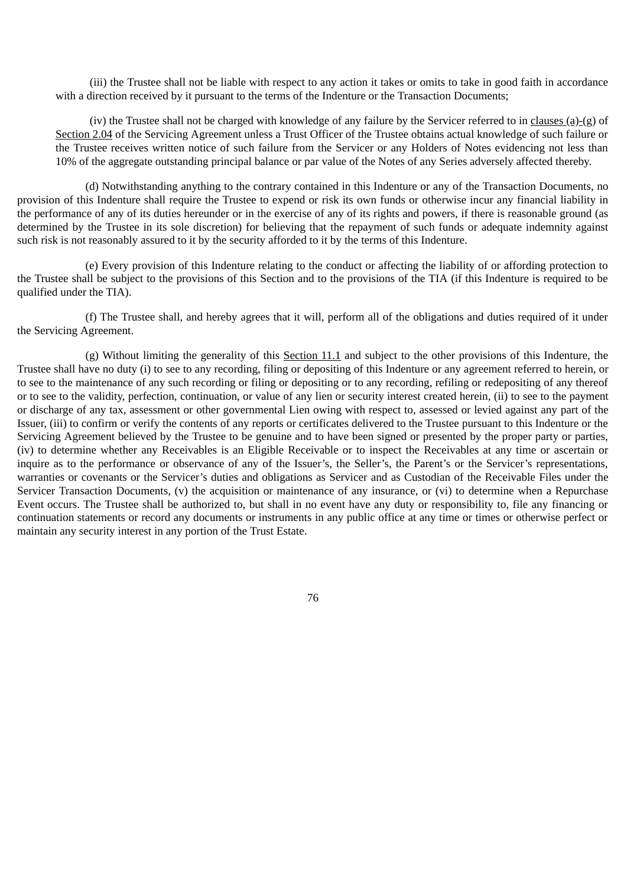(iii) the Trustee shall not be liable with respect to any action it takes or omits to take in good faith in accordance with a direction received by it pursuant to the terms of the Indenture or the Transaction Documents;

(iv) the Trustee shall not be charged with knowledge of any failure by the Servicer referred to in clauses (a)-(g) of Section 2.04 of the Servicing Agreement unless a Trust Officer of the Trustee obtains actual knowledge of such failure or the Trustee receives written notice of such failure from the Servicer or any Holders of Notes evidencing not less than 10% of the aggregate outstanding principal balance or par value of the Notes of any Series adversely affected thereby.

(d) Notwithstanding anything to the contrary contained in this Indenture or any of the Transaction Documents, no provision of this Indenture shall require the Trustee to expend or risk its own funds or otherwise incur any financial liability in the performance of any of its duties hereunder or in the exercise of any of its rights and powers, if there is reasonable ground (as determined by the Trustee in its sole discretion) for believing that the repayment of such funds or adequate indemnity against such risk is not reasonably assured to it by the security afforded to it by the terms of this Indenture.

(e) Every provision of this Indenture relating to the conduct or affecting the liability of or affording protection to the Trustee shall be subject to the provisions of this Section and to the provisions of the TIA (if this Indenture is required to be qualified under the TIA).

(f) The Trustee shall, and hereby agrees that it will, perform all of the obligations and duties required of it under the Servicing Agreement.

(g) Without limiting the generality of this Section 11.1 and subject to the other provisions of this Indenture, the Trustee shall have no duty (i) to see to any recording, filing or depositing of this Indenture or any agreement referred to herein, or to see to the maintenance of any such recording or filing or depositing or to any recording, refiling or redepositing of any thereof or to see to the validity, perfection, continuation, or value of any lien or security interest created herein, (ii) to see to the payment or discharge of any tax, assessment or other governmental Lien owing with respect to, assessed or levied against any part of the Issuer, (iii) to confirm or verify the contents of any reports or certificates delivered to the Trustee pursuant to this Indenture or the Servicing Agreement believed by the Trustee to be genuine and to have been signed or presented by the proper party or parties, (iv) to determine whether any Receivables is an Eligible Receivable or to inspect the Receivables at any time or ascertain or inquire as to the performance or observance of any of the Issuer's, the Seller's, the Parent's or the Servicer's representations, warranties or covenants or the Servicer's duties and obligations as Servicer and as Custodian of the Receivable Files under the Servicer Transaction Documents, (v) the acquisition or maintenance of any insurance, or (vi) to determine when a Repurchase Event occurs. The Trustee shall be authorized to, but shall in no event have any duty or responsibility to, file any financing or continuation statements or record any documents or instruments in any public office at any time or times or otherwise perfect or maintain any security interest in any portion of the Trust Estate.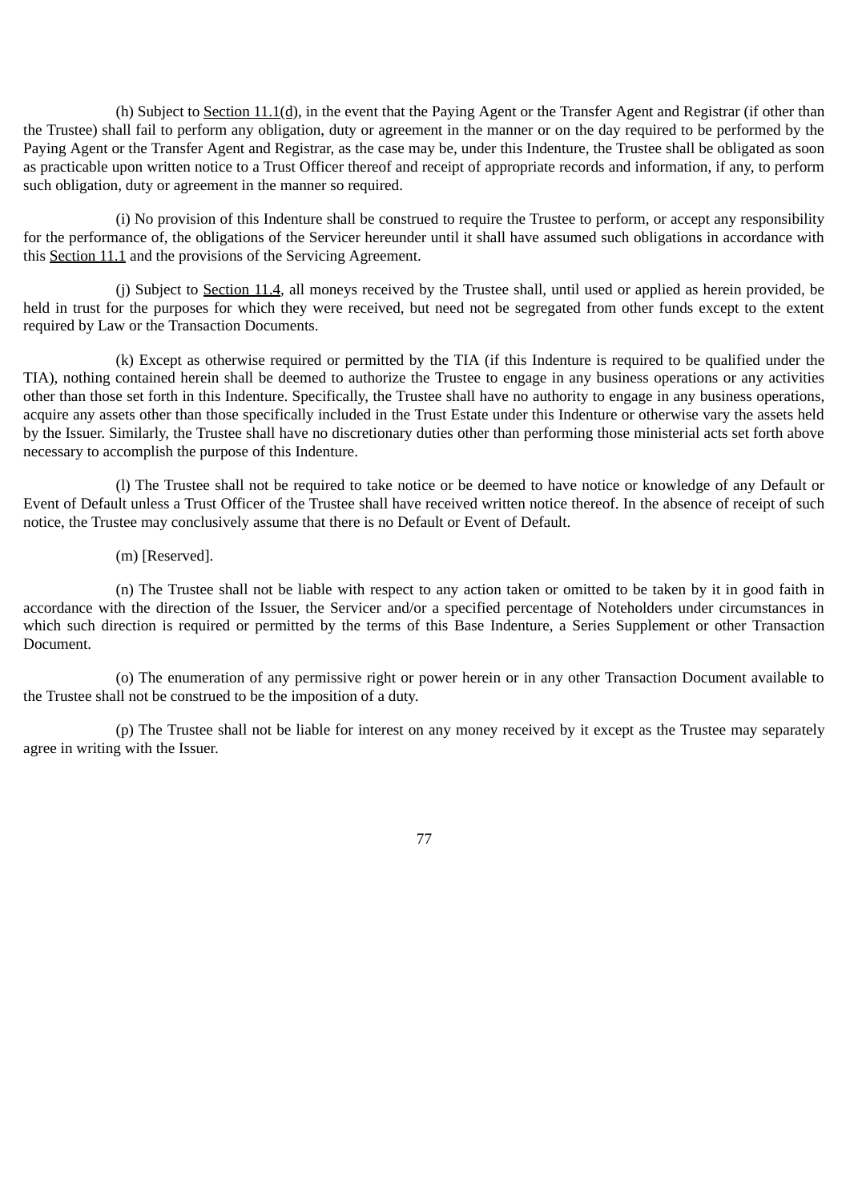(h) Subject to Section 11.1(d), in the event that the Paying Agent or the Transfer Agent and Registrar (if other than the Trustee) shall fail to perform any obligation, duty or agreement in the manner or on the day required to be performed by the Paying Agent or the Transfer Agent and Registrar, as the case may be, under this Indenture, the Trustee shall be obligated as soon as practicable upon written notice to a Trust Officer thereof and receipt of appropriate records and information, if any, to perform such obligation, duty or agreement in the manner so required.

(i) No provision of this Indenture shall be construed to require the Trustee to perform, or accept any responsibility for the performance of, the obligations of the Servicer hereunder until it shall have assumed such obligations in accordance with this Section 11.1 and the provisions of the Servicing Agreement.

(j) Subject to Section 11.4, all moneys received by the Trustee shall, until used or applied as herein provided, be held in trust for the purposes for which they were received, but need not be segregated from other funds except to the extent required by Law or the Transaction Documents.

(k) Except as otherwise required or permitted by the TIA (if this Indenture is required to be qualified under the TIA), nothing contained herein shall be deemed to authorize the Trustee to engage in any business operations or any activities other than those set forth in this Indenture. Specifically, the Trustee shall have no authority to engage in any business operations, acquire any assets other than those specifically included in the Trust Estate under this Indenture or otherwise vary the assets held by the Issuer. Similarly, the Trustee shall have no discretionary duties other than performing those ministerial acts set forth above necessary to accomplish the purpose of this Indenture.

(l) The Trustee shall not be required to take notice or be deemed to have notice or knowledge of any Default or Event of Default unless a Trust Officer of the Trustee shall have received written notice thereof. In the absence of receipt of such notice, the Trustee may conclusively assume that there is no Default or Event of Default.

(m) [Reserved].

(n) The Trustee shall not be liable with respect to any action taken or omitted to be taken by it in good faith in accordance with the direction of the Issuer, the Servicer and/or a specified percentage of Noteholders under circumstances in which such direction is required or permitted by the terms of this Base Indenture, a Series Supplement or other Transaction Document.

(o) The enumeration of any permissive right or power herein or in any other Transaction Document available to the Trustee shall not be construed to be the imposition of a duty.

(p) The Trustee shall not be liable for interest on any money received by it except as the Trustee may separately agree in writing with the Issuer.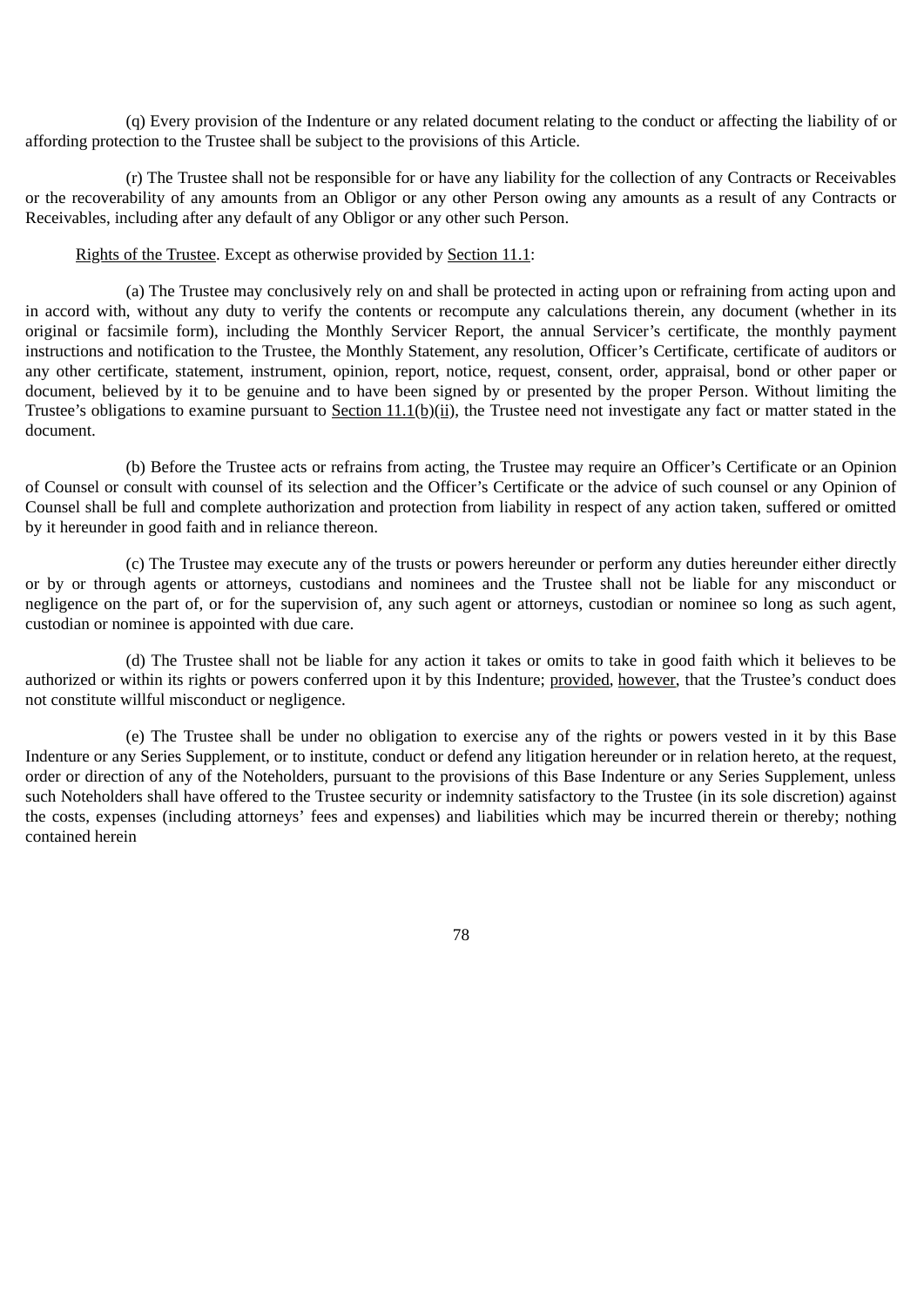(q) Every provision of the Indenture or any related document relating to the conduct or affecting the liability of or affording protection to the Trustee shall be subject to the provisions of this Article.

(r) The Trustee shall not be responsible for or have any liability for the collection of any Contracts or Receivables or the recoverability of any amounts from an Obligor or any other Person owing any amounts as a result of any Contracts or Receivables, including after any default of any Obligor or any other such Person.

Rights of the Trustee. Except as otherwise provided by Section 11.1:

(a) The Trustee may conclusively rely on and shall be protected in acting upon or refraining from acting upon and in accord with, without any duty to verify the contents or recompute any calculations therein, any document (whether in its original or facsimile form), including the Monthly Servicer Report, the annual Servicer's certificate, the monthly payment instructions and notification to the Trustee, the Monthly Statement, any resolution, Officer's Certificate, certificate of auditors or any other certificate, statement, instrument, opinion, report, notice, request, consent, order, appraisal, bond or other paper or document, believed by it to be genuine and to have been signed by or presented by the proper Person. Without limiting the Trustee's obligations to examine pursuant to Section 11.1(b)(ii), the Trustee need not investigate any fact or matter stated in the document.

(b) Before the Trustee acts or refrains from acting, the Trustee may require an Officer's Certificate or an Opinion of Counsel or consult with counsel of its selection and the Officer's Certificate or the advice of such counsel or any Opinion of Counsel shall be full and complete authorization and protection from liability in respect of any action taken, suffered or omitted by it hereunder in good faith and in reliance thereon.

(c) The Trustee may execute any of the trusts or powers hereunder or perform any duties hereunder either directly or by or through agents or attorneys, custodians and nominees and the Trustee shall not be liable for any misconduct or negligence on the part of, or for the supervision of, any such agent or attorneys, custodian or nominee so long as such agent, custodian or nominee is appointed with due care.

(d) The Trustee shall not be liable for any action it takes or omits to take in good faith which it believes to be authorized or within its rights or powers conferred upon it by this Indenture; provided, however, that the Trustee's conduct does not constitute willful misconduct or negligence.

(e) The Trustee shall be under no obligation to exercise any of the rights or powers vested in it by this Base Indenture or any Series Supplement, or to institute, conduct or defend any litigation hereunder or in relation hereto, at the request, order or direction of any of the Noteholders, pursuant to the provisions of this Base Indenture or any Series Supplement, unless such Noteholders shall have offered to the Trustee security or indemnity satisfactory to the Trustee (in its sole discretion) against the costs, expenses (including attorneys' fees and expenses) and liabilities which may be incurred therein or thereby; nothing contained herein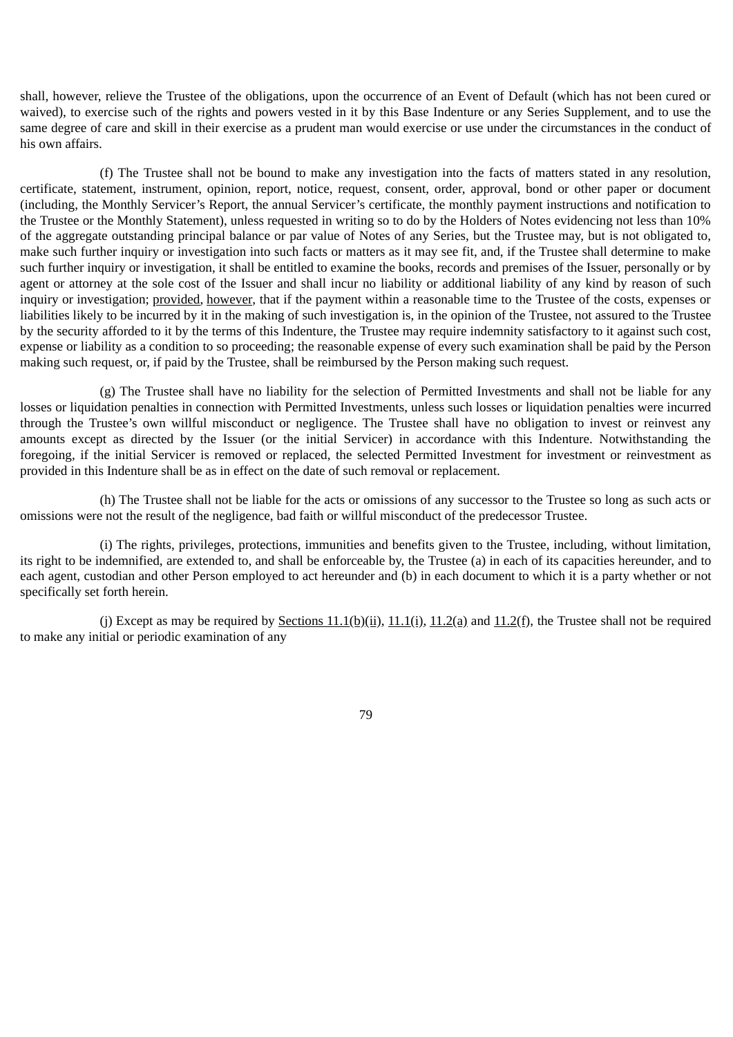shall, however, relieve the Trustee of the obligations, upon the occurrence of an Event of Default (which has not been cured or waived), to exercise such of the rights and powers vested in it by this Base Indenture or any Series Supplement, and to use the same degree of care and skill in their exercise as a prudent man would exercise or use under the circumstances in the conduct of his own affairs.

(f) The Trustee shall not be bound to make any investigation into the facts of matters stated in any resolution, certificate, statement, instrument, opinion, report, notice, request, consent, order, approval, bond or other paper or document (including, the Monthly Servicer's Report, the annual Servicer's certificate, the monthly payment instructions and notification to the Trustee or the Monthly Statement), unless requested in writing so to do by the Holders of Notes evidencing not less than 10% of the aggregate outstanding principal balance or par value of Notes of any Series, but the Trustee may, but is not obligated to, make such further inquiry or investigation into such facts or matters as it may see fit, and, if the Trustee shall determine to make such further inquiry or investigation, it shall be entitled to examine the books, records and premises of the Issuer, personally or by agent or attorney at the sole cost of the Issuer and shall incur no liability or additional liability of any kind by reason of such inquiry or investigation; provided, however, that if the payment within a reasonable time to the Trustee of the costs, expenses or liabilities likely to be incurred by it in the making of such investigation is, in the opinion of the Trustee, not assured to the Trustee by the security afforded to it by the terms of this Indenture, the Trustee may require indemnity satisfactory to it against such cost, expense or liability as a condition to so proceeding; the reasonable expense of every such examination shall be paid by the Person making such request, or, if paid by the Trustee, shall be reimbursed by the Person making such request.

(g) The Trustee shall have no liability for the selection of Permitted Investments and shall not be liable for any losses or liquidation penalties in connection with Permitted Investments, unless such losses or liquidation penalties were incurred through the Trustee's own willful misconduct or negligence. The Trustee shall have no obligation to invest or reinvest any amounts except as directed by the Issuer (or the initial Servicer) in accordance with this Indenture. Notwithstanding the foregoing, if the initial Servicer is removed or replaced, the selected Permitted Investment for investment or reinvestment as provided in this Indenture shall be as in effect on the date of such removal or replacement.

(h) The Trustee shall not be liable for the acts or omissions of any successor to the Trustee so long as such acts or omissions were not the result of the negligence, bad faith or willful misconduct of the predecessor Trustee.

(i) The rights, privileges, protections, immunities and benefits given to the Trustee, including, without limitation, its right to be indemnified, are extended to, and shall be enforceable by, the Trustee (a) in each of its capacities hereunder, and to each agent, custodian and other Person employed to act hereunder and (b) in each document to which it is a party whether or not specifically set forth herein.

(j) Except as may be required by Sections 11.1(b)(ii), 11.1(i), 11.2(a) and 11.2(f), the Trustee shall not be required to make any initial or periodic examination of any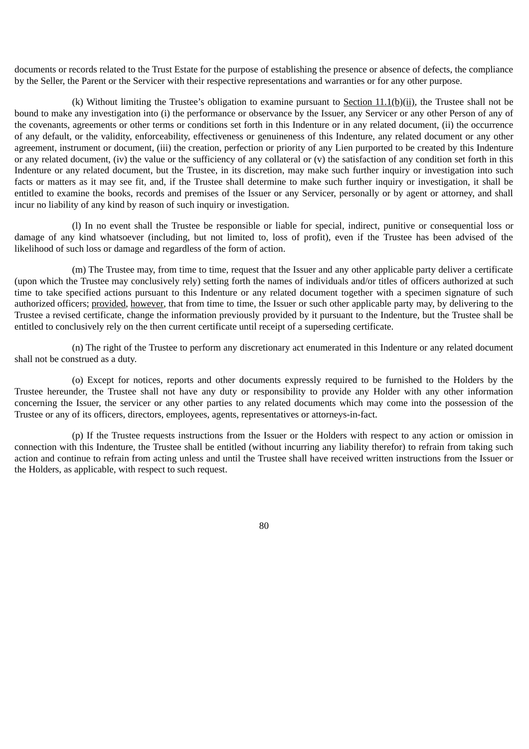documents or records related to the Trust Estate for the purpose of establishing the presence or absence of defects, the compliance by the Seller, the Parent or the Servicer with their respective representations and warranties or for any other purpose.

(k) Without limiting the Trustee's obligation to examine pursuant to Section 11.1(b)(ii), the Trustee shall not be bound to make any investigation into (i) the performance or observance by the Issuer, any Servicer or any other Person of any of the covenants, agreements or other terms or conditions set forth in this Indenture or in any related document, (ii) the occurrence of any default, or the validity, enforceability, effectiveness or genuineness of this Indenture, any related document or any other agreement, instrument or document, (iii) the creation, perfection or priority of any Lien purported to be created by this Indenture or any related document, (iv) the value or the sufficiency of any collateral or (v) the satisfaction of any condition set forth in this Indenture or any related document, but the Trustee, in its discretion, may make such further inquiry or investigation into such facts or matters as it may see fit, and, if the Trustee shall determine to make such further inquiry or investigation, it shall be entitled to examine the books, records and premises of the Issuer or any Servicer, personally or by agent or attorney, and shall incur no liability of any kind by reason of such inquiry or investigation.

(l) In no event shall the Trustee be responsible or liable for special, indirect, punitive or consequential loss or damage of any kind whatsoever (including, but not limited to, loss of profit), even if the Trustee has been advised of the likelihood of such loss or damage and regardless of the form of action.

(m) The Trustee may, from time to time, request that the Issuer and any other applicable party deliver a certificate (upon which the Trustee may conclusively rely) setting forth the names of individuals and/or titles of officers authorized at such time to take specified actions pursuant to this Indenture or any related document together with a specimen signature of such authorized officers; provided, however, that from time to time, the Issuer or such other applicable party may, by delivering to the Trustee a revised certificate, change the information previously provided by it pursuant to the Indenture, but the Trustee shall be entitled to conclusively rely on the then current certificate until receipt of a superseding certificate.

(n) The right of the Trustee to perform any discretionary act enumerated in this Indenture or any related document shall not be construed as a duty.

(o) Except for notices, reports and other documents expressly required to be furnished to the Holders by the Trustee hereunder, the Trustee shall not have any duty or responsibility to provide any Holder with any other information concerning the Issuer, the servicer or any other parties to any related documents which may come into the possession of the Trustee or any of its officers, directors, employees, agents, representatives or attorneys-in-fact.

(p) If the Trustee requests instructions from the Issuer or the Holders with respect to any action or omission in connection with this Indenture, the Trustee shall be entitled (without incurring any liability therefor) to refrain from taking such action and continue to refrain from acting unless and until the Trustee shall have received written instructions from the Issuer or the Holders, as applicable, with respect to such request.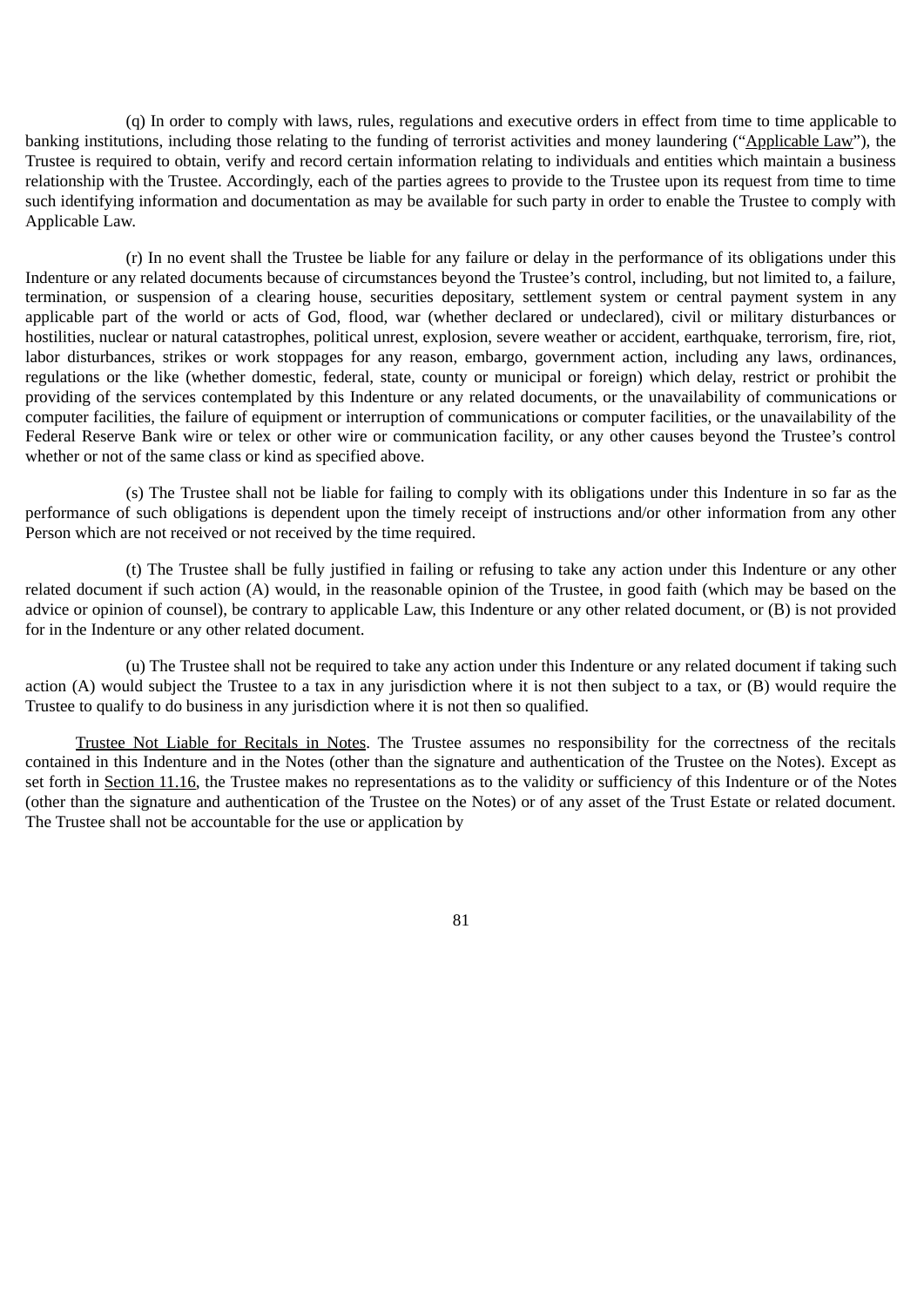(q) In order to comply with laws, rules, regulations and executive orders in effect from time to time applicable to banking institutions, including those relating to the funding of terrorist activities and money laundering ("Applicable Law"), the Trustee is required to obtain, verify and record certain information relating to individuals and entities which maintain a business relationship with the Trustee. Accordingly, each of the parties agrees to provide to the Trustee upon its request from time to time such identifying information and documentation as may be available for such party in order to enable the Trustee to comply with Applicable Law.

(r) In no event shall the Trustee be liable for any failure or delay in the performance of its obligations under this Indenture or any related documents because of circumstances beyond the Trustee's control, including, but not limited to, a failure, termination, or suspension of a clearing house, securities depositary, settlement system or central payment system in any applicable part of the world or acts of God, flood, war (whether declared or undeclared), civil or military disturbances or hostilities, nuclear or natural catastrophes, political unrest, explosion, severe weather or accident, earthquake, terrorism, fire, riot, labor disturbances, strikes or work stoppages for any reason, embargo, government action, including any laws, ordinances, regulations or the like (whether domestic, federal, state, county or municipal or foreign) which delay, restrict or prohibit the providing of the services contemplated by this Indenture or any related documents, or the unavailability of communications or computer facilities, the failure of equipment or interruption of communications or computer facilities, or the unavailability of the Federal Reserve Bank wire or telex or other wire or communication facility, or any other causes beyond the Trustee's control whether or not of the same class or kind as specified above.

(s) The Trustee shall not be liable for failing to comply with its obligations under this Indenture in so far as the performance of such obligations is dependent upon the timely receipt of instructions and/or other information from any other Person which are not received or not received by the time required.

(t) The Trustee shall be fully justified in failing or refusing to take any action under this Indenture or any other related document if such action (A) would, in the reasonable opinion of the Trustee, in good faith (which may be based on the advice or opinion of counsel), be contrary to applicable Law, this Indenture or any other related document, or (B) is not provided for in the Indenture or any other related document.

(u) The Trustee shall not be required to take any action under this Indenture or any related document if taking such action (A) would subject the Trustee to a tax in any jurisdiction where it is not then subject to a tax, or (B) would require the Trustee to qualify to do business in any jurisdiction where it is not then so qualified.

Trustee Not Liable for Recitals in Notes. The Trustee assumes no responsibility for the correctness of the recitals contained in this Indenture and in the Notes (other than the signature and authentication of the Trustee on the Notes). Except as set forth in Section 11.16, the Trustee makes no representations as to the validity or sufficiency of this Indenture or of the Notes (other than the signature and authentication of the Trustee on the Notes) or of any asset of the Trust Estate or related document. The Trustee shall not be accountable for the use or application by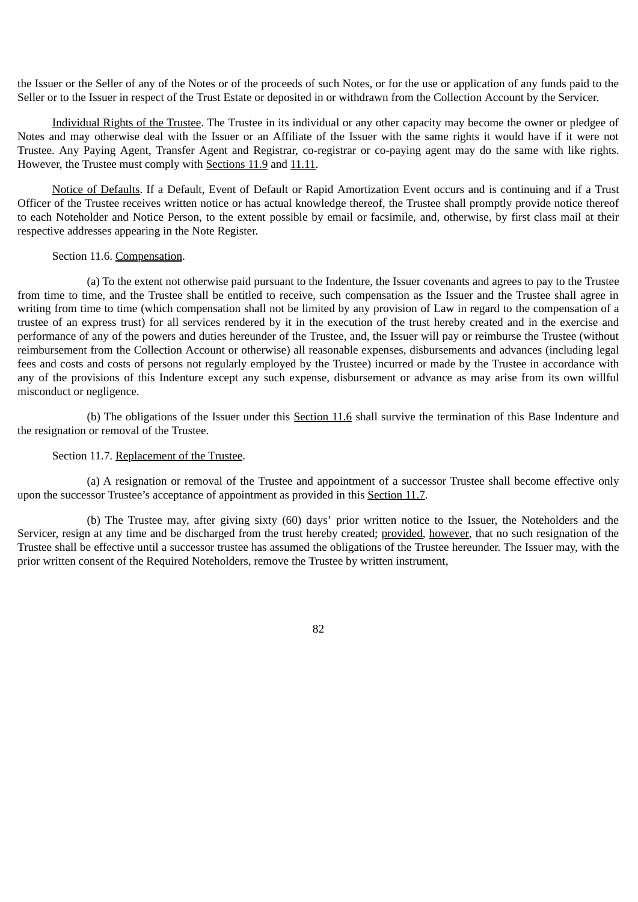the Issuer or the Seller of any of the Notes or of the proceeds of such Notes, or for the use or application of any funds paid to the Seller or to the Issuer in respect of the Trust Estate or deposited in or withdrawn from the Collection Account by the Servicer.

Individual Rights of the Trustee. The Trustee in its individual or any other capacity may become the owner or pledgee of Notes and may otherwise deal with the Issuer or an Affiliate of the Issuer with the same rights it would have if it were not Trustee. Any Paying Agent, Transfer Agent and Registrar, co-registrar or co-paying agent may do the same with like rights. However, the Trustee must comply with Sections 11.9 and 11.11.

Notice of Defaults. If a Default, Event of Default or Rapid Amortization Event occurs and is continuing and if a Trust Officer of the Trustee receives written notice or has actual knowledge thereof, the Trustee shall promptly provide notice thereof to each Noteholder and Notice Person, to the extent possible by email or facsimile, and, otherwise, by first class mail at their respective addresses appearing in the Note Register.

Section 11.6. Compensation.

(a) To the extent not otherwise paid pursuant to the Indenture, the Issuer covenants and agrees to pay to the Trustee from time to time, and the Trustee shall be entitled to receive, such compensation as the Issuer and the Trustee shall agree in writing from time to time (which compensation shall not be limited by any provision of Law in regard to the compensation of a trustee of an express trust) for all services rendered by it in the execution of the trust hereby created and in the exercise and performance of any of the powers and duties hereunder of the Trustee, and, the Issuer will pay or reimburse the Trustee (without reimbursement from the Collection Account or otherwise) all reasonable expenses, disbursements and advances (including legal fees and costs and costs of persons not regularly employed by the Trustee) incurred or made by the Trustee in accordance with any of the provisions of this Indenture except any such expense, disbursement or advance as may arise from its own willful misconduct or negligence.

(b) The obligations of the Issuer under this Section 11.6 shall survive the termination of this Base Indenture and the resignation or removal of the Trustee.

Section 11.7. Replacement of the Trustee.

(a) A resignation or removal of the Trustee and appointment of a successor Trustee shall become effective only upon the successor Trustee's acceptance of appointment as provided in this Section 11.7.

(b) The Trustee may, after giving sixty (60) days' prior written notice to the Issuer, the Noteholders and the Servicer, resign at any time and be discharged from the trust hereby created; provided, however, that no such resignation of the Trustee shall be effective until a successor trustee has assumed the obligations of the Trustee hereunder. The Issuer may, with the prior written consent of the Required Noteholders, remove the Trustee by written instrument,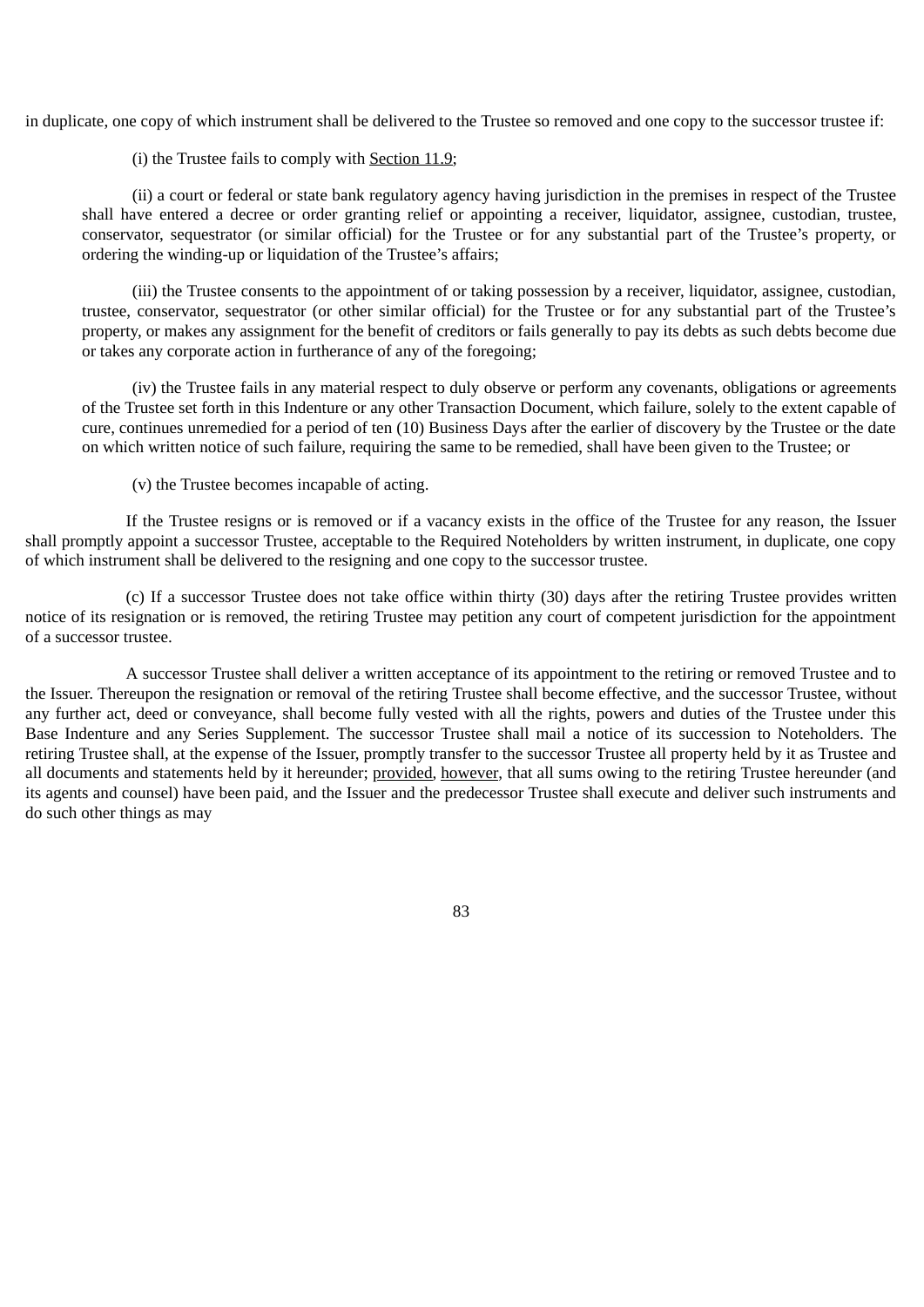in duplicate, one copy of which instrument shall be delivered to the Trustee so removed and one copy to the successor trustee if:

(i) the Trustee fails to comply with Section 11.9;

(ii) a court or federal or state bank regulatory agency having jurisdiction in the premises in respect of the Trustee shall have entered a decree or order granting relief or appointing a receiver, liquidator, assignee, custodian, trustee, conservator, sequestrator (or similar official) for the Trustee or for any substantial part of the Trustee's property, or ordering the winding-up or liquidation of the Trustee's affairs;

(iii) the Trustee consents to the appointment of or taking possession by a receiver, liquidator, assignee, custodian, trustee, conservator, sequestrator (or other similar official) for the Trustee or for any substantial part of the Trustee's property, or makes any assignment for the benefit of creditors or fails generally to pay its debts as such debts become due or takes any corporate action in furtherance of any of the foregoing;

(iv) the Trustee fails in any material respect to duly observe or perform any covenants, obligations or agreements of the Trustee set forth in this Indenture or any other Transaction Document, which failure, solely to the extent capable of cure, continues unremedied for a period of ten (10) Business Days after the earlier of discovery by the Trustee or the date on which written notice of such failure, requiring the same to be remedied, shall have been given to the Trustee; or

(v) the Trustee becomes incapable of acting.

If the Trustee resigns or is removed or if a vacancy exists in the office of the Trustee for any reason, the Issuer shall promptly appoint a successor Trustee, acceptable to the Required Noteholders by written instrument, in duplicate, one copy of which instrument shall be delivered to the resigning and one copy to the successor trustee.

(c) If a successor Trustee does not take office within thirty (30) days after the retiring Trustee provides written notice of its resignation or is removed, the retiring Trustee may petition any court of competent jurisdiction for the appointment of a successor trustee.

A successor Trustee shall deliver a written acceptance of its appointment to the retiring or removed Trustee and to the Issuer. Thereupon the resignation or removal of the retiring Trustee shall become effective, and the successor Trustee, without any further act, deed or conveyance, shall become fully vested with all the rights, powers and duties of the Trustee under this Base Indenture and any Series Supplement. The successor Trustee shall mail a notice of its succession to Noteholders. The retiring Trustee shall, at the expense of the Issuer, promptly transfer to the successor Trustee all property held by it as Trustee and all documents and statements held by it hereunder; provided, however, that all sums owing to the retiring Trustee hereunder (and its agents and counsel) have been paid, and the Issuer and the predecessor Trustee shall execute and deliver such instruments and do such other things as may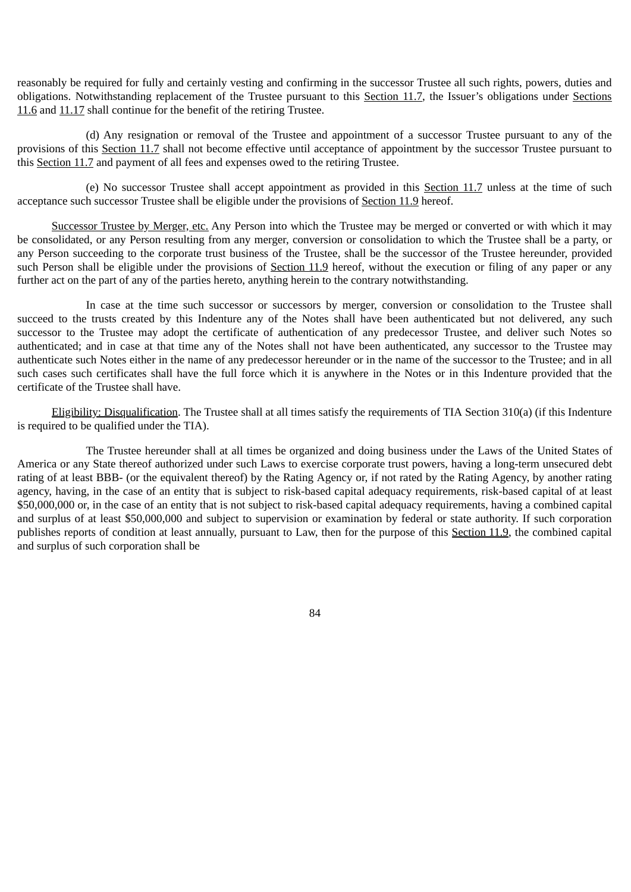reasonably be required for fully and certainly vesting and confirming in the successor Trustee all such rights, powers, duties and obligations. Notwithstanding replacement of the Trustee pursuant to this Section 11.7, the Issuer's obligations under Sections 11.6 and 11.17 shall continue for the benefit of the retiring Trustee.

(d) Any resignation or removal of the Trustee and appointment of a successor Trustee pursuant to any of the provisions of this Section 11.7 shall not become effective until acceptance of appointment by the successor Trustee pursuant to this Section 11.7 and payment of all fees and expenses owed to the retiring Trustee.

(e) No successor Trustee shall accept appointment as provided in this Section 11.7 unless at the time of such acceptance such successor Trustee shall be eligible under the provisions of Section 11.9 hereof.

Successor Trustee by Merger, etc. Any Person into which the Trustee may be merged or converted or with which it may be consolidated, or any Person resulting from any merger, conversion or consolidation to which the Trustee shall be a party, or any Person succeeding to the corporate trust business of the Trustee, shall be the successor of the Trustee hereunder, provided such Person shall be eligible under the provisions of Section 11.9 hereof, without the execution or filing of any paper or any further act on the part of any of the parties hereto, anything herein to the contrary notwithstanding.

In case at the time such successor or successors by merger, conversion or consolidation to the Trustee shall succeed to the trusts created by this Indenture any of the Notes shall have been authenticated but not delivered, any such successor to the Trustee may adopt the certificate of authentication of any predecessor Trustee, and deliver such Notes so authenticated; and in case at that time any of the Notes shall not have been authenticated, any successor to the Trustee may authenticate such Notes either in the name of any predecessor hereunder or in the name of the successor to the Trustee; and in all such cases such certificates shall have the full force which it is anywhere in the Notes or in this Indenture provided that the certificate of the Trustee shall have.

Eligibility: Disqualification. The Trustee shall at all times satisfy the requirements of TIA Section 310(a) (if this Indenture is required to be qualified under the TIA).

The Trustee hereunder shall at all times be organized and doing business under the Laws of the United States of America or any State thereof authorized under such Laws to exercise corporate trust powers, having a long-term unsecured debt rating of at least BBB- (or the equivalent thereof) by the Rating Agency or, if not rated by the Rating Agency, by another rating agency, having, in the case of an entity that is subject to risk-based capital adequacy requirements, risk-based capital of at least $50,000,000 or, in the case of an entity that is not subject to risk-based capital adequacy requirements, having a combined capital and surplus of at least $50,000,000 and subject to supervision or examination by federal or state authority. If such corporation publishes reports of condition at least annually, pursuant to Law, then for the purpose of this Section 11.9, the combined capital and surplus of such corporation shall be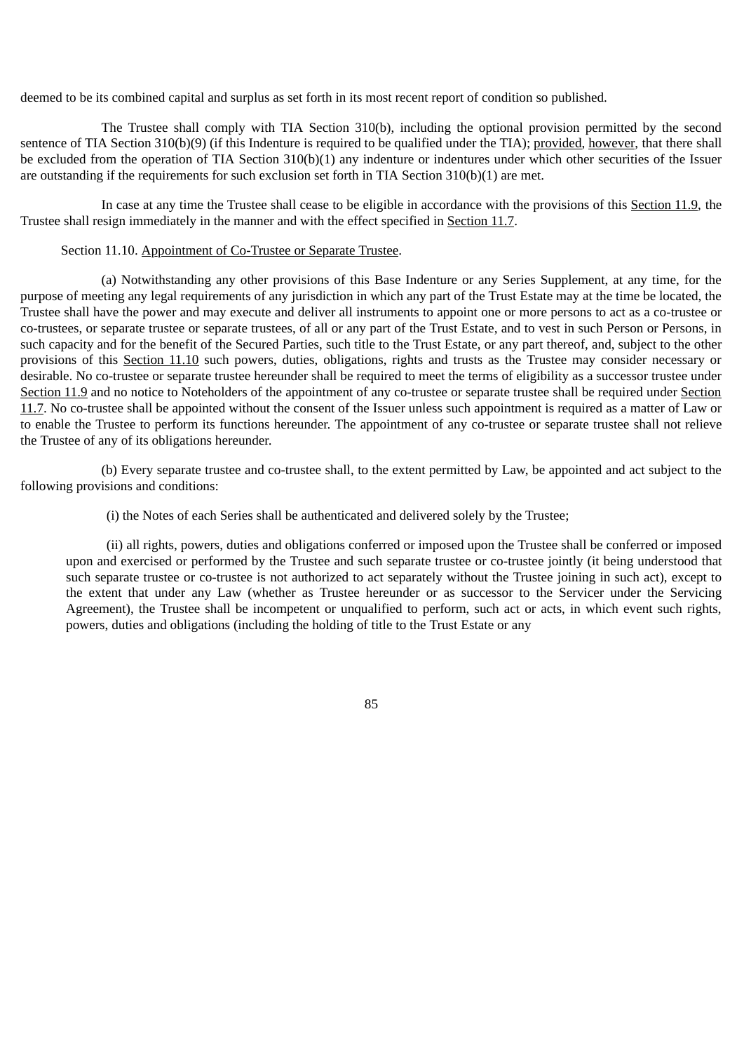deemed to be its combined capital and surplus as set forth in its most recent report of condition so published.

The Trustee shall comply with TIA Section 310(b), including the optional provision permitted by the second sentence of TIA Section 310(b)(9) (if this Indenture is required to be qualified under the TIA); provided, however, that there shall be excluded from the operation of TIA Section 310(b)(1) any indenture or indentures under which other securities of the Issuer are outstanding if the requirements for such exclusion set forth in TIA Section 310(b)(1) are met.

In case at any time the Trustee shall cease to be eligible in accordance with the provisions of this Section 11.9, the Trustee shall resign immediately in the manner and with the effect specified in Section 11.7.

Section 11.10. Appointment of Co-Trustee or Separate Trustee.

(a) Notwithstanding any other provisions of this Base Indenture or any Series Supplement, at any time, for the purpose of meeting any legal requirements of any jurisdiction in which any part of the Trust Estate may at the time be located, the Trustee shall have the power and may execute and deliver all instruments to appoint one or more persons to act as a co-trustee or co-trustees, or separate trustee or separate trustees, of all or any part of the Trust Estate, and to vest in such Person or Persons, in such capacity and for the benefit of the Secured Parties, such title to the Trust Estate, or any part thereof, and, subject to the other provisions of this Section 11.10 such powers, duties, obligations, rights and trusts as the Trustee may consider necessary or desirable. No co-trustee or separate trustee hereunder shall be required to meet the terms of eligibility as a successor trustee under Section 11.9 and no notice to Noteholders of the appointment of any co-trustee or separate trustee shall be required under Section 11.7. No co-trustee shall be appointed without the consent of the Issuer unless such appointment is required as a matter of Law or to enable the Trustee to perform its functions hereunder. The appointment of any co-trustee or separate trustee shall not relieve the Trustee of any of its obligations hereunder.

(b) Every separate trustee and co-trustee shall, to the extent permitted by Law, be appointed and act subject to the following provisions and conditions:

(i) the Notes of each Series shall be authenticated and delivered solely by the Trustee;

(ii) all rights, powers, duties and obligations conferred or imposed upon the Trustee shall be conferred or imposed upon and exercised or performed by the Trustee and such separate trustee or co-trustee jointly (it being understood that such separate trustee or co-trustee is not authorized to act separately without the Trustee joining in such act), except to the extent that under any Law (whether as Trustee hereunder or as successor to the Servicer under the Servicing Agreement), the Trustee shall be incompetent or unqualified to perform, such act or acts, in which event such rights, powers, duties and obligations (including the holding of title to the Trust Estate or any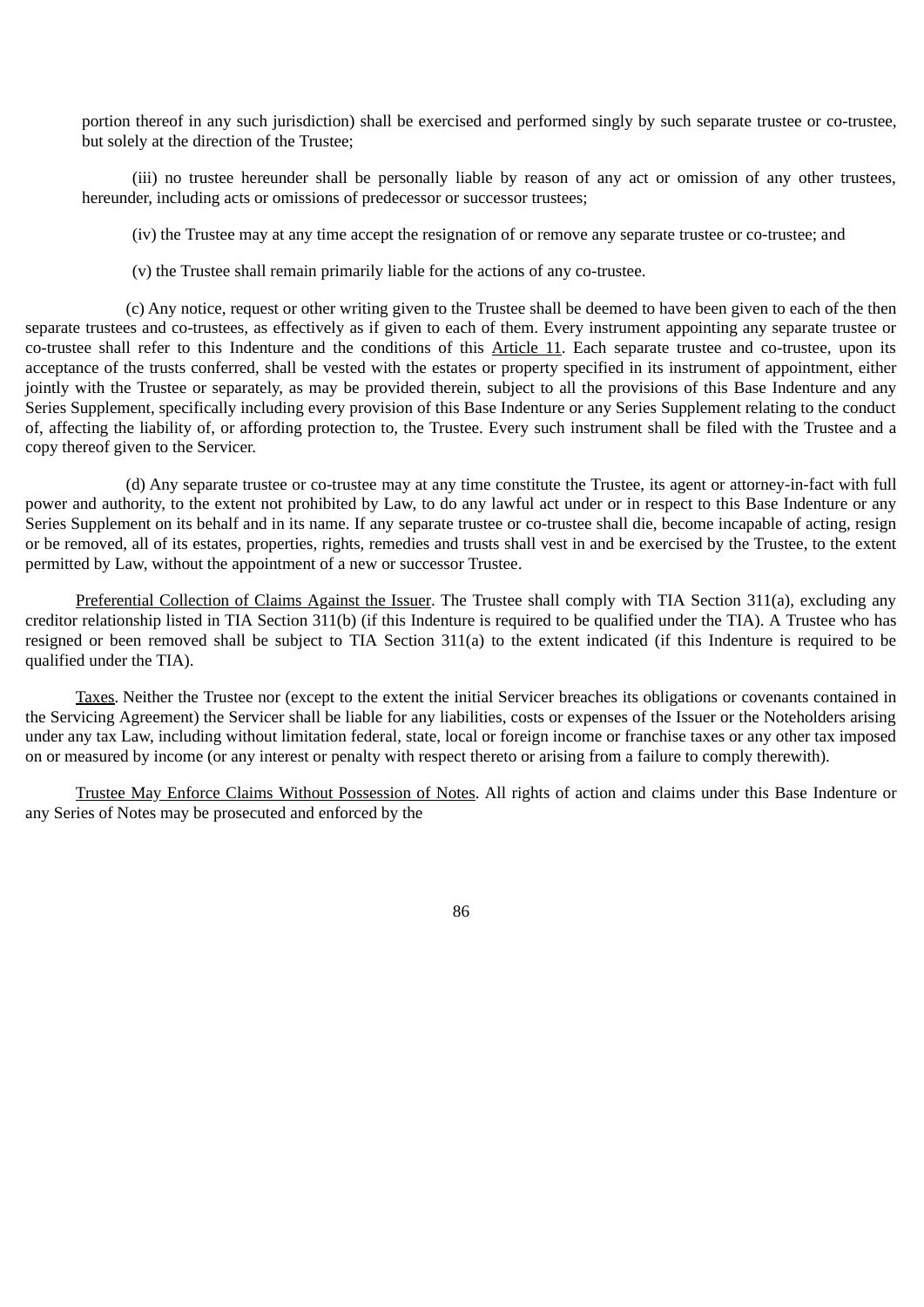portion thereof in any such jurisdiction) shall be exercised and performed singly by such separate trustee or co-trustee, but solely at the direction of the Trustee;

(iii) no trustee hereunder shall be personally liable by reason of any act or omission of any other trustees, hereunder, including acts or omissions of predecessor or successor trustees;

(iv) the Trustee may at any time accept the resignation of or remove any separate trustee or co-trustee; and

(v) the Trustee shall remain primarily liable for the actions of any co-trustee.

(c) Any notice, request or other writing given to the Trustee shall be deemed to have been given to each of the then separate trustees and co-trustees, as effectively as if given to each of them. Every instrument appointing any separate trustee or co-trustee shall refer to this Indenture and the conditions of this Article 11. Each separate trustee and co-trustee, upon its acceptance of the trusts conferred, shall be vested with the estates or property specified in its instrument of appointment, either jointly with the Trustee or separately, as may be provided therein, subject to all the provisions of this Base Indenture and any Series Supplement, specifically including every provision of this Base Indenture or any Series Supplement relating to the conduct of, affecting the liability of, or affording protection to, the Trustee. Every such instrument shall be filed with the Trustee and a copy thereof given to the Servicer.

(d) Any separate trustee or co-trustee may at any time constitute the Trustee, its agent or attorney-in-fact with full power and authority, to the extent not prohibited by Law, to do any lawful act under or in respect to this Base Indenture or any Series Supplement on its behalf and in its name. If any separate trustee or co-trustee shall die, become incapable of acting, resign or be removed, all of its estates, properties, rights, remedies and trusts shall vest in and be exercised by the Trustee, to the extent permitted by Law, without the appointment of a new or successor Trustee.

Preferential Collection of Claims Against the Issuer. The Trustee shall comply with TIA Section 311(a), excluding any creditor relationship listed in TIA Section 311(b) (if this Indenture is required to be qualified under the TIA). A Trustee who has resigned or been removed shall be subject to TIA Section 311(a) to the extent indicated (if this Indenture is required to be qualified under the TIA).

Taxes. Neither the Trustee nor (except to the extent the initial Servicer breaches its obligations or covenants contained in the Servicing Agreement) the Servicer shall be liable for any liabilities, costs or expenses of the Issuer or the Noteholders arising under any tax Law, including without limitation federal, state, local or foreign income or franchise taxes or any other tax imposed on or measured by income (or any interest or penalty with respect thereto or arising from a failure to comply therewith).

Trustee May Enforce Claims Without Possession of Notes. All rights of action and claims under this Base Indenture or any Series of Notes may be prosecuted and enforced by the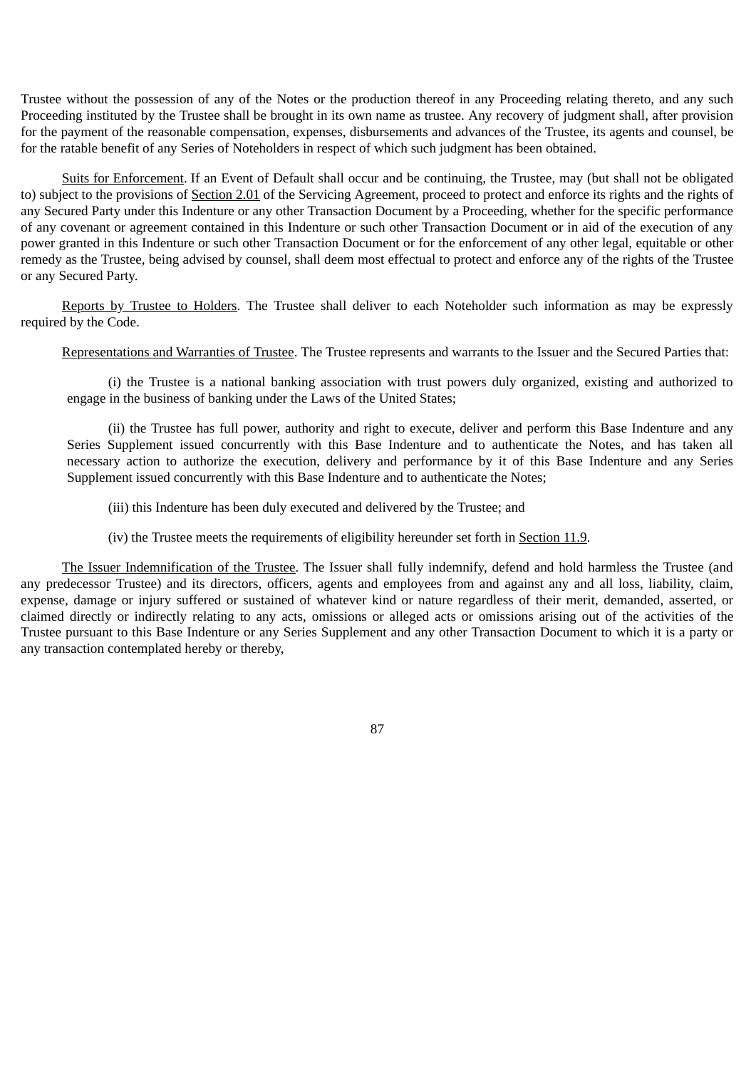Trustee without the possession of any of the Notes or the production thereof in any Proceeding relating thereto, and any such Proceeding instituted by the Trustee shall be brought in its own name as trustee. Any recovery of judgment shall, after provision for the payment of the reasonable compensation, expenses, disbursements and advances of the Trustee, its agents and counsel, be for the ratable benefit of any Series of Noteholders in respect of which such judgment has been obtained.

Suits for Enforcement. If an Event of Default shall occur and be continuing, the Trustee, may (but shall not be obligated to) subject to the provisions of Section 2.01 of the Servicing Agreement, proceed to protect and enforce its rights and the rights of any Secured Party under this Indenture or any other Transaction Document by a Proceeding, whether for the specific performance of any covenant or agreement contained in this Indenture or such other Transaction Document or in aid of the execution of any power granted in this Indenture or such other Transaction Document or for the enforcement of any other legal, equitable or other remedy as the Trustee, being advised by counsel, shall deem most effectual to protect and enforce any of the rights of the Trustee or any Secured Party.

Reports by Trustee to Holders. The Trustee shall deliver to each Noteholder such information as may be expressly required by the Code.

Representations and Warranties of Trustee. The Trustee represents and warrants to the Issuer and the Secured Parties that:

(i) the Trustee is a national banking association with trust powers duly organized, existing and authorized to engage in the business of banking under the Laws of the United States;

(ii) the Trustee has full power, authority and right to execute, deliver and perform this Base Indenture and any Series Supplement issued concurrently with this Base Indenture and to authenticate the Notes, and has taken all necessary action to authorize the execution, delivery and performance by it of this Base Indenture and any Series Supplement issued concurrently with this Base Indenture and to authenticate the Notes;

(iii) this Indenture has been duly executed and delivered by the Trustee; and

(iv) the Trustee meets the requirements of eligibility hereunder set forth in Section 11.9.

The Issuer Indemnification of the Trustee. The Issuer shall fully indemnify, defend and hold harmless the Trustee (and any predecessor Trustee) and its directors, officers, agents and employees from and against any and all loss, liability, claim, expense, damage or injury suffered or sustained of whatever kind or nature regardless of their merit, demanded, asserted, or claimed directly or indirectly relating to any acts, omissions or alleged acts or omissions arising out of the activities of the Trustee pursuant to this Base Indenture or any Series Supplement and any other Transaction Document to which it is a party or any transaction contemplated hereby or thereby,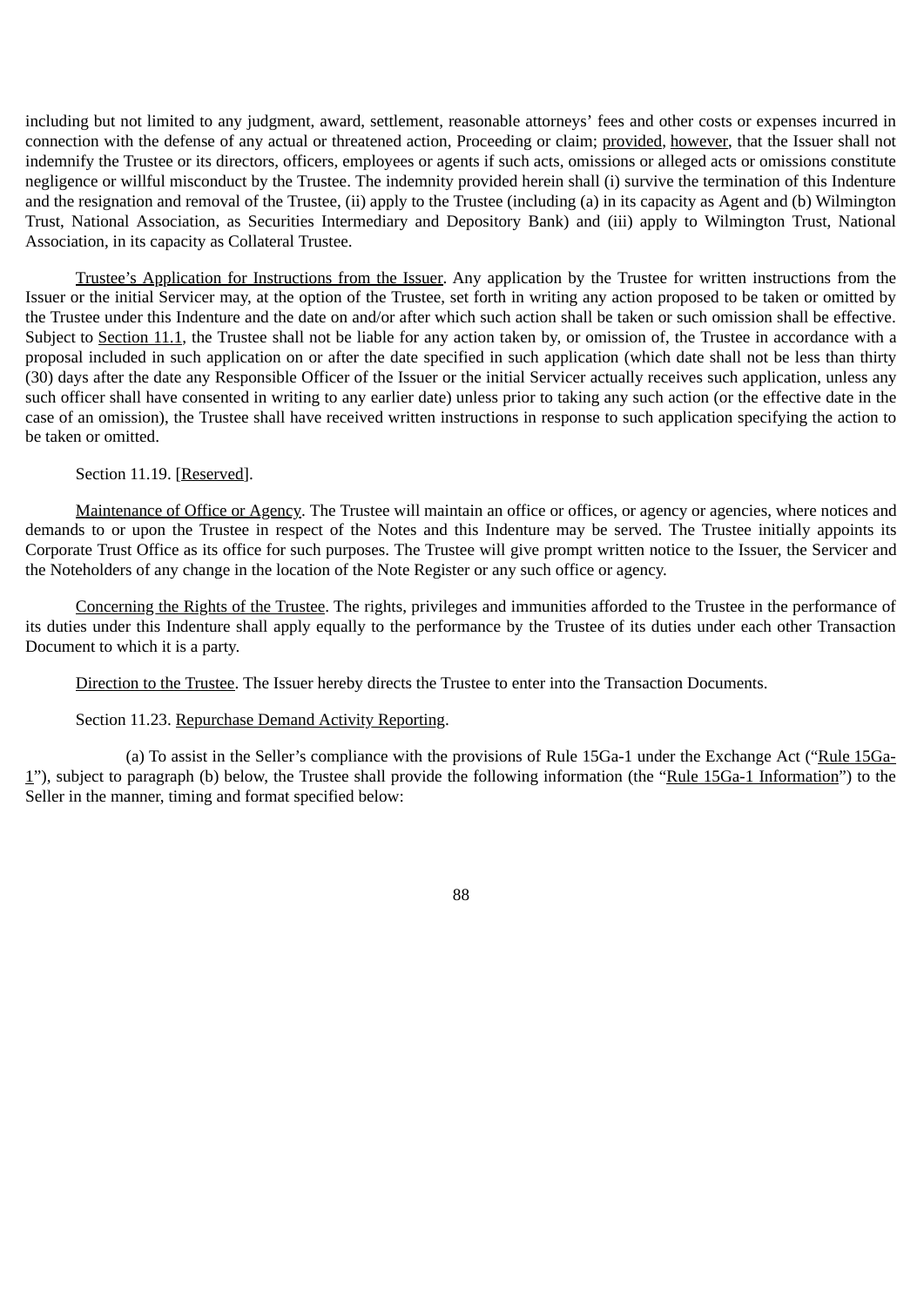including but not limited to any judgment, award, settlement, reasonable attorneys' fees and other costs or expenses incurred in connection with the defense of any actual or threatened action, Proceeding or claim; provided, however, that the Issuer shall not indemnify the Trustee or its directors, officers, employees or agents if such acts, omissions or alleged acts or omissions constitute negligence or willful misconduct by the Trustee. The indemnity provided herein shall (i) survive the termination of this Indenture and the resignation and removal of the Trustee, (ii) apply to the Trustee (including (a) in its capacity as Agent and (b) Wilmington Trust, National Association, as Securities Intermediary and Depository Bank) and (iii) apply to Wilmington Trust, National Association, in its capacity as Collateral Trustee.

Trustee's Application for Instructions from the Issuer. Any application by the Trustee for written instructions from the Issuer or the initial Servicer may, at the option of the Trustee, set forth in writing any action proposed to be taken or omitted by the Trustee under this Indenture and the date on and/or after which such action shall be taken or such omission shall be effective. Subject to Section 11.1, the Trustee shall not be liable for any action taken by, or omission of, the Trustee in accordance with a proposal included in such application on or after the date specified in such application (which date shall not be less than thirty (30) days after the date any Responsible Officer of the Issuer or the initial Servicer actually receives such application, unless any such officer shall have consented in writing to any earlier date) unless prior to taking any such action (or the effective date in the case of an omission), the Trustee shall have received written instructions in response to such application specifying the action to be taken or omitted.

Section 11.19. [Reserved].

Maintenance of Office or Agency. The Trustee will maintain an office or offices, or agency or agencies, where notices and demands to or upon the Trustee in respect of the Notes and this Indenture may be served. The Trustee initially appoints its Corporate Trust Office as its office for such purposes. The Trustee will give prompt written notice to the Issuer, the Servicer and the Noteholders of any change in the location of the Note Register or any such office or agency.

Concerning the Rights of the Trustee. The rights, privileges and immunities afforded to the Trustee in the performance of its duties under this Indenture shall apply equally to the performance by the Trustee of its duties under each other Transaction Document to which it is a party.

Direction to the Trustee. The Issuer hereby directs the Trustee to enter into the Transaction Documents.

Section 11.23. Repurchase Demand Activity Reporting.

(a) To assist in the Seller's compliance with the provisions of Rule 15Ga-1 under the Exchange Act ("Rule 15Ga-1"), subject to paragraph (b) below, the Trustee shall provide the following information (the "Rule 15Ga-1 Information") to the Seller in the manner, timing and format specified below: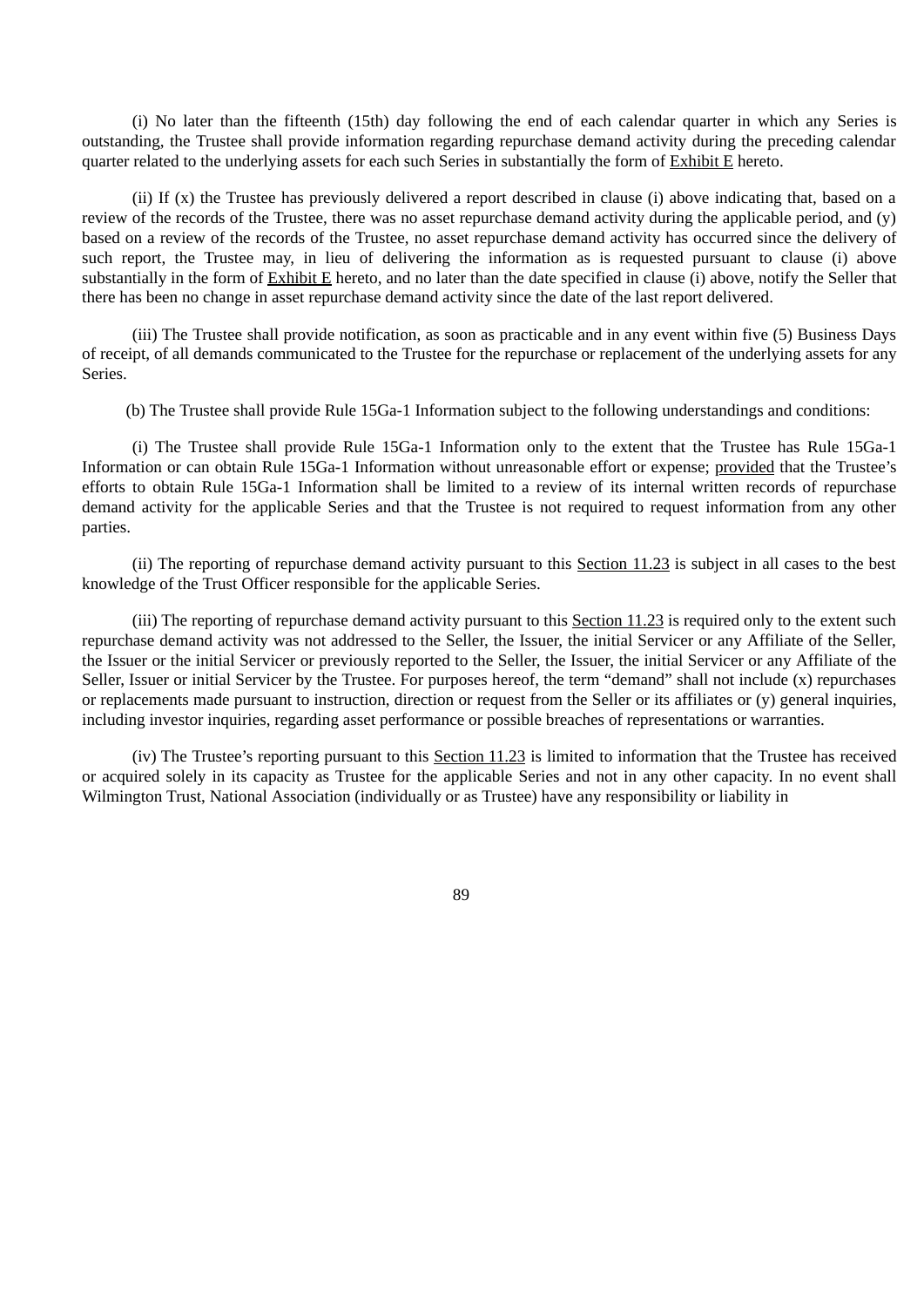(i) No later than the fifteenth (15th) day following the end of each calendar quarter in which any Series is outstanding, the Trustee shall provide information regarding repurchase demand activity during the preceding calendar quarter related to the underlying assets for each such Series in substantially the form of Exhibit E hereto.

(ii) If (x) the Trustee has previously delivered a report described in clause (i) above indicating that, based on a review of the records of the Trustee, there was no asset repurchase demand activity during the applicable period, and (y) based on a review of the records of the Trustee, no asset repurchase demand activity has occurred since the delivery of such report, the Trustee may, in lieu of delivering the information as is requested pursuant to clause (i) above substantially in the form of Exhibit E hereto, and no later than the date specified in clause (i) above, notify the Seller that there has been no change in asset repurchase demand activity since the date of the last report delivered.

(iii) The Trustee shall provide notification, as soon as practicable and in any event within five (5) Business Days of receipt, of all demands communicated to the Trustee for the repurchase or replacement of the underlying assets for any Series.

(b) The Trustee shall provide Rule 15Ga-1 Information subject to the following understandings and conditions:

(i) The Trustee shall provide Rule 15Ga-1 Information only to the extent that the Trustee has Rule 15Ga-1 Information or can obtain Rule 15Ga-1 Information without unreasonable effort or expense; provided that the Trustee's efforts to obtain Rule 15Ga-1 Information shall be limited to a review of its internal written records of repurchase demand activity for the applicable Series and that the Trustee is not required to request information from any other parties.

(ii) The reporting of repurchase demand activity pursuant to this Section 11.23 is subject in all cases to the best knowledge of the Trust Officer responsible for the applicable Series.

(iii) The reporting of repurchase demand activity pursuant to this Section 11.23 is required only to the extent such repurchase demand activity was not addressed to the Seller, the Issuer, the initial Servicer or any Affiliate of the Seller, the Issuer or the initial Servicer or previously reported to the Seller, the Issuer, the initial Servicer or any Affiliate of the Seller, Issuer or initial Servicer by the Trustee. For purposes hereof, the term "demand" shall not include (x) repurchases or replacements made pursuant to instruction, direction or request from the Seller or its affiliates or (y) general inquiries, including investor inquiries, regarding asset performance or possible breaches of representations or warranties.

(iv) The Trustee's reporting pursuant to this Section 11.23 is limited to information that the Trustee has received or acquired solely in its capacity as Trustee for the applicable Series and not in any other capacity. In no event shall Wilmington Trust, National Association (individually or as Trustee) have any responsibility or liability in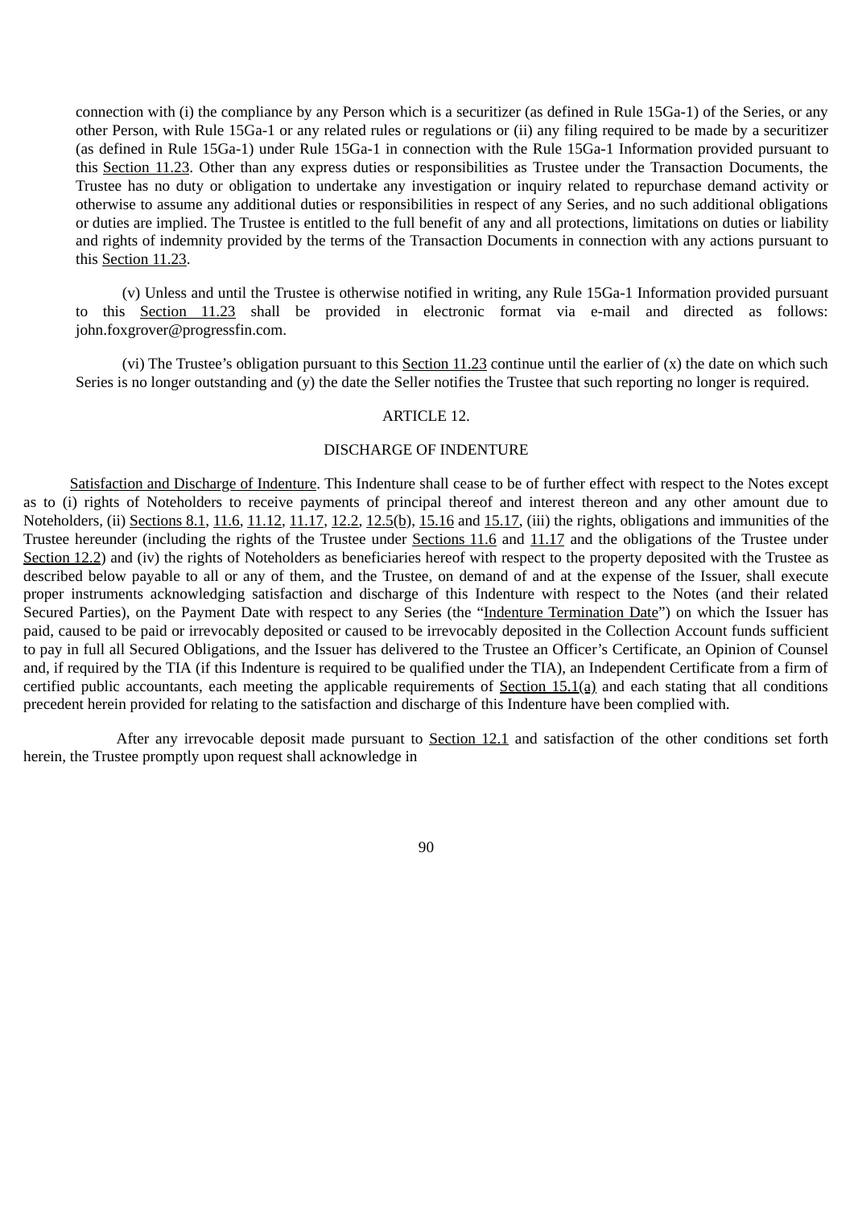connection with (i) the compliance by any Person which is a securitizer (as defined in Rule 15Ga-1) of the Series, or any other Person, with Rule 15Ga-1 or any related rules or regulations or (ii) any filing required to be made by a securitizer (as defined in Rule 15Ga-1) under Rule 15Ga-1 in connection with the Rule 15Ga-1 Information provided pursuant to this Section 11.23. Other than any express duties or responsibilities as Trustee under the Transaction Documents, the Trustee has no duty or obligation to undertake any investigation or inquiry related to repurchase demand activity or otherwise to assume any additional duties or responsibilities in respect of any Series, and no such additional obligations or duties are implied. The Trustee is entitled to the full benefit of any and all protections, limitations on duties or liability and rights of indemnity provided by the terms of the Transaction Documents in connection with any actions pursuant to this Section 11.23.

(v) Unless and until the Trustee is otherwise notified in writing, any Rule 15Ga-1 Information provided pursuant to this Section 11.23 shall be provided in electronic format via e-mail and directed as follows: john.foxgrover@progressfin.com.

(vi) The Trustee's obligation pursuant to this Section 11.23 continue until the earlier of (x) the date on which such Series is no longer outstanding and (y) the date the Seller notifies the Trustee that such reporting no longer is required.

ARTICLE 12.

DISCHARGE OF INDENTURE

Satisfaction and Discharge of Indenture. This Indenture shall cease to be of further effect with respect to the Notes except as to (i) rights of Noteholders to receive payments of principal thereof and interest thereon and any other amount due to Noteholders, (ii) Sections 8.1, 11.6, 11.12, 11.17, 12.2, 12.5(b), 15.16 and 15.17, (iii) the rights, obligations and immunities of the Trustee hereunder (including the rights of the Trustee under Sections 11.6 and 11.17 and the obligations of the Trustee under Section 12.2) and (iv) the rights of Noteholders as beneficiaries hereof with respect to the property deposited with the Trustee as described below payable to all or any of them, and the Trustee, on demand of and at the expense of the Issuer, shall execute proper instruments acknowledging satisfaction and discharge of this Indenture with respect to the Notes (and their related Secured Parties), on the Payment Date with respect to any Series (the "Indenture Termination Date") on which the Issuer has paid, caused to be paid or irrevocably deposited or caused to be irrevocably deposited in the Collection Account funds sufficient to pay in full all Secured Obligations, and the Issuer has delivered to the Trustee an Officer's Certificate, an Opinion of Counsel and, if required by the TIA (if this Indenture is required to be qualified under the TIA), an Independent Certificate from a firm of certified public accountants, each meeting the applicable requirements of Section 15.1(a) and each stating that all conditions precedent herein provided for relating to the satisfaction and discharge of this Indenture have been complied with.

After any irrevocable deposit made pursuant to Section 12.1 and satisfaction of the other conditions set forth herein, the Trustee promptly upon request shall acknowledge in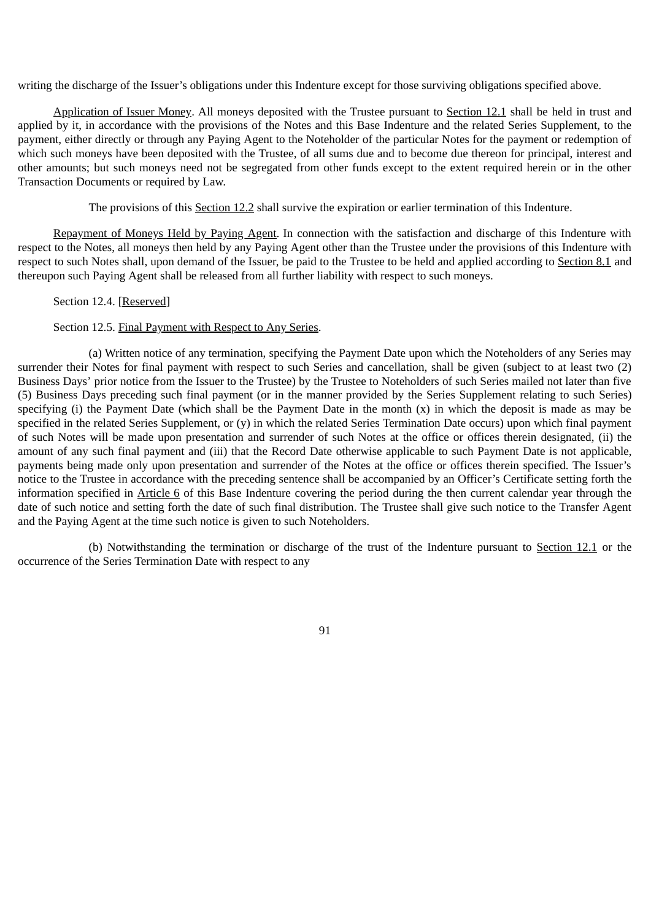writing the discharge of the Issuer's obligations under this Indenture except for those surviving obligations specified above.

Application of Issuer Money. All moneys deposited with the Trustee pursuant to Section 12.1 shall be held in trust and applied by it, in accordance with the provisions of the Notes and this Base Indenture and the related Series Supplement, to the payment, either directly or through any Paying Agent to the Noteholder of the particular Notes for the payment or redemption of which such moneys have been deposited with the Trustee, of all sums due and to become due thereon for principal, interest and other amounts; but such moneys need not be segregated from other funds except to the extent required herein or in the other Transaction Documents or required by Law.

The provisions of this Section 12.2 shall survive the expiration or earlier termination of this Indenture.

Repayment of Moneys Held by Paying Agent. In connection with the satisfaction and discharge of this Indenture with respect to the Notes, all moneys then held by any Paying Agent other than the Trustee under the provisions of this Indenture with respect to such Notes shall, upon demand of the Issuer, be paid to the Trustee to be held and applied according to Section 8.1 and thereupon such Paying Agent shall be released from all further liability with respect to such moneys.

Section 12.4. [Reserved]

Section 12.5. Final Payment with Respect to Any Series.

(a) Written notice of any termination, specifying the Payment Date upon which the Noteholders of any Series may surrender their Notes for final payment with respect to such Series and cancellation, shall be given (subject to at least two (2) Business Days' prior notice from the Issuer to the Trustee) by the Trustee to Noteholders of such Series mailed not later than five (5) Business Days preceding such final payment (or in the manner provided by the Series Supplement relating to such Series) specifying (i) the Payment Date (which shall be the Payment Date in the month (x) in which the deposit is made as may be specified in the related Series Supplement, or (y) in which the related Series Termination Date occurs) upon which final payment of such Notes will be made upon presentation and surrender of such Notes at the office or offices therein designated, (ii) the amount of any such final payment and (iii) that the Record Date otherwise applicable to such Payment Date is not applicable, payments being made only upon presentation and surrender of the Notes at the office or offices therein specified. The Issuer's notice to the Trustee in accordance with the preceding sentence shall be accompanied by an Officer's Certificate setting forth the information specified in Article 6 of this Base Indenture covering the period during the then current calendar year through the date of such notice and setting forth the date of such final distribution. The Trustee shall give such notice to the Transfer Agent and the Paying Agent at the time such notice is given to such Noteholders.

(b) Notwithstanding the termination or discharge of the trust of the Indenture pursuant to Section 12.1 or the occurrence of the Series Termination Date with respect to any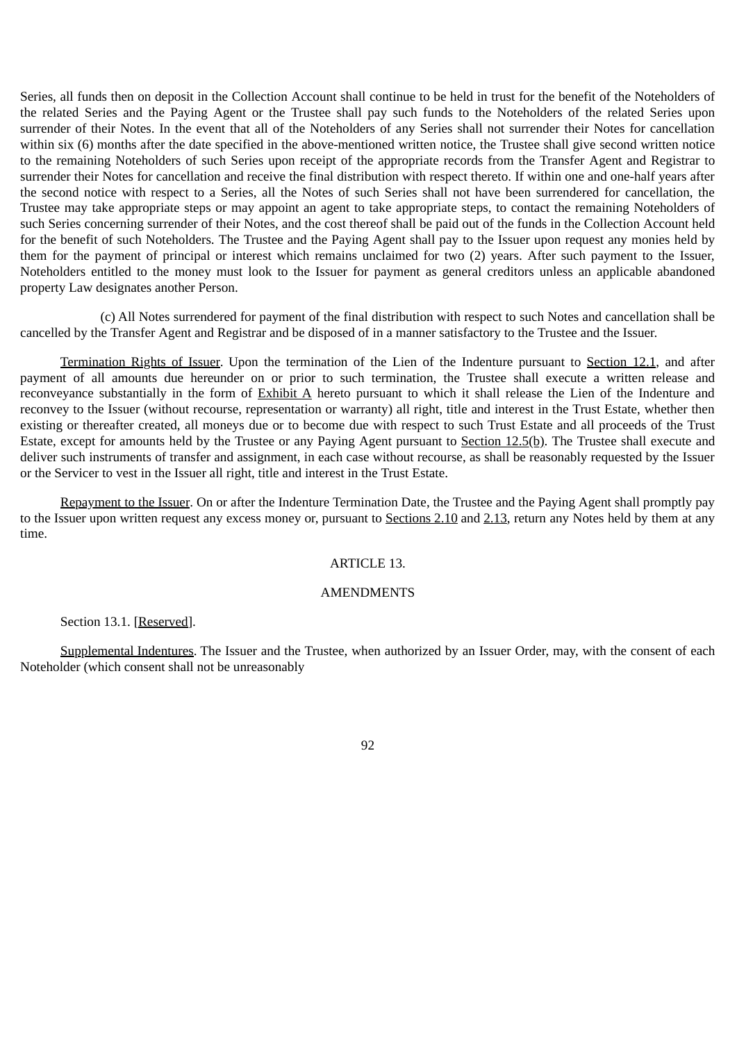Series, all funds then on deposit in the Collection Account shall continue to be held in trust for the benefit of the Noteholders of the related Series and the Paying Agent or the Trustee shall pay such funds to the Noteholders of the related Series upon surrender of their Notes. In the event that all of the Noteholders of any Series shall not surrender their Notes for cancellation within six (6) months after the date specified in the above-mentioned written notice, the Trustee shall give second written notice to the remaining Noteholders of such Series upon receipt of the appropriate records from the Transfer Agent and Registrar to surrender their Notes for cancellation and receive the final distribution with respect thereto. If within one and one-half years after the second notice with respect to a Series, all the Notes of such Series shall not have been surrendered for cancellation, the Trustee may take appropriate steps or may appoint an agent to take appropriate steps, to contact the remaining Noteholders of such Series concerning surrender of their Notes, and the cost thereof shall be paid out of the funds in the Collection Account held for the benefit of such Noteholders. The Trustee and the Paying Agent shall pay to the Issuer upon request any monies held by them for the payment of principal or interest which remains unclaimed for two (2) years. After such payment to the Issuer, Noteholders entitled to the money must look to the Issuer for payment as general creditors unless an applicable abandoned property Law designates another Person.

(c) All Notes surrendered for payment of the final distribution with respect to such Notes and cancellation shall be cancelled by the Transfer Agent and Registrar and be disposed of in a manner satisfactory to the Trustee and the Issuer.

Termination Rights of Issuer. Upon the termination of the Lien of the Indenture pursuant to Section 12.1, and after payment of all amounts due hereunder on or prior to such termination, the Trustee shall execute a written release and reconveyance substantially in the form of Exhibit A hereto pursuant to which it shall release the Lien of the Indenture and reconvey to the Issuer (without recourse, representation or warranty) all right, title and interest in the Trust Estate, whether then existing or thereafter created, all moneys due or to become due with respect to such Trust Estate and all proceeds of the Trust Estate, except for amounts held by the Trustee or any Paying Agent pursuant to Section 12.5(b). The Trustee shall execute and deliver such instruments of transfer and assignment, in each case without recourse, as shall be reasonably requested by the Issuer or the Servicer to vest in the Issuer all right, title and interest in the Trust Estate.

Repayment to the Issuer. On or after the Indenture Termination Date, the Trustee and the Paying Agent shall promptly pay to the Issuer upon written request any excess money or, pursuant to Sections 2.10 and 2.13, return any Notes held by them at any time.

## ARTICLE 13.

## AMENDMENTS

Section 13.1. [Reserved].

Supplemental Indentures. The Issuer and the Trustee, when authorized by an Issuer Order, may, with the consent of each Noteholder (which consent shall not be unreasonably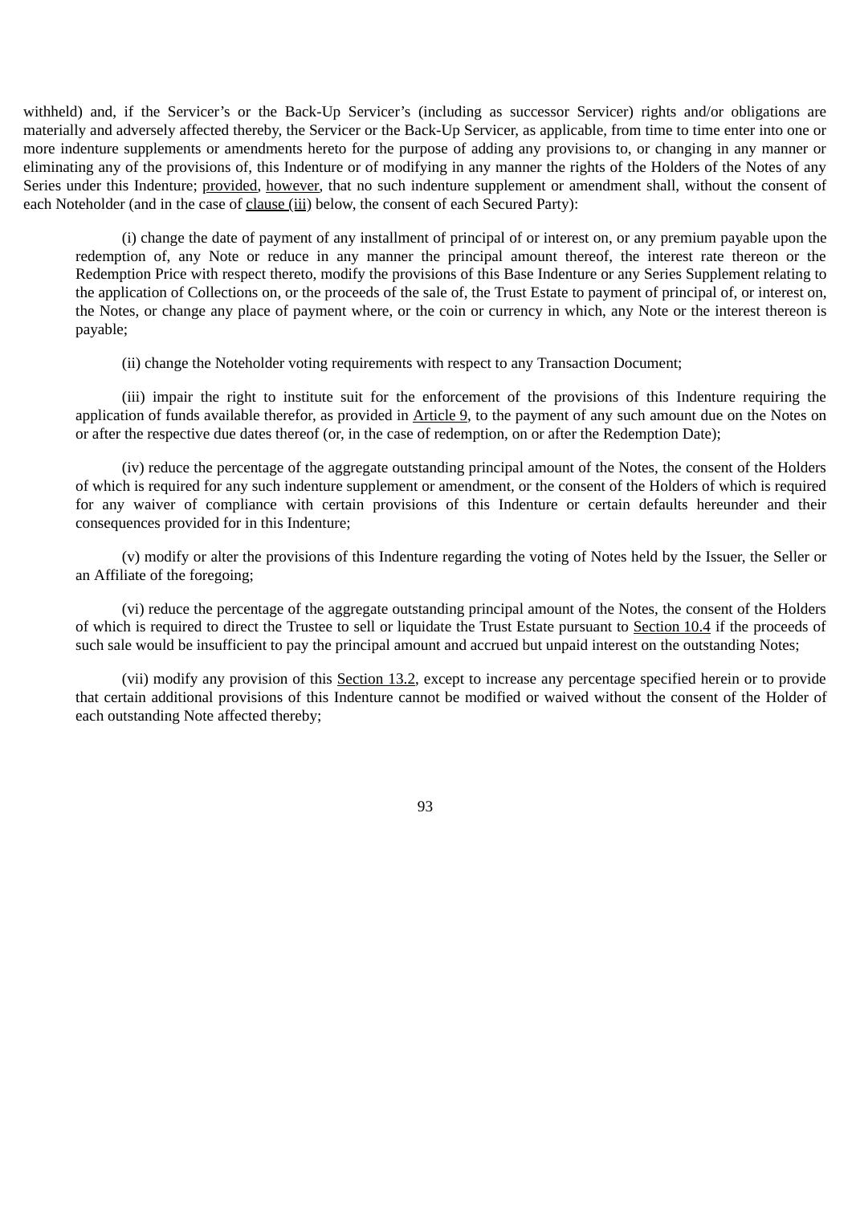withheld) and, if the Servicer's or the Back-Up Servicer's (including as successor Servicer) rights and/or obligations are materially and adversely affected thereby, the Servicer or the Back-Up Servicer, as applicable, from time to time enter into one or more indenture supplements or amendments hereto for the purpose of adding any provisions to, or changing in any manner or eliminating any of the provisions of, this Indenture or of modifying in any manner the rights of the Holders of the Notes of any Series under this Indenture; provided, however, that no such indenture supplement or amendment shall, without the consent of each Noteholder (and in the case of clause (iii) below, the consent of each Secured Party):

(i) change the date of payment of any installment of principal of or interest on, or any premium payable upon the redemption of, any Note or reduce in any manner the principal amount thereof, the interest rate thereon or the Redemption Price with respect thereto, modify the provisions of this Base Indenture or any Series Supplement relating to the application of Collections on, or the proceeds of the sale of, the Trust Estate to payment of principal of, or interest on, the Notes, or change any place of payment where, or the coin or currency in which, any Note or the interest thereon is payable;

(ii) change the Noteholder voting requirements with respect to any Transaction Document;

(iii) impair the right to institute suit for the enforcement of the provisions of this Indenture requiring the application of funds available therefor, as provided in Article 9, to the payment of any such amount due on the Notes on or after the respective due dates thereof (or, in the case of redemption, on or after the Redemption Date);

(iv) reduce the percentage of the aggregate outstanding principal amount of the Notes, the consent of the Holders of which is required for any such indenture supplement or amendment, or the consent of the Holders of which is required for any waiver of compliance with certain provisions of this Indenture or certain defaults hereunder and their consequences provided for in this Indenture;

(v) modify or alter the provisions of this Indenture regarding the voting of Notes held by the Issuer, the Seller or an Affiliate of the foregoing;

(vi) reduce the percentage of the aggregate outstanding principal amount of the Notes, the consent of the Holders of which is required to direct the Trustee to sell or liquidate the Trust Estate pursuant to Section 10.4 if the proceeds of such sale would be insufficient to pay the principal amount and accrued but unpaid interest on the outstanding Notes;

(vii) modify any provision of this Section 13.2, except to increase any percentage specified herein or to provide that certain additional provisions of this Indenture cannot be modified or waived without the consent of the Holder of each outstanding Note affected thereby;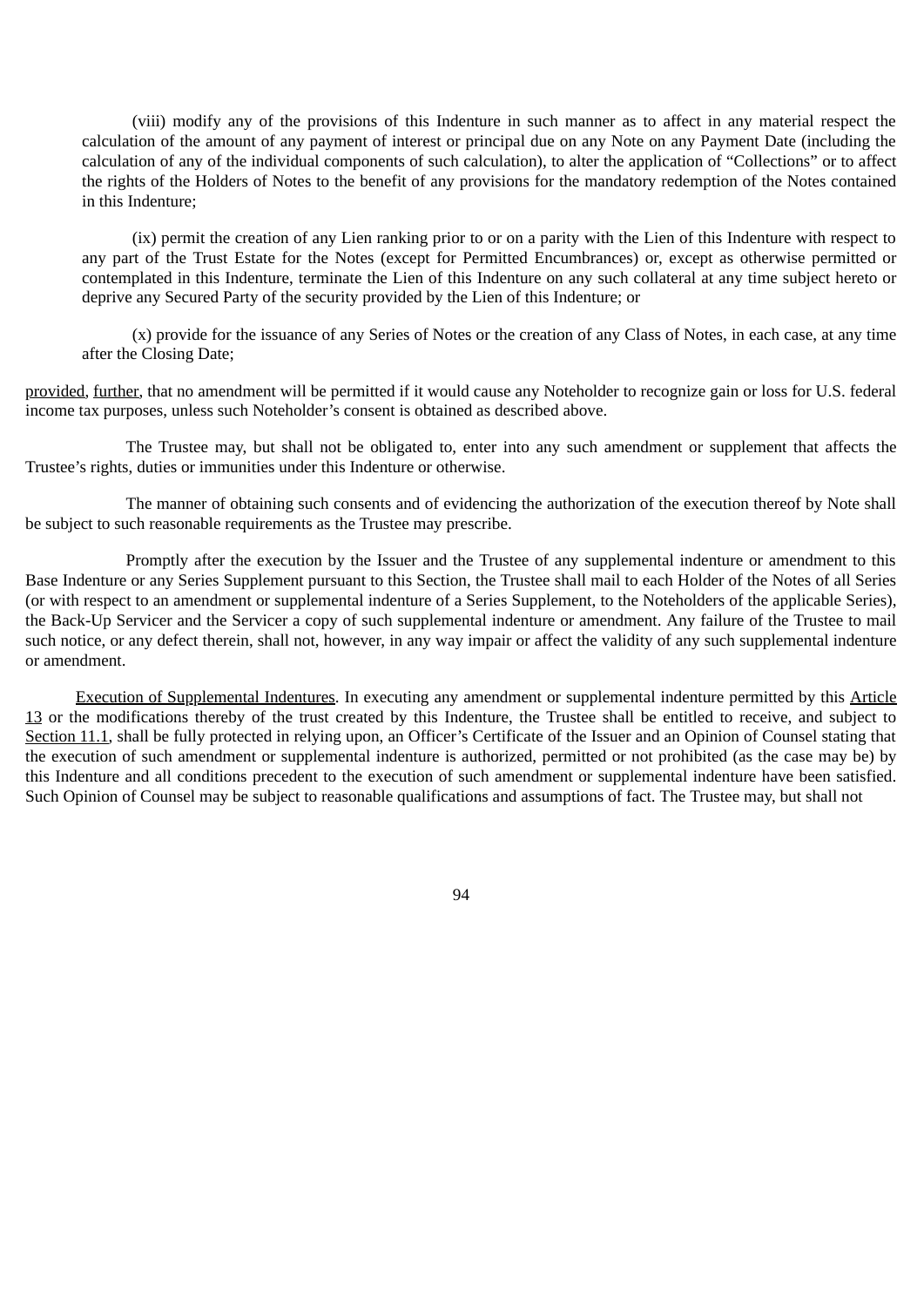(viii) modify any of the provisions of this Indenture in such manner as to affect in any material respect the calculation of the amount of any payment of interest or principal due on any Note on any Payment Date (including the calculation of any of the individual components of such calculation), to alter the application of "Collections" or to affect the rights of the Holders of Notes to the benefit of any provisions for the mandatory redemption of the Notes contained in this Indenture;

(ix) permit the creation of any Lien ranking prior to or on a parity with the Lien of this Indenture with respect to any part of the Trust Estate for the Notes (except for Permitted Encumbrances) or, except as otherwise permitted or contemplated in this Indenture, terminate the Lien of this Indenture on any such collateral at any time subject hereto or deprive any Secured Party of the security provided by the Lien of this Indenture; or

(x) provide for the issuance of any Series of Notes or the creation of any Class of Notes, in each case, at any time after the Closing Date;

provided, further, that no amendment will be permitted if it would cause any Noteholder to recognize gain or loss for U.S. federal income tax purposes, unless such Noteholder's consent is obtained as described above.

The Trustee may, but shall not be obligated to, enter into any such amendment or supplement that affects the Trustee's rights, duties or immunities under this Indenture or otherwise.

The manner of obtaining such consents and of evidencing the authorization of the execution thereof by Note shall be subject to such reasonable requirements as the Trustee may prescribe.

Promptly after the execution by the Issuer and the Trustee of any supplemental indenture or amendment to this Base Indenture or any Series Supplement pursuant to this Section, the Trustee shall mail to each Holder of the Notes of all Series (or with respect to an amendment or supplemental indenture of a Series Supplement, to the Noteholders of the applicable Series), the Back-Up Servicer and the Servicer a copy of such supplemental indenture or amendment. Any failure of the Trustee to mail such notice, or any defect therein, shall not, however, in any way impair or affect the validity of any such supplemental indenture or amendment.

Execution of Supplemental Indentures. In executing any amendment or supplemental indenture permitted by this Article 13 or the modifications thereby of the trust created by this Indenture, the Trustee shall be entitled to receive, and subject to Section 11.1, shall be fully protected in relying upon, an Officer's Certificate of the Issuer and an Opinion of Counsel stating that the execution of such amendment or supplemental indenture is authorized, permitted or not prohibited (as the case may be) by this Indenture and all conditions precedent to the execution of such amendment or supplemental indenture have been satisfied. Such Opinion of Counsel may be subject to reasonable qualifications and assumptions of fact. The Trustee may, but shall not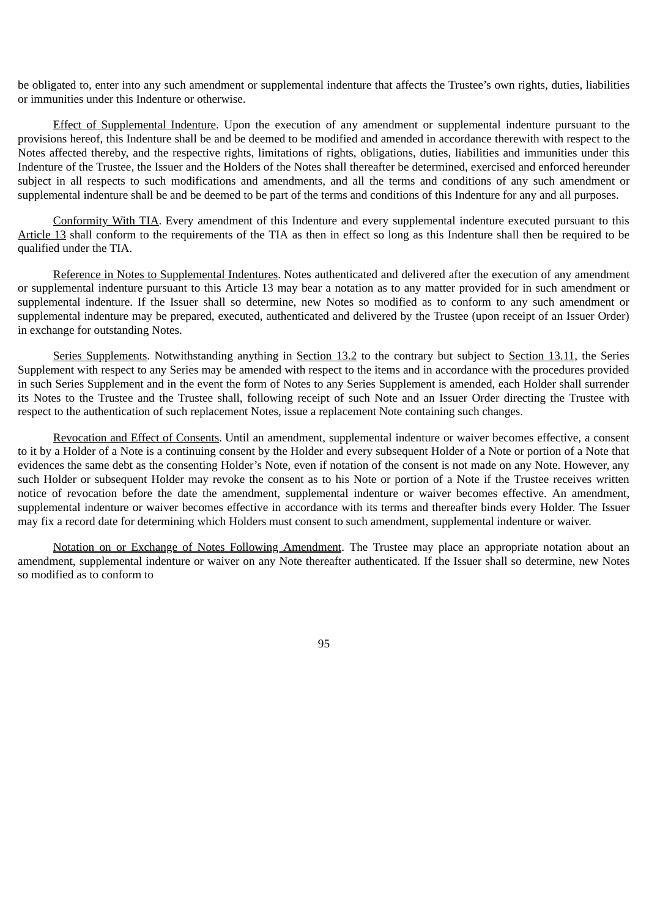be obligated to, enter into any such amendment or supplemental indenture that affects the Trustee's own rights, duties, liabilities or immunities under this Indenture or otherwise.

Effect of Supplemental Indenture. Upon the execution of any amendment or supplemental indenture pursuant to the provisions hereof, this Indenture shall be and be deemed to be modified and amended in accordance therewith with respect to the Notes affected thereby, and the respective rights, limitations of rights, obligations, duties, liabilities and immunities under this Indenture of the Trustee, the Issuer and the Holders of the Notes shall thereafter be determined, exercised and enforced hereunder subject in all respects to such modifications and amendments, and all the terms and conditions of any such amendment or supplemental indenture shall be and be deemed to be part of the terms and conditions of this Indenture for any and all purposes.

Conformity With TIA. Every amendment of this Indenture and every supplemental indenture executed pursuant to this Article 13 shall conform to the requirements of the TIA as then in effect so long as this Indenture shall then be required to be qualified under the TIA.

Reference in Notes to Supplemental Indentures. Notes authenticated and delivered after the execution of any amendment or supplemental indenture pursuant to this Article 13 may bear a notation as to any matter provided for in such amendment or supplemental indenture. If the Issuer shall so determine, new Notes so modified as to conform to any such amendment or supplemental indenture may be prepared, executed, authenticated and delivered by the Trustee (upon receipt of an Issuer Order) in exchange for outstanding Notes.

Series Supplements. Notwithstanding anything in Section 13.2 to the contrary but subject to Section 13.11, the Series Supplement with respect to any Series may be amended with respect to the items and in accordance with the procedures provided in such Series Supplement and in the event the form of Notes to any Series Supplement is amended, each Holder shall surrender its Notes to the Trustee and the Trustee shall, following receipt of such Note and an Issuer Order directing the Trustee with respect to the authentication of such replacement Notes, issue a replacement Note containing such changes.

Revocation and Effect of Consents. Until an amendment, supplemental indenture or waiver becomes effective, a consent to it by a Holder of a Note is a continuing consent by the Holder and every subsequent Holder of a Note or portion of a Note that evidences the same debt as the consenting Holder's Note, even if notation of the consent is not made on any Note. However, any such Holder or subsequent Holder may revoke the consent as to his Note or portion of a Note if the Trustee receives written notice of revocation before the date the amendment, supplemental indenture or waiver becomes effective. An amendment, supplemental indenture or waiver becomes effective in accordance with its terms and thereafter binds every Holder. The Issuer may fix a record date for determining which Holders must consent to such amendment, supplemental indenture or waiver.

Notation on or Exchange of Notes Following Amendment. The Trustee may place an appropriate notation about an amendment, supplemental indenture or waiver on any Note thereafter authenticated. If the Issuer shall so determine, new Notes so modified as to conform to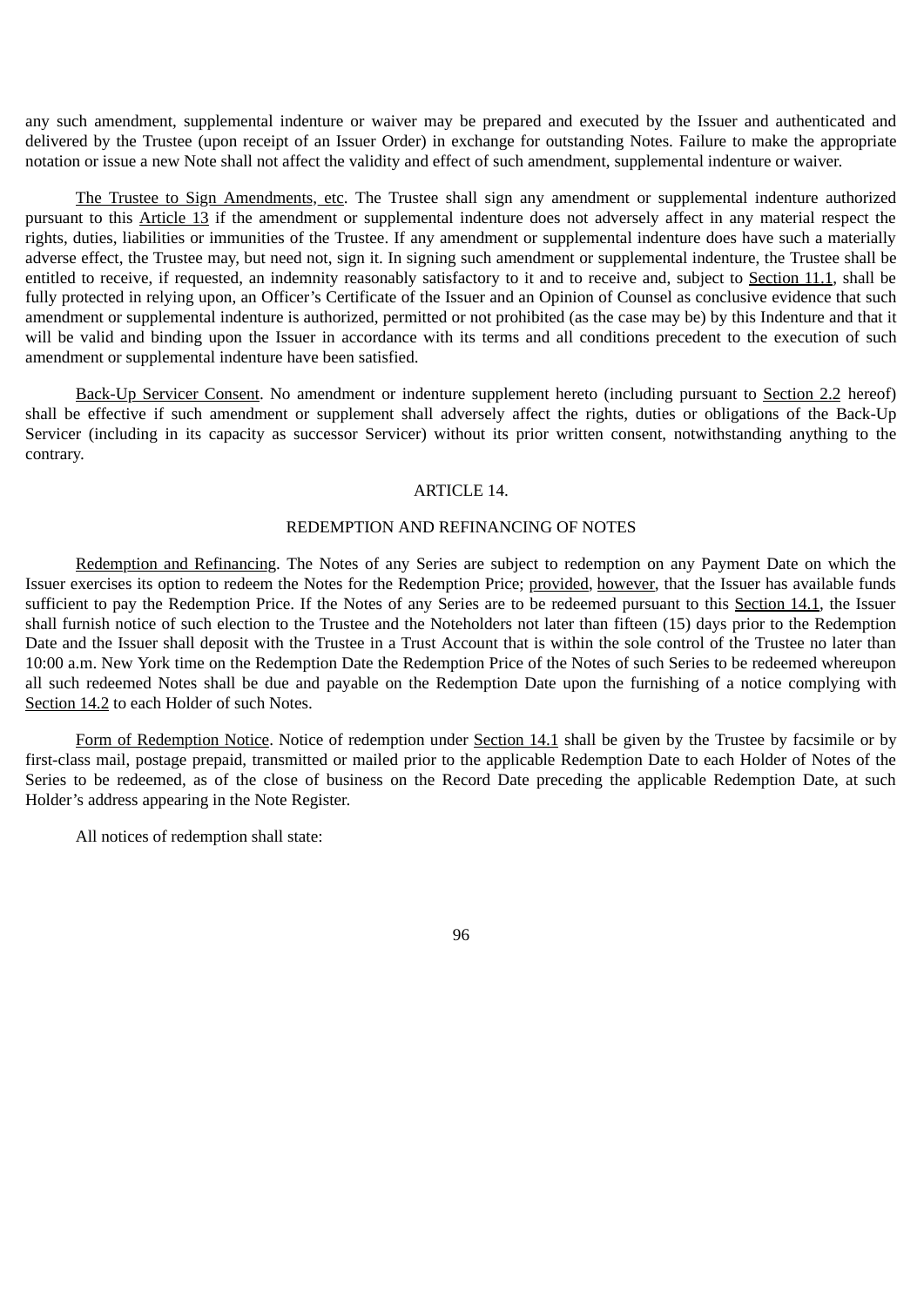any such amendment, supplemental indenture or waiver may be prepared and executed by the Issuer and authenticated and delivered by the Trustee (upon receipt of an Issuer Order) in exchange for outstanding Notes. Failure to make the appropriate notation or issue a new Note shall not affect the validity and effect of such amendment, supplemental indenture or waiver.

The Trustee to Sign Amendments, etc. The Trustee shall sign any amendment or supplemental indenture authorized pursuant to this Article 13 if the amendment or supplemental indenture does not adversely affect in any material respect the rights, duties, liabilities or immunities of the Trustee. If any amendment or supplemental indenture does have such a materially adverse effect, the Trustee may, but need not, sign it. In signing such amendment or supplemental indenture, the Trustee shall be entitled to receive, if requested, an indemnity reasonably satisfactory to it and to receive and, subject to Section 11.1, shall be fully protected in relying upon, an Officer's Certificate of the Issuer and an Opinion of Counsel as conclusive evidence that such amendment or supplemental indenture is authorized, permitted or not prohibited (as the case may be) by this Indenture and that it will be valid and binding upon the Issuer in accordance with its terms and all conditions precedent to the execution of such amendment or supplemental indenture have been satisfied.

Back-Up Servicer Consent. No amendment or indenture supplement hereto (including pursuant to Section 2.2 hereof) shall be effective if such amendment or supplement shall adversely affect the rights, duties or obligations of the Back-Up Servicer (including in its capacity as successor Servicer) without its prior written consent, notwithstanding anything to the contrary.

## ARTICLE 14.

## REDEMPTION AND REFINANCING OF NOTES

Redemption and Refinancing. The Notes of any Series are subject to redemption on any Payment Date on which the Issuer exercises its option to redeem the Notes for the Redemption Price; provided, however, that the Issuer has available funds sufficient to pay the Redemption Price. If the Notes of any Series are to be redeemed pursuant to this Section 14.1, the Issuer shall furnish notice of such election to the Trustee and the Noteholders not later than fifteen (15) days prior to the Redemption Date and the Issuer shall deposit with the Trustee in a Trust Account that is within the sole control of the Trustee no later than 10:00 a.m. New York time on the Redemption Date the Redemption Price of the Notes of such Series to be redeemed whereupon all such redeemed Notes shall be due and payable on the Redemption Date upon the furnishing of a notice complying with Section 14.2 to each Holder of such Notes.

Form of Redemption Notice. Notice of redemption under Section 14.1 shall be given by the Trustee by facsimile or by first-class mail, postage prepaid, transmitted or mailed prior to the applicable Redemption Date to each Holder of Notes of the Series to be redeemed, as of the close of business on the Record Date preceding the applicable Redemption Date, at such Holder's address appearing in the Note Register.

All notices of redemption shall state: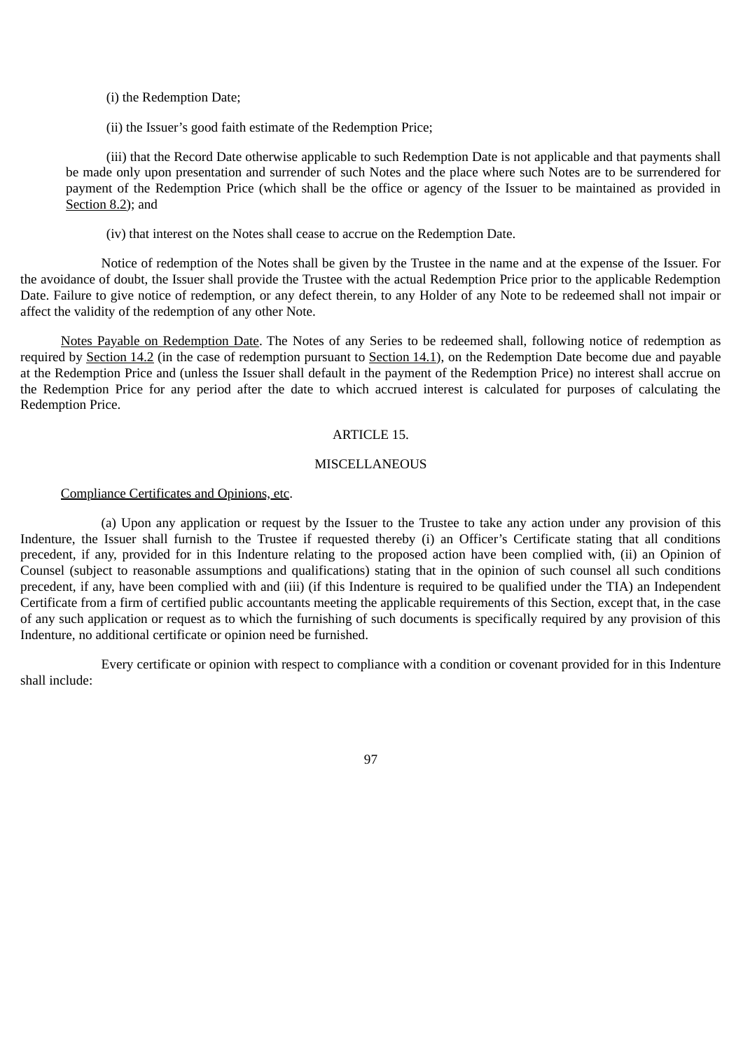(i) the Redemption Date;

(ii) the Issuer's good faith estimate of the Redemption Price;

(iii) that the Record Date otherwise applicable to such Redemption Date is not applicable and that payments shall be made only upon presentation and surrender of such Notes and the place where such Notes are to be surrendered for payment of the Redemption Price (which shall be the office or agency of the Issuer to be maintained as provided in Section 8.2); and

(iv) that interest on the Notes shall cease to accrue on the Redemption Date.

Notice of redemption of the Notes shall be given by the Trustee in the name and at the expense of the Issuer. For the avoidance of doubt, the Issuer shall provide the Trustee with the actual Redemption Price prior to the applicable Redemption Date. Failure to give notice of redemption, or any defect therein, to any Holder of any Note to be redeemed shall not impair or affect the validity of the redemption of any other Note.

Notes Payable on Redemption Date. The Notes of any Series to be redeemed shall, following notice of redemption as required by Section 14.2 (in the case of redemption pursuant to Section 14.1), on the Redemption Date become due and payable at the Redemption Price and (unless the Issuer shall default in the payment of the Redemption Price) no interest shall accrue on the Redemption Price for any period after the date to which accrued interest is calculated for purposes of calculating the Redemption Price.

## ARTICLE 15.

## MISCELLANEOUS

Compliance Certificates and Opinions, etc.

(a) Upon any application or request by the Issuer to the Trustee to take any action under any provision of this Indenture, the Issuer shall furnish to the Trustee if requested thereby (i) an Officer's Certificate stating that all conditions precedent, if any, provided for in this Indenture relating to the proposed action have been complied with, (ii) an Opinion of Counsel (subject to reasonable assumptions and qualifications) stating that in the opinion of such counsel all such conditions precedent, if any, have been complied with and (iii) (if this Indenture is required to be qualified under the TIA) an Independent Certificate from a firm of certified public accountants meeting the applicable requirements of this Section, except that, in the case of any such application or request as to which the furnishing of such documents is specifically required by any provision of this Indenture, no additional certificate or opinion need be furnished.

Every certificate or opinion with respect to compliance with a condition or covenant provided for in this Indenture shall include: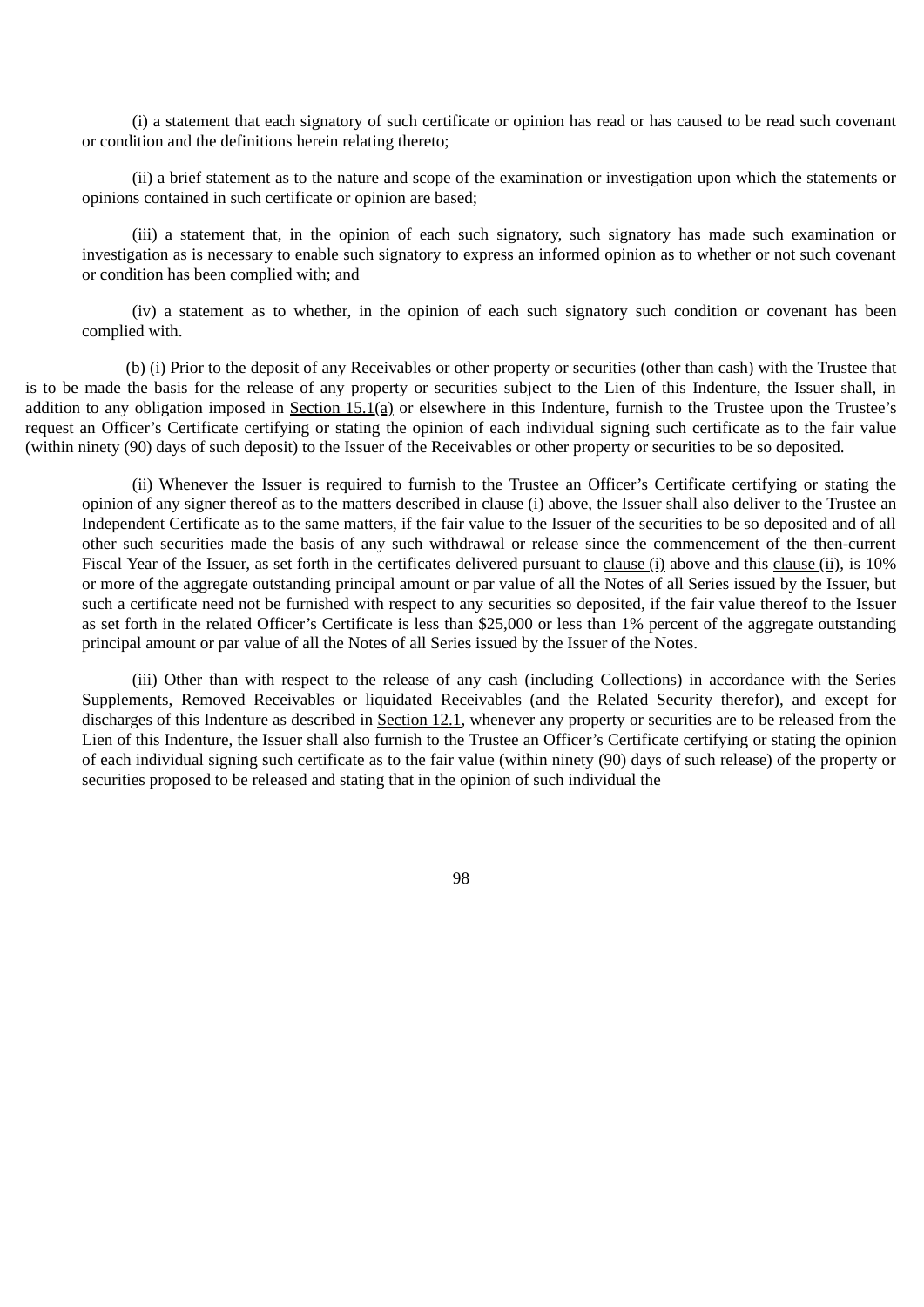(i) a statement that each signatory of such certificate or opinion has read or has caused to be read such covenant or condition and the definitions herein relating thereto;

(ii) a brief statement as to the nature and scope of the examination or investigation upon which the statements or opinions contained in such certificate or opinion are based;

(iii) a statement that, in the opinion of each such signatory, such signatory has made such examination or investigation as is necessary to enable such signatory to express an informed opinion as to whether or not such covenant or condition has been complied with; and

(iv) a statement as to whether, in the opinion of each such signatory such condition or covenant has been complied with.

(b) (i) Prior to the deposit of any Receivables or other property or securities (other than cash) with the Trustee that is to be made the basis for the release of any property or securities subject to the Lien of this Indenture, the Issuer shall, in addition to any obligation imposed in Section 15.1(a) or elsewhere in this Indenture, furnish to the Trustee upon the Trustee's request an Officer's Certificate certifying or stating the opinion of each individual signing such certificate as to the fair value (within ninety (90) days of such deposit) to the Issuer of the Receivables or other property or securities to be so deposited.

(ii) Whenever the Issuer is required to furnish to the Trustee an Officer's Certificate certifying or stating the opinion of any signer thereof as to the matters described in clause (i) above, the Issuer shall also deliver to the Trustee an Independent Certificate as to the same matters, if the fair value to the Issuer of the securities to be so deposited and of all other such securities made the basis of any such withdrawal or release since the commencement of the then-current Fiscal Year of the Issuer, as set forth in the certificates delivered pursuant to clause (i) above and this clause (ii), is 10% or more of the aggregate outstanding principal amount or par value of all the Notes of all Series issued by the Issuer, but such a certificate need not be furnished with respect to any securities so deposited, if the fair value thereof to the Issuer as set forth in the related Officer's Certificate is less than $25,000 or less than 1% percent of the aggregate outstanding principal amount or par value of all the Notes of all Series issued by the Issuer of the Notes.

(iii) Other than with respect to the release of any cash (including Collections) in accordance with the Series Supplements, Removed Receivables or liquidated Receivables (and the Related Security therefor), and except for discharges of this Indenture as described in Section 12.1, whenever any property or securities are to be released from the Lien of this Indenture, the Issuer shall also furnish to the Trustee an Officer's Certificate certifying or stating the opinion of each individual signing such certificate as to the fair value (within ninety (90) days of such release) of the property or securities proposed to be released and stating that in the opinion of such individual the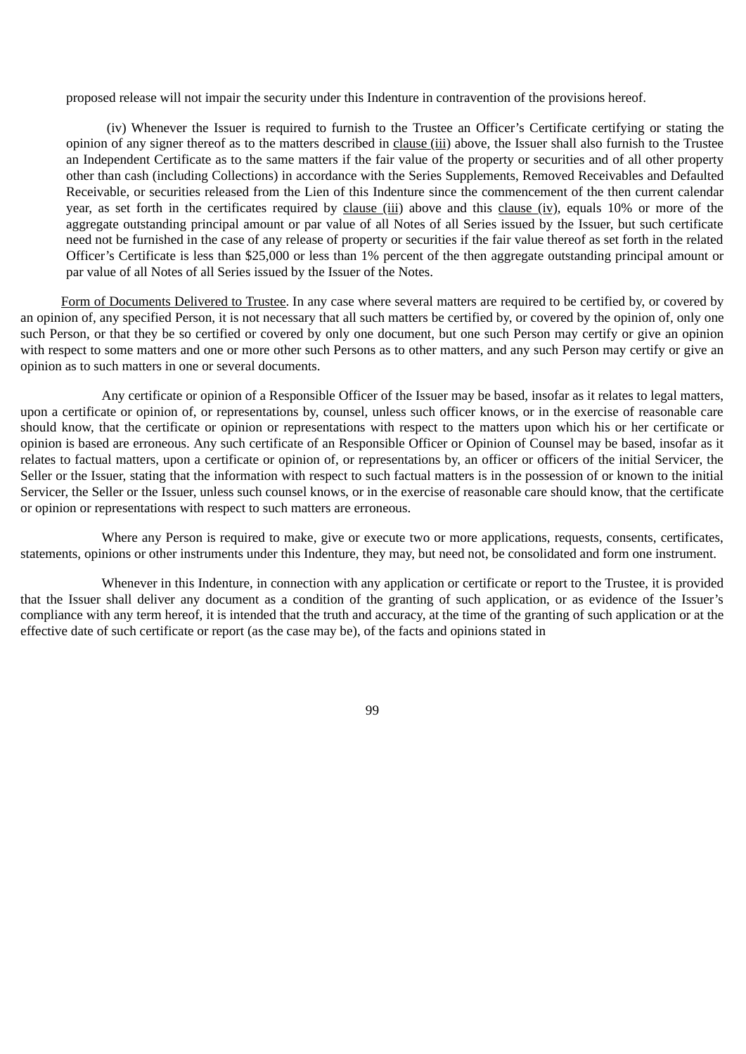proposed release will not impair the security under this Indenture in contravention of the provisions hereof.

(iv) Whenever the Issuer is required to furnish to the Trustee an Officer's Certificate certifying or stating the opinion of any signer thereof as to the matters described in clause (iii) above, the Issuer shall also furnish to the Trustee an Independent Certificate as to the same matters if the fair value of the property or securities and of all other property other than cash (including Collections) in accordance with the Series Supplements, Removed Receivables and Defaulted Receivable, or securities released from the Lien of this Indenture since the commencement of the then current calendar year, as set forth in the certificates required by clause (iii) above and this clause (iv), equals 10% or more of the aggregate outstanding principal amount or par value of all Notes of all Series issued by the Issuer, but such certificate need not be furnished in the case of any release of property or securities if the fair value thereof as set forth in the related Officer's Certificate is less than $25,000 or less than 1% percent of the then aggregate outstanding principal amount or par value of all Notes of all Series issued by the Issuer of the Notes.

Form of Documents Delivered to Trustee. In any case where several matters are required to be certified by, or covered by an opinion of, any specified Person, it is not necessary that all such matters be certified by, or covered by the opinion of, only one such Person, or that they be so certified or covered by only one document, but one such Person may certify or give an opinion with respect to some matters and one or more other such Persons as to other matters, and any such Person may certify or give an opinion as to such matters in one or several documents.

Any certificate or opinion of a Responsible Officer of the Issuer may be based, insofar as it relates to legal matters, upon a certificate or opinion of, or representations by, counsel, unless such officer knows, or in the exercise of reasonable care should know, that the certificate or opinion or representations with respect to the matters upon which his or her certificate or opinion is based are erroneous. Any such certificate of an Responsible Officer or Opinion of Counsel may be based, insofar as it relates to factual matters, upon a certificate or opinion of, or representations by, an officer or officers of the initial Servicer, the Seller or the Issuer, stating that the information with respect to such factual matters is in the possession of or known to the initial Servicer, the Seller or the Issuer, unless such counsel knows, or in the exercise of reasonable care should know, that the certificate or opinion or representations with respect to such matters are erroneous.

Where any Person is required to make, give or execute two or more applications, requests, consents, certificates, statements, opinions or other instruments under this Indenture, they may, but need not, be consolidated and form one instrument.

Whenever in this Indenture, in connection with any application or certificate or report to the Trustee, it is provided that the Issuer shall deliver any document as a condition of the granting of such application, or as evidence of the Issuer's compliance with any term hereof, it is intended that the truth and accuracy, at the time of the granting of such application or at the effective date of such certificate or report (as the case may be), of the facts and opinions stated in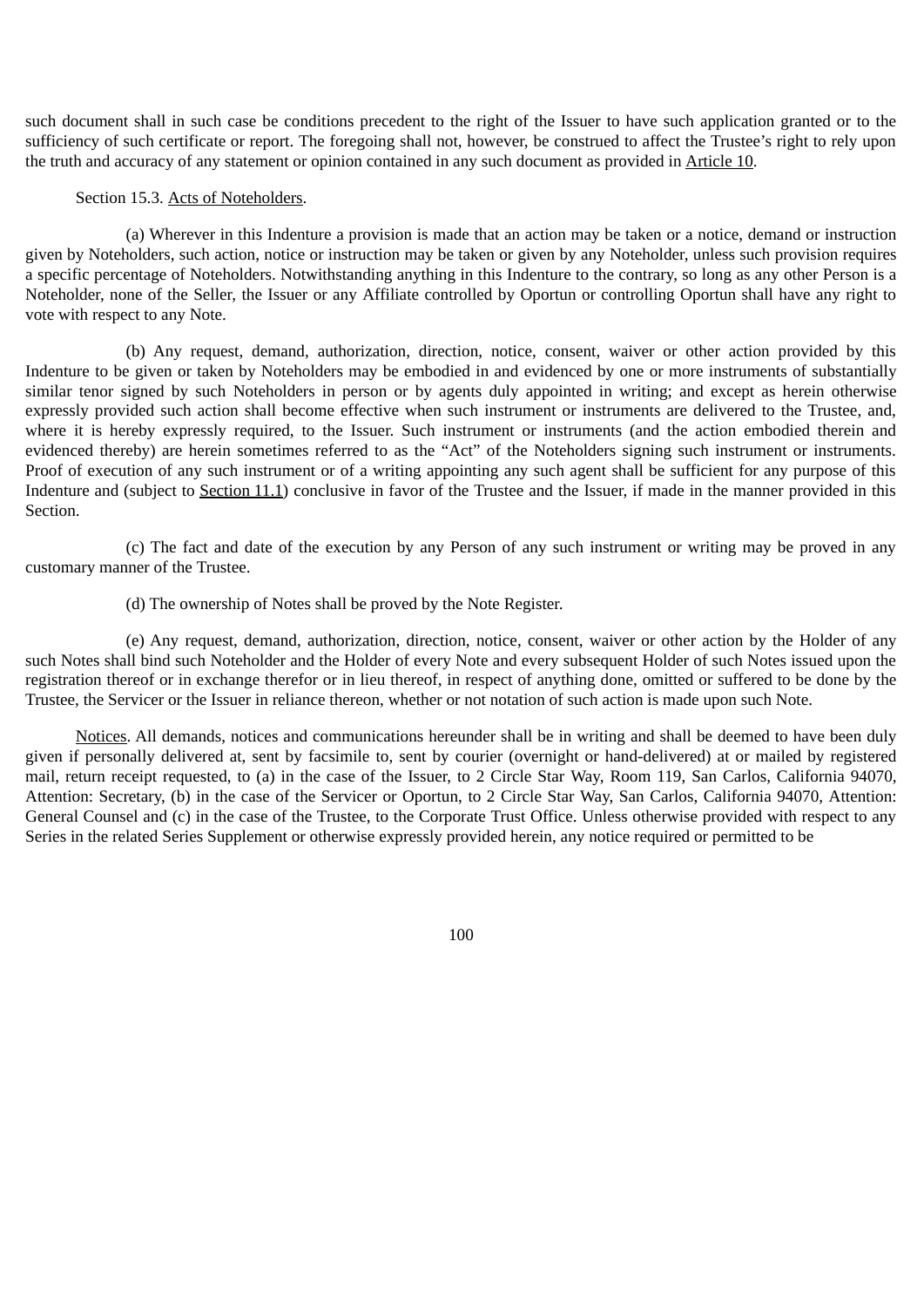such document shall in such case be conditions precedent to the right of the Issuer to have such application granted or to the sufficiency of such certificate or report. The foregoing shall not, however, be construed to affect the Trustee's right to rely upon the truth and accuracy of any statement or opinion contained in any such document as provided in Article 10.

Section 15.3. Acts of Noteholders.

(a) Wherever in this Indenture a provision is made that an action may be taken or a notice, demand or instruction given by Noteholders, such action, notice or instruction may be taken or given by any Noteholder, unless such provision requires a specific percentage of Noteholders. Notwithstanding anything in this Indenture to the contrary, so long as any other Person is a Noteholder, none of the Seller, the Issuer or any Affiliate controlled by Oportun or controlling Oportun shall have any right to vote with respect to any Note.

(b) Any request, demand, authorization, direction, notice, consent, waiver or other action provided by this Indenture to be given or taken by Noteholders may be embodied in and evidenced by one or more instruments of substantially similar tenor signed by such Noteholders in person or by agents duly appointed in writing; and except as herein otherwise expressly provided such action shall become effective when such instrument or instruments are delivered to the Trustee, and, where it is hereby expressly required, to the Issuer. Such instrument or instruments (and the action embodied therein and evidenced thereby) are herein sometimes referred to as the "Act" of the Noteholders signing such instrument or instruments. Proof of execution of any such instrument or of a writing appointing any such agent shall be sufficient for any purpose of this Indenture and (subject to Section 11.1) conclusive in favor of the Trustee and the Issuer, if made in the manner provided in this Section.

(c) The fact and date of the execution by any Person of any such instrument or writing may be proved in any customary manner of the Trustee.

(d) The ownership of Notes shall be proved by the Note Register.

(e) Any request, demand, authorization, direction, notice, consent, waiver or other action by the Holder of any such Notes shall bind such Noteholder and the Holder of every Note and every subsequent Holder of such Notes issued upon the registration thereof or in exchange therefor or in lieu thereof, in respect of anything done, omitted or suffered to be done by the Trustee, the Servicer or the Issuer in reliance thereon, whether or not notation of such action is made upon such Note.

Notices. All demands, notices and communications hereunder shall be in writing and shall be deemed to have been duly given if personally delivered at, sent by facsimile to, sent by courier (overnight or hand-delivered) at or mailed by registered mail, return receipt requested, to (a) in the case of the Issuer, to 2 Circle Star Way, Room 119, San Carlos, California 94070, Attention: Secretary, (b) in the case of the Servicer or Oportun, to 2 Circle Star Way, San Carlos, California 94070, Attention: General Counsel and (c) in the case of the Trustee, to the Corporate Trust Office. Unless otherwise provided with respect to any Series in the related Series Supplement or otherwise expressly provided herein, any notice required or permitted to be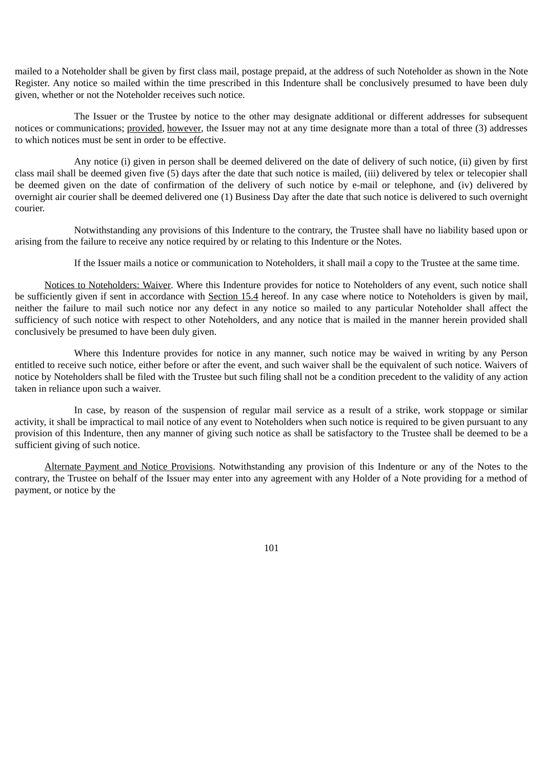mailed to a Noteholder shall be given by first class mail, postage prepaid, at the address of such Noteholder as shown in the Note Register. Any notice so mailed within the time prescribed in this Indenture shall be conclusively presumed to have been duly given, whether or not the Noteholder receives such notice.

The Issuer or the Trustee by notice to the other may designate additional or different addresses for subsequent notices or communications; provided, however, the Issuer may not at any time designate more than a total of three (3) addresses to which notices must be sent in order to be effective.

Any notice (i) given in person shall be deemed delivered on the date of delivery of such notice, (ii) given by first class mail shall be deemed given five (5) days after the date that such notice is mailed, (iii) delivered by telex or telecopier shall be deemed given on the date of confirmation of the delivery of such notice by e-mail or telephone, and (iv) delivered by overnight air courier shall be deemed delivered one (1) Business Day after the date that such notice is delivered to such overnight courier.

Notwithstanding any provisions of this Indenture to the contrary, the Trustee shall have no liability based upon or arising from the failure to receive any notice required by or relating to this Indenture or the Notes.

If the Issuer mails a notice or communication to Noteholders, it shall mail a copy to the Trustee at the same time.

Notices to Noteholders: Waiver. Where this Indenture provides for notice to Noteholders of any event, such notice shall be sufficiently given if sent in accordance with Section 15.4 hereof. In any case where notice to Noteholders is given by mail, neither the failure to mail such notice nor any defect in any notice so mailed to any particular Noteholder shall affect the sufficiency of such notice with respect to other Noteholders, and any notice that is mailed in the manner herein provided shall conclusively be presumed to have been duly given.

Where this Indenture provides for notice in any manner, such notice may be waived in writing by any Person entitled to receive such notice, either before or after the event, and such waiver shall be the equivalent of such notice. Waivers of notice by Noteholders shall be filed with the Trustee but such filing shall not be a condition precedent to the validity of any action taken in reliance upon such a waiver.

In case, by reason of the suspension of regular mail service as a result of a strike, work stoppage or similar activity, it shall be impractical to mail notice of any event to Noteholders when such notice is required to be given pursuant to any provision of this Indenture, then any manner of giving such notice as shall be satisfactory to the Trustee shall be deemed to be a sufficient giving of such notice.

Alternate Payment and Notice Provisions. Notwithstanding any provision of this Indenture or any of the Notes to the contrary, the Trustee on behalf of the Issuer may enter into any agreement with any Holder of a Note providing for a method of payment, or notice by the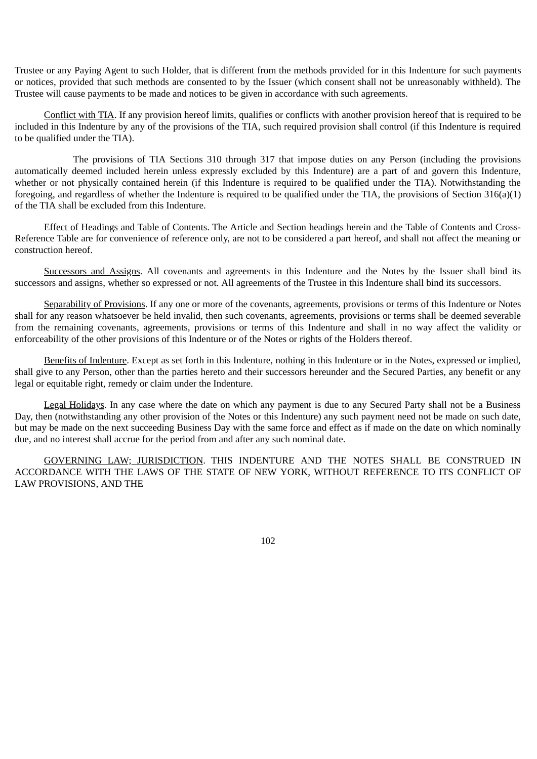Trustee or any Paying Agent to such Holder, that is different from the methods provided for in this Indenture for such payments or notices, provided that such methods are consented to by the Issuer (which consent shall not be unreasonably withheld). The Trustee will cause payments to be made and notices to be given in accordance with such agreements.

Conflict with TIA. If any provision hereof limits, qualifies or conflicts with another provision hereof that is required to be included in this Indenture by any of the provisions of the TIA, such required provision shall control (if this Indenture is required to be qualified under the TIA).

The provisions of TIA Sections 310 through 317 that impose duties on any Person (including the provisions automatically deemed included herein unless expressly excluded by this Indenture) are a part of and govern this Indenture, whether or not physically contained herein (if this Indenture is required to be qualified under the TIA). Notwithstanding the foregoing, and regardless of whether the Indenture is required to be qualified under the TIA, the provisions of Section 316(a)(1) of the TIA shall be excluded from this Indenture.

Effect of Headings and Table of Contents. The Article and Section headings herein and the Table of Contents and Cross-Reference Table are for convenience of reference only, are not to be considered a part hereof, and shall not affect the meaning or construction hereof.

Successors and Assigns. All covenants and agreements in this Indenture and the Notes by the Issuer shall bind its successors and assigns, whether so expressed or not. All agreements of the Trustee in this Indenture shall bind its successors.

Separability of Provisions. If any one or more of the covenants, agreements, provisions or terms of this Indenture or Notes shall for any reason whatsoever be held invalid, then such covenants, agreements, provisions or terms shall be deemed severable from the remaining covenants, agreements, provisions or terms of this Indenture and shall in no way affect the validity or enforceability of the other provisions of this Indenture or of the Notes or rights of the Holders thereof.

Benefits of Indenture. Except as set forth in this Indenture, nothing in this Indenture or in the Notes, expressed or implied, shall give to any Person, other than the parties hereto and their successors hereunder and the Secured Parties, any benefit or any legal or equitable right, remedy or claim under the Indenture.

Legal Holidays. In any case where the date on which any payment is due to any Secured Party shall not be a Business Day, then (notwithstanding any other provision of the Notes or this Indenture) any such payment need not be made on such date, but may be made on the next succeeding Business Day with the same force and effect as if made on the date on which nominally due, and no interest shall accrue for the period from and after any such nominal date.

GOVERNING LAW; JURISDICTION. THIS INDENTURE AND THE NOTES SHALL BE CONSTRUED IN ACCORDANCE WITH THE LAWS OF THE STATE OF NEW YORK, WITHOUT REFERENCE TO ITS CONFLICT OF LAW PROVISIONS, AND THE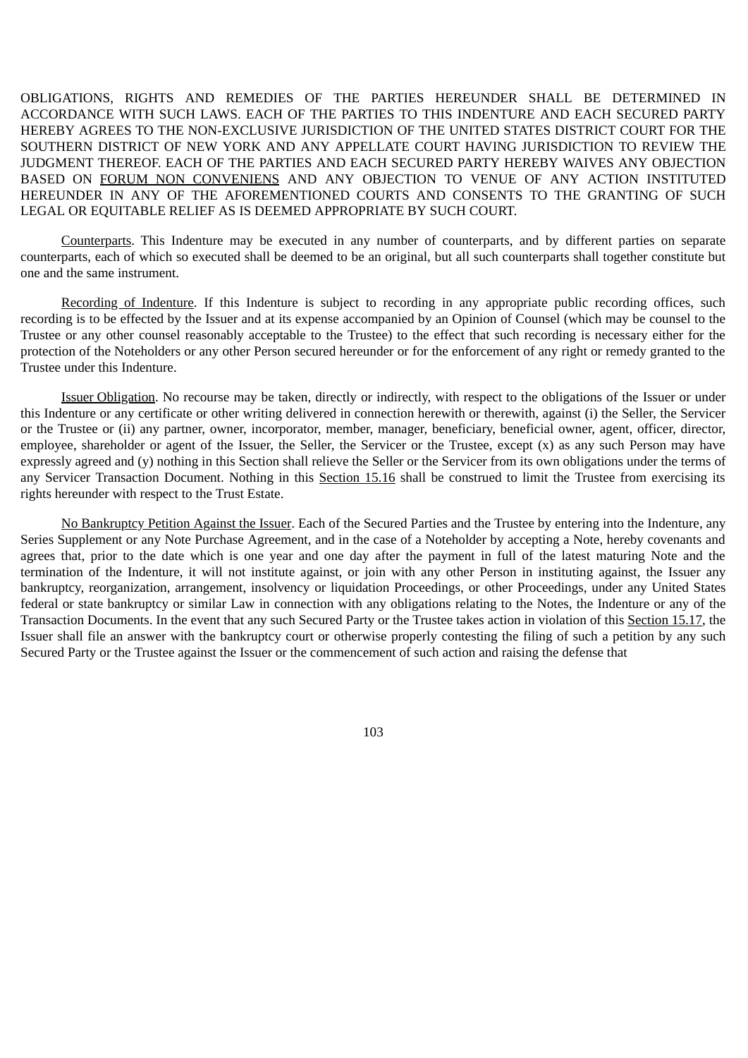OBLIGATIONS, RIGHTS AND REMEDIES OF THE PARTIES HEREUNDER SHALL BE DETERMINED IN ACCORDANCE WITH SUCH LAWS. EACH OF THE PARTIES TO THIS INDENTURE AND EACH SECURED PARTY HEREBY AGREES TO THE NON-EXCLUSIVE JURISDICTION OF THE UNITED STATES DISTRICT COURT FOR THE SOUTHERN DISTRICT OF NEW YORK AND ANY APPELLATE COURT HAVING JURISDICTION TO REVIEW THE JUDGMENT THEREOF. EACH OF THE PARTIES AND EACH SECURED PARTY HEREBY WAIVES ANY OBJECTION BASED ON FORUM NON CONVENIENS AND ANY OBJECTION TO VENUE OF ANY ACTION INSTITUTED HEREUNDER IN ANY OF THE AFOREMENTIONED COURTS AND CONSENTS TO THE GRANTING OF SUCH LEGAL OR EQUITABLE RELIEF AS IS DEEMED APPROPRIATE BY SUCH COURT.

Counterparts. This Indenture may be executed in any number of counterparts, and by different parties on separate counterparts, each of which so executed shall be deemed to be an original, but all such counterparts shall together constitute but one and the same instrument.

Recording of Indenture. If this Indenture is subject to recording in any appropriate public recording offices, such recording is to be effected by the Issuer and at its expense accompanied by an Opinion of Counsel (which may be counsel to the Trustee or any other counsel reasonably acceptable to the Trustee) to the effect that such recording is necessary either for the protection of the Noteholders or any other Person secured hereunder or for the enforcement of any right or remedy granted to the Trustee under this Indenture.

Issuer Obligation. No recourse may be taken, directly or indirectly, with respect to the obligations of the Issuer or under this Indenture or any certificate or other writing delivered in connection herewith or therewith, against (i) the Seller, the Servicer or the Trustee or (ii) any partner, owner, incorporator, member, manager, beneficiary, beneficial owner, agent, officer, director, employee, shareholder or agent of the Issuer, the Seller, the Servicer or the Trustee, except (x) as any such Person may have expressly agreed and (y) nothing in this Section shall relieve the Seller or the Servicer from its own obligations under the terms of any Servicer Transaction Document. Nothing in this Section 15.16 shall be construed to limit the Trustee from exercising its rights hereunder with respect to the Trust Estate.

No Bankruptcy Petition Against the Issuer. Each of the Secured Parties and the Trustee by entering into the Indenture, any Series Supplement or any Note Purchase Agreement, and in the case of a Noteholder by accepting a Note, hereby covenants and agrees that, prior to the date which is one year and one day after the payment in full of the latest maturing Note and the termination of the Indenture, it will not institute against, or join with any other Person in instituting against, the Issuer any bankruptcy, reorganization, arrangement, insolvency or liquidation Proceedings, or other Proceedings, under any United States federal or state bankruptcy or similar Law in connection with any obligations relating to the Notes, the Indenture or any of the Transaction Documents. In the event that any such Secured Party or the Trustee takes action in violation of this Section 15.17, the Issuer shall file an answer with the bankruptcy court or otherwise properly contesting the filing of such a petition by any such Secured Party or the Trustee against the Issuer or the commencement of such action and raising the defense that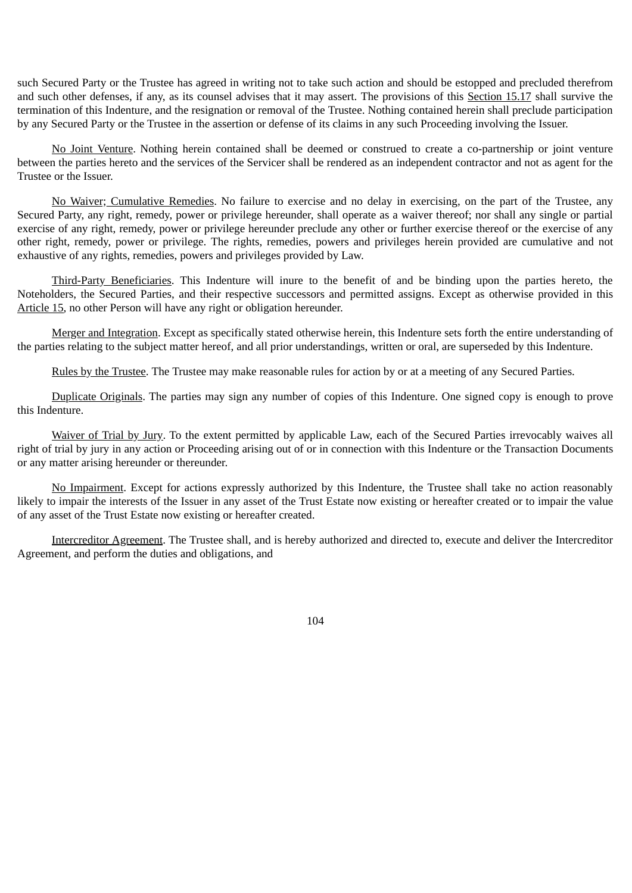such Secured Party or the Trustee has agreed in writing not to take such action and should be estopped and precluded therefrom and such other defenses, if any, as its counsel advises that it may assert. The provisions of this Section 15.17 shall survive the termination of this Indenture, and the resignation or removal of the Trustee. Nothing contained herein shall preclude participation by any Secured Party or the Trustee in the assertion or defense of its claims in any such Proceeding involving the Issuer.

No Joint Venture. Nothing herein contained shall be deemed or construed to create a co-partnership or joint venture between the parties hereto and the services of the Servicer shall be rendered as an independent contractor and not as agent for the Trustee or the Issuer.

No Waiver; Cumulative Remedies. No failure to exercise and no delay in exercising, on the part of the Trustee, any Secured Party, any right, remedy, power or privilege hereunder, shall operate as a waiver thereof; nor shall any single or partial exercise of any right, remedy, power or privilege hereunder preclude any other or further exercise thereof or the exercise of any other right, remedy, power or privilege. The rights, remedies, powers and privileges herein provided are cumulative and not exhaustive of any rights, remedies, powers and privileges provided by Law.

Third-Party Beneficiaries. This Indenture will inure to the benefit of and be binding upon the parties hereto, the Noteholders, the Secured Parties, and their respective successors and permitted assigns. Except as otherwise provided in this Article 15, no other Person will have any right or obligation hereunder.

Merger and Integration. Except as specifically stated otherwise herein, this Indenture sets forth the entire understanding of the parties relating to the subject matter hereof, and all prior understandings, written or oral, are superseded by this Indenture.

Rules by the Trustee. The Trustee may make reasonable rules for action by or at a meeting of any Secured Parties.

Duplicate Originals. The parties may sign any number of copies of this Indenture. One signed copy is enough to prove this Indenture.

Waiver of Trial by Jury. To the extent permitted by applicable Law, each of the Secured Parties irrevocably waives all right of trial by jury in any action or Proceeding arising out of or in connection with this Indenture or the Transaction Documents or any matter arising hereunder or thereunder.

No Impairment. Except for actions expressly authorized by this Indenture, the Trustee shall take no action reasonably likely to impair the interests of the Issuer in any asset of the Trust Estate now existing or hereafter created or to impair the value of any asset of the Trust Estate now existing or hereafter created.

Intercreditor Agreement. The Trustee shall, and is hereby authorized and directed to, execute and deliver the Intercreditor Agreement, and perform the duties and obligations, and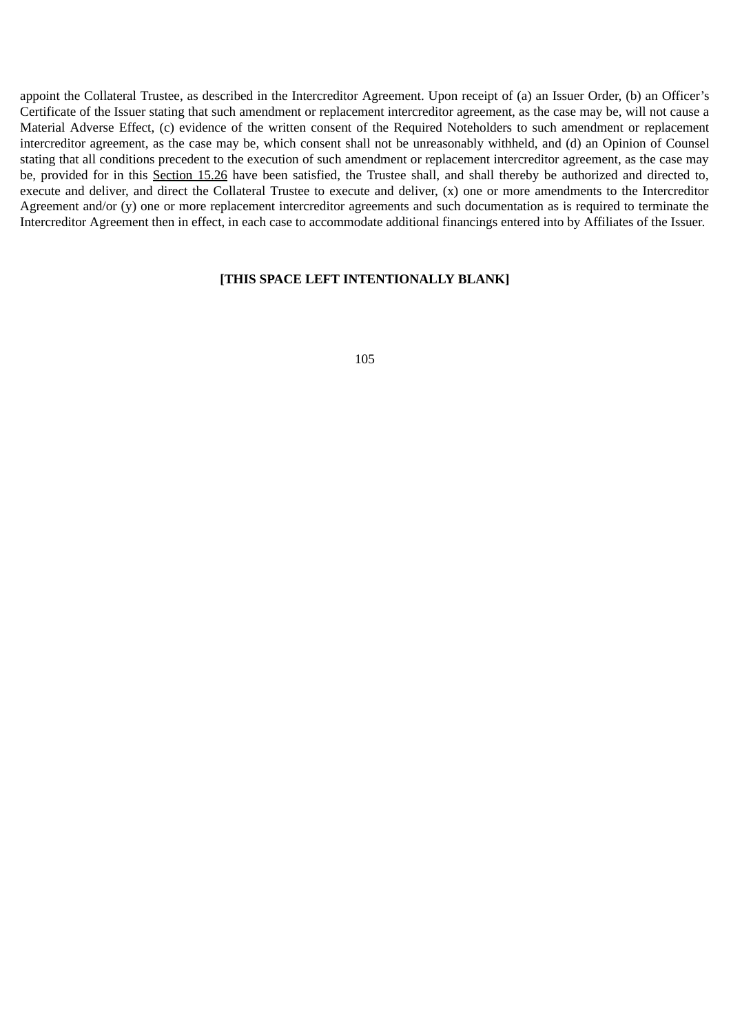appoint the Collateral Trustee, as described in the Intercreditor Agreement. Upon receipt of (a) an Issuer Order, (b) an Officer's Certificate of the Issuer stating that such amendment or replacement intercreditor agreement, as the case may be, will not cause a Material Adverse Effect, (c) evidence of the written consent of the Required Noteholders to such amendment or replacement intercreditor agreement, as the case may be, which consent shall not be unreasonably withheld, and (d) an Opinion of Counsel stating that all conditions precedent to the execution of such amendment or replacement intercreditor agreement, as the case may be, provided for in this Section 15.26 have been satisfied, the Trustee shall, and shall thereby be authorized and directed to, execute and deliver, and direct the Collateral Trustee to execute and deliver, (x) one or more amendments to the Intercreditor Agreement and/or (y) one or more replacement intercreditor agreements and such documentation as is required to terminate the Intercreditor Agreement then in effect, in each case to accommodate additional financings entered into by Affiliates of the Issuer.

**[THIS SPACE LEFT INTENTIONALLY BLANK]**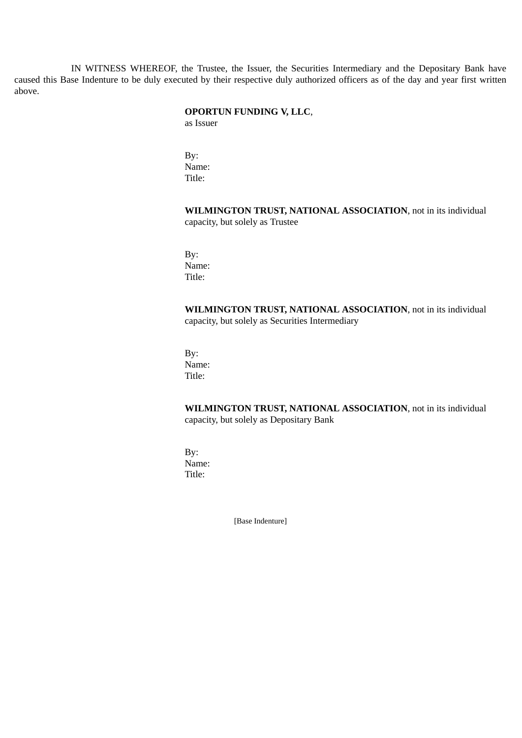IN WITNESS WHEREOF, the Trustee, the Issuer, the Securities Intermediary and the Depositary Bank have caused this Base Indenture to be duly executed by their respective duly authorized officers as of the day and year first written above.

**OPORTUN FUNDING V, LLC**,
as Issuer

By:
Name:
Title:

**WILMINGTON TRUST, NATIONAL ASSOCIATION**, not in its individual capacity, but solely as Trustee

By:
Name:
Title:

**WILMINGTON TRUST, NATIONAL ASSOCIATION**, not in its individual capacity, but solely as Securities Intermediary

By:
Name:
Title:

**WILMINGTON TRUST, NATIONAL ASSOCIATION**, not in its individual capacity, but solely as Depositary Bank

By:
Name:
Title:

[Base Indenture]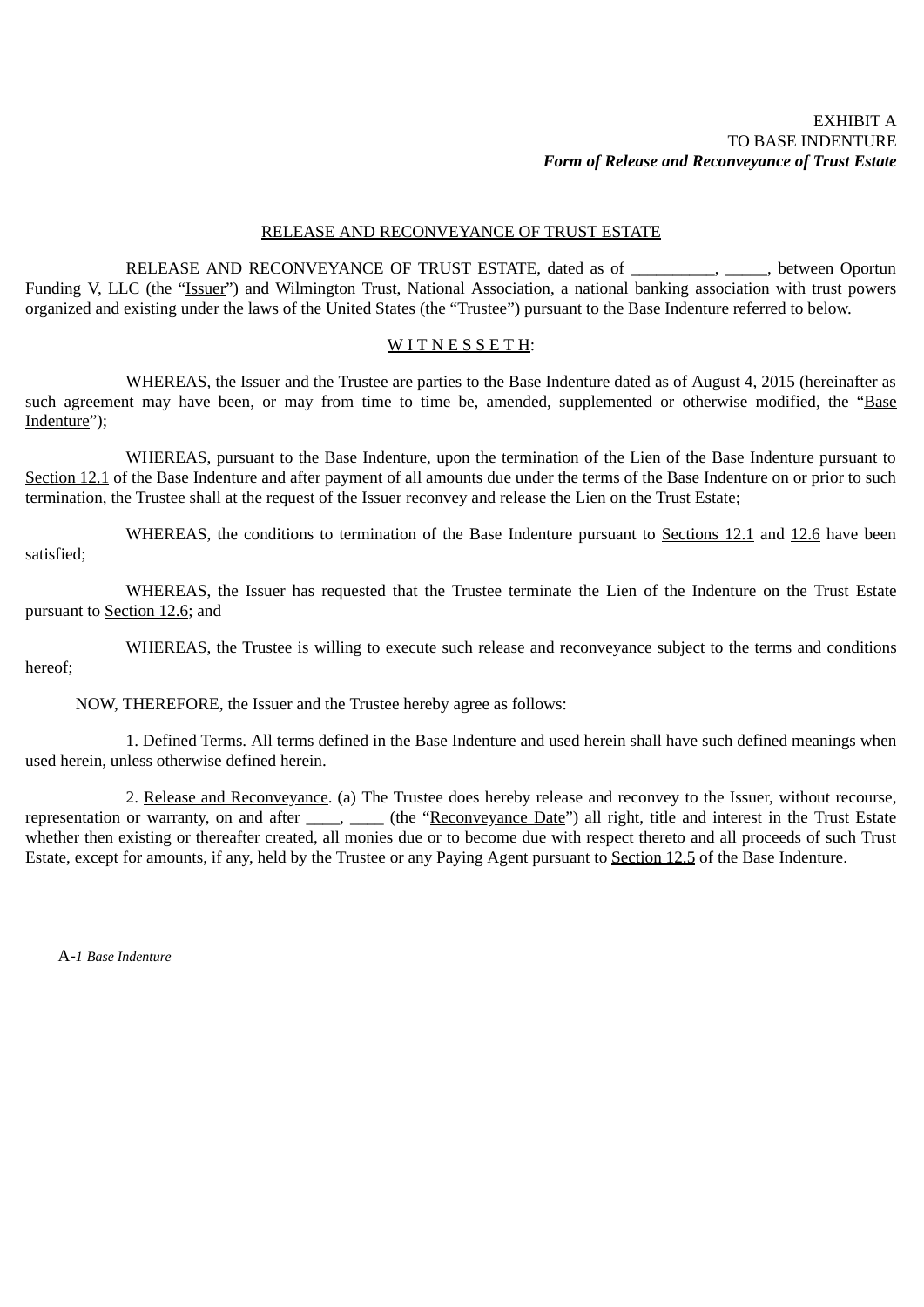EXHIBIT A
TO BASE INDENTURE
***Form of Release and Reconveyance of Trust Estate***

RELEASE AND RECONVEYANCE OF TRUST ESTATE

RELEASE AND RECONVEYANCE OF TRUST ESTATE, dated as of __________, _____, between Oportun Funding V, LLC (the "Issuer") and Wilmington Trust, National Association, a national banking association with trust powers organized and existing under the laws of the United States (the "Trustee") pursuant to the Base Indenture referred to below.

W I T N E S S E T H:

WHEREAS, the Issuer and the Trustee are parties to the Base Indenture dated as of August 4, 2015 (hereinafter as such agreement may have been, or may from time to time be, amended, supplemented or otherwise modified, the "Base Indenture");

WHEREAS, pursuant to the Base Indenture, upon the termination of the Lien of the Base Indenture pursuant to Section 12.1 of the Base Indenture and after payment of all amounts due under the terms of the Base Indenture on or prior to such termination, the Trustee shall at the request of the Issuer reconvey and release the Lien on the Trust Estate;

WHEREAS, the conditions to termination of the Base Indenture pursuant to Sections 12.1 and 12.6 have been satisfied;

WHEREAS, the Issuer has requested that the Trustee terminate the Lien of the Indenture on the Trust Estate pursuant to Section 12.6; and

WHEREAS, the Trustee is willing to execute such release and reconveyance subject to the terms and conditions hereof;

NOW, THEREFORE, the Issuer and the Trustee hereby agree as follows:

1. Defined Terms. All terms defined in the Base Indenture and used herein shall have such defined meanings when used herein, unless otherwise defined herein.

2. Release and Reconveyance. (a) The Trustee does hereby release and reconvey to the Issuer, without recourse, representation or warranty, on and after ____, ____ (the "Reconveyance Date") all right, title and interest in the Trust Estate whether then existing or thereafter created, all monies due or to become due with respect thereto and all proceeds of such Trust Estate, except for amounts, if any, held by the Trustee or any Paying Agent pursuant to Section 12.5 of the Base Indenture.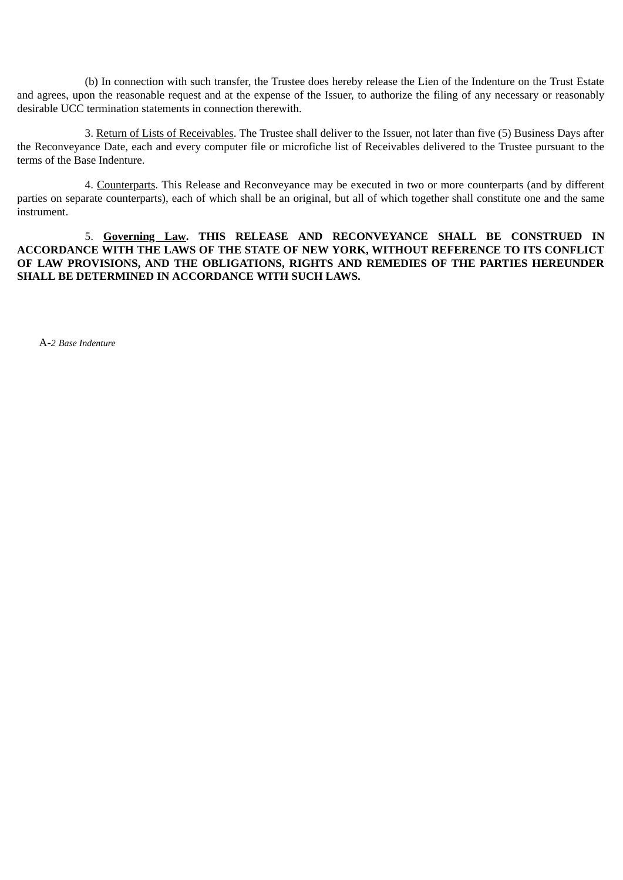(b) In connection with such transfer, the Trustee does hereby release the Lien of the Indenture on the Trust Estate and agrees, upon the reasonable request and at the expense of the Issuer, to authorize the filing of any necessary or reasonably desirable UCC termination statements in connection therewith.

3. Return of Lists of Receivables. The Trustee shall deliver to the Issuer, not later than five (5) Business Days after the Reconveyance Date, each and every computer file or microfiche list of Receivables delivered to the Trustee pursuant to the terms of the Base Indenture.

4. Counterparts. This Release and Reconveyance may be executed in two or more counterparts (and by different parties on separate counterparts), each of which shall be an original, but all of which together shall constitute one and the same instrument.

5. **Governing Law. THIS RELEASE AND RECONVEYANCE SHALL BE CONSTRUED IN ACCORDANCE WITH THE LAWS OF THE STATE OF NEW YORK, WITHOUT REFERENCE TO ITS CONFLICT OF LAW PROVISIONS, AND THE OBLIGATIONS, RIGHTS AND REMEDIES OF THE PARTIES HEREUNDER SHALL BE DETERMINED IN ACCORDANCE WITH SUCH LAWS.**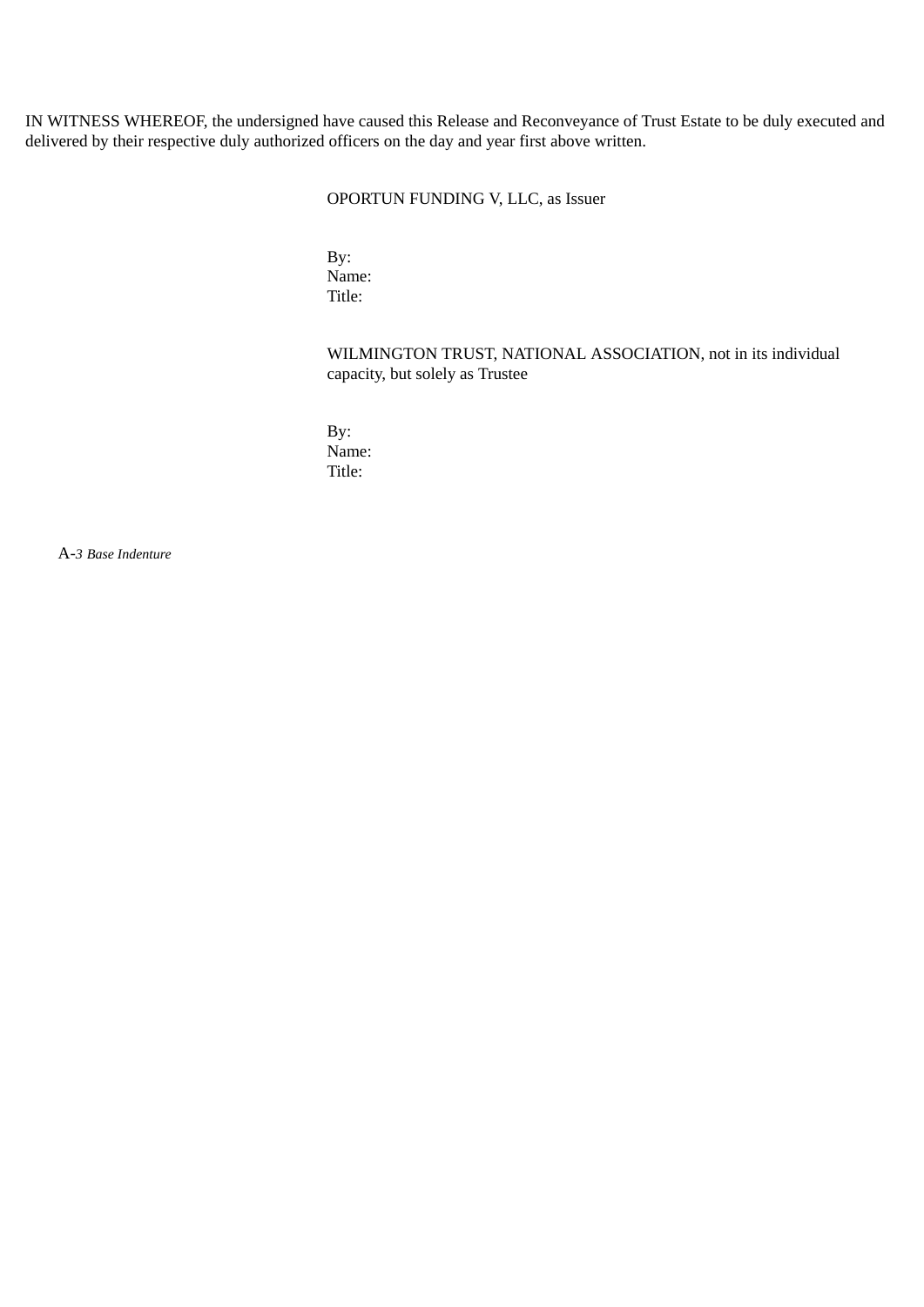IN WITNESS WHEREOF, the undersigned have caused this Release and Reconveyance of Trust Estate to be duly executed and delivered by their respective duly authorized officers on the day and year first above written.

OPORTUN FUNDING V, LLC, as Issuer

By:
Name:
Title:

WILMINGTON TRUST, NATIONAL ASSOCIATION, not in its individual capacity, but solely as Trustee

By:
Name:
Title: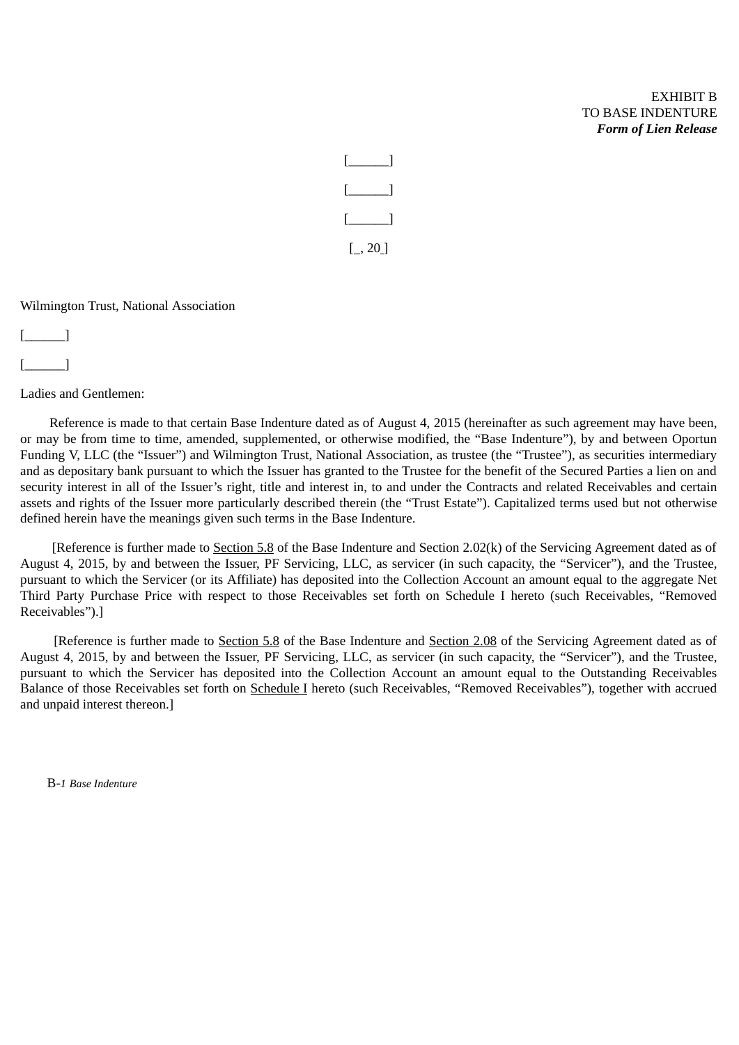EXHIBIT B
TO BASE INDENTURE
***Form of Lien Release***

[______]

[______]

[______]

[_, 20_]

Wilmington Trust, National Association

[______]

[______]

Ladies and Gentlemen:

Reference is made to that certain Base Indenture dated as of August 4, 2015 (hereinafter as such agreement may have been, or may be from time to time, amended, supplemented, or otherwise modified, the "Base Indenture"), by and between Oportun Funding V, LLC (the "Issuer") and Wilmington Trust, National Association, as trustee (the "Trustee"), as securities intermediary and as depositary bank pursuant to which the Issuer has granted to the Trustee for the benefit of the Secured Parties a lien on and security interest in all of the Issuer's right, title and interest in, to and under the Contracts and related Receivables and certain assets and rights of the Issuer more particularly described therein (the "Trust Estate"). Capitalized terms used but not otherwise defined herein have the meanings given such terms in the Base Indenture.

[Reference is further made to Section 5.8 of the Base Indenture and Section 2.02(k) of the Servicing Agreement dated as of August 4, 2015, by and between the Issuer, PF Servicing, LLC, as servicer (in such capacity, the "Servicer"), and the Trustee, pursuant to which the Servicer (or its Affiliate) has deposited into the Collection Account an amount equal to the aggregate Net Third Party Purchase Price with respect to those Receivables set forth on Schedule I hereto (such Receivables, "Removed Receivables").]

[Reference is further made to Section 5.8 of the Base Indenture and Section 2.08 of the Servicing Agreement dated as of August 4, 2015, by and between the Issuer, PF Servicing, LLC, as servicer (in such capacity, the "Servicer"), and the Trustee, pursuant to which the Servicer has deposited into the Collection Account an amount equal to the Outstanding Receivables Balance of those Receivables set forth on Schedule I hereto (such Receivables, "Removed Receivables"), together with accrued and unpaid interest thereon.]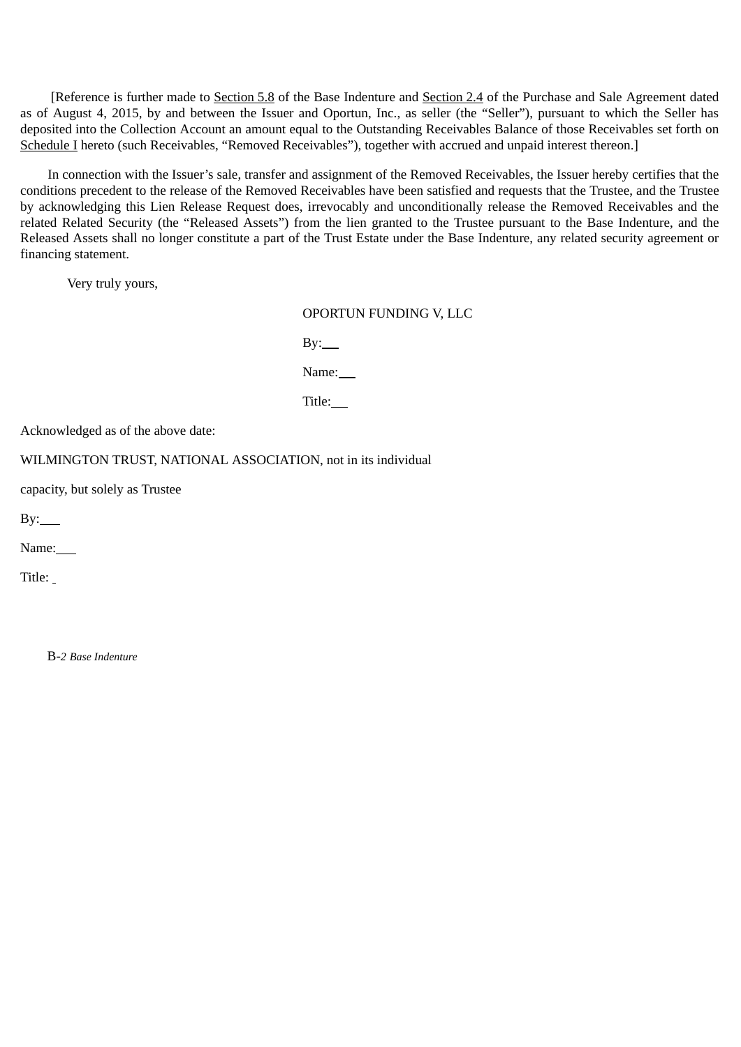[Reference is further made to Section 5.8 of the Base Indenture and Section 2.4 of the Purchase and Sale Agreement dated as of August 4, 2015, by and between the Issuer and Oportun, Inc., as seller (the "Seller"), pursuant to which the Seller has deposited into the Collection Account an amount equal to the Outstanding Receivables Balance of those Receivables set forth on Schedule I hereto (such Receivables, "Removed Receivables"), together with accrued and unpaid interest thereon.]

In connection with the Issuer's sale, transfer and assignment of the Removed Receivables, the Issuer hereby certifies that the conditions precedent to the release of the Removed Receivables have been satisfied and requests that the Trustee, and the Trustee by acknowledging this Lien Release Request does, irrevocably and unconditionally release the Removed Receivables and the related Related Security (the "Released Assets") from the lien granted to the Trustee pursuant to the Base Indenture, and the Released Assets shall no longer constitute a part of the Trust Estate under the Base Indenture, any related security agreement or financing statement.

Very truly yours,

OPORTUN FUNDING V, LLC

By:\_\_\_

Name:\_\_\_

Title:\_\_\_

Acknowledged as of the above date:

WILMINGTON TRUST, NATIONAL ASSOCIATION, not in its individual

capacity, but solely as Trustee

By:\_\_\_

Name:\_\_\_

Title: \_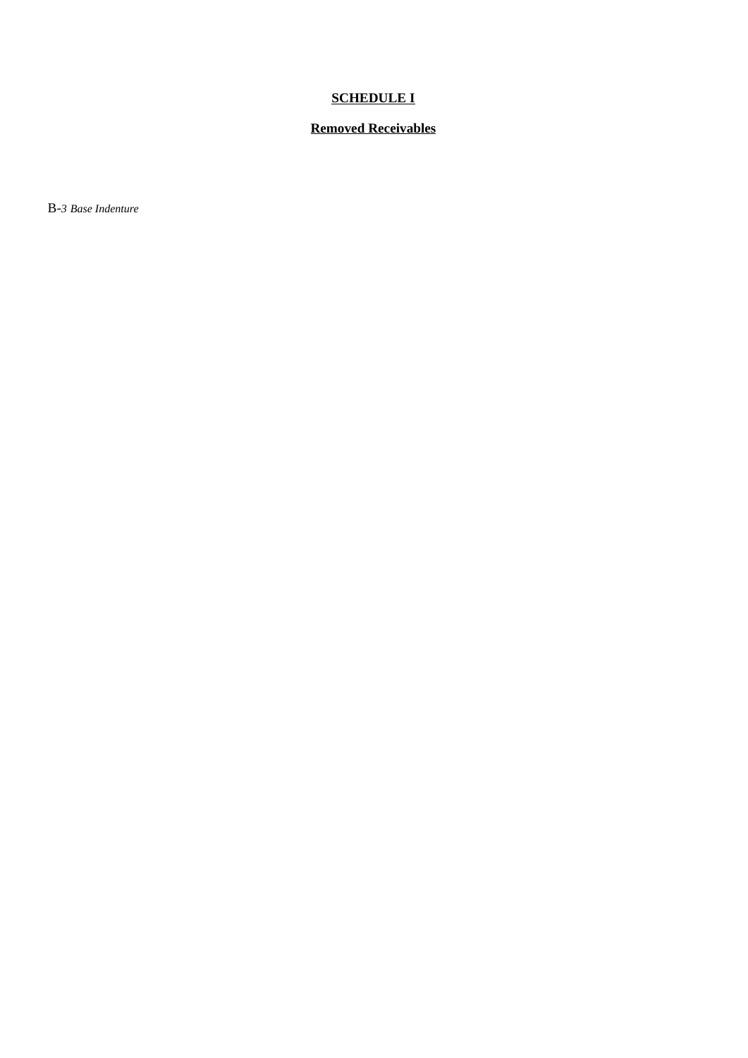**SCHEDULE I**

**Removed Receivables**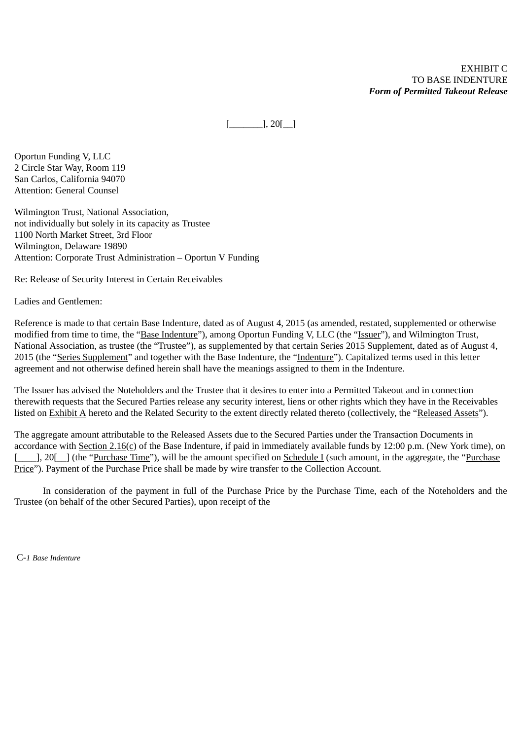EXHIBIT C
TO BASE INDENTURE
***Form of Permitted Takeout Release***

[_______], 20[__]

Oportun Funding V, LLC
2 Circle Star Way, Room 119
San Carlos, California 94070
Attention: General Counsel

Wilmington Trust, National Association,
not individually but solely in its capacity as Trustee
1100 North Market Street, 3rd Floor
Wilmington, Delaware 19890
Attention: Corporate Trust Administration – Oportun V Funding

Re: Release of Security Interest in Certain Receivables

Ladies and Gentlemen:

Reference is made to that certain Base Indenture, dated as of August 4, 2015 (as amended, restated, supplemented or otherwise modified from time to time, the "Base Indenture"), among Oportun Funding V, LLC (the "Issuer"), and Wilmington Trust, National Association, as trustee (the "Trustee"), as supplemented by that certain Series 2015 Supplement, dated as of August 4, 2015 (the "Series Supplement" and together with the Base Indenture, the "Indenture"). Capitalized terms used in this letter agreement and not otherwise defined herein shall have the meanings assigned to them in the Indenture.

The Issuer has advised the Noteholders and the Trustee that it desires to enter into a Permitted Takeout and in connection therewith requests that the Secured Parties release any security interest, liens or other rights which they have in the Receivables listed on Exhibit A hereto and the Related Security to the extent directly related thereto (collectively, the "Released Assets").

The aggregate amount attributable to the Released Assets due to the Secured Parties under the Transaction Documents in accordance with Section 2.16(c) of the Base Indenture, if paid in immediately available funds by 12:00 p.m. (New York time), on [____], 20[__] (the "Purchase Time"), will be the amount specified on Schedule I (such amount, in the aggregate, the "Purchase Price"). Payment of the Purchase Price shall be made by wire transfer to the Collection Account.

In consideration of the payment in full of the Purchase Price by the Purchase Time, each of the Noteholders and the Trustee (on behalf of the other Secured Parties), upon receipt of the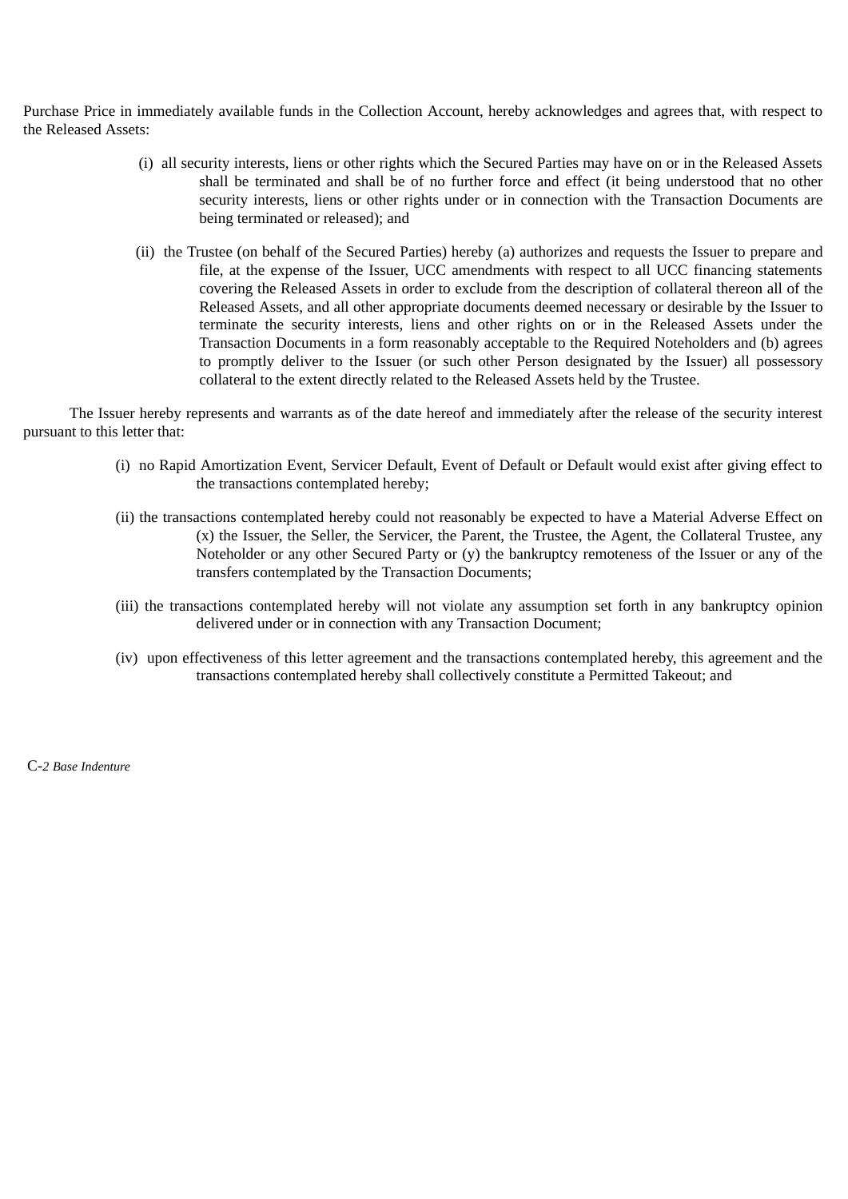Purchase Price in immediately available funds in the Collection Account, hereby acknowledges and agrees that, with respect to the Released Assets:

(i) all security interests, liens or other rights which the Secured Parties may have on or in the Released Assets shall be terminated and shall be of no further force and effect (it being understood that no other security interests, liens or other rights under or in connection with the Transaction Documents are being terminated or released); and

(ii) the Trustee (on behalf of the Secured Parties) hereby (a) authorizes and requests the Issuer to prepare and file, at the expense of the Issuer, UCC amendments with respect to all UCC financing statements covering the Released Assets in order to exclude from the description of collateral thereon all of the Released Assets, and all other appropriate documents deemed necessary or desirable by the Issuer to terminate the security interests, liens and other rights on or in the Released Assets under the Transaction Documents in a form reasonably acceptable to the Required Noteholders and (b) agrees to promptly deliver to the Issuer (or such other Person designated by the Issuer) all possessory collateral to the extent directly related to the Released Assets held by the Trustee.

The Issuer hereby represents and warrants as of the date hereof and immediately after the release of the security interest pursuant to this letter that:

(i) no Rapid Amortization Event, Servicer Default, Event of Default or Default would exist after giving effect to the transactions contemplated hereby;

(ii) the transactions contemplated hereby could not reasonably be expected to have a Material Adverse Effect on (x) the Issuer, the Seller, the Servicer, the Parent, the Trustee, the Agent, the Collateral Trustee, any Noteholder or any other Secured Party or (y) the bankruptcy remoteness of the Issuer or any of the transfers contemplated by the Transaction Documents;

(iii) the transactions contemplated hereby will not violate any assumption set forth in any bankruptcy opinion delivered under or in connection with any Transaction Document;

(iv) upon effectiveness of this letter agreement and the transactions contemplated hereby, this agreement and the transactions contemplated hereby shall collectively constitute a Permitted Takeout; and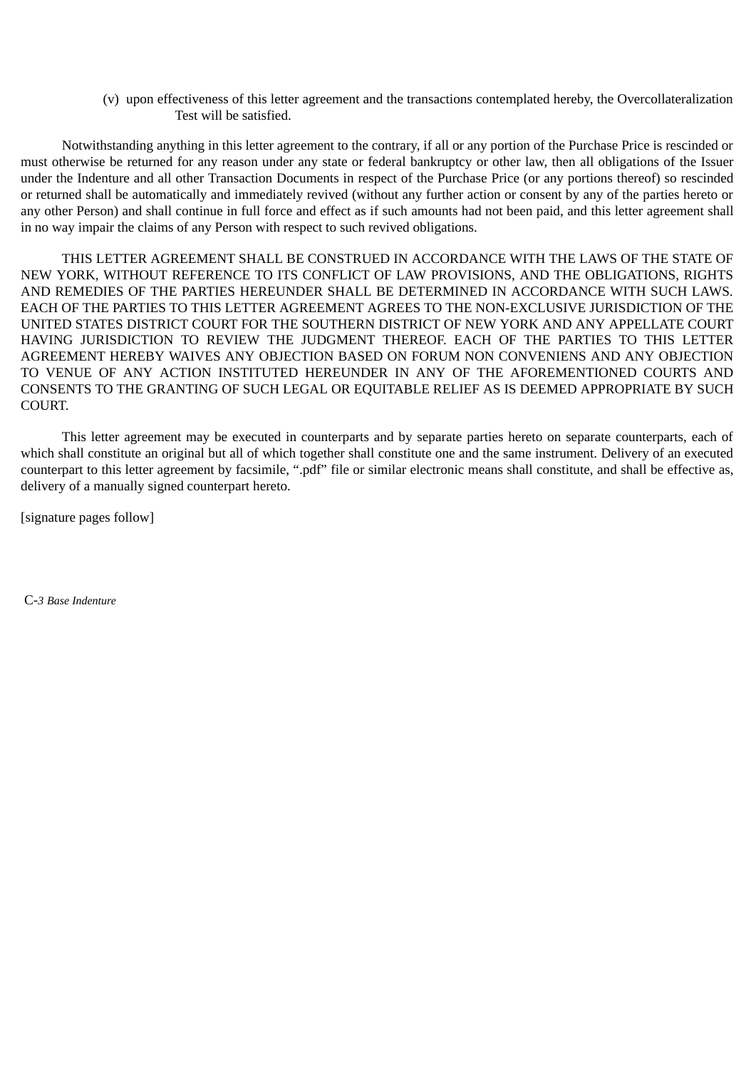(v) upon effectiveness of this letter agreement and the transactions contemplated hereby, the Overcollateralization Test will be satisfied.

Notwithstanding anything in this letter agreement to the contrary, if all or any portion of the Purchase Price is rescinded or must otherwise be returned for any reason under any state or federal bankruptcy or other law, then all obligations of the Issuer under the Indenture and all other Transaction Documents in respect of the Purchase Price (or any portions thereof) so rescinded or returned shall be automatically and immediately revived (without any further action or consent by any of the parties hereto or any other Person) and shall continue in full force and effect as if such amounts had not been paid, and this letter agreement shall in no way impair the claims of any Person with respect to such revived obligations.

THIS LETTER AGREEMENT SHALL BE CONSTRUED IN ACCORDANCE WITH THE LAWS OF THE STATE OF NEW YORK, WITHOUT REFERENCE TO ITS CONFLICT OF LAW PROVISIONS, AND THE OBLIGATIONS, RIGHTS AND REMEDIES OF THE PARTIES HEREUNDER SHALL BE DETERMINED IN ACCORDANCE WITH SUCH LAWS. EACH OF THE PARTIES TO THIS LETTER AGREEMENT AGREES TO THE NON-EXCLUSIVE JURISDICTION OF THE UNITED STATES DISTRICT COURT FOR THE SOUTHERN DISTRICT OF NEW YORK AND ANY APPELLATE COURT HAVING JURISDICTION TO REVIEW THE JUDGMENT THEREOF. EACH OF THE PARTIES TO THIS LETTER AGREEMENT HEREBY WAIVES ANY OBJECTION BASED ON FORUM NON CONVENIENS AND ANY OBJECTION TO VENUE OF ANY ACTION INSTITUTED HEREUNDER IN ANY OF THE AFOREMENTIONED COURTS AND CONSENTS TO THE GRANTING OF SUCH LEGAL OR EQUITABLE RELIEF AS IS DEEMED APPROPRIATE BY SUCH COURT.

This letter agreement may be executed in counterparts and by separate parties hereto on separate counterparts, each of which shall constitute an original but all of which together shall constitute one and the same instrument. Delivery of an executed counterpart to this letter agreement by facsimile, ".pdf" file or similar electronic means shall constitute, and shall be effective as, delivery of a manually signed counterpart hereto.

[signature pages follow]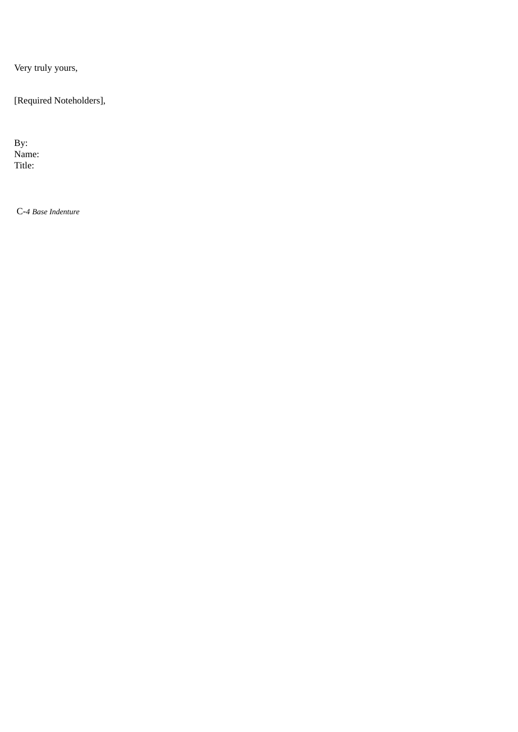Very truly yours,

[Required Noteholders],

By:
Name:
Title: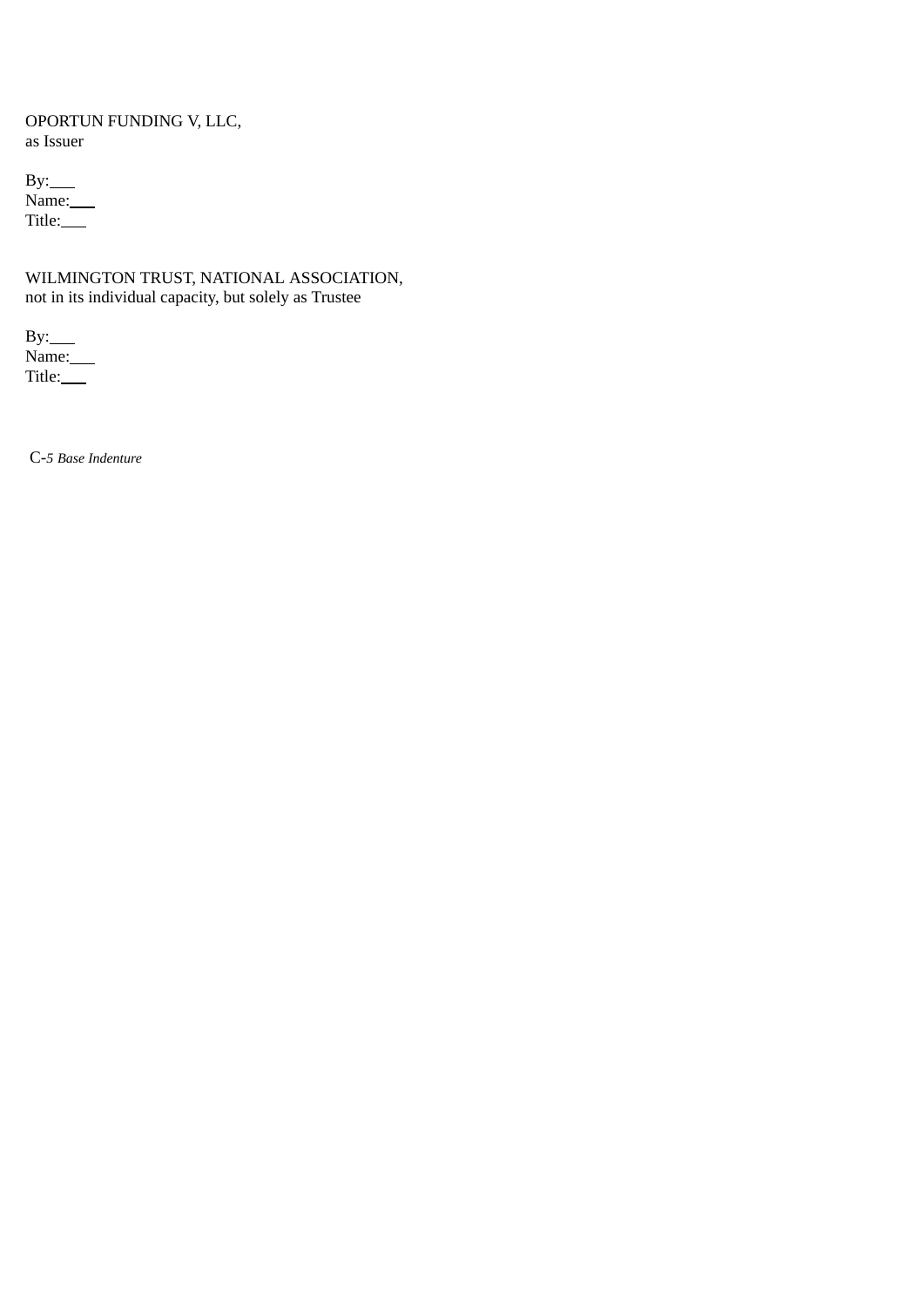OPORTUN FUNDING V, LLC,
as Issuer

By:\_\_\_
Name:\_\_\_
Title:\_\_\_

WILMINGTON TRUST, NATIONAL ASSOCIATION,
not in its individual capacity, but solely as Trustee

By:\_\_\_
Name:\_\_\_
Title:\_\_\_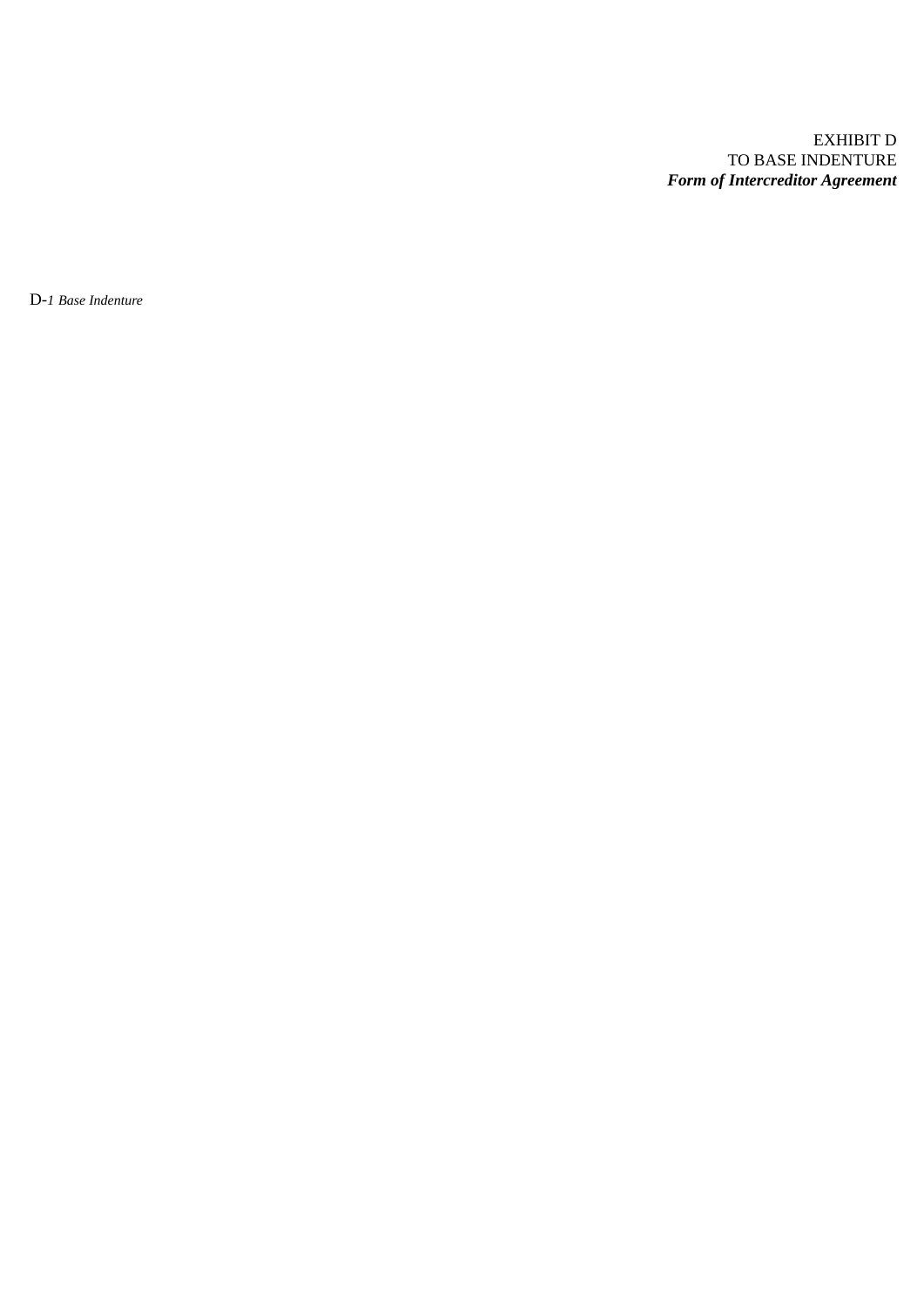EXHIBIT D
TO BASE INDENTURE
***Form of Intercreditor Agreement***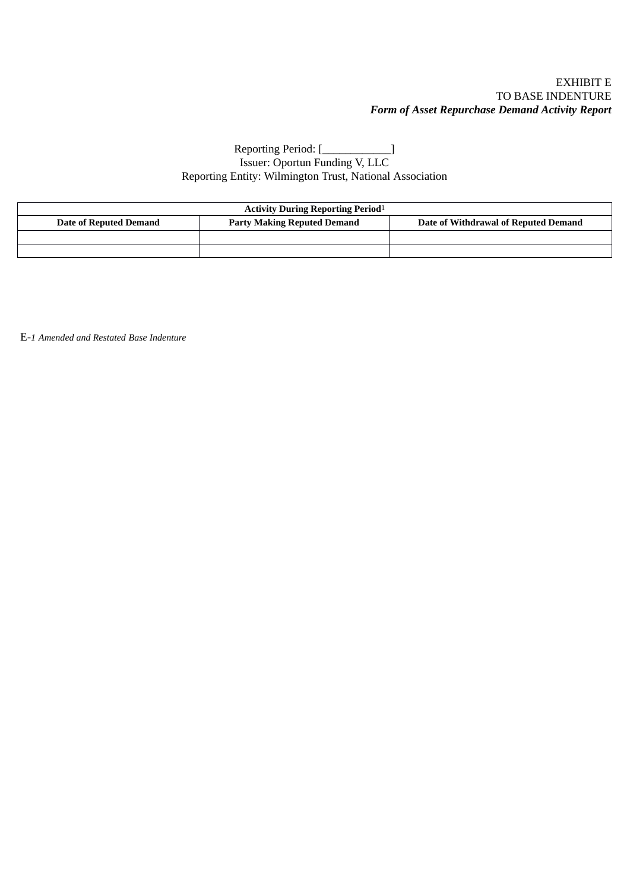EXHIBIT E
TO BASE INDENTURE
***Form of Asset Repurchase Demand Activity Report***

Reporting Period: [____________]
Issuer: Oportun Funding V, LLC
Reporting Entity: Wilmington Trust, National Association

| **Activity During Reporting Period**[1] | | |
|---|---|---|
| **Date of Reputed Demand** | **Party Making Reputed Demand** | **Date of Withdrawal of Reputed Demand** |
| | | |
| | | |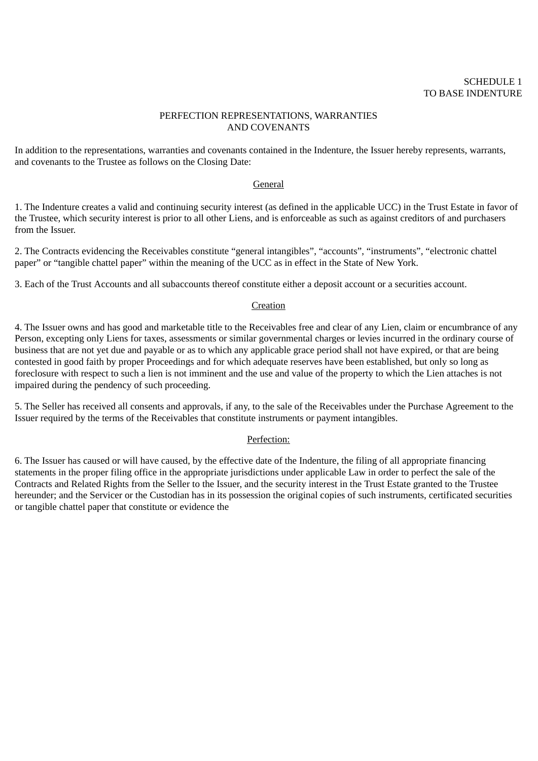SCHEDULE 1
TO BASE INDENTURE

PERFECTION REPRESENTATIONS, WARRANTIES
AND COVENANTS

In addition to the representations, warranties and covenants contained in the Indenture, the Issuer hereby represents, warrants, and covenants to the Trustee as follows on the Closing Date:

General

1. The Indenture creates a valid and continuing security interest (as defined in the applicable UCC) in the Trust Estate in favor of the Trustee, which security interest is prior to all other Liens, and is enforceable as such as against creditors of and purchasers from the Issuer.

2. The Contracts evidencing the Receivables constitute “general intangibles”, “accounts”, “instruments”, “electronic chattel paper” or “tangible chattel paper” within the meaning of the UCC as in effect in the State of New York.

3. Each of the Trust Accounts and all subaccounts thereof constitute either a deposit account or a securities account.

Creation

4. The Issuer owns and has good and marketable title to the Receivables free and clear of any Lien, claim or encumbrance of any Person, excepting only Liens for taxes, assessments or similar governmental charges or levies incurred in the ordinary course of business that are not yet due and payable or as to which any applicable grace period shall not have expired, or that are being contested in good faith by proper Proceedings and for which adequate reserves have been established, but only so long as foreclosure with respect to such a lien is not imminent and the use and value of the property to which the Lien attaches is not impaired during the pendency of such proceeding.

5. The Seller has received all consents and approvals, if any, to the sale of the Receivables under the Purchase Agreement to the Issuer required by the terms of the Receivables that constitute instruments or payment intangibles.

Perfection:

6. The Issuer has caused or will have caused, by the effective date of the Indenture, the filing of all appropriate financing statements in the proper filing office in the appropriate jurisdictions under applicable Law in order to perfect the sale of the Contracts and Related Rights from the Seller to the Issuer, and the security interest in the Trust Estate granted to the Trustee hereunder; and the Servicer or the Custodian has in its possession the original copies of such instruments, certificated securities or tangible chattel paper that constitute or evidence the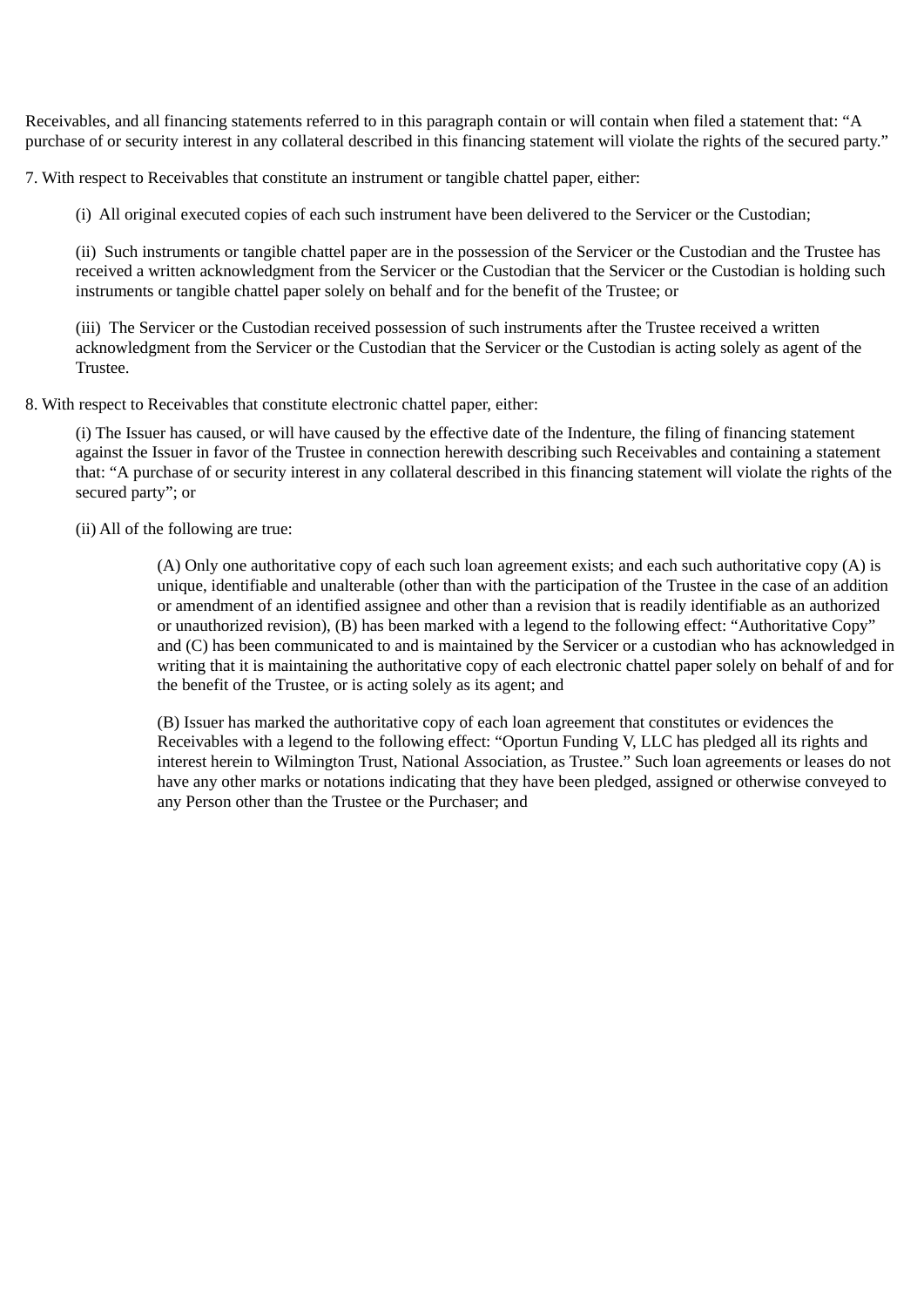Receivables, and all financing statements referred to in this paragraph contain or will contain when filed a statement that: "A purchase of or security interest in any collateral described in this financing statement will violate the rights of the secured party."

7. With respect to Receivables that constitute an instrument or tangible chattel paper, either:

(i) All original executed copies of each such instrument have been delivered to the Servicer or the Custodian;

(ii) Such instruments or tangible chattel paper are in the possession of the Servicer or the Custodian and the Trustee has received a written acknowledgment from the Servicer or the Custodian that the Servicer or the Custodian is holding such instruments or tangible chattel paper solely on behalf and for the benefit of the Trustee; or

(iii) The Servicer or the Custodian received possession of such instruments after the Trustee received a written acknowledgment from the Servicer or the Custodian that the Servicer or the Custodian is acting solely as agent of the Trustee.

8. With respect to Receivables that constitute electronic chattel paper, either:

(i) The Issuer has caused, or will have caused by the effective date of the Indenture, the filing of financing statement against the Issuer in favor of the Trustee in connection herewith describing such Receivables and containing a statement that: "A purchase of or security interest in any collateral described in this financing statement will violate the rights of the secured party"; or

(ii) All of the following are true:

(A) Only one authoritative copy of each such loan agreement exists; and each such authoritative copy (A) is unique, identifiable and unalterable (other than with the participation of the Trustee in the case of an addition or amendment of an identified assignee and other than a revision that is readily identifiable as an authorized or unauthorized revision), (B) has been marked with a legend to the following effect: "Authoritative Copy" and (C) has been communicated to and is maintained by the Servicer or a custodian who has acknowledged in writing that it is maintaining the authoritative copy of each electronic chattel paper solely on behalf of and for the benefit of the Trustee, or is acting solely as its agent; and

(B) Issuer has marked the authoritative copy of each loan agreement that constitutes or evidences the Receivables with a legend to the following effect: "Oportun Funding V, LLC has pledged all its rights and interest herein to Wilmington Trust, National Association, as Trustee." Such loan agreements or leases do not have any other marks or notations indicating that they have been pledged, assigned or otherwise conveyed to any Person other than the Trustee or the Purchaser; and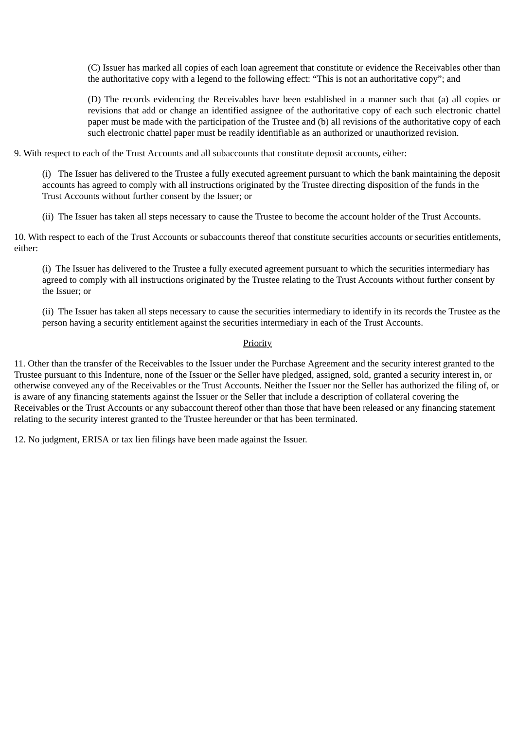(C) Issuer has marked all copies of each loan agreement that constitute or evidence the Receivables other than the authoritative copy with a legend to the following effect: “This is not an authoritative copy”; and

(D) The records evidencing the Receivables have been established in a manner such that (a) all copies or revisions that add or change an identified assignee of the authoritative copy of each such electronic chattel paper must be made with the participation of the Trustee and (b) all revisions of the authoritative copy of each such electronic chattel paper must be readily identifiable as an authorized or unauthorized revision.

9. With respect to each of the Trust Accounts and all subaccounts that constitute deposit accounts, either:

(i) The Issuer has delivered to the Trustee a fully executed agreement pursuant to which the bank maintaining the deposit accounts has agreed to comply with all instructions originated by the Trustee directing disposition of the funds in the Trust Accounts without further consent by the Issuer; or

(ii) The Issuer has taken all steps necessary to cause the Trustee to become the account holder of the Trust Accounts.

10. With respect to each of the Trust Accounts or subaccounts thereof that constitute securities accounts or securities entitlements, either:

(i) The Issuer has delivered to the Trustee a fully executed agreement pursuant to which the securities intermediary has agreed to comply with all instructions originated by the Trustee relating to the Trust Accounts without further consent by the Issuer; or

(ii) The Issuer has taken all steps necessary to cause the securities intermediary to identify in its records the Trustee as the person having a security entitlement against the securities intermediary in each of the Trust Accounts.

Priority

11. Other than the transfer of the Receivables to the Issuer under the Purchase Agreement and the security interest granted to the Trustee pursuant to this Indenture, none of the Issuer or the Seller have pledged, assigned, sold, granted a security interest in, or otherwise conveyed any of the Receivables or the Trust Accounts. Neither the Issuer nor the Seller has authorized the filing of, or is aware of any financing statements against the Issuer or the Seller that include a description of collateral covering the Receivables or the Trust Accounts or any subaccount thereof other than those that have been released or any financing statement relating to the security interest granted to the Trustee hereunder or that has been terminated.

12. No judgment, ERISA or tax lien filings have been made against the Issuer.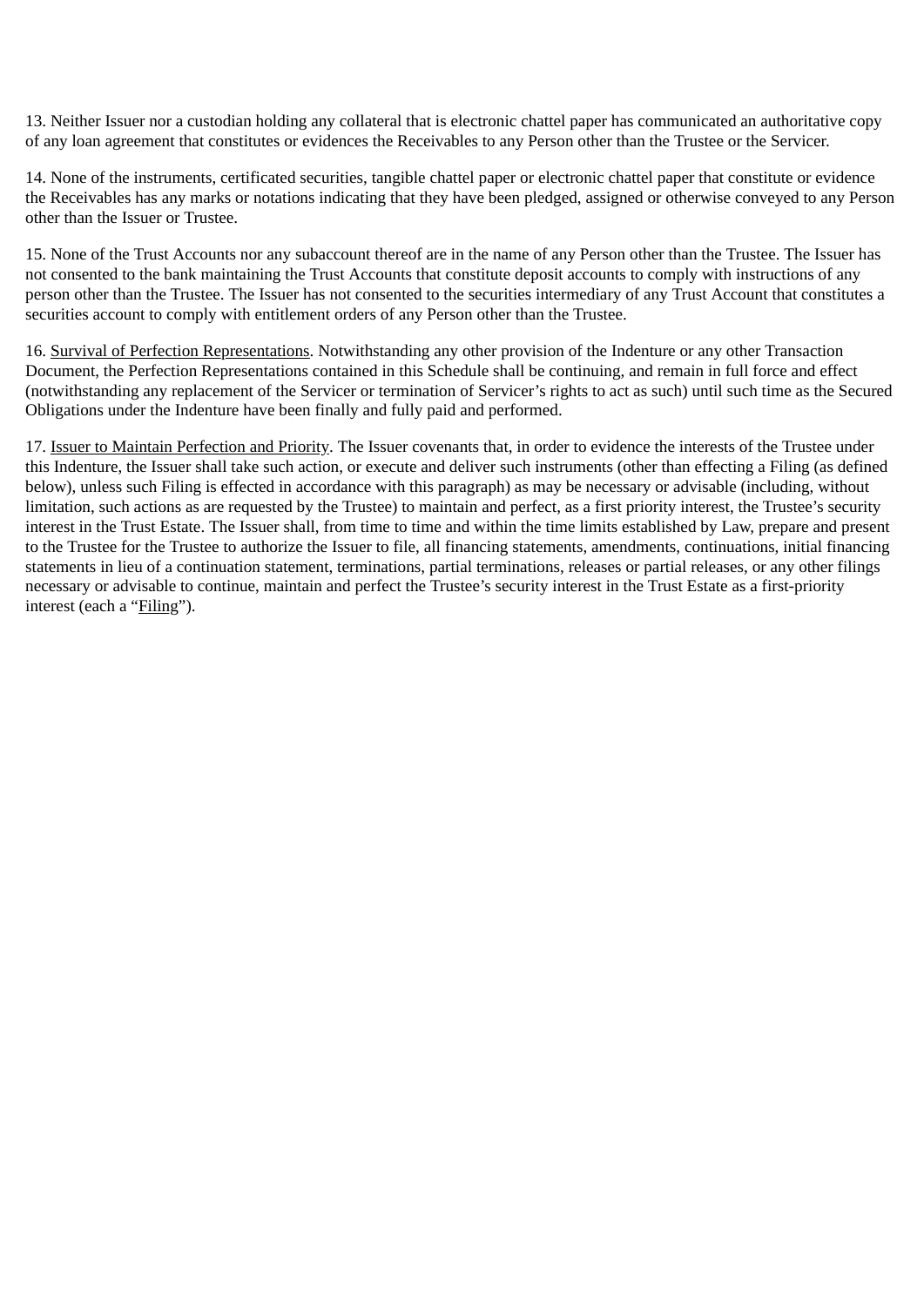13. Neither Issuer nor a custodian holding any collateral that is electronic chattel paper has communicated an authoritative copy of any loan agreement that constitutes or evidences the Receivables to any Person other than the Trustee or the Servicer.

14. None of the instruments, certificated securities, tangible chattel paper or electronic chattel paper that constitute or evidence the Receivables has any marks or notations indicating that they have been pledged, assigned or otherwise conveyed to any Person other than the Issuer or Trustee.

15. None of the Trust Accounts nor any subaccount thereof are in the name of any Person other than the Trustee. The Issuer has not consented to the bank maintaining the Trust Accounts that constitute deposit accounts to comply with instructions of any person other than the Trustee. The Issuer has not consented to the securities intermediary of any Trust Account that constitutes a securities account to comply with entitlement orders of any Person other than the Trustee.

16. Survival of Perfection Representations. Notwithstanding any other provision of the Indenture or any other Transaction Document, the Perfection Representations contained in this Schedule shall be continuing, and remain in full force and effect (notwithstanding any replacement of the Servicer or termination of Servicer's rights to act as such) until such time as the Secured Obligations under the Indenture have been finally and fully paid and performed.

17. Issuer to Maintain Perfection and Priority. The Issuer covenants that, in order to evidence the interests of the Trustee under this Indenture, the Issuer shall take such action, or execute and deliver such instruments (other than effecting a Filing (as defined below), unless such Filing is effected in accordance with this paragraph) as may be necessary or advisable (including, without limitation, such actions as are requested by the Trustee) to maintain and perfect, as a first priority interest, the Trustee's security interest in the Trust Estate. The Issuer shall, from time to time and within the time limits established by Law, prepare and present to the Trustee for the Trustee to authorize the Issuer to file, all financing statements, amendments, continuations, initial financing statements in lieu of a continuation statement, terminations, partial terminations, releases or partial releases, or any other filings necessary or advisable to continue, maintain and perfect the Trustee's security interest in the Trust Estate as a first-priority interest (each a "Filing").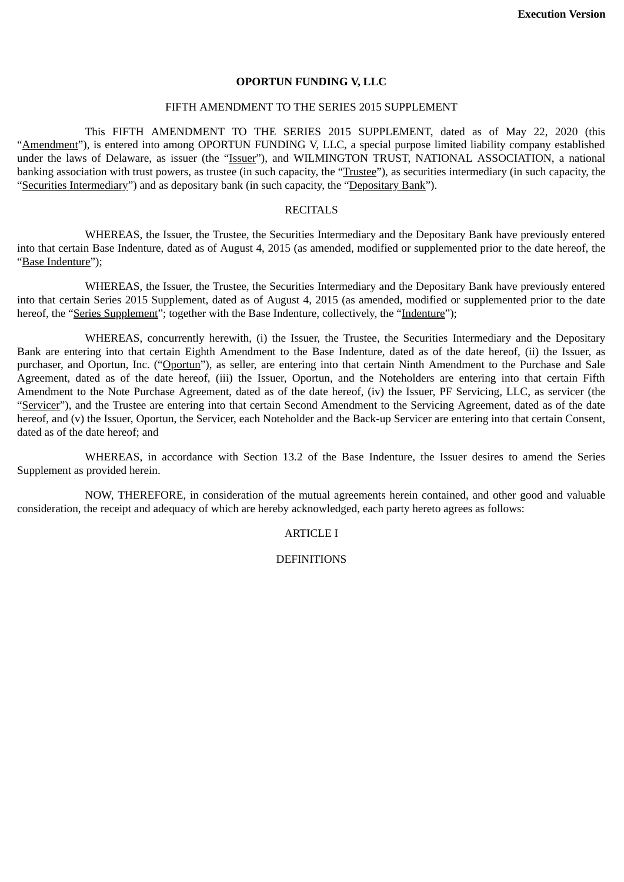**Execution Version**

**OPORTUN FUNDING V, LLC**

FIFTH AMENDMENT TO THE SERIES 2015 SUPPLEMENT

This FIFTH AMENDMENT TO THE SERIES 2015 SUPPLEMENT, dated as of May 22, 2020 (this "Amendment"), is entered into among OPORTUN FUNDING V, LLC, a special purpose limited liability company established under the laws of Delaware, as issuer (the "Issuer"), and WILMINGTON TRUST, NATIONAL ASSOCIATION, a national banking association with trust powers, as trustee (in such capacity, the "Trustee"), as securities intermediary (in such capacity, the "Securities Intermediary") and as depositary bank (in such capacity, the "Depositary Bank").

RECITALS

WHEREAS, the Issuer, the Trustee, the Securities Intermediary and the Depositary Bank have previously entered into that certain Base Indenture, dated as of August 4, 2015 (as amended, modified or supplemented prior to the date hereof, the "Base Indenture");

WHEREAS, the Issuer, the Trustee, the Securities Intermediary and the Depositary Bank have previously entered into that certain Series 2015 Supplement, dated as of August 4, 2015 (as amended, modified or supplemented prior to the date hereof, the "Series Supplement"; together with the Base Indenture, collectively, the "Indenture");

WHEREAS, concurrently herewith, (i) the Issuer, the Trustee, the Securities Intermediary and the Depositary Bank are entering into that certain Eighth Amendment to the Base Indenture, dated as of the date hereof, (ii) the Issuer, as purchaser, and Oportun, Inc. ("Oportun"), as seller, are entering into that certain Ninth Amendment to the Purchase and Sale Agreement, dated as of the date hereof, (iii) the Issuer, Oportun, and the Noteholders are entering into that certain Fifth Amendment to the Note Purchase Agreement, dated as of the date hereof, (iv) the Issuer, PF Servicing, LLC, as servicer (the "Servicer"), and the Trustee are entering into that certain Second Amendment to the Servicing Agreement, dated as of the date hereof, and (v) the Issuer, Oportun, the Servicer, each Noteholder and the Back-up Servicer are entering into that certain Consent, dated as of the date hereof; and

WHEREAS, in accordance with Section 13.2 of the Base Indenture, the Issuer desires to amend the Series Supplement as provided herein.

NOW, THEREFORE, in consideration of the mutual agreements herein contained, and other good and valuable consideration, the receipt and adequacy of which are hereby acknowledged, each party hereto agrees as follows:

ARTICLE I

DEFINITIONS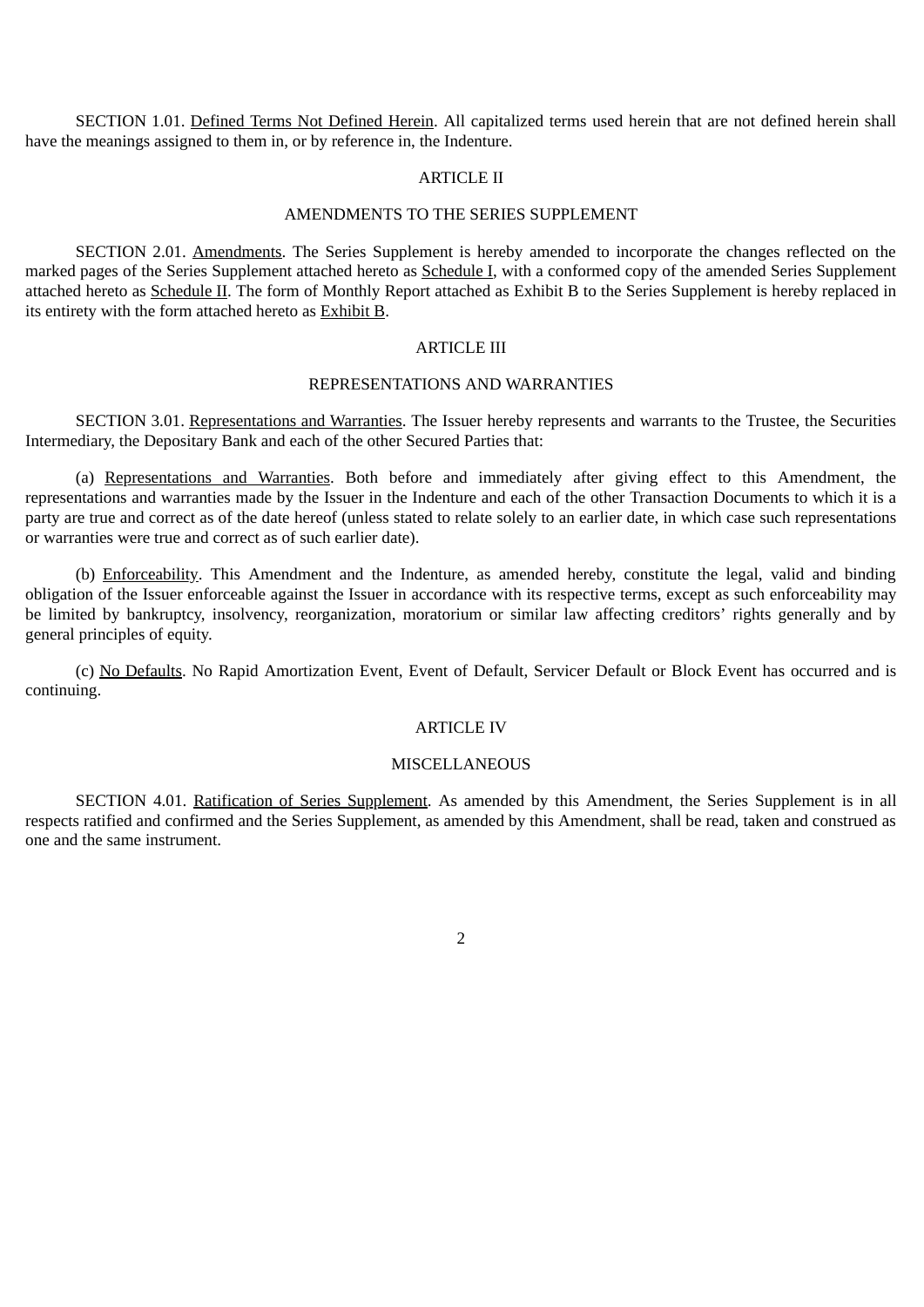SECTION 1.01. Defined Terms Not Defined Herein. All capitalized terms used herein that are not defined herein shall have the meanings assigned to them in, or by reference in, the Indenture.

## ARTICLE II

## AMENDMENTS TO THE SERIES SUPPLEMENT

SECTION 2.01. Amendments. The Series Supplement is hereby amended to incorporate the changes reflected on the marked pages of the Series Supplement attached hereto as Schedule I, with a conformed copy of the amended Series Supplement attached hereto as Schedule II. The form of Monthly Report attached as Exhibit B to the Series Supplement is hereby replaced in its entirety with the form attached hereto as Exhibit B.

## ARTICLE III

## REPRESENTATIONS AND WARRANTIES

SECTION 3.01. Representations and Warranties. The Issuer hereby represents and warrants to the Trustee, the Securities Intermediary, the Depositary Bank and each of the other Secured Parties that:

(a) Representations and Warranties. Both before and immediately after giving effect to this Amendment, the representations and warranties made by the Issuer in the Indenture and each of the other Transaction Documents to which it is a party are true and correct as of the date hereof (unless stated to relate solely to an earlier date, in which case such representations or warranties were true and correct as of such earlier date).

(b) Enforceability. This Amendment and the Indenture, as amended hereby, constitute the legal, valid and binding obligation of the Issuer enforceable against the Issuer in accordance with its respective terms, except as such enforceability may be limited by bankruptcy, insolvency, reorganization, moratorium or similar law affecting creditors' rights generally and by general principles of equity.

(c) No Defaults. No Rapid Amortization Event, Event of Default, Servicer Default or Block Event has occurred and is continuing.

## ARTICLE IV

## MISCELLANEOUS

SECTION 4.01. Ratification of Series Supplement. As amended by this Amendment, the Series Supplement is in all respects ratified and confirmed and the Series Supplement, as amended by this Amendment, shall be read, taken and construed as one and the same instrument.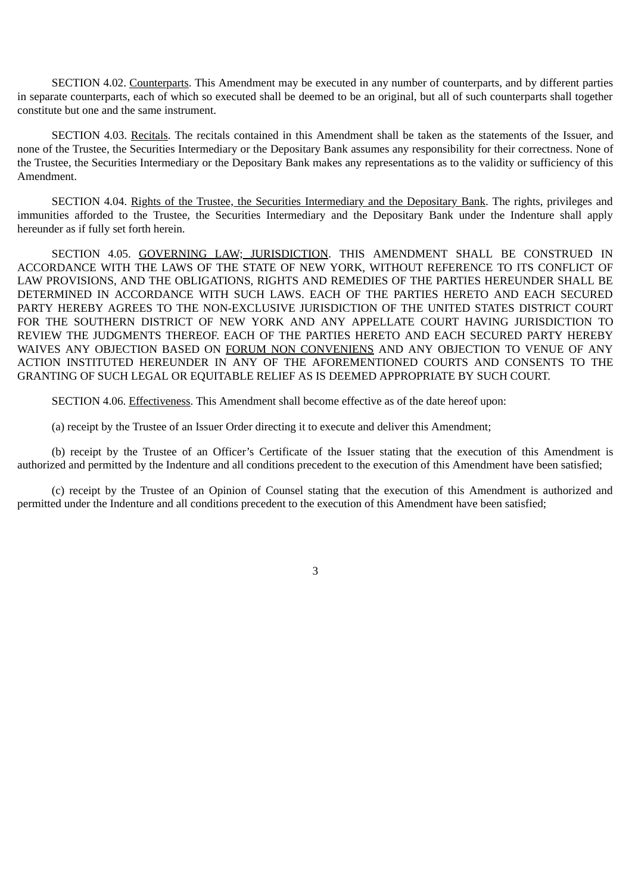SECTION 4.02. Counterparts. This Amendment may be executed in any number of counterparts, and by different parties in separate counterparts, each of which so executed shall be deemed to be an original, but all of such counterparts shall together constitute but one and the same instrument.

SECTION 4.03. Recitals. The recitals contained in this Amendment shall be taken as the statements of the Issuer, and none of the Trustee, the Securities Intermediary or the Depositary Bank assumes any responsibility for their correctness. None of the Trustee, the Securities Intermediary or the Depositary Bank makes any representations as to the validity or sufficiency of this Amendment.

SECTION 4.04. Rights of the Trustee, the Securities Intermediary and the Depositary Bank. The rights, privileges and immunities afforded to the Trustee, the Securities Intermediary and the Depositary Bank under the Indenture shall apply hereunder as if fully set forth herein.

SECTION 4.05. GOVERNING LAW; JURISDICTION. THIS AMENDMENT SHALL BE CONSTRUED IN ACCORDANCE WITH THE LAWS OF THE STATE OF NEW YORK, WITHOUT REFERENCE TO ITS CONFLICT OF LAW PROVISIONS, AND THE OBLIGATIONS, RIGHTS AND REMEDIES OF THE PARTIES HEREUNDER SHALL BE DETERMINED IN ACCORDANCE WITH SUCH LAWS. EACH OF THE PARTIES HERETO AND EACH SECURED PARTY HEREBY AGREES TO THE NON-EXCLUSIVE JURISDICTION OF THE UNITED STATES DISTRICT COURT FOR THE SOUTHERN DISTRICT OF NEW YORK AND ANY APPELLATE COURT HAVING JURISDICTION TO REVIEW THE JUDGMENTS THEREOF. EACH OF THE PARTIES HERETO AND EACH SECURED PARTY HEREBY WAIVES ANY OBJECTION BASED ON FORUM NON CONVENIENS AND ANY OBJECTION TO VENUE OF ANY ACTION INSTITUTED HEREUNDER IN ANY OF THE AFOREMENTIONED COURTS AND CONSENTS TO THE GRANTING OF SUCH LEGAL OR EQUITABLE RELIEF AS IS DEEMED APPROPRIATE BY SUCH COURT.

SECTION 4.06. Effectiveness. This Amendment shall become effective as of the date hereof upon:

(a) receipt by the Trustee of an Issuer Order directing it to execute and deliver this Amendment;

(b) receipt by the Trustee of an Officer's Certificate of the Issuer stating that the execution of this Amendment is authorized and permitted by the Indenture and all conditions precedent to the execution of this Amendment have been satisfied;

(c) receipt by the Trustee of an Opinion of Counsel stating that the execution of this Amendment is authorized and permitted under the Indenture and all conditions precedent to the execution of this Amendment have been satisfied;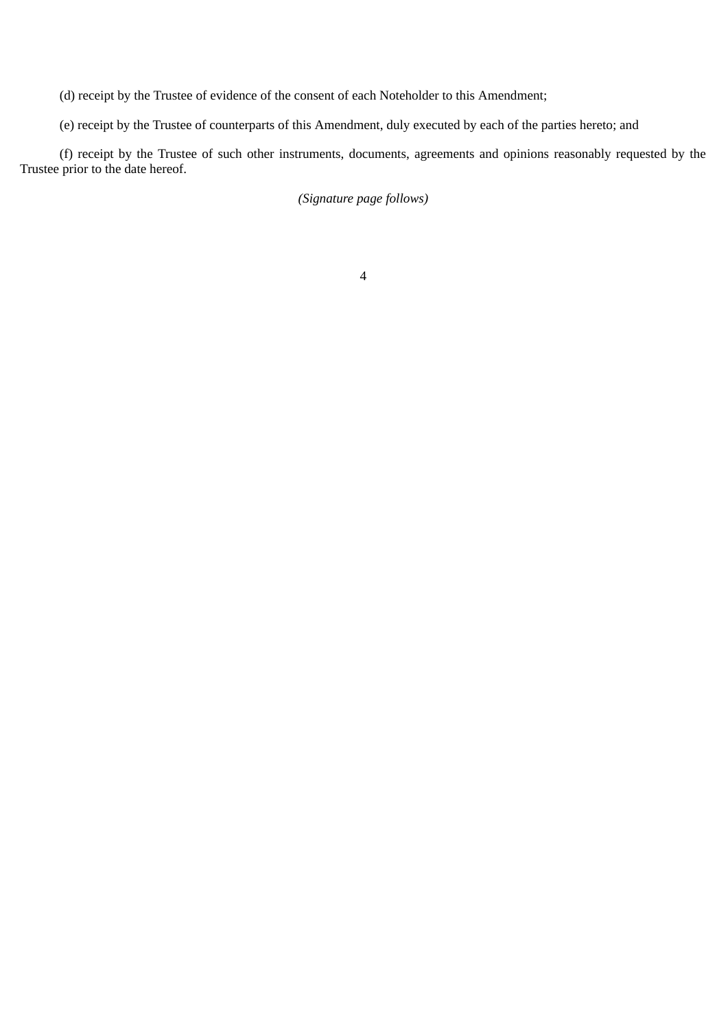(d) receipt by the Trustee of evidence of the consent of each Noteholder to this Amendment;

(e) receipt by the Trustee of counterparts of this Amendment, duly executed by each of the parties hereto; and

(f) receipt by the Trustee of such other instruments, documents, agreements and opinions reasonably requested by the Trustee prior to the date hereof.

*(Signature page follows)*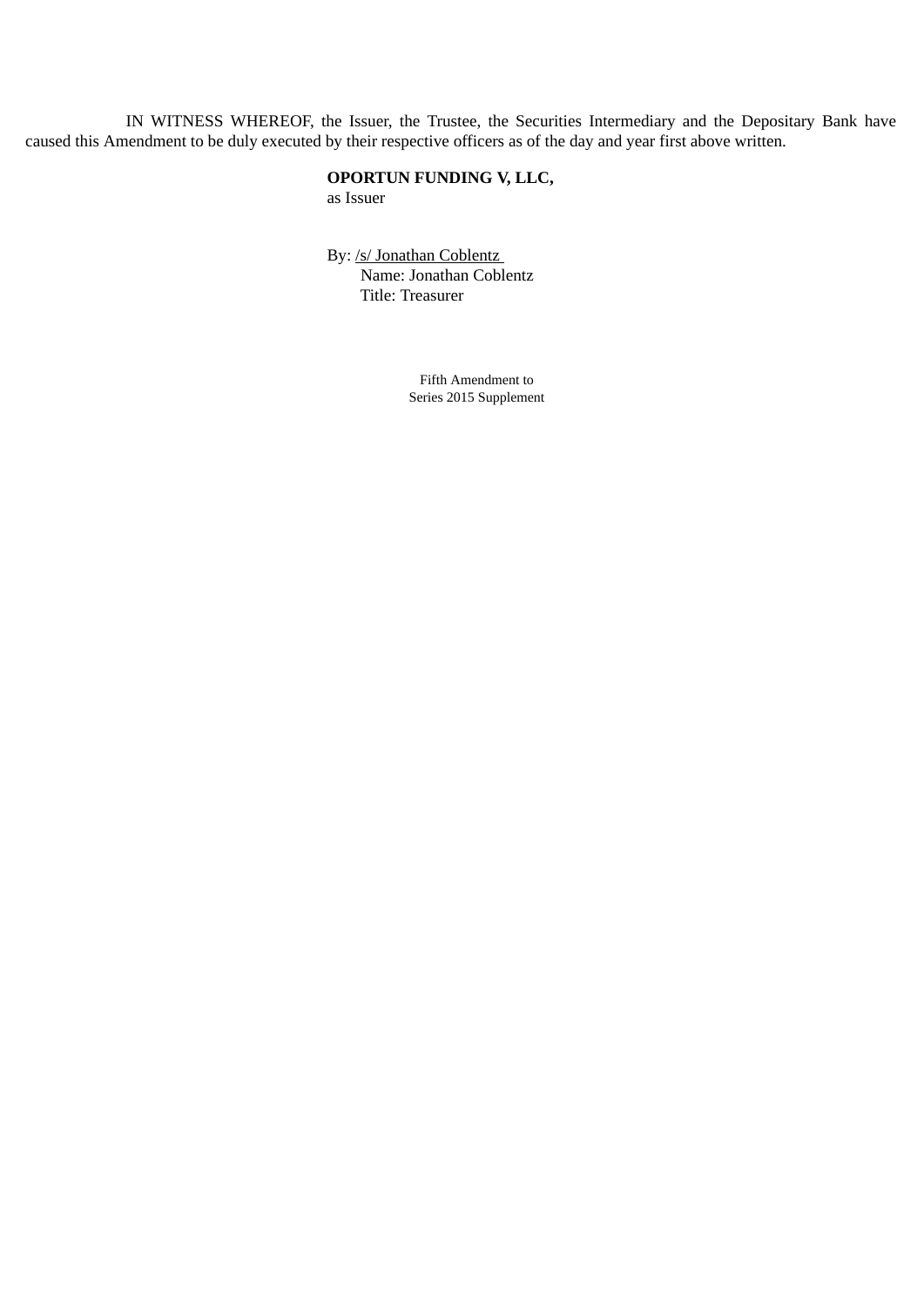IN WITNESS WHEREOF, the Issuer, the Trustee, the Securities Intermediary and the Depositary Bank have caused this Amendment to be duly executed by their respective officers as of the day and year first above written.

**OPORTUN FUNDING V, LLC,**
as Issuer

By: /s/ Jonathan Coblentz
Name: Jonathan Coblentz
Title: Treasurer

Fifth Amendment to
Series 2015 Supplement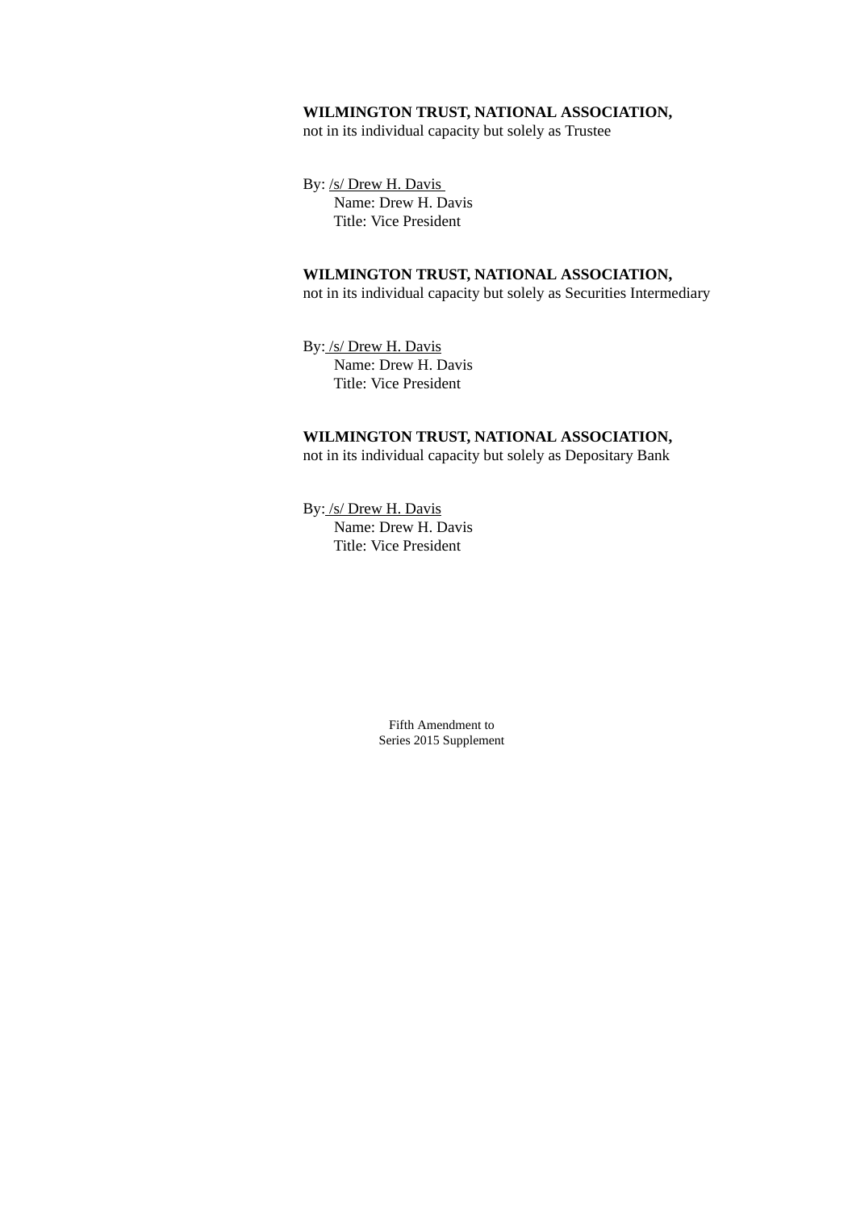**WILMINGTON TRUST, NATIONAL ASSOCIATION,**
not in its individual capacity but solely as Trustee

By: /s/ Drew H. Davis
Name: Drew H. Davis
Title: Vice President

**WILMINGTON TRUST, NATIONAL ASSOCIATION,**
not in its individual capacity but solely as Securities Intermediary

By: /s/ Drew H. Davis
Name: Drew H. Davis
Title: Vice President

**WILMINGTON TRUST, NATIONAL ASSOCIATION,**
not in its individual capacity but solely as Depositary Bank

By: /s/ Drew H. Davis
Name: Drew H. Davis
Title: Vice President

Fifth Amendment to
Series 2015 Supplement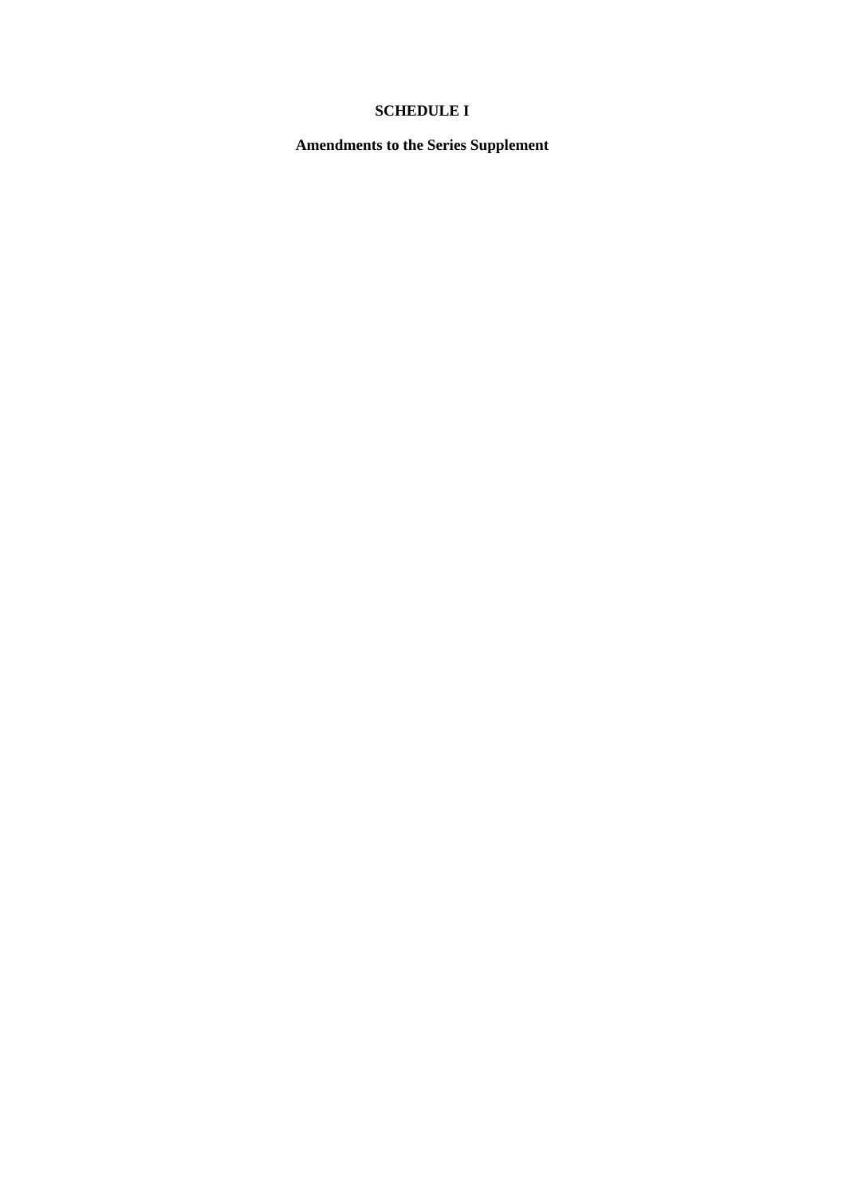# SCHEDULE I

## Amendments to the Series Supplement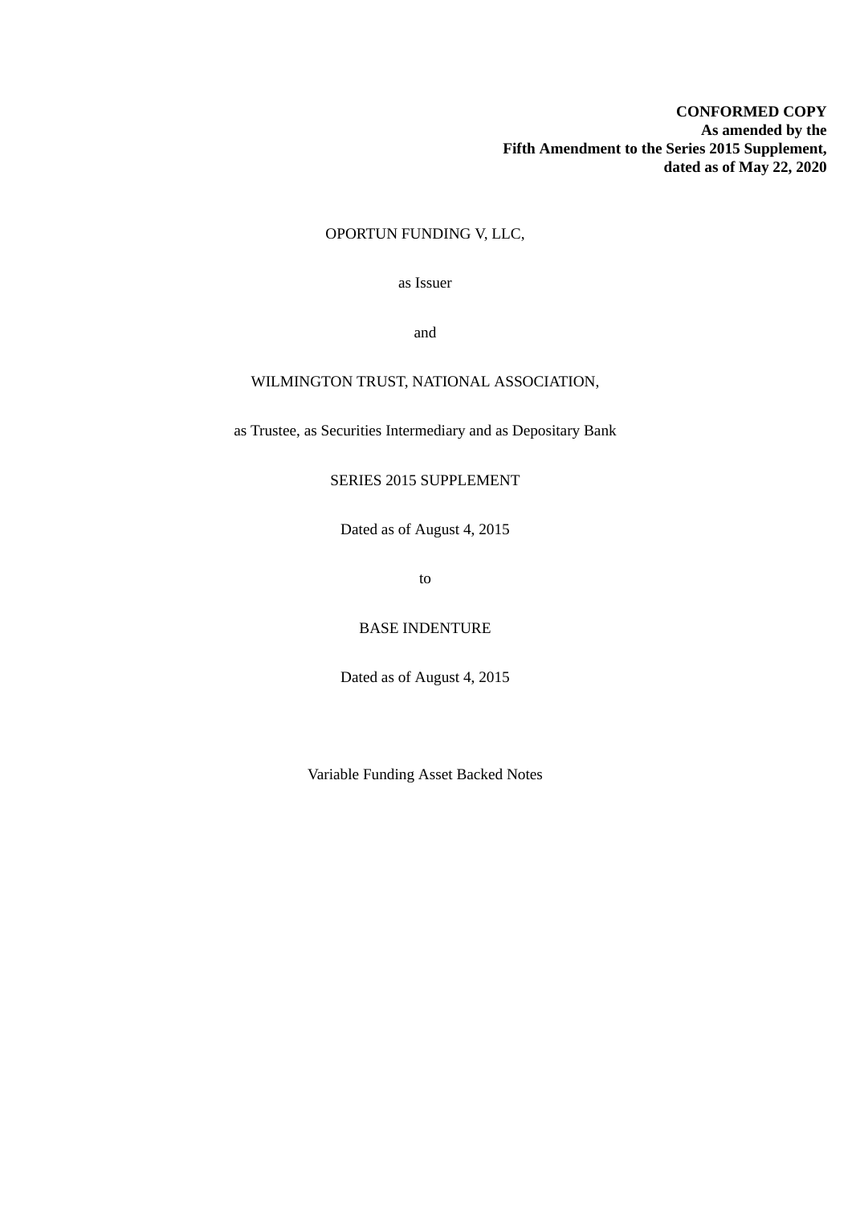**CONFORMED COPY**
**As amended by the**
**Fifth Amendment to the Series 2015 Supplement,**
**dated as of May 22, 2020**

OPORTUN FUNDING V, LLC,

as Issuer

and

WILMINGTON TRUST, NATIONAL ASSOCIATION,

as Trustee, as Securities Intermediary and as Depositary Bank

SERIES 2015 SUPPLEMENT

Dated as of August 4, 2015

to

BASE INDENTURE

Dated as of August 4, 2015

Variable Funding Asset Backed Notes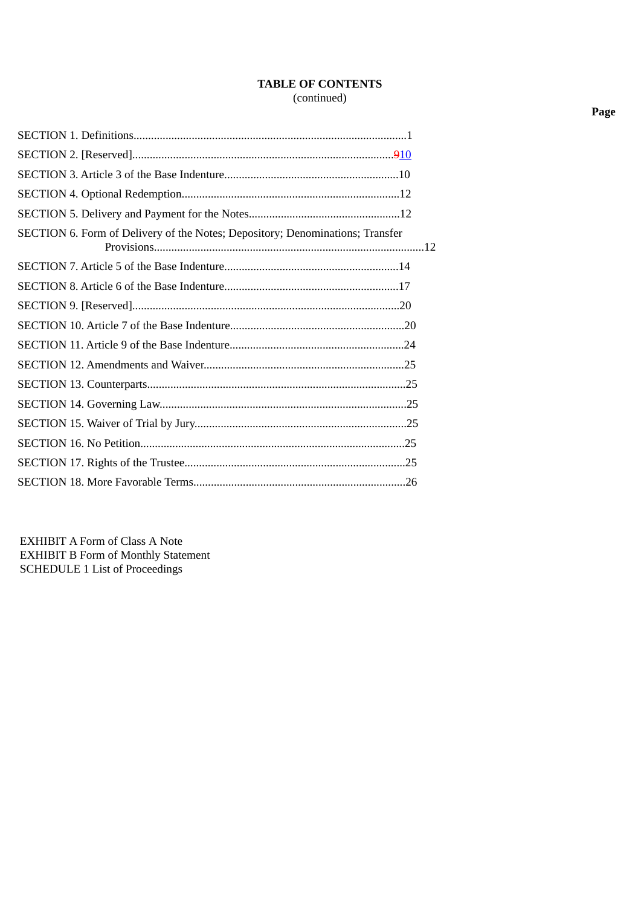**TABLE OF CONTENTS**
(continued)

| | Page |
|---|---|
| SECTION 1. Definitions | 1 |
| SECTION 2. [Reserved] | ~~9~~10 |
| SECTION 3. Article 3 of the Base Indenture | 10 |
| SECTION 4. Optional Redemption | 12 |
| SECTION 5. Delivery and Payment for the Notes | 12 |
| SECTION 6. Form of Delivery of the Notes; Depository; Denominations; Transfer Provisions | 12 |
| SECTION 7. Article 5 of the Base Indenture | 14 |
| SECTION 8. Article 6 of the Base Indenture | 17 |
| SECTION 9. [Reserved] | 20 |
| SECTION 10. Article 7 of the Base Indenture | 20 |
| SECTION 11. Article 9 of the Base Indenture | 24 |
| SECTION 12. Amendments and Waiver | 25 |
| SECTION 13. Counterparts | 25 |
| SECTION 14. Governing Law | 25 |
| SECTION 15. Waiver of Trial by Jury | 25 |
| SECTION 16. No Petition | 25 |
| SECTION 17. Rights of the Trustee | 25 |
| SECTION 18. More Favorable Terms | 26 |

EXHIBIT A Form of Class A Note
EXHIBIT B Form of Monthly Statement
SCHEDULE 1 List of Proceedings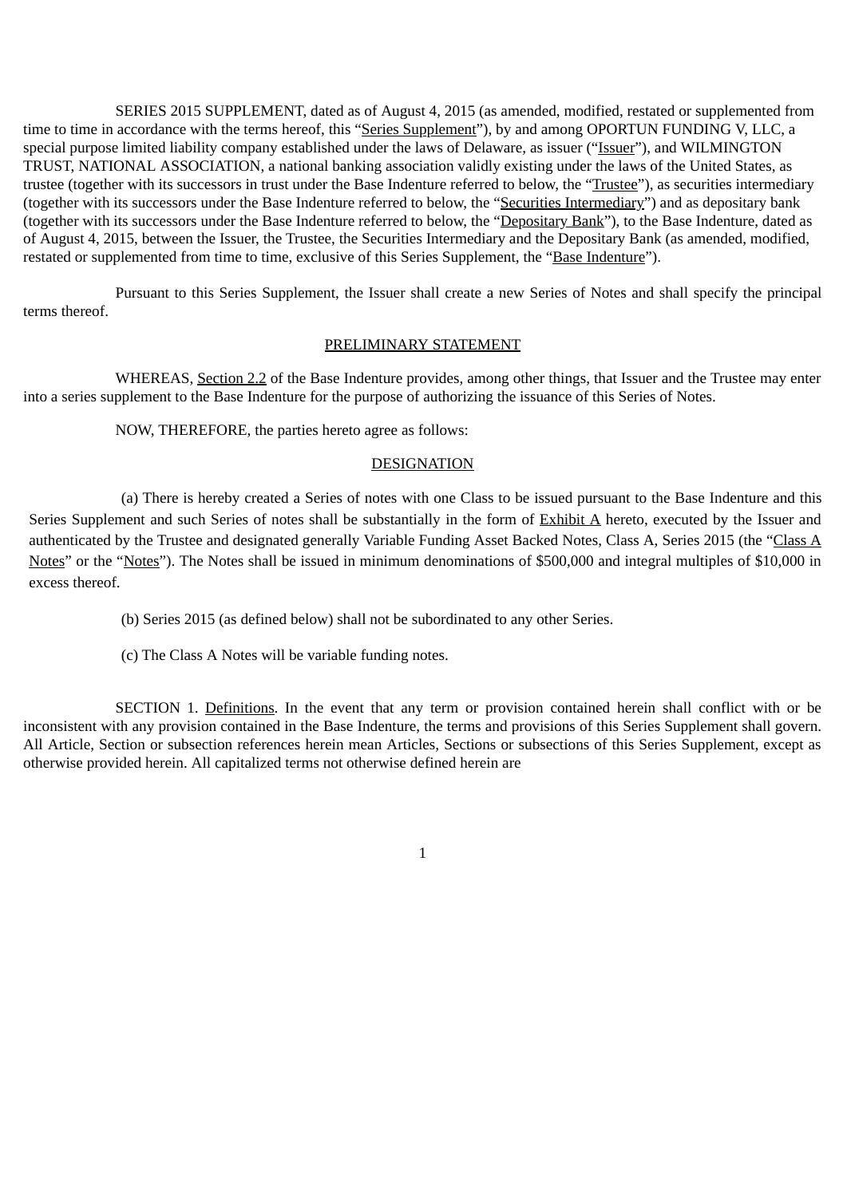SERIES 2015 SUPPLEMENT, dated as of August 4, 2015 (as amended, modified, restated or supplemented from time to time in accordance with the terms hereof, this "Series Supplement"), by and among OPORTUN FUNDING V, LLC, a special purpose limited liability company established under the laws of Delaware, as issuer ("Issuer"), and WILMINGTON TRUST, NATIONAL ASSOCIATION, a national banking association validly existing under the laws of the United States, as trustee (together with its successors in trust under the Base Indenture referred to below, the "Trustee"), as securities intermediary (together with its successors under the Base Indenture referred to below, the "Securities Intermediary") and as depositary bank (together with its successors under the Base Indenture referred to below, the "Depositary Bank"), to the Base Indenture, dated as of August 4, 2015, between the Issuer, the Trustee, the Securities Intermediary and the Depositary Bank (as amended, modified, restated or supplemented from time to time, exclusive of this Series Supplement, the "Base Indenture").

Pursuant to this Series Supplement, the Issuer shall create a new Series of Notes and shall specify the principal terms thereof.

## PRELIMINARY STATEMENT

WHEREAS, Section 2.2 of the Base Indenture provides, among other things, that Issuer and the Trustee may enter into a series supplement to the Base Indenture for the purpose of authorizing the issuance of this Series of Notes.

NOW, THEREFORE, the parties hereto agree as follows:

## DESIGNATION

(a) There is hereby created a Series of notes with one Class to be issued pursuant to the Base Indenture and this Series Supplement and such Series of notes shall be substantially in the form of Exhibit A hereto, executed by the Issuer and authenticated by the Trustee and designated generally Variable Funding Asset Backed Notes, Class A, Series 2015 (the "Class A Notes" or the "Notes"). The Notes shall be issued in minimum denominations of $500,000 and integral multiples of $10,000 in excess thereof.

(b) Series 2015 (as defined below) shall not be subordinated to any other Series.

(c) The Class A Notes will be variable funding notes.

SECTION 1. Definitions. In the event that any term or provision contained herein shall conflict with or be inconsistent with any provision contained in the Base Indenture, the terms and provisions of this Series Supplement shall govern. All Article, Section or subsection references herein mean Articles, Sections or subsections of this Series Supplement, except as otherwise provided herein. All capitalized terms not otherwise defined herein are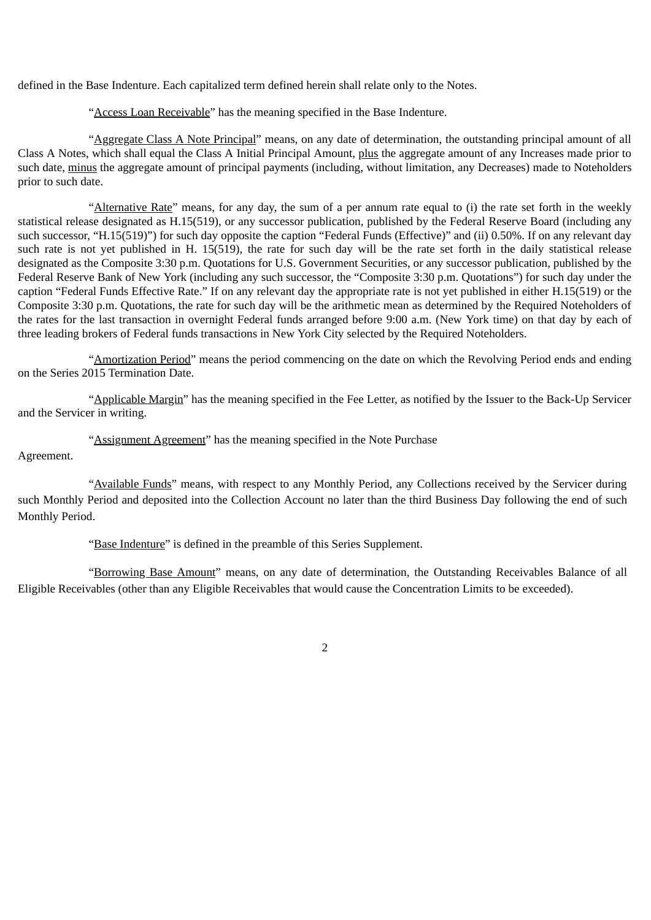defined in the Base Indenture. Each capitalized term defined herein shall relate only to the Notes.

"Access Loan Receivable" has the meaning specified in the Base Indenture.

"Aggregate Class A Note Principal" means, on any date of determination, the outstanding principal amount of all Class A Notes, which shall equal the Class A Initial Principal Amount, plus the aggregate amount of any Increases made prior to such date, minus the aggregate amount of principal payments (including, without limitation, any Decreases) made to Noteholders prior to such date.

"Alternative Rate" means, for any day, the sum of a per annum rate equal to (i) the rate set forth in the weekly statistical release designated as H.15(519), or any successor publication, published by the Federal Reserve Board (including any such successor, "H.15(519)") for such day opposite the caption "Federal Funds (Effective)" and (ii) 0.50%. If on any relevant day such rate is not yet published in H. 15(519), the rate for such day will be the rate set forth in the daily statistical release designated as the Composite 3:30 p.m. Quotations for U.S. Government Securities, or any successor publication, published by the Federal Reserve Bank of New York (including any such successor, the "Composite 3:30 p.m. Quotations") for such day under the caption "Federal Funds Effective Rate." If on any relevant day the appropriate rate is not yet published in either H.15(519) or the Composite 3:30 p.m. Quotations, the rate for such day will be the arithmetic mean as determined by the Required Noteholders of the rates for the last transaction in overnight Federal funds arranged before 9:00 a.m. (New York time) on that day by each of three leading brokers of Federal funds transactions in New York City selected by the Required Noteholders.

"Amortization Period" means the period commencing on the date on which the Revolving Period ends and ending on the Series 2015 Termination Date.

"Applicable Margin" has the meaning specified in the Fee Letter, as notified by the Issuer to the Back-Up Servicer and the Servicer in writing.

"Assignment Agreement" has the meaning specified in the Note Purchase Agreement.

"Available Funds" means, with respect to any Monthly Period, any Collections received by the Servicer during such Monthly Period and deposited into the Collection Account no later than the third Business Day following the end of such Monthly Period.

"Base Indenture" is defined in the preamble of this Series Supplement.

"Borrowing Base Amount" means, on any date of determination, the Outstanding Receivables Balance of all Eligible Receivables (other than any Eligible Receivables that would cause the Concentration Limits to be exceeded).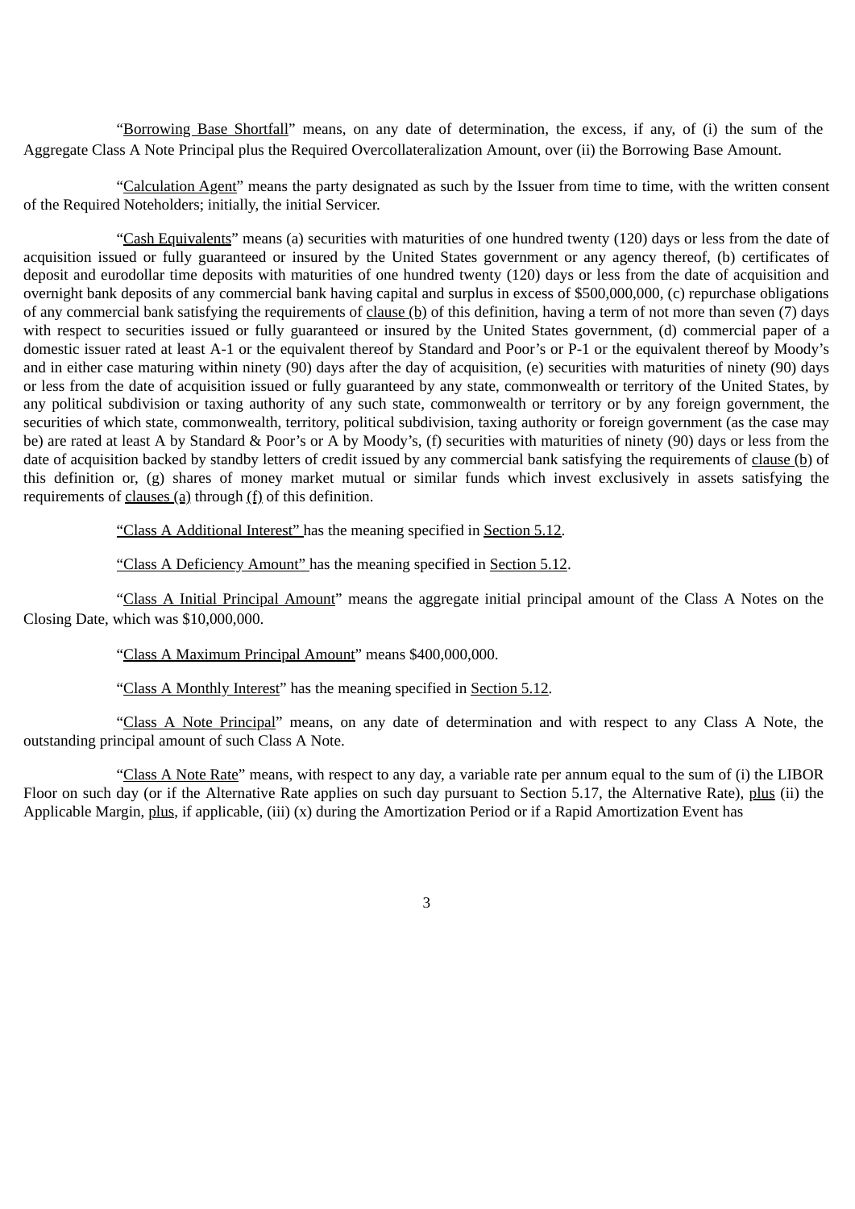"Borrowing Base Shortfall" means, on any date of determination, the excess, if any, of (i) the sum of the Aggregate Class A Note Principal plus the Required Overcollateralization Amount, over (ii) the Borrowing Base Amount.

"Calculation Agent" means the party designated as such by the Issuer from time to time, with the written consent of the Required Noteholders; initially, the initial Servicer.

"Cash Equivalents" means (a) securities with maturities of one hundred twenty (120) days or less from the date of acquisition issued or fully guaranteed or insured by the United States government or any agency thereof, (b) certificates of deposit and eurodollar time deposits with maturities of one hundred twenty (120) days or less from the date of acquisition and overnight bank deposits of any commercial bank having capital and surplus in excess of $500,000,000, (c) repurchase obligations of any commercial bank satisfying the requirements of clause (b) of this definition, having a term of not more than seven (7) days with respect to securities issued or fully guaranteed or insured by the United States government, (d) commercial paper of a domestic issuer rated at least A-1 or the equivalent thereof by Standard and Poor's or P-1 or the equivalent thereof by Moody's and in either case maturing within ninety (90) days after the day of acquisition, (e) securities with maturities of ninety (90) days or less from the date of acquisition issued or fully guaranteed by any state, commonwealth or territory of the United States, by any political subdivision or taxing authority of any such state, commonwealth or territory or by any foreign government, the securities of which state, commonwealth, territory, political subdivision, taxing authority or foreign government (as the case may be) are rated at least A by Standard & Poor's or A by Moody's, (f) securities with maturities of ninety (90) days or less from the date of acquisition backed by standby letters of credit issued by any commercial bank satisfying the requirements of clause (b) of this definition or, (g) shares of money market mutual or similar funds which invest exclusively in assets satisfying the requirements of clauses (a) through (f) of this definition.

"Class A Additional Interest" has the meaning specified in Section 5.12.

"Class A Deficiency Amount" has the meaning specified in Section 5.12.

"Class A Initial Principal Amount" means the aggregate initial principal amount of the Class A Notes on the Closing Date, which was $10,000,000.

"Class A Maximum Principal Amount" means $400,000,000.

"Class A Monthly Interest" has the meaning specified in Section 5.12.

"Class A Note Principal" means, on any date of determination and with respect to any Class A Note, the outstanding principal amount of such Class A Note.

"Class A Note Rate" means, with respect to any day, a variable rate per annum equal to the sum of (i) the LIBOR Floor on such day (or if the Alternative Rate applies on such day pursuant to Section 5.17, the Alternative Rate), plus (ii) the Applicable Margin, plus, if applicable, (iii) (x) during the Amortization Period or if a Rapid Amortization Event has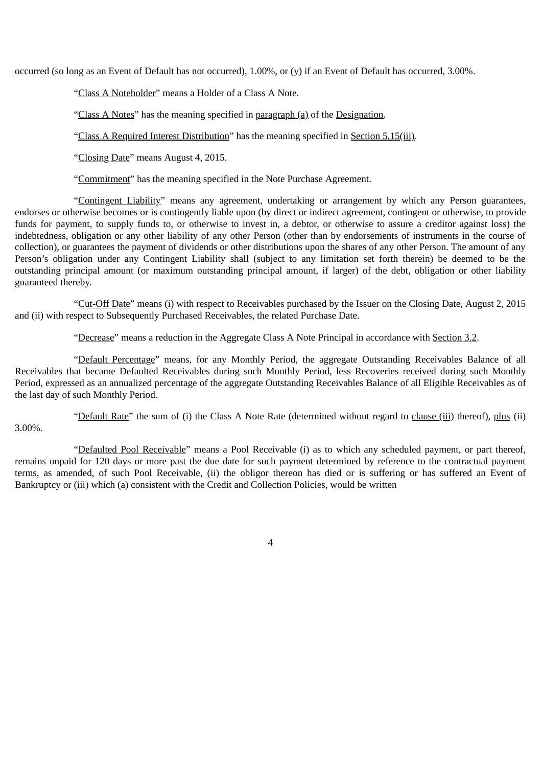occurred (so long as an Event of Default has not occurred), 1.00%, or (y) if an Event of Default has occurred, 3.00%.

"Class A Noteholder" means a Holder of a Class A Note.

"Class A Notes" has the meaning specified in paragraph (a) of the Designation.

"Class A Required Interest Distribution" has the meaning specified in Section 5.15(iii).

"Closing Date" means August 4, 2015.

"Commitment" has the meaning specified in the Note Purchase Agreement.

"Contingent Liability" means any agreement, undertaking or arrangement by which any Person guarantees, endorses or otherwise becomes or is contingently liable upon (by direct or indirect agreement, contingent or otherwise, to provide funds for payment, to supply funds to, or otherwise to invest in, a debtor, or otherwise to assure a creditor against loss) the indebtedness, obligation or any other liability of any other Person (other than by endorsements of instruments in the course of collection), or guarantees the payment of dividends or other distributions upon the shares of any other Person. The amount of any Person's obligation under any Contingent Liability shall (subject to any limitation set forth therein) be deemed to be the outstanding principal amount (or maximum outstanding principal amount, if larger) of the debt, obligation or other liability guaranteed thereby.

"Cut-Off Date" means (i) with respect to Receivables purchased by the Issuer on the Closing Date, August 2, 2015 and (ii) with respect to Subsequently Purchased Receivables, the related Purchase Date.

"Decrease" means a reduction in the Aggregate Class A Note Principal in accordance with Section 3.2.

"Default Percentage" means, for any Monthly Period, the aggregate Outstanding Receivables Balance of all Receivables that became Defaulted Receivables during such Monthly Period, less Recoveries received during such Monthly Period, expressed as an annualized percentage of the aggregate Outstanding Receivables Balance of all Eligible Receivables as of the last day of such Monthly Period.

"Default Rate" the sum of (i) the Class A Note Rate (determined without regard to clause (iii) thereof), plus (ii) 3.00%.

"Defaulted Pool Receivable" means a Pool Receivable (i) as to which any scheduled payment, or part thereof, remains unpaid for 120 days or more past the due date for such payment determined by reference to the contractual payment terms, as amended, of such Pool Receivable, (ii) the obligor thereon has died or is suffering or has suffered an Event of Bankruptcy or (iii) which (a) consistent with the Credit and Collection Policies, would be written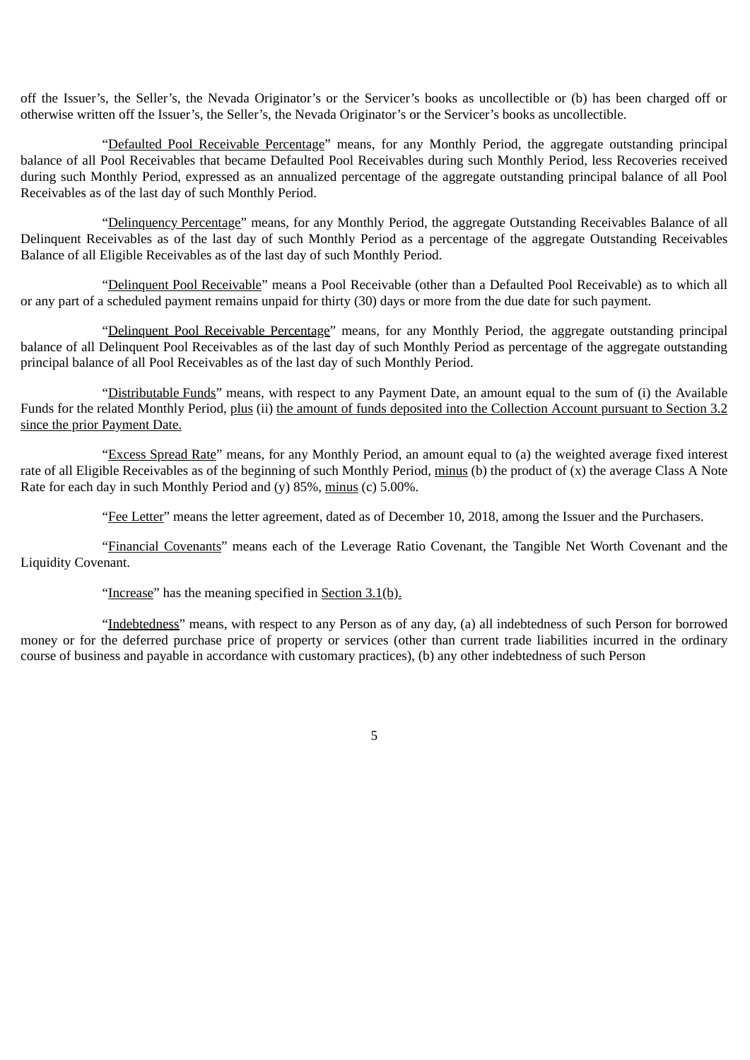off the Issuer's, the Seller's, the Nevada Originator's or the Servicer's books as uncollectible or (b) has been charged off or otherwise written off the Issuer's, the Seller's, the Nevada Originator's or the Servicer's books as uncollectible.

"Defaulted Pool Receivable Percentage" means, for any Monthly Period, the aggregate outstanding principal balance of all Pool Receivables that became Defaulted Pool Receivables during such Monthly Period, less Recoveries received during such Monthly Period, expressed as an annualized percentage of the aggregate outstanding principal balance of all Pool Receivables as of the last day of such Monthly Period.

"Delinquency Percentage" means, for any Monthly Period, the aggregate Outstanding Receivables Balance of all Delinquent Receivables as of the last day of such Monthly Period as a percentage of the aggregate Outstanding Receivables Balance of all Eligible Receivables as of the last day of such Monthly Period.

"Delinquent Pool Receivable" means a Pool Receivable (other than a Defaulted Pool Receivable) as to which all or any part of a scheduled payment remains unpaid for thirty (30) days or more from the due date for such payment.

"Delinquent Pool Receivable Percentage" means, for any Monthly Period, the aggregate outstanding principal balance of all Delinquent Pool Receivables as of the last day of such Monthly Period as percentage of the aggregate outstanding principal balance of all Pool Receivables as of the last day of such Monthly Period.

"Distributable Funds" means, with respect to any Payment Date, an amount equal to the sum of (i) the Available Funds for the related Monthly Period, plus (ii) the amount of funds deposited into the Collection Account pursuant to Section 3.2 since the prior Payment Date.

"Excess Spread Rate" means, for any Monthly Period, an amount equal to (a) the weighted average fixed interest rate of all Eligible Receivables as of the beginning of such Monthly Period, minus (b) the product of (x) the average Class A Note Rate for each day in such Monthly Period and (y) 85%, minus (c) 5.00%.

"Fee Letter" means the letter agreement, dated as of December 10, 2018, among the Issuer and the Purchasers.

"Financial Covenants" means each of the Leverage Ratio Covenant, the Tangible Net Worth Covenant and the Liquidity Covenant.

"Increase" has the meaning specified in Section 3.1(b).

"Indebtedness" means, with respect to any Person as of any day, (a) all indebtedness of such Person for borrowed money or for the deferred purchase price of property or services (other than current trade liabilities incurred in the ordinary course of business and payable in accordance with customary practices), (b) any other indebtedness of such Person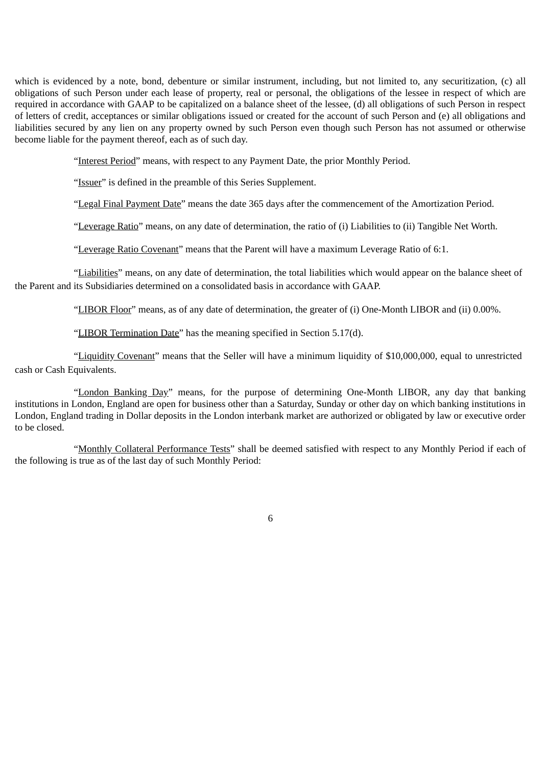which is evidenced by a note, bond, debenture or similar instrument, including, but not limited to, any securitization, (c) all obligations of such Person under each lease of property, real or personal, the obligations of the lessee in respect of which are required in accordance with GAAP to be capitalized on a balance sheet of the lessee, (d) all obligations of such Person in respect of letters of credit, acceptances or similar obligations issued or created for the account of such Person and (e) all obligations and liabilities secured by any lien on any property owned by such Person even though such Person has not assumed or otherwise become liable for the payment thereof, each as of such day.

"Interest Period" means, with respect to any Payment Date, the prior Monthly Period.

"Issuer" is defined in the preamble of this Series Supplement.

"Legal Final Payment Date" means the date 365 days after the commencement of the Amortization Period.

"Leverage Ratio" means, on any date of determination, the ratio of (i) Liabilities to (ii) Tangible Net Worth.

"Leverage Ratio Covenant" means that the Parent will have a maximum Leverage Ratio of 6:1.

"Liabilities" means, on any date of determination, the total liabilities which would appear on the balance sheet of the Parent and its Subsidiaries determined on a consolidated basis in accordance with GAAP.

"LIBOR Floor" means, as of any date of determination, the greater of (i) One-Month LIBOR and (ii) 0.00%.

"LIBOR Termination Date" has the meaning specified in Section 5.17(d).

"Liquidity Covenant" means that the Seller will have a minimum liquidity of $10,000,000, equal to unrestricted cash or Cash Equivalents.

"London Banking Day" means, for the purpose of determining One-Month LIBOR, any day that banking institutions in London, England are open for business other than a Saturday, Sunday or other day on which banking institutions in London, England trading in Dollar deposits in the London interbank market are authorized or obligated by law or executive order to be closed.

"Monthly Collateral Performance Tests" shall be deemed satisfied with respect to any Monthly Period if each of the following is true as of the last day of such Monthly Period: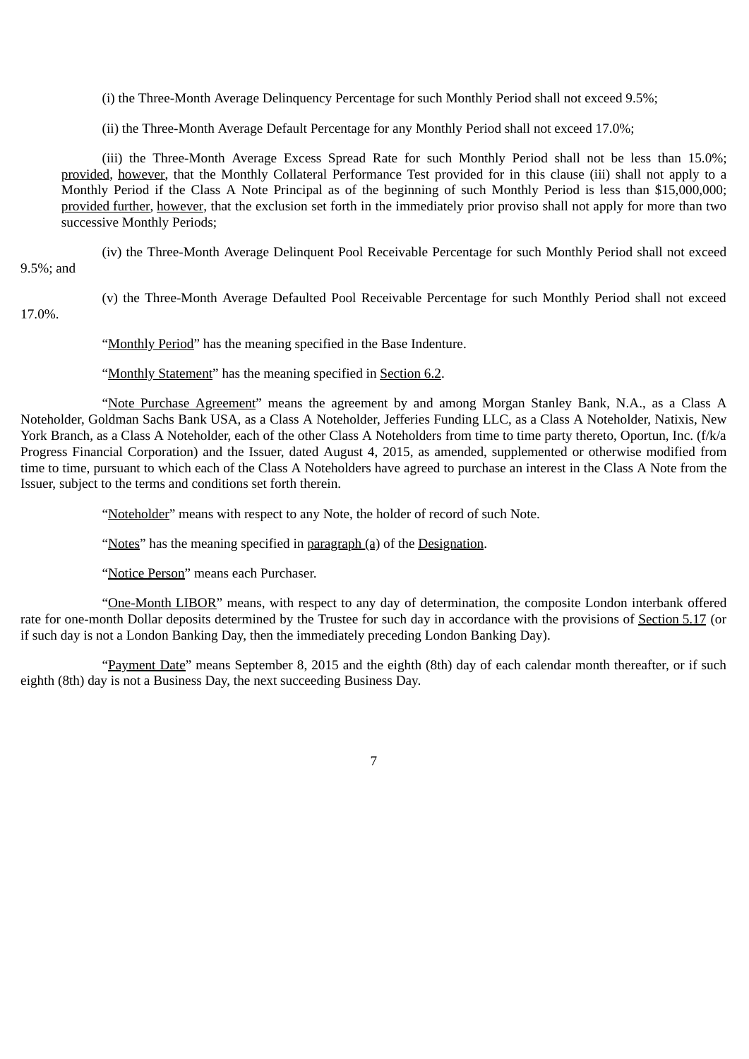(i) the Three-Month Average Delinquency Percentage for such Monthly Period shall not exceed 9.5%;

(ii) the Three-Month Average Default Percentage for any Monthly Period shall not exceed 17.0%;

(iii) the Three-Month Average Excess Spread Rate for such Monthly Period shall not be less than 15.0%; provided, however, that the Monthly Collateral Performance Test provided for in this clause (iii) shall not apply to a Monthly Period if the Class A Note Principal as of the beginning of such Monthly Period is less than $15,000,000; provided further, however, that the exclusion set forth in the immediately prior proviso shall not apply for more than two successive Monthly Periods;

(iv) the Three-Month Average Delinquent Pool Receivable Percentage for such Monthly Period shall not exceed 9.5%; and

(v) the Three-Month Average Defaulted Pool Receivable Percentage for such Monthly Period shall not exceed 17.0%.

"Monthly Period" has the meaning specified in the Base Indenture.

"Monthly Statement" has the meaning specified in Section 6.2.

"Note Purchase Agreement" means the agreement by and among Morgan Stanley Bank, N.A., as a Class A Noteholder, Goldman Sachs Bank USA, as a Class A Noteholder, Jefferies Funding LLC, as a Class A Noteholder, Natixis, New York Branch, as a Class A Noteholder, each of the other Class A Noteholders from time to time party thereto, Oportun, Inc. (f/k/a Progress Financial Corporation) and the Issuer, dated August 4, 2015, as amended, supplemented or otherwise modified from time to time, pursuant to which each of the Class A Noteholders have agreed to purchase an interest in the Class A Note from the Issuer, subject to the terms and conditions set forth therein.

"Noteholder" means with respect to any Note, the holder of record of such Note.

"Notes" has the meaning specified in paragraph (a) of the Designation.

"Notice Person" means each Purchaser.

"One-Month LIBOR" means, with respect to any day of determination, the composite London interbank offered rate for one-month Dollar deposits determined by the Trustee for such day in accordance with the provisions of Section 5.17 (or if such day is not a London Banking Day, then the immediately preceding London Banking Day).

"Payment Date" means September 8, 2015 and the eighth (8th) day of each calendar month thereafter, or if such eighth (8th) day is not a Business Day, the next succeeding Business Day.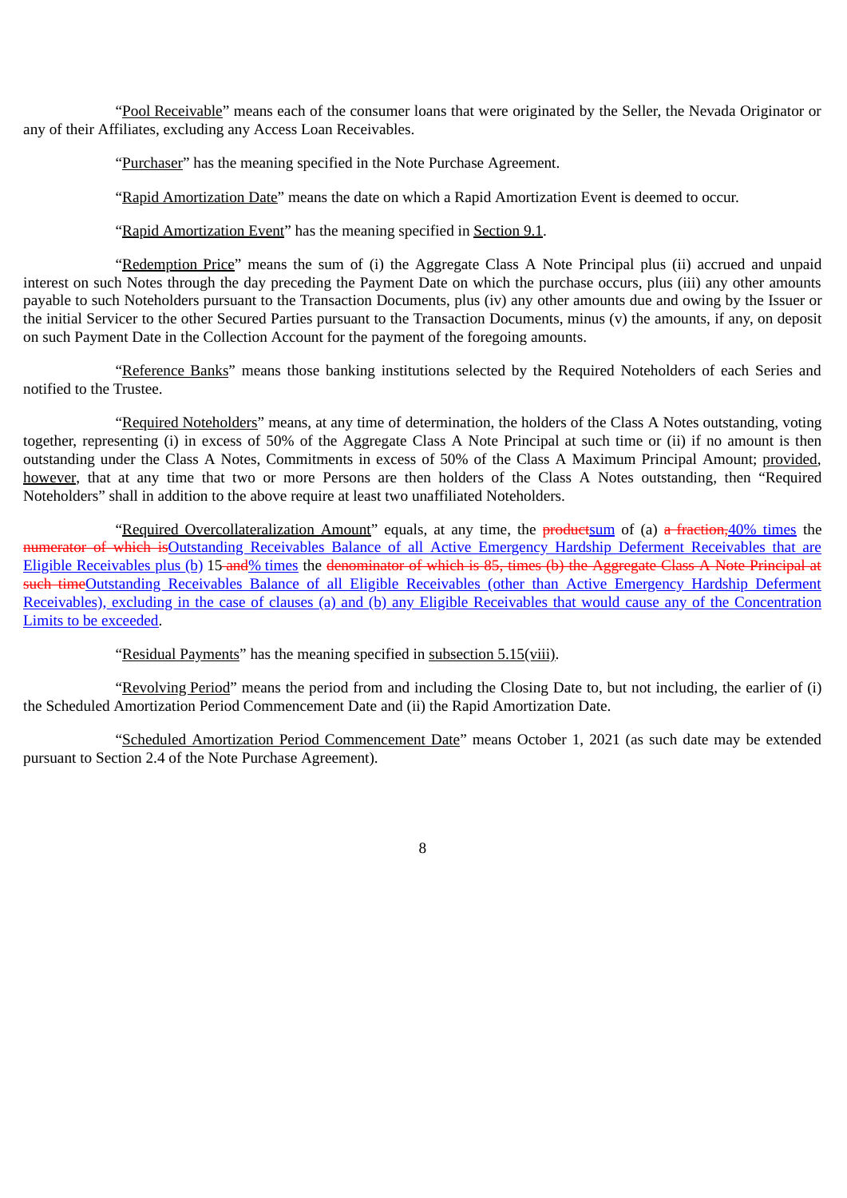"Pool Receivable" means each of the consumer loans that were originated by the Seller, the Nevada Originator or any of their Affiliates, excluding any Access Loan Receivables.

"Purchaser" has the meaning specified in the Note Purchase Agreement.

"Rapid Amortization Date" means the date on which a Rapid Amortization Event is deemed to occur.

"Rapid Amortization Event" has the meaning specified in Section 9.1.

"Redemption Price" means the sum of (i) the Aggregate Class A Note Principal plus (ii) accrued and unpaid interest on such Notes through the day preceding the Payment Date on which the purchase occurs, plus (iii) any other amounts payable to such Noteholders pursuant to the Transaction Documents, plus (iv) any other amounts due and owing by the Issuer or the initial Servicer to the other Secured Parties pursuant to the Transaction Documents, minus (v) the amounts, if any, on deposit on such Payment Date in the Collection Account for the payment of the foregoing amounts.

"Reference Banks" means those banking institutions selected by the Required Noteholders of each Series and notified to the Trustee.

"Required Noteholders" means, at any time of determination, the holders of the Class A Notes outstanding, voting together, representing (i) in excess of 50% of the Aggregate Class A Note Principal at such time or (ii) if no amount is then outstanding under the Class A Notes, Commitments in excess of 50% of the Class A Maximum Principal Amount; provided, however, that at any time that two or more Persons are then holders of the Class A Notes outstanding, then "Required Noteholders" shall in addition to the above require at least two unaffiliated Noteholders.

"Required Overcollateralization Amount" equals, at any time, the ~~product~~sum of (a) ~~a fraction,~~40% times the ~~numerator of which is~~Outstanding Receivables Balance of all Active Emergency Hardship Deferment Receivables that are Eligible Receivables plus (b) 15 ~~and~~% times the ~~denominator of which is 85, times (b) the Aggregate Class A Note Principal at such time~~Outstanding Receivables Balance of all Eligible Receivables (other than Active Emergency Hardship Deferment Receivables), excluding in the case of clauses (a) and (b) any Eligible Receivables that would cause any of the Concentration Limits to be exceeded.

"Residual Payments" has the meaning specified in subsection 5.15(viii).

"Revolving Period" means the period from and including the Closing Date to, but not including, the earlier of (i) the Scheduled Amortization Period Commencement Date and (ii) the Rapid Amortization Date.

"Scheduled Amortization Period Commencement Date" means October 1, 2021 (as such date may be extended pursuant to Section 2.4 of the Note Purchase Agreement).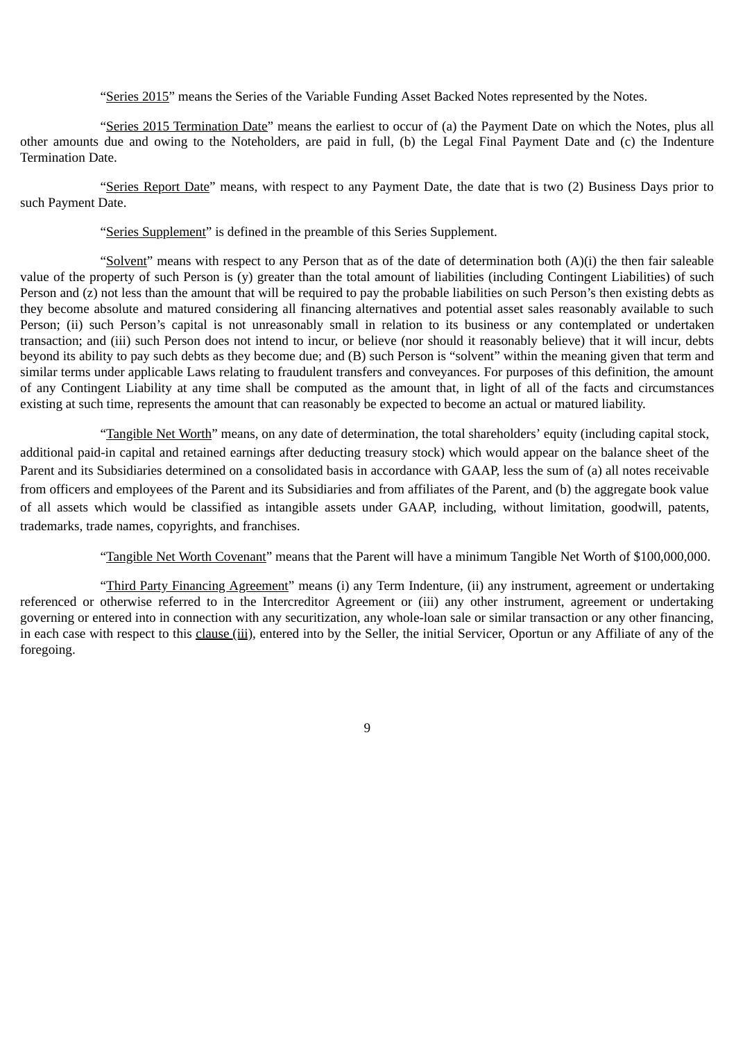"Series 2015" means the Series of the Variable Funding Asset Backed Notes represented by the Notes.

"Series 2015 Termination Date" means the earliest to occur of (a) the Payment Date on which the Notes, plus all other amounts due and owing to the Noteholders, are paid in full, (b) the Legal Final Payment Date and (c) the Indenture Termination Date.

"Series Report Date" means, with respect to any Payment Date, the date that is two (2) Business Days prior to such Payment Date.

"Series Supplement" is defined in the preamble of this Series Supplement.

"Solvent" means with respect to any Person that as of the date of determination both (A)(i) the then fair saleable value of the property of such Person is (y) greater than the total amount of liabilities (including Contingent Liabilities) of such Person and (z) not less than the amount that will be required to pay the probable liabilities on such Person's then existing debts as they become absolute and matured considering all financing alternatives and potential asset sales reasonably available to such Person; (ii) such Person's capital is not unreasonably small in relation to its business or any contemplated or undertaken transaction; and (iii) such Person does not intend to incur, or believe (nor should it reasonably believe) that it will incur, debts beyond its ability to pay such debts as they become due; and (B) such Person is "solvent" within the meaning given that term and similar terms under applicable Laws relating to fraudulent transfers and conveyances. For purposes of this definition, the amount of any Contingent Liability at any time shall be computed as the amount that, in light of all of the facts and circumstances existing at such time, represents the amount that can reasonably be expected to become an actual or matured liability.

"Tangible Net Worth" means, on any date of determination, the total shareholders' equity (including capital stock, additional paid-in capital and retained earnings after deducting treasury stock) which would appear on the balance sheet of the Parent and its Subsidiaries determined on a consolidated basis in accordance with GAAP, less the sum of (a) all notes receivable from officers and employees of the Parent and its Subsidiaries and from affiliates of the Parent, and (b) the aggregate book value of all assets which would be classified as intangible assets under GAAP, including, without limitation, goodwill, patents, trademarks, trade names, copyrights, and franchises.

"Tangible Net Worth Covenant" means that the Parent will have a minimum Tangible Net Worth of $100,000,000.

"Third Party Financing Agreement" means (i) any Term Indenture, (ii) any instrument, agreement or undertaking referenced or otherwise referred to in the Intercreditor Agreement or (iii) any other instrument, agreement or undertaking governing or entered into in connection with any securitization, any whole-loan sale or similar transaction or any other financing, in each case with respect to this clause (iii), entered into by the Seller, the initial Servicer, Oportun or any Affiliate of any of the foregoing.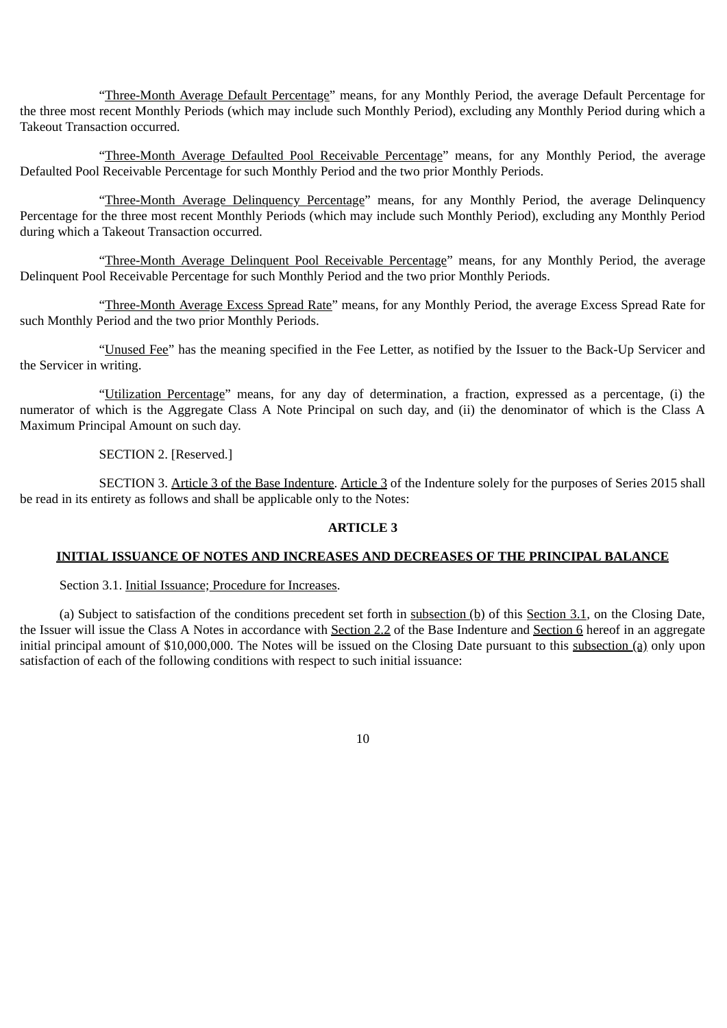"Three-Month Average Default Percentage" means, for any Monthly Period, the average Default Percentage for the three most recent Monthly Periods (which may include such Monthly Period), excluding any Monthly Period during which a Takeout Transaction occurred.

"Three-Month Average Defaulted Pool Receivable Percentage" means, for any Monthly Period, the average Defaulted Pool Receivable Percentage for such Monthly Period and the two prior Monthly Periods.

"Three-Month Average Delinquency Percentage" means, for any Monthly Period, the average Delinquency Percentage for the three most recent Monthly Periods (which may include such Monthly Period), excluding any Monthly Period during which a Takeout Transaction occurred.

"Three-Month Average Delinquent Pool Receivable Percentage" means, for any Monthly Period, the average Delinquent Pool Receivable Percentage for such Monthly Period and the two prior Monthly Periods.

"Three-Month Average Excess Spread Rate" means, for any Monthly Period, the average Excess Spread Rate for such Monthly Period and the two prior Monthly Periods.

"Unused Fee" has the meaning specified in the Fee Letter, as notified by the Issuer to the Back-Up Servicer and the Servicer in writing.

"Utilization Percentage" means, for any day of determination, a fraction, expressed as a percentage, (i) the numerator of which is the Aggregate Class A Note Principal on such day, and (ii) the denominator of which is the Class A Maximum Principal Amount on such day.

SECTION 2. [Reserved.]

SECTION 3. Article 3 of the Base Indenture. Article 3 of the Indenture solely for the purposes of Series 2015 shall be read in its entirety as follows and shall be applicable only to the Notes:

**ARTICLE 3**

**INITIAL ISSUANCE OF NOTES AND INCREASES AND DECREASES OF THE PRINCIPAL BALANCE**

Section 3.1. Initial Issuance; Procedure for Increases.

(a) Subject to satisfaction of the conditions precedent set forth in subsection (b) of this Section 3.1, on the Closing Date, the Issuer will issue the Class A Notes in accordance with Section 2.2 of the Base Indenture and Section 6 hereof in an aggregate initial principal amount of $10,000,000. The Notes will be issued on the Closing Date pursuant to this subsection (a) only upon satisfaction of each of the following conditions with respect to such initial issuance: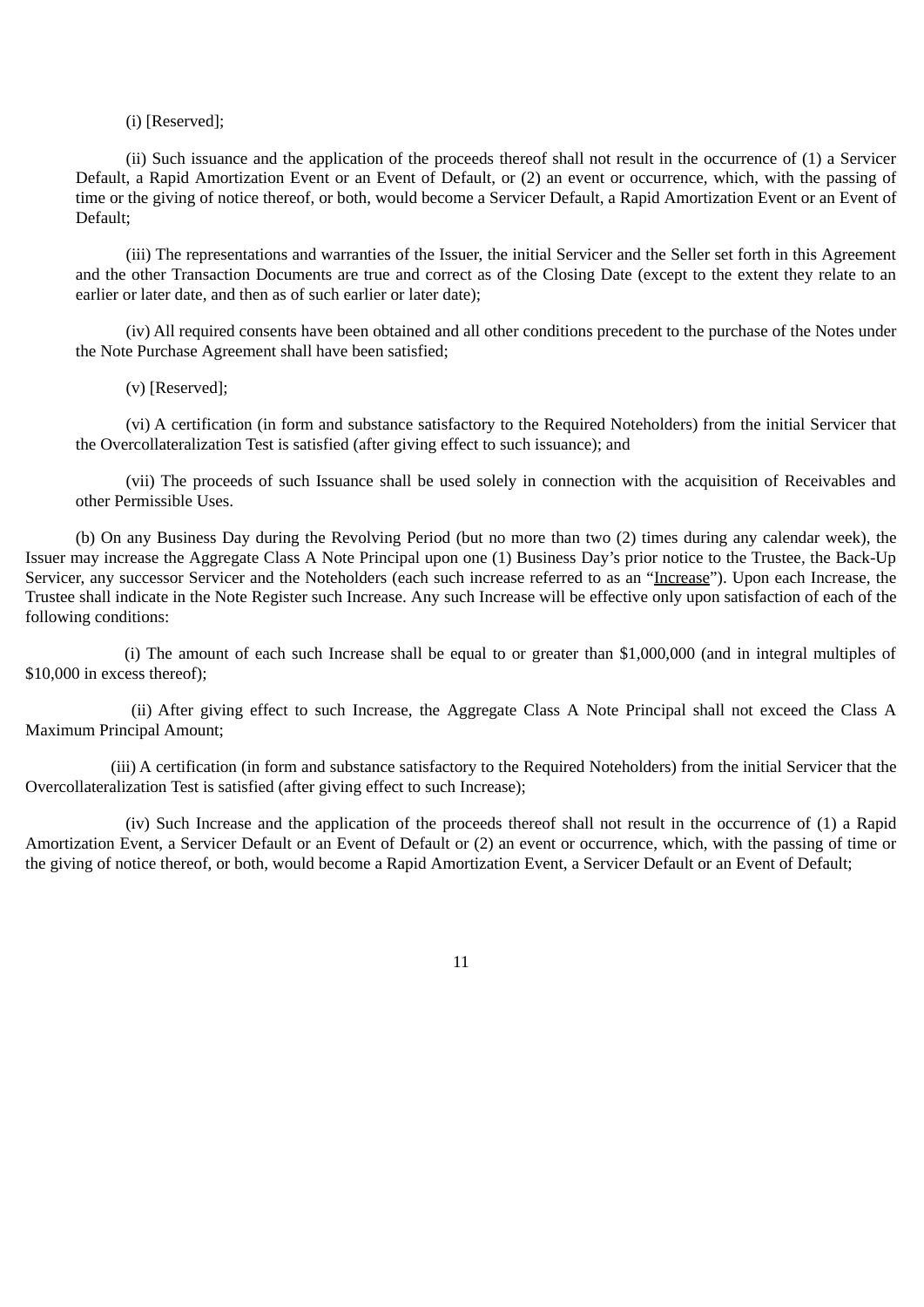(i) [Reserved];

(ii) Such issuance and the application of the proceeds thereof shall not result in the occurrence of (1) a Servicer Default, a Rapid Amortization Event or an Event of Default, or (2) an event or occurrence, which, with the passing of time or the giving of notice thereof, or both, would become a Servicer Default, a Rapid Amortization Event or an Event of Default;

(iii) The representations and warranties of the Issuer, the initial Servicer and the Seller set forth in this Agreement and the other Transaction Documents are true and correct as of the Closing Date (except to the extent they relate to an earlier or later date, and then as of such earlier or later date);

(iv) All required consents have been obtained and all other conditions precedent to the purchase of the Notes under the Note Purchase Agreement shall have been satisfied;

(v) [Reserved];

(vi) A certification (in form and substance satisfactory to the Required Noteholders) from the initial Servicer that the Overcollateralization Test is satisfied (after giving effect to such issuance); and

(vii) The proceeds of such Issuance shall be used solely in connection with the acquisition of Receivables and other Permissible Uses.

(b) On any Business Day during the Revolving Period (but no more than two (2) times during any calendar week), the Issuer may increase the Aggregate Class A Note Principal upon one (1) Business Day's prior notice to the Trustee, the Back-Up Servicer, any successor Servicer and the Noteholders (each such increase referred to as an "Increase"). Upon each Increase, the Trustee shall indicate in the Note Register such Increase. Any such Increase will be effective only upon satisfaction of each of the following conditions:

(i) The amount of each such Increase shall be equal to or greater than $1,000,000 (and in integral multiples of $10,000 in excess thereof);

(ii) After giving effect to such Increase, the Aggregate Class A Note Principal shall not exceed the Class A Maximum Principal Amount;

(iii) A certification (in form and substance satisfactory to the Required Noteholders) from the initial Servicer that the Overcollateralization Test is satisfied (after giving effect to such Increase);

(iv) Such Increase and the application of the proceeds thereof shall not result in the occurrence of (1) a Rapid Amortization Event, a Servicer Default or an Event of Default or (2) an event or occurrence, which, with the passing of time or the giving of notice thereof, or both, would become a Rapid Amortization Event, a Servicer Default or an Event of Default;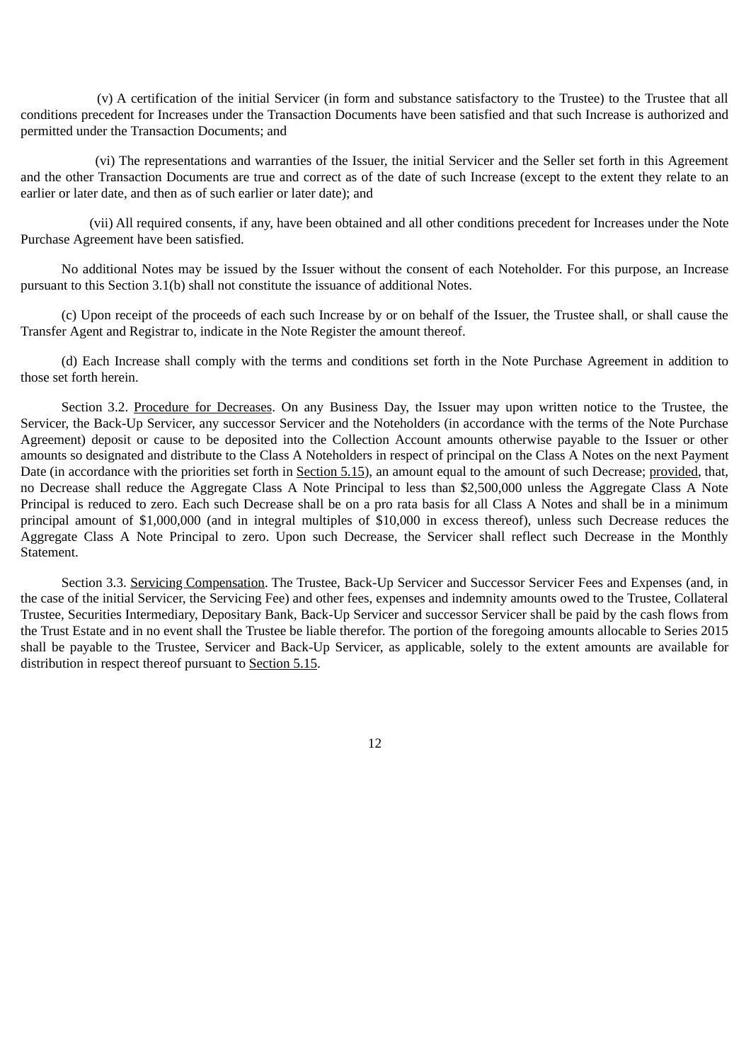(v) A certification of the initial Servicer (in form and substance satisfactory to the Trustee) to the Trustee that all conditions precedent for Increases under the Transaction Documents have been satisfied and that such Increase is authorized and permitted under the Transaction Documents; and

(vi) The representations and warranties of the Issuer, the initial Servicer and the Seller set forth in this Agreement and the other Transaction Documents are true and correct as of the date of such Increase (except to the extent they relate to an earlier or later date, and then as of such earlier or later date); and

(vii) All required consents, if any, have been obtained and all other conditions precedent for Increases under the Note Purchase Agreement have been satisfied.

No additional Notes may be issued by the Issuer without the consent of each Noteholder. For this purpose, an Increase pursuant to this Section 3.1(b) shall not constitute the issuance of additional Notes.

(c) Upon receipt of the proceeds of each such Increase by or on behalf of the Issuer, the Trustee shall, or shall cause the Transfer Agent and Registrar to, indicate in the Note Register the amount thereof.

(d) Each Increase shall comply with the terms and conditions set forth in the Note Purchase Agreement in addition to those set forth herein.

Section 3.2. Procedure for Decreases. On any Business Day, the Issuer may upon written notice to the Trustee, the Servicer, the Back-Up Servicer, any successor Servicer and the Noteholders (in accordance with the terms of the Note Purchase Agreement) deposit or cause to be deposited into the Collection Account amounts otherwise payable to the Issuer or other amounts so designated and distribute to the Class A Noteholders in respect of principal on the Class A Notes on the next Payment Date (in accordance with the priorities set forth in Section 5.15), an amount equal to the amount of such Decrease; provided, that, no Decrease shall reduce the Aggregate Class A Note Principal to less than $2,500,000 unless the Aggregate Class A Note Principal is reduced to zero. Each such Decrease shall be on a pro rata basis for all Class A Notes and shall be in a minimum principal amount of $1,000,000 (and in integral multiples of $10,000 in excess thereof), unless such Decrease reduces the Aggregate Class A Note Principal to zero. Upon such Decrease, the Servicer shall reflect such Decrease in the Monthly Statement.

Section 3.3. Servicing Compensation. The Trustee, Back-Up Servicer and Successor Servicer Fees and Expenses (and, in the case of the initial Servicer, the Servicing Fee) and other fees, expenses and indemnity amounts owed to the Trustee, Collateral Trustee, Securities Intermediary, Depositary Bank, Back-Up Servicer and successor Servicer shall be paid by the cash flows from the Trust Estate and in no event shall the Trustee be liable therefor. The portion of the foregoing amounts allocable to Series 2015 shall be payable to the Trustee, Servicer and Back-Up Servicer, as applicable, solely to the extent amounts are available for distribution in respect thereof pursuant to Section 5.15.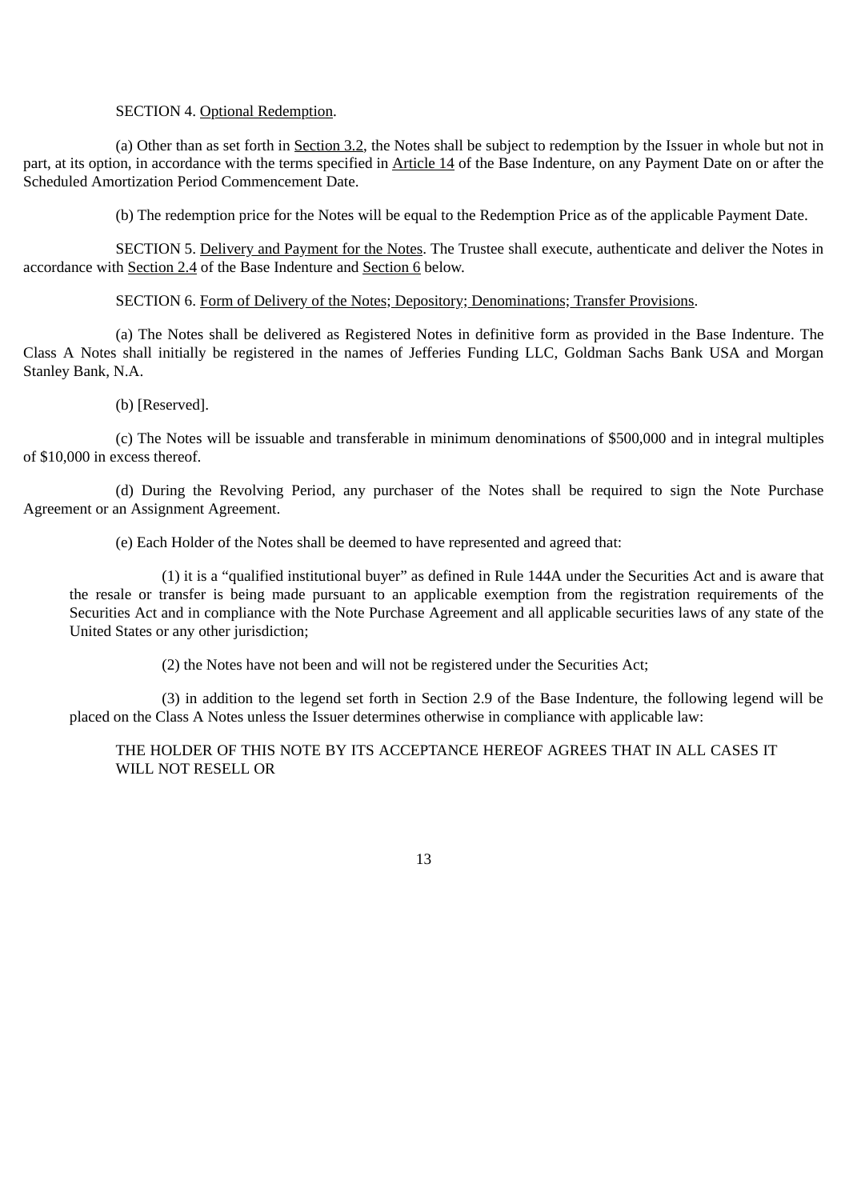SECTION 4. Optional Redemption.

(a) Other than as set forth in Section 3.2, the Notes shall be subject to redemption by the Issuer in whole but not in part, at its option, in accordance with the terms specified in Article 14 of the Base Indenture, on any Payment Date on or after the Scheduled Amortization Period Commencement Date.

(b) The redemption price for the Notes will be equal to the Redemption Price as of the applicable Payment Date.

SECTION 5. Delivery and Payment for the Notes. The Trustee shall execute, authenticate and deliver the Notes in accordance with Section 2.4 of the Base Indenture and Section 6 below.

SECTION 6. Form of Delivery of the Notes; Depository; Denominations; Transfer Provisions.

(a) The Notes shall be delivered as Registered Notes in definitive form as provided in the Base Indenture. The Class A Notes shall initially be registered in the names of Jefferies Funding LLC, Goldman Sachs Bank USA and Morgan Stanley Bank, N.A.

(b) [Reserved].

(c) The Notes will be issuable and transferable in minimum denominations of $500,000 and in integral multiples of $10,000 in excess thereof.

(d) During the Revolving Period, any purchaser of the Notes shall be required to sign the Note Purchase Agreement or an Assignment Agreement.

(e) Each Holder of the Notes shall be deemed to have represented and agreed that:

(1) it is a “qualified institutional buyer” as defined in Rule 144A under the Securities Act and is aware that the resale or transfer is being made pursuant to an applicable exemption from the registration requirements of the Securities Act and in compliance with the Note Purchase Agreement and all applicable securities laws of any state of the United States or any other jurisdiction;

(2) the Notes have not been and will not be registered under the Securities Act;

(3) in addition to the legend set forth in Section 2.9 of the Base Indenture, the following legend will be placed on the Class A Notes unless the Issuer determines otherwise in compliance with applicable law:

THE HOLDER OF THIS NOTE BY ITS ACCEPTANCE HEREOF AGREES THAT IN ALL CASES IT WILL NOT RESELL OR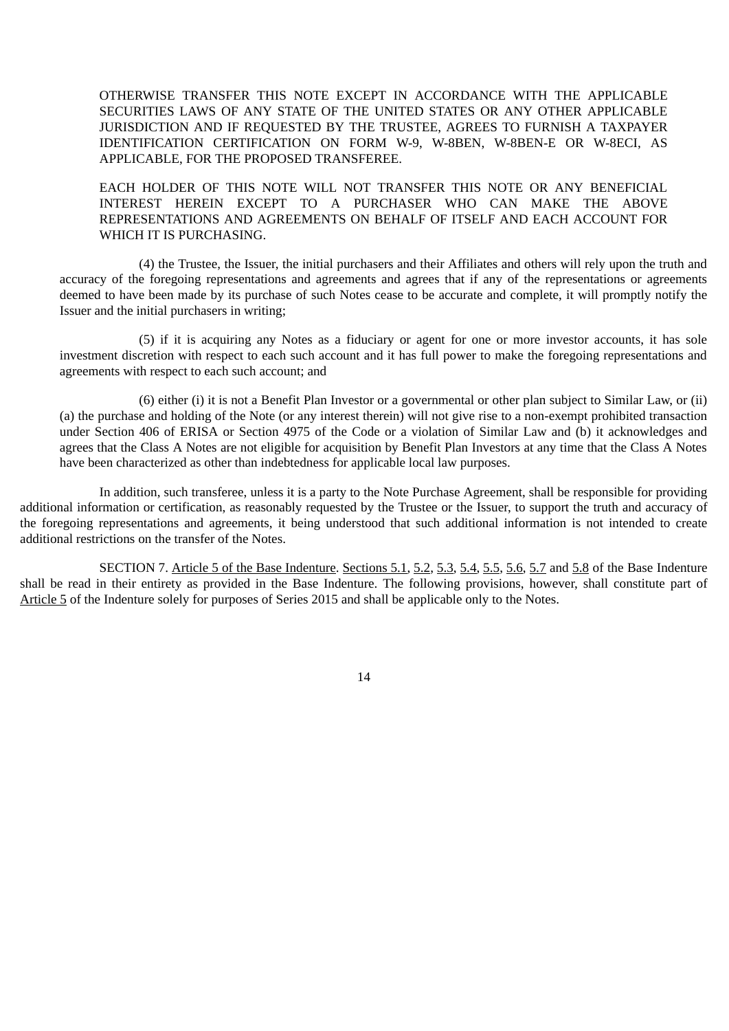OTHERWISE TRANSFER THIS NOTE EXCEPT IN ACCORDANCE WITH THE APPLICABLE SECURITIES LAWS OF ANY STATE OF THE UNITED STATES OR ANY OTHER APPLICABLE JURISDICTION AND IF REQUESTED BY THE TRUSTEE, AGREES TO FURNISH A TAXPAYER IDENTIFICATION CERTIFICATION ON FORM W-9, W-8BEN, W-8BEN-E OR W-8ECI, AS APPLICABLE, FOR THE PROPOSED TRANSFEREE.

EACH HOLDER OF THIS NOTE WILL NOT TRANSFER THIS NOTE OR ANY BENEFICIAL INTEREST HEREIN EXCEPT TO A PURCHASER WHO CAN MAKE THE ABOVE REPRESENTATIONS AND AGREEMENTS ON BEHALF OF ITSELF AND EACH ACCOUNT FOR WHICH IT IS PURCHASING.

(4) the Trustee, the Issuer, the initial purchasers and their Affiliates and others will rely upon the truth and accuracy of the foregoing representations and agreements and agrees that if any of the representations or agreements deemed to have been made by its purchase of such Notes cease to be accurate and complete, it will promptly notify the Issuer and the initial purchasers in writing;

(5) if it is acquiring any Notes as a fiduciary or agent for one or more investor accounts, it has sole investment discretion with respect to each such account and it has full power to make the foregoing representations and agreements with respect to each such account; and

(6) either (i) it is not a Benefit Plan Investor or a governmental or other plan subject to Similar Law, or (ii) (a) the purchase and holding of the Note (or any interest therein) will not give rise to a non-exempt prohibited transaction under Section 406 of ERISA or Section 4975 of the Code or a violation of Similar Law and (b) it acknowledges and agrees that the Class A Notes are not eligible for acquisition by Benefit Plan Investors at any time that the Class A Notes have been characterized as other than indebtedness for applicable local law purposes.

In addition, such transferee, unless it is a party to the Note Purchase Agreement, shall be responsible for providing additional information or certification, as reasonably requested by the Trustee or the Issuer, to support the truth and accuracy of the foregoing representations and agreements, it being understood that such additional information is not intended to create additional restrictions on the transfer of the Notes.

SECTION 7. Article 5 of the Base Indenture. Sections 5.1, 5.2, 5.3, 5.4, 5.5, 5.6, 5.7 and 5.8 of the Base Indenture shall be read in their entirety as provided in the Base Indenture. The following provisions, however, shall constitute part of Article 5 of the Indenture solely for purposes of Series 2015 and shall be applicable only to the Notes.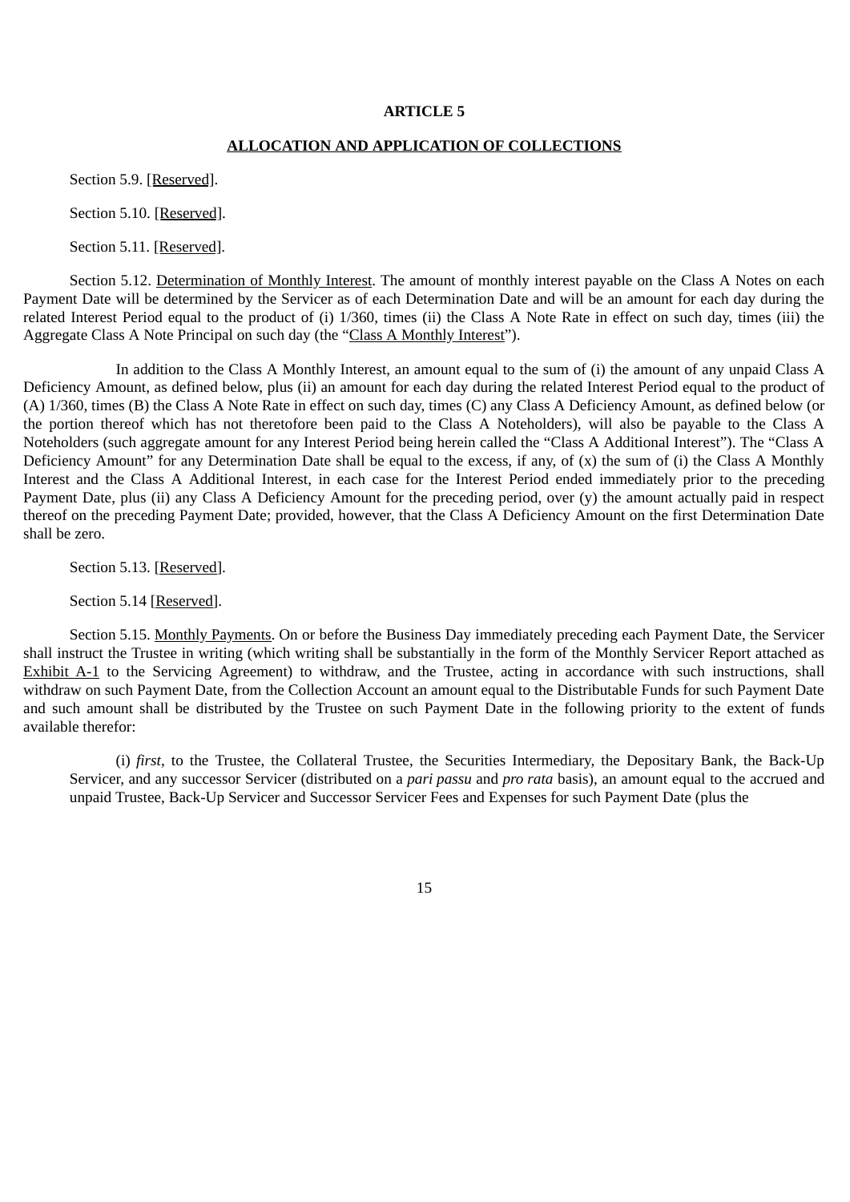# ARTICLE 5

## ALLOCATION AND APPLICATION OF COLLECTIONS

Section 5.9. [Reserved].

Section 5.10. [Reserved].

Section 5.11. [Reserved].

Section 5.12. Determination of Monthly Interest. The amount of monthly interest payable on the Class A Notes on each Payment Date will be determined by the Servicer as of each Determination Date and will be an amount for each day during the related Interest Period equal to the product of (i) 1/360, times (ii) the Class A Note Rate in effect on such day, times (iii) the Aggregate Class A Note Principal on such day (the "Class A Monthly Interest").

In addition to the Class A Monthly Interest, an amount equal to the sum of (i) the amount of any unpaid Class A Deficiency Amount, as defined below, plus (ii) an amount for each day during the related Interest Period equal to the product of (A) 1/360, times (B) the Class A Note Rate in effect on such day, times (C) any Class A Deficiency Amount, as defined below (or the portion thereof which has not theretofore been paid to the Class A Noteholders), will also be payable to the Class A Noteholders (such aggregate amount for any Interest Period being herein called the "Class A Additional Interest"). The "Class A Deficiency Amount" for any Determination Date shall be equal to the excess, if any, of (x) the sum of (i) the Class A Monthly Interest and the Class A Additional Interest, in each case for the Interest Period ended immediately prior to the preceding Payment Date, plus (ii) any Class A Deficiency Amount for the preceding period, over (y) the amount actually paid in respect thereof on the preceding Payment Date; provided, however, that the Class A Deficiency Amount on the first Determination Date shall be zero.

Section 5.13. [Reserved].

Section 5.14 [Reserved].

Section 5.15. Monthly Payments. On or before the Business Day immediately preceding each Payment Date, the Servicer shall instruct the Trustee in writing (which writing shall be substantially in the form of the Monthly Servicer Report attached as Exhibit A-1 to the Servicing Agreement) to withdraw, and the Trustee, acting in accordance with such instructions, shall withdraw on such Payment Date, from the Collection Account an amount equal to the Distributable Funds for such Payment Date and such amount shall be distributed by the Trustee on such Payment Date in the following priority to the extent of funds available therefor:

(i) *first*, to the Trustee, the Collateral Trustee, the Securities Intermediary, the Depositary Bank, the Back-Up Servicer, and any successor Servicer (distributed on a *pari passu* and *pro rata* basis), an amount equal to the accrued and unpaid Trustee, Back-Up Servicer and Successor Servicer Fees and Expenses for such Payment Date (plus the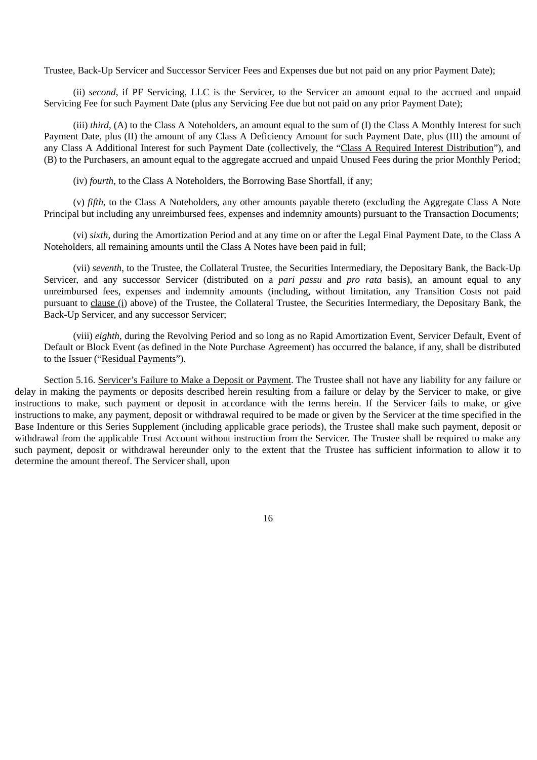Trustee, Back-Up Servicer and Successor Servicer Fees and Expenses due but not paid on any prior Payment Date);

(ii) *second*, if PF Servicing, LLC is the Servicer, to the Servicer an amount equal to the accrued and unpaid Servicing Fee for such Payment Date (plus any Servicing Fee due but not paid on any prior Payment Date);

(iii) *third*, (A) to the Class A Noteholders, an amount equal to the sum of (I) the Class A Monthly Interest for such Payment Date, plus (II) the amount of any Class A Deficiency Amount for such Payment Date, plus (III) the amount of any Class A Additional Interest for such Payment Date (collectively, the "Class A Required Interest Distribution"), and (B) to the Purchasers, an amount equal to the aggregate accrued and unpaid Unused Fees during the prior Monthly Period;

(iv) *fourth*, to the Class A Noteholders, the Borrowing Base Shortfall, if any;

(v) *fifth*, to the Class A Noteholders, any other amounts payable thereto (excluding the Aggregate Class A Note Principal but including any unreimbursed fees, expenses and indemnity amounts) pursuant to the Transaction Documents;

(vi) *sixth*, during the Amortization Period and at any time on or after the Legal Final Payment Date, to the Class A Noteholders, all remaining amounts until the Class A Notes have been paid in full;

(vii) *seventh*, to the Trustee, the Collateral Trustee, the Securities Intermediary, the Depositary Bank, the Back-Up Servicer, and any successor Servicer (distributed on a *pari passu* and *pro rata* basis), an amount equal to any unreimbursed fees, expenses and indemnity amounts (including, without limitation, any Transition Costs not paid pursuant to clause (i) above) of the Trustee, the Collateral Trustee, the Securities Intermediary, the Depositary Bank, the Back-Up Servicer, and any successor Servicer;

(viii) *eighth*, during the Revolving Period and so long as no Rapid Amortization Event, Servicer Default, Event of Default or Block Event (as defined in the Note Purchase Agreement) has occurred the balance, if any, shall be distributed to the Issuer ("Residual Payments").

Section 5.16. Servicer's Failure to Make a Deposit or Payment. The Trustee shall not have any liability for any failure or delay in making the payments or deposits described herein resulting from a failure or delay by the Servicer to make, or give instructions to make, such payment or deposit in accordance with the terms herein. If the Servicer fails to make, or give instructions to make, any payment, deposit or withdrawal required to be made or given by the Servicer at the time specified in the Base Indenture or this Series Supplement (including applicable grace periods), the Trustee shall make such payment, deposit or withdrawal from the applicable Trust Account without instruction from the Servicer. The Trustee shall be required to make any such payment, deposit or withdrawal hereunder only to the extent that the Trustee has sufficient information to allow it to determine the amount thereof. The Servicer shall, upon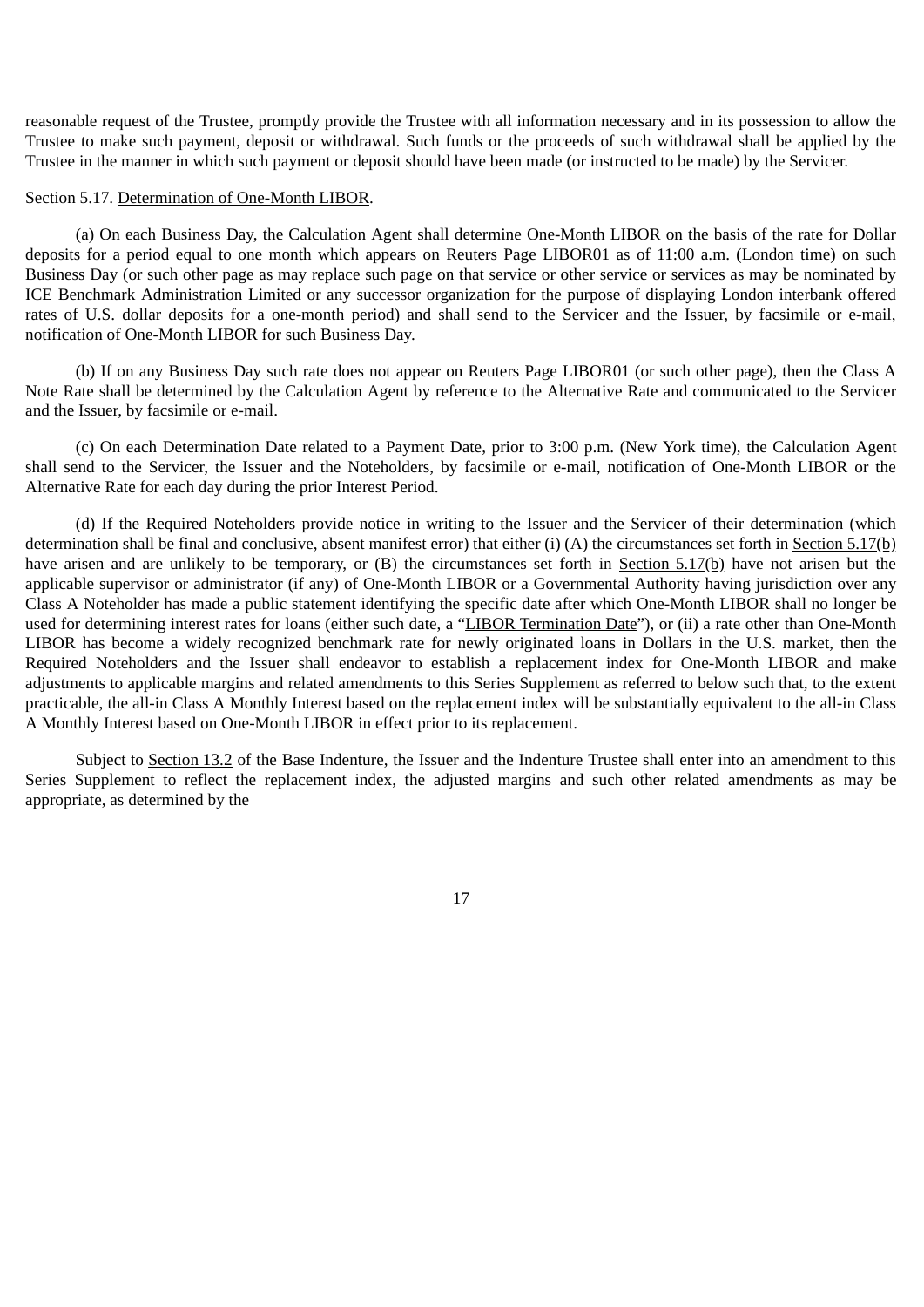reasonable request of the Trustee, promptly provide the Trustee with all information necessary and in its possession to allow the Trustee to make such payment, deposit or withdrawal. Such funds or the proceeds of such withdrawal shall be applied by the Trustee in the manner in which such payment or deposit should have been made (or instructed to be made) by the Servicer.

Section 5.17. Determination of One-Month LIBOR.

(a) On each Business Day, the Calculation Agent shall determine One-Month LIBOR on the basis of the rate for Dollar deposits for a period equal to one month which appears on Reuters Page LIBOR01 as of 11:00 a.m. (London time) on such Business Day (or such other page as may replace such page on that service or other service or services as may be nominated by ICE Benchmark Administration Limited or any successor organization for the purpose of displaying London interbank offered rates of U.S. dollar deposits for a one-month period) and shall send to the Servicer and the Issuer, by facsimile or e-mail, notification of One-Month LIBOR for such Business Day.

(b) If on any Business Day such rate does not appear on Reuters Page LIBOR01 (or such other page), then the Class A Note Rate shall be determined by the Calculation Agent by reference to the Alternative Rate and communicated to the Servicer and the Issuer, by facsimile or e-mail.

(c) On each Determination Date related to a Payment Date, prior to 3:00 p.m. (New York time), the Calculation Agent shall send to the Servicer, the Issuer and the Noteholders, by facsimile or e-mail, notification of One-Month LIBOR or the Alternative Rate for each day during the prior Interest Period.

(d) If the Required Noteholders provide notice in writing to the Issuer and the Servicer of their determination (which determination shall be final and conclusive, absent manifest error) that either (i) (A) the circumstances set forth in Section 5.17(b) have arisen and are unlikely to be temporary, or (B) the circumstances set forth in Section 5.17(b) have not arisen but the applicable supervisor or administrator (if any) of One-Month LIBOR or a Governmental Authority having jurisdiction over any Class A Noteholder has made a public statement identifying the specific date after which One-Month LIBOR shall no longer be used for determining interest rates for loans (either such date, a "LIBOR Termination Date"), or (ii) a rate other than One-Month LIBOR has become a widely recognized benchmark rate for newly originated loans in Dollars in the U.S. market, then the Required Noteholders and the Issuer shall endeavor to establish a replacement index for One-Month LIBOR and make adjustments to applicable margins and related amendments to this Series Supplement as referred to below such that, to the extent practicable, the all-in Class A Monthly Interest based on the replacement index will be substantially equivalent to the all-in Class A Monthly Interest based on One-Month LIBOR in effect prior to its replacement.

Subject to Section 13.2 of the Base Indenture, the Issuer and the Indenture Trustee shall enter into an amendment to this Series Supplement to reflect the replacement index, the adjusted margins and such other related amendments as may be appropriate, as determined by the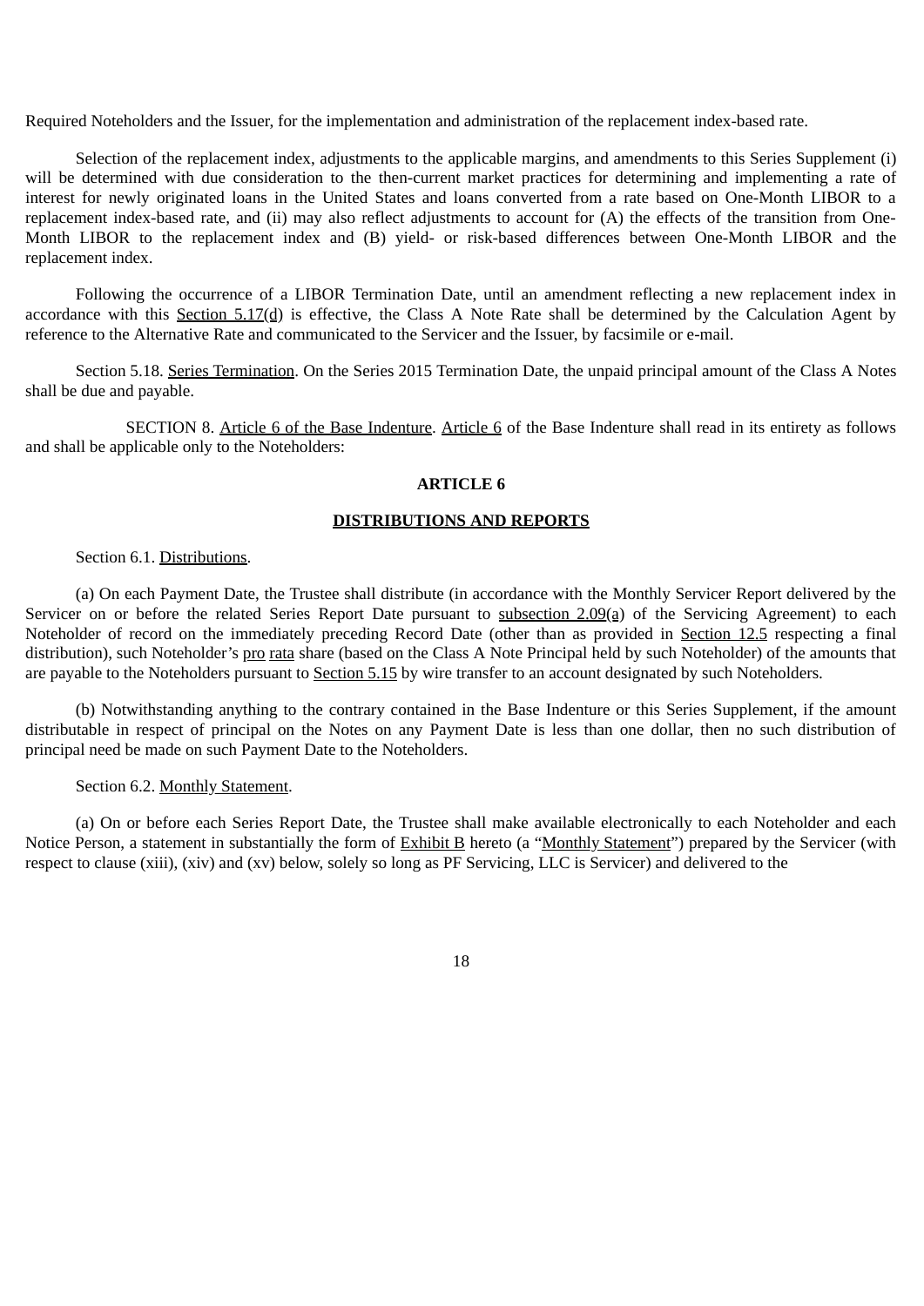Required Noteholders and the Issuer, for the implementation and administration of the replacement index-based rate.

Selection of the replacement index, adjustments to the applicable margins, and amendments to this Series Supplement (i) will be determined with due consideration to the then-current market practices for determining and implementing a rate of interest for newly originated loans in the United States and loans converted from a rate based on One-Month LIBOR to a replacement index-based rate, and (ii) may also reflect adjustments to account for (A) the effects of the transition from One-Month LIBOR to the replacement index and (B) yield- or risk-based differences between One-Month LIBOR and the replacement index.

Following the occurrence of a LIBOR Termination Date, until an amendment reflecting a new replacement index in accordance with this Section 5.17(d) is effective, the Class A Note Rate shall be determined by the Calculation Agent by reference to the Alternative Rate and communicated to the Servicer and the Issuer, by facsimile or e-mail.

Section 5.18. Series Termination. On the Series 2015 Termination Date, the unpaid principal amount of the Class A Notes shall be due and payable.

SECTION 8. Article 6 of the Base Indenture. Article 6 of the Base Indenture shall read in its entirety as follows and shall be applicable only to the Noteholders:

**ARTICLE 6**

**DISTRIBUTIONS AND REPORTS**

Section 6.1. Distributions.

(a) On each Payment Date, the Trustee shall distribute (in accordance with the Monthly Servicer Report delivered by the Servicer on or before the related Series Report Date pursuant to subsection 2.09(a) of the Servicing Agreement) to each Noteholder of record on the immediately preceding Record Date (other than as provided in Section 12.5 respecting a final distribution), such Noteholder's pro rata share (based on the Class A Note Principal held by such Noteholder) of the amounts that are payable to the Noteholders pursuant to Section 5.15 by wire transfer to an account designated by such Noteholders.

(b) Notwithstanding anything to the contrary contained in the Base Indenture or this Series Supplement, if the amount distributable in respect of principal on the Notes on any Payment Date is less than one dollar, then no such distribution of principal need be made on such Payment Date to the Noteholders.

Section 6.2. Monthly Statement.

(a) On or before each Series Report Date, the Trustee shall make available electronically to each Noteholder and each Notice Person, a statement in substantially the form of Exhibit B hereto (a "Monthly Statement") prepared by the Servicer (with respect to clause (xiii), (xiv) and (xv) below, solely so long as PF Servicing, LLC is Servicer) and delivered to the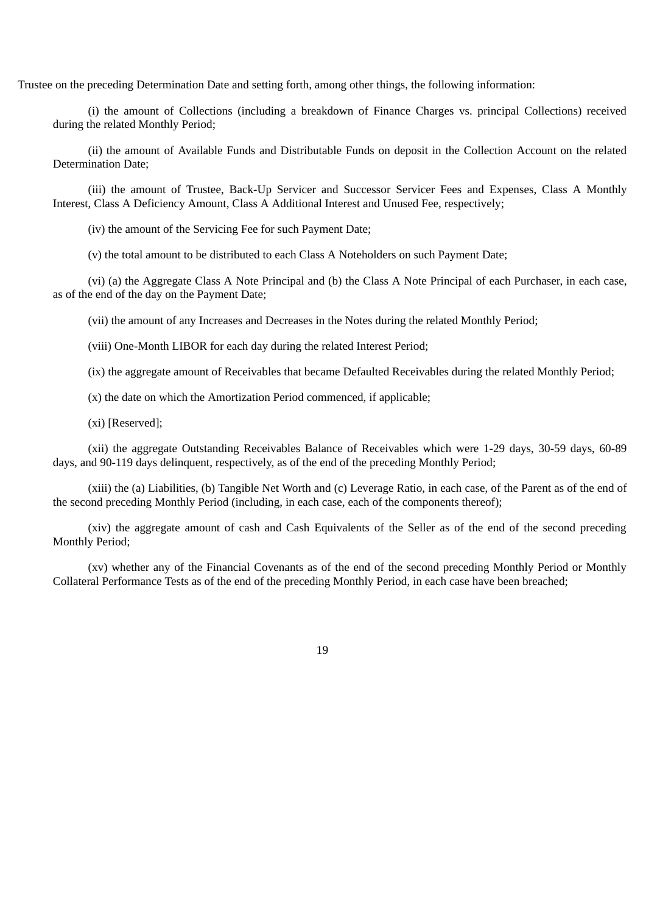Trustee on the preceding Determination Date and setting forth, among other things, the following information:

(i) the amount of Collections (including a breakdown of Finance Charges vs. principal Collections) received during the related Monthly Period;

(ii) the amount of Available Funds and Distributable Funds on deposit in the Collection Account on the related Determination Date;

(iii) the amount of Trustee, Back-Up Servicer and Successor Servicer Fees and Expenses, Class A Monthly Interest, Class A Deficiency Amount, Class A Additional Interest and Unused Fee, respectively;

(iv) the amount of the Servicing Fee for such Payment Date;

(v) the total amount to be distributed to each Class A Noteholders on such Payment Date;

(vi) (a) the Aggregate Class A Note Principal and (b) the Class A Note Principal of each Purchaser, in each case, as of the end of the day on the Payment Date;

(vii) the amount of any Increases and Decreases in the Notes during the related Monthly Period;

(viii) One-Month LIBOR for each day during the related Interest Period;

(ix) the aggregate amount of Receivables that became Defaulted Receivables during the related Monthly Period;

(x) the date on which the Amortization Period commenced, if applicable;

(xi) [Reserved];

(xii) the aggregate Outstanding Receivables Balance of Receivables which were 1-29 days, 30-59 days, 60-89 days, and 90-119 days delinquent, respectively, as of the end of the preceding Monthly Period;

(xiii) the (a) Liabilities, (b) Tangible Net Worth and (c) Leverage Ratio, in each case, of the Parent as of the end of the second preceding Monthly Period (including, in each case, each of the components thereof);

(xiv) the aggregate amount of cash and Cash Equivalents of the Seller as of the end of the second preceding Monthly Period;

(xv) whether any of the Financial Covenants as of the end of the second preceding Monthly Period or Monthly Collateral Performance Tests as of the end of the preceding Monthly Period, in each case have been breached;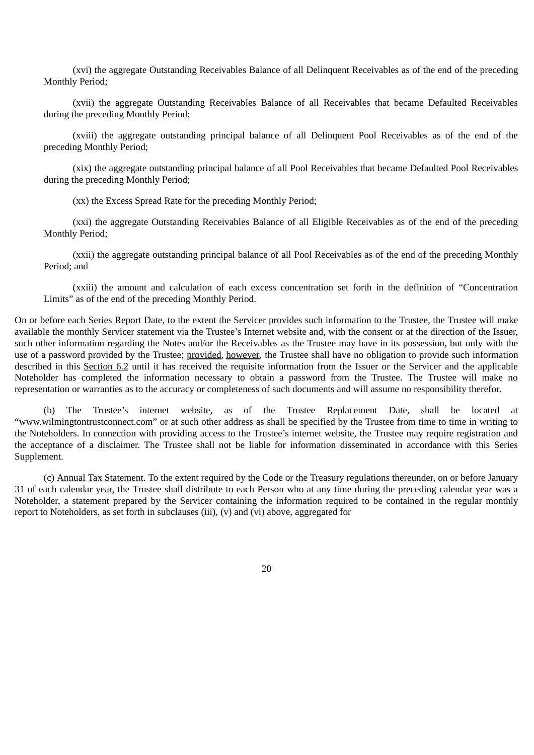(xvi) the aggregate Outstanding Receivables Balance of all Delinquent Receivables as of the end of the preceding Monthly Period;

(xvii) the aggregate Outstanding Receivables Balance of all Receivables that became Defaulted Receivables during the preceding Monthly Period;

(xviii) the aggregate outstanding principal balance of all Delinquent Pool Receivables as of the end of the preceding Monthly Period;

(xix) the aggregate outstanding principal balance of all Pool Receivables that became Defaulted Pool Receivables during the preceding Monthly Period;

(xx) the Excess Spread Rate for the preceding Monthly Period;

(xxi) the aggregate Outstanding Receivables Balance of all Eligible Receivables as of the end of the preceding Monthly Period;

(xxii) the aggregate outstanding principal balance of all Pool Receivables as of the end of the preceding Monthly Period; and

(xxiii) the amount and calculation of each excess concentration set forth in the definition of "Concentration Limits" as of the end of the preceding Monthly Period.

On or before each Series Report Date, to the extent the Servicer provides such information to the Trustee, the Trustee will make available the monthly Servicer statement via the Trustee's Internet website and, with the consent or at the direction of the Issuer, such other information regarding the Notes and/or the Receivables as the Trustee may have in its possession, but only with the use of a password provided by the Trustee; provided, however, the Trustee shall have no obligation to provide such information described in this Section 6.2 until it has received the requisite information from the Issuer or the Servicer and the applicable Noteholder has completed the information necessary to obtain a password from the Trustee. The Trustee will make no representation or warranties as to the accuracy or completeness of such documents and will assume no responsibility therefor.

(b) The Trustee's internet website, as of the Trustee Replacement Date, shall be located at "www.wilmingtontrustconnect.com" or at such other address as shall be specified by the Trustee from time to time in writing to the Noteholders. In connection with providing access to the Trustee's internet website, the Trustee may require registration and the acceptance of a disclaimer. The Trustee shall not be liable for information disseminated in accordance with this Series Supplement.

(c) Annual Tax Statement. To the extent required by the Code or the Treasury regulations thereunder, on or before January 31 of each calendar year, the Trustee shall distribute to each Person who at any time during the preceding calendar year was a Noteholder, a statement prepared by the Servicer containing the information required to be contained in the regular monthly report to Noteholders, as set forth in subclauses (iii), (v) and (vi) above, aggregated for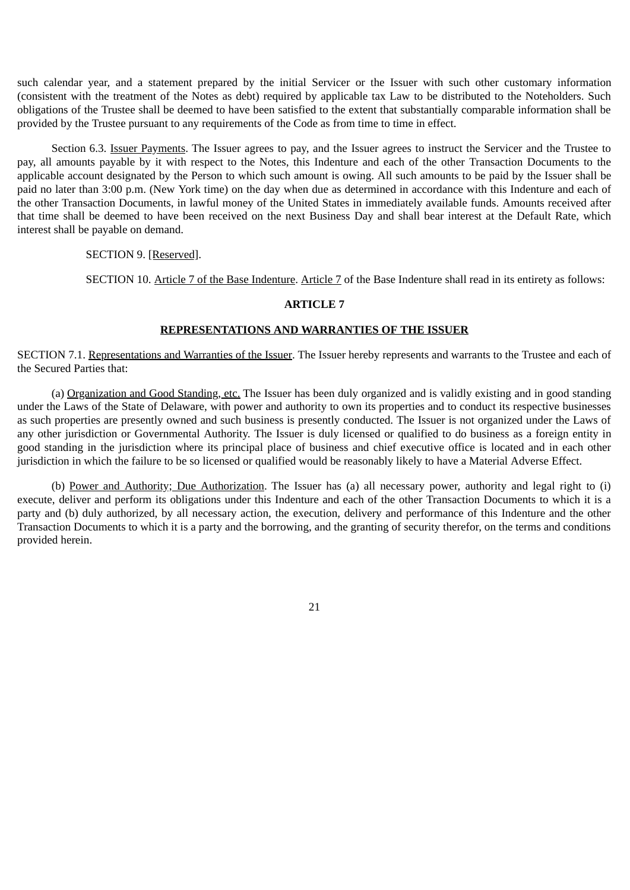such calendar year, and a statement prepared by the initial Servicer or the Issuer with such other customary information (consistent with the treatment of the Notes as debt) required by applicable tax Law to be distributed to the Noteholders. Such obligations of the Trustee shall be deemed to have been satisfied to the extent that substantially comparable information shall be provided by the Trustee pursuant to any requirements of the Code as from time to time in effect.

Section 6.3. Issuer Payments. The Issuer agrees to pay, and the Issuer agrees to instruct the Servicer and the Trustee to pay, all amounts payable by it with respect to the Notes, this Indenture and each of the other Transaction Documents to the applicable account designated by the Person to which such amount is owing. All such amounts to be paid by the Issuer shall be paid no later than 3:00 p.m. (New York time) on the day when due as determined in accordance with this Indenture and each of the other Transaction Documents, in lawful money of the United States in immediately available funds. Amounts received after that time shall be deemed to have been received on the next Business Day and shall bear interest at the Default Rate, which interest shall be payable on demand.

SECTION 9. [Reserved].

SECTION 10. Article 7 of the Base Indenture. Article 7 of the Base Indenture shall read in its entirety as follows:

## ARTICLE 7

## REPRESENTATIONS AND WARRANTIES OF THE ISSUER

SECTION 7.1. Representations and Warranties of the Issuer. The Issuer hereby represents and warrants to the Trustee and each of the Secured Parties that:

(a) Organization and Good Standing, etc. The Issuer has been duly organized and is validly existing and in good standing under the Laws of the State of Delaware, with power and authority to own its properties and to conduct its respective businesses as such properties are presently owned and such business is presently conducted. The Issuer is not organized under the Laws of any other jurisdiction or Governmental Authority. The Issuer is duly licensed or qualified to do business as a foreign entity in good standing in the jurisdiction where its principal place of business and chief executive office is located and in each other jurisdiction in which the failure to be so licensed or qualified would be reasonably likely to have a Material Adverse Effect.

(b) Power and Authority; Due Authorization. The Issuer has (a) all necessary power, authority and legal right to (i) execute, deliver and perform its obligations under this Indenture and each of the other Transaction Documents to which it is a party and (b) duly authorized, by all necessary action, the execution, delivery and performance of this Indenture and the other Transaction Documents to which it is a party and the borrowing, and the granting of security therefor, on the terms and conditions provided herein.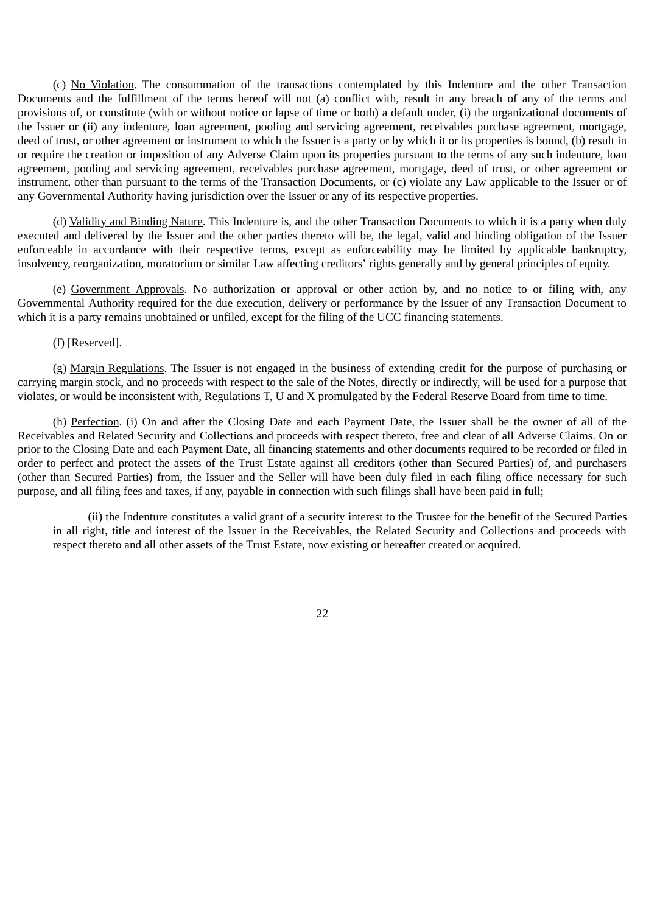(c) No Violation. The consummation of the transactions contemplated by this Indenture and the other Transaction Documents and the fulfillment of the terms hereof will not (a) conflict with, result in any breach of any of the terms and provisions of, or constitute (with or without notice or lapse of time or both) a default under, (i) the organizational documents of the Issuer or (ii) any indenture, loan agreement, pooling and servicing agreement, receivables purchase agreement, mortgage, deed of trust, or other agreement or instrument to which the Issuer is a party or by which it or its properties is bound, (b) result in or require the creation or imposition of any Adverse Claim upon its properties pursuant to the terms of any such indenture, loan agreement, pooling and servicing agreement, receivables purchase agreement, mortgage, deed of trust, or other agreement or instrument, other than pursuant to the terms of the Transaction Documents, or (c) violate any Law applicable to the Issuer or of any Governmental Authority having jurisdiction over the Issuer or any of its respective properties.

(d) Validity and Binding Nature. This Indenture is, and the other Transaction Documents to which it is a party when duly executed and delivered by the Issuer and the other parties thereto will be, the legal, valid and binding obligation of the Issuer enforceable in accordance with their respective terms, except as enforceability may be limited by applicable bankruptcy, insolvency, reorganization, moratorium or similar Law affecting creditors' rights generally and by general principles of equity.

(e) Government Approvals. No authorization or approval or other action by, and no notice to or filing with, any Governmental Authority required for the due execution, delivery or performance by the Issuer of any Transaction Document to which it is a party remains unobtained or unfiled, except for the filing of the UCC financing statements.

(f) [Reserved].

(g) Margin Regulations. The Issuer is not engaged in the business of extending credit for the purpose of purchasing or carrying margin stock, and no proceeds with respect to the sale of the Notes, directly or indirectly, will be used for a purpose that violates, or would be inconsistent with, Regulations T, U and X promulgated by the Federal Reserve Board from time to time.

(h) Perfection. (i) On and after the Closing Date and each Payment Date, the Issuer shall be the owner of all of the Receivables and Related Security and Collections and proceeds with respect thereto, free and clear of all Adverse Claims. On or prior to the Closing Date and each Payment Date, all financing statements and other documents required to be recorded or filed in order to perfect and protect the assets of the Trust Estate against all creditors (other than Secured Parties) of, and purchasers (other than Secured Parties) from, the Issuer and the Seller will have been duly filed in each filing office necessary for such purpose, and all filing fees and taxes, if any, payable in connection with such filings shall have been paid in full;

(ii) the Indenture constitutes a valid grant of a security interest to the Trustee for the benefit of the Secured Parties in all right, title and interest of the Issuer in the Receivables, the Related Security and Collections and proceeds with respect thereto and all other assets of the Trust Estate, now existing or hereafter created or acquired.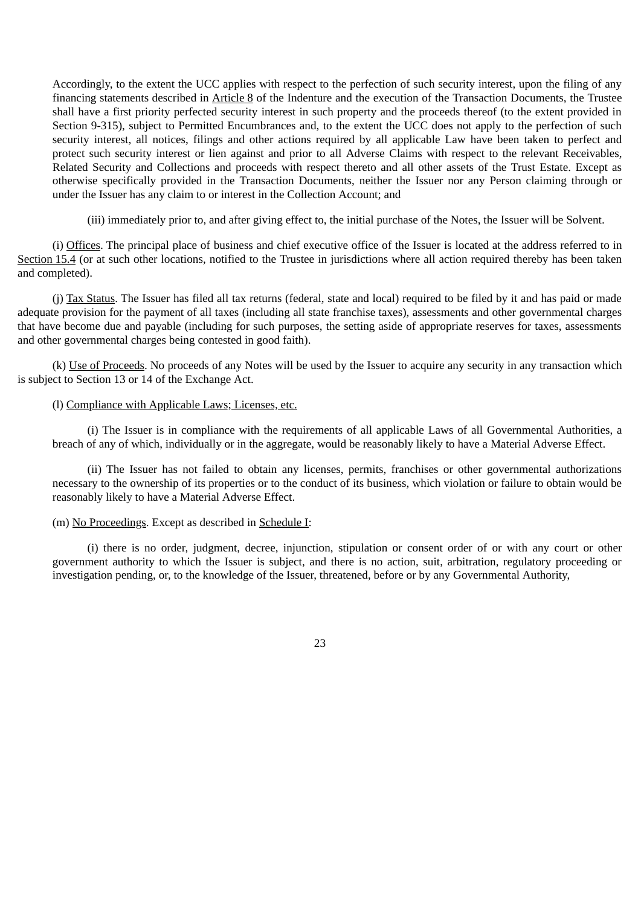Accordingly, to the extent the UCC applies with respect to the perfection of such security interest, upon the filing of any financing statements described in Article 8 of the Indenture and the execution of the Transaction Documents, the Trustee shall have a first priority perfected security interest in such property and the proceeds thereof (to the extent provided in Section 9-315), subject to Permitted Encumbrances and, to the extent the UCC does not apply to the perfection of such security interest, all notices, filings and other actions required by all applicable Law have been taken to perfect and protect such security interest or lien against and prior to all Adverse Claims with respect to the relevant Receivables, Related Security and Collections and proceeds with respect thereto and all other assets of the Trust Estate. Except as otherwise specifically provided in the Transaction Documents, neither the Issuer nor any Person claiming through or under the Issuer has any claim to or interest in the Collection Account; and

(iii) immediately prior to, and after giving effect to, the initial purchase of the Notes, the Issuer will be Solvent.

(i) Offices. The principal place of business and chief executive office of the Issuer is located at the address referred to in Section 15.4 (or at such other locations, notified to the Trustee in jurisdictions where all action required thereby has been taken and completed).

(j) Tax Status. The Issuer has filed all tax returns (federal, state and local) required to be filed by it and has paid or made adequate provision for the payment of all taxes (including all state franchise taxes), assessments and other governmental charges that have become due and payable (including for such purposes, the setting aside of appropriate reserves for taxes, assessments and other governmental charges being contested in good faith).

(k) Use of Proceeds. No proceeds of any Notes will be used by the Issuer to acquire any security in any transaction which is subject to Section 13 or 14 of the Exchange Act.

(l) Compliance with Applicable Laws; Licenses, etc.

(i) The Issuer is in compliance with the requirements of all applicable Laws of all Governmental Authorities, a breach of any of which, individually or in the aggregate, would be reasonably likely to have a Material Adverse Effect.

(ii) The Issuer has not failed to obtain any licenses, permits, franchises or other governmental authorizations necessary to the ownership of its properties or to the conduct of its business, which violation or failure to obtain would be reasonably likely to have a Material Adverse Effect.

(m) No Proceedings. Except as described in Schedule I:

(i) there is no order, judgment, decree, injunction, stipulation or consent order of or with any court or other government authority to which the Issuer is subject, and there is no action, suit, arbitration, regulatory proceeding or investigation pending, or, to the knowledge of the Issuer, threatened, before or by any Governmental Authority,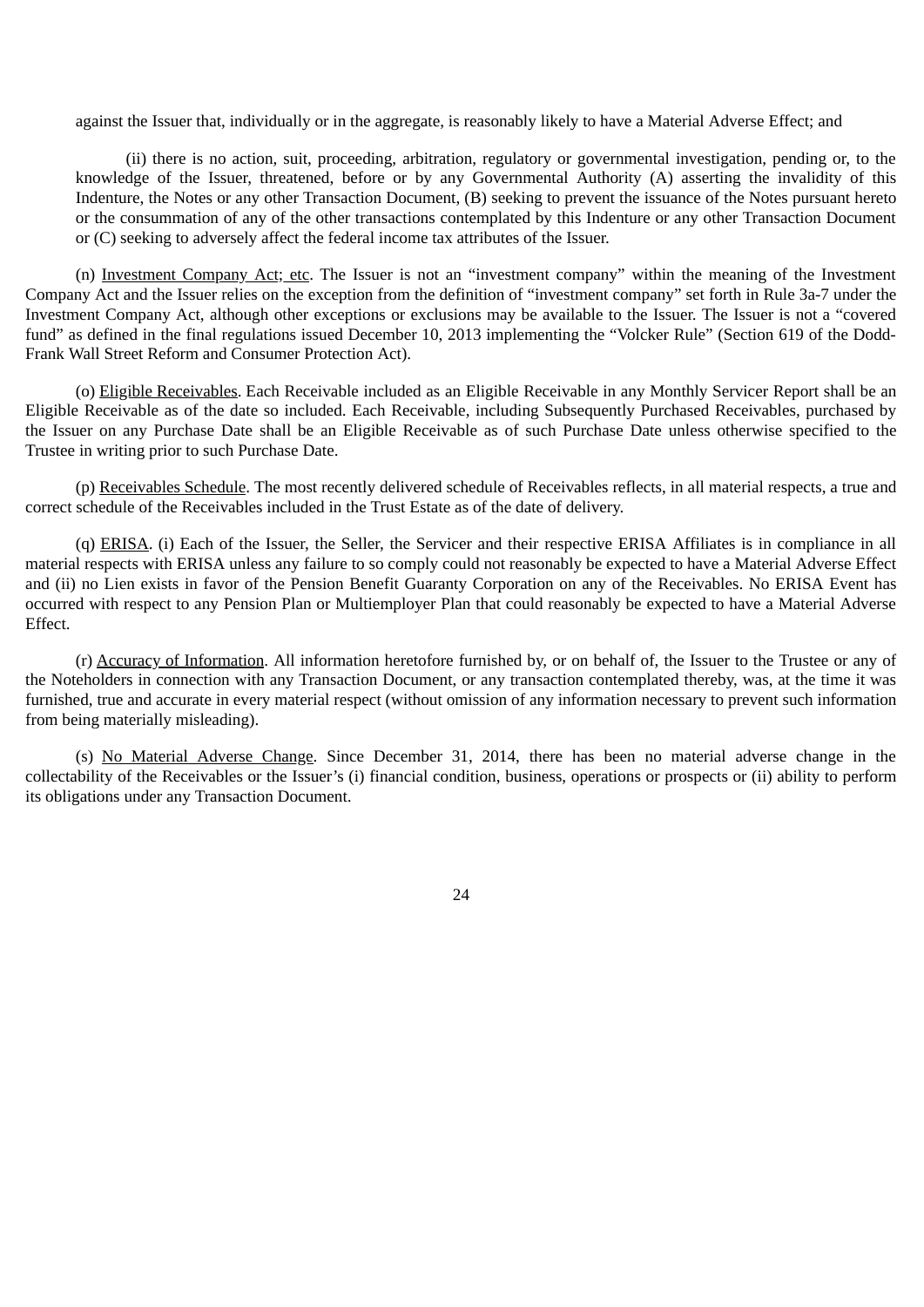against the Issuer that, individually or in the aggregate, is reasonably likely to have a Material Adverse Effect; and

(ii) there is no action, suit, proceeding, arbitration, regulatory or governmental investigation, pending or, to the knowledge of the Issuer, threatened, before or by any Governmental Authority (A) asserting the invalidity of this Indenture, the Notes or any other Transaction Document, (B) seeking to prevent the issuance of the Notes pursuant hereto or the consummation of any of the other transactions contemplated by this Indenture or any other Transaction Document or (C) seeking to adversely affect the federal income tax attributes of the Issuer.

(n) Investment Company Act; etc. The Issuer is not an “investment company” within the meaning of the Investment Company Act and the Issuer relies on the exception from the definition of “investment company” set forth in Rule 3a-7 under the Investment Company Act, although other exceptions or exclusions may be available to the Issuer. The Issuer is not a “covered fund” as defined in the final regulations issued December 10, 2013 implementing the “Volcker Rule” (Section 619 of the Dodd-Frank Wall Street Reform and Consumer Protection Act).

(o) Eligible Receivables. Each Receivable included as an Eligible Receivable in any Monthly Servicer Report shall be an Eligible Receivable as of the date so included. Each Receivable, including Subsequently Purchased Receivables, purchased by the Issuer on any Purchase Date shall be an Eligible Receivable as of such Purchase Date unless otherwise specified to the Trustee in writing prior to such Purchase Date.

(p) Receivables Schedule. The most recently delivered schedule of Receivables reflects, in all material respects, a true and correct schedule of the Receivables included in the Trust Estate as of the date of delivery.

(q) ERISA. (i) Each of the Issuer, the Seller, the Servicer and their respective ERISA Affiliates is in compliance in all material respects with ERISA unless any failure to so comply could not reasonably be expected to have a Material Adverse Effect and (ii) no Lien exists in favor of the Pension Benefit Guaranty Corporation on any of the Receivables. No ERISA Event has occurred with respect to any Pension Plan or Multiemployer Plan that could reasonably be expected to have a Material Adverse Effect.

(r) Accuracy of Information. All information heretofore furnished by, or on behalf of, the Issuer to the Trustee or any of the Noteholders in connection with any Transaction Document, or any transaction contemplated thereby, was, at the time it was furnished, true and accurate in every material respect (without omission of any information necessary to prevent such information from being materially misleading).

(s) No Material Adverse Change. Since December 31, 2014, there has been no material adverse change in the collectability of the Receivables or the Issuer’s (i) financial condition, business, operations or prospects or (ii) ability to perform its obligations under any Transaction Document.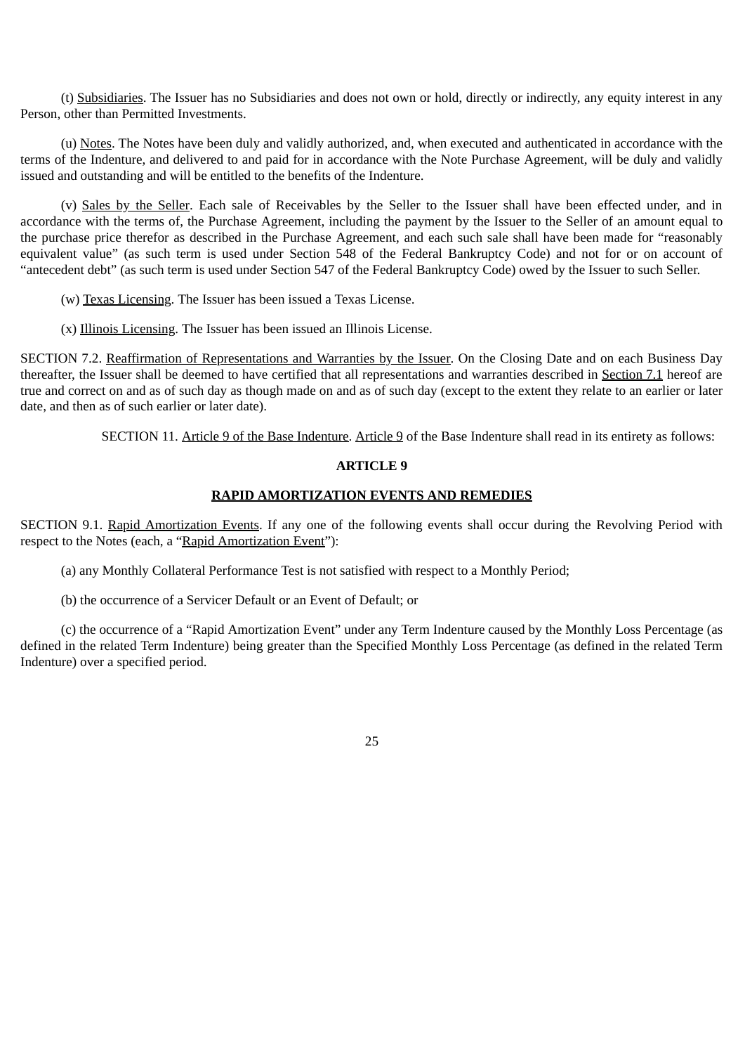(t) Subsidiaries. The Issuer has no Subsidiaries and does not own or hold, directly or indirectly, any equity interest in any Person, other than Permitted Investments.

(u) Notes. The Notes have been duly and validly authorized, and, when executed and authenticated in accordance with the terms of the Indenture, and delivered to and paid for in accordance with the Note Purchase Agreement, will be duly and validly issued and outstanding and will be entitled to the benefits of the Indenture.

(v) Sales by the Seller. Each sale of Receivables by the Seller to the Issuer shall have been effected under, and in accordance with the terms of, the Purchase Agreement, including the payment by the Issuer to the Seller of an amount equal to the purchase price therefor as described in the Purchase Agreement, and each such sale shall have been made for "reasonably equivalent value" (as such term is used under Section 548 of the Federal Bankruptcy Code) and not for or on account of "antecedent debt" (as such term is used under Section 547 of the Federal Bankruptcy Code) owed by the Issuer to such Seller.

(w) Texas Licensing. The Issuer has been issued a Texas License.

(x) Illinois Licensing. The Issuer has been issued an Illinois License.

SECTION 7.2. Reaffirmation of Representations and Warranties by the Issuer. On the Closing Date and on each Business Day thereafter, the Issuer shall be deemed to have certified that all representations and warranties described in Section 7.1 hereof are true and correct on and as of such day as though made on and as of such day (except to the extent they relate to an earlier or later date, and then as of such earlier or later date).

SECTION 11. Article 9 of the Base Indenture. Article 9 of the Base Indenture shall read in its entirety as follows:

**ARTICLE 9**

**RAPID AMORTIZATION EVENTS AND REMEDIES**

SECTION 9.1. Rapid Amortization Events. If any one of the following events shall occur during the Revolving Period with respect to the Notes (each, a "Rapid Amortization Event"):

(a) any Monthly Collateral Performance Test is not satisfied with respect to a Monthly Period;

(b) the occurrence of a Servicer Default or an Event of Default; or

(c) the occurrence of a "Rapid Amortization Event" under any Term Indenture caused by the Monthly Loss Percentage (as defined in the related Term Indenture) being greater than the Specified Monthly Loss Percentage (as defined in the related Term Indenture) over a specified period.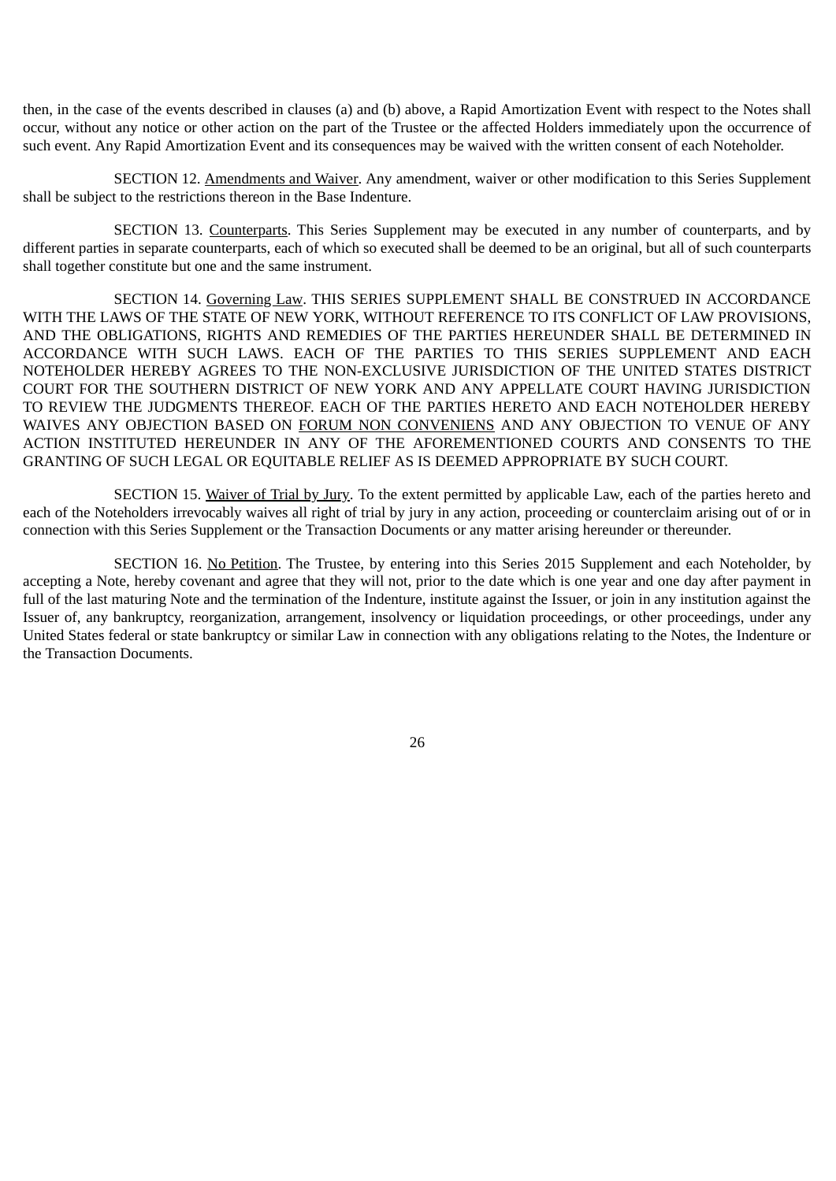then, in the case of the events described in clauses (a) and (b) above, a Rapid Amortization Event with respect to the Notes shall occur, without any notice or other action on the part of the Trustee or the affected Holders immediately upon the occurrence of such event. Any Rapid Amortization Event and its consequences may be waived with the written consent of each Noteholder.

SECTION 12. Amendments and Waiver. Any amendment, waiver or other modification to this Series Supplement shall be subject to the restrictions thereon in the Base Indenture.

SECTION 13. Counterparts. This Series Supplement may be executed in any number of counterparts, and by different parties in separate counterparts, each of which so executed shall be deemed to be an original, but all of such counterparts shall together constitute but one and the same instrument.

SECTION 14. Governing Law. THIS SERIES SUPPLEMENT SHALL BE CONSTRUED IN ACCORDANCE WITH THE LAWS OF THE STATE OF NEW YORK, WITHOUT REFERENCE TO ITS CONFLICT OF LAW PROVISIONS, AND THE OBLIGATIONS, RIGHTS AND REMEDIES OF THE PARTIES HEREUNDER SHALL BE DETERMINED IN ACCORDANCE WITH SUCH LAWS. EACH OF THE PARTIES TO THIS SERIES SUPPLEMENT AND EACH NOTEHOLDER HEREBY AGREES TO THE NON-EXCLUSIVE JURISDICTION OF THE UNITED STATES DISTRICT COURT FOR THE SOUTHERN DISTRICT OF NEW YORK AND ANY APPELLATE COURT HAVING JURISDICTION TO REVIEW THE JUDGMENTS THEREOF. EACH OF THE PARTIES HERETO AND EACH NOTEHOLDER HEREBY WAIVES ANY OBJECTION BASED ON FORUM NON CONVENIENS AND ANY OBJECTION TO VENUE OF ANY ACTION INSTITUTED HEREUNDER IN ANY OF THE AFOREMENTIONED COURTS AND CONSENTS TO THE GRANTING OF SUCH LEGAL OR EQUITABLE RELIEF AS IS DEEMED APPROPRIATE BY SUCH COURT.

SECTION 15. Waiver of Trial by Jury. To the extent permitted by applicable Law, each of the parties hereto and each of the Noteholders irrevocably waives all right of trial by jury in any action, proceeding or counterclaim arising out of or in connection with this Series Supplement or the Transaction Documents or any matter arising hereunder or thereunder.

SECTION 16. No Petition. The Trustee, by entering into this Series 2015 Supplement and each Noteholder, by accepting a Note, hereby covenant and agree that they will not, prior to the date which is one year and one day after payment in full of the last maturing Note and the termination of the Indenture, institute against the Issuer, or join in any institution against the Issuer of, any bankruptcy, reorganization, arrangement, insolvency or liquidation proceedings, or other proceedings, under any United States federal or state bankruptcy or similar Law in connection with any obligations relating to the Notes, the Indenture or the Transaction Documents.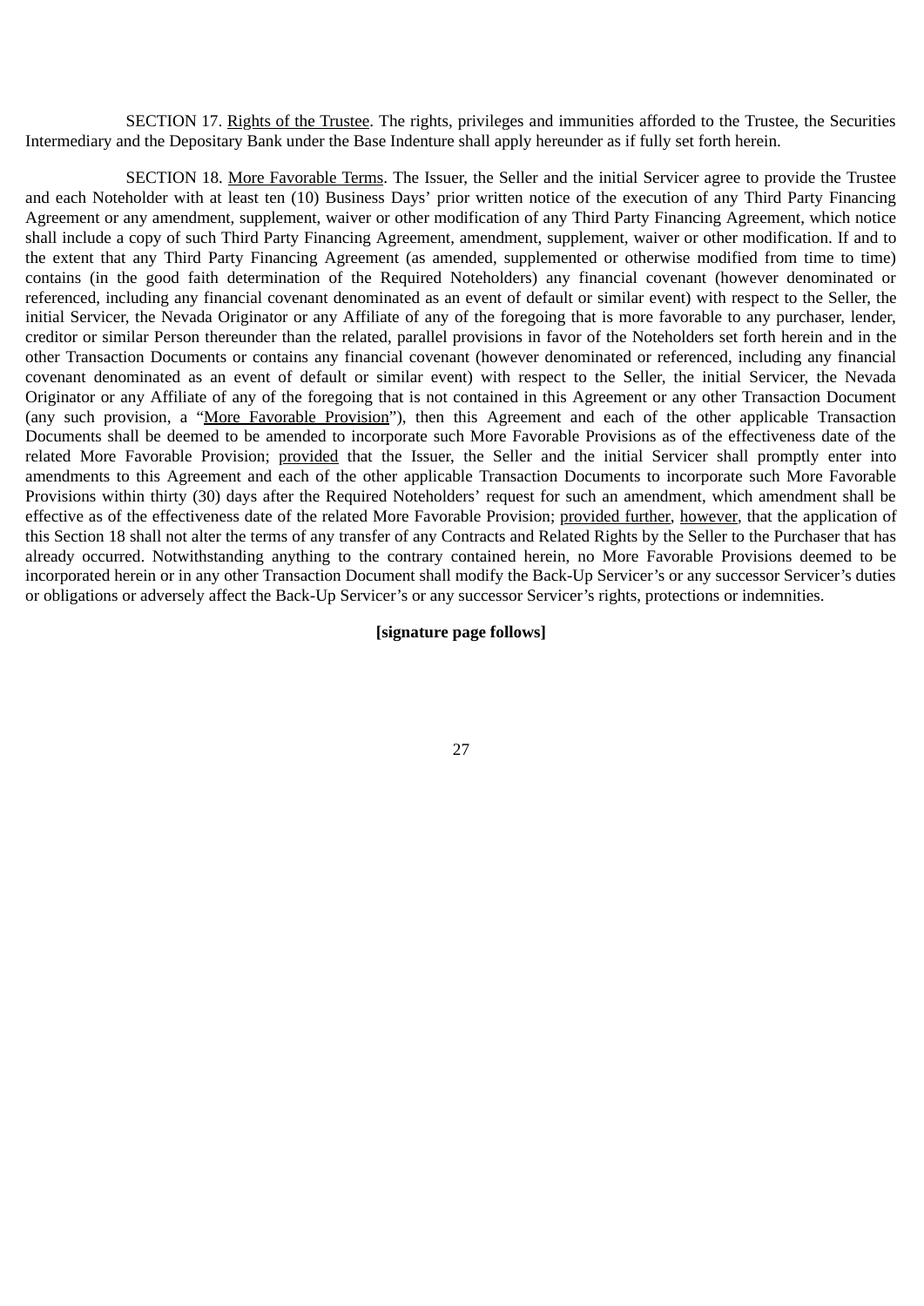SECTION 17. Rights of the Trustee. The rights, privileges and immunities afforded to the Trustee, the Securities Intermediary and the Depositary Bank under the Base Indenture shall apply hereunder as if fully set forth herein.

SECTION 18. More Favorable Terms. The Issuer, the Seller and the initial Servicer agree to provide the Trustee and each Noteholder with at least ten (10) Business Days' prior written notice of the execution of any Third Party Financing Agreement or any amendment, supplement, waiver or other modification of any Third Party Financing Agreement, which notice shall include a copy of such Third Party Financing Agreement, amendment, supplement, waiver or other modification. If and to the extent that any Third Party Financing Agreement (as amended, supplemented or otherwise modified from time to time) contains (in the good faith determination of the Required Noteholders) any financial covenant (however denominated or referenced, including any financial covenant denominated as an event of default or similar event) with respect to the Seller, the initial Servicer, the Nevada Originator or any Affiliate of any of the foregoing that is more favorable to any purchaser, lender, creditor or similar Person thereunder than the related, parallel provisions in favor of the Noteholders set forth herein and in the other Transaction Documents or contains any financial covenant (however denominated or referenced, including any financial covenant denominated as an event of default or similar event) with respect to the Seller, the initial Servicer, the Nevada Originator or any Affiliate of any of the foregoing that is not contained in this Agreement or any other Transaction Document (any such provision, a "More Favorable Provision"), then this Agreement and each of the other applicable Transaction Documents shall be deemed to be amended to incorporate such More Favorable Provisions as of the effectiveness date of the related More Favorable Provision; provided that the Issuer, the Seller and the initial Servicer shall promptly enter into amendments to this Agreement and each of the other applicable Transaction Documents to incorporate such More Favorable Provisions within thirty (30) days after the Required Noteholders' request for such an amendment, which amendment shall be effective as of the effectiveness date of the related More Favorable Provision; provided further, however, that the application of this Section 18 shall not alter the terms of any transfer of any Contracts and Related Rights by the Seller to the Purchaser that has already occurred. Notwithstanding anything to the contrary contained herein, no More Favorable Provisions deemed to be incorporated herein or in any other Transaction Document shall modify the Back-Up Servicer's or any successor Servicer's duties or obligations or adversely affect the Back-Up Servicer's or any successor Servicer's rights, protections or indemnities.

**[signature page follows]**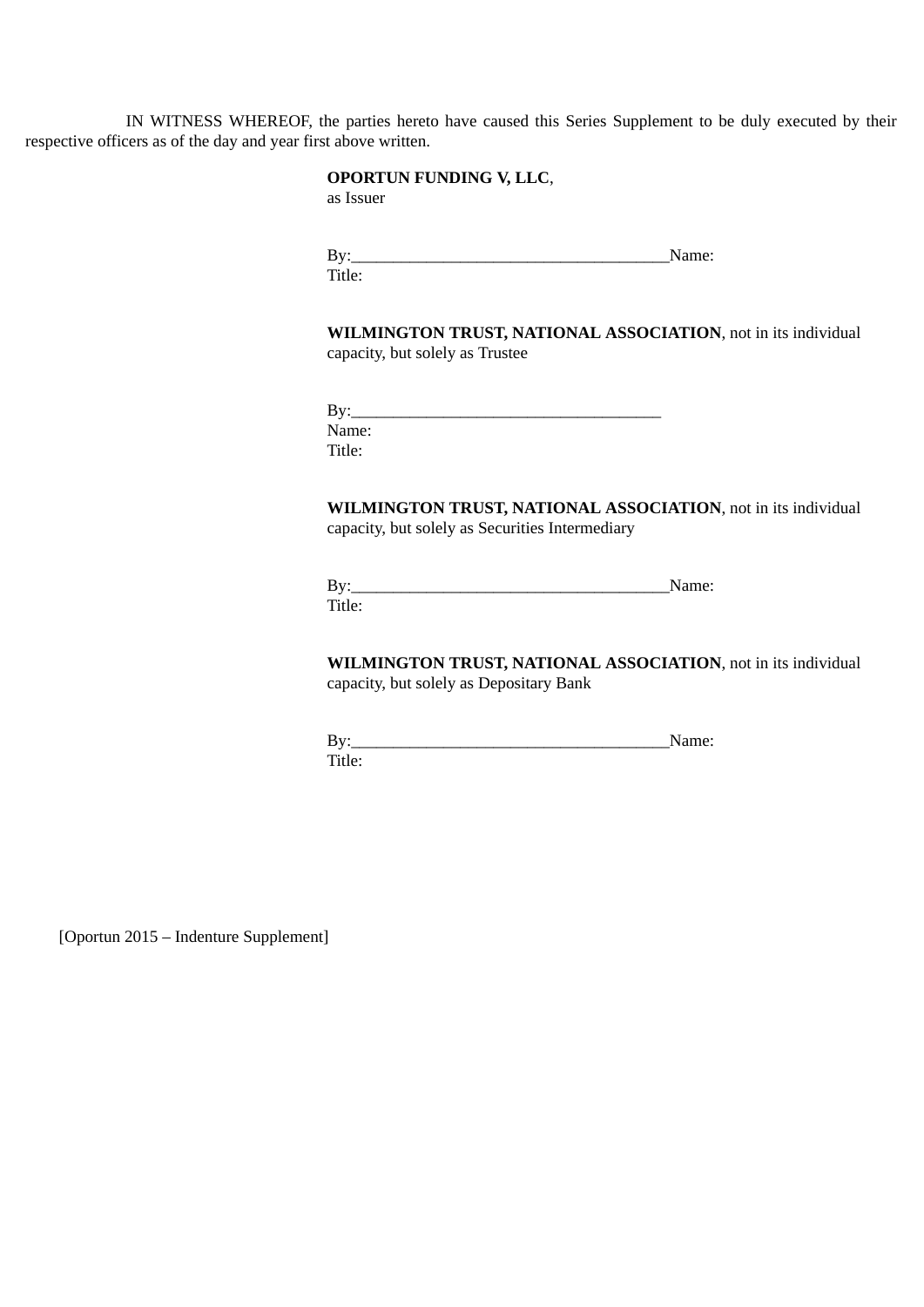IN WITNESS WHEREOF, the parties hereto have caused this Series Supplement to be duly executed by their respective officers as of the day and year first above written.

**OPORTUN FUNDING V, LLC**,
as Issuer

By:_____________________________________Name:
Title:

**WILMINGTON TRUST, NATIONAL ASSOCIATION**, not in its individual capacity, but solely as Trustee

By:_____________________________________
Name:
Title:

**WILMINGTON TRUST, NATIONAL ASSOCIATION**, not in its individual capacity, but solely as Securities Intermediary

By:_____________________________________Name:
Title:

**WILMINGTON TRUST, NATIONAL ASSOCIATION**, not in its individual capacity, but solely as Depositary Bank

By:_____________________________________Name:
Title:

[Oportun 2015 – Indenture Supplement]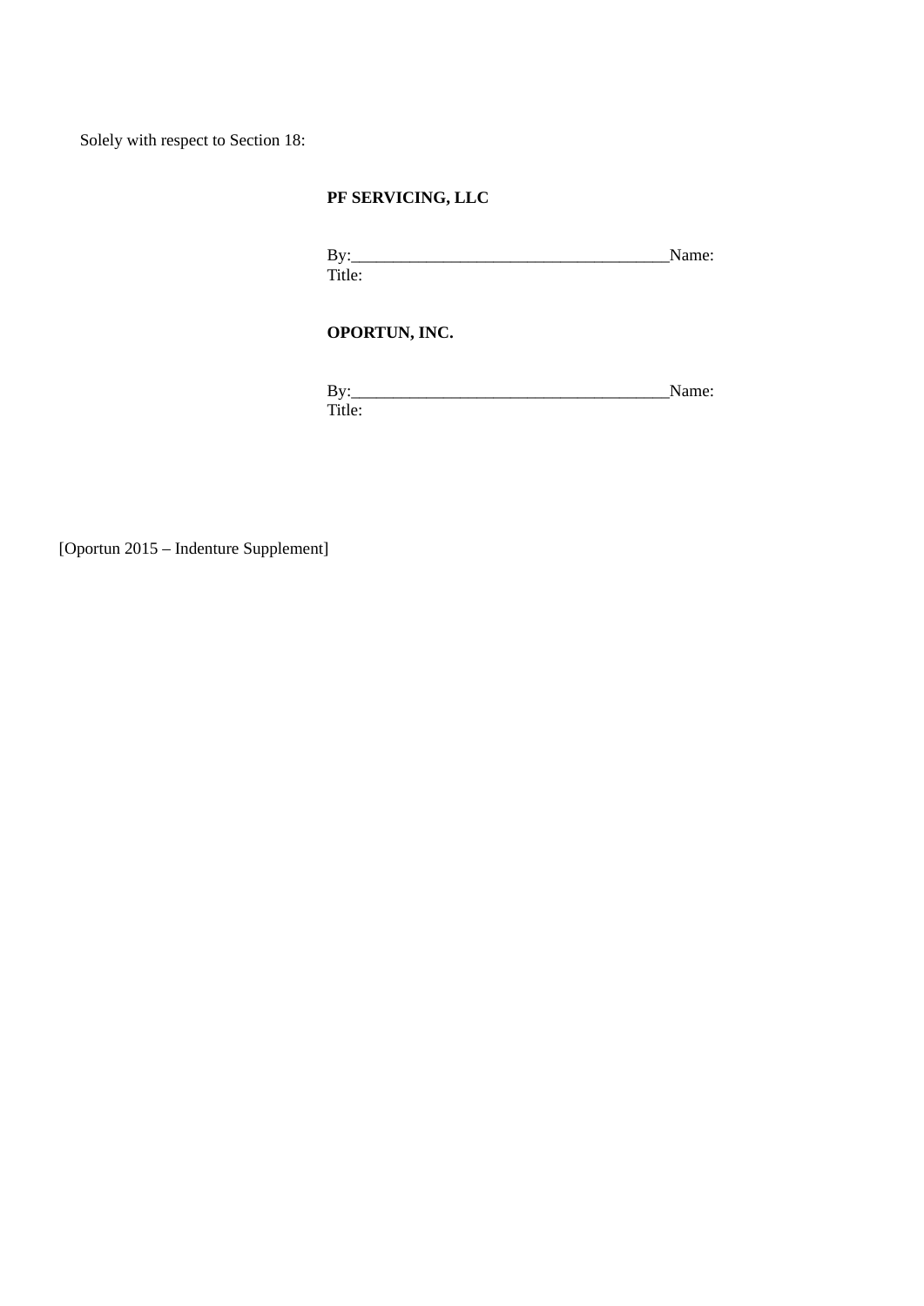Solely with respect to Section 18:

**PF SERVICING, LLC**

By:_____________________________________Name:
Title:

**OPORTUN, INC.**

By:_____________________________________Name:
Title:

[Oportun 2015 – Indenture Supplement]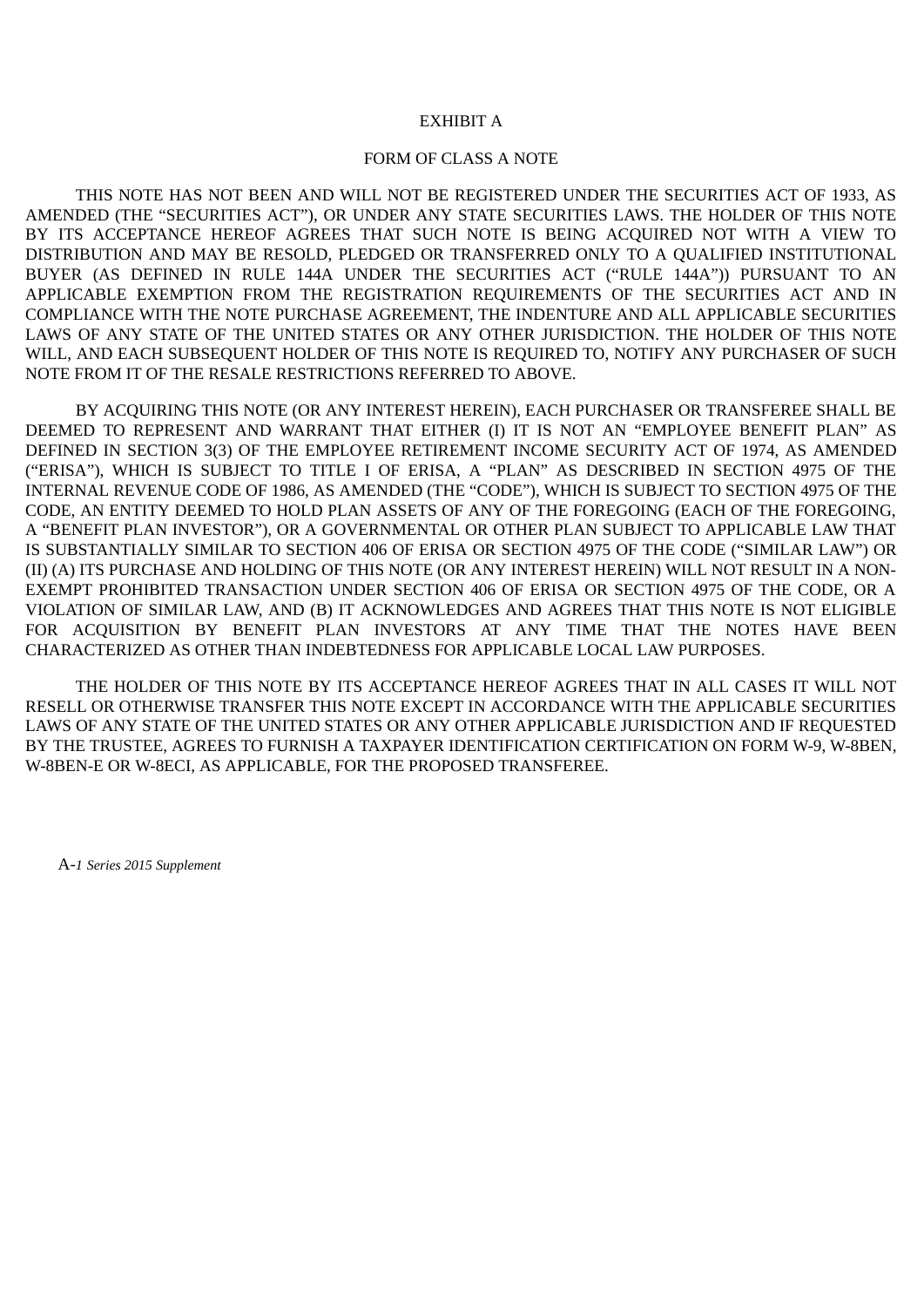EXHIBIT A

FORM OF CLASS A NOTE

THIS NOTE HAS NOT BEEN AND WILL NOT BE REGISTERED UNDER THE SECURITIES ACT OF 1933, AS AMENDED (THE "SECURITIES ACT"), OR UNDER ANY STATE SECURITIES LAWS. THE HOLDER OF THIS NOTE BY ITS ACCEPTANCE HEREOF AGREES THAT SUCH NOTE IS BEING ACQUIRED NOT WITH A VIEW TO DISTRIBUTION AND MAY BE RESOLD, PLEDGED OR TRANSFERRED ONLY TO A QUALIFIED INSTITUTIONAL BUYER (AS DEFINED IN RULE 144A UNDER THE SECURITIES ACT ("RULE 144A")) PURSUANT TO AN APPLICABLE EXEMPTION FROM THE REGISTRATION REQUIREMENTS OF THE SECURITIES ACT AND IN COMPLIANCE WITH THE NOTE PURCHASE AGREEMENT, THE INDENTURE AND ALL APPLICABLE SECURITIES LAWS OF ANY STATE OF THE UNITED STATES OR ANY OTHER JURISDICTION. THE HOLDER OF THIS NOTE WILL, AND EACH SUBSEQUENT HOLDER OF THIS NOTE IS REQUIRED TO, NOTIFY ANY PURCHASER OF SUCH NOTE FROM IT OF THE RESALE RESTRICTIONS REFERRED TO ABOVE.

BY ACQUIRING THIS NOTE (OR ANY INTEREST HEREIN), EACH PURCHASER OR TRANSFEREE SHALL BE DEEMED TO REPRESENT AND WARRANT THAT EITHER (I) IT IS NOT AN "EMPLOYEE BENEFIT PLAN" AS DEFINED IN SECTION 3(3) OF THE EMPLOYEE RETIREMENT INCOME SECURITY ACT OF 1974, AS AMENDED ("ERISA"), WHICH IS SUBJECT TO TITLE I OF ERISA, A "PLAN" AS DESCRIBED IN SECTION 4975 OF THE INTERNAL REVENUE CODE OF 1986, AS AMENDED (THE "CODE"), WHICH IS SUBJECT TO SECTION 4975 OF THE CODE, AN ENTITY DEEMED TO HOLD PLAN ASSETS OF ANY OF THE FOREGOING (EACH OF THE FOREGOING, A "BENEFIT PLAN INVESTOR"), OR A GOVERNMENTAL OR OTHER PLAN SUBJECT TO APPLICABLE LAW THAT IS SUBSTANTIALLY SIMILAR TO SECTION 406 OF ERISA OR SECTION 4975 OF THE CODE ("SIMILAR LAW") OR (II) (A) ITS PURCHASE AND HOLDING OF THIS NOTE (OR ANY INTEREST HEREIN) WILL NOT RESULT IN A NON-EXEMPT PROHIBITED TRANSACTION UNDER SECTION 406 OF ERISA OR SECTION 4975 OF THE CODE, OR A VIOLATION OF SIMILAR LAW, AND (B) IT ACKNOWLEDGES AND AGREES THAT THIS NOTE IS NOT ELIGIBLE FOR ACQUISITION BY BENEFIT PLAN INVESTORS AT ANY TIME THAT THE NOTES HAVE BEEN CHARACTERIZED AS OTHER THAN INDEBTEDNESS FOR APPLICABLE LOCAL LAW PURPOSES.

THE HOLDER OF THIS NOTE BY ITS ACCEPTANCE HEREOF AGREES THAT IN ALL CASES IT WILL NOT RESELL OR OTHERWISE TRANSFER THIS NOTE EXCEPT IN ACCORDANCE WITH THE APPLICABLE SECURITIES LAWS OF ANY STATE OF THE UNITED STATES OR ANY OTHER APPLICABLE JURISDICTION AND IF REQUESTED BY THE TRUSTEE, AGREES TO FURNISH A TAXPAYER IDENTIFICATION CERTIFICATION ON FORM W-9, W-8BEN, W-8BEN-E OR W-8ECI, AS APPLICABLE, FOR THE PROPOSED TRANSFEREE.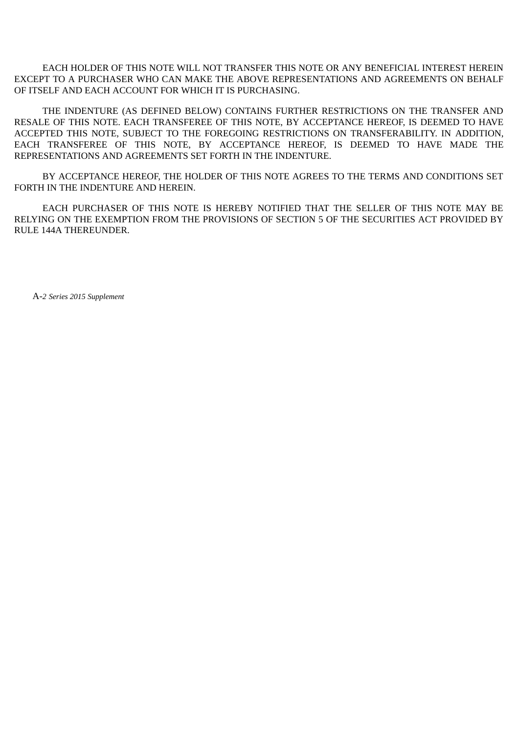EACH HOLDER OF THIS NOTE WILL NOT TRANSFER THIS NOTE OR ANY BENEFICIAL INTEREST HEREIN EXCEPT TO A PURCHASER WHO CAN MAKE THE ABOVE REPRESENTATIONS AND AGREEMENTS ON BEHALF OF ITSELF AND EACH ACCOUNT FOR WHICH IT IS PURCHASING.

THE INDENTURE (AS DEFINED BELOW) CONTAINS FURTHER RESTRICTIONS ON THE TRANSFER AND RESALE OF THIS NOTE. EACH TRANSFEREE OF THIS NOTE, BY ACCEPTANCE HEREOF, IS DEEMED TO HAVE ACCEPTED THIS NOTE, SUBJECT TO THE FOREGOING RESTRICTIONS ON TRANSFERABILITY. IN ADDITION, EACH TRANSFEREE OF THIS NOTE, BY ACCEPTANCE HEREOF, IS DEEMED TO HAVE MADE THE REPRESENTATIONS AND AGREEMENTS SET FORTH IN THE INDENTURE.

BY ACCEPTANCE HEREOF, THE HOLDER OF THIS NOTE AGREES TO THE TERMS AND CONDITIONS SET FORTH IN THE INDENTURE AND HEREIN.

EACH PURCHASER OF THIS NOTE IS HEREBY NOTIFIED THAT THE SELLER OF THIS NOTE MAY BE RELYING ON THE EXEMPTION FROM THE PROVISIONS OF SECTION 5 OF THE SECURITIES ACT PROVIDED BY RULE 144A THEREUNDER.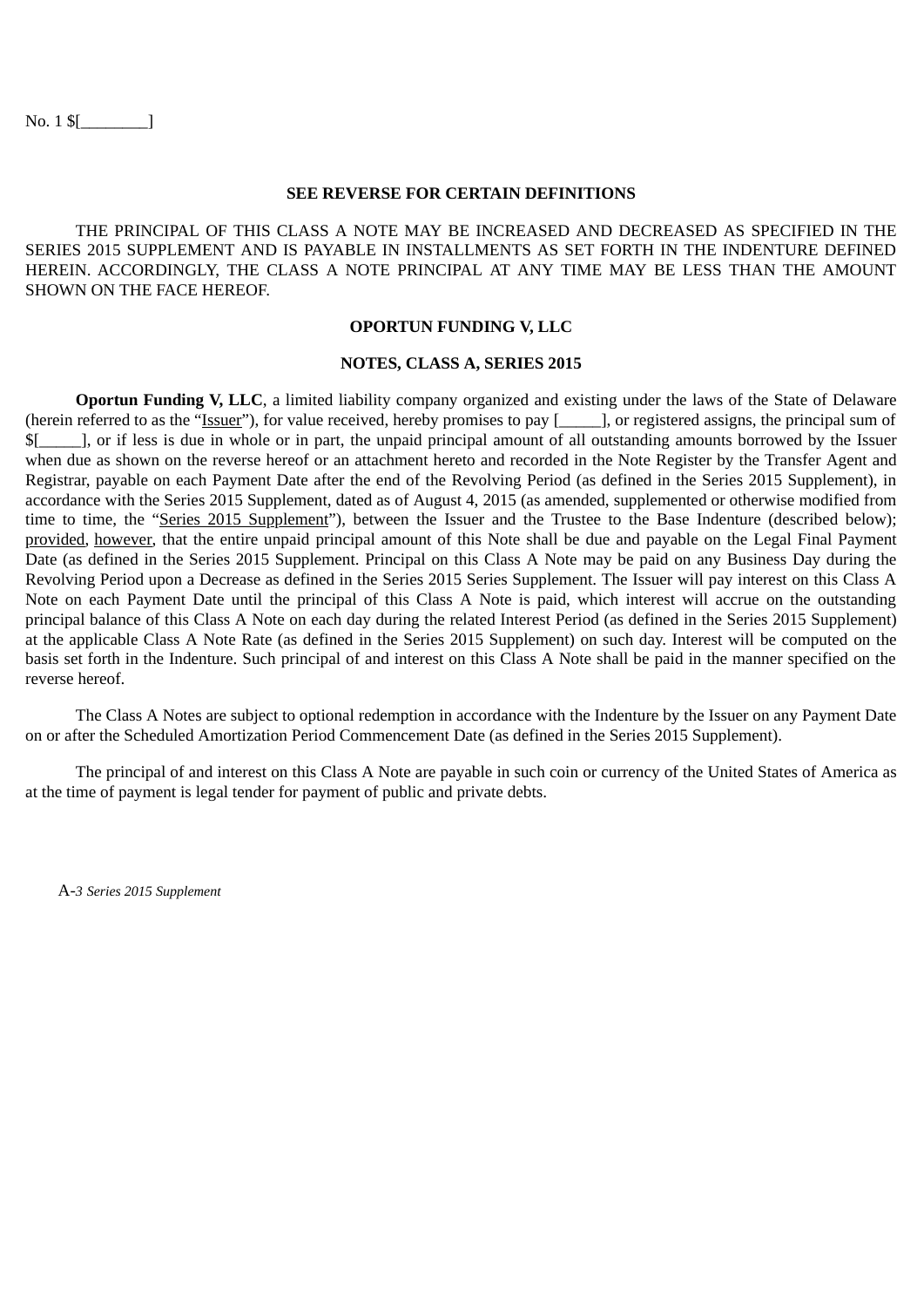No. 1 $[________]

**SEE REVERSE FOR CERTAIN DEFINITIONS**

THE PRINCIPAL OF THIS CLASS A NOTE MAY BE INCREASED AND DECREASED AS SPECIFIED IN THE SERIES 2015 SUPPLEMENT AND IS PAYABLE IN INSTALLMENTS AS SET FORTH IN THE INDENTURE DEFINED HEREIN. ACCORDINGLY, THE CLASS A NOTE PRINCIPAL AT ANY TIME MAY BE LESS THAN THE AMOUNT SHOWN ON THE FACE HEREOF.

**OPORTUN FUNDING V, LLC**

**NOTES, CLASS A, SERIES 2015**

**Oportun Funding V, LLC**, a limited liability company organized and existing under the laws of the State of Delaware (herein referred to as the "Issuer"), for value received, hereby promises to pay [_____], or registered assigns, the principal sum of $[_____], or if less is due in whole or in part, the unpaid principal amount of all outstanding amounts borrowed by the Issuer when due as shown on the reverse hereof or an attachment hereto and recorded in the Note Register by the Transfer Agent and Registrar, payable on each Payment Date after the end of the Revolving Period (as defined in the Series 2015 Supplement), in accordance with the Series 2015 Supplement, dated as of August 4, 2015 (as amended, supplemented or otherwise modified from time to time, the "Series 2015 Supplement"), between the Issuer and the Trustee to the Base Indenture (described below); provided, however, that the entire unpaid principal amount of this Note shall be due and payable on the Legal Final Payment Date (as defined in the Series 2015 Supplement. Principal on this Class A Note may be paid on any Business Day during the Revolving Period upon a Decrease as defined in the Series 2015 Series Supplement. The Issuer will pay interest on this Class A Note on each Payment Date until the principal of this Class A Note is paid, which interest will accrue on the outstanding principal balance of this Class A Note on each day during the related Interest Period (as defined in the Series 2015 Supplement) at the applicable Class A Note Rate (as defined in the Series 2015 Supplement) on such day. Interest will be computed on the basis set forth in the Indenture. Such principal of and interest on this Class A Note shall be paid in the manner specified on the reverse hereof.

The Class A Notes are subject to optional redemption in accordance with the Indenture by the Issuer on any Payment Date on or after the Scheduled Amortization Period Commencement Date (as defined in the Series 2015 Supplement).

The principal of and interest on this Class A Note are payable in such coin or currency of the United States of America as at the time of payment is legal tender for payment of public and private debts.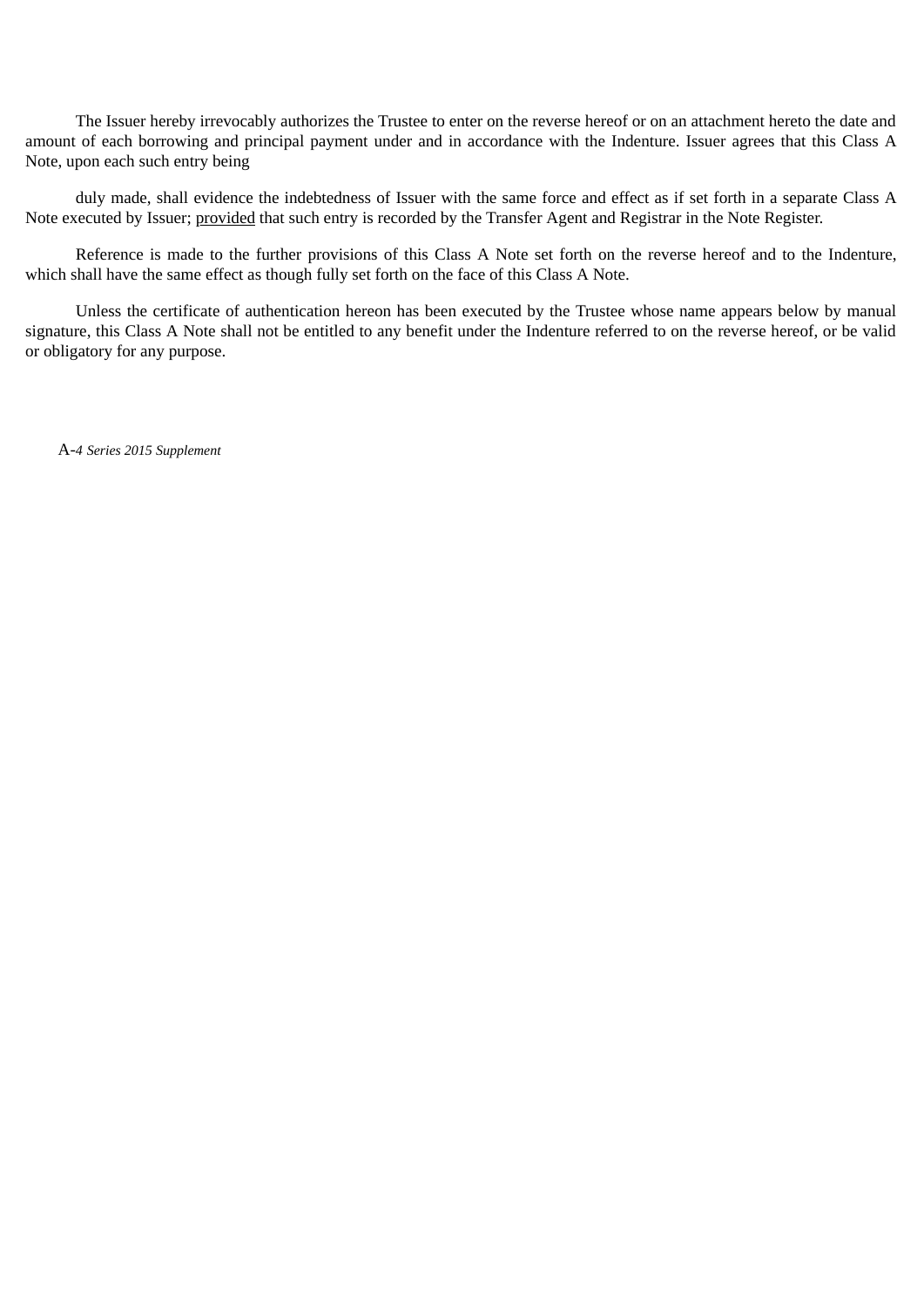The Issuer hereby irrevocably authorizes the Trustee to enter on the reverse hereof or on an attachment hereto the date and amount of each borrowing and principal payment under and in accordance with the Indenture. Issuer agrees that this Class A Note, upon each such entry being

duly made, shall evidence the indebtedness of Issuer with the same force and effect as if set forth in a separate Class A Note executed by Issuer; provided that such entry is recorded by the Transfer Agent and Registrar in the Note Register.

Reference is made to the further provisions of this Class A Note set forth on the reverse hereof and to the Indenture, which shall have the same effect as though fully set forth on the face of this Class A Note.

Unless the certificate of authentication hereon has been executed by the Trustee whose name appears below by manual signature, this Class A Note shall not be entitled to any benefit under the Indenture referred to on the reverse hereof, or be valid or obligatory for any purpose.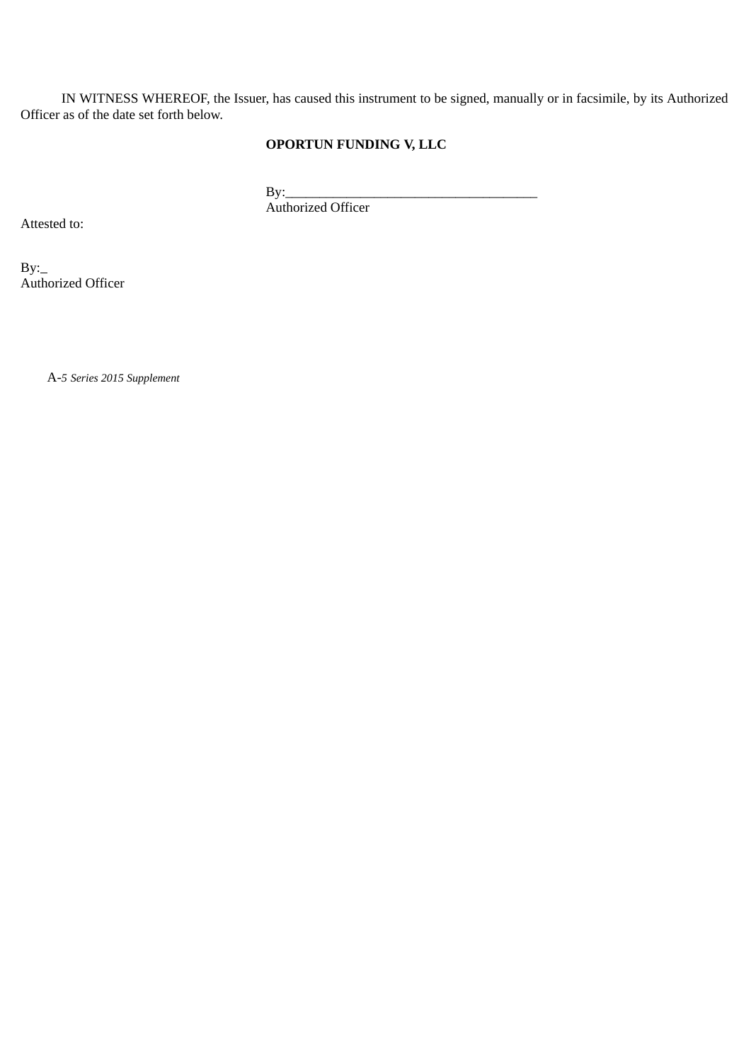IN WITNESS WHEREOF, the Issuer, has caused this instrument to be signed, manually or in facsimile, by its Authorized Officer as of the date set forth below.

**OPORTUN FUNDING V, LLC**

By:_____________________________________
Authorized Officer

Attested to:

By:_
Authorized Officer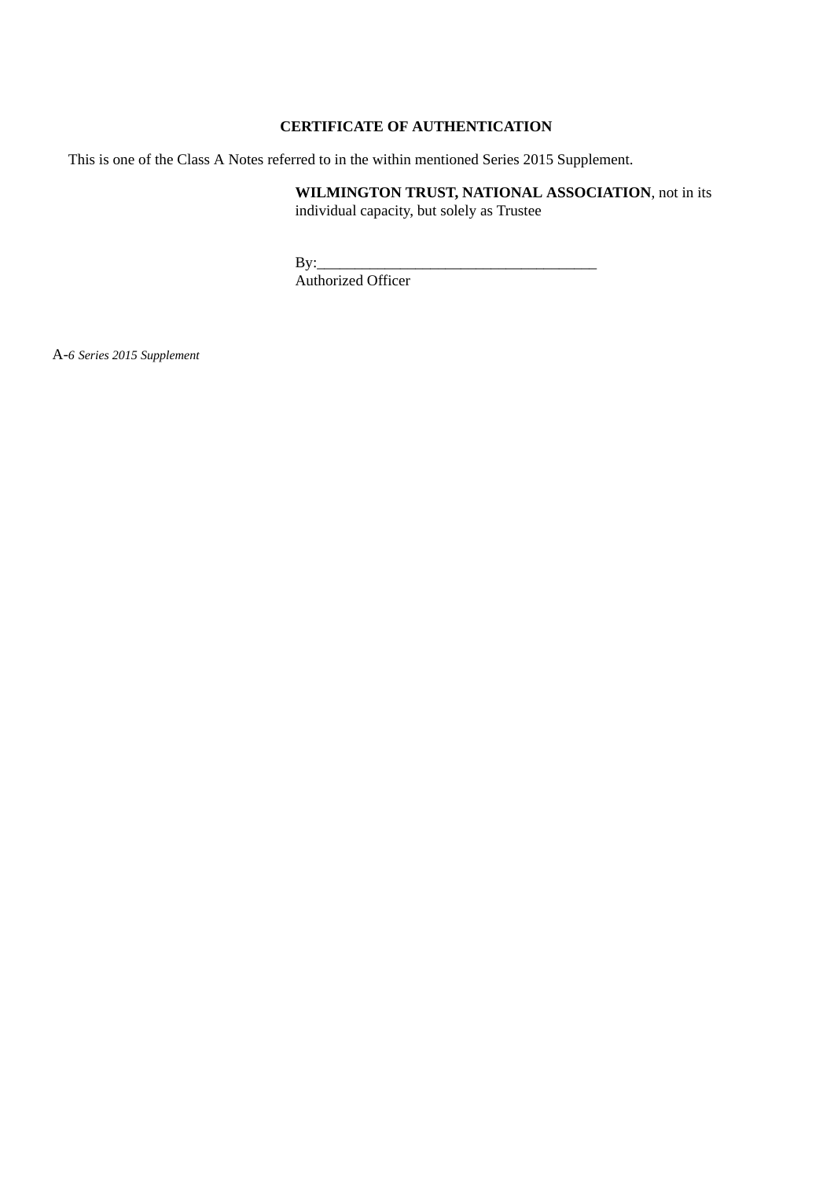**CERTIFICATE OF AUTHENTICATION**

This is one of the Class A Notes referred to in the within mentioned Series 2015 Supplement.

**WILMINGTON TRUST, NATIONAL ASSOCIATION**, not in its individual capacity, but solely as Trustee

By:____________________________________
Authorized Officer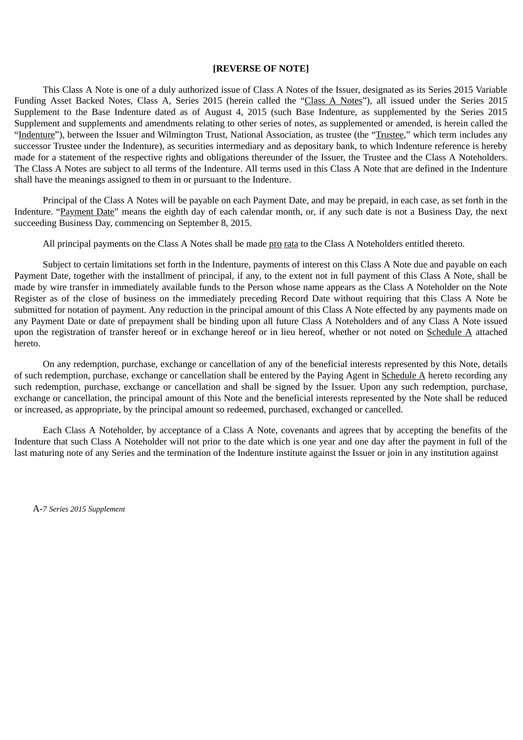**[REVERSE OF NOTE]**

This Class A Note is one of a duly authorized issue of Class A Notes of the Issuer, designated as its Series 2015 Variable Funding Asset Backed Notes, Class A, Series 2015 (herein called the "Class A Notes"), all issued under the Series 2015 Supplement to the Base Indenture dated as of August 4, 2015 (such Base Indenture, as supplemented by the Series 2015 Supplement and supplements and amendments relating to other series of notes, as supplemented or amended, is herein called the "Indenture"), between the Issuer and Wilmington Trust, National Association, as trustee (the "Trustee," which term includes any successor Trustee under the Indenture), as securities intermediary and as depositary bank, to which Indenture reference is hereby made for a statement of the respective rights and obligations thereunder of the Issuer, the Trustee and the Class A Noteholders. The Class A Notes are subject to all terms of the Indenture. All terms used in this Class A Note that are defined in the Indenture shall have the meanings assigned to them in or pursuant to the Indenture.

Principal of the Class A Notes will be payable on each Payment Date, and may be prepaid, in each case, as set forth in the Indenture. "Payment Date" means the eighth day of each calendar month, or, if any such date is not a Business Day, the next succeeding Business Day, commencing on September 8, 2015.

All principal payments on the Class A Notes shall be made pro rata to the Class A Noteholders entitled thereto.

Subject to certain limitations set forth in the Indenture, payments of interest on this Class A Note due and payable on each Payment Date, together with the installment of principal, if any, to the extent not in full payment of this Class A Note, shall be made by wire transfer in immediately available funds to the Person whose name appears as the Class A Noteholder on the Note Register as of the close of business on the immediately preceding Record Date without requiring that this Class A Note be submitted for notation of payment. Any reduction in the principal amount of this Class A Note effected by any payments made on any Payment Date or date of prepayment shall be binding upon all future Class A Noteholders and of any Class A Note issued upon the registration of transfer hereof or in exchange hereof or in lieu hereof, whether or not noted on Schedule A attached hereto.

On any redemption, purchase, exchange or cancellation of any of the beneficial interests represented by this Note, details of such redemption, purchase, exchange or cancellation shall be entered by the Paying Agent in Schedule A hereto recording any such redemption, purchase, exchange or cancellation and shall be signed by the Issuer. Upon any such redemption, purchase, exchange or cancellation, the principal amount of this Note and the beneficial interests represented by the Note shall be reduced or increased, as appropriate, by the principal amount so redeemed, purchased, exchanged or cancelled.

Each Class A Noteholder, by acceptance of a Class A Note, covenants and agrees that by accepting the benefits of the Indenture that such Class A Noteholder will not prior to the date which is one year and one day after the payment in full of the last maturing note of any Series and the termination of the Indenture institute against the Issuer or join in any institution against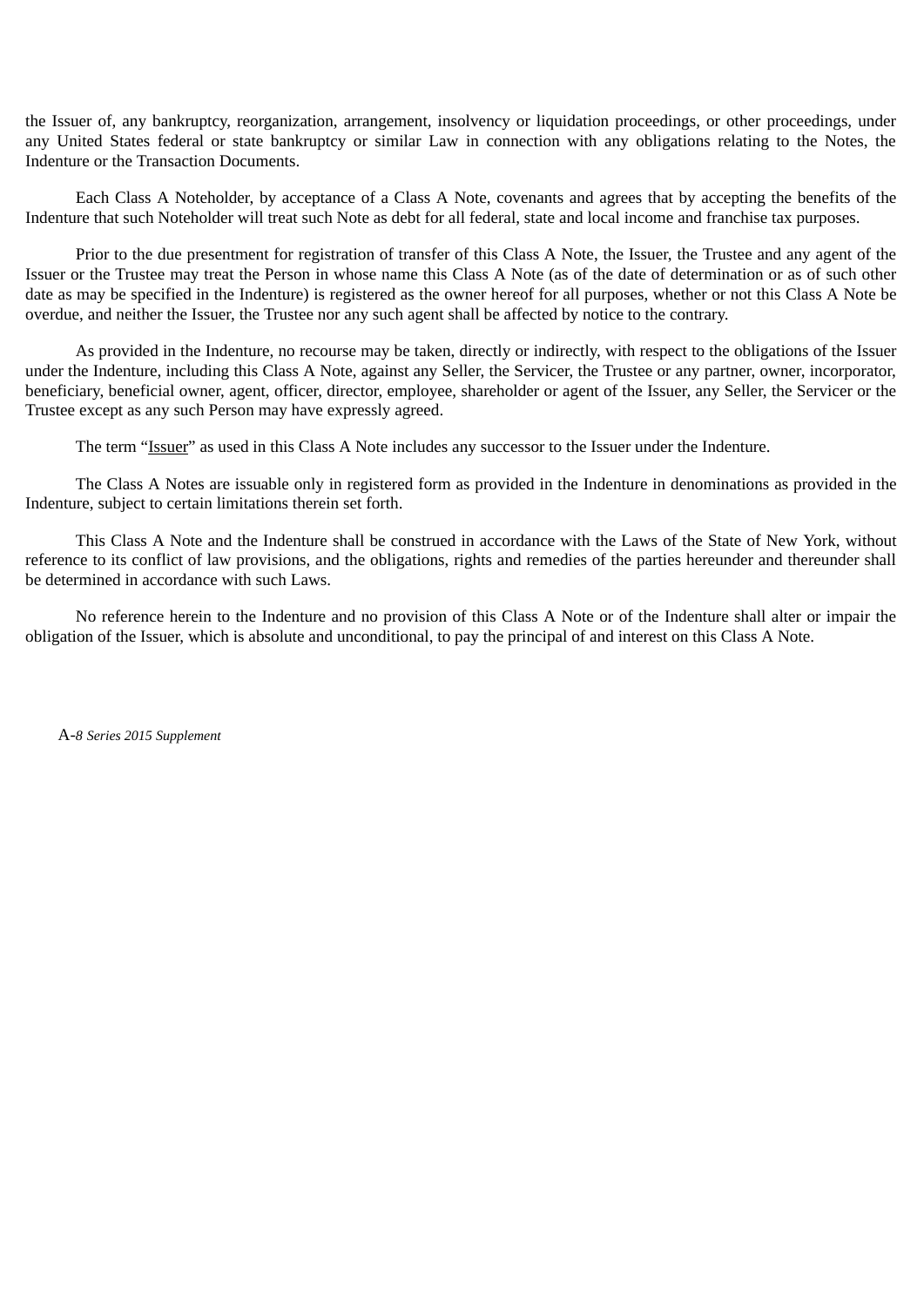the Issuer of, any bankruptcy, reorganization, arrangement, insolvency or liquidation proceedings, or other proceedings, under any United States federal or state bankruptcy or similar Law in connection with any obligations relating to the Notes, the Indenture or the Transaction Documents.

Each Class A Noteholder, by acceptance of a Class A Note, covenants and agrees that by accepting the benefits of the Indenture that such Noteholder will treat such Note as debt for all federal, state and local income and franchise tax purposes.

Prior to the due presentment for registration of transfer of this Class A Note, the Issuer, the Trustee and any agent of the Issuer or the Trustee may treat the Person in whose name this Class A Note (as of the date of determination or as of such other date as may be specified in the Indenture) is registered as the owner hereof for all purposes, whether or not this Class A Note be overdue, and neither the Issuer, the Trustee nor any such agent shall be affected by notice to the contrary.

As provided in the Indenture, no recourse may be taken, directly or indirectly, with respect to the obligations of the Issuer under the Indenture, including this Class A Note, against any Seller, the Servicer, the Trustee or any partner, owner, incorporator, beneficiary, beneficial owner, agent, officer, director, employee, shareholder or agent of the Issuer, any Seller, the Servicer or the Trustee except as any such Person may have expressly agreed.

The term "Issuer" as used in this Class A Note includes any successor to the Issuer under the Indenture.

The Class A Notes are issuable only in registered form as provided in the Indenture in denominations as provided in the Indenture, subject to certain limitations therein set forth.

This Class A Note and the Indenture shall be construed in accordance with the Laws of the State of New York, without reference to its conflict of law provisions, and the obligations, rights and remedies of the parties hereunder and thereunder shall be determined in accordance with such Laws.

No reference herein to the Indenture and no provision of this Class A Note or of the Indenture shall alter or impair the obligation of the Issuer, which is absolute and unconditional, to pay the principal of and interest on this Class A Note.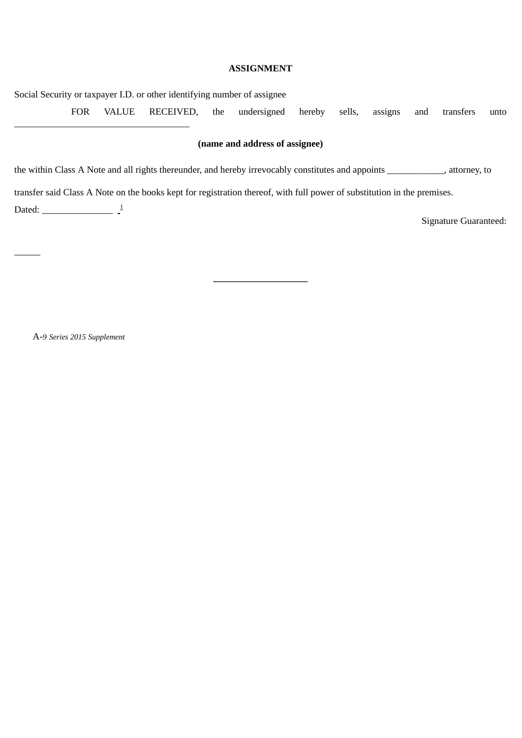**ASSIGNMENT**

Social Security or taxpayer I.D. or other identifying number of assignee

FOR VALUE RECEIVED, the undersigned hereby sells, assigns and transfers unto ____________________________________

**(name and address of assignee)**

the within Class A Note and all rights thereunder, and hereby irrevocably constitutes and appoints ____________, attorney, to transfer said Class A Note on the books kept for registration thereof, with full power of substitution in the premises.

Dated: _______________ [1]

Signature Guaranteed:

_____

____________________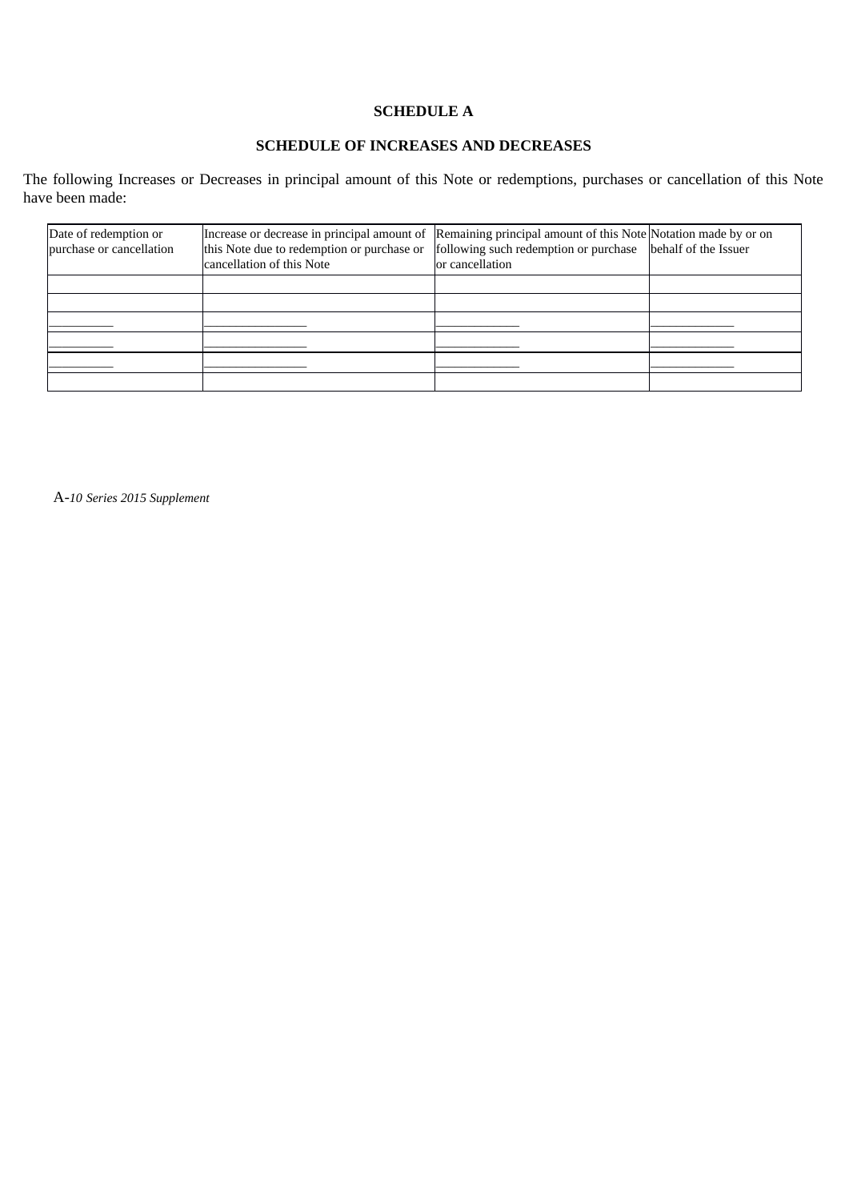**SCHEDULE A**

**SCHEDULE OF INCREASES AND DECREASES**

The following Increases or Decreases in principal amount of this Note or redemptions, purchases or cancellation of this Note have been made:

| Date of redemption or purchase or cancellation | Increase or decrease in principal amount of this Note due to redemption or purchase or cancellation of this Note | Remaining principal amount of this Note following such redemption or purchase or cancellation | Notation made by or on behalf of the Issuer |
|---|---|---|---|
| | | | |
| | | | |
| __________ | ________________ | _____________ | _____________ |
| __________ | ________________ | _____________ | _____________ |
| __________ | ________________ | _____________ | _____________ |
| | | | |

A-*10 Series 2015 Supplement*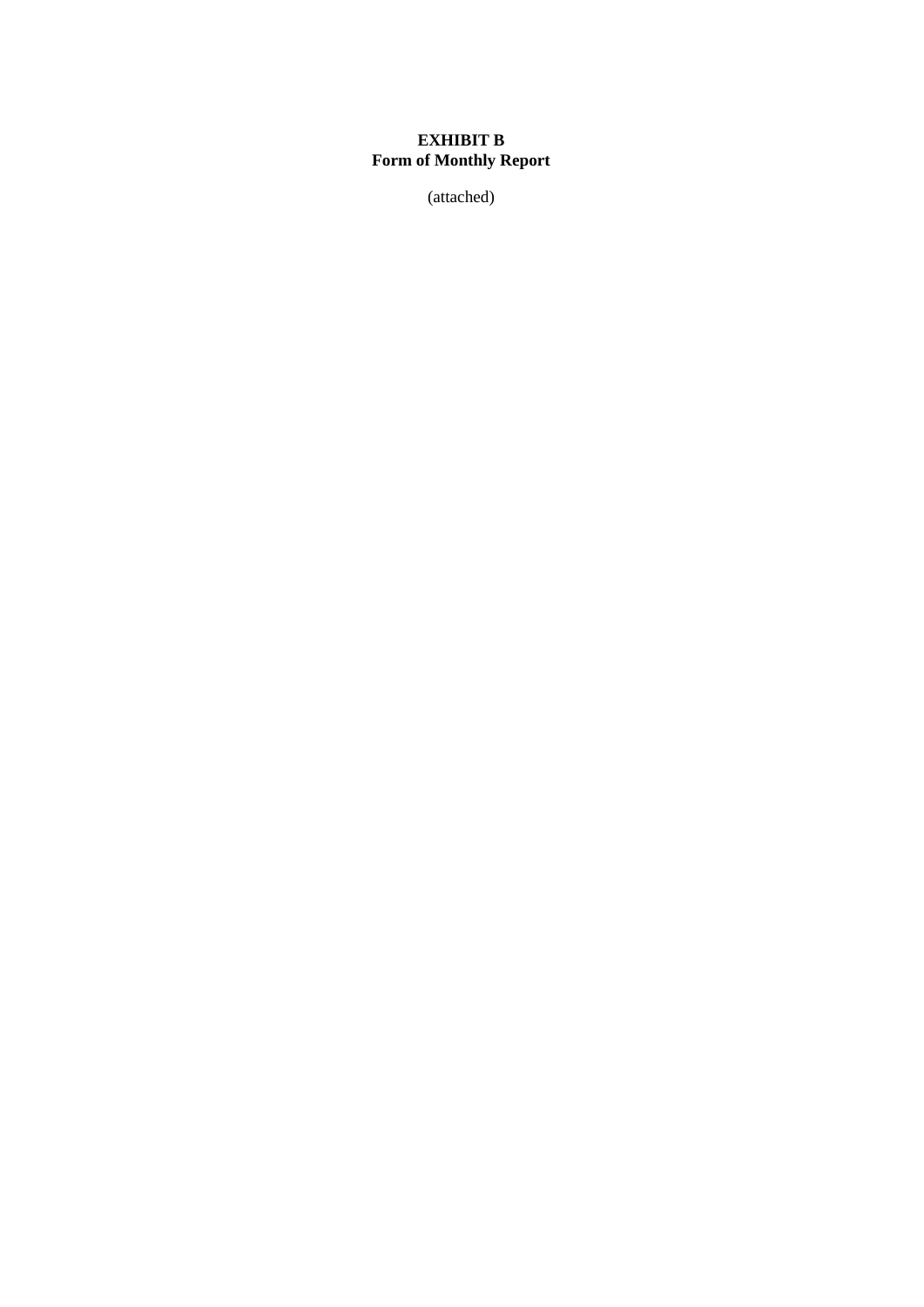**EXHIBIT B**
**Form of Monthly Report**

(attached)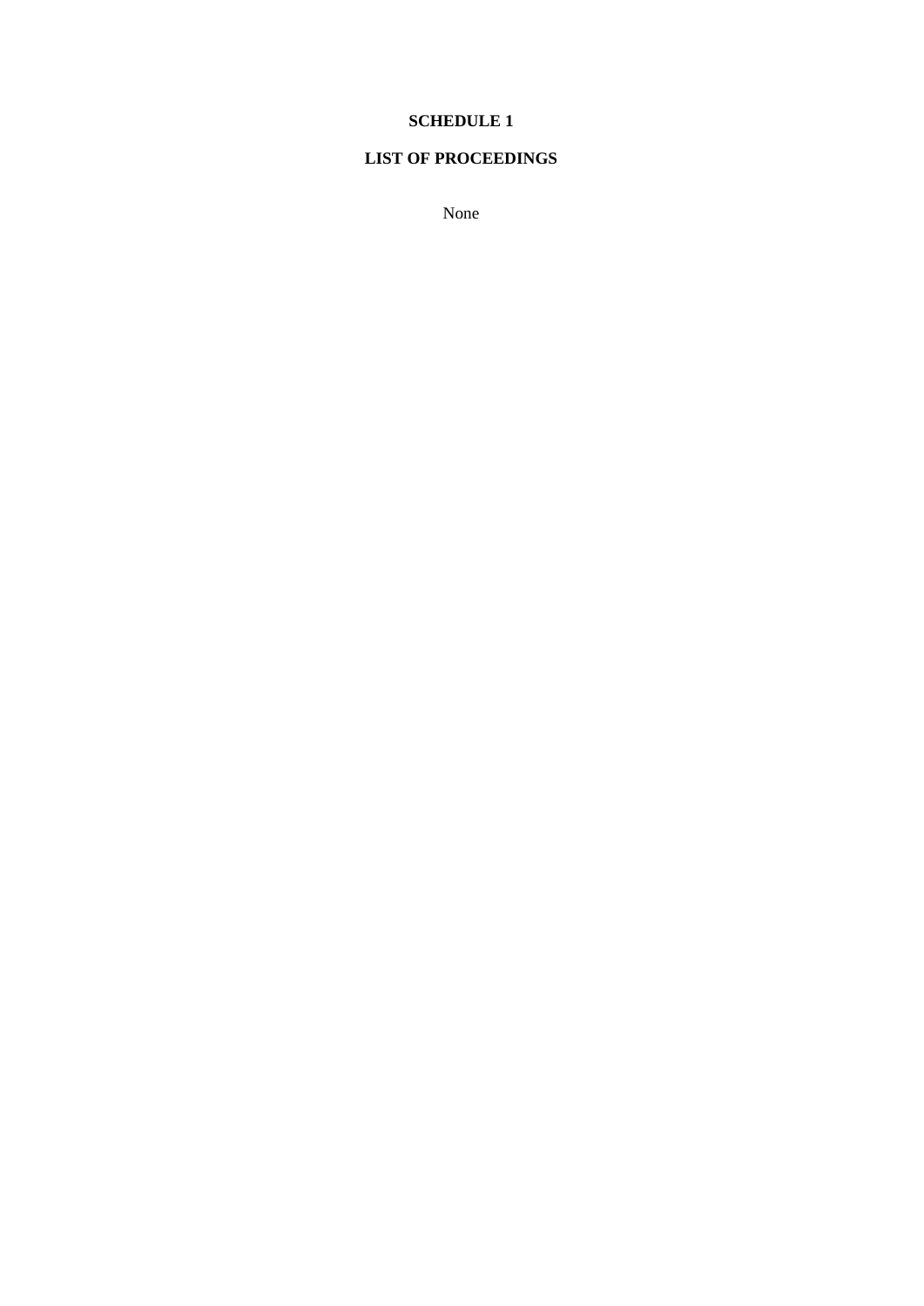# SCHEDULE 1

## LIST OF PROCEEDINGS

None